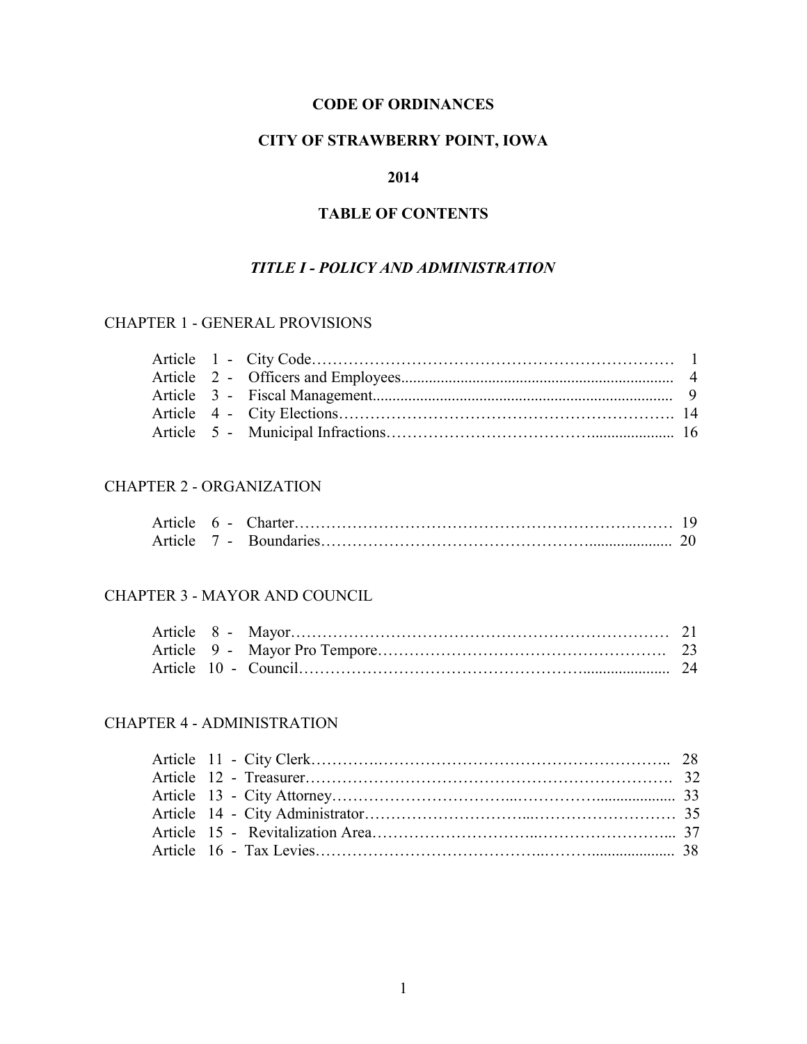**CODE OF ORDINANCES**

**CITY OF STRAWBERRY POINT, IOWA**

**2014**

**TABLE OF CONTENTS**

## *TITLE I - POLICY AND ADMINISTRATION*

### CHAPTER 1 - GENERAL PROVISIONS

| | | |
|---|---|---|
| Article 1 - | City Code | 1 |
| Article 2 - | Officers and Employees | 4 |
| Article 3 - | Fiscal Management | 9 |
| Article 4 - | City Elections | 14 |
| Article 5 - | Municipal Infractions | 16 |

### CHAPTER 2 - ORGANIZATION

| | | |
|---|---|---|
| Article 6 - | Charter | 19 |
| Article 7 - | Boundaries | 20 |

### CHAPTER 3 - MAYOR AND COUNCIL

| | | |
|---|---|---|
| Article 8 - | Mayor | 21 |
| Article 9 - | Mayor Pro Tempore | 23 |
| Article 10 - | Council | 24 |

### CHAPTER 4 - ADMINISTRATION

| | | |
|---|---|---|
| Article 11 - | City Clerk | 28 |
| Article 12 - | Treasurer | 32 |
| Article 13 - | City Attorney | 33 |
| Article 14 - | City Administrator | 35 |
| Article 15 - | Revitalization Area | 37 |
| Article 16 - | Tax Levies | 38 |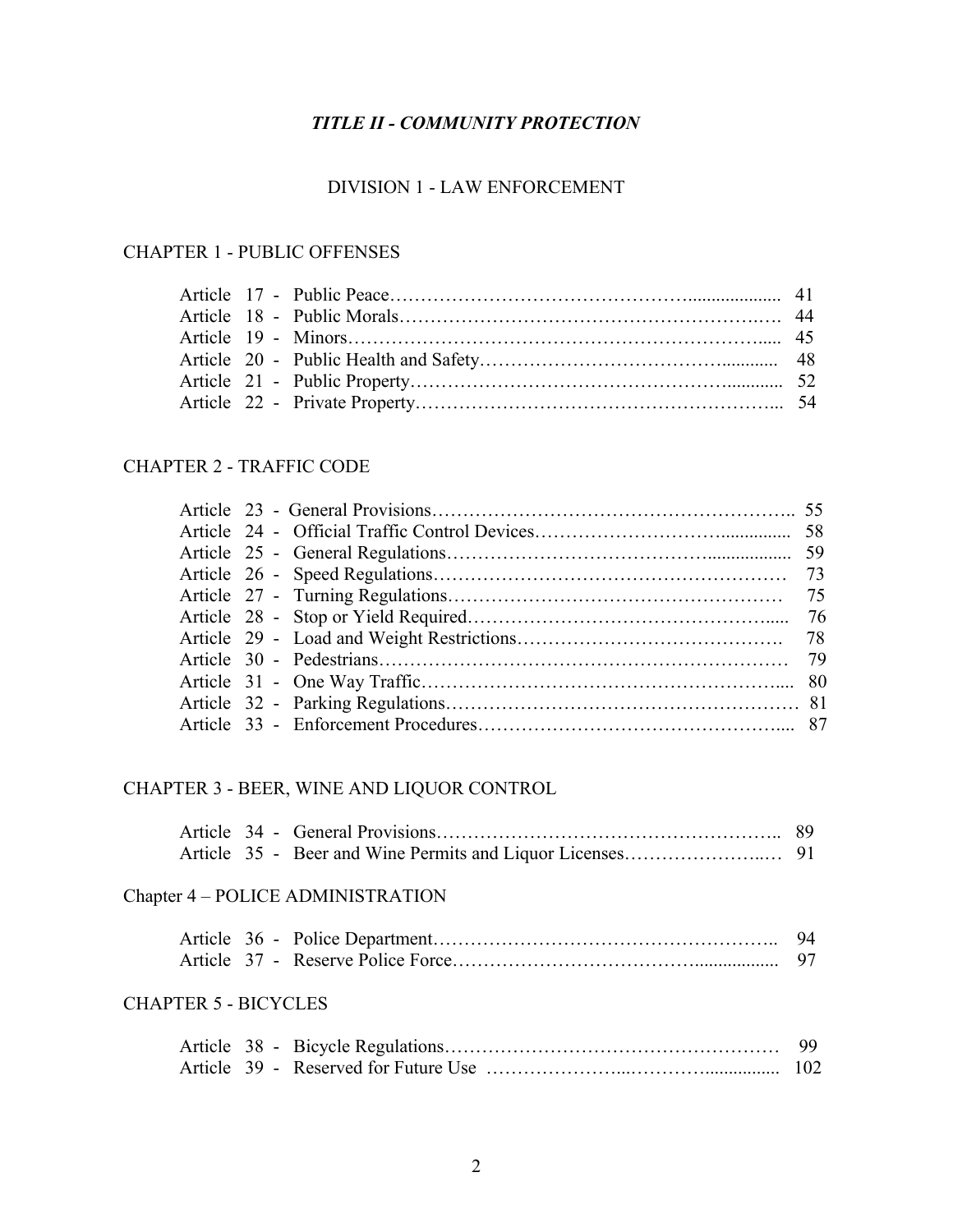# *TITLE II - COMMUNITY PROTECTION*

## DIVISION 1 - LAW ENFORCEMENT

### CHAPTER 1 - PUBLIC OFFENSES

| | | |
|---|---|---|
| Article 17 - | Public Peace | 41 |
| Article 18 - | Public Morals | 44 |
| Article 19 - | Minors | 45 |
| Article 20 - | Public Health and Safety | 48 |
| Article 21 - | Public Property | 52 |
| Article 22 - | Private Property | 54 |

### CHAPTER 2 - TRAFFIC CODE

| | | |
|---|---|---|
| Article 23 - | General Provisions | 55 |
| Article 24 - | Official Traffic Control Devices | 58 |
| Article 25 - | General Regulations | 59 |
| Article 26 - | Speed Regulations | 73 |
| Article 27 - | Turning Regulations | 75 |
| Article 28 - | Stop or Yield Required | 76 |
| Article 29 - | Load and Weight Restrictions | 78 |
| Article 30 - | Pedestrians | 79 |
| Article 31 - | One Way Traffic | 80 |
| Article 32 - | Parking Regulations | 81 |
| Article 33 - | Enforcement Procedures | 87 |

### CHAPTER 3 - BEER, WINE AND LIQUOR CONTROL

| | | |
|---|---|---|
| Article 34 - | General Provisions | 89 |
| Article 35 - | Beer and Wine Permits and Liquor Licenses | 91 |

### Chapter 4 – POLICE ADMINISTRATION

| | | |
|---|---|---|
| Article 36 - | Police Department | 94 |
| Article 37 - | Reserve Police Force | 97 |

### CHAPTER 5 - BICYCLES

| | | |
|---|---|---|
| Article 38 - | Bicycle Regulations | 99 |
| Article 39 - | Reserved for Future Use | 102 |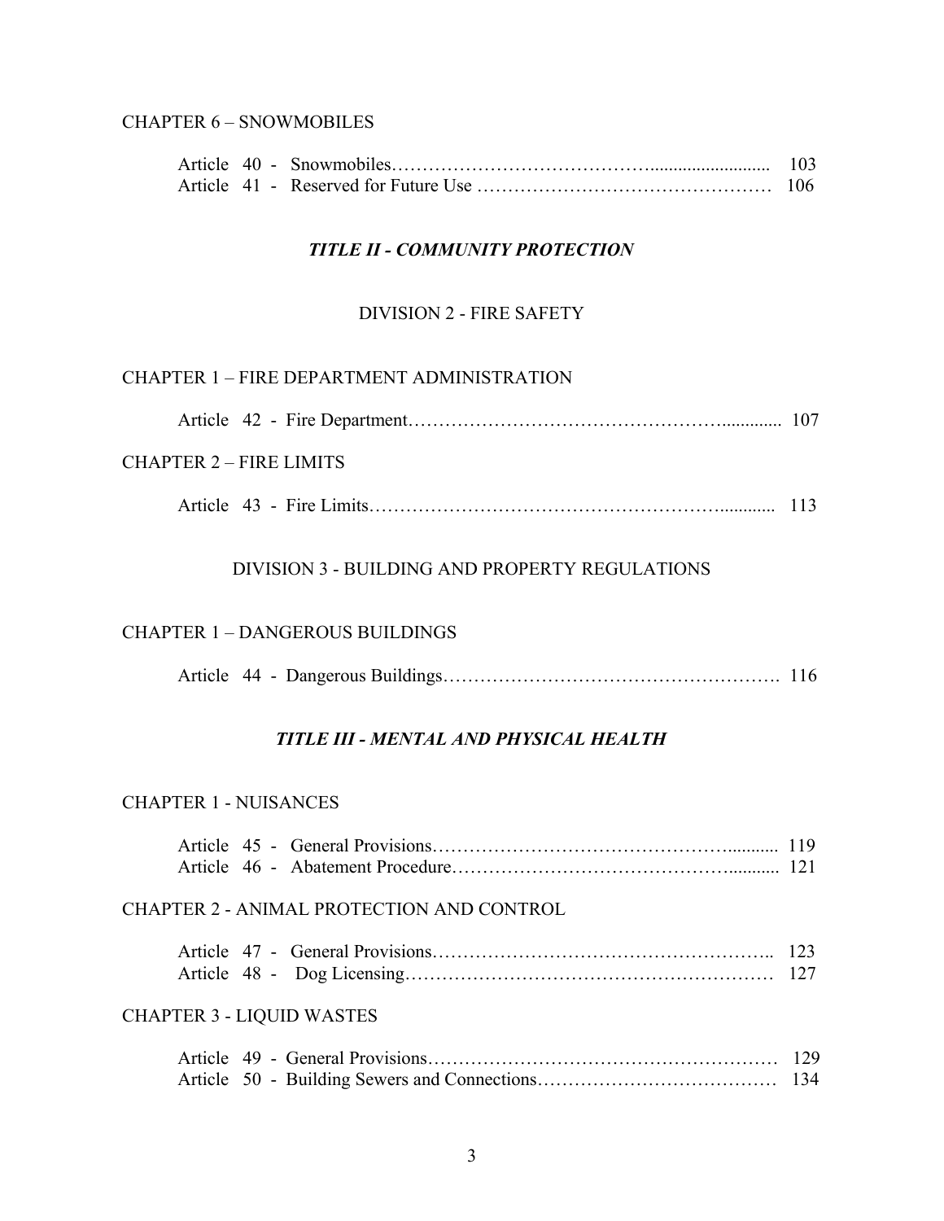CHAPTER 6 – SNOWMOBILES

| | | |
|---|---|---|
| Article 40 - | Snowmobiles | 103 |
| Article 41 - | Reserved for Future Use | 106 |

## *TITLE II - COMMUNITY PROTECTION*

### DIVISION 2 - FIRE SAFETY

CHAPTER 1 – FIRE DEPARTMENT ADMINISTRATION

| | | |
|---|---|---|
| Article 42 - | Fire Department | 107 |

CHAPTER 2 – FIRE LIMITS

| | | |
|---|---|---|
| Article 43 - | Fire Limits | 113 |

### DIVISION 3 - BUILDING AND PROPERTY REGULATIONS

CHAPTER 1 – DANGEROUS BUILDINGS

| | | |
|---|---|---|
| Article 44 - | Dangerous Buildings | 116 |

## *TITLE III - MENTAL AND PHYSICAL HEALTH*

CHAPTER 1 - NUISANCES

| | | |
|---|---|---|
| Article 45 - | General Provisions | 119 |
| Article 46 - | Abatement Procedure | 121 |

CHAPTER 2 - ANIMAL PROTECTION AND CONTROL

| | | |
|---|---|---|
| Article 47 - | General Provisions | 123 |
| Article 48 - | Dog Licensing | 127 |

CHAPTER 3 - LIQUID WASTES

| | | |
|---|---|---|
| Article 49 - | General Provisions | 129 |
| Article 50 - | Building Sewers and Connections | 134 |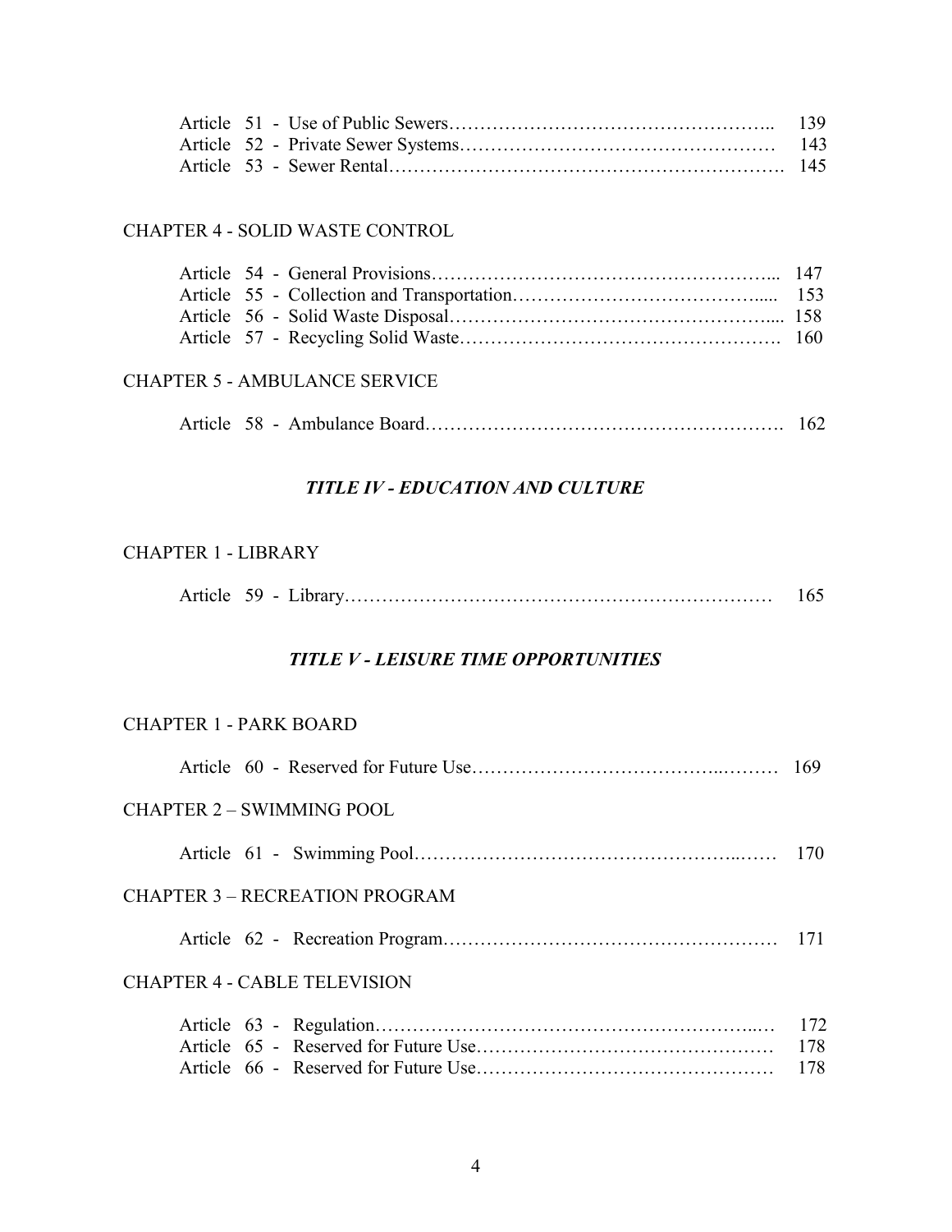| | |
|---|---|
| Article 51 - Use of Public Sewers | 139 |
| Article 52 - Private Sewer Systems | 143 |
| Article 53 - Sewer Rental | 145 |

CHAPTER 4 - SOLID WASTE CONTROL

| | |
|---|---|
| Article 54 - General Provisions | 147 |
| Article 55 - Collection and Transportation | 153 |
| Article 56 - Solid Waste Disposal | 158 |
| Article 57 - Recycling Solid Waste | 160 |

CHAPTER 5 - AMBULANCE SERVICE

| | |
|---|---|
| Article 58 - Ambulance Board | 162 |

## *TITLE IV - EDUCATION AND CULTURE*

CHAPTER 1 - LIBRARY

| | |
|---|---|
| Article 59 - Library | 165 |

## *TITLE V - LEISURE TIME OPPORTUNITIES*

CHAPTER 1 - PARK BOARD

| | |
|---|---|
| Article 60 - Reserved for Future Use | 169 |

CHAPTER 2 – SWIMMING POOL

| | |
|---|---|
| Article 61 - Swimming Pool | 170 |

CHAPTER 3 – RECREATION PROGRAM

| | |
|---|---|
| Article 62 - Recreation Program | 171 |

CHAPTER 4 - CABLE TELEVISION

| | |
|---|---|
| Article 63 - Regulation | 172 |
| Article 65 - Reserved for Future Use | 178 |
| Article 66 - Reserved for Future Use | 178 |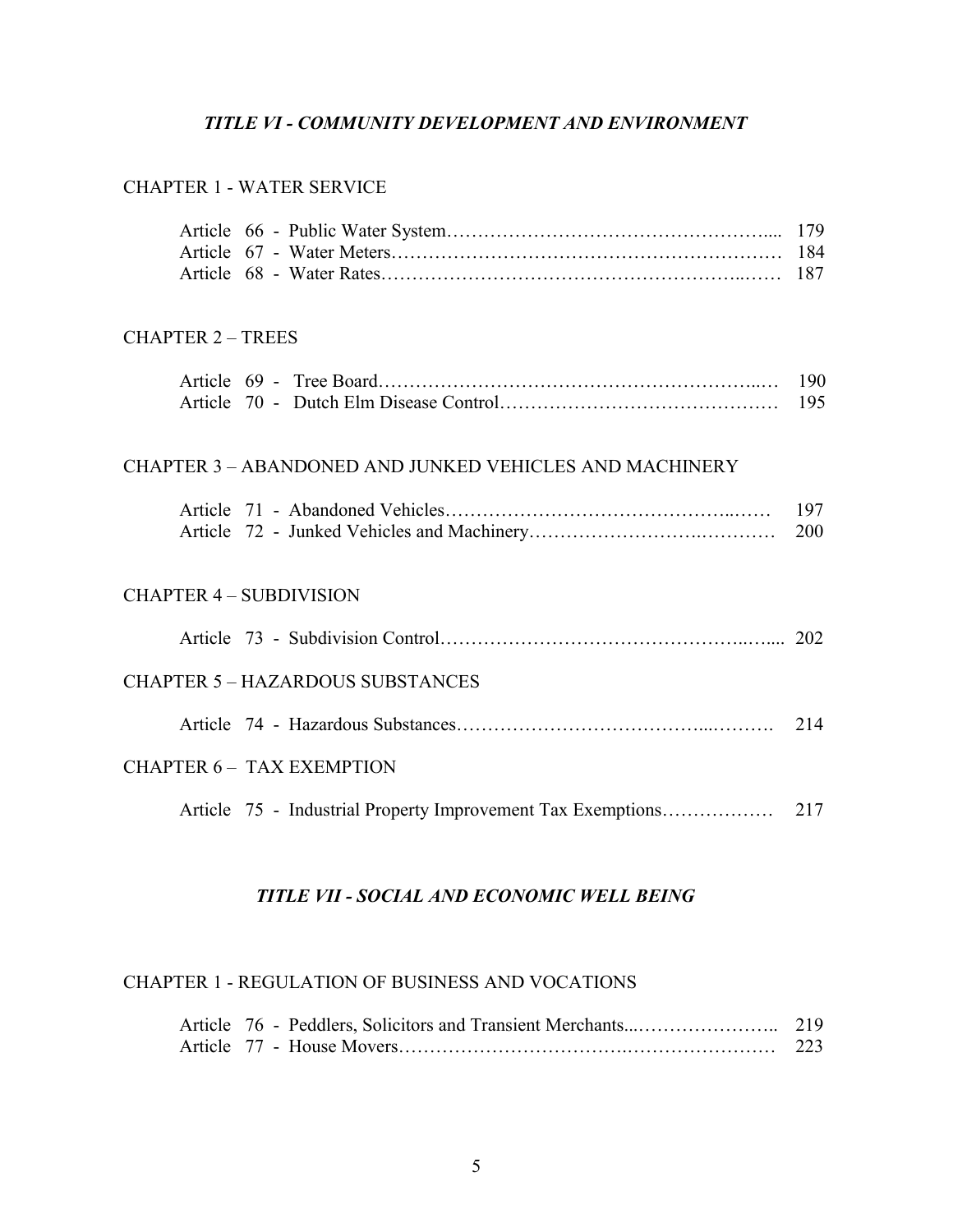## *TITLE VI - COMMUNITY DEVELOPMENT AND ENVIRONMENT*

### CHAPTER 1 - WATER SERVICE

| | |
|---|---|
| Article 66 - Public Water System | 179 |
| Article 67 - Water Meters | 184 |
| Article 68 - Water Rates | 187 |

### CHAPTER 2 – TREES

| | |
|---|---|
| Article 69 - Tree Board | 190 |
| Article 70 - Dutch Elm Disease Control | 195 |

### CHAPTER 3 – ABANDONED AND JUNKED VEHICLES AND MACHINERY

| | |
|---|---|
| Article 71 - Abandoned Vehicles | 197 |
| Article 72 - Junked Vehicles and Machinery | 200 |

### CHAPTER 4 – SUBDIVISION

| | |
|---|---|
| Article 73 - Subdivision Control | 202 |

### CHAPTER 5 – HAZARDOUS SUBSTANCES

| | |
|---|---|
| Article 74 - Hazardous Substances | 214 |

### CHAPTER 6 – TAX EXEMPTION

| | |
|---|---|
| Article 75 - Industrial Property Improvement Tax Exemptions | 217 |

## *TITLE VII - SOCIAL AND ECONOMIC WELL BEING*

### CHAPTER 1 - REGULATION OF BUSINESS AND VOCATIONS

| | |
|---|---|
| Article 76 - Peddlers, Solicitors and Transient Merchants | 219 |
| Article 77 - House Movers | 223 |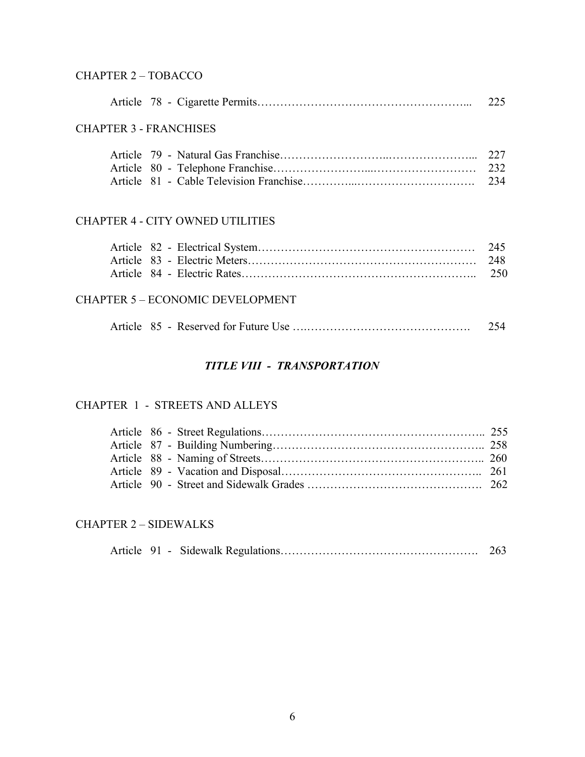CHAPTER 2 – TOBACCO

Article 78 - Cigarette Permits……………………………………………... 225

CHAPTER 3 - FRANCHISES

Article 79 - Natural Gas Franchise……………………...…………………... 227
Article 80 - Telephone Franchise……………………...……………………… 232
Article 81 - Cable Television Franchise…………...…………………………. 234

CHAPTER 4 - CITY OWNED UTILITIES

Article 82 - Electrical System………………………………………………… 245
Article 83 - Electric Meters…………………………………………………… 248
Article 84 - Electric Rates…………………………………………………….. 250

CHAPTER 5 – ECONOMIC DEVELOPMENT

Article 85 - Reserved for Future Use ….……………………………………. 254

## *TITLE VIII - TRANSPORTATION*

CHAPTER 1 - STREETS AND ALLEYS

Article 86 - Street Regulations……………………………………………….. 255
Article 87 - Building Numbering…………………………………………….. 258
Article 88 - Naming of Streets……………………………………………….. 260
Article 89 - Vacation and Disposal………………………………………….. 261
Article 90 - Street and Sidewalk Grades ……………………………………. 262

CHAPTER 2 – SIDEWALKS

Article 91 - Sidewalk Regulations…………………………………………. 263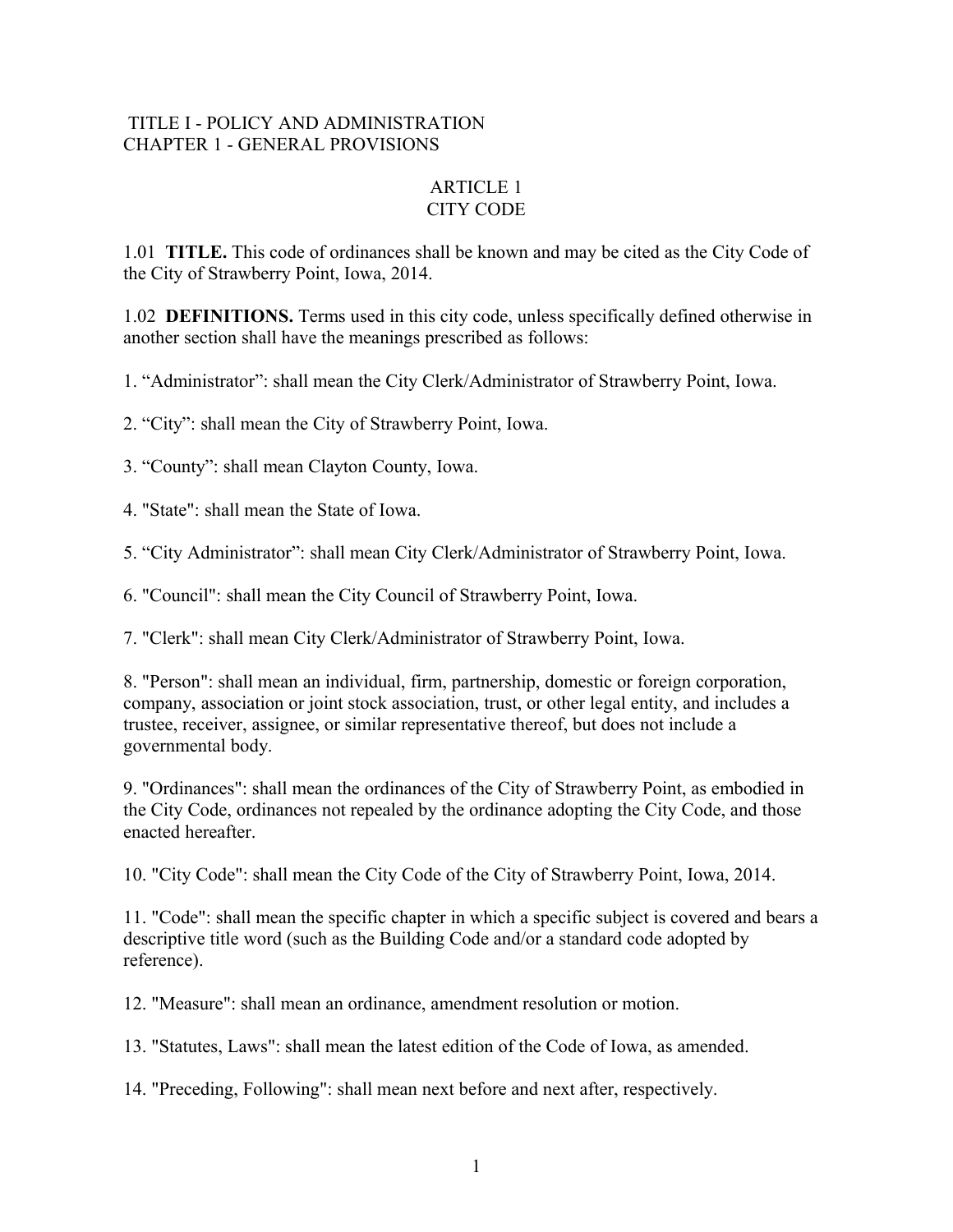# TITLE I - POLICY AND ADMINISTRATION
## CHAPTER 1 - GENERAL PROVISIONS

### ARTICLE 1
### CITY CODE

1.01 **TITLE.** This code of ordinances shall be known and may be cited as the City Code of the City of Strawberry Point, Iowa, 2014.

1.02 **DEFINITIONS.** Terms used in this city code, unless specifically defined otherwise in another section shall have the meanings prescribed as follows:

1. "Administrator": shall mean the City Clerk/Administrator of Strawberry Point, Iowa.

2. "City": shall mean the City of Strawberry Point, Iowa.

3. "County": shall mean Clayton County, Iowa.

4. "State": shall mean the State of Iowa.

5. "City Administrator": shall mean City Clerk/Administrator of Strawberry Point, Iowa.

6. "Council": shall mean the City Council of Strawberry Point, Iowa.

7. "Clerk": shall mean City Clerk/Administrator of Strawberry Point, Iowa.

8. "Person": shall mean an individual, firm, partnership, domestic or foreign corporation, company, association or joint stock association, trust, or other legal entity, and includes a trustee, receiver, assignee, or similar representative thereof, but does not include a governmental body.

9. "Ordinances": shall mean the ordinances of the City of Strawberry Point, as embodied in the City Code, ordinances not repealed by the ordinance adopting the City Code, and those enacted hereafter.

10. "City Code": shall mean the City Code of the City of Strawberry Point, Iowa, 2014.

11. "Code": shall mean the specific chapter in which a specific subject is covered and bears a descriptive title word (such as the Building Code and/or a standard code adopted by reference).

12. "Measure": shall mean an ordinance, amendment resolution or motion.

13. "Statutes, Laws": shall mean the latest edition of the Code of Iowa, as amended.

14. "Preceding, Following": shall mean next before and next after, respectively.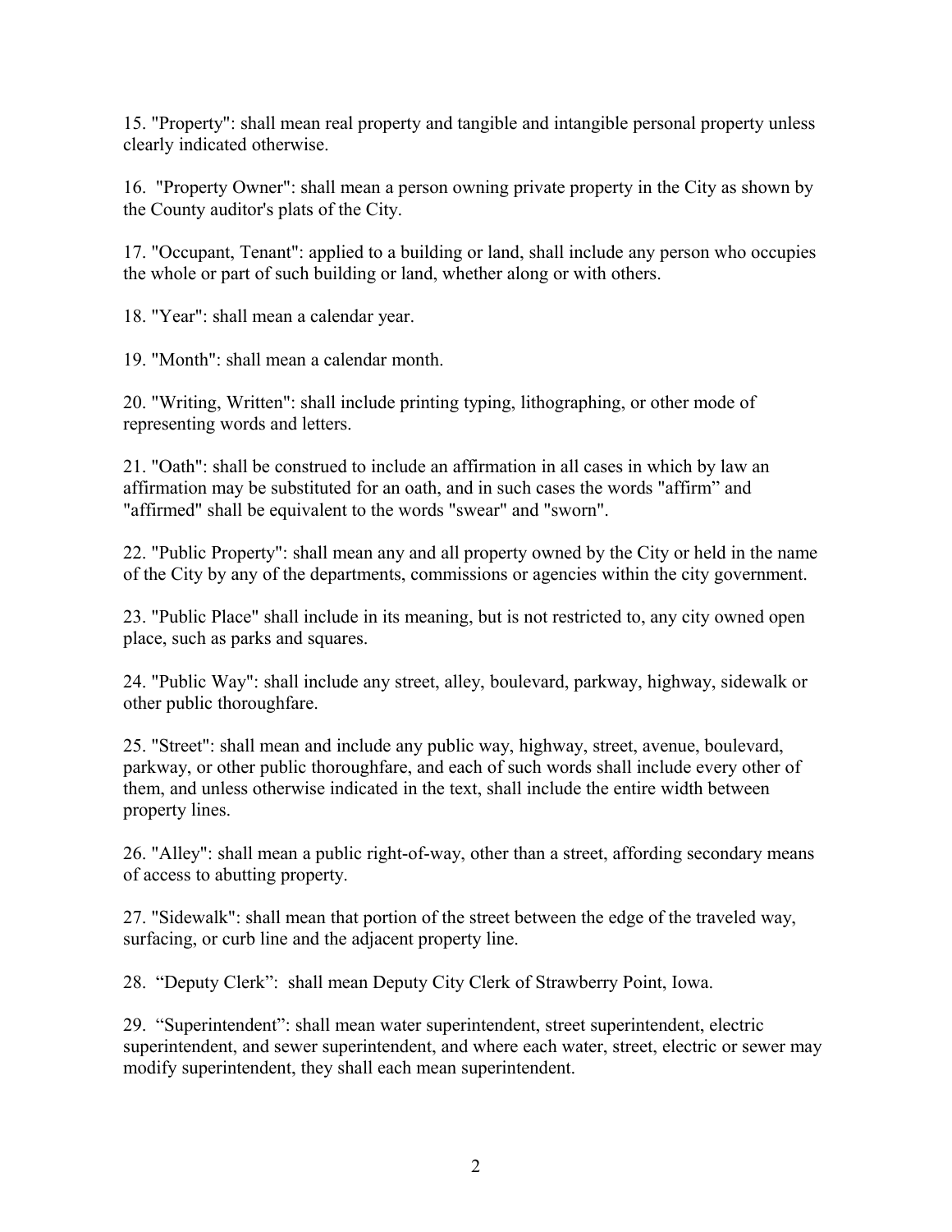15. "Property": shall mean real property and tangible and intangible personal property unless clearly indicated otherwise.

16. "Property Owner": shall mean a person owning private property in the City as shown by the County auditor's plats of the City.

17. "Occupant, Tenant": applied to a building or land, shall include any person who occupies the whole or part of such building or land, whether along or with others.

18. "Year": shall mean a calendar year.

19. "Month": shall mean a calendar month.

20. "Writing, Written": shall include printing typing, lithographing, or other mode of representing words and letters.

21. "Oath": shall be construed to include an affirmation in all cases in which by law an affirmation may be substituted for an oath, and in such cases the words "affirm" and "affirmed" shall be equivalent to the words "swear" and "sworn".

22. "Public Property": shall mean any and all property owned by the City or held in the name of the City by any of the departments, commissions or agencies within the city government.

23. "Public Place" shall include in its meaning, but is not restricted to, any city owned open place, such as parks and squares.

24. "Public Way": shall include any street, alley, boulevard, parkway, highway, sidewalk or other public thoroughfare.

25. "Street": shall mean and include any public way, highway, street, avenue, boulevard, parkway, or other public thoroughfare, and each of such words shall include every other of them, and unless otherwise indicated in the text, shall include the entire width between property lines.

26. "Alley": shall mean a public right-of-way, other than a street, affording secondary means of access to abutting property.

27. "Sidewalk": shall mean that portion of the street between the edge of the traveled way, surfacing, or curb line and the adjacent property line.

28. "Deputy Clerk": shall mean Deputy City Clerk of Strawberry Point, Iowa.

29. "Superintendent": shall mean water superintendent, street superintendent, electric superintendent, and sewer superintendent, and where each water, street, electric or sewer may modify superintendent, they shall each mean superintendent.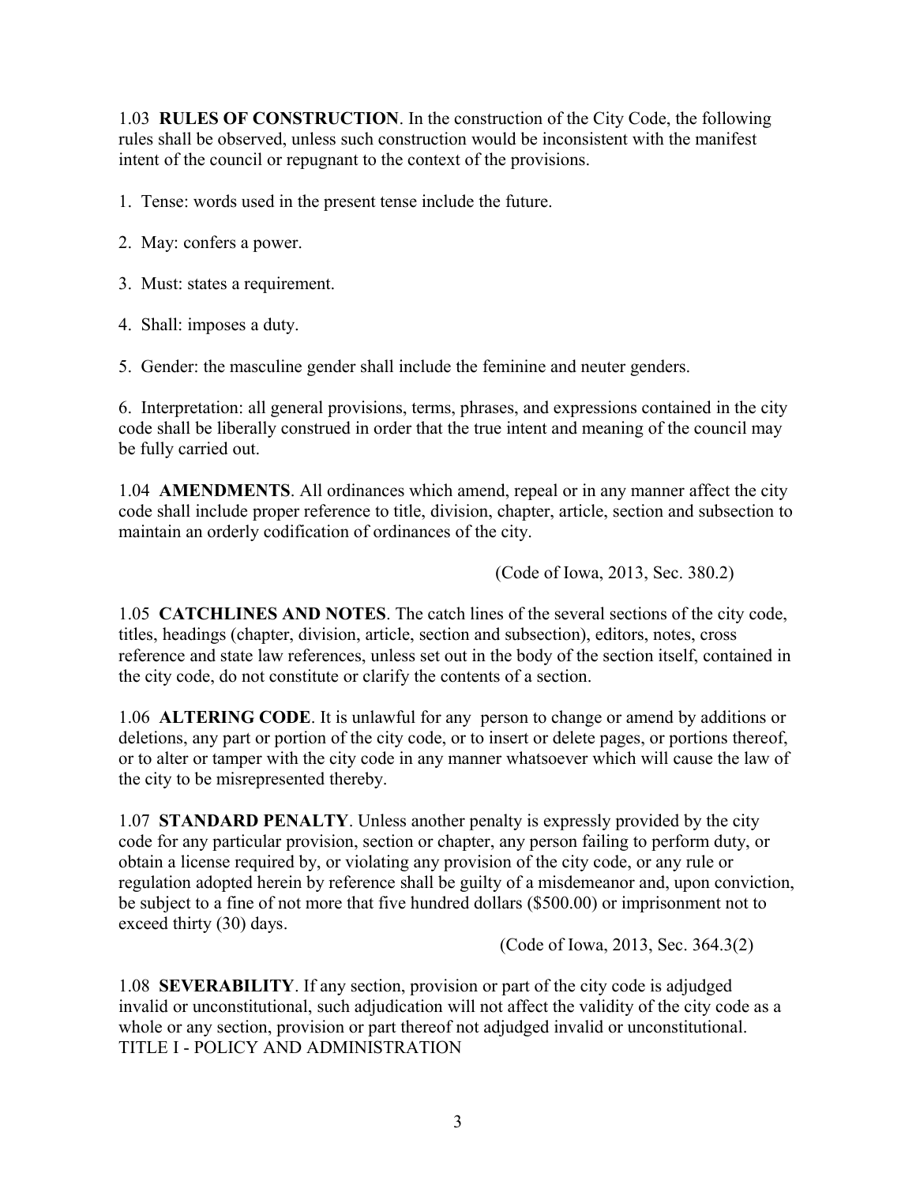1.03 **RULES OF CONSTRUCTION**. In the construction of the City Code, the following rules shall be observed, unless such construction would be inconsistent with the manifest intent of the council or repugnant to the context of the provisions.

1. Tense: words used in the present tense include the future.

2. May: confers a power.

3. Must: states a requirement.

4. Shall: imposes a duty.

5. Gender: the masculine gender shall include the feminine and neuter genders.

6. Interpretation: all general provisions, terms, phrases, and expressions contained in the city code shall be liberally construed in order that the true intent and meaning of the council may be fully carried out.

1.04 **AMENDMENTS**. All ordinances which amend, repeal or in any manner affect the city code shall include proper reference to title, division, chapter, article, section and subsection to maintain an orderly codification of ordinances of the city.

(Code of Iowa, 2013, Sec. 380.2)

1.05 **CATCHLINES AND NOTES**. The catch lines of the several sections of the city code, titles, headings (chapter, division, article, section and subsection), editors, notes, cross reference and state law references, unless set out in the body of the section itself, contained in the city code, do not constitute or clarify the contents of a section.

1.06 **ALTERING CODE**. It is unlawful for any person to change or amend by additions or deletions, any part or portion of the city code, or to insert or delete pages, or portions thereof, or to alter or tamper with the city code in any manner whatsoever which will cause the law of the city to be misrepresented thereby.

1.07 **STANDARD PENALTY**. Unless another penalty is expressly provided by the city code for any particular provision, section or chapter, any person failing to perform duty, or obtain a license required by, or violating any provision of the city code, or any rule or regulation adopted herein by reference shall be guilty of a misdemeanor and, upon conviction, be subject to a fine of not more that five hundred dollars ($500.00) or imprisonment not to exceed thirty (30) days.

(Code of Iowa, 2013, Sec. 364.3(2)

1.08 **SEVERABILITY**. If any section, provision or part of the city code is adjudged invalid or unconstitutional, such adjudication will not affect the validity of the city code as a whole or any section, provision or part thereof not adjudged invalid or unconstitutional.
TITLE I - POLICY AND ADMINISTRATION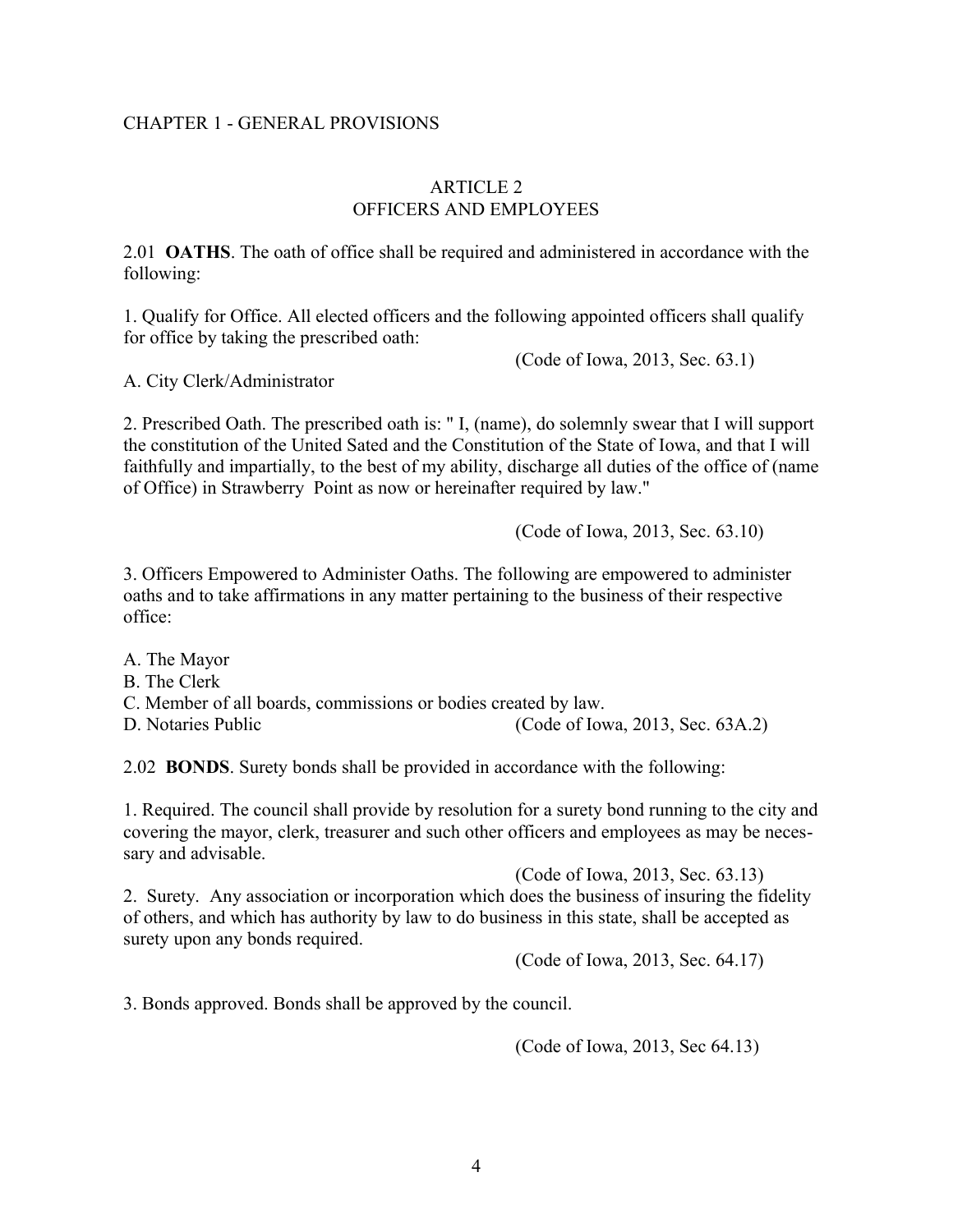CHAPTER 1 - GENERAL PROVISIONS

## ARTICLE 2
## OFFICERS AND EMPLOYEES

2.01 **OATHS**. The oath of office shall be required and administered in accordance with the following:

1. Qualify for Office. All elected officers and the following appointed officers shall qualify for office by taking the prescribed oath:

(Code of Iowa, 2013, Sec. 63.1)

A. City Clerk/Administrator

2. Prescribed Oath. The prescribed oath is: " I, (name), do solemnly swear that I will support the constitution of the United Sated and the Constitution of the State of Iowa, and that I will faithfully and impartially, to the best of my ability, discharge all duties of the office of (name of Office) in Strawberry Point as now or hereinafter required by law."

(Code of Iowa, 2013, Sec. 63.10)

3. Officers Empowered to Administer Oaths. The following are empowered to administer oaths and to take affirmations in any matter pertaining to the business of their respective office:

A. The Mayor
B. The Clerk
C. Member of all boards, commissions or bodies created by law.
D. Notaries Public (Code of Iowa, 2013, Sec. 63A.2)

2.02 **BONDS**. Surety bonds shall be provided in accordance with the following:

1. Required. The council shall provide by resolution for a surety bond running to the city and covering the mayor, clerk, treasurer and such other officers and employees as may be necessary and advisable.

(Code of Iowa, 2013, Sec. 63.13)

2. Surety. Any association or incorporation which does the business of insuring the fidelity of others, and which has authority by law to do business in this state, shall be accepted as surety upon any bonds required.

(Code of Iowa, 2013, Sec. 64.17)

3. Bonds approved. Bonds shall be approved by the council.

(Code of Iowa, 2013, Sec 64.13)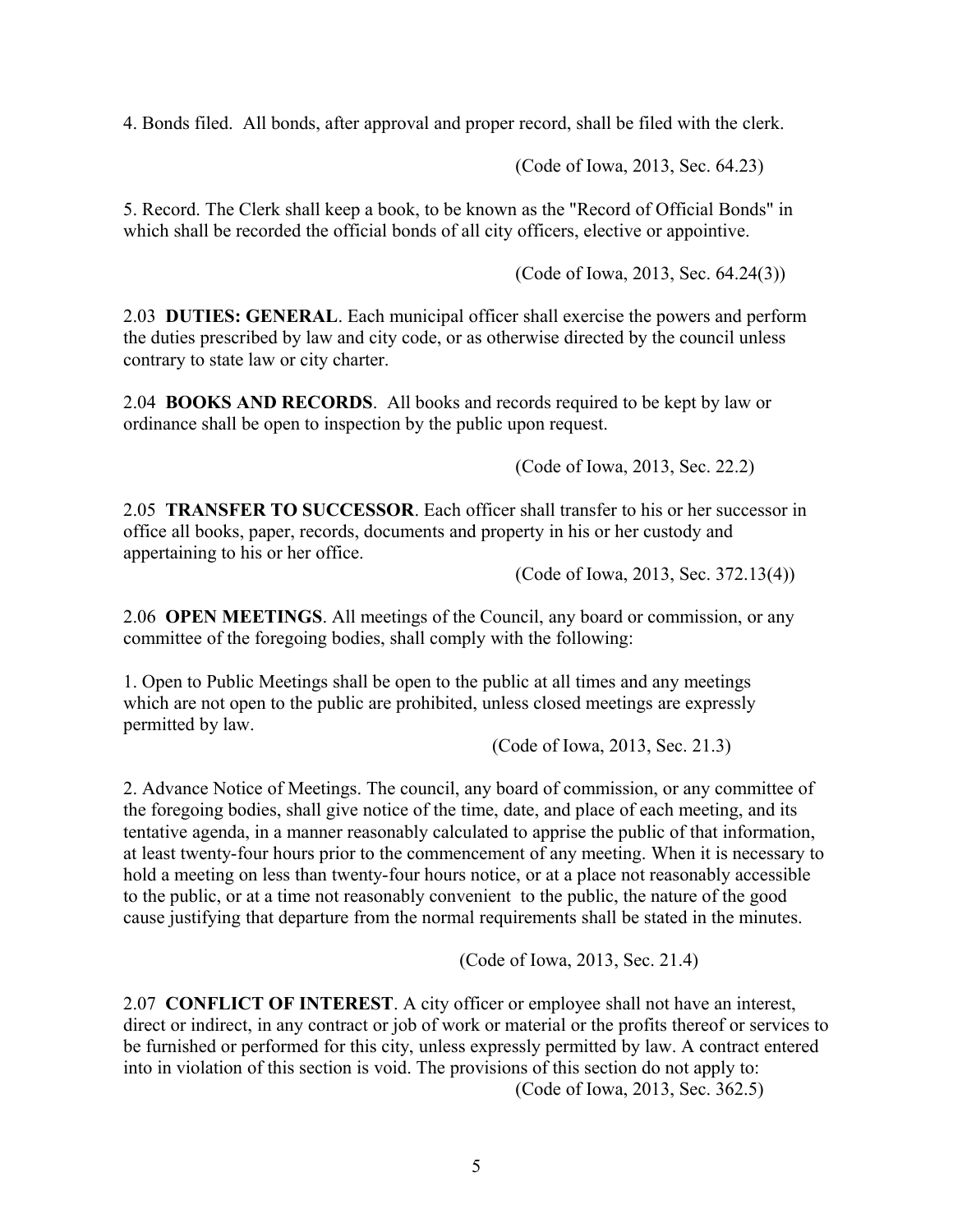4. Bonds filed. All bonds, after approval and proper record, shall be filed with the clerk.

(Code of Iowa, 2013, Sec. 64.23)

5. Record. The Clerk shall keep a book, to be known as the "Record of Official Bonds" in which shall be recorded the official bonds of all city officers, elective or appointive.

(Code of Iowa, 2013, Sec. 64.24(3))

2.03 **DUTIES: GENERAL**. Each municipal officer shall exercise the powers and perform the duties prescribed by law and city code, or as otherwise directed by the council unless contrary to state law or city charter.

2.04 **BOOKS AND RECORDS**. All books and records required to be kept by law or ordinance shall be open to inspection by the public upon request.

(Code of Iowa, 2013, Sec. 22.2)

2.05 **TRANSFER TO SUCCESSOR**. Each officer shall transfer to his or her successor in office all books, paper, records, documents and property in his or her custody and appertaining to his or her office.

(Code of Iowa, 2013, Sec. 372.13(4))

2.06 **OPEN MEETINGS**. All meetings of the Council, any board or commission, or any committee of the foregoing bodies, shall comply with the following:

1. Open to Public Meetings shall be open to the public at all times and any meetings which are not open to the public are prohibited, unless closed meetings are expressly permitted by law.

(Code of Iowa, 2013, Sec. 21.3)

2. Advance Notice of Meetings. The council, any board of commission, or any committee of the foregoing bodies, shall give notice of the time, date, and place of each meeting, and its tentative agenda, in a manner reasonably calculated to apprise the public of that information, at least twenty-four hours prior to the commencement of any meeting. When it is necessary to hold a meeting on less than twenty-four hours notice, or at a place not reasonably accessible to the public, or at a time not reasonably convenient to the public, the nature of the good cause justifying that departure from the normal requirements shall be stated in the minutes.

(Code of Iowa, 2013, Sec. 21.4)

2.07 **CONFLICT OF INTEREST**. A city officer or employee shall not have an interest, direct or indirect, in any contract or job of work or material or the profits thereof or services to be furnished or performed for this city, unless expressly permitted by law. A contract entered into in violation of this section is void. The provisions of this section do not apply to:

(Code of Iowa, 2013, Sec. 362.5)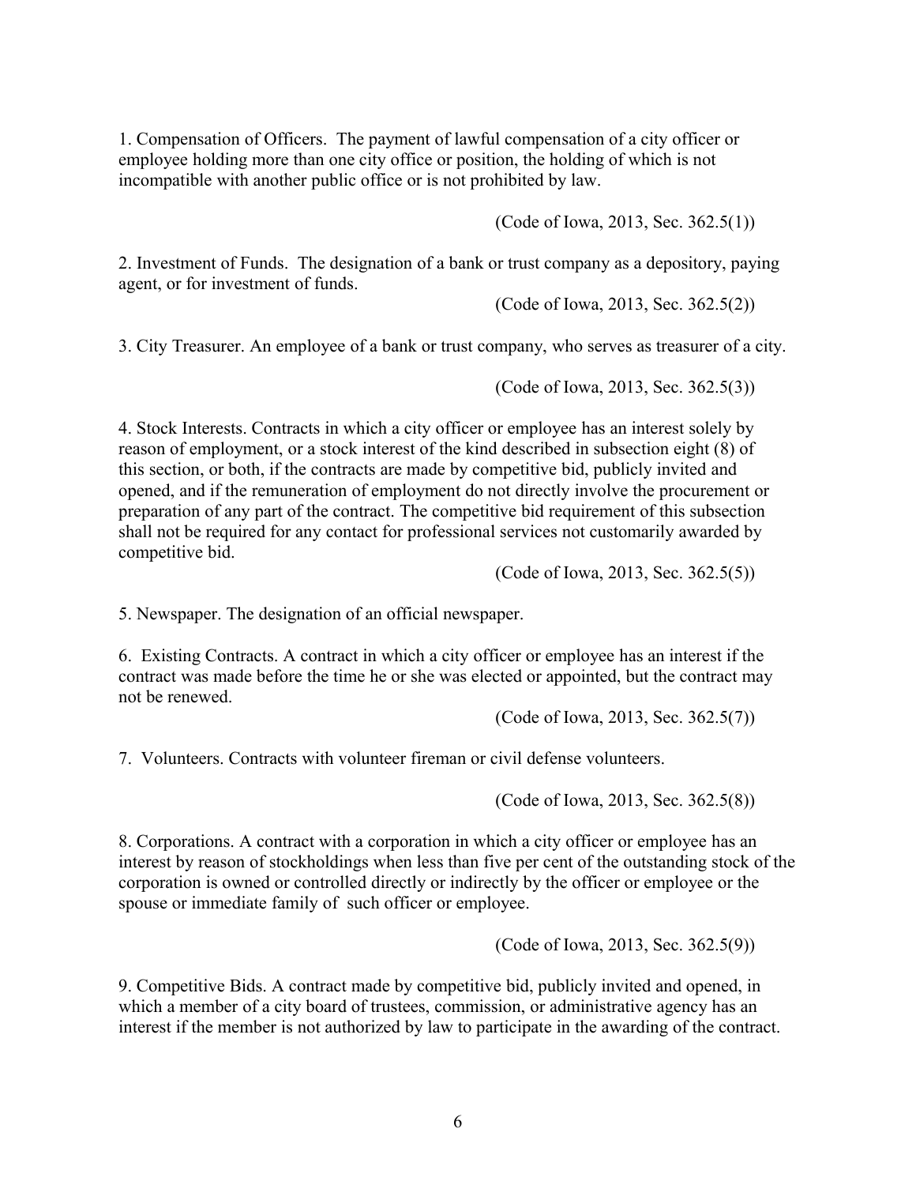1. Compensation of Officers. The payment of lawful compensation of a city officer or employee holding more than one city office or position, the holding of which is not incompatible with another public office or is not prohibited by law.

(Code of Iowa, 2013, Sec. 362.5(1))

2. Investment of Funds. The designation of a bank or trust company as a depository, paying agent, or for investment of funds.

(Code of Iowa, 2013, Sec. 362.5(2))

3. City Treasurer. An employee of a bank or trust company, who serves as treasurer of a city.

(Code of Iowa, 2013, Sec. 362.5(3))

4. Stock Interests. Contracts in which a city officer or employee has an interest solely by reason of employment, or a stock interest of the kind described in subsection eight (8) of this section, or both, if the contracts are made by competitive bid, publicly invited and opened, and if the remuneration of employment do not directly involve the procurement or preparation of any part of the contract. The competitive bid requirement of this subsection shall not be required for any contact for professional services not customarily awarded by competitive bid.

(Code of Iowa, 2013, Sec. 362.5(5))

5. Newspaper. The designation of an official newspaper.

6. Existing Contracts. A contract in which a city officer or employee has an interest if the contract was made before the time he or she was elected or appointed, but the contract may not be renewed.

(Code of Iowa, 2013, Sec. 362.5(7))

7. Volunteers. Contracts with volunteer fireman or civil defense volunteers.

(Code of Iowa, 2013, Sec. 362.5(8))

8. Corporations. A contract with a corporation in which a city officer or employee has an interest by reason of stockholdings when less than five per cent of the outstanding stock of the corporation is owned or controlled directly or indirectly by the officer or employee or the spouse or immediate family of such officer or employee.

(Code of Iowa, 2013, Sec. 362.5(9))

9. Competitive Bids. A contract made by competitive bid, publicly invited and opened, in which a member of a city board of trustees, commission, or administrative agency has an interest if the member is not authorized by law to participate in the awarding of the contract.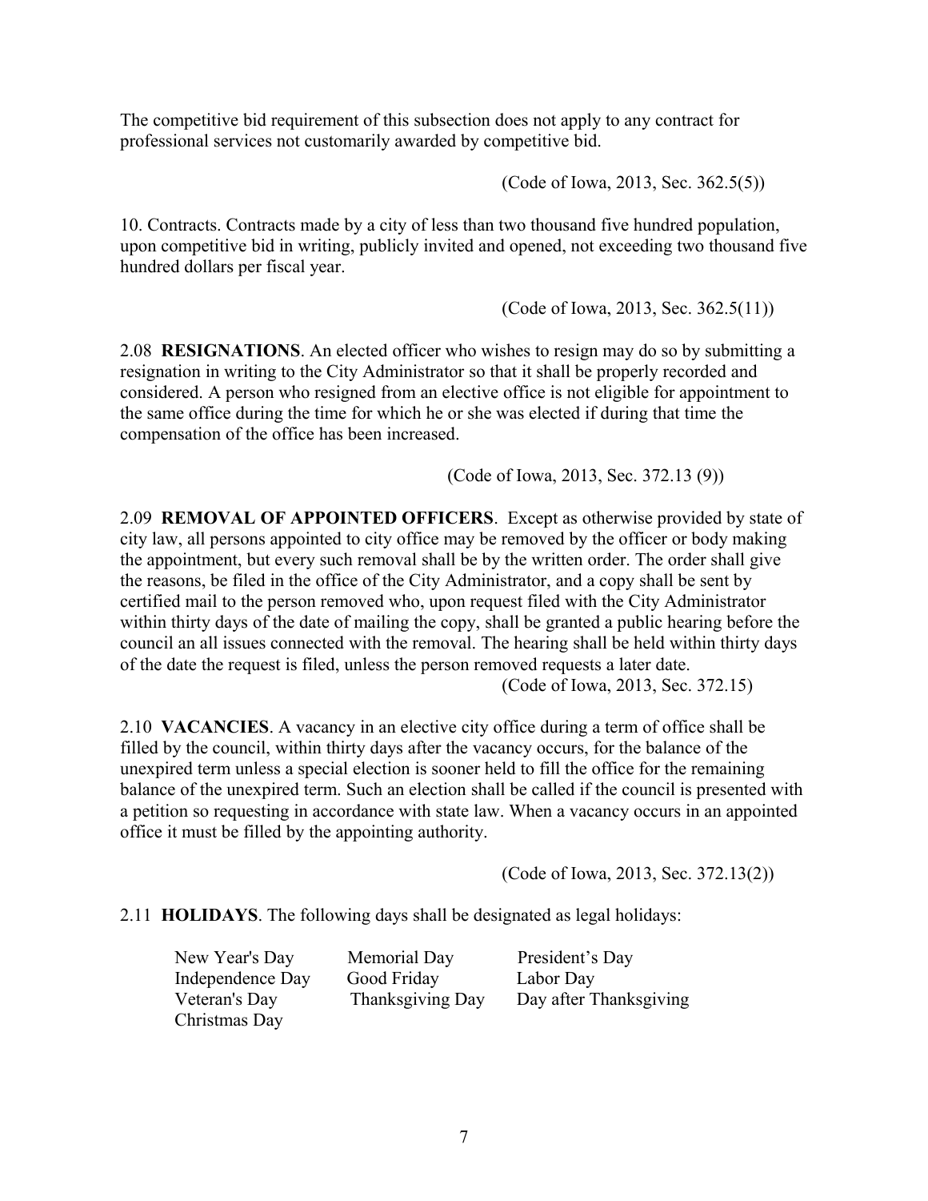The competitive bid requirement of this subsection does not apply to any contract for professional services not customarily awarded by competitive bid.

(Code of Iowa, 2013, Sec. 362.5(5))

10. Contracts. Contracts made by a city of less than two thousand five hundred population, upon competitive bid in writing, publicly invited and opened, not exceeding two thousand five hundred dollars per fiscal year.

(Code of Iowa, 2013, Sec. 362.5(11))

2.08 **RESIGNATIONS**. An elected officer who wishes to resign may do so by submitting a resignation in writing to the City Administrator so that it shall be properly recorded and considered. A person who resigned from an elective office is not eligible for appointment to the same office during the time for which he or she was elected if during that time the compensation of the office has been increased.

(Code of Iowa, 2013, Sec. 372.13 (9))

2.09 **REMOVAL OF APPOINTED OFFICERS**. Except as otherwise provided by state of city law, all persons appointed to city office may be removed by the officer or body making the appointment, but every such removal shall be by the written order. The order shall give the reasons, be filed in the office of the City Administrator, and a copy shall be sent by certified mail to the person removed who, upon request filed with the City Administrator within thirty days of the date of mailing the copy, shall be granted a public hearing before the council an all issues connected with the removal. The hearing shall be held within thirty days of the date the request is filed, unless the person removed requests a later date.

(Code of Iowa, 2013, Sec. 372.15)

2.10 **VACANCIES**. A vacancy in an elective city office during a term of office shall be filled by the council, within thirty days after the vacancy occurs, for the balance of the unexpired term unless a special election is sooner held to fill the office for the remaining balance of the unexpired term. Such an election shall be called if the council is presented with a petition so requesting in accordance with state law. When a vacancy occurs in an appointed office it must be filled by the appointing authority.

(Code of Iowa, 2013, Sec. 372.13(2))

2.11 **HOLIDAYS**. The following days shall be designated as legal holidays:

| | | |
|---|---|---|
| New Year's Day | Memorial Day | President's Day |
| Independence Day | Good Friday | Labor Day |
| Veteran's Day | Thanksgiving Day | Day after Thanksgiving |
| Christmas Day | | |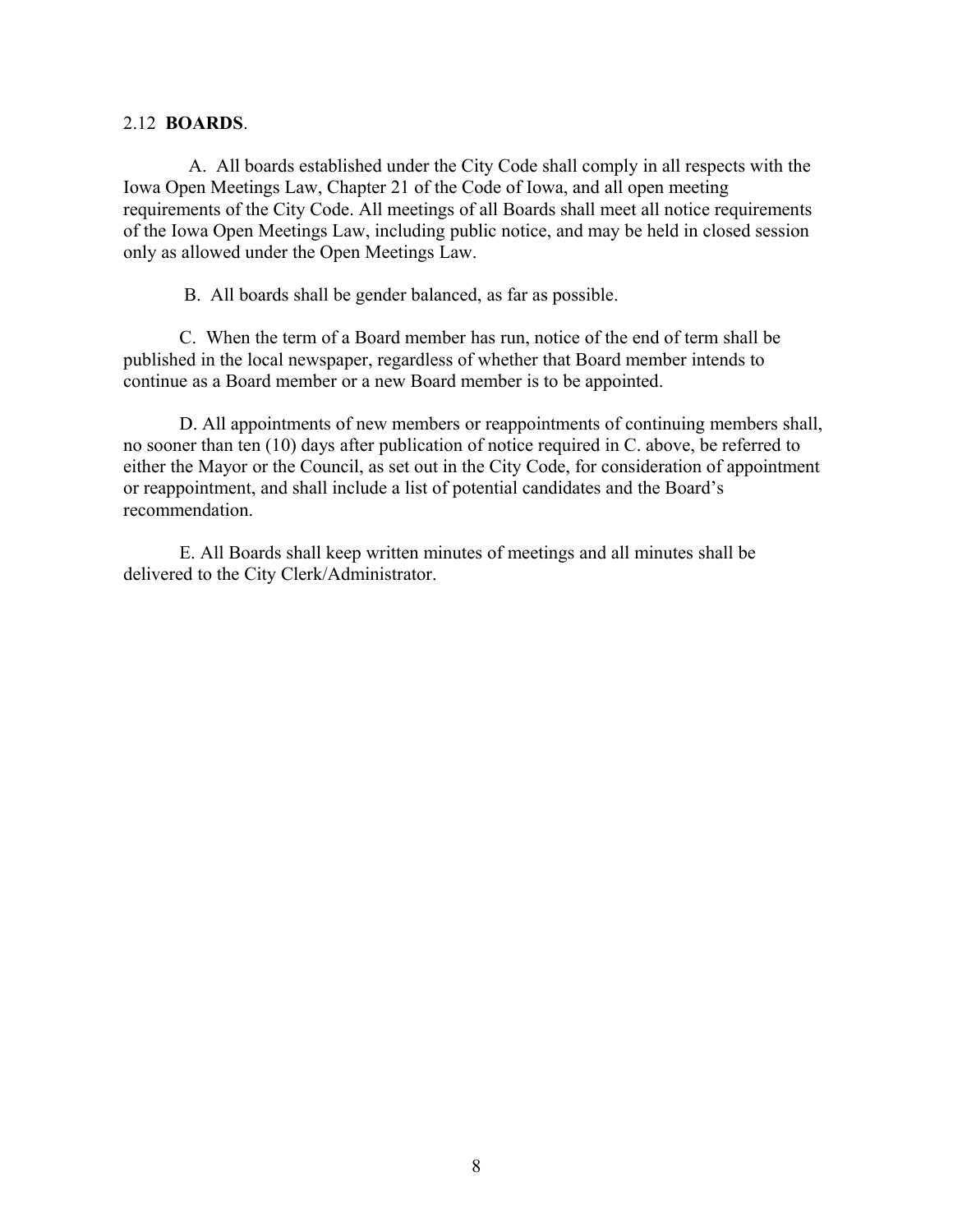2.12 **BOARDS**.

A. All boards established under the City Code shall comply in all respects with the Iowa Open Meetings Law, Chapter 21 of the Code of Iowa, and all open meeting requirements of the City Code. All meetings of all Boards shall meet all notice requirements of the Iowa Open Meetings Law, including public notice, and may be held in closed session only as allowed under the Open Meetings Law.

B. All boards shall be gender balanced, as far as possible.

C. When the term of a Board member has run, notice of the end of term shall be published in the local newspaper, regardless of whether that Board member intends to continue as a Board member or a new Board member is to be appointed.

D. All appointments of new members or reappointments of continuing members shall, no sooner than ten (10) days after publication of notice required in C. above, be referred to either the Mayor or the Council, as set out in the City Code, for consideration of appointment or reappointment, and shall include a list of potential candidates and the Board's recommendation.

E. All Boards shall keep written minutes of meetings and all minutes shall be delivered to the City Clerk/Administrator.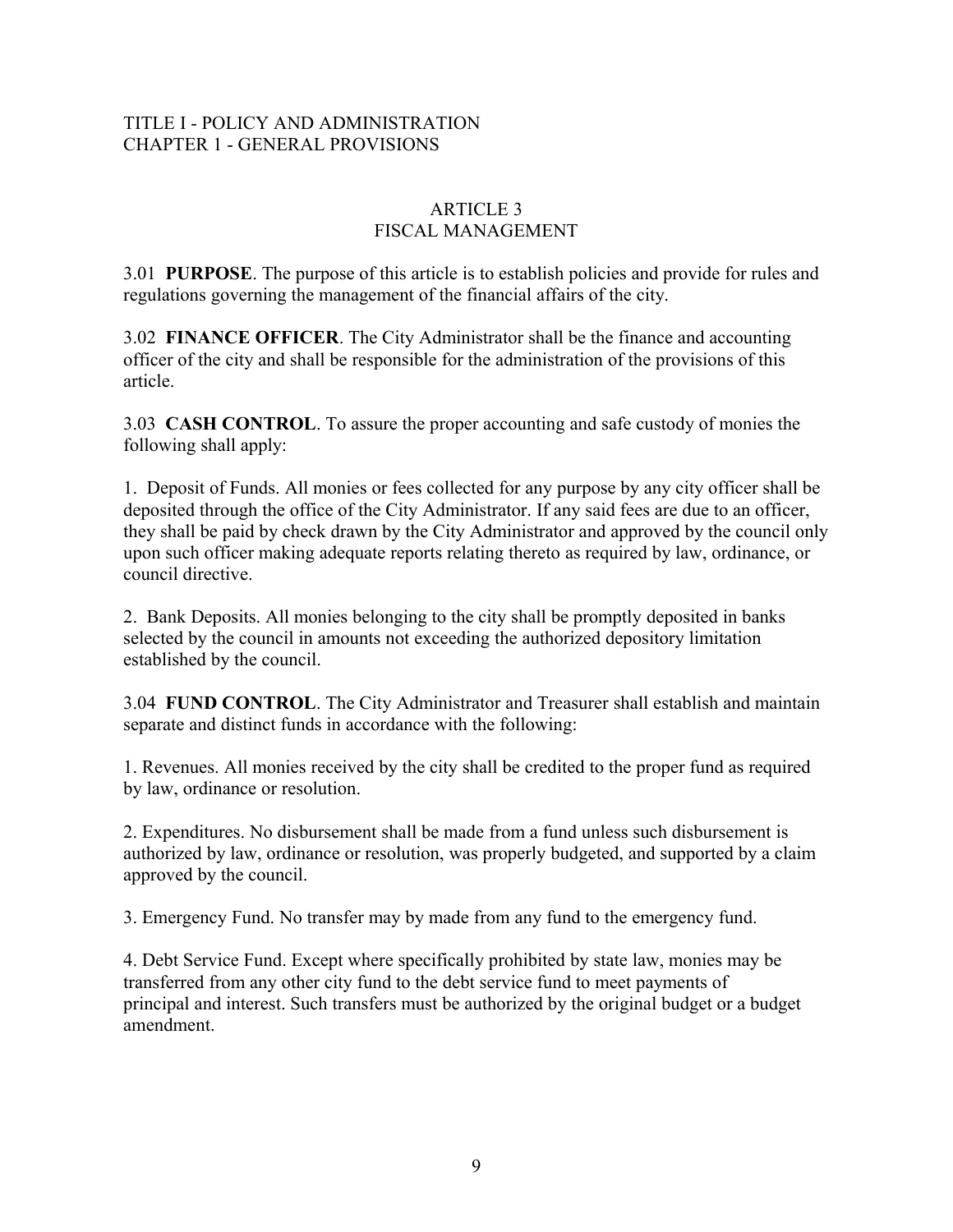TITLE I - POLICY AND ADMINISTRATION
CHAPTER 1 - GENERAL PROVISIONS

# ARTICLE 3
# FISCAL MANAGEMENT

3.01 **PURPOSE**. The purpose of this article is to establish policies and provide for rules and regulations governing the management of the financial affairs of the city.

3.02 **FINANCE OFFICER**. The City Administrator shall be the finance and accounting officer of the city and shall be responsible for the administration of the provisions of this article.

3.03 **CASH CONTROL**. To assure the proper accounting and safe custody of monies the following shall apply:

1. Deposit of Funds. All monies or fees collected for any purpose by any city officer shall be deposited through the office of the City Administrator. If any said fees are due to an officer, they shall be paid by check drawn by the City Administrator and approved by the council only upon such officer making adequate reports relating thereto as required by law, ordinance, or council directive.

2. Bank Deposits. All monies belonging to the city shall be promptly deposited in banks selected by the council in amounts not exceeding the authorized depository limitation established by the council.

3.04 **FUND CONTROL**. The City Administrator and Treasurer shall establish and maintain separate and distinct funds in accordance with the following:

1. Revenues. All monies received by the city shall be credited to the proper fund as required by law, ordinance or resolution.

2. Expenditures. No disbursement shall be made from a fund unless such disbursement is authorized by law, ordinance or resolution, was properly budgeted, and supported by a claim approved by the council.

3. Emergency Fund. No transfer may by made from any fund to the emergency fund.

4. Debt Service Fund. Except where specifically prohibited by state law, monies may be transferred from any other city fund to the debt service fund to meet payments of principal and interest. Such transfers must be authorized by the original budget or a budget amendment.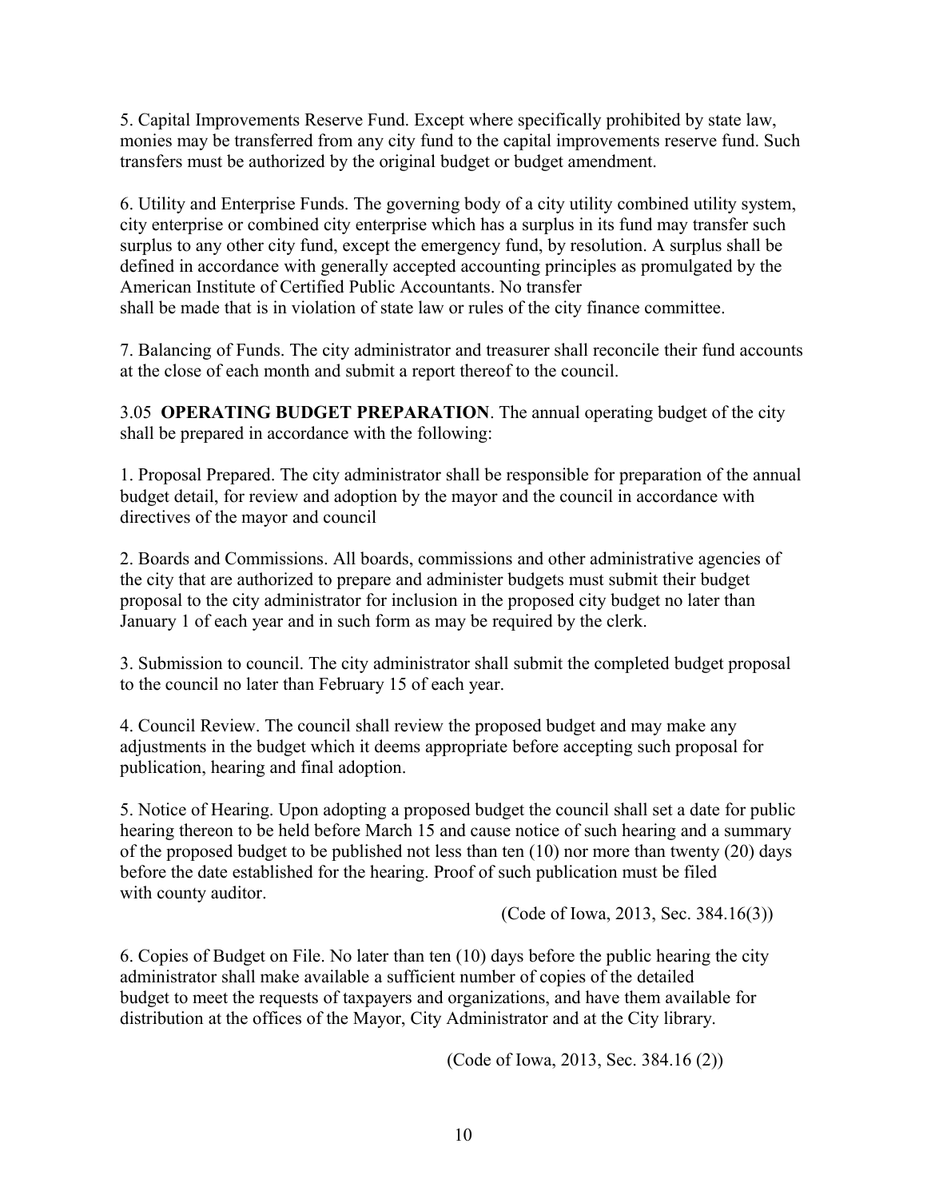5. Capital Improvements Reserve Fund. Except where specifically prohibited by state law, monies may be transferred from any city fund to the capital improvements reserve fund. Such transfers must be authorized by the original budget or budget amendment.

6. Utility and Enterprise Funds. The governing body of a city utility combined utility system, city enterprise or combined city enterprise which has a surplus in its fund may transfer such surplus to any other city fund, except the emergency fund, by resolution. A surplus shall be defined in accordance with generally accepted accounting principles as promulgated by the American Institute of Certified Public Accountants. No transfer shall be made that is in violation of state law or rules of the city finance committee.

7. Balancing of Funds. The city administrator and treasurer shall reconcile their fund accounts at the close of each month and submit a report thereof to the council.

3.05 **OPERATING BUDGET PREPARATION**. The annual operating budget of the city shall be prepared in accordance with the following:

1. Proposal Prepared. The city administrator shall be responsible for preparation of the annual budget detail, for review and adoption by the mayor and the council in accordance with directives of the mayor and council

2. Boards and Commissions. All boards, commissions and other administrative agencies of the city that are authorized to prepare and administer budgets must submit their budget proposal to the city administrator for inclusion in the proposed city budget no later than January 1 of each year and in such form as may be required by the clerk.

3. Submission to council. The city administrator shall submit the completed budget proposal to the council no later than February 15 of each year.

4. Council Review. The council shall review the proposed budget and may make any adjustments in the budget which it deems appropriate before accepting such proposal for publication, hearing and final adoption.

5. Notice of Hearing. Upon adopting a proposed budget the council shall set a date for public hearing thereon to be held before March 15 and cause notice of such hearing and a summary of the proposed budget to be published not less than ten (10) nor more than twenty (20) days before the date established for the hearing. Proof of such publication must be filed with county auditor.

(Code of Iowa, 2013, Sec. 384.16(3))

6. Copies of Budget on File. No later than ten (10) days before the public hearing the city administrator shall make available a sufficient number of copies of the detailed budget to meet the requests of taxpayers and organizations, and have them available for distribution at the offices of the Mayor, City Administrator and at the City library.

(Code of Iowa, 2013, Sec. 384.16 (2))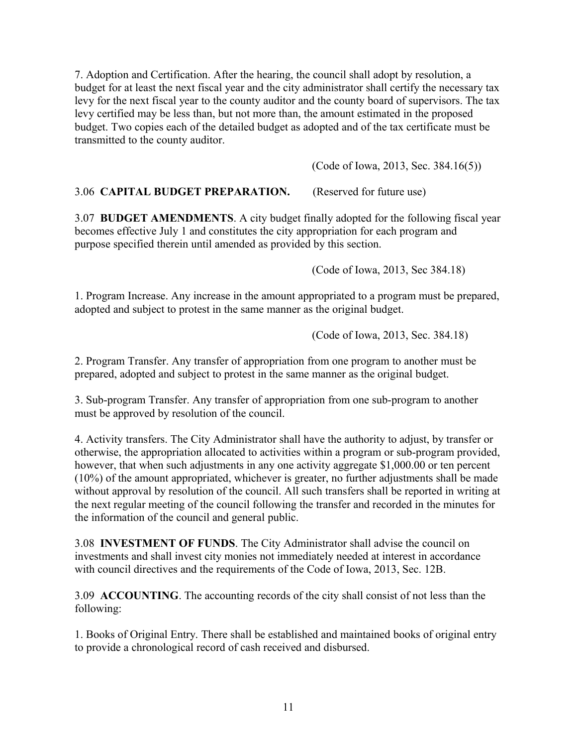7. Adoption and Certification. After the hearing, the council shall adopt by resolution, a budget for at least the next fiscal year and the city administrator shall certify the necessary tax levy for the next fiscal year to the county auditor and the county board of supervisors. The tax levy certified may be less than, but not more than, the amount estimated in the proposed budget. Two copies each of the detailed budget as adopted and of the tax certificate must be transmitted to the county auditor.

(Code of Iowa, 2013, Sec. 384.16(5))

3.06 **CAPITAL BUDGET PREPARATION.** (Reserved for future use)

3.07 **BUDGET AMENDMENTS**. A city budget finally adopted for the following fiscal year becomes effective July 1 and constitutes the city appropriation for each program and purpose specified therein until amended as provided by this section.

(Code of Iowa, 2013, Sec 384.18)

1. Program Increase. Any increase in the amount appropriated to a program must be prepared, adopted and subject to protest in the same manner as the original budget.

(Code of Iowa, 2013, Sec. 384.18)

2. Program Transfer. Any transfer of appropriation from one program to another must be prepared, adopted and subject to protest in the same manner as the original budget.

3. Sub-program Transfer. Any transfer of appropriation from one sub-program to another must be approved by resolution of the council.

4. Activity transfers. The City Administrator shall have the authority to adjust, by transfer or otherwise, the appropriation allocated to activities within a program or sub-program provided, however, that when such adjustments in any one activity aggregate $1,000.00 or ten percent (10%) of the amount appropriated, whichever is greater, no further adjustments shall be made without approval by resolution of the council. All such transfers shall be reported in writing at the next regular meeting of the council following the transfer and recorded in the minutes for the information of the council and general public.

3.08 **INVESTMENT OF FUNDS**. The City Administrator shall advise the council on investments and shall invest city monies not immediately needed at interest in accordance with council directives and the requirements of the Code of Iowa, 2013, Sec. 12B.

3.09 **ACCOUNTING**. The accounting records of the city shall consist of not less than the following:

1. Books of Original Entry. There shall be established and maintained books of original entry to provide a chronological record of cash received and disbursed.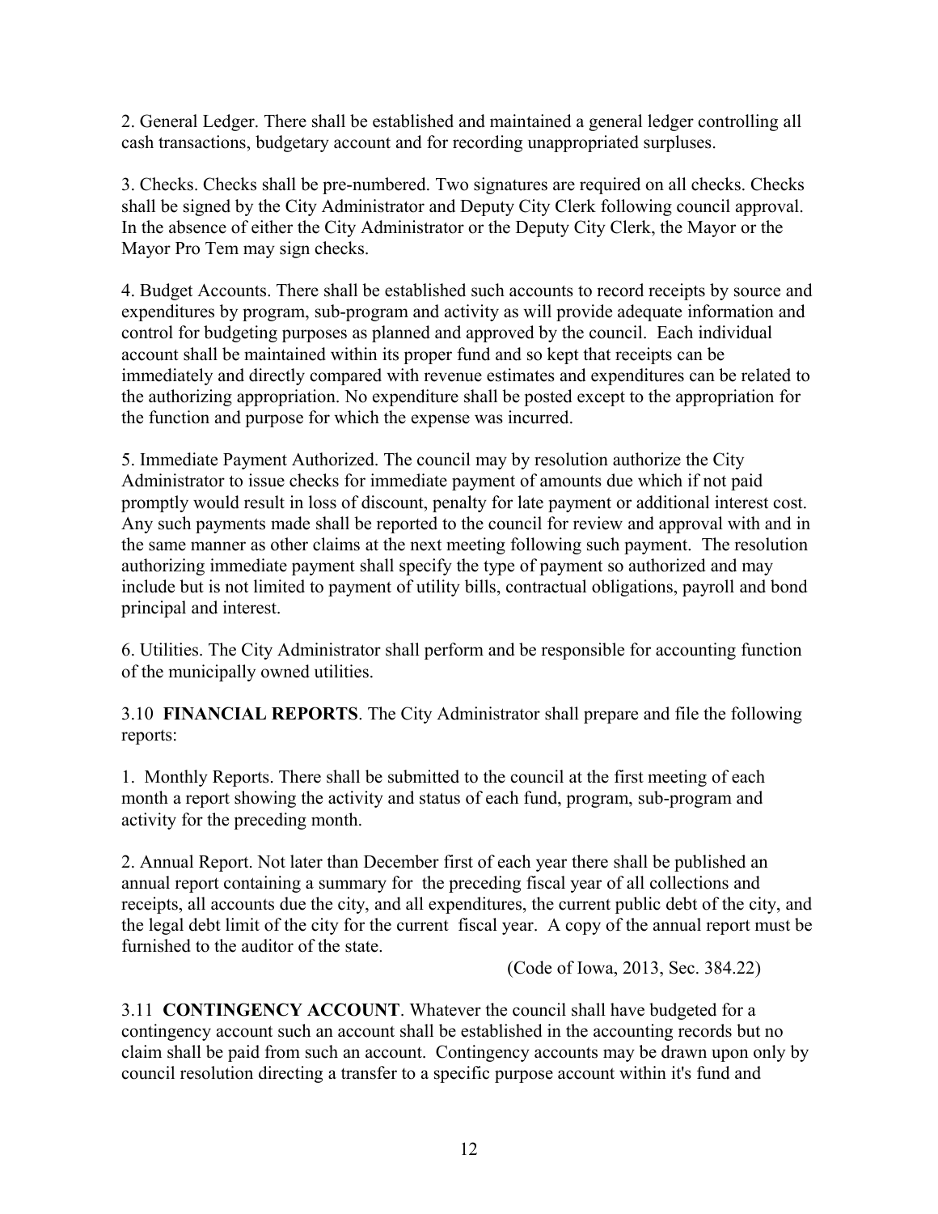2. General Ledger. There shall be established and maintained a general ledger controlling all cash transactions, budgetary account and for recording unappropriated surpluses.

3. Checks. Checks shall be pre-numbered. Two signatures are required on all checks. Checks shall be signed by the City Administrator and Deputy City Clerk following council approval. In the absence of either the City Administrator or the Deputy City Clerk, the Mayor or the Mayor Pro Tem may sign checks.

4. Budget Accounts. There shall be established such accounts to record receipts by source and expenditures by program, sub-program and activity as will provide adequate information and control for budgeting purposes as planned and approved by the council. Each individual account shall be maintained within its proper fund and so kept that receipts can be immediately and directly compared with revenue estimates and expenditures can be related to the authorizing appropriation. No expenditure shall be posted except to the appropriation for the function and purpose for which the expense was incurred.

5. Immediate Payment Authorized. The council may by resolution authorize the City Administrator to issue checks for immediate payment of amounts due which if not paid promptly would result in loss of discount, penalty for late payment or additional interest cost. Any such payments made shall be reported to the council for review and approval with and in the same manner as other claims at the next meeting following such payment. The resolution authorizing immediate payment shall specify the type of payment so authorized and may include but is not limited to payment of utility bills, contractual obligations, payroll and bond principal and interest.

6. Utilities. The City Administrator shall perform and be responsible for accounting function of the municipally owned utilities.

3.10 **FINANCIAL REPORTS**. The City Administrator shall prepare and file the following reports:

1. Monthly Reports. There shall be submitted to the council at the first meeting of each month a report showing the activity and status of each fund, program, sub-program and activity for the preceding month.

2. Annual Report. Not later than December first of each year there shall be published an annual report containing a summary for the preceding fiscal year of all collections and receipts, all accounts due the city, and all expenditures, the current public debt of the city, and the legal debt limit of the city for the current fiscal year. A copy of the annual report must be furnished to the auditor of the state.

(Code of Iowa, 2013, Sec. 384.22)

3.11 **CONTINGENCY ACCOUNT**. Whatever the council shall have budgeted for a contingency account such an account shall be established in the accounting records but no claim shall be paid from such an account. Contingency accounts may be drawn upon only by council resolution directing a transfer to a specific purpose account within it's fund and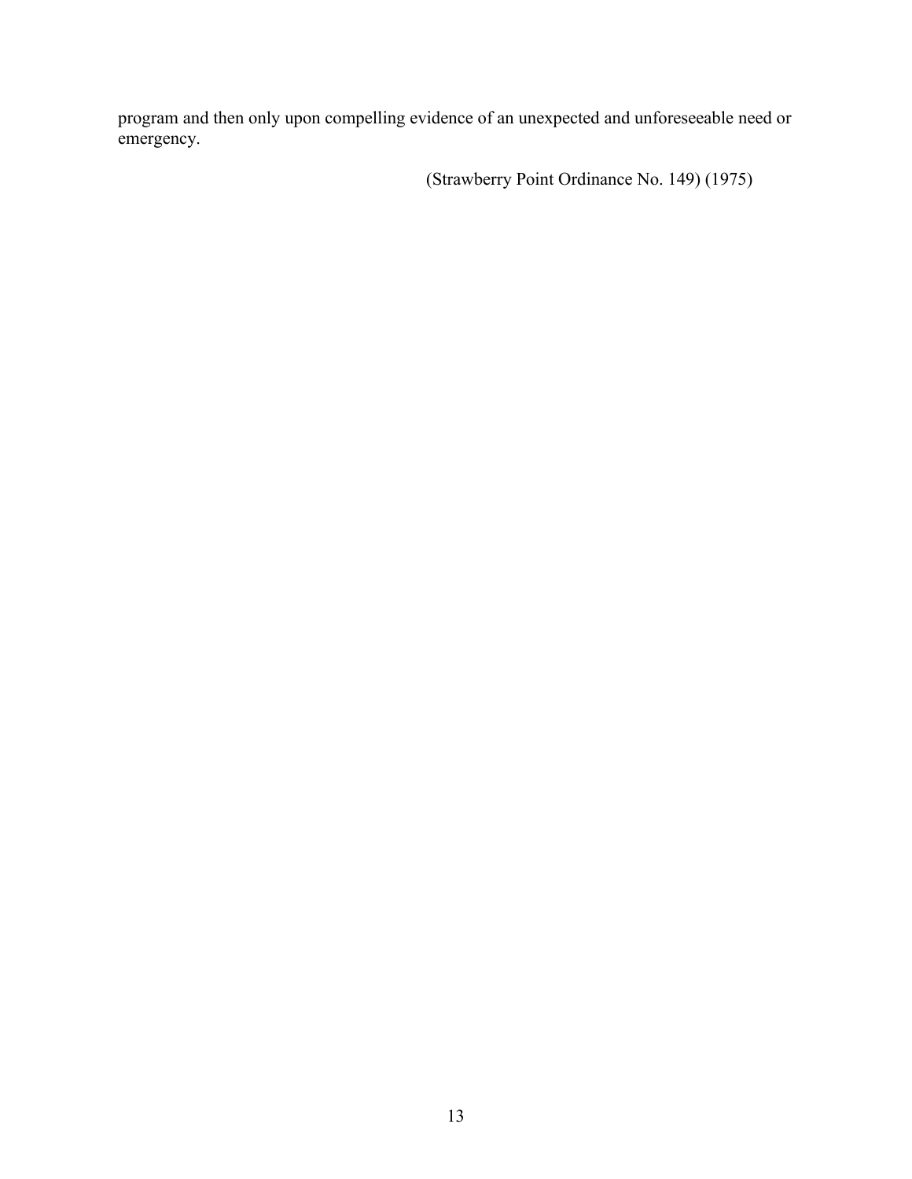program and then only upon compelling evidence of an unexpected and unforeseeable need or emergency.

(Strawberry Point Ordinance No. 149) (1975)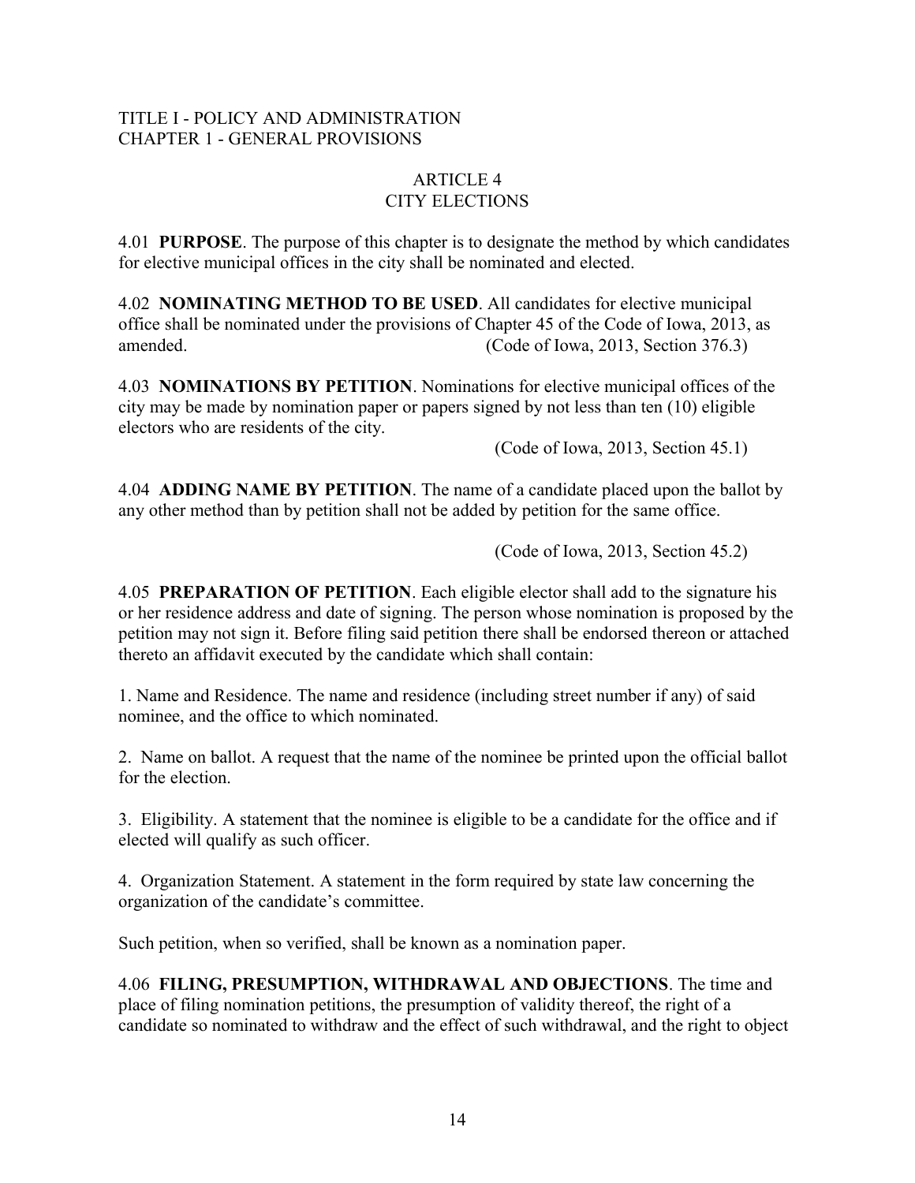TITLE I - POLICY AND ADMINISTRATION
CHAPTER 1 - GENERAL PROVISIONS

# ARTICLE 4
# CITY ELECTIONS

4.01 **PURPOSE**. The purpose of this chapter is to designate the method by which candidates for elective municipal offices in the city shall be nominated and elected.

4.02 **NOMINATING METHOD TO BE USED**. All candidates for elective municipal office shall be nominated under the provisions of Chapter 45 of the Code of Iowa, 2013, as amended. (Code of Iowa, 2013, Section 376.3)

4.03 **NOMINATIONS BY PETITION**. Nominations for elective municipal offices of the city may be made by nomination paper or papers signed by not less than ten (10) eligible electors who are residents of the city.

(Code of Iowa, 2013, Section 45.1)

4.04 **ADDING NAME BY PETITION**. The name of a candidate placed upon the ballot by any other method than by petition shall not be added by petition for the same office.

(Code of Iowa, 2013, Section 45.2)

4.05 **PREPARATION OF PETITION**. Each eligible elector shall add to the signature his or her residence address and date of signing. The person whose nomination is proposed by the petition may not sign it. Before filing said petition there shall be endorsed thereon or attached thereto an affidavit executed by the candidate which shall contain:

1. Name and Residence. The name and residence (including street number if any) of said nominee, and the office to which nominated.

2. Name on ballot. A request that the name of the nominee be printed upon the official ballot for the election.

3. Eligibility. A statement that the nominee is eligible to be a candidate for the office and if elected will qualify as such officer.

4. Organization Statement. A statement in the form required by state law concerning the organization of the candidate's committee.

Such petition, when so verified, shall be known as a nomination paper.

4.06 **FILING, PRESUMPTION, WITHDRAWAL AND OBJECTIONS**. The time and place of filing nomination petitions, the presumption of validity thereof, the right of a candidate so nominated to withdraw and the effect of such withdrawal, and the right to object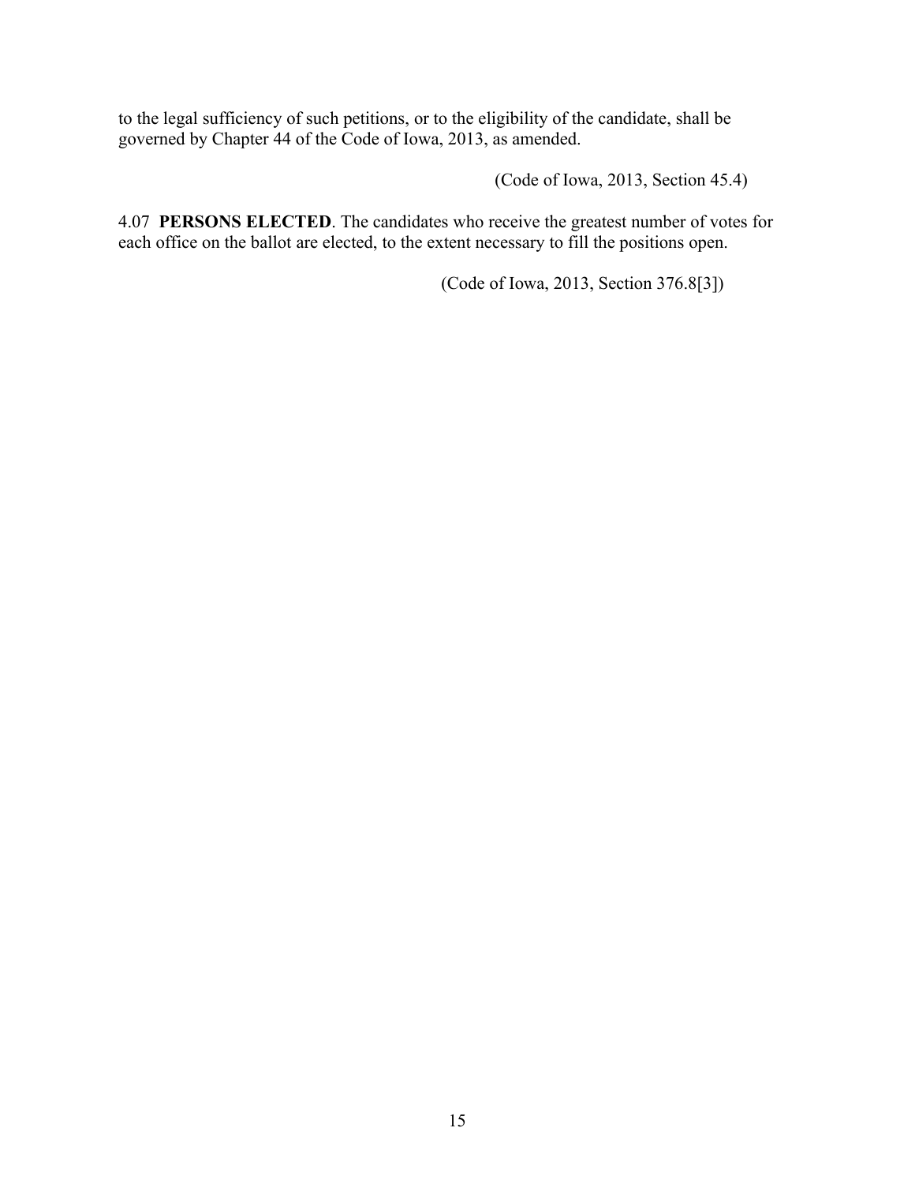to the legal sufficiency of such petitions, or to the eligibility of the candidate, shall be governed by Chapter 44 of the Code of Iowa, 2013, as amended.

(Code of Iowa, 2013, Section 45.4)

4.07 **PERSONS ELECTED**. The candidates who receive the greatest number of votes for each office on the ballot are elected, to the extent necessary to fill the positions open.

(Code of Iowa, 2013, Section 376.8[3])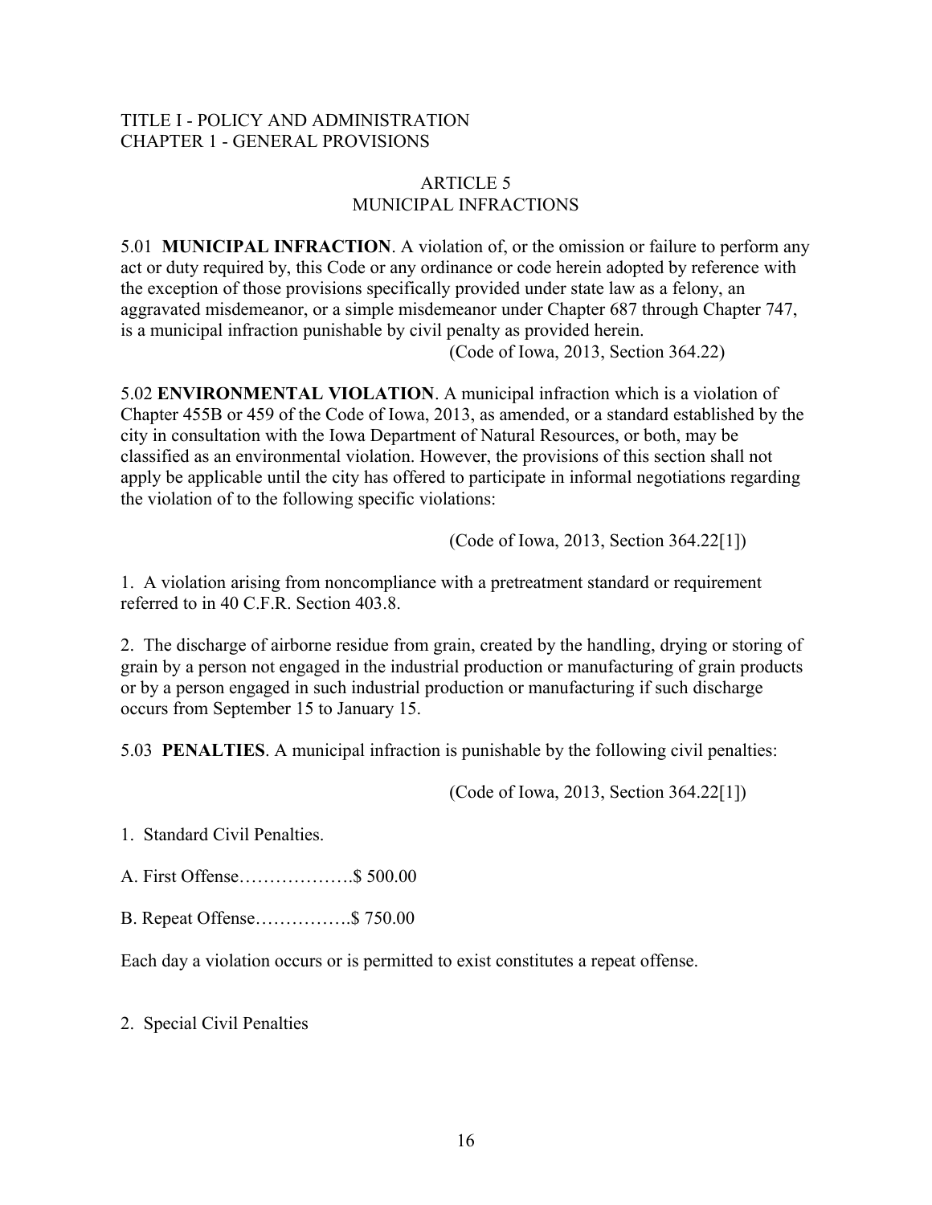TITLE I - POLICY AND ADMINISTRATION
CHAPTER 1 - GENERAL PROVISIONS

# ARTICLE 5
# MUNICIPAL INFRACTIONS

5.01 **MUNICIPAL INFRACTION**. A violation of, or the omission or failure to perform any act or duty required by, this Code or any ordinance or code herein adopted by reference with the exception of those provisions specifically provided under state law as a felony, an aggravated misdemeanor, or a simple misdemeanor under Chapter 687 through Chapter 747, is a municipal infraction punishable by civil penalty as provided herein.

(Code of Iowa, 2013, Section 364.22)

5.02 **ENVIRONMENTAL VIOLATION**. A municipal infraction which is a violation of Chapter 455B or 459 of the Code of Iowa, 2013, as amended, or a standard established by the city in consultation with the Iowa Department of Natural Resources, or both, may be classified as an environmental violation. However, the provisions of this section shall not apply be applicable until the city has offered to participate in informal negotiations regarding the violation of to the following specific violations:

(Code of Iowa, 2013, Section 364.22[1])

1. A violation arising from noncompliance with a pretreatment standard or requirement referred to in 40 C.F.R. Section 403.8.

2. The discharge of airborne residue from grain, created by the handling, drying or storing of grain by a person not engaged in the industrial production or manufacturing of grain products or by a person engaged in such industrial production or manufacturing if such discharge occurs from September 15 to January 15.

5.03 **PENALTIES**. A municipal infraction is punishable by the following civil penalties:

(Code of Iowa, 2013, Section 364.22[1])

1. Standard Civil Penalties.

A. First Offense……………….$ 500.00

B. Repeat Offense…………….$ 750.00

Each day a violation occurs or is permitted to exist constitutes a repeat offense.

2. Special Civil Penalties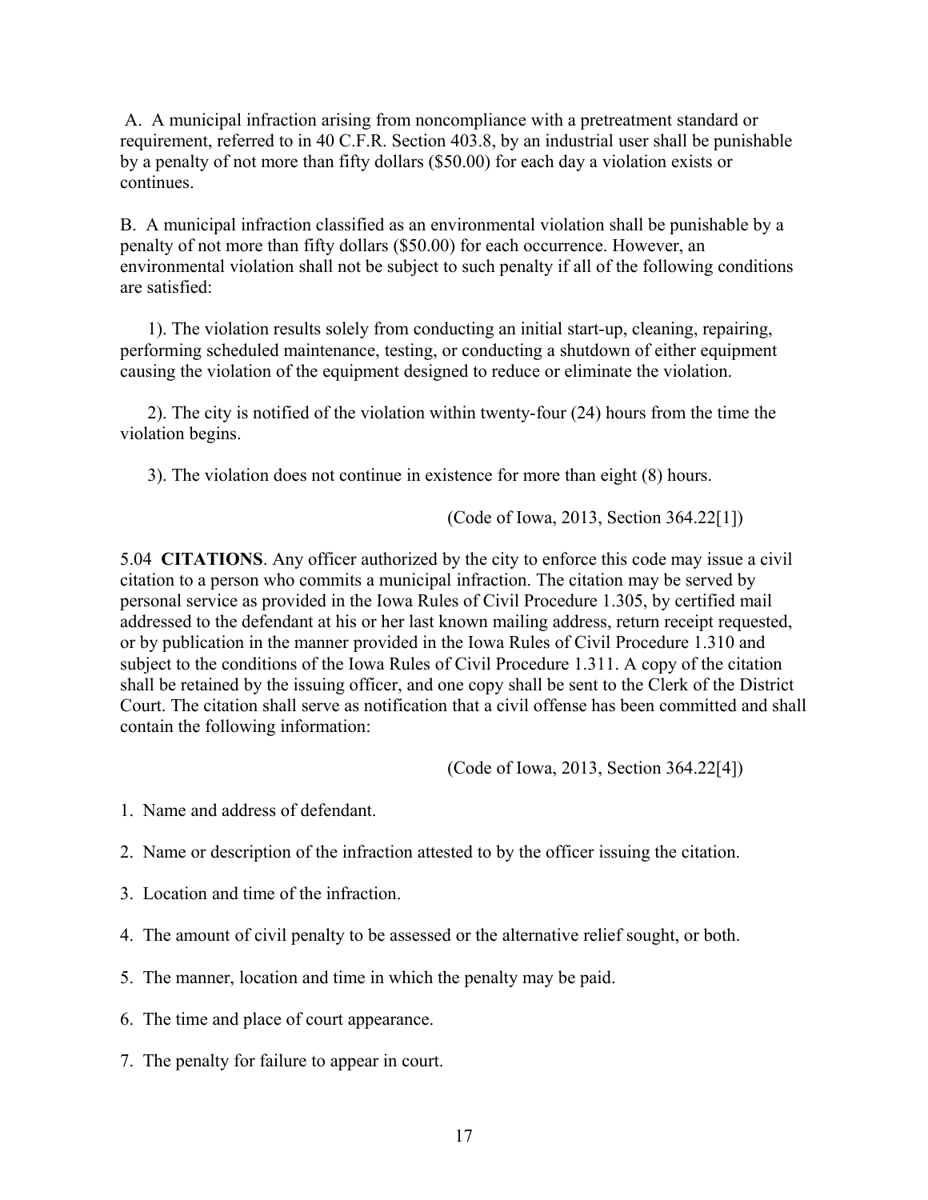A. A municipal infraction arising from noncompliance with a pretreatment standard or requirement, referred to in 40 C.F.R. Section 403.8, by an industrial user shall be punishable by a penalty of not more than fifty dollars ($50.00) for each day a violation exists or continues.

B. A municipal infraction classified as an environmental violation shall be punishable by a penalty of not more than fifty dollars ($50.00) for each occurrence. However, an environmental violation shall not be subject to such penalty if all of the following conditions are satisfied:

1). The violation results solely from conducting an initial start-up, cleaning, repairing, performing scheduled maintenance, testing, or conducting a shutdown of either equipment causing the violation of the equipment designed to reduce or eliminate the violation.

2). The city is notified of the violation within twenty-four (24) hours from the time the violation begins.

3). The violation does not continue in existence for more than eight (8) hours.

(Code of Iowa, 2013, Section 364.22[1])

5.04 **CITATIONS**. Any officer authorized by the city to enforce this code may issue a civil citation to a person who commits a municipal infraction. The citation may be served by personal service as provided in the Iowa Rules of Civil Procedure 1.305, by certified mail addressed to the defendant at his or her last known mailing address, return receipt requested, or by publication in the manner provided in the Iowa Rules of Civil Procedure 1.310 and subject to the conditions of the Iowa Rules of Civil Procedure 1.311. A copy of the citation shall be retained by the issuing officer, and one copy shall be sent to the Clerk of the District Court. The citation shall serve as notification that a civil offense has been committed and shall contain the following information:

(Code of Iowa, 2013, Section 364.22[4])

1. Name and address of defendant.
2. Name or description of the infraction attested to by the officer issuing the citation.
3. Location and time of the infraction.
4. The amount of civil penalty to be assessed or the alternative relief sought, or both.
5. The manner, location and time in which the penalty may be paid.
6. The time and place of court appearance.
7. The penalty for failure to appear in court.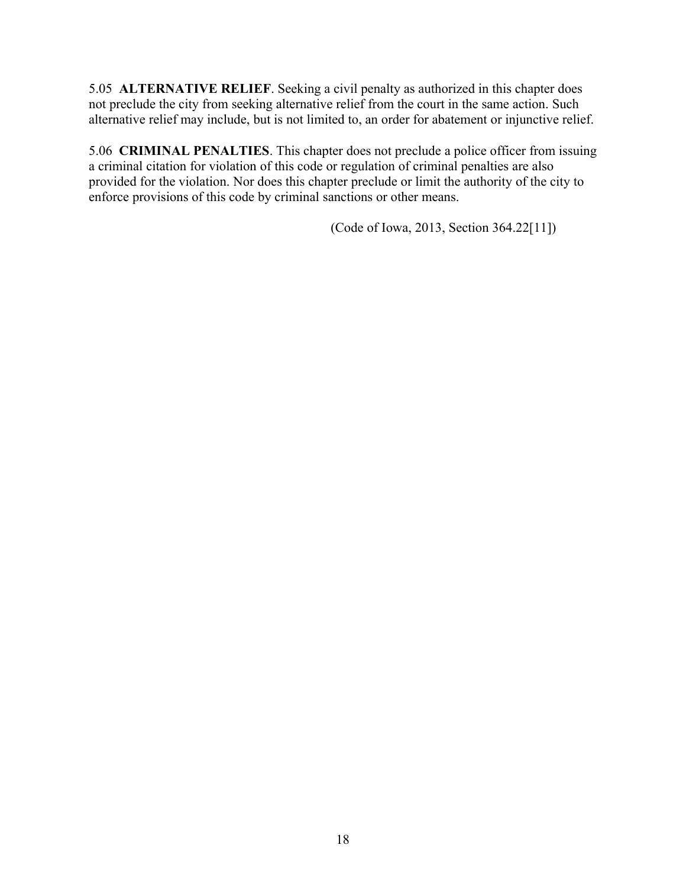5.05 **ALTERNATIVE RELIEF**. Seeking a civil penalty as authorized in this chapter does not preclude the city from seeking alternative relief from the court in the same action. Such alternative relief may include, but is not limited to, an order for abatement or injunctive relief.

5.06 **CRIMINAL PENALTIES**. This chapter does not preclude a police officer from issuing a criminal citation for violation of this code or regulation of criminal penalties are also provided for the violation. Nor does this chapter preclude or limit the authority of the city to enforce provisions of this code by criminal sanctions or other means.

(Code of Iowa, 2013, Section 364.22[11])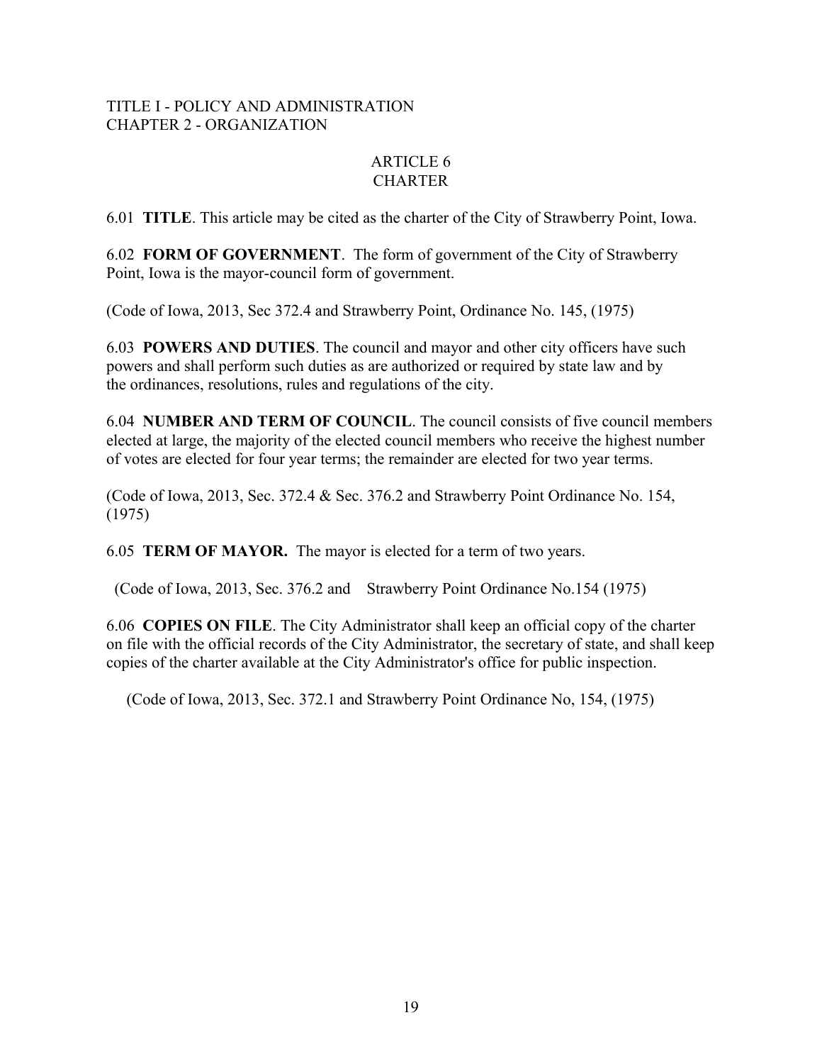TITLE I - POLICY AND ADMINISTRATION
CHAPTER 2 - ORGANIZATION

## ARTICLE 6
## CHARTER

6.01 **TITLE**. This article may be cited as the charter of the City of Strawberry Point, Iowa.

6.02 **FORM OF GOVERNMENT**. The form of government of the City of Strawberry Point, Iowa is the mayor-council form of government.

(Code of Iowa, 2013, Sec 372.4 and Strawberry Point, Ordinance No. 145, (1975)

6.03 **POWERS AND DUTIES**. The council and mayor and other city officers have such powers and shall perform such duties as are authorized or required by state law and by the ordinances, resolutions, rules and regulations of the city.

6.04 **NUMBER AND TERM OF COUNCIL**. The council consists of five council members elected at large, the majority of the elected council members who receive the highest number of votes are elected for four year terms; the remainder are elected for two year terms.

(Code of Iowa, 2013, Sec. 372.4 & Sec. 376.2 and Strawberry Point Ordinance No. 154, (1975)

6.05 **TERM OF MAYOR.** The mayor is elected for a term of two years.

(Code of Iowa, 2013, Sec. 376.2 and Strawberry Point Ordinance No.154 (1975)

6.06 **COPIES ON FILE**. The City Administrator shall keep an official copy of the charter on file with the official records of the City Administrator, the secretary of state, and shall keep copies of the charter available at the City Administrator's office for public inspection.

(Code of Iowa, 2013, Sec. 372.1 and Strawberry Point Ordinance No, 154, (1975)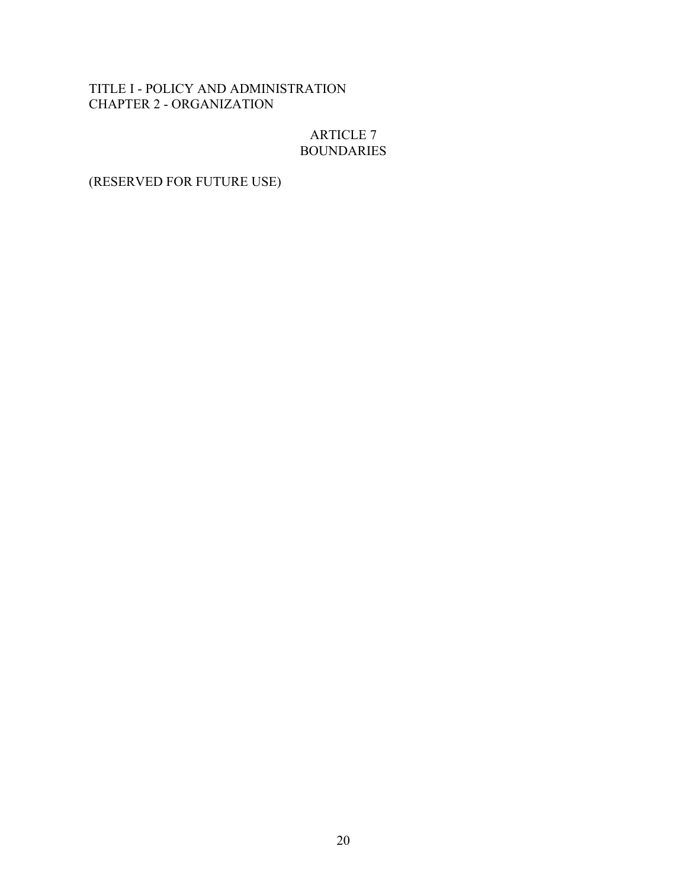TITLE I - POLICY AND ADMINISTRATION
CHAPTER 2 - ORGANIZATION

# ARTICLE 7
# BOUNDARIES

(RESERVED FOR FUTURE USE)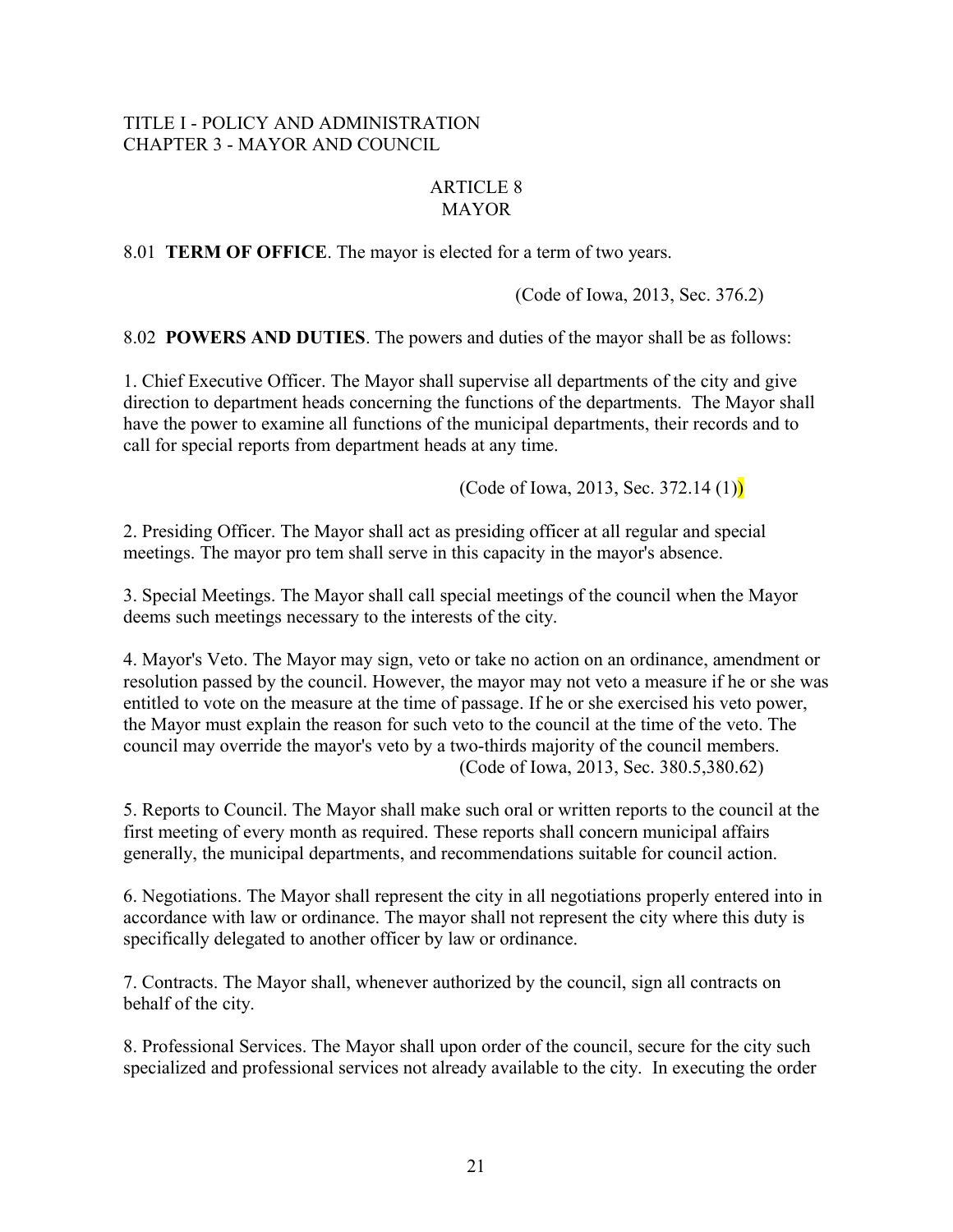TITLE I - POLICY AND ADMINISTRATION
CHAPTER 3 - MAYOR AND COUNCIL

## ARTICLE 8
## MAYOR

8.01 **TERM OF OFFICE**. The mayor is elected for a term of two years.

(Code of Iowa, 2013, Sec. 376.2)

8.02 **POWERS AND DUTIES**. The powers and duties of the mayor shall be as follows:

1. Chief Executive Officer. The Mayor shall supervise all departments of the city and give direction to department heads concerning the functions of the departments. The Mayor shall have the power to examine all functions of the municipal departments, their records and to call for special reports from department heads at any time.

(Code of Iowa, 2013, Sec. 372.14 (1))

2. Presiding Officer. The Mayor shall act as presiding officer at all regular and special meetings. The mayor pro tem shall serve in this capacity in the mayor's absence.

3. Special Meetings. The Mayor shall call special meetings of the council when the Mayor deems such meetings necessary to the interests of the city.

4. Mayor's Veto. The Mayor may sign, veto or take no action on an ordinance, amendment or resolution passed by the council. However, the mayor may not veto a measure if he or she was entitled to vote on the measure at the time of passage. If he or she exercised his veto power, the Mayor must explain the reason for such veto to the council at the time of the veto. The council may override the mayor's veto by a two-thirds majority of the council members.
(Code of Iowa, 2013, Sec. 380.5,380.62)

5. Reports to Council. The Mayor shall make such oral or written reports to the council at the first meeting of every month as required. These reports shall concern municipal affairs generally, the municipal departments, and recommendations suitable for council action.

6. Negotiations. The Mayor shall represent the city in all negotiations properly entered into in accordance with law or ordinance. The mayor shall not represent the city where this duty is specifically delegated to another officer by law or ordinance.

7. Contracts. The Mayor shall, whenever authorized by the council, sign all contracts on behalf of the city.

8. Professional Services. The Mayor shall upon order of the council, secure for the city such specialized and professional services not already available to the city. In executing the order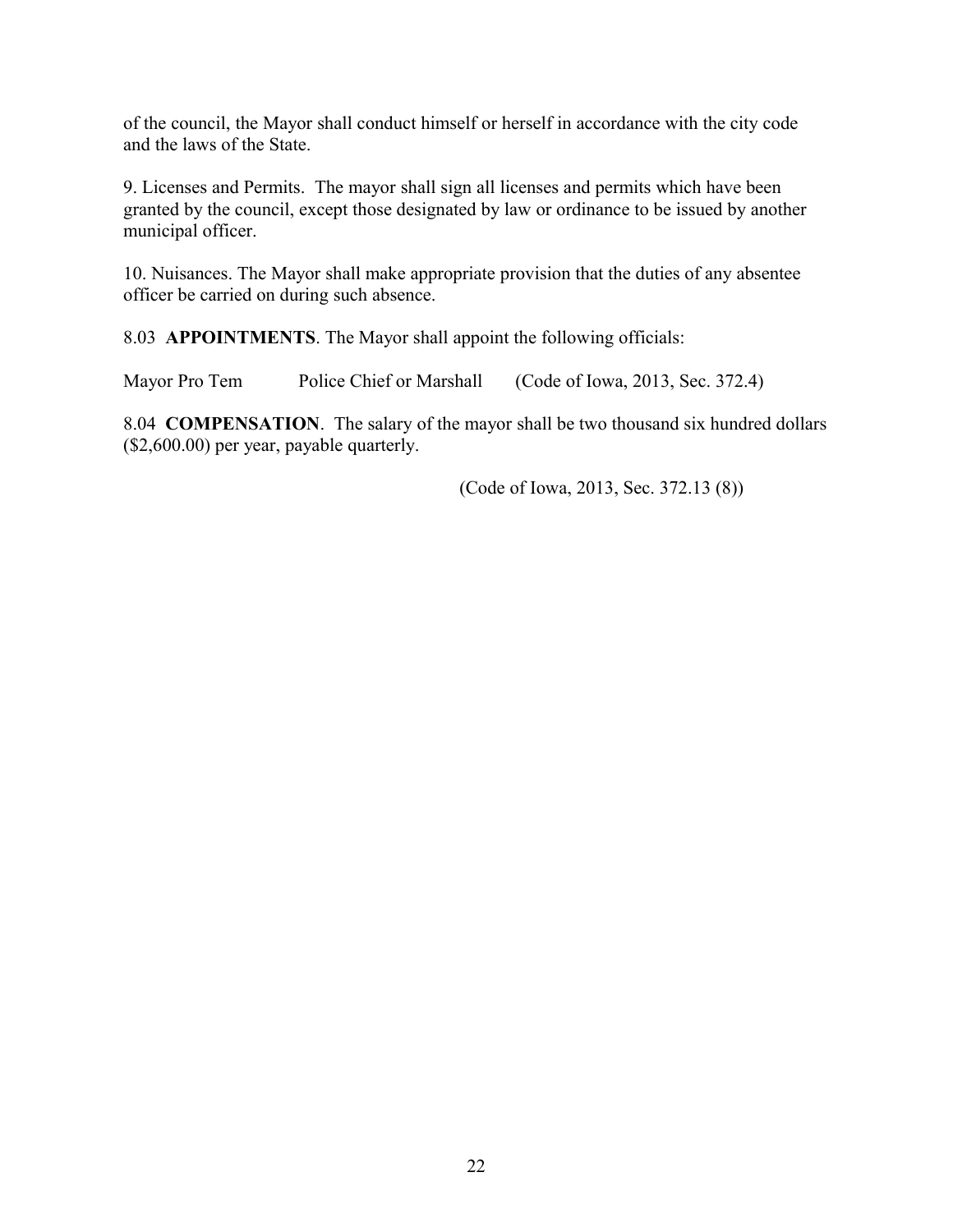of the council, the Mayor shall conduct himself or herself in accordance with the city code and the laws of the State.

9. Licenses and Permits. The mayor shall sign all licenses and permits which have been granted by the council, except those designated by law or ordinance to be issued by another municipal officer.

10. Nuisances. The Mayor shall make appropriate provision that the duties of any absentee officer be carried on during such absence.

8.03 **APPOINTMENTS**. The Mayor shall appoint the following officials:

Mayor Pro Tem Police Chief or Marshall (Code of Iowa, 2013, Sec. 372.4)

8.04 **COMPENSATION**. The salary of the mayor shall be two thousand six hundred dollars ($2,600.00) per year, payable quarterly.

(Code of Iowa, 2013, Sec. 372.13 (8))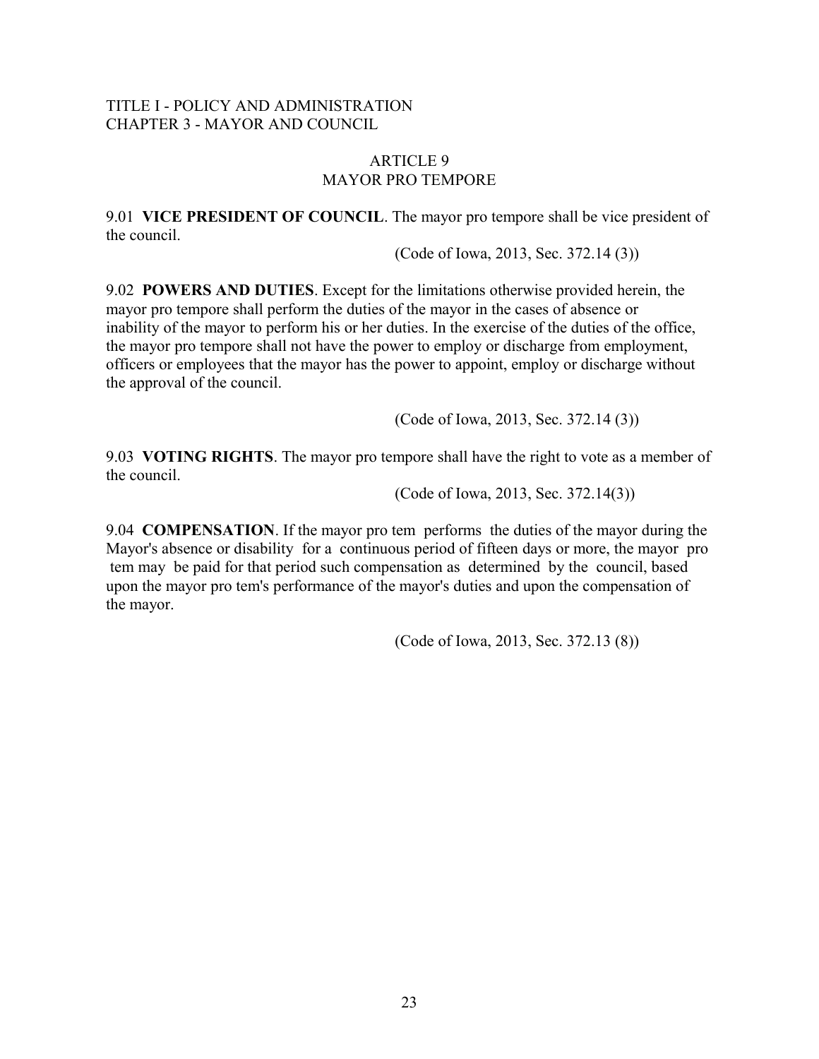TITLE I - POLICY AND ADMINISTRATION
CHAPTER 3 - MAYOR AND COUNCIL

## ARTICLE 9
## MAYOR PRO TEMPORE

9.01 **VICE PRESIDENT OF COUNCIL**. The mayor pro tempore shall be vice president of the council.

(Code of Iowa, 2013, Sec. 372.14 (3))

9.02 **POWERS AND DUTIES**. Except for the limitations otherwise provided herein, the mayor pro tempore shall perform the duties of the mayor in the cases of absence or inability of the mayor to perform his or her duties. In the exercise of the duties of the office, the mayor pro tempore shall not have the power to employ or discharge from employment, officers or employees that the mayor has the power to appoint, employ or discharge without the approval of the council.

(Code of Iowa, 2013, Sec. 372.14 (3))

9.03 **VOTING RIGHTS**. The mayor pro tempore shall have the right to vote as a member of the council.

(Code of Iowa, 2013, Sec. 372.14(3))

9.04 **COMPENSATION**. If the mayor pro tem performs the duties of the mayor during the Mayor's absence or disability for a continuous period of fifteen days or more, the mayor pro tem may be paid for that period such compensation as determined by the council, based upon the mayor pro tem's performance of the mayor's duties and upon the compensation of the mayor.

(Code of Iowa, 2013, Sec. 372.13 (8))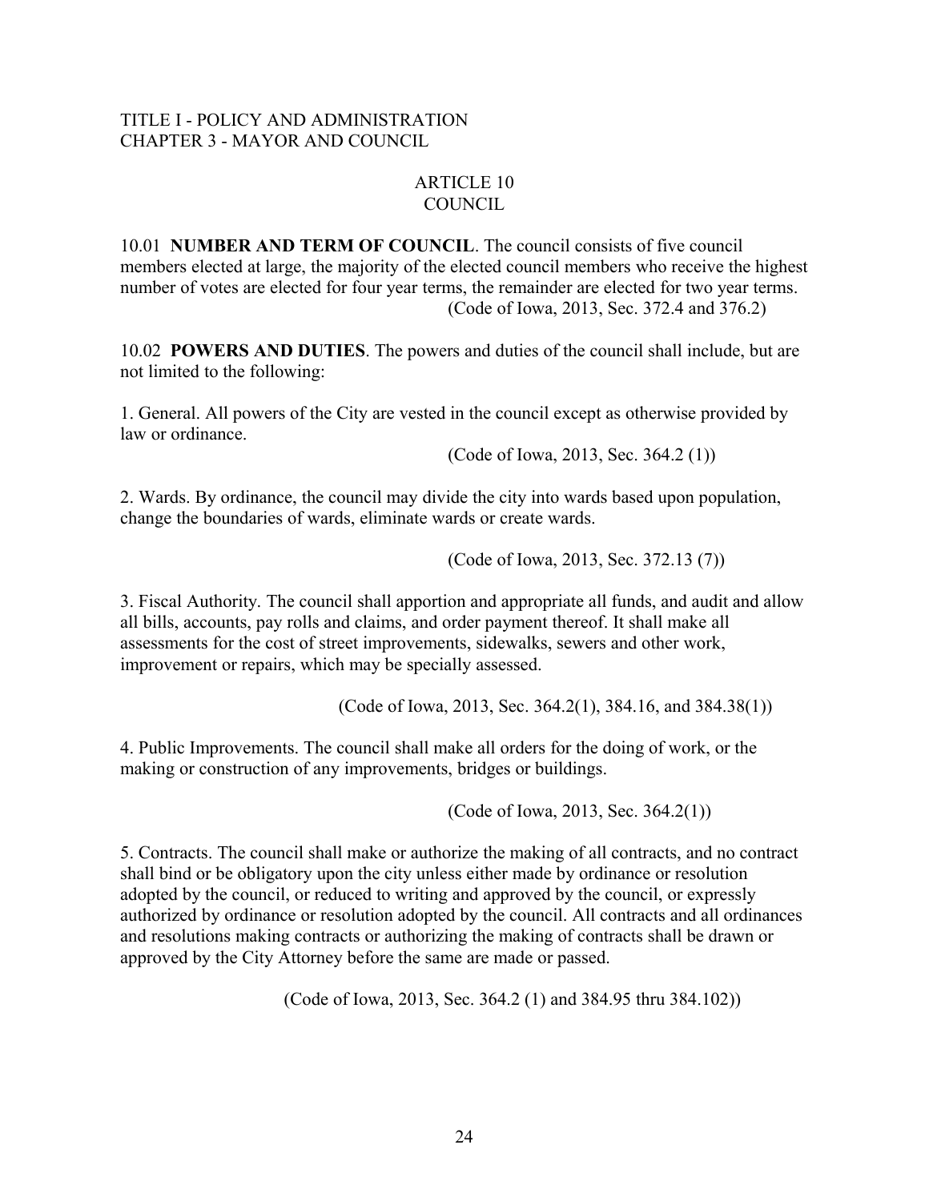TITLE I - POLICY AND ADMINISTRATION
CHAPTER 3 - MAYOR AND COUNCIL

# ARTICLE 10
# COUNCIL

10.01 **NUMBER AND TERM OF COUNCIL**. The council consists of five council members elected at large, the majority of the elected council members who receive the highest number of votes are elected for four year terms, the remainder are elected for two year terms.

(Code of Iowa, 2013, Sec. 372.4 and 376.2)

10.02 **POWERS AND DUTIES**. The powers and duties of the council shall include, but are not limited to the following:

1. General. All powers of the City are vested in the council except as otherwise provided by law or ordinance.

(Code of Iowa, 2013, Sec. 364.2 (1))

2. Wards. By ordinance, the council may divide the city into wards based upon population, change the boundaries of wards, eliminate wards or create wards.

(Code of Iowa, 2013, Sec. 372.13 (7))

3. Fiscal Authority. The council shall apportion and appropriate all funds, and audit and allow all bills, accounts, pay rolls and claims, and order payment thereof. It shall make all assessments for the cost of street improvements, sidewalks, sewers and other work, improvement or repairs, which may be specially assessed.

(Code of Iowa, 2013, Sec. 364.2(1), 384.16, and 384.38(1))

4. Public Improvements. The council shall make all orders for the doing of work, or the making or construction of any improvements, bridges or buildings.

(Code of Iowa, 2013, Sec. 364.2(1))

5. Contracts. The council shall make or authorize the making of all contracts, and no contract shall bind or be obligatory upon the city unless either made by ordinance or resolution adopted by the council, or reduced to writing and approved by the council, or expressly authorized by ordinance or resolution adopted by the council. All contracts and all ordinances and resolutions making contracts or authorizing the making of contracts shall be drawn or approved by the City Attorney before the same are made or passed.

(Code of Iowa, 2013, Sec. 364.2 (1) and 384.95 thru 384.102))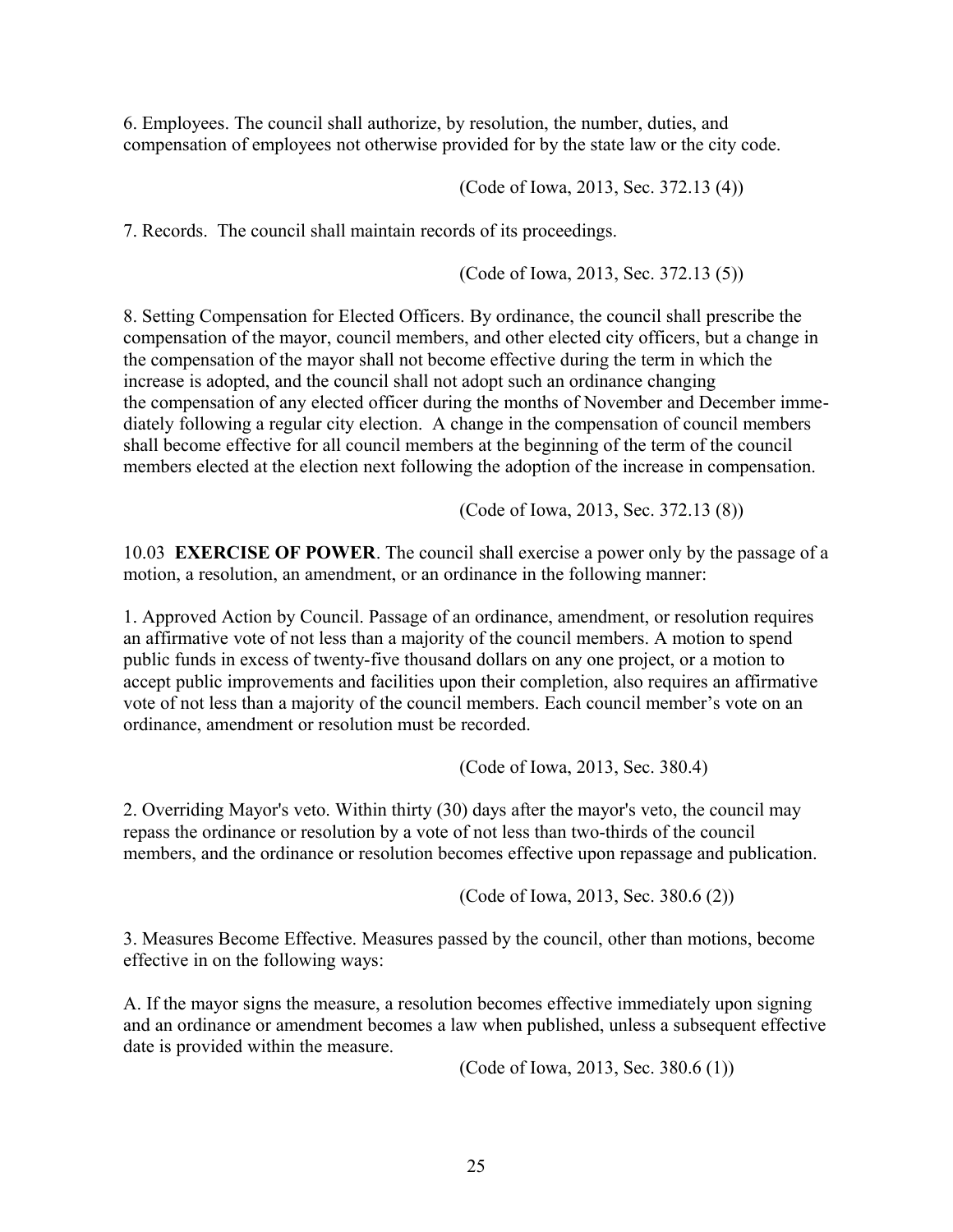6. Employees. The council shall authorize, by resolution, the number, duties, and compensation of employees not otherwise provided for by the state law or the city code.

(Code of Iowa, 2013, Sec. 372.13 (4))

7. Records. The council shall maintain records of its proceedings.

(Code of Iowa, 2013, Sec. 372.13 (5))

8. Setting Compensation for Elected Officers. By ordinance, the council shall prescribe the compensation of the mayor, council members, and other elected city officers, but a change in the compensation of the mayor shall not become effective during the term in which the increase is adopted, and the council shall not adopt such an ordinance changing the compensation of any elected officer during the months of November and December immediately following a regular city election. A change in the compensation of council members shall become effective for all council members at the beginning of the term of the council members elected at the election next following the adoption of the increase in compensation.

(Code of Iowa, 2013, Sec. 372.13 (8))

10.03 **EXERCISE OF POWER**. The council shall exercise a power only by the passage of a motion, a resolution, an amendment, or an ordinance in the following manner:

1. Approved Action by Council. Passage of an ordinance, amendment, or resolution requires an affirmative vote of not less than a majority of the council members. A motion to spend public funds in excess of twenty-five thousand dollars on any one project, or a motion to accept public improvements and facilities upon their completion, also requires an affirmative vote of not less than a majority of the council members. Each council member's vote on an ordinance, amendment or resolution must be recorded.

(Code of Iowa, 2013, Sec. 380.4)

2. Overriding Mayor's veto. Within thirty (30) days after the mayor's veto, the council may repass the ordinance or resolution by a vote of not less than two-thirds of the council members, and the ordinance or resolution becomes effective upon repassage and publication.

(Code of Iowa, 2013, Sec. 380.6 (2))

3. Measures Become Effective. Measures passed by the council, other than motions, become effective in on the following ways:

A. If the mayor signs the measure, a resolution becomes effective immediately upon signing and an ordinance or amendment becomes a law when published, unless a subsequent effective date is provided within the measure.

(Code of Iowa, 2013, Sec. 380.6 (1))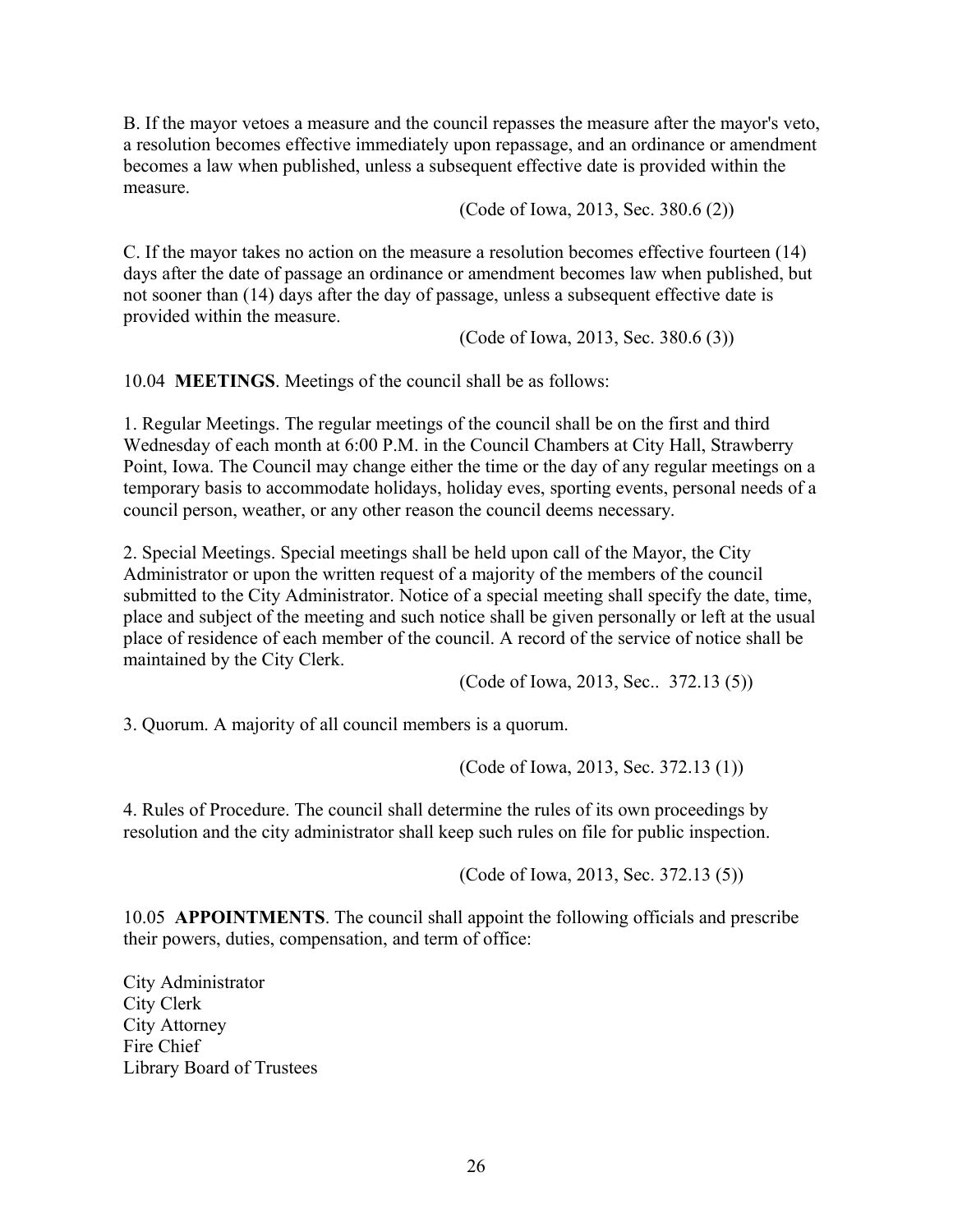B. If the mayor vetoes a measure and the council repasses the measure after the mayor's veto, a resolution becomes effective immediately upon repassage, and an ordinance or amendment becomes a law when published, unless a subsequent effective date is provided within the measure.

(Code of Iowa, 2013, Sec. 380.6 (2))

C. If the mayor takes no action on the measure a resolution becomes effective fourteen (14) days after the date of passage an ordinance or amendment becomes law when published, but not sooner than (14) days after the day of passage, unless a subsequent effective date is provided within the measure.

(Code of Iowa, 2013, Sec. 380.6 (3))

10.04 **MEETINGS**. Meetings of the council shall be as follows:

1. Regular Meetings. The regular meetings of the council shall be on the first and third Wednesday of each month at 6:00 P.M. in the Council Chambers at City Hall, Strawberry Point, Iowa. The Council may change either the time or the day of any regular meetings on a temporary basis to accommodate holidays, holiday eves, sporting events, personal needs of a council person, weather, or any other reason the council deems necessary.

2. Special Meetings. Special meetings shall be held upon call of the Mayor, the City Administrator or upon the written request of a majority of the members of the council submitted to the City Administrator. Notice of a special meeting shall specify the date, time, place and subject of the meeting and such notice shall be given personally or left at the usual place of residence of each member of the council. A record of the service of notice shall be maintained by the City Clerk.

(Code of Iowa, 2013, Sec.. 372.13 (5))

3. Quorum. A majority of all council members is a quorum.

(Code of Iowa, 2013, Sec. 372.13 (1))

4. Rules of Procedure. The council shall determine the rules of its own proceedings by resolution and the city administrator shall keep such rules on file for public inspection.

(Code of Iowa, 2013, Sec. 372.13 (5))

10.05 **APPOINTMENTS**. The council shall appoint the following officials and prescribe their powers, duties, compensation, and term of office:

City Administrator
City Clerk
City Attorney
Fire Chief
Library Board of Trustees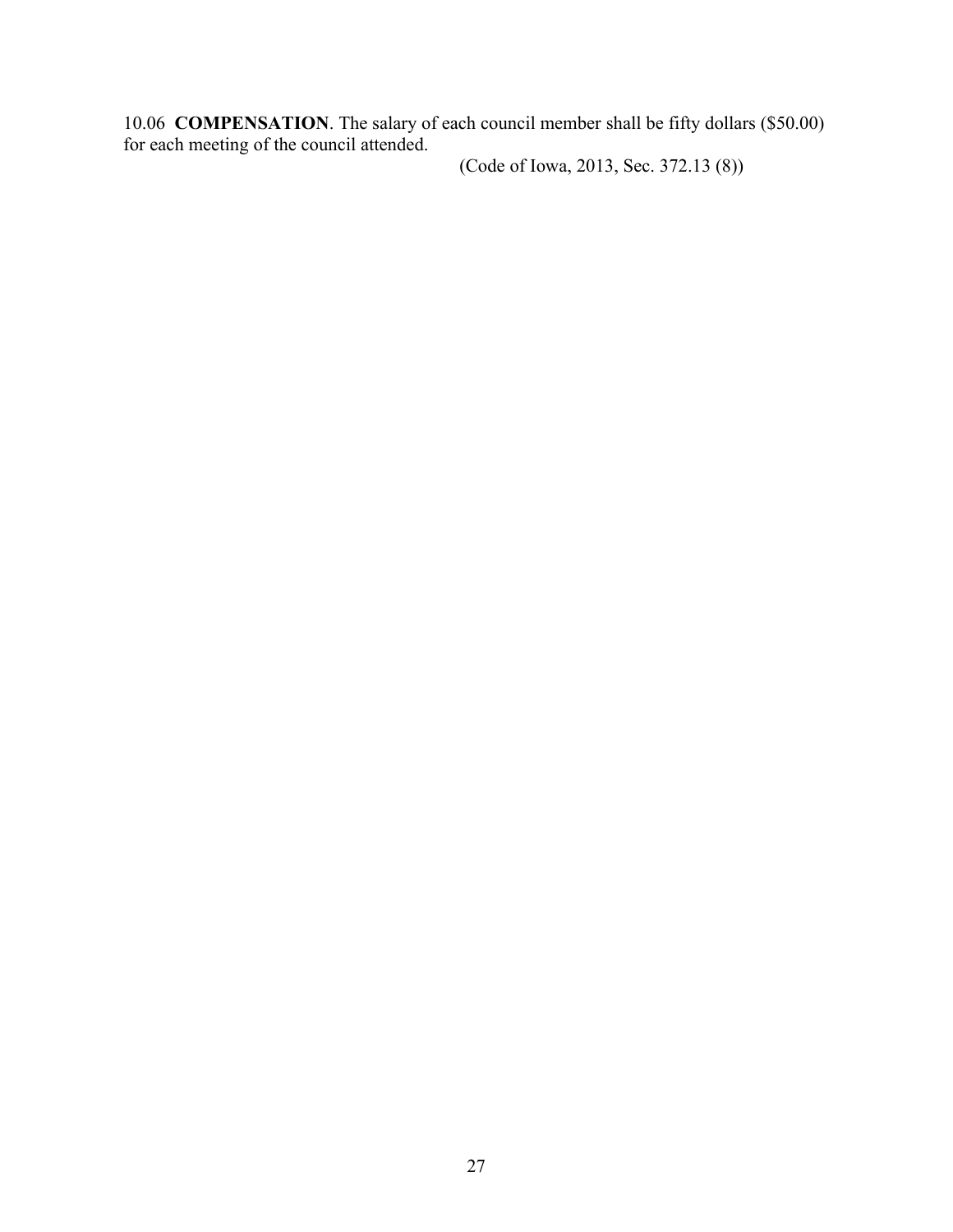10.06 **COMPENSATION**. The salary of each council member shall be fifty dollars ($50.00) for each meeting of the council attended.

(Code of Iowa, 2013, Sec. 372.13 (8))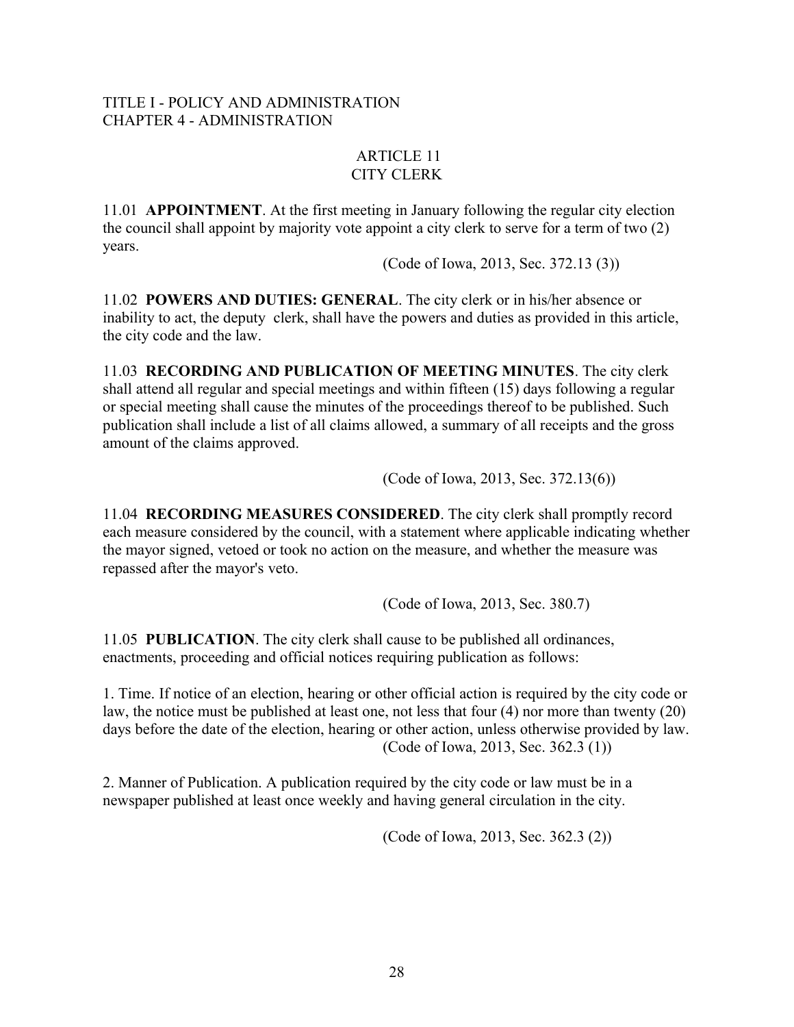TITLE I - POLICY AND ADMINISTRATION
CHAPTER 4 - ADMINISTRATION

## ARTICLE 11
## CITY CLERK

11.01 **APPOINTMENT**. At the first meeting in January following the regular city election the council shall appoint by majority vote appoint a city clerk to serve for a term of two (2) years.

(Code of Iowa, 2013, Sec. 372.13 (3))

11.02 **POWERS AND DUTIES: GENERAL**. The city clerk or in his/her absence or inability to act, the deputy clerk, shall have the powers and duties as provided in this article, the city code and the law.

11.03 **RECORDING AND PUBLICATION OF MEETING MINUTES**. The city clerk shall attend all regular and special meetings and within fifteen (15) days following a regular or special meeting shall cause the minutes of the proceedings thereof to be published. Such publication shall include a list of all claims allowed, a summary of all receipts and the gross amount of the claims approved.

(Code of Iowa, 2013, Sec. 372.13(6))

11.04 **RECORDING MEASURES CONSIDERED**. The city clerk shall promptly record each measure considered by the council, with a statement where applicable indicating whether the mayor signed, vetoed or took no action on the measure, and whether the measure was repassed after the mayor's veto.

(Code of Iowa, 2013, Sec. 380.7)

11.05 **PUBLICATION**. The city clerk shall cause to be published all ordinances, enactments, proceeding and official notices requiring publication as follows:

1. Time. If notice of an election, hearing or other official action is required by the city code or law, the notice must be published at least one, not less that four (4) nor more than twenty (20) days before the date of the election, hearing or other action, unless otherwise provided by law.
(Code of Iowa, 2013, Sec. 362.3 (1))

2. Manner of Publication. A publication required by the city code or law must be in a newspaper published at least once weekly and having general circulation in the city.

(Code of Iowa, 2013, Sec. 362.3 (2))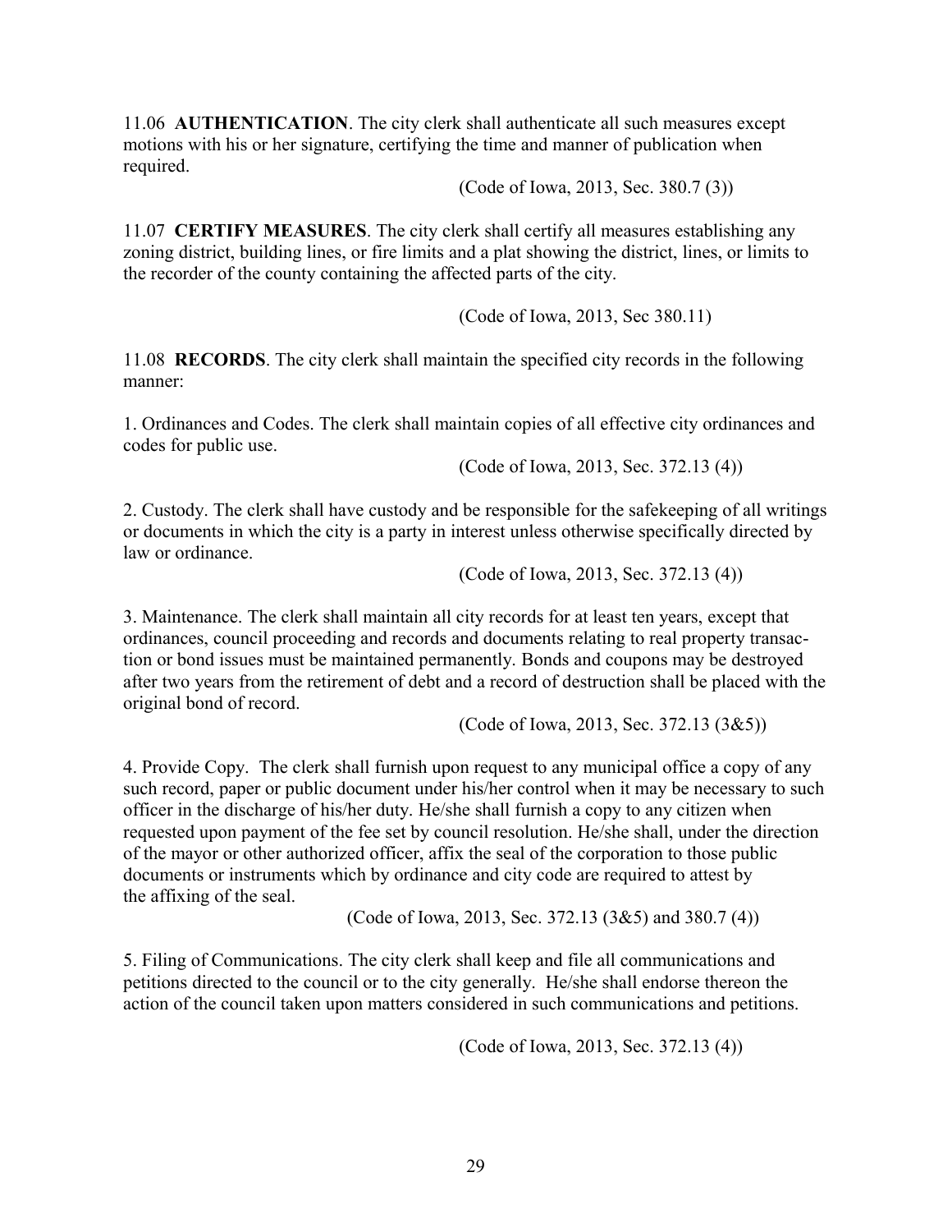11.06 **AUTHENTICATION**. The city clerk shall authenticate all such measures except motions with his or her signature, certifying the time and manner of publication when required.

(Code of Iowa, 2013, Sec. 380.7 (3))

11.07 **CERTIFY MEASURES**. The city clerk shall certify all measures establishing any zoning district, building lines, or fire limits and a plat showing the district, lines, or limits to the recorder of the county containing the affected parts of the city.

(Code of Iowa, 2013, Sec 380.11)

11.08 **RECORDS**. The city clerk shall maintain the specified city records in the following manner:

1. Ordinances and Codes. The clerk shall maintain copies of all effective city ordinances and codes for public use.

(Code of Iowa, 2013, Sec. 372.13 (4))

2. Custody. The clerk shall have custody and be responsible for the safekeeping of all writings or documents in which the city is a party in interest unless otherwise specifically directed by law or ordinance.

(Code of Iowa, 2013, Sec. 372.13 (4))

3. Maintenance. The clerk shall maintain all city records for at least ten years, except that ordinances, council proceeding and records and documents relating to real property transaction or bond issues must be maintained permanently. Bonds and coupons may be destroyed after two years from the retirement of debt and a record of destruction shall be placed with the original bond of record.

(Code of Iowa, 2013, Sec. 372.13 (3&5))

4. Provide Copy. The clerk shall furnish upon request to any municipal office a copy of any such record, paper or public document under his/her control when it may be necessary to such officer in the discharge of his/her duty. He/she shall furnish a copy to any citizen when requested upon payment of the fee set by council resolution. He/she shall, under the direction of the mayor or other authorized officer, affix the seal of the corporation to those public documents or instruments which by ordinance and city code are required to attest by the affixing of the seal.

(Code of Iowa, 2013, Sec. 372.13 (3&5) and 380.7 (4))

5. Filing of Communications. The city clerk shall keep and file all communications and petitions directed to the council or to the city generally. He/she shall endorse thereon the action of the council taken upon matters considered in such communications and petitions.

(Code of Iowa, 2013, Sec. 372.13 (4))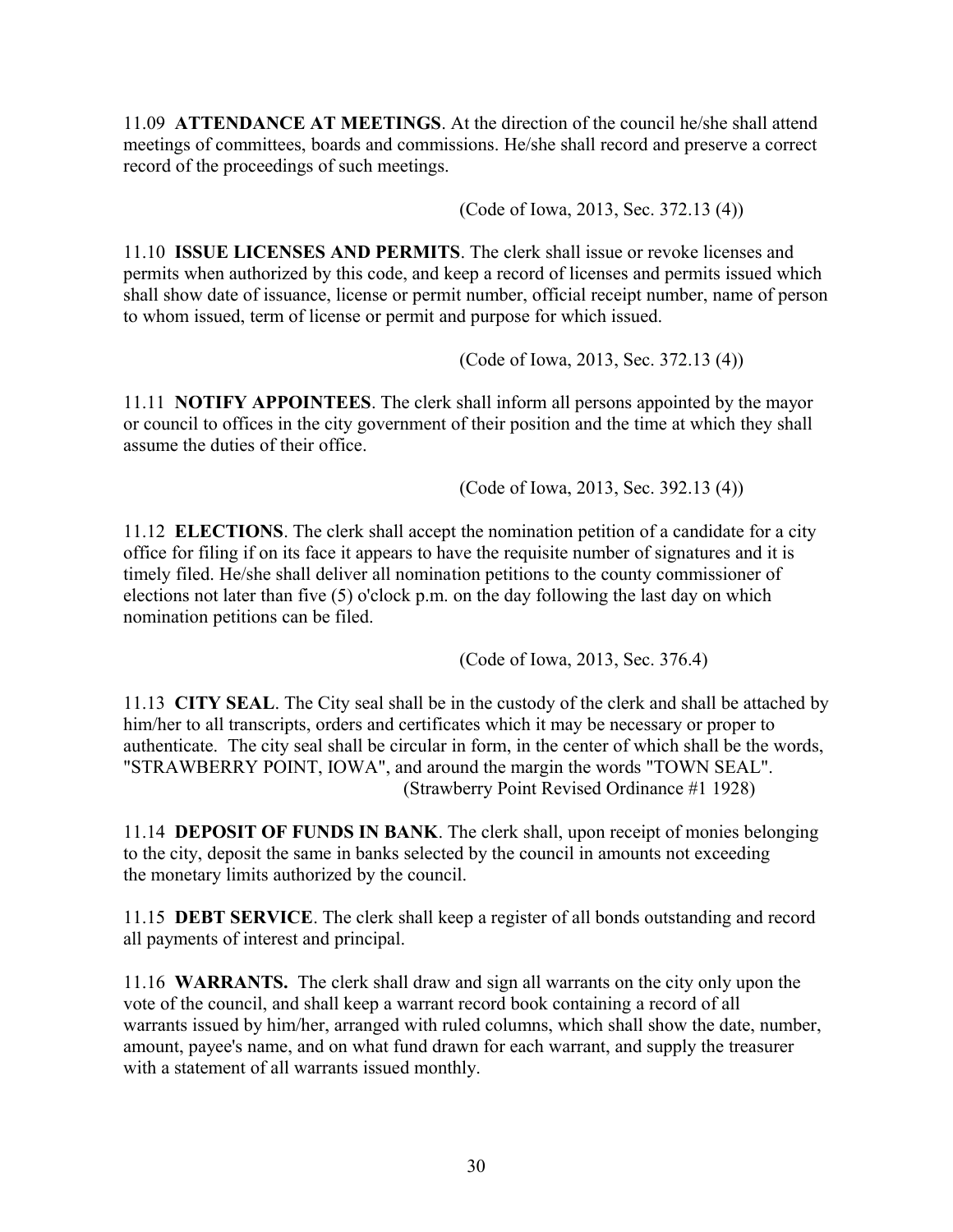11.09 **ATTENDANCE AT MEETINGS**. At the direction of the council he/she shall attend meetings of committees, boards and commissions. He/she shall record and preserve a correct record of the proceedings of such meetings.

(Code of Iowa, 2013, Sec. 372.13 (4))

11.10 **ISSUE LICENSES AND PERMITS**. The clerk shall issue or revoke licenses and permits when authorized by this code, and keep a record of licenses and permits issued which shall show date of issuance, license or permit number, official receipt number, name of person to whom issued, term of license or permit and purpose for which issued.

(Code of Iowa, 2013, Sec. 372.13 (4))

11.11 **NOTIFY APPOINTEES**. The clerk shall inform all persons appointed by the mayor or council to offices in the city government of their position and the time at which they shall assume the duties of their office.

(Code of Iowa, 2013, Sec. 392.13 (4))

11.12 **ELECTIONS**. The clerk shall accept the nomination petition of a candidate for a city office for filing if on its face it appears to have the requisite number of signatures and it is timely filed. He/she shall deliver all nomination petitions to the county commissioner of elections not later than five (5) o'clock p.m. on the day following the last day on which nomination petitions can be filed.

(Code of Iowa, 2013, Sec. 376.4)

11.13 **CITY SEAL**. The City seal shall be in the custody of the clerk and shall be attached by him/her to all transcripts, orders and certificates which it may be necessary or proper to authenticate. The city seal shall be circular in form, in the center of which shall be the words, "STRAWBERRY POINT, IOWA", and around the margin the words "TOWN SEAL".

(Strawberry Point Revised Ordinance #1 1928)

11.14 **DEPOSIT OF FUNDS IN BANK**. The clerk shall, upon receipt of monies belonging to the city, deposit the same in banks selected by the council in amounts not exceeding the monetary limits authorized by the council.

11.15 **DEBT SERVICE**. The clerk shall keep a register of all bonds outstanding and record all payments of interest and principal.

11.16 **WARRANTS.** The clerk shall draw and sign all warrants on the city only upon the vote of the council, and shall keep a warrant record book containing a record of all warrants issued by him/her, arranged with ruled columns, which shall show the date, number, amount, payee's name, and on what fund drawn for each warrant, and supply the treasurer with a statement of all warrants issued monthly.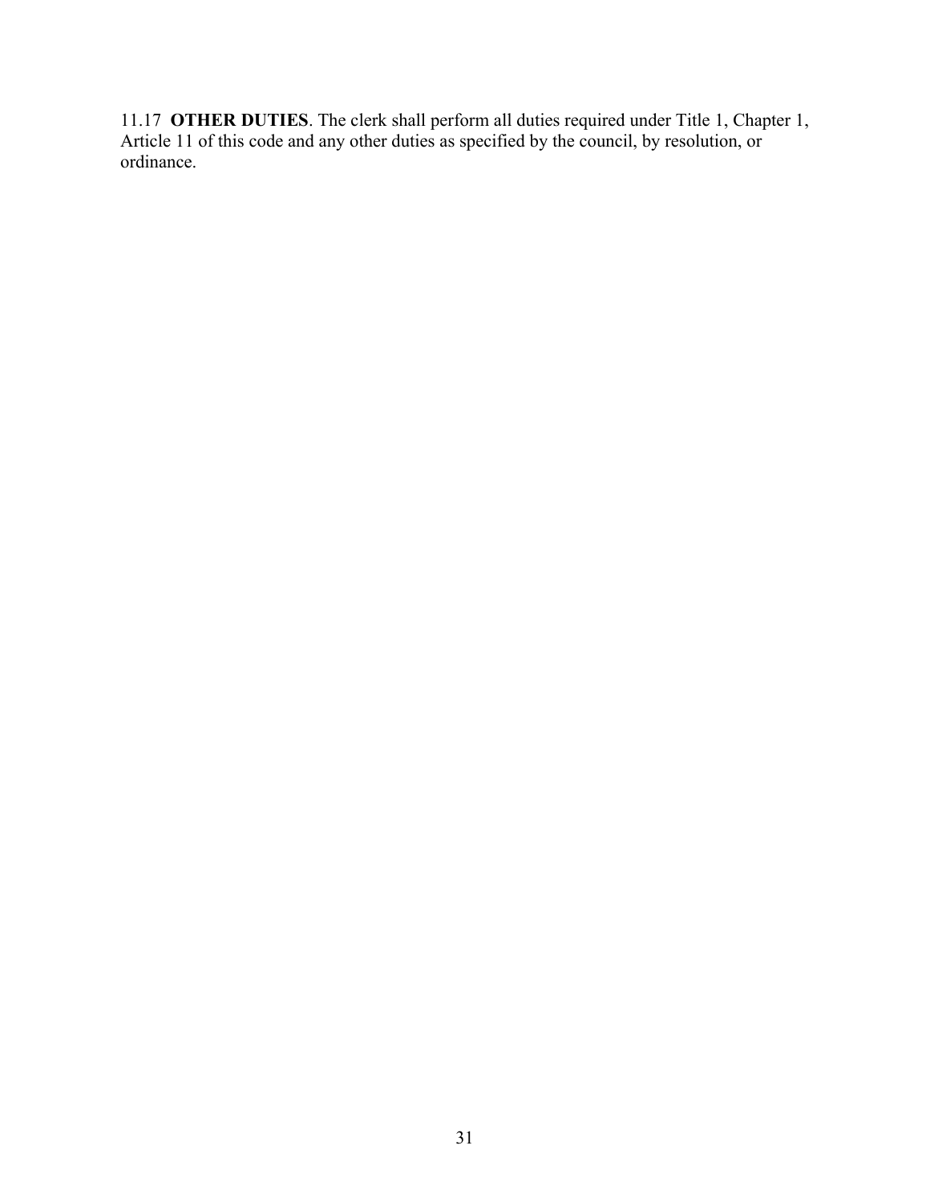11.17 **OTHER DUTIES**. The clerk shall perform all duties required under Title 1, Chapter 1, Article 11 of this code and any other duties as specified by the council, by resolution, or ordinance.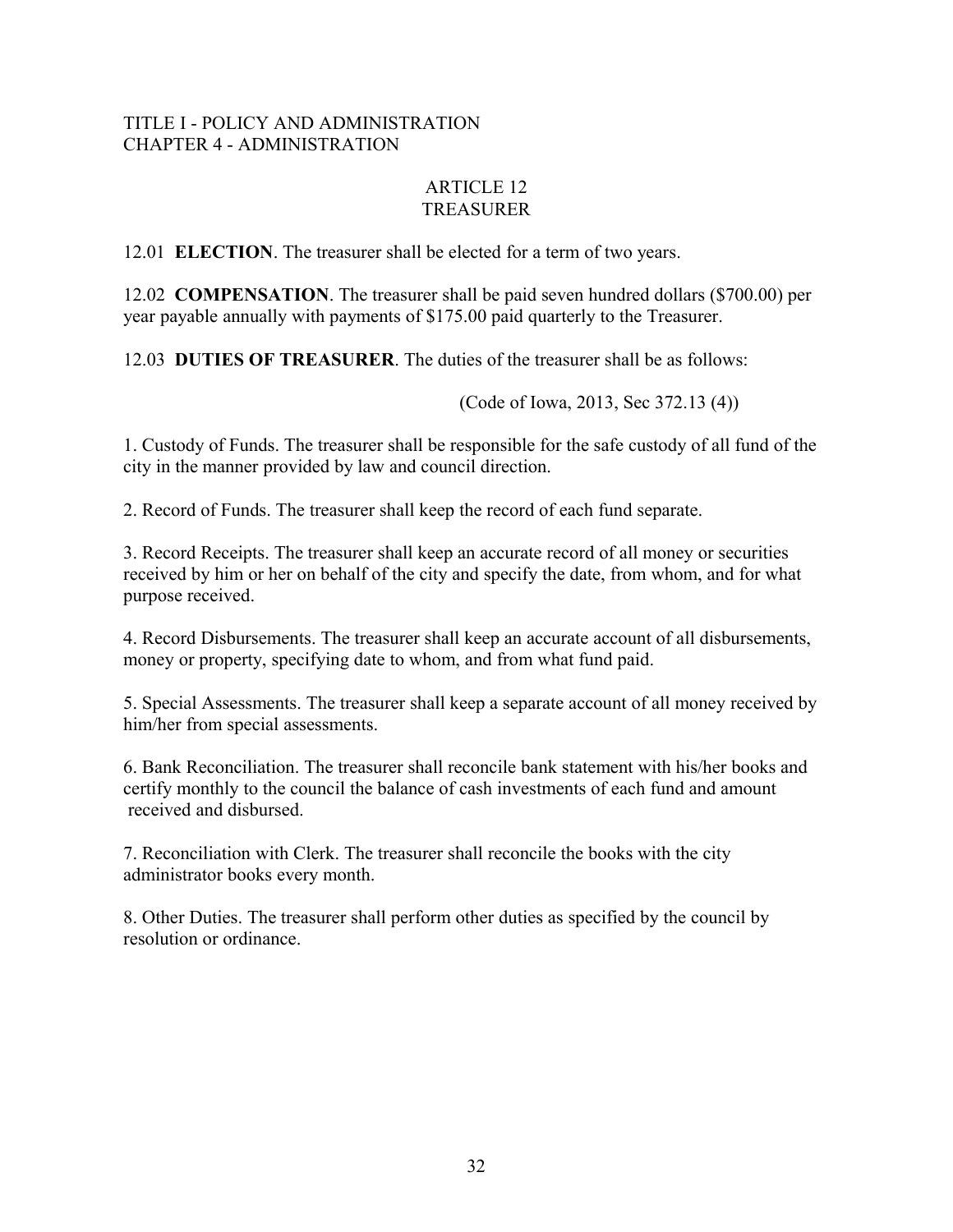TITLE I - POLICY AND ADMINISTRATION
CHAPTER 4 - ADMINISTRATION

# ARTICLE 12
# TREASURER

12.01 **ELECTION**. The treasurer shall be elected for a term of two years.

12.02 **COMPENSATION**. The treasurer shall be paid seven hundred dollars ($700.00) per year payable annually with payments of $175.00 paid quarterly to the Treasurer.

12.03 **DUTIES OF TREASURER**. The duties of the treasurer shall be as follows:

(Code of Iowa, 2013, Sec 372.13 (4))

1. Custody of Funds. The treasurer shall be responsible for the safe custody of all fund of the city in the manner provided by law and council direction.

2. Record of Funds. The treasurer shall keep the record of each fund separate.

3. Record Receipts. The treasurer shall keep an accurate record of all money or securities received by him or her on behalf of the city and specify the date, from whom, and for what purpose received.

4. Record Disbursements. The treasurer shall keep an accurate account of all disbursements, money or property, specifying date to whom, and from what fund paid.

5. Special Assessments. The treasurer shall keep a separate account of all money received by him/her from special assessments.

6. Bank Reconciliation. The treasurer shall reconcile bank statement with his/her books and certify monthly to the council the balance of cash investments of each fund and amount received and disbursed.

7. Reconciliation with Clerk. The treasurer shall reconcile the books with the city administrator books every month.

8. Other Duties. The treasurer shall perform other duties as specified by the council by resolution or ordinance.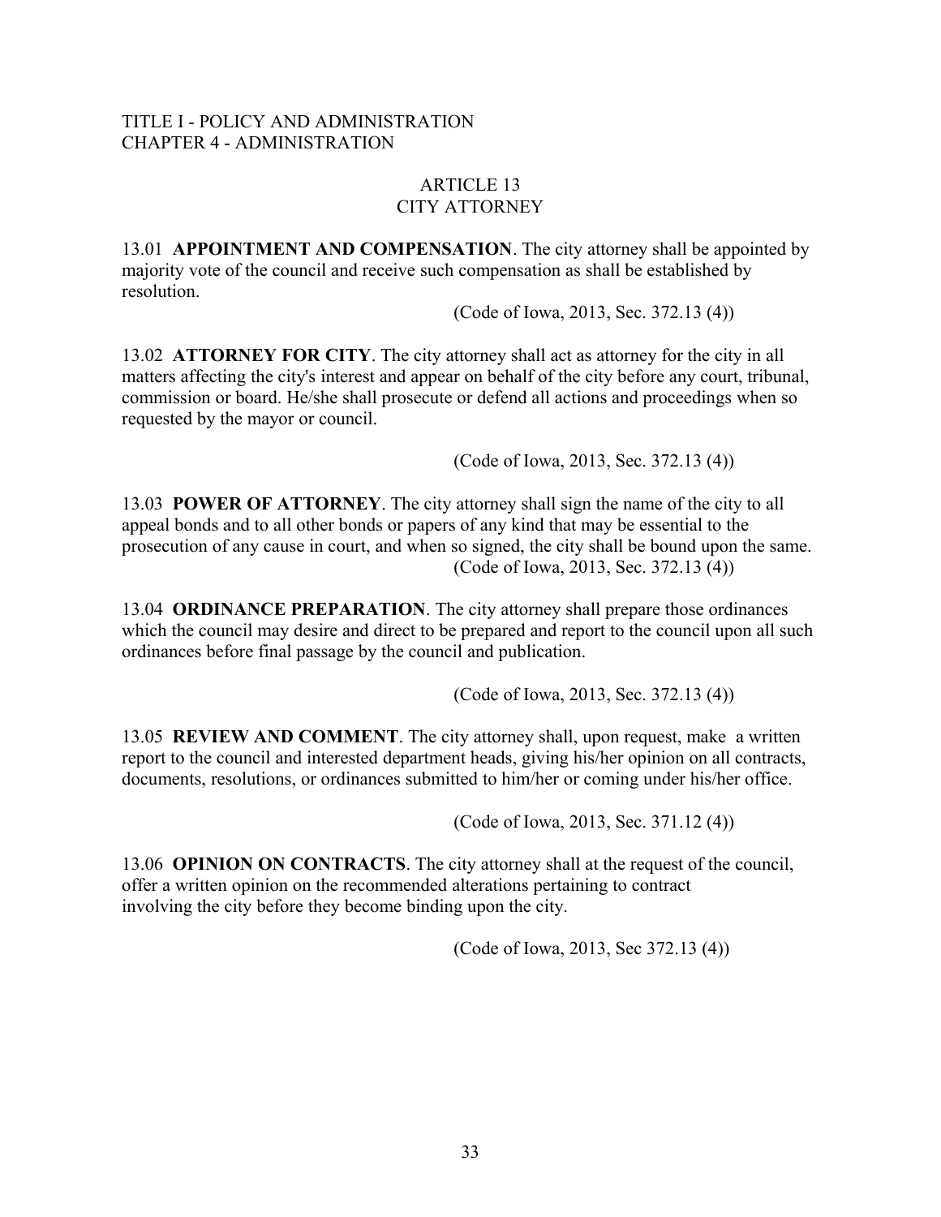TITLE I - POLICY AND ADMINISTRATION
CHAPTER 4 - ADMINISTRATION

# ARTICLE 13
# CITY ATTORNEY

13.01 **APPOINTMENT AND COMPENSATION**. The city attorney shall be appointed by majority vote of the council and receive such compensation as shall be established by resolution.

(Code of Iowa, 2013, Sec. 372.13 (4))

13.02 **ATTORNEY FOR CITY**. The city attorney shall act as attorney for the city in all matters affecting the city's interest and appear on behalf of the city before any court, tribunal, commission or board. He/she shall prosecute or defend all actions and proceedings when so requested by the mayor or council.

(Code of Iowa, 2013, Sec. 372.13 (4))

13.03 **POWER OF ATTORNEY**. The city attorney shall sign the name of the city to all appeal bonds and to all other bonds or papers of any kind that may be essential to the prosecution of any cause in court, and when so signed, the city shall be bound upon the same.

(Code of Iowa, 2013, Sec. 372.13 (4))

13.04 **ORDINANCE PREPARATION**. The city attorney shall prepare those ordinances which the council may desire and direct to be prepared and report to the council upon all such ordinances before final passage by the council and publication.

(Code of Iowa, 2013, Sec. 372.13 (4))

13.05 **REVIEW AND COMMENT**. The city attorney shall, upon request, make a written report to the council and interested department heads, giving his/her opinion on all contracts, documents, resolutions, or ordinances submitted to him/her or coming under his/her office.

(Code of Iowa, 2013, Sec. 371.12 (4))

13.06 **OPINION ON CONTRACTS**. The city attorney shall at the request of the council, offer a written opinion on the recommended alterations pertaining to contract involving the city before they become binding upon the city.

(Code of Iowa, 2013, Sec 372.13 (4))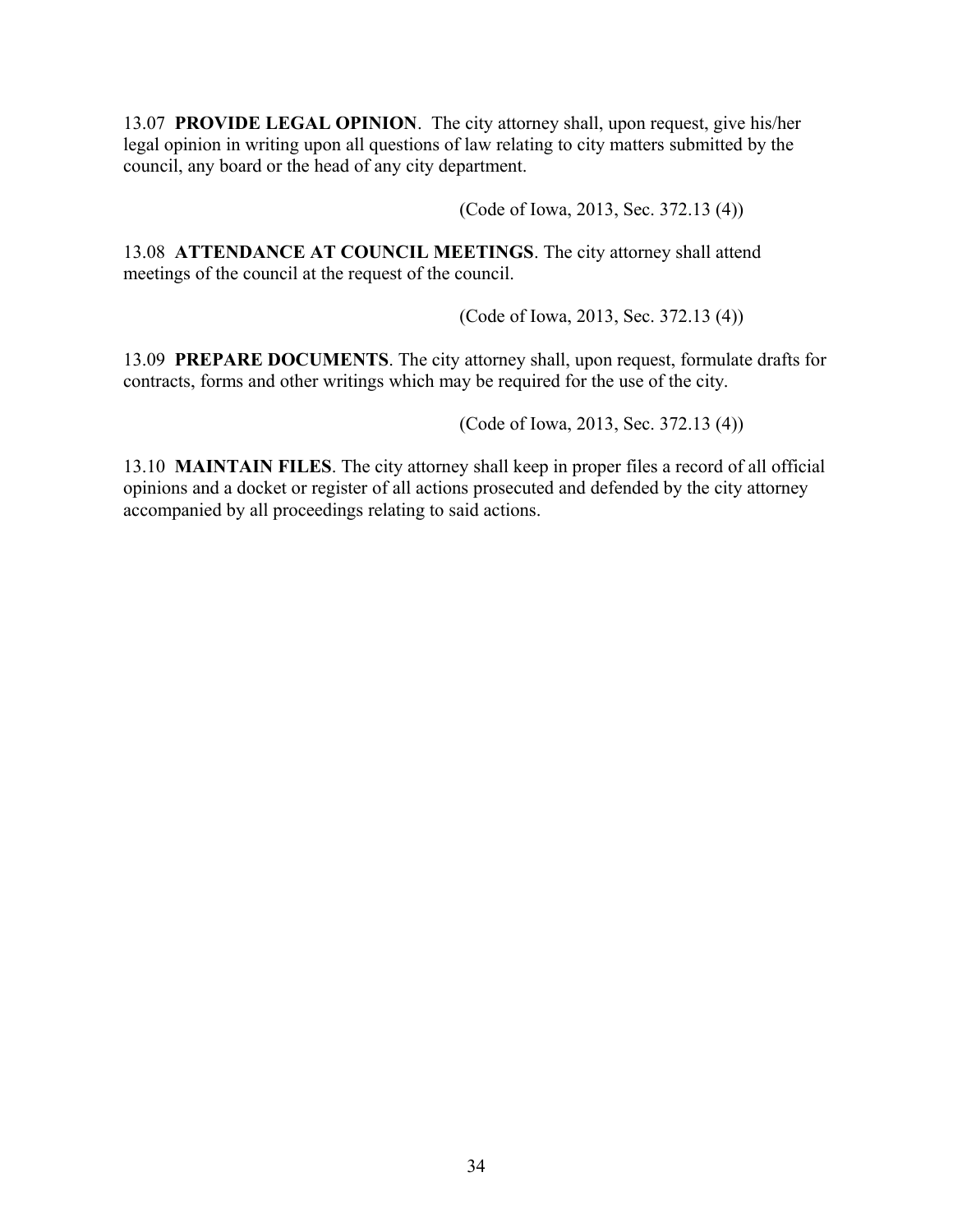13.07 **PROVIDE LEGAL OPINION**. The city attorney shall, upon request, give his/her legal opinion in writing upon all questions of law relating to city matters submitted by the council, any board or the head of any city department.

(Code of Iowa, 2013, Sec. 372.13 (4))

13.08 **ATTENDANCE AT COUNCIL MEETINGS**. The city attorney shall attend meetings of the council at the request of the council.

(Code of Iowa, 2013, Sec. 372.13 (4))

13.09 **PREPARE DOCUMENTS**. The city attorney shall, upon request, formulate drafts for contracts, forms and other writings which may be required for the use of the city.

(Code of Iowa, 2013, Sec. 372.13 (4))

13.10 **MAINTAIN FILES**. The city attorney shall keep in proper files a record of all official opinions and a docket or register of all actions prosecuted and defended by the city attorney accompanied by all proceedings relating to said actions.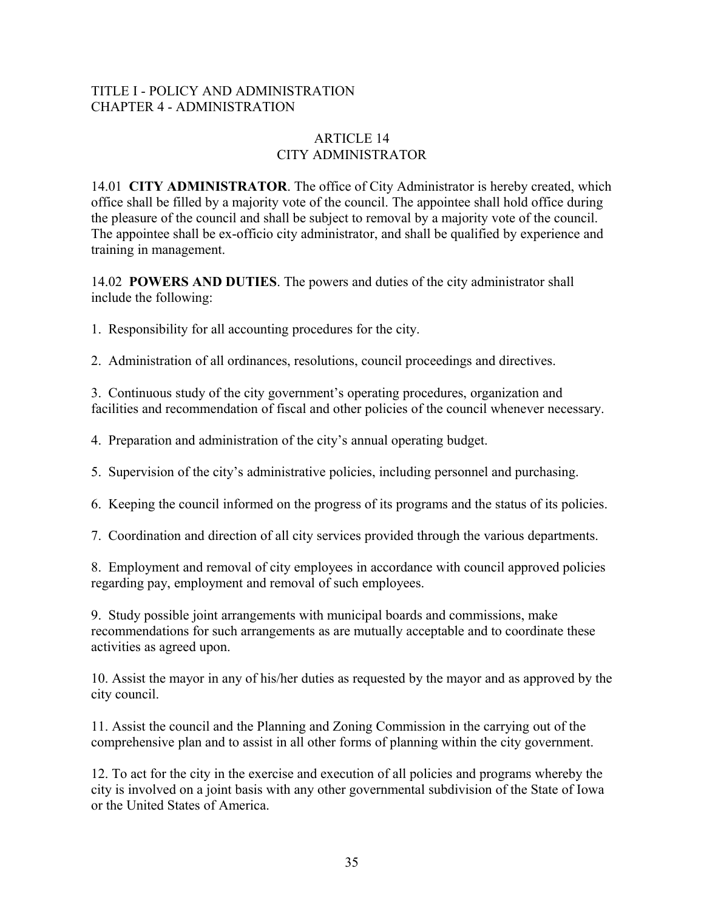TITLE I - POLICY AND ADMINISTRATION
CHAPTER 4 - ADMINISTRATION

# ARTICLE 14
# CITY ADMINISTRATOR

14.01 **CITY ADMINISTRATOR**. The office of City Administrator is hereby created, which office shall be filled by a majority vote of the council. The appointee shall hold office during the pleasure of the council and shall be subject to removal by a majority vote of the council. The appointee shall be ex-officio city administrator, and shall be qualified by experience and training in management.

14.02 **POWERS AND DUTIES**. The powers and duties of the city administrator shall include the following:

1. Responsibility for all accounting procedures for the city.

2. Administration of all ordinances, resolutions, council proceedings and directives.

3. Continuous study of the city government's operating procedures, organization and facilities and recommendation of fiscal and other policies of the council whenever necessary.

4. Preparation and administration of the city's annual operating budget.

5. Supervision of the city's administrative policies, including personnel and purchasing.

6. Keeping the council informed on the progress of its programs and the status of its policies.

7. Coordination and direction of all city services provided through the various departments.

8. Employment and removal of city employees in accordance with council approved policies regarding pay, employment and removal of such employees.

9. Study possible joint arrangements with municipal boards and commissions, make recommendations for such arrangements as are mutually acceptable and to coordinate these activities as agreed upon.

10. Assist the mayor in any of his/her duties as requested by the mayor and as approved by the city council.

11. Assist the council and the Planning and Zoning Commission in the carrying out of the comprehensive plan and to assist in all other forms of planning within the city government.

12. To act for the city in the exercise and execution of all policies and programs whereby the city is involved on a joint basis with any other governmental subdivision of the State of Iowa or the United States of America.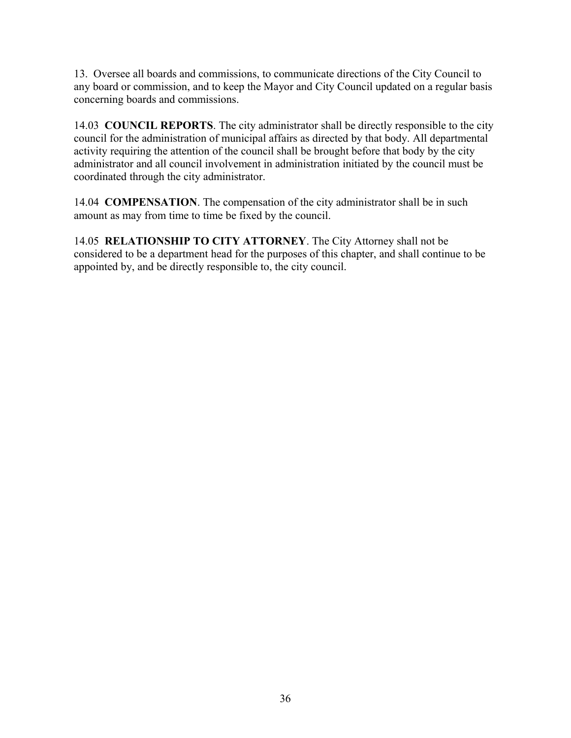13. Oversee all boards and commissions, to communicate directions of the City Council to any board or commission, and to keep the Mayor and City Council updated on a regular basis concerning boards and commissions.

14.03 **COUNCIL REPORTS**. The city administrator shall be directly responsible to the city council for the administration of municipal affairs as directed by that body. All departmental activity requiring the attention of the council shall be brought before that body by the city administrator and all council involvement in administration initiated by the council must be coordinated through the city administrator.

14.04 **COMPENSATION**. The compensation of the city administrator shall be in such amount as may from time to time be fixed by the council.

14.05 **RELATIONSHIP TO CITY ATTORNEY**. The City Attorney shall not be considered to be a department head for the purposes of this chapter, and shall continue to be appointed by, and be directly responsible to, the city council.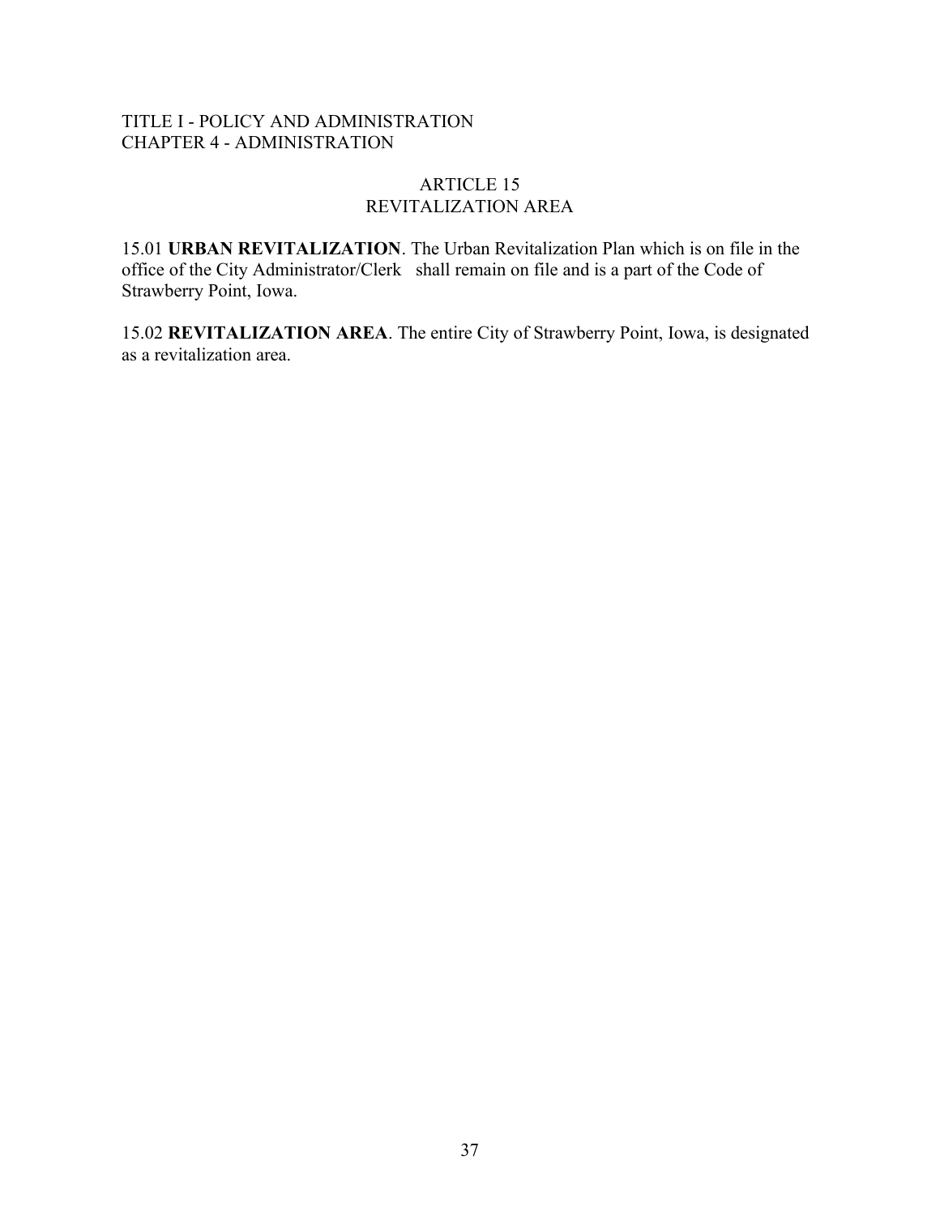TITLE I - POLICY AND ADMINISTRATION
CHAPTER 4 - ADMINISTRATION

# ARTICLE 15
# REVITALIZATION AREA

15.01 **URBAN REVITALIZATION**. The Urban Revitalization Plan which is on file in the office of the City Administrator/Clerk shall remain on file and is a part of the Code of Strawberry Point, Iowa.

15.02 **REVITALIZATION AREA**. The entire City of Strawberry Point, Iowa, is designated as a revitalization area.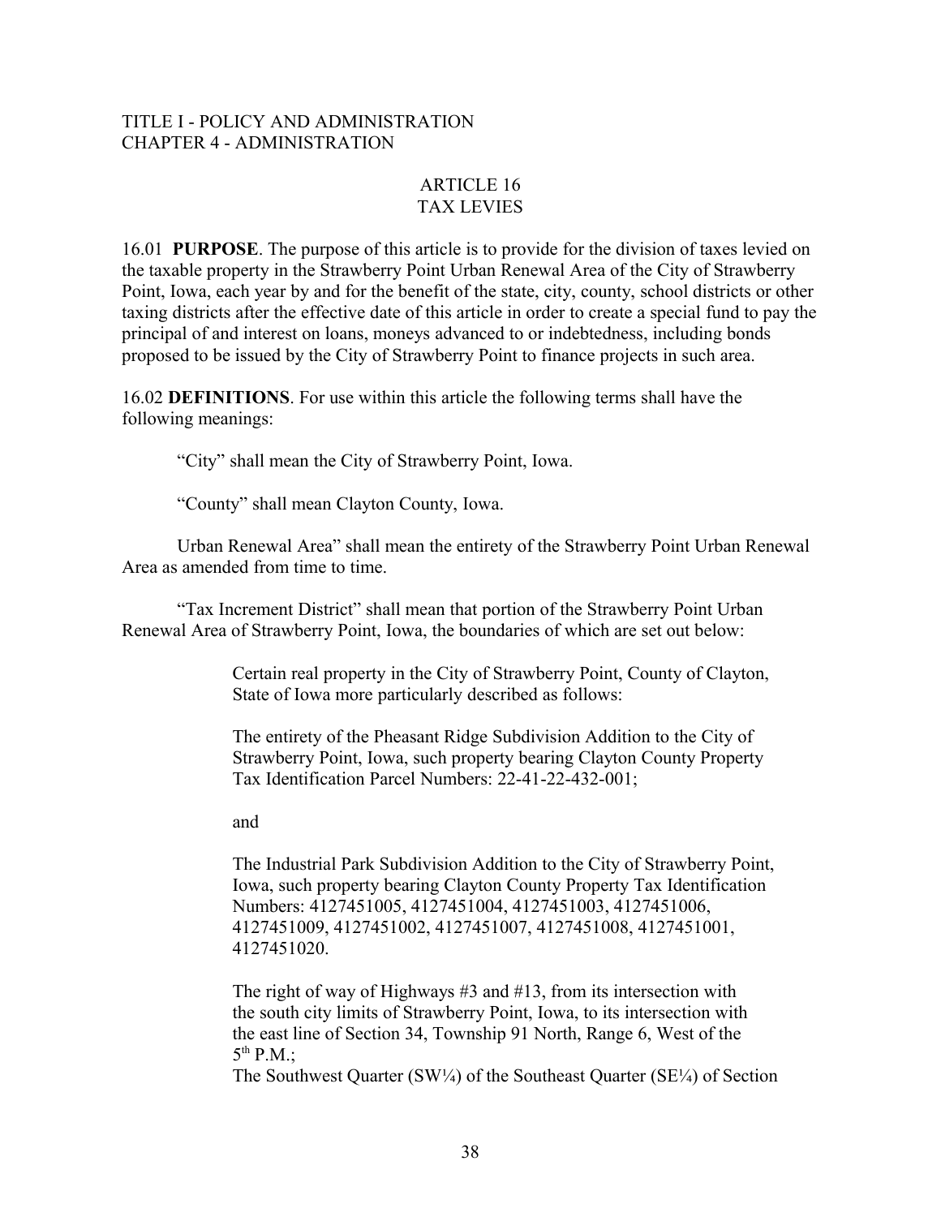TITLE I - POLICY AND ADMINISTRATION
CHAPTER 4 - ADMINISTRATION

## ARTICLE 16
## TAX LEVIES

16.01 **PURPOSE**. The purpose of this article is to provide for the division of taxes levied on the taxable property in the Strawberry Point Urban Renewal Area of the City of Strawberry Point, Iowa, each year by and for the benefit of the state, city, county, school districts or other taxing districts after the effective date of this article in order to create a special fund to pay the principal of and interest on loans, moneys advanced to or indebtedness, including bonds proposed to be issued by the City of Strawberry Point to finance projects in such area.

16.02 **DEFINITIONS**. For use within this article the following terms shall have the following meanings:

"City" shall mean the City of Strawberry Point, Iowa.

"County" shall mean Clayton County, Iowa.

Urban Renewal Area" shall mean the entirety of the Strawberry Point Urban Renewal Area as amended from time to time.

"Tax Increment District" shall mean that portion of the Strawberry Point Urban Renewal Area of Strawberry Point, Iowa, the boundaries of which are set out below:

> Certain real property in the City of Strawberry Point, County of Clayton, State of Iowa more particularly described as follows:
>
> The entirety of the Pheasant Ridge Subdivision Addition to the City of Strawberry Point, Iowa, such property bearing Clayton County Property Tax Identification Parcel Numbers: 22-41-22-432-001;
>
> and
>
> The Industrial Park Subdivision Addition to the City of Strawberry Point, Iowa, such property bearing Clayton County Property Tax Identification Numbers: 4127451005, 4127451004, 4127451003, 4127451006, 4127451009, 4127451002, 4127451007, 4127451008, 4127451001, 4127451020.
>
> The right of way of Highways #3 and #13, from its intersection with the south city limits of Strawberry Point, Iowa, to its intersection with the east line of Section 34, Township 91 North, Range 6, West of the 5th P.M.;
> The Southwest Quarter (SW¼) of the Southeast Quarter (SE¼) of Section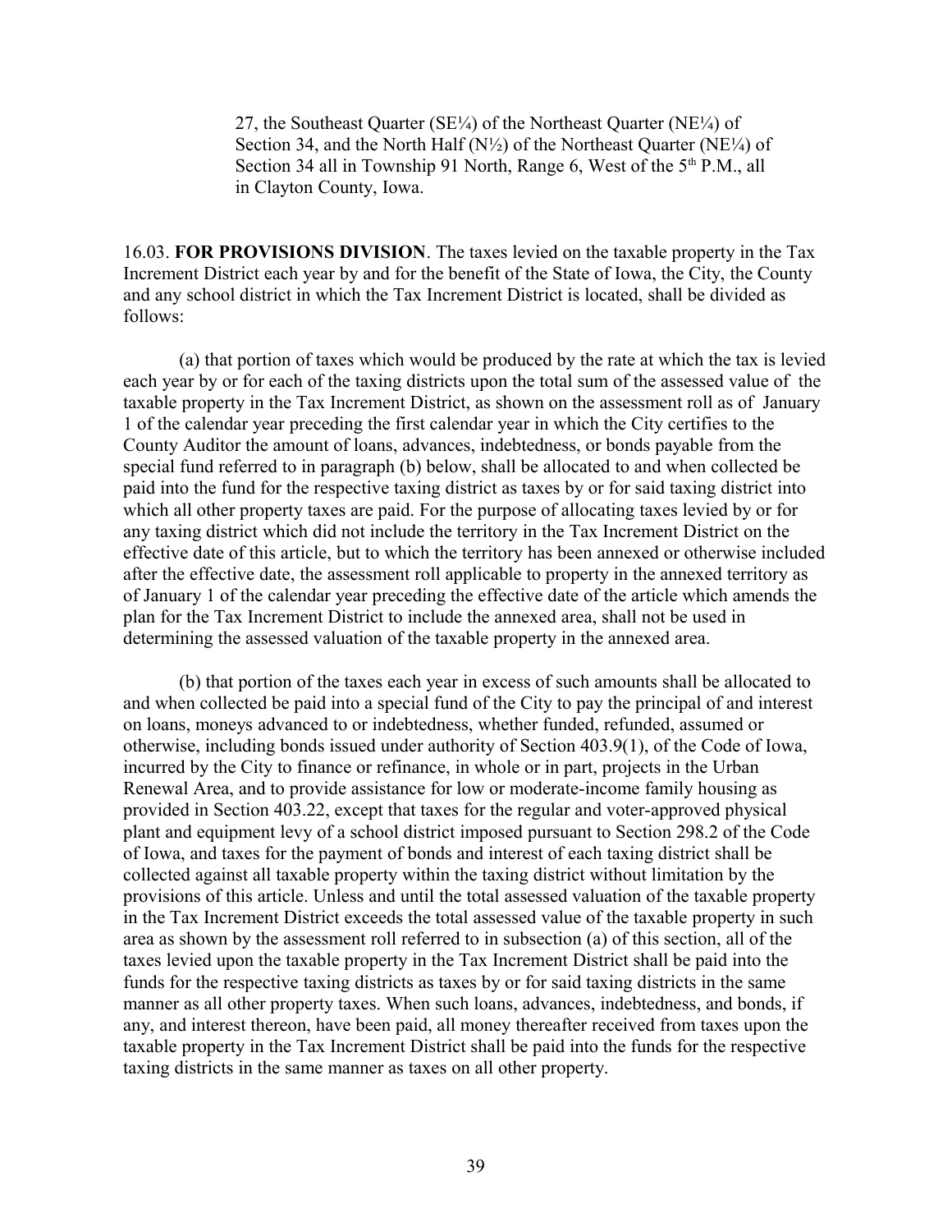27, the Southeast Quarter (SE¼) of the Northeast Quarter (NE¼) of Section 34, and the North Half (N½) of the Northeast Quarter (NE¼) of Section 34 all in Township 91 North, Range 6, West of the 5th P.M., all in Clayton County, Iowa.

16.03. **FOR PROVISIONS DIVISION**. The taxes levied on the taxable property in the Tax Increment District each year by and for the benefit of the State of Iowa, the City, the County and any school district in which the Tax Increment District is located, shall be divided as follows:

(a) that portion of taxes which would be produced by the rate at which the tax is levied each year by or for each of the taxing districts upon the total sum of the assessed value of the taxable property in the Tax Increment District, as shown on the assessment roll as of January 1 of the calendar year preceding the first calendar year in which the City certifies to the County Auditor the amount of loans, advances, indebtedness, or bonds payable from the special fund referred to in paragraph (b) below, shall be allocated to and when collected be paid into the fund for the respective taxing district as taxes by or for said taxing district into which all other property taxes are paid. For the purpose of allocating taxes levied by or for any taxing district which did not include the territory in the Tax Increment District on the effective date of this article, but to which the territory has been annexed or otherwise included after the effective date, the assessment roll applicable to property in the annexed territory as of January 1 of the calendar year preceding the effective date of the article which amends the plan for the Tax Increment District to include the annexed area, shall not be used in determining the assessed valuation of the taxable property in the annexed area.

(b) that portion of the taxes each year in excess of such amounts shall be allocated to and when collected be paid into a special fund of the City to pay the principal of and interest on loans, moneys advanced to or indebtedness, whether funded, refunded, assumed or otherwise, including bonds issued under authority of Section 403.9(1), of the Code of Iowa, incurred by the City to finance or refinance, in whole or in part, projects in the Urban Renewal Area, and to provide assistance for low or moderate-income family housing as provided in Section 403.22, except that taxes for the regular and voter-approved physical plant and equipment levy of a school district imposed pursuant to Section 298.2 of the Code of Iowa, and taxes for the payment of bonds and interest of each taxing district shall be collected against all taxable property within the taxing district without limitation by the provisions of this article. Unless and until the total assessed valuation of the taxable property in the Tax Increment District exceeds the total assessed value of the taxable property in such area as shown by the assessment roll referred to in subsection (a) of this section, all of the taxes levied upon the taxable property in the Tax Increment District shall be paid into the funds for the respective taxing districts as taxes by or for said taxing districts in the same manner as all other property taxes. When such loans, advances, indebtedness, and bonds, if any, and interest thereon, have been paid, all money thereafter received from taxes upon the taxable property in the Tax Increment District shall be paid into the funds for the respective taxing districts in the same manner as taxes on all other property.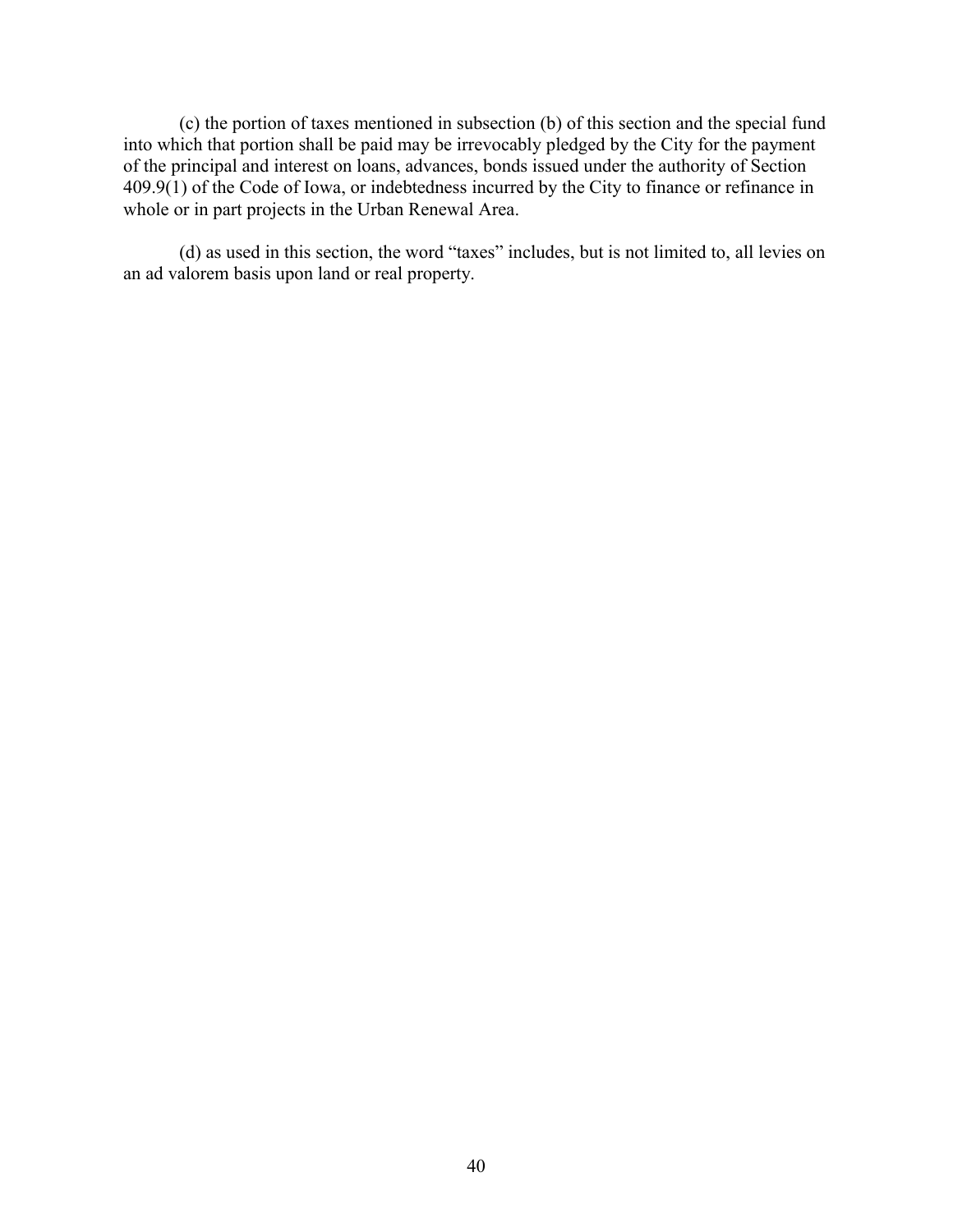(c) the portion of taxes mentioned in subsection (b) of this section and the special fund into which that portion shall be paid may be irrevocably pledged by the City for the payment of the principal and interest on loans, advances, bonds issued under the authority of Section 409.9(1) of the Code of Iowa, or indebtedness incurred by the City to finance or refinance in whole or in part projects in the Urban Renewal Area.

(d) as used in this section, the word "taxes" includes, but is not limited to, all levies on an ad valorem basis upon land or real property.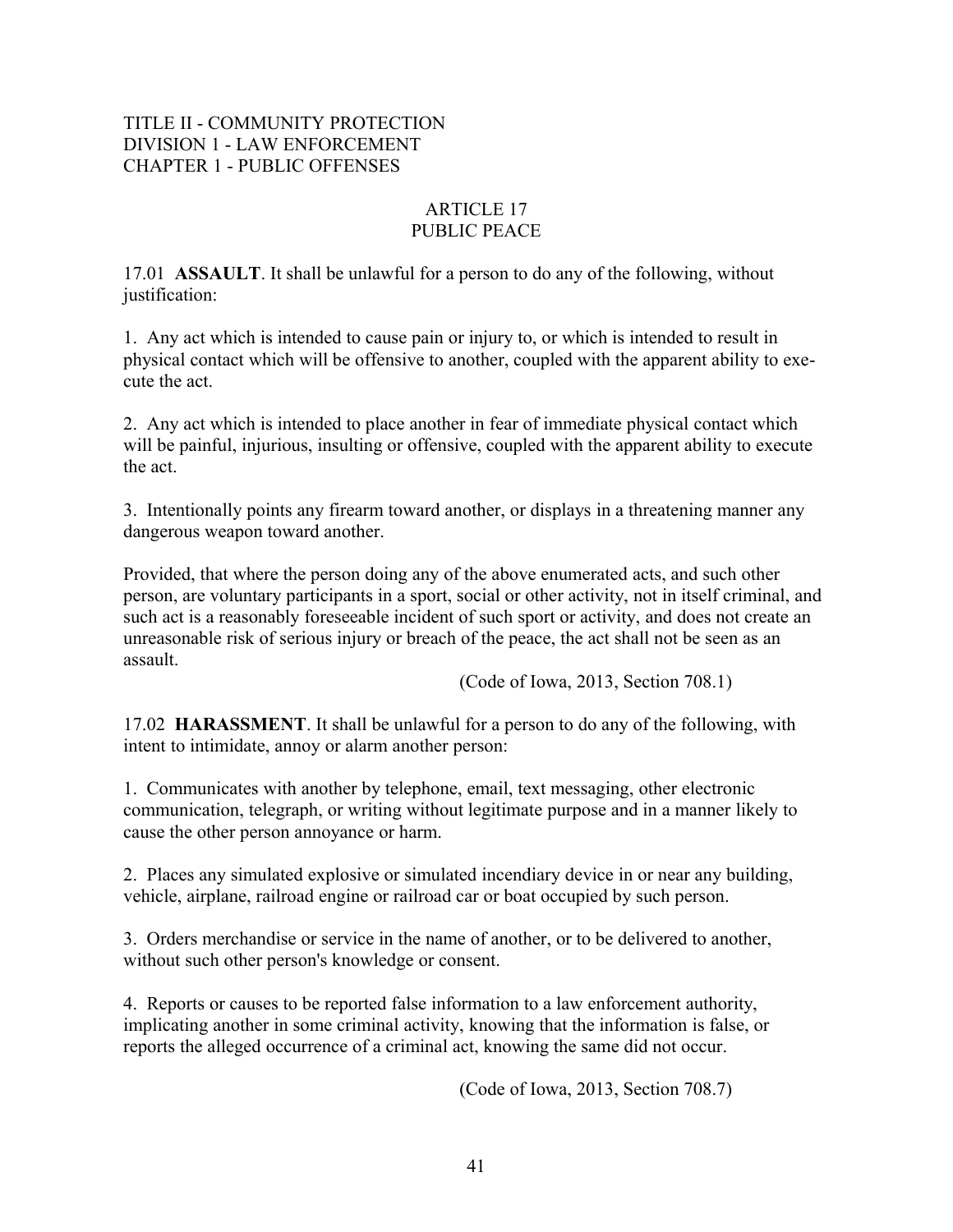TITLE II - COMMUNITY PROTECTION
DIVISION 1 - LAW ENFORCEMENT
CHAPTER 1 - PUBLIC OFFENSES

## ARTICLE 17
## PUBLIC PEACE

17.01 **ASSAULT**. It shall be unlawful for a person to do any of the following, without justification:

1. Any act which is intended to cause pain or injury to, or which is intended to result in physical contact which will be offensive to another, coupled with the apparent ability to execute the act.

2. Any act which is intended to place another in fear of immediate physical contact which will be painful, injurious, insulting or offensive, coupled with the apparent ability to execute the act.

3. Intentionally points any firearm toward another, or displays in a threatening manner any dangerous weapon toward another.

Provided, that where the person doing any of the above enumerated acts, and such other person, are voluntary participants in a sport, social or other activity, not in itself criminal, and such act is a reasonably foreseeable incident of such sport or activity, and does not create an unreasonable risk of serious injury or breach of the peace, the act shall not be seen as an assault.

(Code of Iowa, 2013, Section 708.1)

17.02 **HARASSMENT**. It shall be unlawful for a person to do any of the following, with intent to intimidate, annoy or alarm another person:

1. Communicates with another by telephone, email, text messaging, other electronic communication, telegraph, or writing without legitimate purpose and in a manner likely to cause the other person annoyance or harm.

2. Places any simulated explosive or simulated incendiary device in or near any building, vehicle, airplane, railroad engine or railroad car or boat occupied by such person.

3. Orders merchandise or service in the name of another, or to be delivered to another, without such other person's knowledge or consent.

4. Reports or causes to be reported false information to a law enforcement authority, implicating another in some criminal activity, knowing that the information is false, or reports the alleged occurrence of a criminal act, knowing the same did not occur.

(Code of Iowa, 2013, Section 708.7)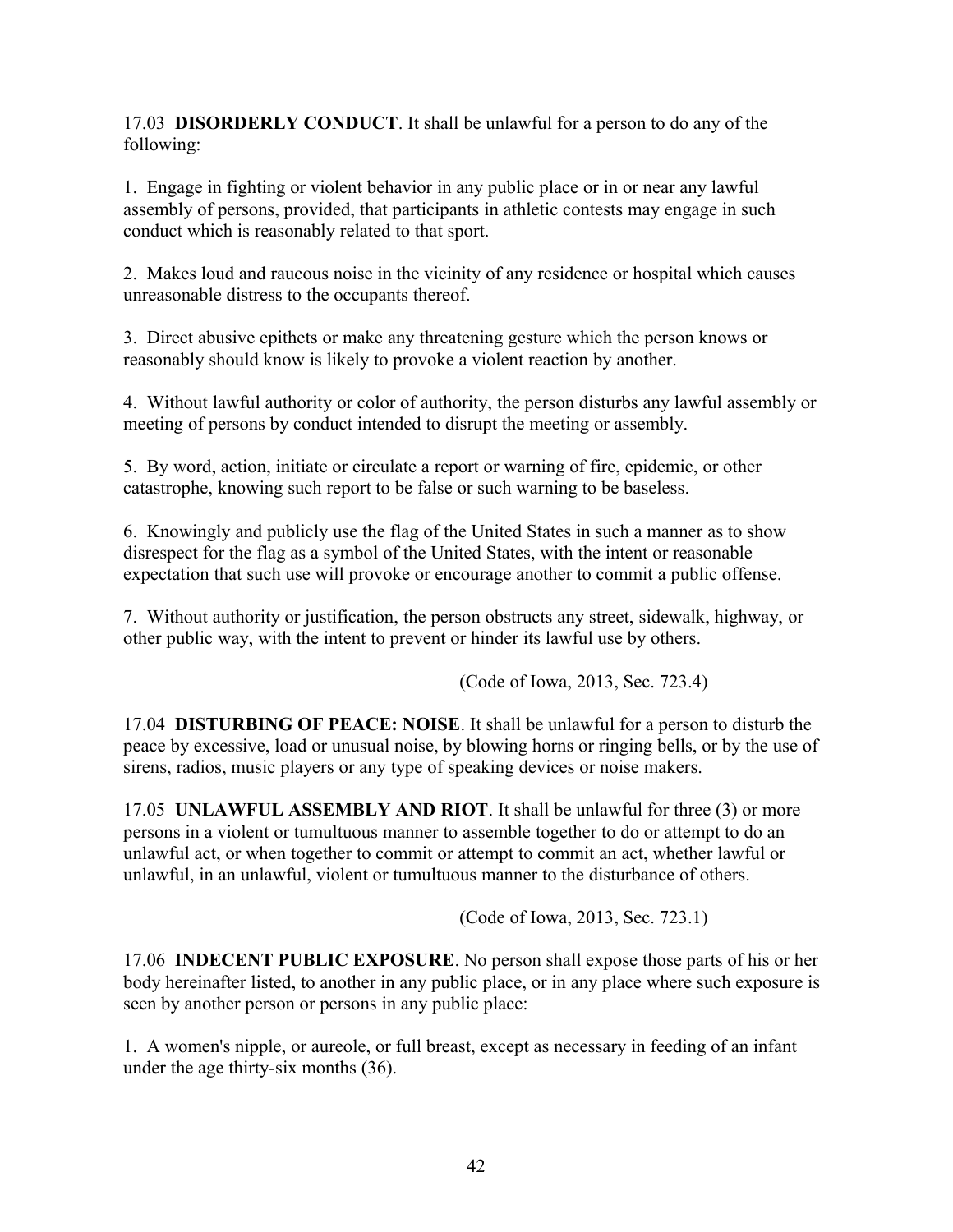17.03 **DISORDERLY CONDUCT**. It shall be unlawful for a person to do any of the following:

1. Engage in fighting or violent behavior in any public place or in or near any lawful assembly of persons, provided, that participants in athletic contests may engage in such conduct which is reasonably related to that sport.

2. Makes loud and raucous noise in the vicinity of any residence or hospital which causes unreasonable distress to the occupants thereof.

3. Direct abusive epithets or make any threatening gesture which the person knows or reasonably should know is likely to provoke a violent reaction by another.

4. Without lawful authority or color of authority, the person disturbs any lawful assembly or meeting of persons by conduct intended to disrupt the meeting or assembly.

5. By word, action, initiate or circulate a report or warning of fire, epidemic, or other catastrophe, knowing such report to be false or such warning to be baseless.

6. Knowingly and publicly use the flag of the United States in such a manner as to show disrespect for the flag as a symbol of the United States, with the intent or reasonable expectation that such use will provoke or encourage another to commit a public offense.

7. Without authority or justification, the person obstructs any street, sidewalk, highway, or other public way, with the intent to prevent or hinder its lawful use by others.

(Code of Iowa, 2013, Sec. 723.4)

17.04 **DISTURBING OF PEACE: NOISE**. It shall be unlawful for a person to disturb the peace by excessive, load or unusual noise, by blowing horns or ringing bells, or by the use of sirens, radios, music players or any type of speaking devices or noise makers.

17.05 **UNLAWFUL ASSEMBLY AND RIOT**. It shall be unlawful for three (3) or more persons in a violent or tumultuous manner to assemble together to do or attempt to do an unlawful act, or when together to commit or attempt to commit an act, whether lawful or unlawful, in an unlawful, violent or tumultuous manner to the disturbance of others.

(Code of Iowa, 2013, Sec. 723.1)

17.06 **INDECENT PUBLIC EXPOSURE**. No person shall expose those parts of his or her body hereinafter listed, to another in any public place, or in any place where such exposure is seen by another person or persons in any public place:

1. A women's nipple, or aureole, or full breast, except as necessary in feeding of an infant under the age thirty-six months (36).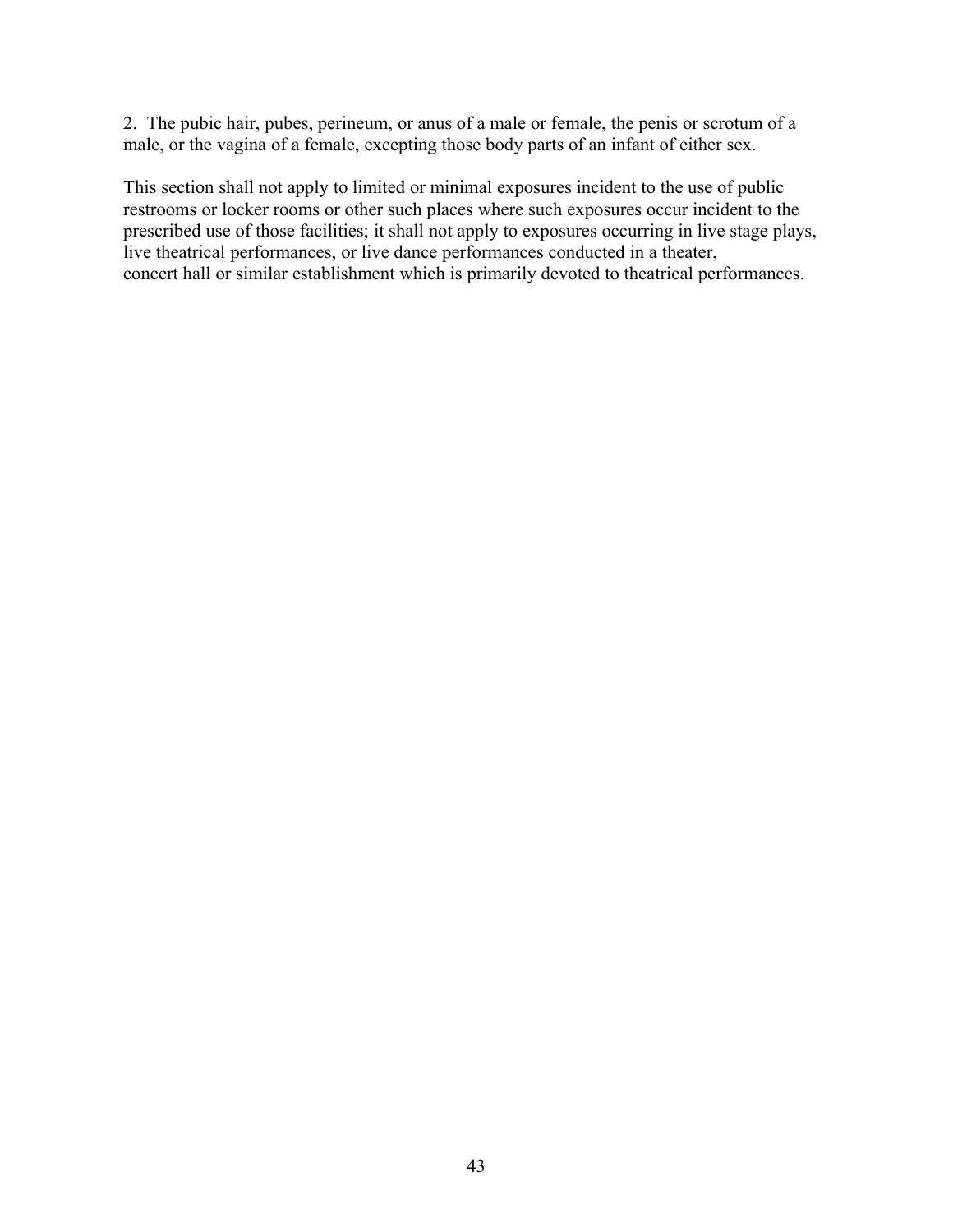2. The pubic hair, pubes, perineum, or anus of a male or female, the penis or scrotum of a male, or the vagina of a female, excepting those body parts of an infant of either sex.

This section shall not apply to limited or minimal exposures incident to the use of public restrooms or locker rooms or other such places where such exposures occur incident to the prescribed use of those facilities; it shall not apply to exposures occurring in live stage plays, live theatrical performances, or live dance performances conducted in a theater, concert hall or similar establishment which is primarily devoted to theatrical performances.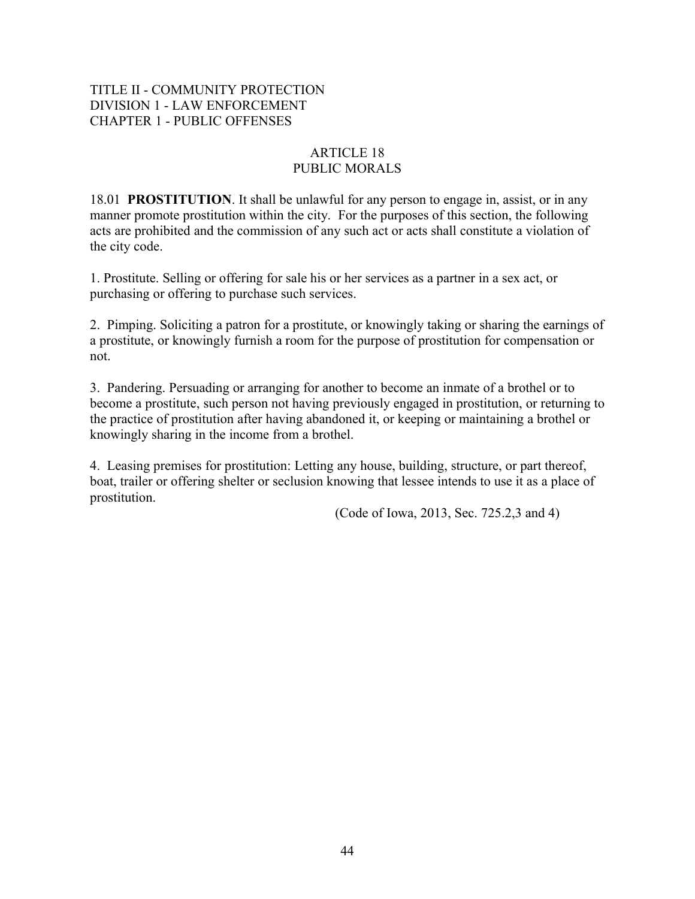TITLE II - COMMUNITY PROTECTION
DIVISION 1 - LAW ENFORCEMENT
CHAPTER 1 - PUBLIC OFFENSES

# ARTICLE 18
# PUBLIC MORALS

18.01 **PROSTITUTION**. It shall be unlawful for any person to engage in, assist, or in any manner promote prostitution within the city. For the purposes of this section, the following acts are prohibited and the commission of any such act or acts shall constitute a violation of the city code.

1. Prostitute. Selling or offering for sale his or her services as a partner in a sex act, or purchasing or offering to purchase such services.

2. Pimping. Soliciting a patron for a prostitute, or knowingly taking or sharing the earnings of a prostitute, or knowingly furnish a room for the purpose of prostitution for compensation or not.

3. Pandering. Persuading or arranging for another to become an inmate of a brothel or to become a prostitute, such person not having previously engaged in prostitution, or returning to the practice of prostitution after having abandoned it, or keeping or maintaining a brothel or knowingly sharing in the income from a brothel.

4. Leasing premises for prostitution: Letting any house, building, structure, or part thereof, boat, trailer or offering shelter or seclusion knowing that lessee intends to use it as a place of prostitution.

(Code of Iowa, 2013, Sec. 725.2,3 and 4)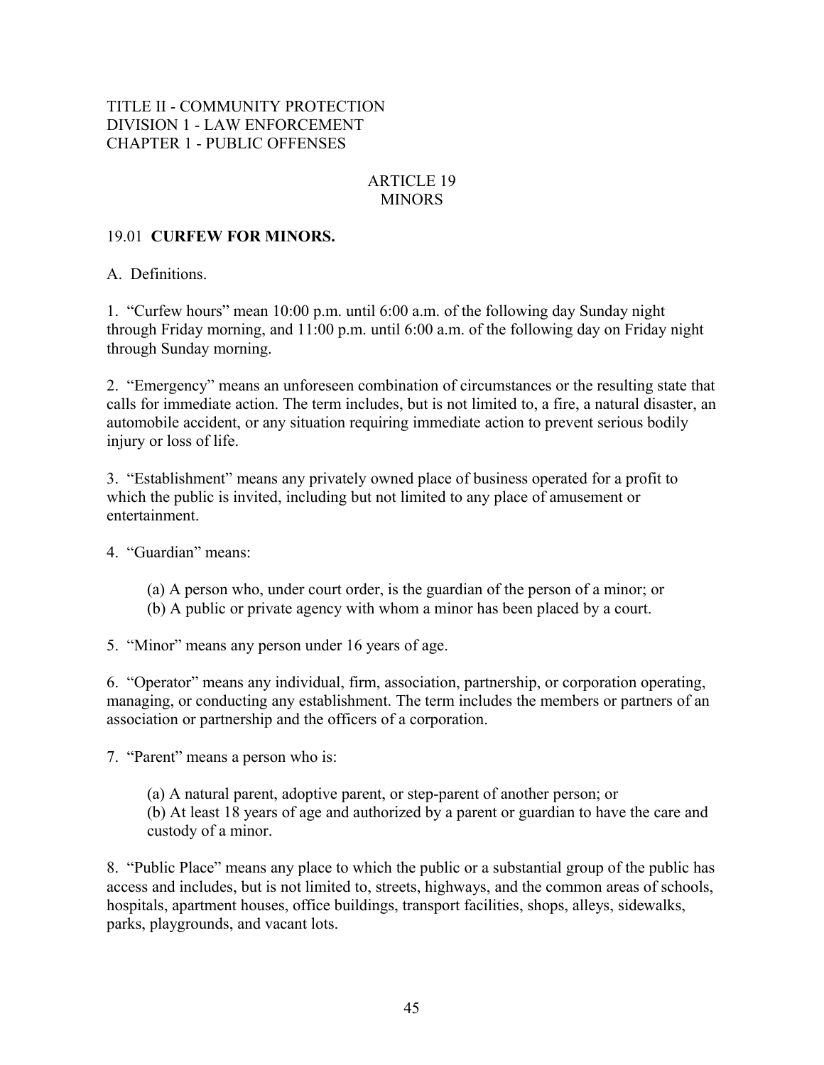TITLE II - COMMUNITY PROTECTION
DIVISION 1 - LAW ENFORCEMENT
CHAPTER 1 - PUBLIC OFFENSES

# ARTICLE 19
# MINORS

## 19.01 **CURFEW FOR MINORS.**

A. Definitions.

1. "Curfew hours" mean 10:00 p.m. until 6:00 a.m. of the following day Sunday night through Friday morning, and 11:00 p.m. until 6:00 a.m. of the following day on Friday night through Sunday morning.

2. "Emergency" means an unforeseen combination of circumstances or the resulting state that calls for immediate action. The term includes, but is not limited to, a fire, a natural disaster, an automobile accident, or any situation requiring immediate action to prevent serious bodily injury or loss of life.

3. "Establishment" means any privately owned place of business operated for a profit to which the public is invited, including but not limited to any place of amusement or entertainment.

4. "Guardian" means:

(a) A person who, under court order, is the guardian of the person of a minor; or
(b) A public or private agency with whom a minor has been placed by a court.

5. "Minor" means any person under 16 years of age.

6. "Operator" means any individual, firm, association, partnership, or corporation operating, managing, or conducting any establishment. The term includes the members or partners of an association or partnership and the officers of a corporation.

7. "Parent" means a person who is:

(a) A natural parent, adoptive parent, or step-parent of another person; or
(b) At least 18 years of age and authorized by a parent or guardian to have the care and custody of a minor.

8. "Public Place" means any place to which the public or a substantial group of the public has access and includes, but is not limited to, streets, highways, and the common areas of schools, hospitals, apartment houses, office buildings, transport facilities, shops, alleys, sidewalks, parks, playgrounds, and vacant lots.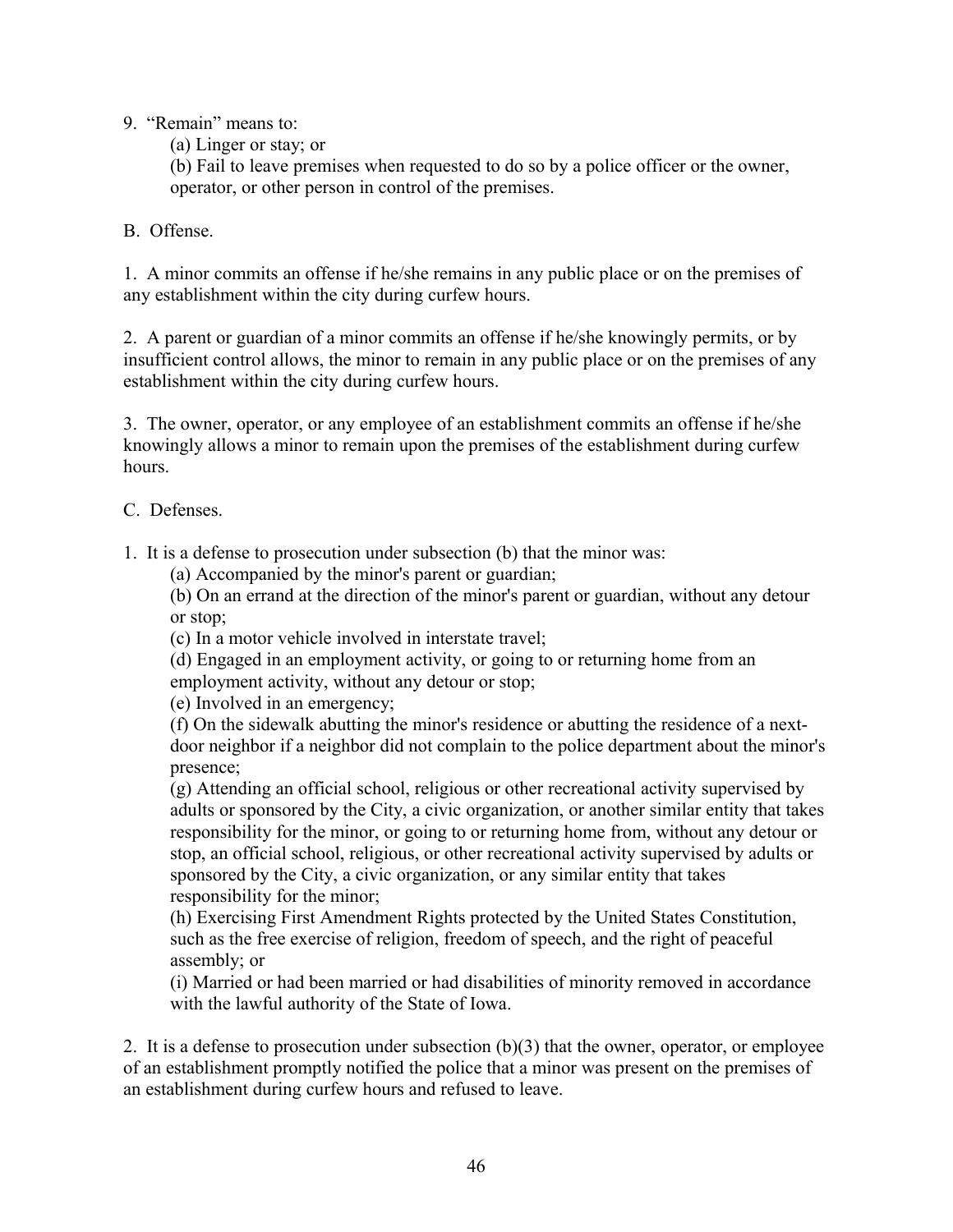9. "Remain" means to:

(a) Linger or stay; or

(b) Fail to leave premises when requested to do so by a police officer or the owner, operator, or other person in control of the premises.

B. Offense.

1. A minor commits an offense if he/she remains in any public place or on the premises of any establishment within the city during curfew hours.

2. A parent or guardian of a minor commits an offense if he/she knowingly permits, or by insufficient control allows, the minor to remain in any public place or on the premises of any establishment within the city during curfew hours.

3. The owner, operator, or any employee of an establishment commits an offense if he/she knowingly allows a minor to remain upon the premises of the establishment during curfew hours.

C. Defenses.

1. It is a defense to prosecution under subsection (b) that the minor was:

(a) Accompanied by the minor's parent or guardian;

(b) On an errand at the direction of the minor's parent or guardian, without any detour or stop;

(c) In a motor vehicle involved in interstate travel;

(d) Engaged in an employment activity, or going to or returning home from an employment activity, without any detour or stop;

(e) Involved in an emergency;

(f) On the sidewalk abutting the minor's residence or abutting the residence of a next-door neighbor if a neighbor did not complain to the police department about the minor's presence;

(g) Attending an official school, religious or other recreational activity supervised by adults or sponsored by the City, a civic organization, or another similar entity that takes responsibility for the minor, or going to or returning home from, without any detour or stop, an official school, religious, or other recreational activity supervised by adults or sponsored by the City, a civic organization, or any similar entity that takes responsibility for the minor;

(h) Exercising First Amendment Rights protected by the United States Constitution, such as the free exercise of religion, freedom of speech, and the right of peaceful assembly; or

(i) Married or had been married or had disabilities of minority removed in accordance with the lawful authority of the State of Iowa.

2. It is a defense to prosecution under subsection (b)(3) that the owner, operator, or employee of an establishment promptly notified the police that a minor was present on the premises of an establishment during curfew hours and refused to leave.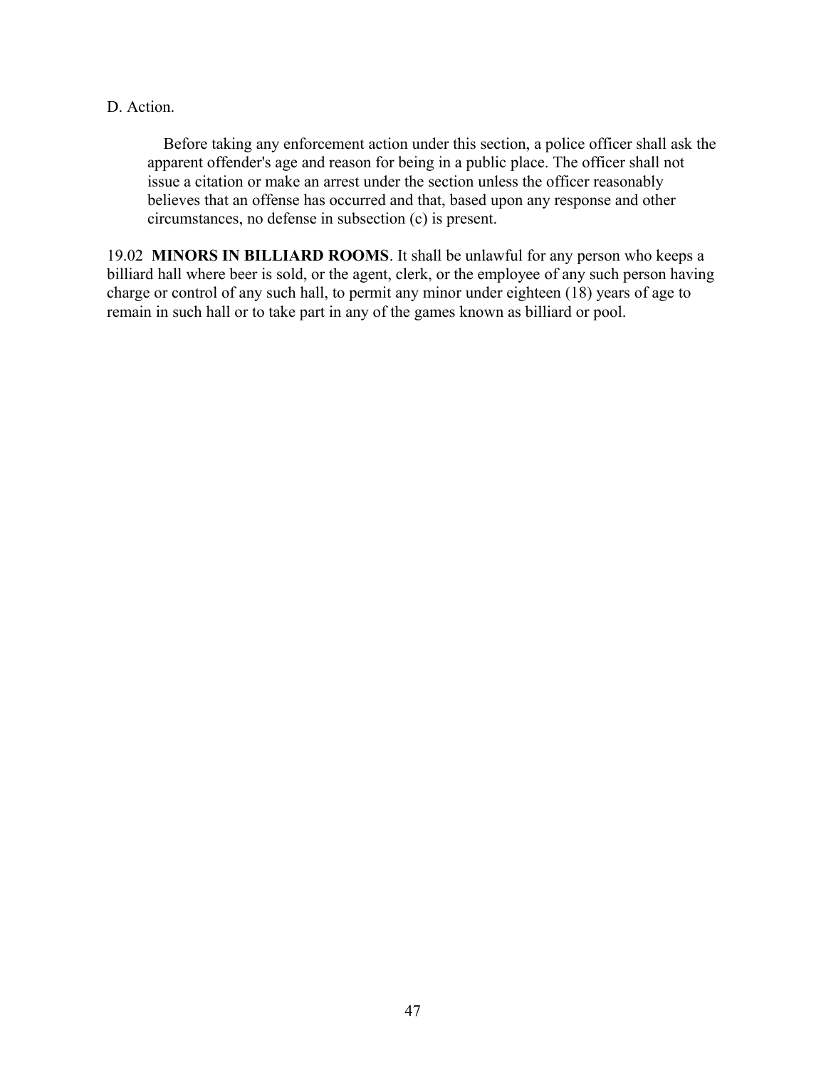D. Action.

Before taking any enforcement action under this section, a police officer shall ask the apparent offender's age and reason for being in a public place. The officer shall not issue a citation or make an arrest under the section unless the officer reasonably believes that an offense has occurred and that, based upon any response and other circumstances, no defense in subsection (c) is present.

19.02 **MINORS IN BILLIARD ROOMS**. It shall be unlawful for any person who keeps a billiard hall where beer is sold, or the agent, clerk, or the employee of any such person having charge or control of any such hall, to permit any minor under eighteen (18) years of age to remain in such hall or to take part in any of the games known as billiard or pool.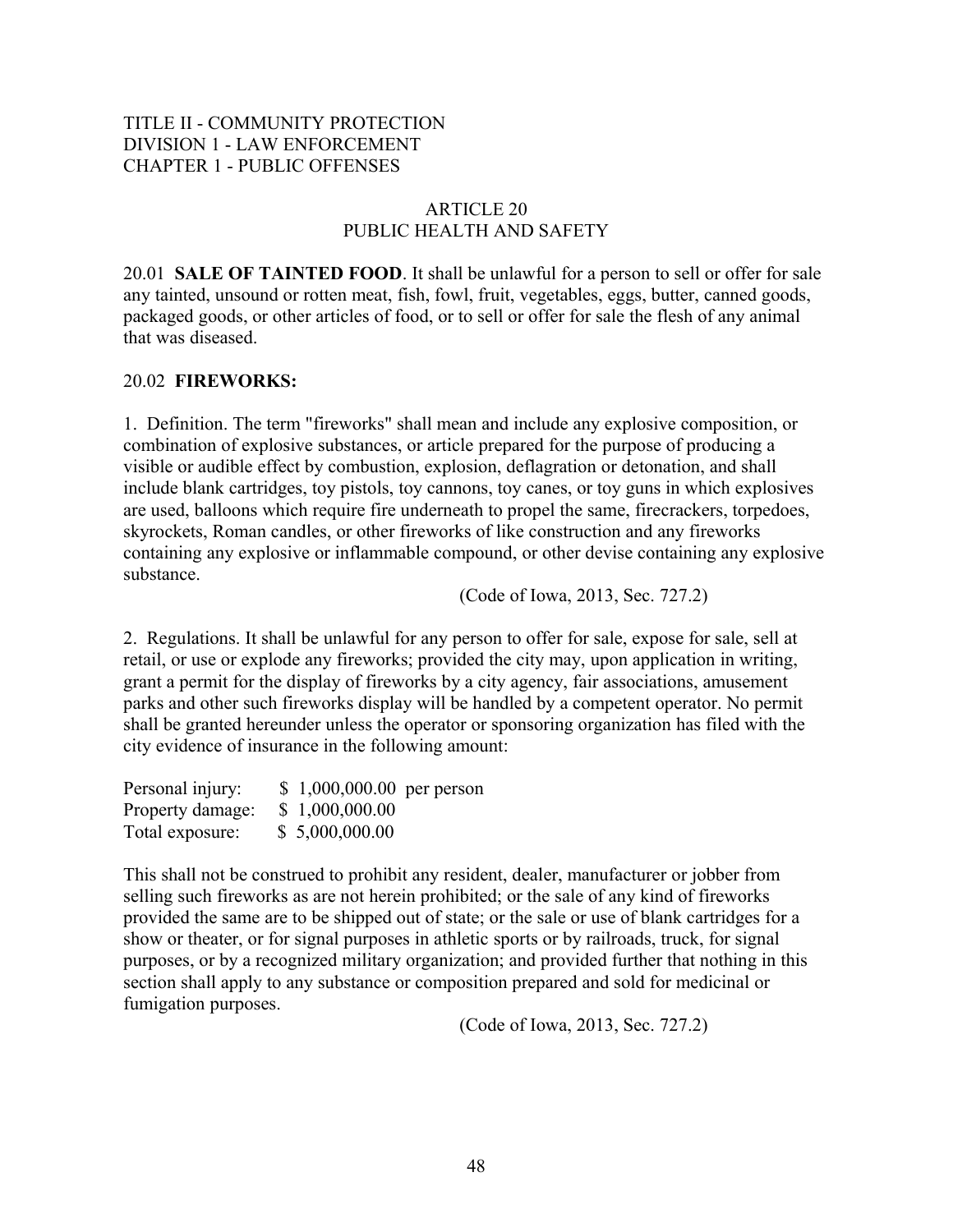TITLE II - COMMUNITY PROTECTION
DIVISION 1 - LAW ENFORCEMENT
CHAPTER 1 - PUBLIC OFFENSES

# ARTICLE 20
# PUBLIC HEALTH AND SAFETY

20.01 **SALE OF TAINTED FOOD**. It shall be unlawful for a person to sell or offer for sale any tainted, unsound or rotten meat, fish, fowl, fruit, vegetables, eggs, butter, canned goods, packaged goods, or other articles of food, or to sell or offer for sale the flesh of any animal that was diseased.

20.02 **FIREWORKS:**

1. Definition. The term "fireworks" shall mean and include any explosive composition, or combination of explosive substances, or article prepared for the purpose of producing a visible or audible effect by combustion, explosion, deflagration or detonation, and shall include blank cartridges, toy pistols, toy cannons, toy canes, or toy guns in which explosives are used, balloons which require fire underneath to propel the same, firecrackers, torpedoes, skyrockets, Roman candles, or other fireworks of like construction and any fireworks containing any explosive or inflammable compound, or other devise containing any explosive substance.

(Code of Iowa, 2013, Sec. 727.2)

2. Regulations. It shall be unlawful for any person to offer for sale, expose for sale, sell at retail, or use or explode any fireworks; provided the city may, upon application in writing, grant a permit for the display of fireworks by a city agency, fair associations, amusement parks and other such fireworks display will be handled by a competent operator. No permit shall be granted hereunder unless the operator or sponsoring organization has filed with the city evidence of insurance in the following amount:

| | |
|---|---|
| Personal injury: | $ 1,000,000.00 per person |
| Property damage: | $ 1,000,000.00 |
| Total exposure: | $ 5,000,000.00 |

This shall not be construed to prohibit any resident, dealer, manufacturer or jobber from selling such fireworks as are not herein prohibited; or the sale of any kind of fireworks provided the same are to be shipped out of state; or the sale or use of blank cartridges for a show or theater, or for signal purposes in athletic sports or by railroads, truck, for signal purposes, or by a recognized military organization; and provided further that nothing in this section shall apply to any substance or composition prepared and sold for medicinal or fumigation purposes.

(Code of Iowa, 2013, Sec. 727.2)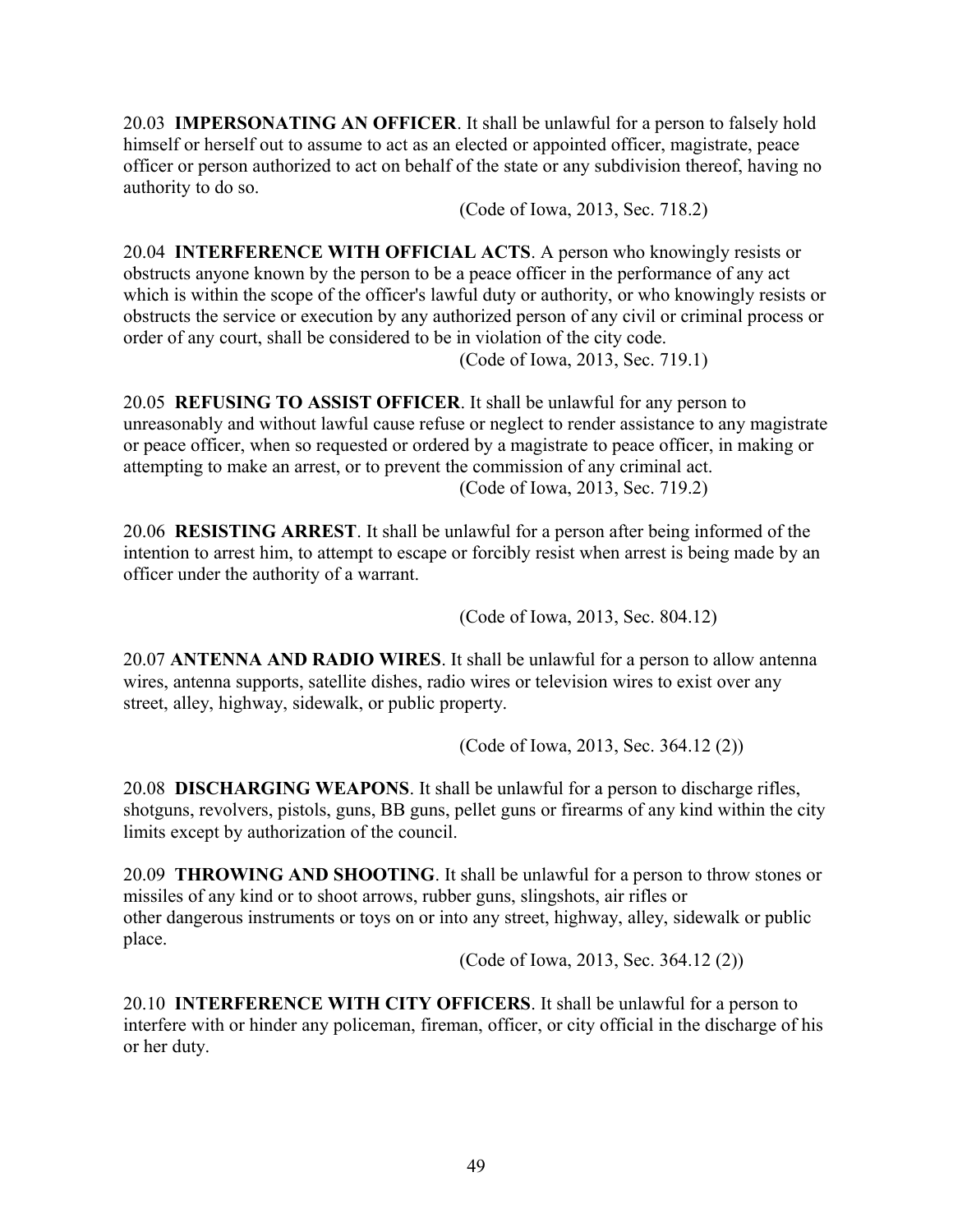20.03 **IMPERSONATING AN OFFICER**. It shall be unlawful for a person to falsely hold himself or herself out to assume to act as an elected or appointed officer, magistrate, peace officer or person authorized to act on behalf of the state or any subdivision thereof, having no authority to do so.

(Code of Iowa, 2013, Sec. 718.2)

20.04 **INTERFERENCE WITH OFFICIAL ACTS**. A person who knowingly resists or obstructs anyone known by the person to be a peace officer in the performance of any act which is within the scope of the officer's lawful duty or authority, or who knowingly resists or obstructs the service or execution by any authorized person of any civil or criminal process or order of any court, shall be considered to be in violation of the city code.

(Code of Iowa, 2013, Sec. 719.1)

20.05 **REFUSING TO ASSIST OFFICER**. It shall be unlawful for any person to unreasonably and without lawful cause refuse or neglect to render assistance to any magistrate or peace officer, when so requested or ordered by a magistrate to peace officer, in making or attempting to make an arrest, or to prevent the commission of any criminal act.

(Code of Iowa, 2013, Sec. 719.2)

20.06 **RESISTING ARREST**. It shall be unlawful for a person after being informed of the intention to arrest him, to attempt to escape or forcibly resist when arrest is being made by an officer under the authority of a warrant.

(Code of Iowa, 2013, Sec. 804.12)

20.07 **ANTENNA AND RADIO WIRES**. It shall be unlawful for a person to allow antenna wires, antenna supports, satellite dishes, radio wires or television wires to exist over any street, alley, highway, sidewalk, or public property.

(Code of Iowa, 2013, Sec. 364.12 (2))

20.08 **DISCHARGING WEAPONS**. It shall be unlawful for a person to discharge rifles, shotguns, revolvers, pistols, guns, BB guns, pellet guns or firearms of any kind within the city limits except by authorization of the council.

20.09 **THROWING AND SHOOTING**. It shall be unlawful for a person to throw stones or missiles of any kind or to shoot arrows, rubber guns, slingshots, air rifles or other dangerous instruments or toys on or into any street, highway, alley, sidewalk or public place.

(Code of Iowa, 2013, Sec. 364.12 (2))

20.10 **INTERFERENCE WITH CITY OFFICERS**. It shall be unlawful for a person to interfere with or hinder any policeman, fireman, officer, or city official in the discharge of his or her duty.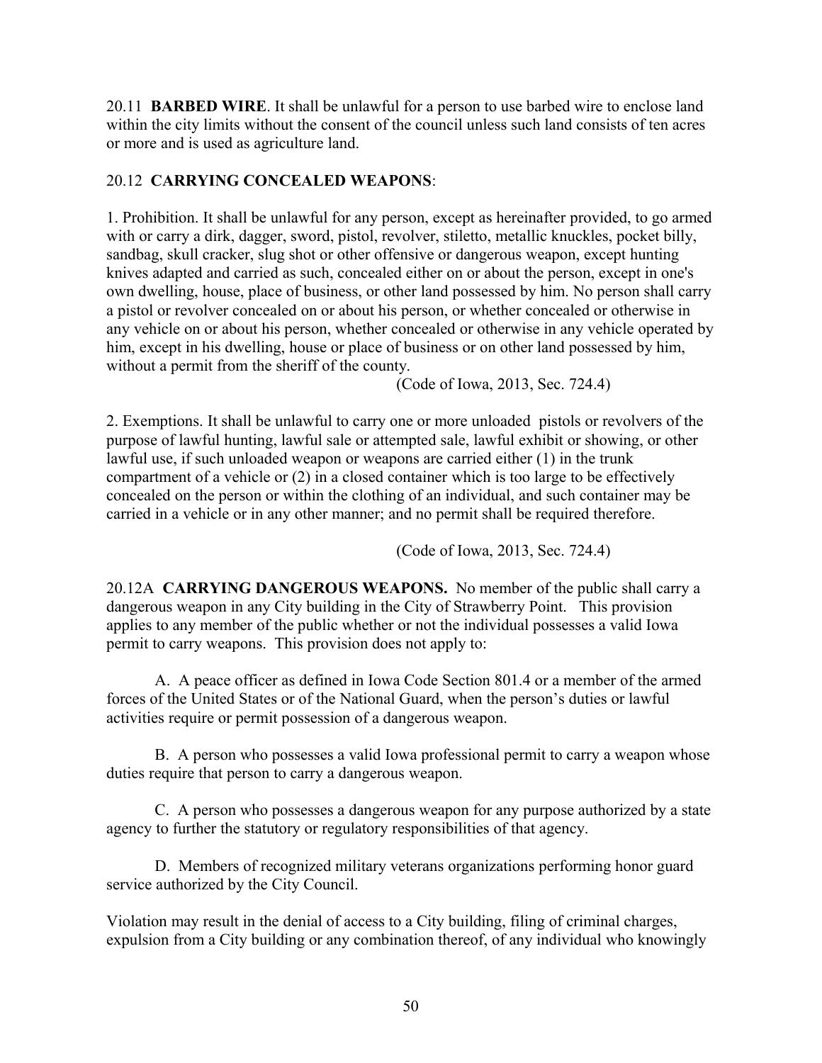20.11 **BARBED WIRE**. It shall be unlawful for a person to use barbed wire to enclose land within the city limits without the consent of the council unless such land consists of ten acres or more and is used as agriculture land.

20.12 **CARRYING CONCEALED WEAPONS**:

1. Prohibition. It shall be unlawful for any person, except as hereinafter provided, to go armed with or carry a dirk, dagger, sword, pistol, revolver, stiletto, metallic knuckles, pocket billy, sandbag, skull cracker, slug shot or other offensive or dangerous weapon, except hunting knives adapted and carried as such, concealed either on or about the person, except in one's own dwelling, house, place of business, or other land possessed by him. No person shall carry a pistol or revolver concealed on or about his person, or whether concealed or otherwise in any vehicle on or about his person, whether concealed or otherwise in any vehicle operated by him, except in his dwelling, house or place of business or on other land possessed by him, without a permit from the sheriff of the county.

(Code of Iowa, 2013, Sec. 724.4)

2. Exemptions. It shall be unlawful to carry one or more unloaded pistols or revolvers of the purpose of lawful hunting, lawful sale or attempted sale, lawful exhibit or showing, or other lawful use, if such unloaded weapon or weapons are carried either (1) in the trunk compartment of a vehicle or (2) in a closed container which is too large to be effectively concealed on the person or within the clothing of an individual, and such container may be carried in a vehicle or in any other manner; and no permit shall be required therefore.

(Code of Iowa, 2013, Sec. 724.4)

20.12A **CARRYING DANGEROUS WEAPONS.** No member of the public shall carry a dangerous weapon in any City building in the City of Strawberry Point. This provision applies to any member of the public whether or not the individual possesses a valid Iowa permit to carry weapons. This provision does not apply to:

A. A peace officer as defined in Iowa Code Section 801.4 or a member of the armed forces of the United States or of the National Guard, when the person's duties or lawful activities require or permit possession of a dangerous weapon.

B. A person who possesses a valid Iowa professional permit to carry a weapon whose duties require that person to carry a dangerous weapon.

C. A person who possesses a dangerous weapon for any purpose authorized by a state agency to further the statutory or regulatory responsibilities of that agency.

D. Members of recognized military veterans organizations performing honor guard service authorized by the City Council.

Violation may result in the denial of access to a City building, filing of criminal charges, expulsion from a City building or any combination thereof, of any individual who knowingly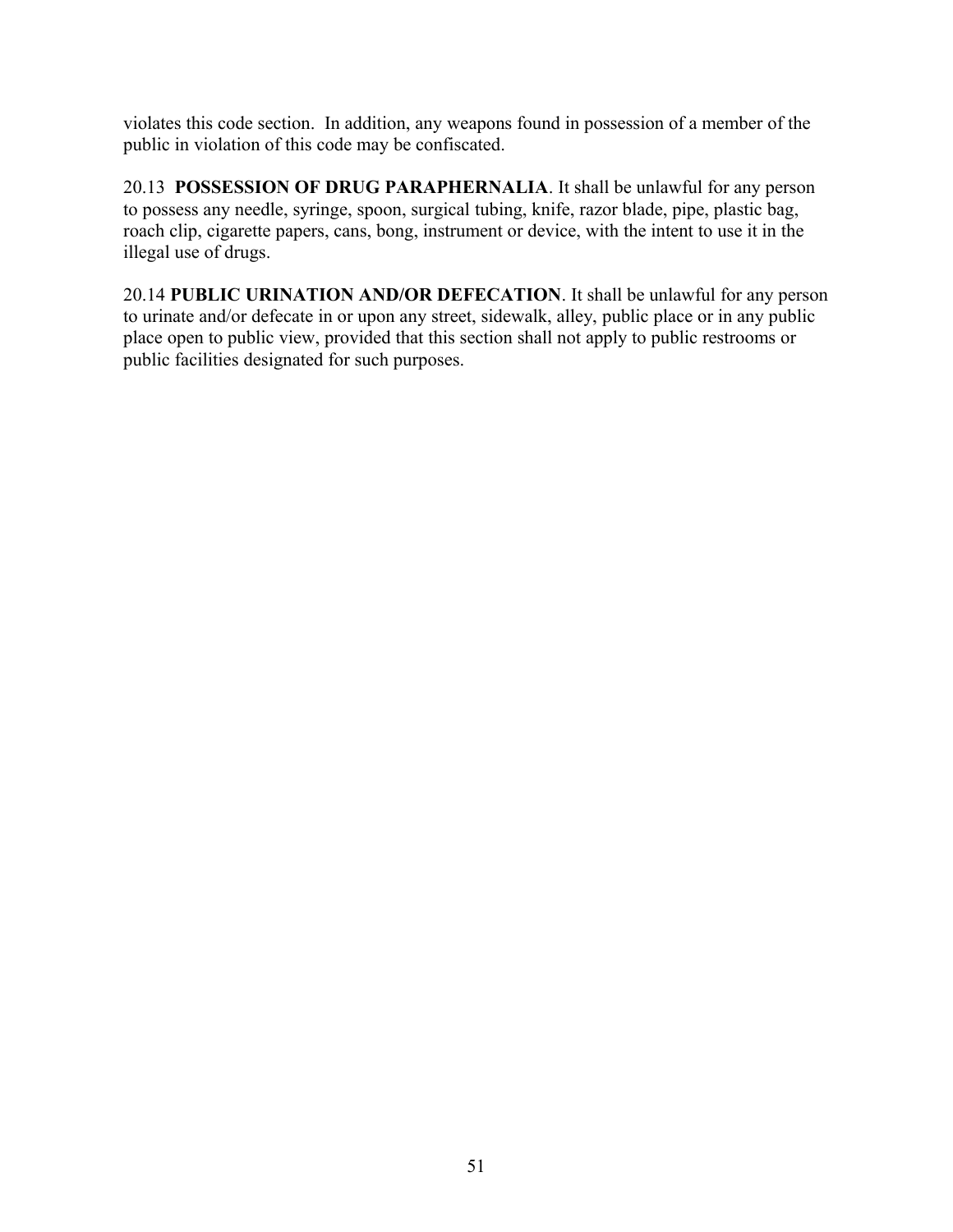violates this code section. In addition, any weapons found in possession of a member of the public in violation of this code may be confiscated.

20.13 **POSSESSION OF DRUG PARAPHERNALIA**. It shall be unlawful for any person to possess any needle, syringe, spoon, surgical tubing, knife, razor blade, pipe, plastic bag, roach clip, cigarette papers, cans, bong, instrument or device, with the intent to use it in the illegal use of drugs.

20.14 **PUBLIC URINATION AND/OR DEFECATION**. It shall be unlawful for any person to urinate and/or defecate in or upon any street, sidewalk, alley, public place or in any public place open to public view, provided that this section shall not apply to public restrooms or public facilities designated for such purposes.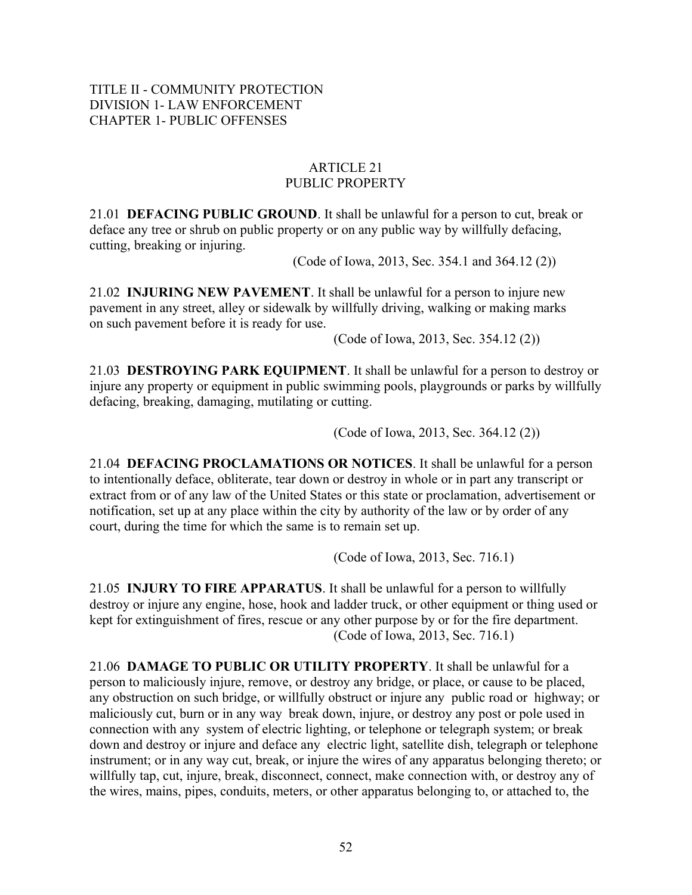TITLE II - COMMUNITY PROTECTION
DIVISION 1- LAW ENFORCEMENT
CHAPTER 1- PUBLIC OFFENSES

# ARTICLE 21
# PUBLIC PROPERTY

21.01 **DEFACING PUBLIC GROUND**. It shall be unlawful for a person to cut, break or deface any tree or shrub on public property or on any public way by willfully defacing, cutting, breaking or injuring.

(Code of Iowa, 2013, Sec. 354.1 and 364.12 (2))

21.02 **INJURING NEW PAVEMENT**. It shall be unlawful for a person to injure new pavement in any street, alley or sidewalk by willfully driving, walking or making marks on such pavement before it is ready for use.

(Code of Iowa, 2013, Sec. 354.12 (2))

21.03 **DESTROYING PARK EQUIPMENT**. It shall be unlawful for a person to destroy or injure any property or equipment in public swimming pools, playgrounds or parks by willfully defacing, breaking, damaging, mutilating or cutting.

(Code of Iowa, 2013, Sec. 364.12 (2))

21.04 **DEFACING PROCLAMATIONS OR NOTICES**. It shall be unlawful for a person to intentionally deface, obliterate, tear down or destroy in whole or in part any transcript or extract from or of any law of the United States or this state or proclamation, advertisement or notification, set up at any place within the city by authority of the law or by order of any court, during the time for which the same is to remain set up.

(Code of Iowa, 2013, Sec. 716.1)

21.05 **INJURY TO FIRE APPARATUS**. It shall be unlawful for a person to willfully destroy or injure any engine, hose, hook and ladder truck, or other equipment or thing used or kept for extinguishment of fires, rescue or any other purpose by or for the fire department.

(Code of Iowa, 2013, Sec. 716.1)

21.06 **DAMAGE TO PUBLIC OR UTILITY PROPERTY**. It shall be unlawful for a person to maliciously injure, remove, or destroy any bridge, or place, or cause to be placed, any obstruction on such bridge, or willfully obstruct or injure any public road or highway; or maliciously cut, burn or in any way break down, injure, or destroy any post or pole used in connection with any system of electric lighting, or telephone or telegraph system; or break down and destroy or injure and deface any electric light, satellite dish, telegraph or telephone instrument; or in any way cut, break, or injure the wires of any apparatus belonging thereto; or willfully tap, cut, injure, break, disconnect, connect, make connection with, or destroy any of the wires, mains, pipes, conduits, meters, or other apparatus belonging to, or attached to, the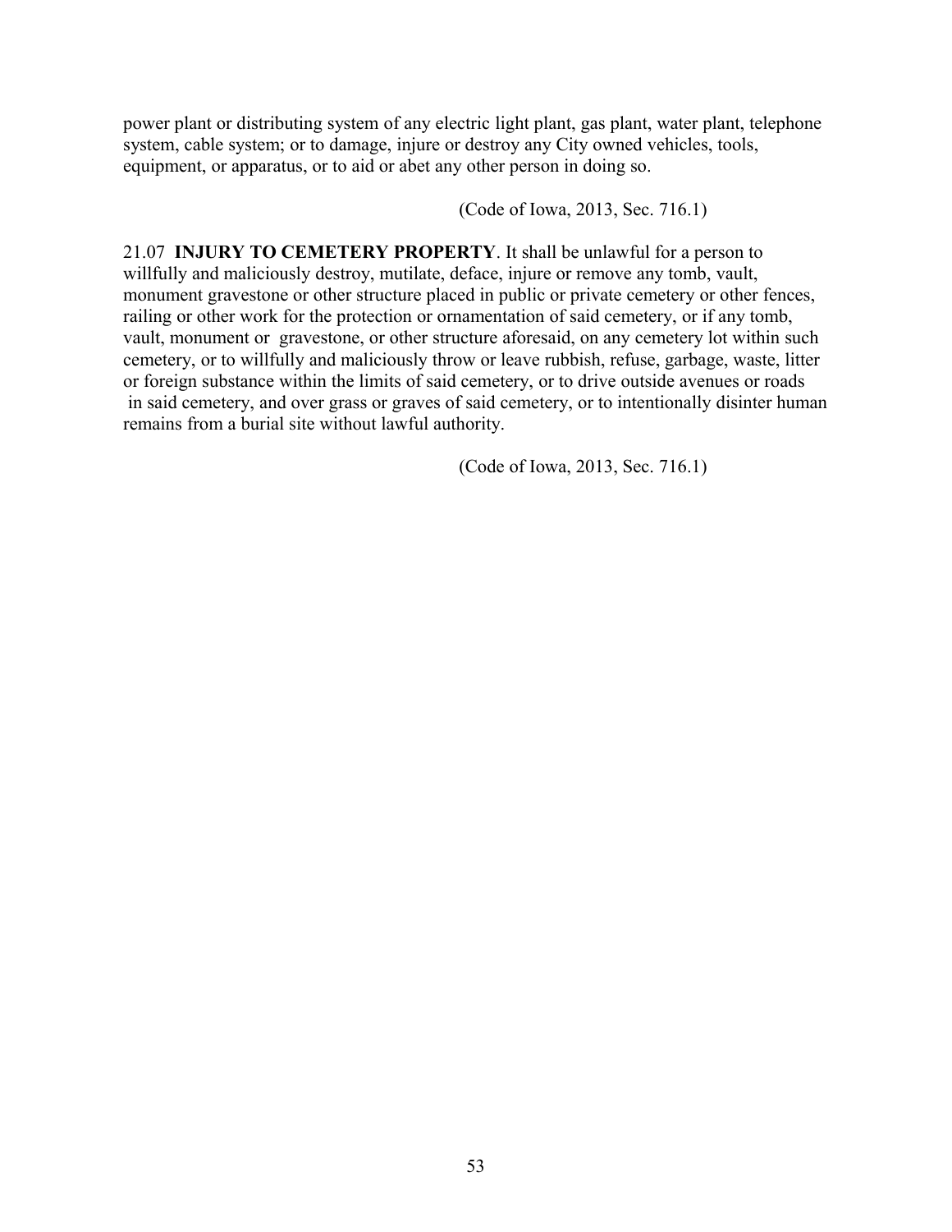power plant or distributing system of any electric light plant, gas plant, water plant, telephone system, cable system; or to damage, injure or destroy any City owned vehicles, tools, equipment, or apparatus, or to aid or abet any other person in doing so.

(Code of Iowa, 2013, Sec. 716.1)

21.07 **INJURY TO CEMETERY PROPERTY**. It shall be unlawful for a person to willfully and maliciously destroy, mutilate, deface, injure or remove any tomb, vault, monument gravestone or other structure placed in public or private cemetery or other fences, railing or other work for the protection or ornamentation of said cemetery, or if any tomb, vault, monument or gravestone, or other structure aforesaid, on any cemetery lot within such cemetery, or to willfully and maliciously throw or leave rubbish, refuse, garbage, waste, litter or foreign substance within the limits of said cemetery, or to drive outside avenues or roads in said cemetery, and over grass or graves of said cemetery, or to intentionally disinter human remains from a burial site without lawful authority.

(Code of Iowa, 2013, Sec. 716.1)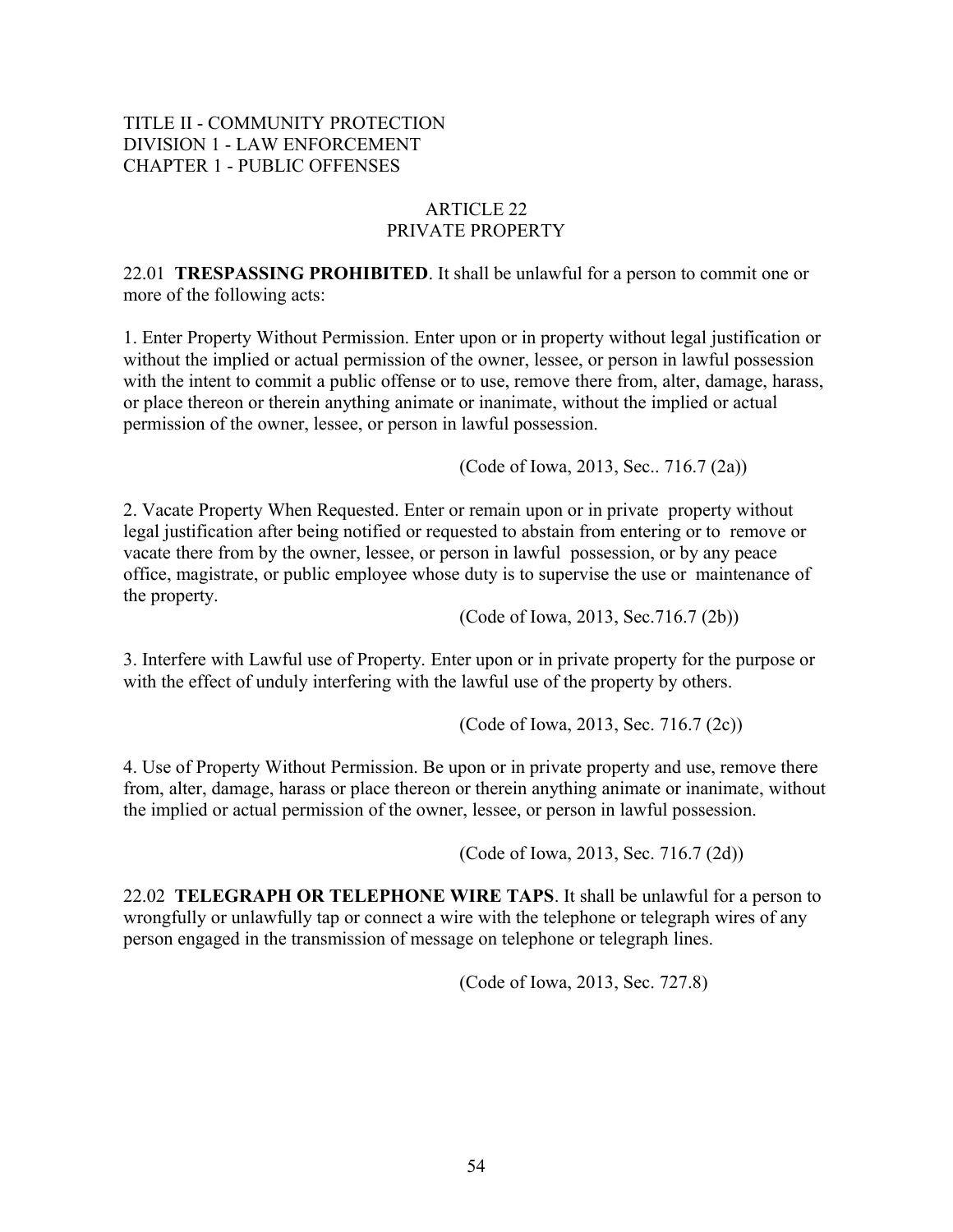TITLE II - COMMUNITY PROTECTION
DIVISION 1 - LAW ENFORCEMENT
CHAPTER 1 - PUBLIC OFFENSES

## ARTICLE 22
## PRIVATE PROPERTY

22.01 **TRESPASSING PROHIBITED**. It shall be unlawful for a person to commit one or more of the following acts:

1. Enter Property Without Permission. Enter upon or in property without legal justification or without the implied or actual permission of the owner, lessee, or person in lawful possession with the intent to commit a public offense or to use, remove there from, alter, damage, harass, or place thereon or therein anything animate or inanimate, without the implied or actual permission of the owner, lessee, or person in lawful possession.

(Code of Iowa, 2013, Sec.. 716.7 (2a))

2. Vacate Property When Requested. Enter or remain upon or in private property without legal justification after being notified or requested to abstain from entering or to remove or vacate there from by the owner, lessee, or person in lawful possession, or by any peace office, magistrate, or public employee whose duty is to supervise the use or maintenance of the property.

(Code of Iowa, 2013, Sec.716.7 (2b))

3. Interfere with Lawful use of Property. Enter upon or in private property for the purpose or with the effect of unduly interfering with the lawful use of the property by others.

(Code of Iowa, 2013, Sec. 716.7 (2c))

4. Use of Property Without Permission. Be upon or in private property and use, remove there from, alter, damage, harass or place thereon or therein anything animate or inanimate, without the implied or actual permission of the owner, lessee, or person in lawful possession.

(Code of Iowa, 2013, Sec. 716.7 (2d))

22.02 **TELEGRAPH OR TELEPHONE WIRE TAPS**. It shall be unlawful for a person to wrongfully or unlawfully tap or connect a wire with the telephone or telegraph wires of any person engaged in the transmission of message on telephone or telegraph lines.

(Code of Iowa, 2013, Sec. 727.8)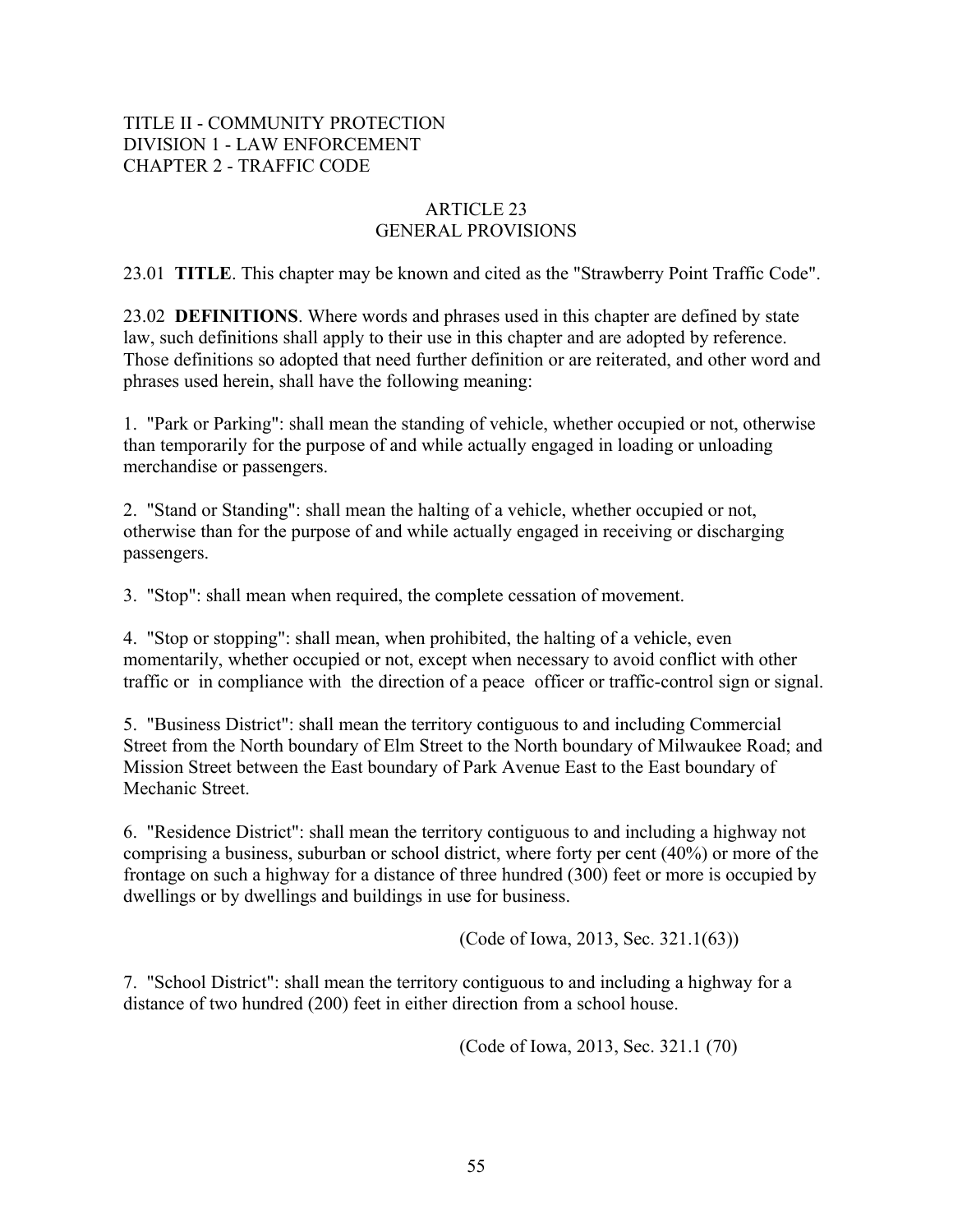TITLE II - COMMUNITY PROTECTION
DIVISION 1 - LAW ENFORCEMENT
CHAPTER 2 - TRAFFIC CODE

## ARTICLE 23
## GENERAL PROVISIONS

23.01 **TITLE**. This chapter may be known and cited as the "Strawberry Point Traffic Code".

23.02 **DEFINITIONS**. Where words and phrases used in this chapter are defined by state law, such definitions shall apply to their use in this chapter and are adopted by reference. Those definitions so adopted that need further definition or are reiterated, and other word and phrases used herein, shall have the following meaning:

1. "Park or Parking": shall mean the standing of vehicle, whether occupied or not, otherwise than temporarily for the purpose of and while actually engaged in loading or unloading merchandise or passengers.

2. "Stand or Standing": shall mean the halting of a vehicle, whether occupied or not, otherwise than for the purpose of and while actually engaged in receiving or discharging passengers.

3. "Stop": shall mean when required, the complete cessation of movement.

4. "Stop or stopping": shall mean, when prohibited, the halting of a vehicle, even momentarily, whether occupied or not, except when necessary to avoid conflict with other traffic or in compliance with the direction of a peace officer or traffic-control sign or signal.

5. "Business District": shall mean the territory contiguous to and including Commercial Street from the North boundary of Elm Street to the North boundary of Milwaukee Road; and Mission Street between the East boundary of Park Avenue East to the East boundary of Mechanic Street.

6. "Residence District": shall mean the territory contiguous to and including a highway not comprising a business, suburban or school district, where forty per cent (40%) or more of the frontage on such a highway for a distance of three hundred (300) feet or more is occupied by dwellings or by dwellings and buildings in use for business.

(Code of Iowa, 2013, Sec. 321.1(63))

7. "School District": shall mean the territory contiguous to and including a highway for a distance of two hundred (200) feet in either direction from a school house.

(Code of Iowa, 2013, Sec. 321.1 (70)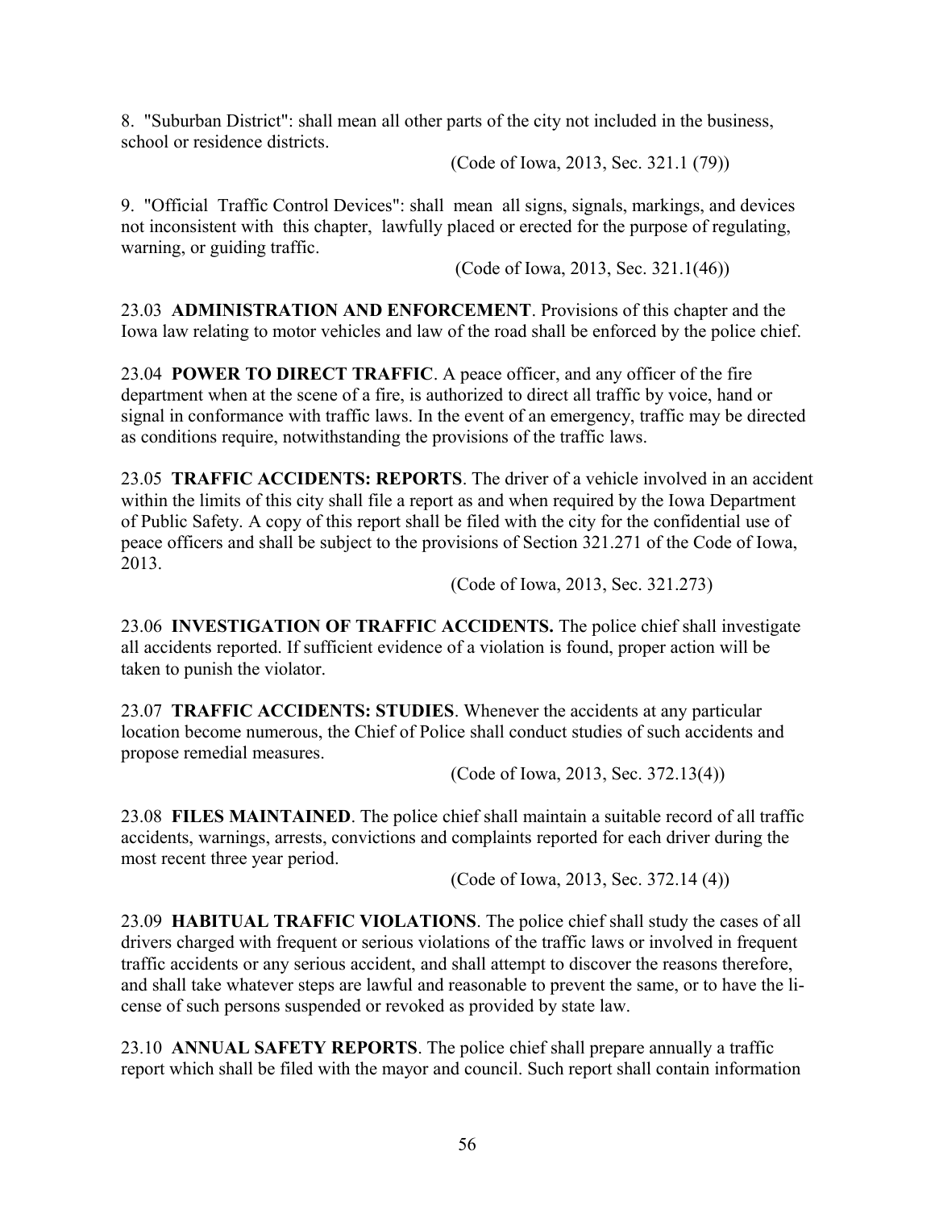8. "Suburban District": shall mean all other parts of the city not included in the business, school or residence districts.

(Code of Iowa, 2013, Sec. 321.1 (79))

9. "Official Traffic Control Devices": shall mean all signs, signals, markings, and devices not inconsistent with this chapter, lawfully placed or erected for the purpose of regulating, warning, or guiding traffic.

(Code of Iowa, 2013, Sec. 321.1(46))

23.03 **ADMINISTRATION AND ENFORCEMENT**. Provisions of this chapter and the Iowa law relating to motor vehicles and law of the road shall be enforced by the police chief.

23.04 **POWER TO DIRECT TRAFFIC**. A peace officer, and any officer of the fire department when at the scene of a fire, is authorized to direct all traffic by voice, hand or signal in conformance with traffic laws. In the event of an emergency, traffic may be directed as conditions require, notwithstanding the provisions of the traffic laws.

23.05 **TRAFFIC ACCIDENTS: REPORTS**. The driver of a vehicle involved in an accident within the limits of this city shall file a report as and when required by the Iowa Department of Public Safety. A copy of this report shall be filed with the city for the confidential use of peace officers and shall be subject to the provisions of Section 321.271 of the Code of Iowa, 2013.

(Code of Iowa, 2013, Sec. 321.273)

23.06 **INVESTIGATION OF TRAFFIC ACCIDENTS.** The police chief shall investigate all accidents reported. If sufficient evidence of a violation is found, proper action will be taken to punish the violator.

23.07 **TRAFFIC ACCIDENTS: STUDIES**. Whenever the accidents at any particular location become numerous, the Chief of Police shall conduct studies of such accidents and propose remedial measures.

(Code of Iowa, 2013, Sec. 372.13(4))

23.08 **FILES MAINTAINED**. The police chief shall maintain a suitable record of all traffic accidents, warnings, arrests, convictions and complaints reported for each driver during the most recent three year period.

(Code of Iowa, 2013, Sec. 372.14 (4))

23.09 **HABITUAL TRAFFIC VIOLATIONS**. The police chief shall study the cases of all drivers charged with frequent or serious violations of the traffic laws or involved in frequent traffic accidents or any serious accident, and shall attempt to discover the reasons therefore, and shall take whatever steps are lawful and reasonable to prevent the same, or to have the license of such persons suspended or revoked as provided by state law.

23.10 **ANNUAL SAFETY REPORTS**. The police chief shall prepare annually a traffic report which shall be filed with the mayor and council. Such report shall contain information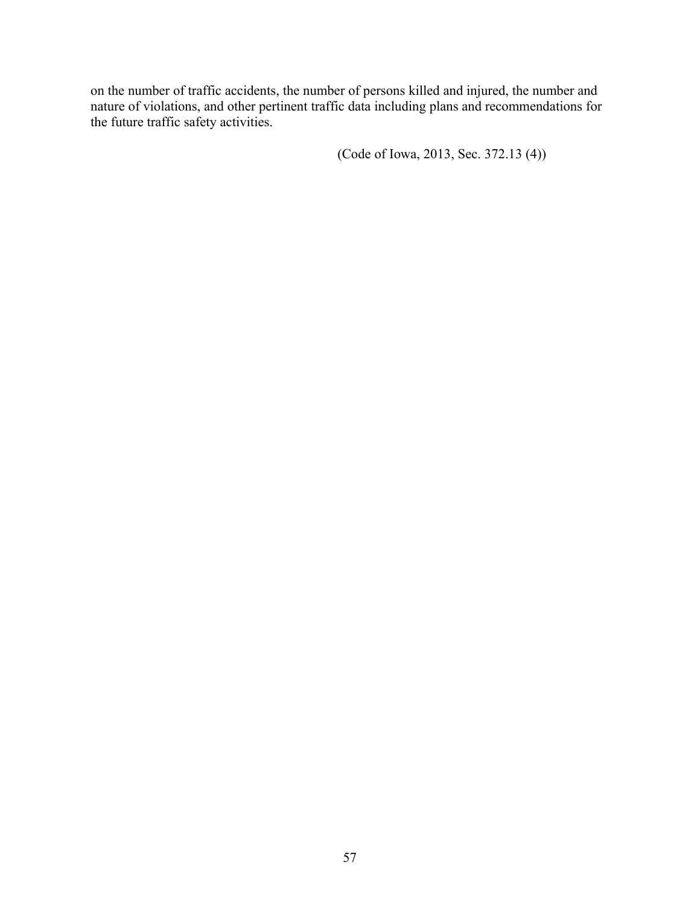on the number of traffic accidents, the number of persons killed and injured, the number and nature of violations, and other pertinent traffic data including plans and recommendations for the future traffic safety activities.

(Code of Iowa, 2013, Sec. 372.13 (4))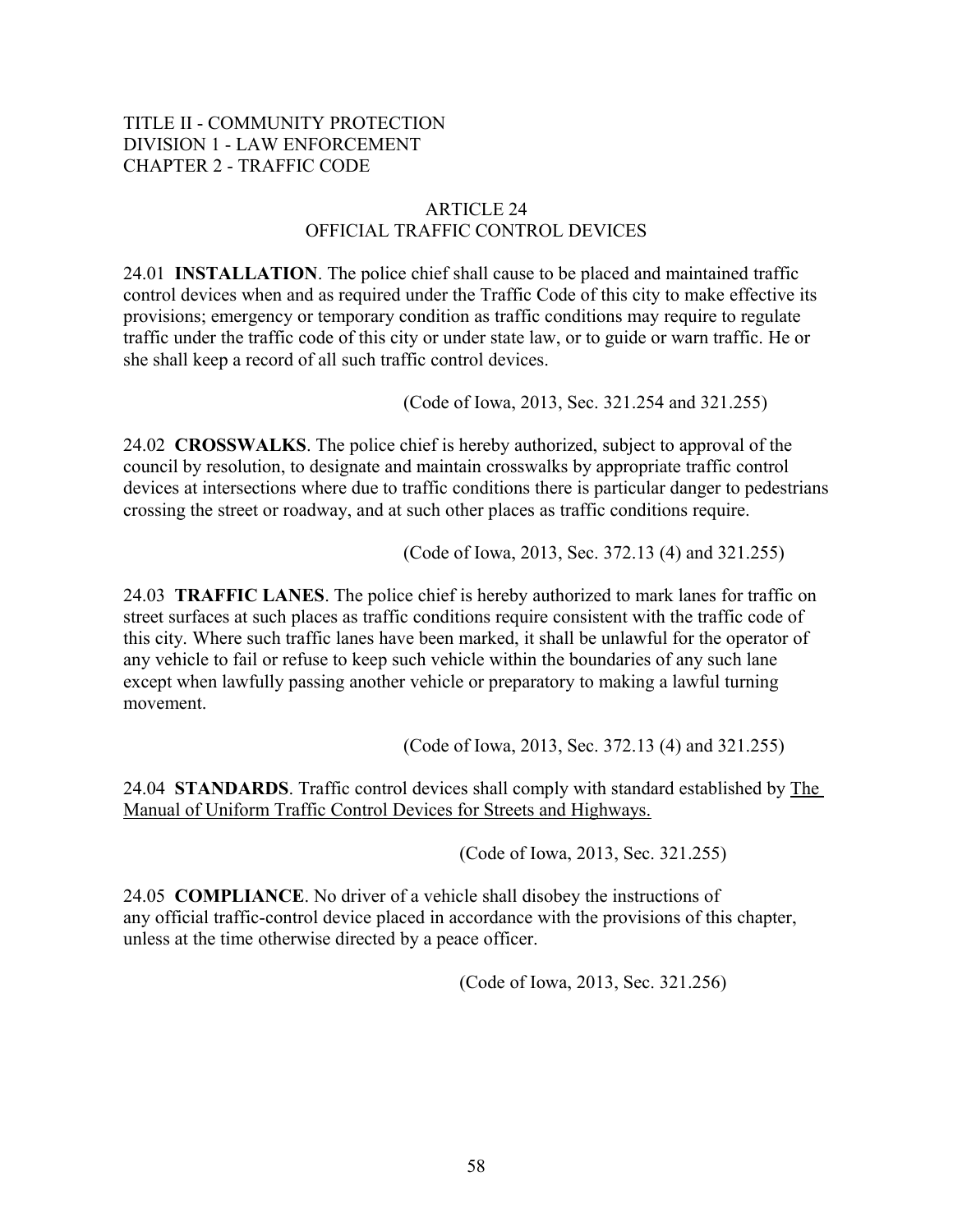TITLE II - COMMUNITY PROTECTION
DIVISION 1 - LAW ENFORCEMENT
CHAPTER 2 - TRAFFIC CODE

## ARTICLE 24
## OFFICIAL TRAFFIC CONTROL DEVICES

24.01 **INSTALLATION**. The police chief shall cause to be placed and maintained traffic control devices when and as required under the Traffic Code of this city to make effective its provisions; emergency or temporary condition as traffic conditions may require to regulate traffic under the traffic code of this city or under state law, or to guide or warn traffic. He or she shall keep a record of all such traffic control devices.

(Code of Iowa, 2013, Sec. 321.254 and 321.255)

24.02 **CROSSWALKS**. The police chief is hereby authorized, subject to approval of the council by resolution, to designate and maintain crosswalks by appropriate traffic control devices at intersections where due to traffic conditions there is particular danger to pedestrians crossing the street or roadway, and at such other places as traffic conditions require.

(Code of Iowa, 2013, Sec. 372.13 (4) and 321.255)

24.03 **TRAFFIC LANES**. The police chief is hereby authorized to mark lanes for traffic on street surfaces at such places as traffic conditions require consistent with the traffic code of this city. Where such traffic lanes have been marked, it shall be unlawful for the operator of any vehicle to fail or refuse to keep such vehicle within the boundaries of any such lane except when lawfully passing another vehicle or preparatory to making a lawful turning movement.

(Code of Iowa, 2013, Sec. 372.13 (4) and 321.255)

24.04 **STANDARDS**. Traffic control devices shall comply with standard established by The Manual of Uniform Traffic Control Devices for Streets and Highways.

(Code of Iowa, 2013, Sec. 321.255)

24.05 **COMPLIANCE**. No driver of a vehicle shall disobey the instructions of any official traffic-control device placed in accordance with the provisions of this chapter, unless at the time otherwise directed by a peace officer.

(Code of Iowa, 2013, Sec. 321.256)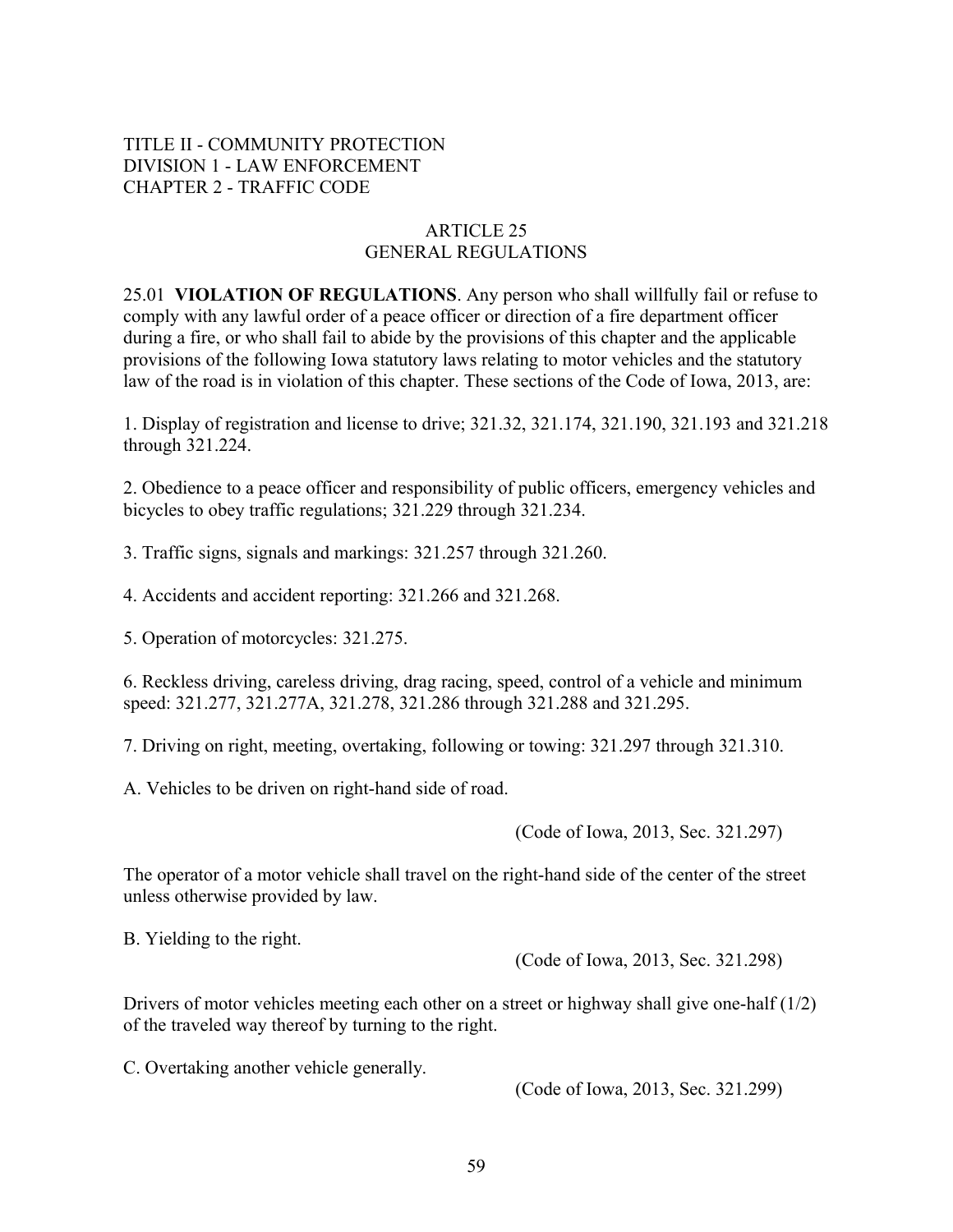TITLE II - COMMUNITY PROTECTION
DIVISION 1 - LAW ENFORCEMENT
CHAPTER 2 - TRAFFIC CODE

## ARTICLE 25
## GENERAL REGULATIONS

25.01 **VIOLATION OF REGULATIONS**. Any person who shall willfully fail or refuse to comply with any lawful order of a peace officer or direction of a fire department officer during a fire, or who shall fail to abide by the provisions of this chapter and the applicable provisions of the following Iowa statutory laws relating to motor vehicles and the statutory law of the road is in violation of this chapter. These sections of the Code of Iowa, 2013, are:

1. Display of registration and license to drive; 321.32, 321.174, 321.190, 321.193 and 321.218 through 321.224.

2. Obedience to a peace officer and responsibility of public officers, emergency vehicles and bicycles to obey traffic regulations; 321.229 through 321.234.

3. Traffic signs, signals and markings: 321.257 through 321.260.

4. Accidents and accident reporting: 321.266 and 321.268.

5. Operation of motorcycles: 321.275.

6. Reckless driving, careless driving, drag racing, speed, control of a vehicle and minimum speed: 321.277, 321.277A, 321.278, 321.286 through 321.288 and 321.295.

7. Driving on right, meeting, overtaking, following or towing: 321.297 through 321.310.

A. Vehicles to be driven on right-hand side of road.

(Code of Iowa, 2013, Sec. 321.297)

The operator of a motor vehicle shall travel on the right-hand side of the center of the street unless otherwise provided by law.

B. Yielding to the right.

(Code of Iowa, 2013, Sec. 321.298)

Drivers of motor vehicles meeting each other on a street or highway shall give one-half (1/2) of the traveled way thereof by turning to the right.

C. Overtaking another vehicle generally.

(Code of Iowa, 2013, Sec. 321.299)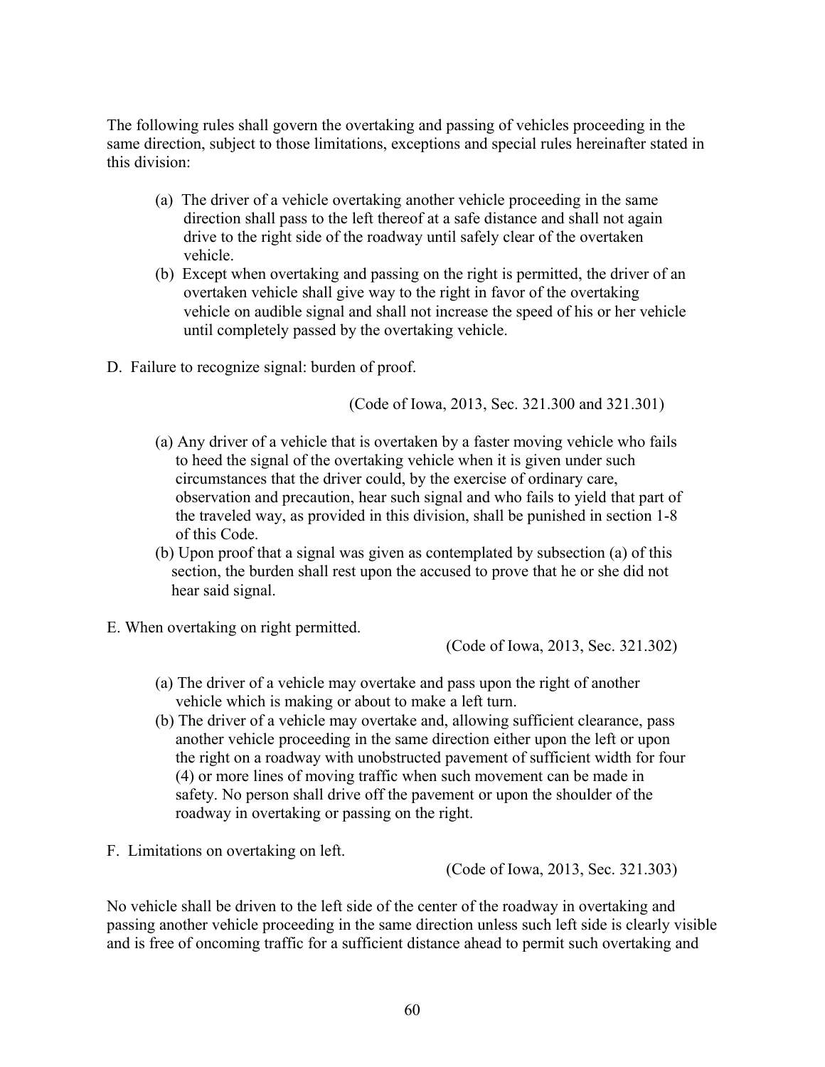The following rules shall govern the overtaking and passing of vehicles proceeding in the same direction, subject to those limitations, exceptions and special rules hereinafter stated in this division:

(a) The driver of a vehicle overtaking another vehicle proceeding in the same direction shall pass to the left thereof at a safe distance and shall not again drive to the right side of the roadway until safely clear of the overtaken vehicle.

(b) Except when overtaking and passing on the right is permitted, the driver of an overtaken vehicle shall give way to the right in favor of the overtaking vehicle on audible signal and shall not increase the speed of his or her vehicle until completely passed by the overtaking vehicle.

D. Failure to recognize signal: burden of proof.

(Code of Iowa, 2013, Sec. 321.300 and 321.301)

(a) Any driver of a vehicle that is overtaken by a faster moving vehicle who fails to heed the signal of the overtaking vehicle when it is given under such circumstances that the driver could, by the exercise of ordinary care, observation and precaution, hear such signal and who fails to yield that part of the traveled way, as provided in this division, shall be punished in section 1-8 of this Code.

(b) Upon proof that a signal was given as contemplated by subsection (a) of this section, the burden shall rest upon the accused to prove that he or she did not hear said signal.

E. When overtaking on right permitted.

(Code of Iowa, 2013, Sec. 321.302)

(a) The driver of a vehicle may overtake and pass upon the right of another vehicle which is making or about to make a left turn.

(b) The driver of a vehicle may overtake and, allowing sufficient clearance, pass another vehicle proceeding in the same direction either upon the left or upon the right on a roadway with unobstructed pavement of sufficient width for four (4) or more lines of moving traffic when such movement can be made in safety. No person shall drive off the pavement or upon the shoulder of the roadway in overtaking or passing on the right.

F. Limitations on overtaking on left.

(Code of Iowa, 2013, Sec. 321.303)

No vehicle shall be driven to the left side of the center of the roadway in overtaking and passing another vehicle proceeding in the same direction unless such left side is clearly visible and is free of oncoming traffic for a sufficient distance ahead to permit such overtaking and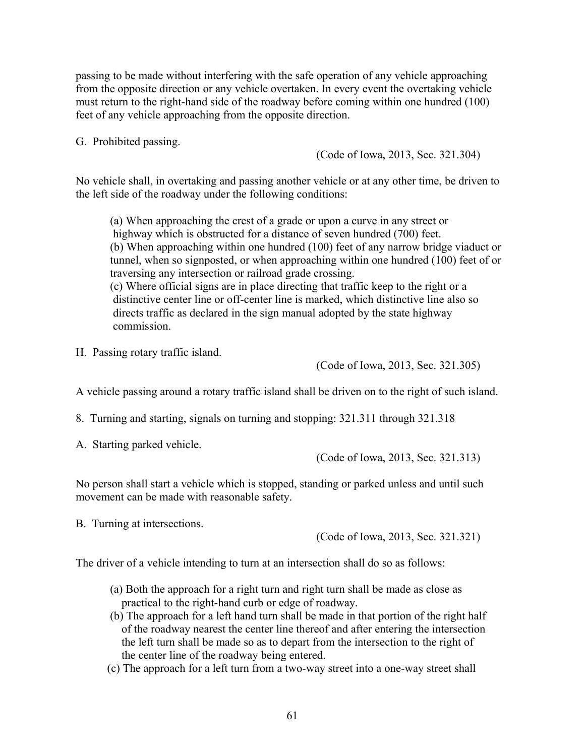passing to be made without interfering with the safe operation of any vehicle approaching from the opposite direction or any vehicle overtaken. In every event the overtaking vehicle must return to the right-hand side of the roadway before coming within one hundred (100) feet of any vehicle approaching from the opposite direction.

G. Prohibited passing.

(Code of Iowa, 2013, Sec. 321.304)

No vehicle shall, in overtaking and passing another vehicle or at any other time, be driven to the left side of the roadway under the following conditions:

(a) When approaching the crest of a grade or upon a curve in any street or highway which is obstructed for a distance of seven hundred (700) feet.
(b) When approaching within one hundred (100) feet of any narrow bridge viaduct or tunnel, when so signposted, or when approaching within one hundred (100) feet of or traversing any intersection or railroad grade crossing.
(c) Where official signs are in place directing that traffic keep to the right or a distinctive center line or off-center line is marked, which distinctive line also so directs traffic as declared in the sign manual adopted by the state highway commission.

H. Passing rotary traffic island.

(Code of Iowa, 2013, Sec. 321.305)

A vehicle passing around a rotary traffic island shall be driven on to the right of such island.

8. Turning and starting, signals on turning and stopping: 321.311 through 321.318

A. Starting parked vehicle.

(Code of Iowa, 2013, Sec. 321.313)

No person shall start a vehicle which is stopped, standing or parked unless and until such movement can be made with reasonable safety.

B. Turning at intersections.

(Code of Iowa, 2013, Sec. 321.321)

The driver of a vehicle intending to turn at an intersection shall do so as follows:

(a) Both the approach for a right turn and right turn shall be made as close as practical to the right-hand curb or edge of roadway.
(b) The approach for a left hand turn shall be made in that portion of the right half of the roadway nearest the center line thereof and after entering the intersection the left turn shall be made so as to depart from the intersection to the right of the center line of the roadway being entered.
(c) The approach for a left turn from a two-way street into a one-way street shall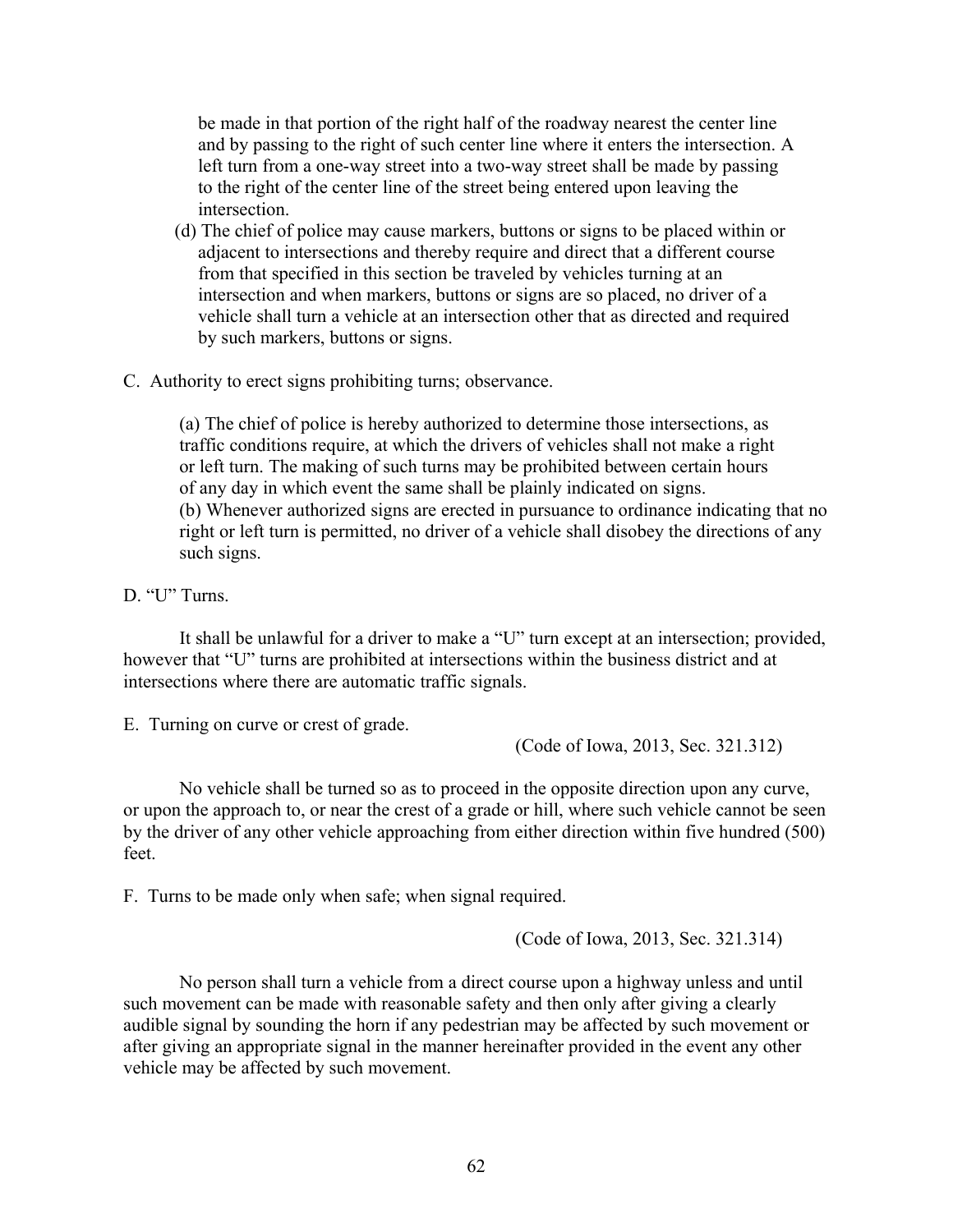be made in that portion of the right half of the roadway nearest the center line and by passing to the right of such center line where it enters the intersection. A left turn from a one-way street into a two-way street shall be made by passing to the right of the center line of the street being entered upon leaving the intersection.

(d) The chief of police may cause markers, buttons or signs to be placed within or adjacent to intersections and thereby require and direct that a different course from that specified in this section be traveled by vehicles turning at an intersection and when markers, buttons or signs are so placed, no driver of a vehicle shall turn a vehicle at an intersection other that as directed and required by such markers, buttons or signs.

C. Authority to erect signs prohibiting turns; observance.

(a) The chief of police is hereby authorized to determine those intersections, as traffic conditions require, at which the drivers of vehicles shall not make a right or left turn. The making of such turns may be prohibited between certain hours of any day in which event the same shall be plainly indicated on signs.
(b) Whenever authorized signs are erected in pursuance to ordinance indicating that no right or left turn is permitted, no driver of a vehicle shall disobey the directions of any such signs.

D. "U" Turns.

It shall be unlawful for a driver to make a "U" turn except at an intersection; provided, however that "U" turns are prohibited at intersections within the business district and at intersections where there are automatic traffic signals.

E. Turning on curve or crest of grade.

(Code of Iowa, 2013, Sec. 321.312)

No vehicle shall be turned so as to proceed in the opposite direction upon any curve, or upon the approach to, or near the crest of a grade or hill, where such vehicle cannot be seen by the driver of any other vehicle approaching from either direction within five hundred (500) feet.

F. Turns to be made only when safe; when signal required.

(Code of Iowa, 2013, Sec. 321.314)

No person shall turn a vehicle from a direct course upon a highway unless and until such movement can be made with reasonable safety and then only after giving a clearly audible signal by sounding the horn if any pedestrian may be affected by such movement or after giving an appropriate signal in the manner hereinafter provided in the event any other vehicle may be affected by such movement.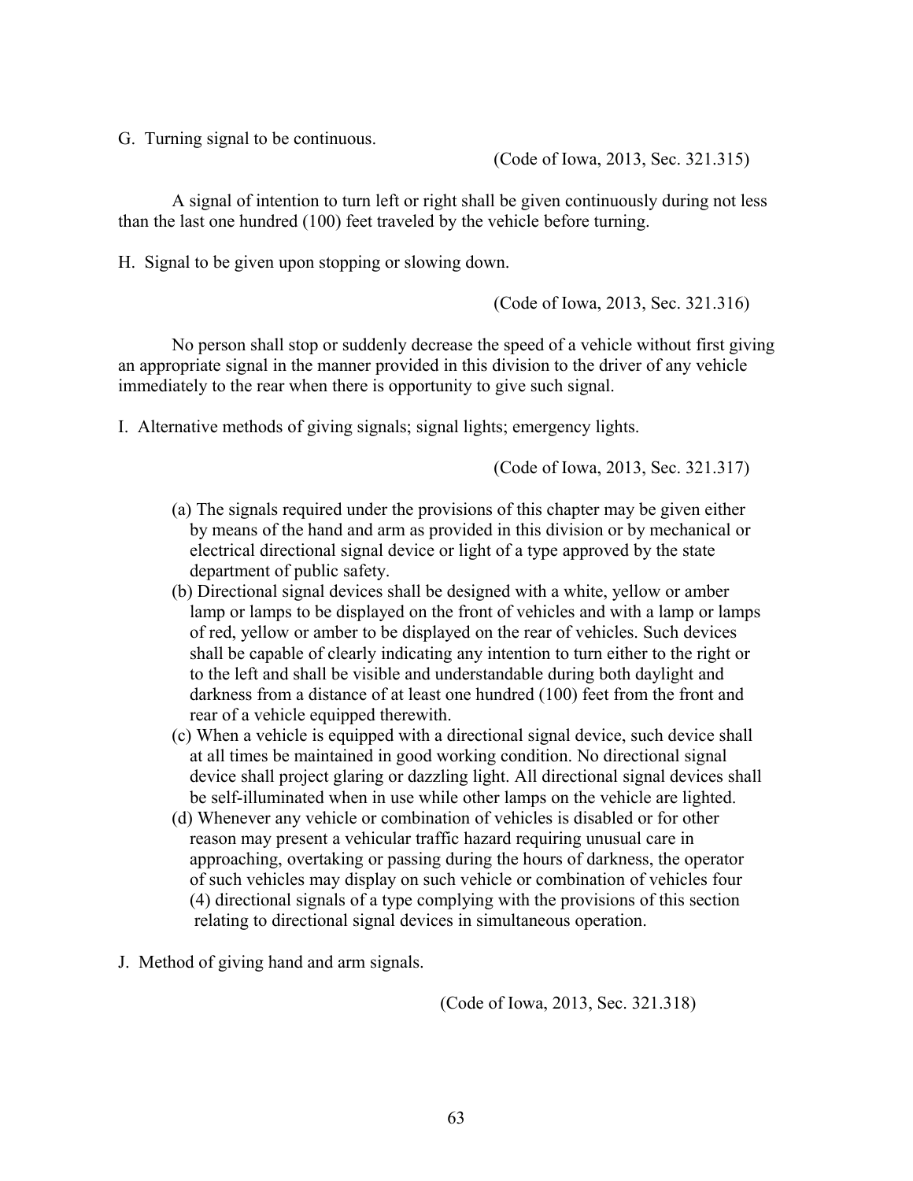G. Turning signal to be continuous.

(Code of Iowa, 2013, Sec. 321.315)

A signal of intention to turn left or right shall be given continuously during not less than the last one hundred (100) feet traveled by the vehicle before turning.

H. Signal to be given upon stopping or slowing down.

(Code of Iowa, 2013, Sec. 321.316)

No person shall stop or suddenly decrease the speed of a vehicle without first giving an appropriate signal in the manner provided in this division to the driver of any vehicle immediately to the rear when there is opportunity to give such signal.

I. Alternative methods of giving signals; signal lights; emergency lights.

(Code of Iowa, 2013, Sec. 321.317)

(a) The signals required under the provisions of this chapter may be given either by means of the hand and arm as provided in this division or by mechanical or electrical directional signal device or light of a type approved by the state department of public safety.

(b) Directional signal devices shall be designed with a white, yellow or amber lamp or lamps to be displayed on the front of vehicles and with a lamp or lamps of red, yellow or amber to be displayed on the rear of vehicles. Such devices shall be capable of clearly indicating any intention to turn either to the right or to the left and shall be visible and understandable during both daylight and darkness from a distance of at least one hundred (100) feet from the front and rear of a vehicle equipped therewith.

(c) When a vehicle is equipped with a directional signal device, such device shall at all times be maintained in good working condition. No directional signal device shall project glaring or dazzling light. All directional signal devices shall be self-illuminated when in use while other lamps on the vehicle are lighted.

(d) Whenever any vehicle or combination of vehicles is disabled or for other reason may present a vehicular traffic hazard requiring unusual care in approaching, overtaking or passing during the hours of darkness, the operator of such vehicles may display on such vehicle or combination of vehicles four (4) directional signals of a type complying with the provisions of this section relating to directional signal devices in simultaneous operation.

J. Method of giving hand and arm signals.

(Code of Iowa, 2013, Sec. 321.318)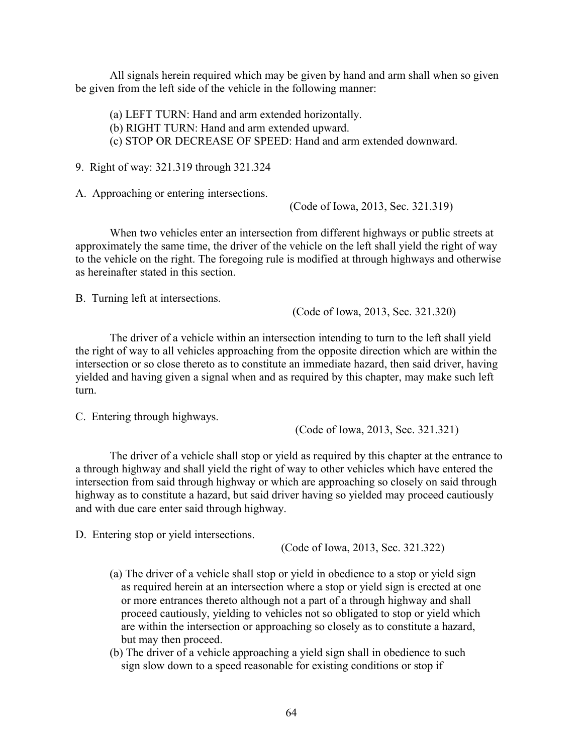All signals herein required which may be given by hand and arm shall when so given be given from the left side of the vehicle in the following manner:

(a) LEFT TURN: Hand and arm extended horizontally.
(b) RIGHT TURN: Hand and arm extended upward.
(c) STOP OR DECREASE OF SPEED: Hand and arm extended downward.

9. Right of way: 321.319 through 321.324

A. Approaching or entering intersections.

(Code of Iowa, 2013, Sec. 321.319)

When two vehicles enter an intersection from different highways or public streets at approximately the same time, the driver of the vehicle on the left shall yield the right of way to the vehicle on the right. The foregoing rule is modified at through highways and otherwise as hereinafter stated in this section.

B. Turning left at intersections.

(Code of Iowa, 2013, Sec. 321.320)

The driver of a vehicle within an intersection intending to turn to the left shall yield the right of way to all vehicles approaching from the opposite direction which are within the intersection or so close thereto as to constitute an immediate hazard, then said driver, having yielded and having given a signal when and as required by this chapter, may make such left turn.

C. Entering through highways.

(Code of Iowa, 2013, Sec. 321.321)

The driver of a vehicle shall stop or yield as required by this chapter at the entrance to a through highway and shall yield the right of way to other vehicles which have entered the intersection from said through highway or which are approaching so closely on said through highway as to constitute a hazard, but said driver having so yielded may proceed cautiously and with due care enter said through highway.

D. Entering stop or yield intersections.

(Code of Iowa, 2013, Sec. 321.322)

(a) The driver of a vehicle shall stop or yield in obedience to a stop or yield sign as required herein at an intersection where a stop or yield sign is erected at one or more entrances thereto although not a part of a through highway and shall proceed cautiously, yielding to vehicles not so obligated to stop or yield which are within the intersection or approaching so closely as to constitute a hazard, but may then proceed.
(b) The driver of a vehicle approaching a yield sign shall in obedience to such sign slow down to a speed reasonable for existing conditions or stop if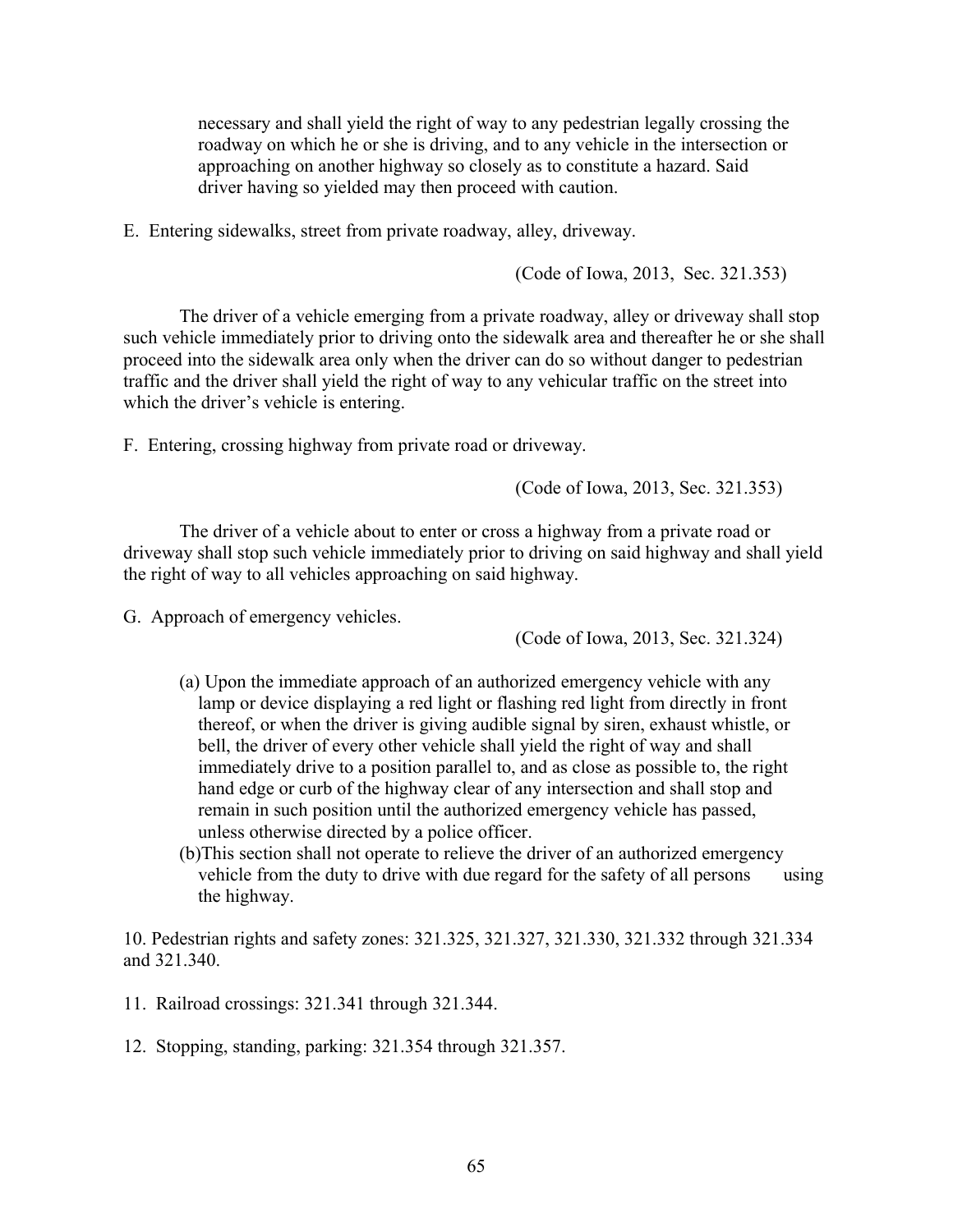necessary and shall yield the right of way to any pedestrian legally crossing the roadway on which he or she is driving, and to any vehicle in the intersection or approaching on another highway so closely as to constitute a hazard. Said driver having so yielded may then proceed with caution.

E. Entering sidewalks, street from private roadway, alley, driveway.

(Code of Iowa, 2013, Sec. 321.353)

The driver of a vehicle emerging from a private roadway, alley or driveway shall stop such vehicle immediately prior to driving onto the sidewalk area and thereafter he or she shall proceed into the sidewalk area only when the driver can do so without danger to pedestrian traffic and the driver shall yield the right of way to any vehicular traffic on the street into which the driver's vehicle is entering.

F. Entering, crossing highway from private road or driveway.

(Code of Iowa, 2013, Sec. 321.353)

The driver of a vehicle about to enter or cross a highway from a private road or driveway shall stop such vehicle immediately prior to driving on said highway and shall yield the right of way to all vehicles approaching on said highway.

G. Approach of emergency vehicles.

(Code of Iowa, 2013, Sec. 321.324)

(a) Upon the immediate approach of an authorized emergency vehicle with any lamp or device displaying a red light or flashing red light from directly in front thereof, or when the driver is giving audible signal by siren, exhaust whistle, or bell, the driver of every other vehicle shall yield the right of way and shall immediately drive to a position parallel to, and as close as possible to, the right hand edge or curb of the highway clear of any intersection and shall stop and remain in such position until the authorized emergency vehicle has passed, unless otherwise directed by a police officer.

(b) This section shall not operate to relieve the driver of an authorized emergency vehicle from the duty to drive with due regard for the safety of all persons using the highway.

10. Pedestrian rights and safety zones: 321.325, 321.327, 321.330, 321.332 through 321.334 and 321.340.

11. Railroad crossings: 321.341 through 321.344.

12. Stopping, standing, parking: 321.354 through 321.357.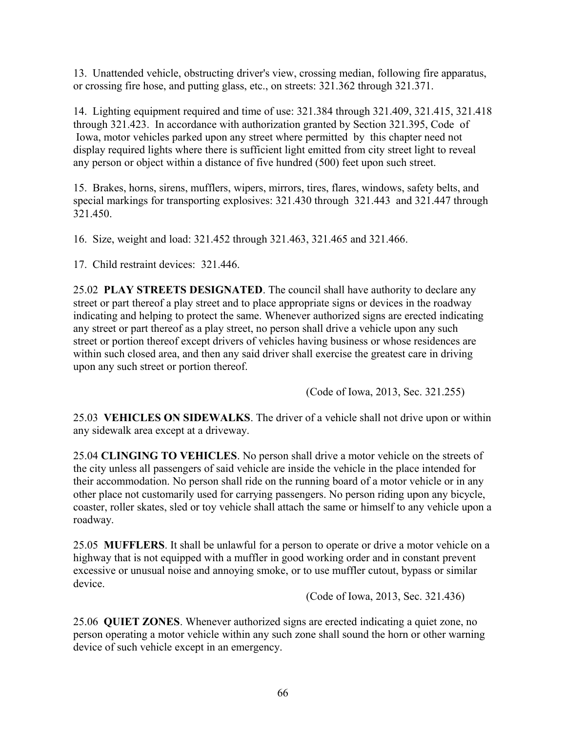13. Unattended vehicle, obstructing driver's view, crossing median, following fire apparatus, or crossing fire hose, and putting glass, etc., on streets: 321.362 through 321.371.

14. Lighting equipment required and time of use: 321.384 through 321.409, 321.415, 321.418 through 321.423. In accordance with authorization granted by Section 321.395, Code of Iowa, motor vehicles parked upon any street where permitted by this chapter need not display required lights where there is sufficient light emitted from city street light to reveal any person or object within a distance of five hundred (500) feet upon such street.

15. Brakes, horns, sirens, mufflers, wipers, mirrors, tires, flares, windows, safety belts, and special markings for transporting explosives: 321.430 through 321.443 and 321.447 through 321.450.

16. Size, weight and load: 321.452 through 321.463, 321.465 and 321.466.

17. Child restraint devices: 321.446.

25.02 **PLAY STREETS DESIGNATED**. The council shall have authority to declare any street or part thereof a play street and to place appropriate signs or devices in the roadway indicating and helping to protect the same. Whenever authorized signs are erected indicating any street or part thereof as a play street, no person shall drive a vehicle upon any such street or portion thereof except drivers of vehicles having business or whose residences are within such closed area, and then any said driver shall exercise the greatest care in driving upon any such street or portion thereof.

(Code of Iowa, 2013, Sec. 321.255)

25.03 **VEHICLES ON SIDEWALKS**. The driver of a vehicle shall not drive upon or within any sidewalk area except at a driveway.

25.04 **CLINGING TO VEHICLES**. No person shall drive a motor vehicle on the streets of the city unless all passengers of said vehicle are inside the vehicle in the place intended for their accommodation. No person shall ride on the running board of a motor vehicle or in any other place not customarily used for carrying passengers. No person riding upon any bicycle, coaster, roller skates, sled or toy vehicle shall attach the same or himself to any vehicle upon a roadway.

25.05 **MUFFLERS**. It shall be unlawful for a person to operate or drive a motor vehicle on a highway that is not equipped with a muffler in good working order and in constant prevent excessive or unusual noise and annoying smoke, or to use muffler cutout, bypass or similar device.

(Code of Iowa, 2013, Sec. 321.436)

25.06 **QUIET ZONES**. Whenever authorized signs are erected indicating a quiet zone, no person operating a motor vehicle within any such zone shall sound the horn or other warning device of such vehicle except in an emergency.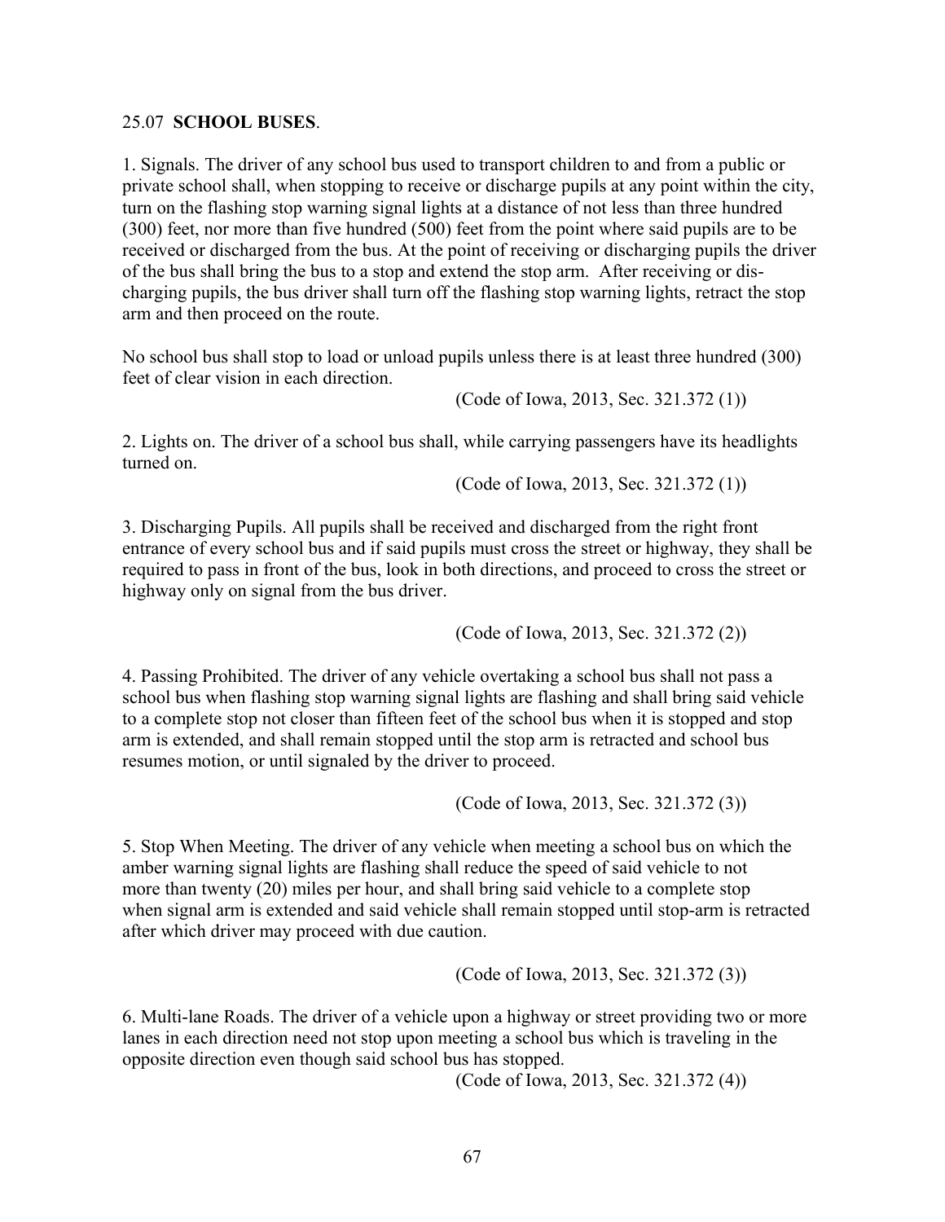25.07 **SCHOOL BUSES**.

1. Signals. The driver of any school bus used to transport children to and from a public or private school shall, when stopping to receive or discharge pupils at any point within the city, turn on the flashing stop warning signal lights at a distance of not less than three hundred (300) feet, nor more than five hundred (500) feet from the point where said pupils are to be received or discharged from the bus. At the point of receiving or discharging pupils the driver of the bus shall bring the bus to a stop and extend the stop arm. After receiving or discharging pupils, the bus driver shall turn off the flashing stop warning lights, retract the stop arm and then proceed on the route.

No school bus shall stop to load or unload pupils unless there is at least three hundred (300) feet of clear vision in each direction.

(Code of Iowa, 2013, Sec. 321.372 (1))

2. Lights on. The driver of a school bus shall, while carrying passengers have its headlights turned on.

(Code of Iowa, 2013, Sec. 321.372 (1))

3. Discharging Pupils. All pupils shall be received and discharged from the right front entrance of every school bus and if said pupils must cross the street or highway, they shall be required to pass in front of the bus, look in both directions, and proceed to cross the street or highway only on signal from the bus driver.

(Code of Iowa, 2013, Sec. 321.372 (2))

4. Passing Prohibited. The driver of any vehicle overtaking a school bus shall not pass a school bus when flashing stop warning signal lights are flashing and shall bring said vehicle to a complete stop not closer than fifteen feet of the school bus when it is stopped and stop arm is extended, and shall remain stopped until the stop arm is retracted and school bus resumes motion, or until signaled by the driver to proceed.

(Code of Iowa, 2013, Sec. 321.372 (3))

5. Stop When Meeting. The driver of any vehicle when meeting a school bus on which the amber warning signal lights are flashing shall reduce the speed of said vehicle to not more than twenty (20) miles per hour, and shall bring said vehicle to a complete stop when signal arm is extended and said vehicle shall remain stopped until stop-arm is retracted after which driver may proceed with due caution.

(Code of Iowa, 2013, Sec. 321.372 (3))

6. Multi-lane Roads. The driver of a vehicle upon a highway or street providing two or more lanes in each direction need not stop upon meeting a school bus which is traveling in the opposite direction even though said school bus has stopped.

(Code of Iowa, 2013, Sec. 321.372 (4))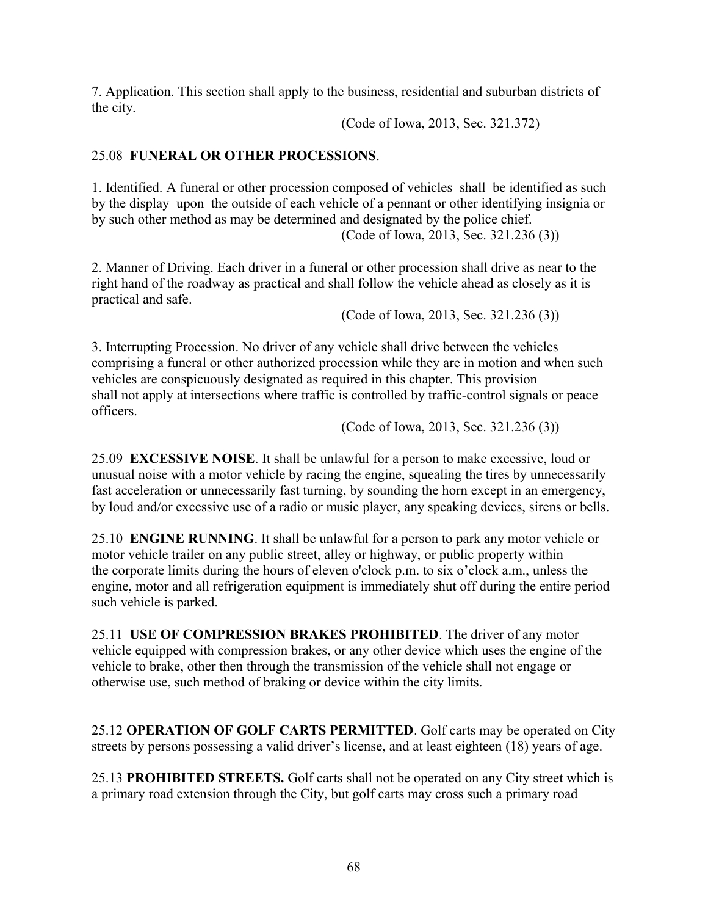7. Application. This section shall apply to the business, residential and suburban districts of the city.

(Code of Iowa, 2013, Sec. 321.372)

25.08 **FUNERAL OR OTHER PROCESSIONS**.

1. Identified. A funeral or other procession composed of vehicles shall be identified as such by the display upon the outside of each vehicle of a pennant or other identifying insignia or by such other method as may be determined and designated by the police chief.

(Code of Iowa, 2013, Sec. 321.236 (3))

2. Manner of Driving. Each driver in a funeral or other procession shall drive as near to the right hand of the roadway as practical and shall follow the vehicle ahead as closely as it is practical and safe.

(Code of Iowa, 2013, Sec. 321.236 (3))

3. Interrupting Procession. No driver of any vehicle shall drive between the vehicles comprising a funeral or other authorized procession while they are in motion and when such vehicles are conspicuously designated as required in this chapter. This provision shall not apply at intersections where traffic is controlled by traffic-control signals or peace officers.

(Code of Iowa, 2013, Sec. 321.236 (3))

25.09 **EXCESSIVE NOISE**. It shall be unlawful for a person to make excessive, loud or unusual noise with a motor vehicle by racing the engine, squealing the tires by unnecessarily fast acceleration or unnecessarily fast turning, by sounding the horn except in an emergency, by loud and/or excessive use of a radio or music player, any speaking devices, sirens or bells.

25.10 **ENGINE RUNNING**. It shall be unlawful for a person to park any motor vehicle or motor vehicle trailer on any public street, alley or highway, or public property within the corporate limits during the hours of eleven o'clock p.m. to six o'clock a.m., unless the engine, motor and all refrigeration equipment is immediately shut off during the entire period such vehicle is parked.

25.11 **USE OF COMPRESSION BRAKES PROHIBITED**. The driver of any motor vehicle equipped with compression brakes, or any other device which uses the engine of the vehicle to brake, other then through the transmission of the vehicle shall not engage or otherwise use, such method of braking or device within the city limits.

25.12 **OPERATION OF GOLF CARTS PERMITTED**. Golf carts may be operated on City streets by persons possessing a valid driver's license, and at least eighteen (18) years of age.

25.13 **PROHIBITED STREETS.** Golf carts shall not be operated on any City street which is a primary road extension through the City, but golf carts may cross such a primary road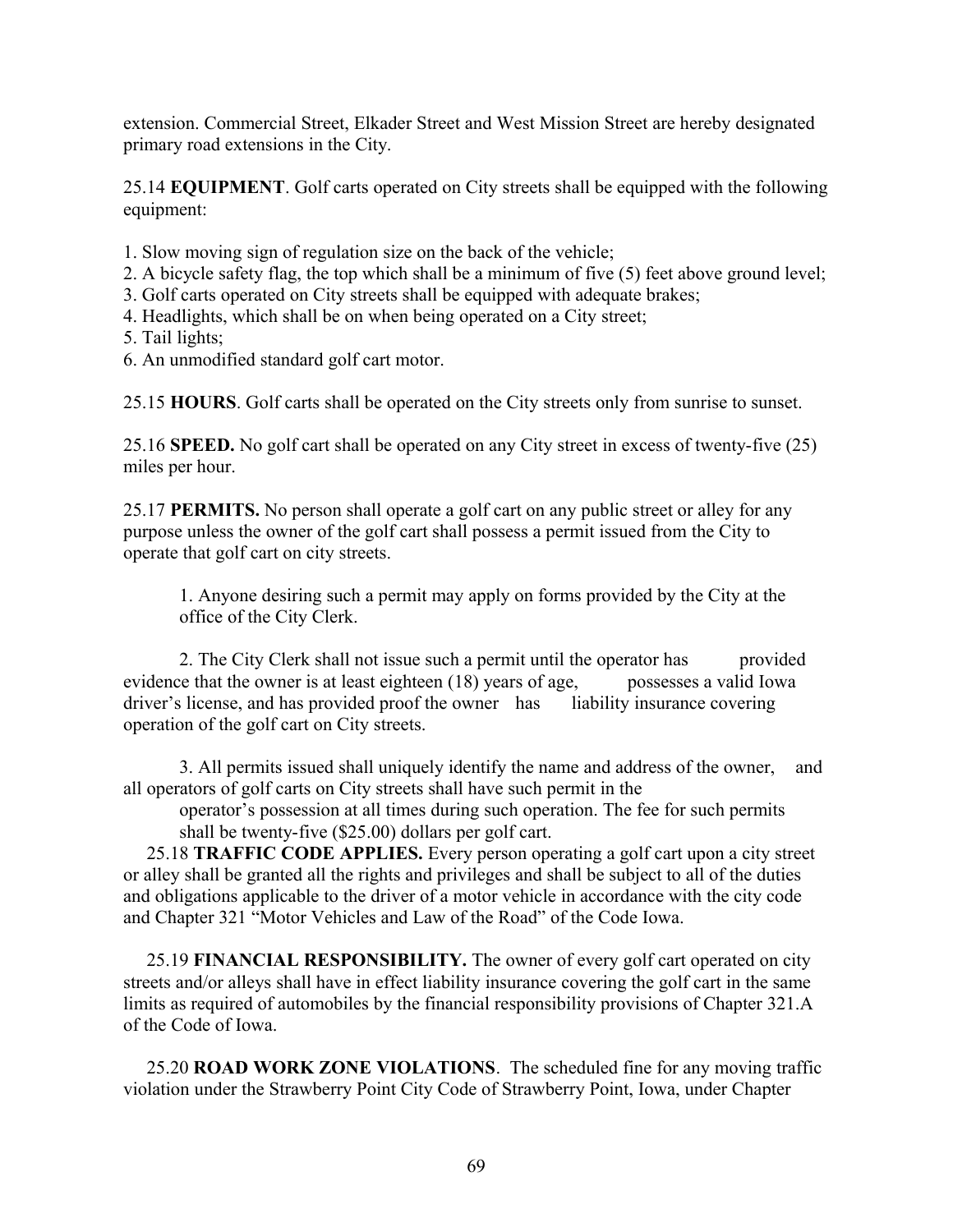extension. Commercial Street, Elkader Street and West Mission Street are hereby designated primary road extensions in the City.

25.14 **EQUIPMENT**. Golf carts operated on City streets shall be equipped with the following equipment:

1. Slow moving sign of regulation size on the back of the vehicle;
2. A bicycle safety flag, the top which shall be a minimum of five (5) feet above ground level;
3. Golf carts operated on City streets shall be equipped with adequate brakes;
4. Headlights, which shall be on when being operated on a City street;
5. Tail lights;
6. An unmodified standard golf cart motor.

25.15 **HOURS**. Golf carts shall be operated on the City streets only from sunrise to sunset.

25.16 **SPEED.** No golf cart shall be operated on any City street in excess of twenty-five (25) miles per hour.

25.17 **PERMITS.** No person shall operate a golf cart on any public street or alley for any purpose unless the owner of the golf cart shall possess a permit issued from the City to operate that golf cart on city streets.

1. Anyone desiring such a permit may apply on forms provided by the City at the office of the City Clerk.

2. The City Clerk shall not issue such a permit until the operator has provided evidence that the owner is at least eighteen (18) years of age, possesses a valid Iowa driver's license, and has provided proof the owner has liability insurance covering operation of the golf cart on City streets.

3. All permits issued shall uniquely identify the name and address of the owner, and all operators of golf carts on City streets shall have such permit in the operator's possession at all times during such operation. The fee for such permits shall be twenty-five ($25.00) dollars per golf cart.

25.18 **TRAFFIC CODE APPLIES.** Every person operating a golf cart upon a city street or alley shall be granted all the rights and privileges and shall be subject to all of the duties and obligations applicable to the driver of a motor vehicle in accordance with the city code and Chapter 321 "Motor Vehicles and Law of the Road" of the Code Iowa.

25.19 **FINANCIAL RESPONSIBILITY.** The owner of every golf cart operated on city streets and/or alleys shall have in effect liability insurance covering the golf cart in the same limits as required of automobiles by the financial responsibility provisions of Chapter 321.A of the Code of Iowa.

25.20 **ROAD WORK ZONE VIOLATIONS**. The scheduled fine for any moving traffic violation under the Strawberry Point City Code of Strawberry Point, Iowa, under Chapter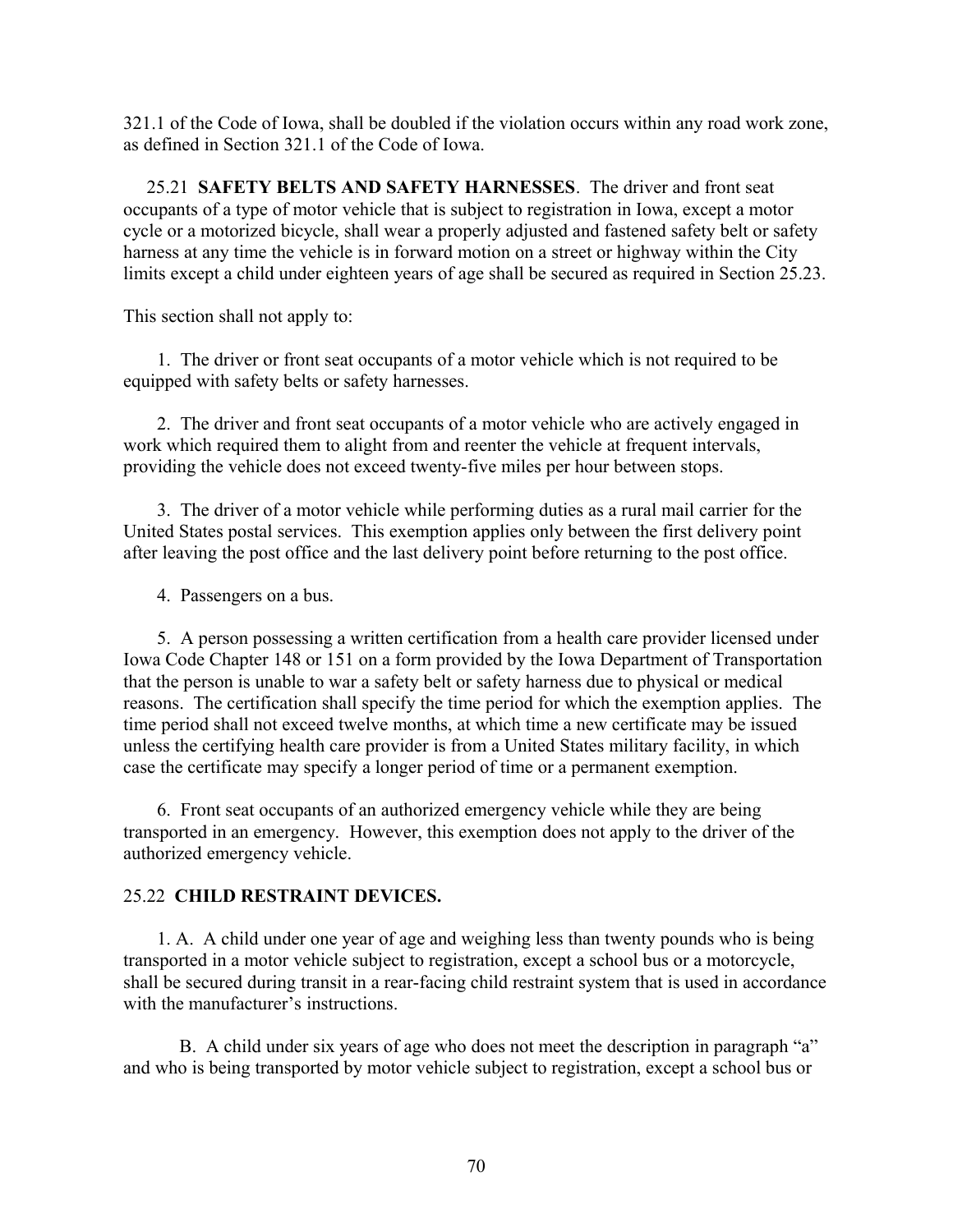321.1 of the Code of Iowa, shall be doubled if the violation occurs within any road work zone, as defined in Section 321.1 of the Code of Iowa.

25.21 **SAFETY BELTS AND SAFETY HARNESSES**. The driver and front seat occupants of a type of motor vehicle that is subject to registration in Iowa, except a motor cycle or a motorized bicycle, shall wear a properly adjusted and fastened safety belt or safety harness at any time the vehicle is in forward motion on a street or highway within the City limits except a child under eighteen years of age shall be secured as required in Section 25.23.

This section shall not apply to:

1. The driver or front seat occupants of a motor vehicle which is not required to be equipped with safety belts or safety harnesses.

2. The driver and front seat occupants of a motor vehicle who are actively engaged in work which required them to alight from and reenter the vehicle at frequent intervals, providing the vehicle does not exceed twenty-five miles per hour between stops.

3. The driver of a motor vehicle while performing duties as a rural mail carrier for the United States postal services. This exemption applies only between the first delivery point after leaving the post office and the last delivery point before returning to the post office.

4. Passengers on a bus.

5. A person possessing a written certification from a health care provider licensed under Iowa Code Chapter 148 or 151 on a form provided by the Iowa Department of Transportation that the person is unable to war a safety belt or safety harness due to physical or medical reasons. The certification shall specify the time period for which the exemption applies. The time period shall not exceed twelve months, at which time a new certificate may be issued unless the certifying health care provider is from a United States military facility, in which case the certificate may specify a longer period of time or a permanent exemption.

6. Front seat occupants of an authorized emergency vehicle while they are being transported in an emergency. However, this exemption does not apply to the driver of the authorized emergency vehicle.

25.22 **CHILD RESTRAINT DEVICES.**

1. A. A child under one year of age and weighing less than twenty pounds who is being transported in a motor vehicle subject to registration, except a school bus or a motorcycle, shall be secured during transit in a rear-facing child restraint system that is used in accordance with the manufacturer's instructions.

B. A child under six years of age who does not meet the description in paragraph "a" and who is being transported by motor vehicle subject to registration, except a school bus or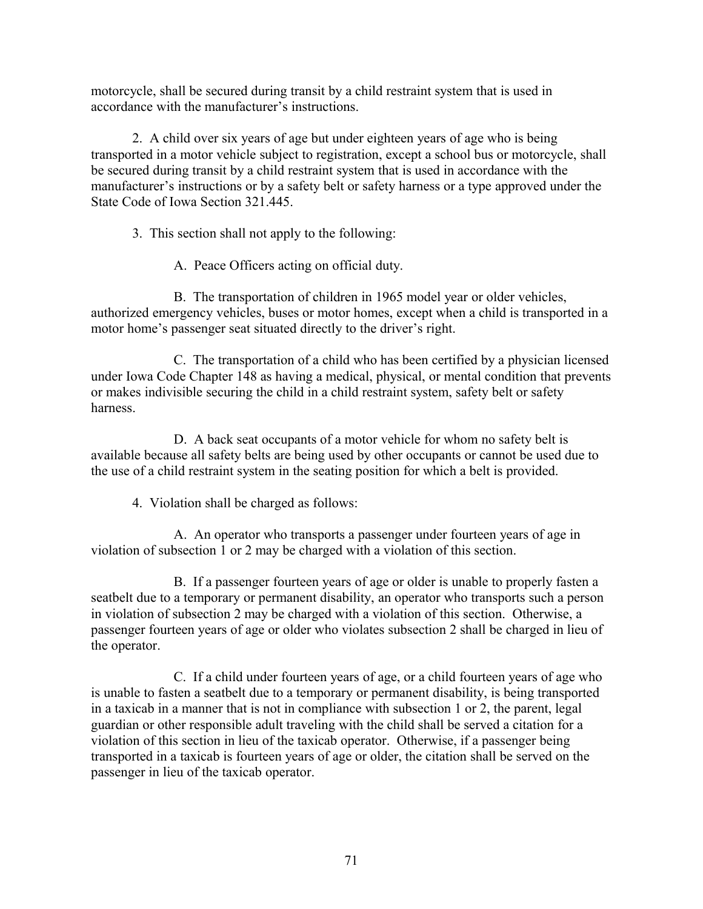motorcycle, shall be secured during transit by a child restraint system that is used in accordance with the manufacturer's instructions.

2. A child over six years of age but under eighteen years of age who is being transported in a motor vehicle subject to registration, except a school bus or motorcycle, shall be secured during transit by a child restraint system that is used in accordance with the manufacturer's instructions or by a safety belt or safety harness or a type approved under the State Code of Iowa Section 321.445.

3. This section shall not apply to the following:

A. Peace Officers acting on official duty.

B. The transportation of children in 1965 model year or older vehicles, authorized emergency vehicles, buses or motor homes, except when a child is transported in a motor home's passenger seat situated directly to the driver's right.

C. The transportation of a child who has been certified by a physician licensed under Iowa Code Chapter 148 as having a medical, physical, or mental condition that prevents or makes indivisible securing the child in a child restraint system, safety belt or safety harness.

D. A back seat occupants of a motor vehicle for whom no safety belt is available because all safety belts are being used by other occupants or cannot be used due to the use of a child restraint system in the seating position for which a belt is provided.

4. Violation shall be charged as follows:

A. An operator who transports a passenger under fourteen years of age in violation of subsection 1 or 2 may be charged with a violation of this section.

B. If a passenger fourteen years of age or older is unable to properly fasten a seatbelt due to a temporary or permanent disability, an operator who transports such a person in violation of subsection 2 may be charged with a violation of this section. Otherwise, a passenger fourteen years of age or older who violates subsection 2 shall be charged in lieu of the operator.

C. If a child under fourteen years of age, or a child fourteen years of age who is unable to fasten a seatbelt due to a temporary or permanent disability, is being transported in a taxicab in a manner that is not in compliance with subsection 1 or 2, the parent, legal guardian or other responsible adult traveling with the child shall be served a citation for a violation of this section in lieu of the taxicab operator. Otherwise, if a passenger being transported in a taxicab is fourteen years of age or older, the citation shall be served on the passenger in lieu of the taxicab operator.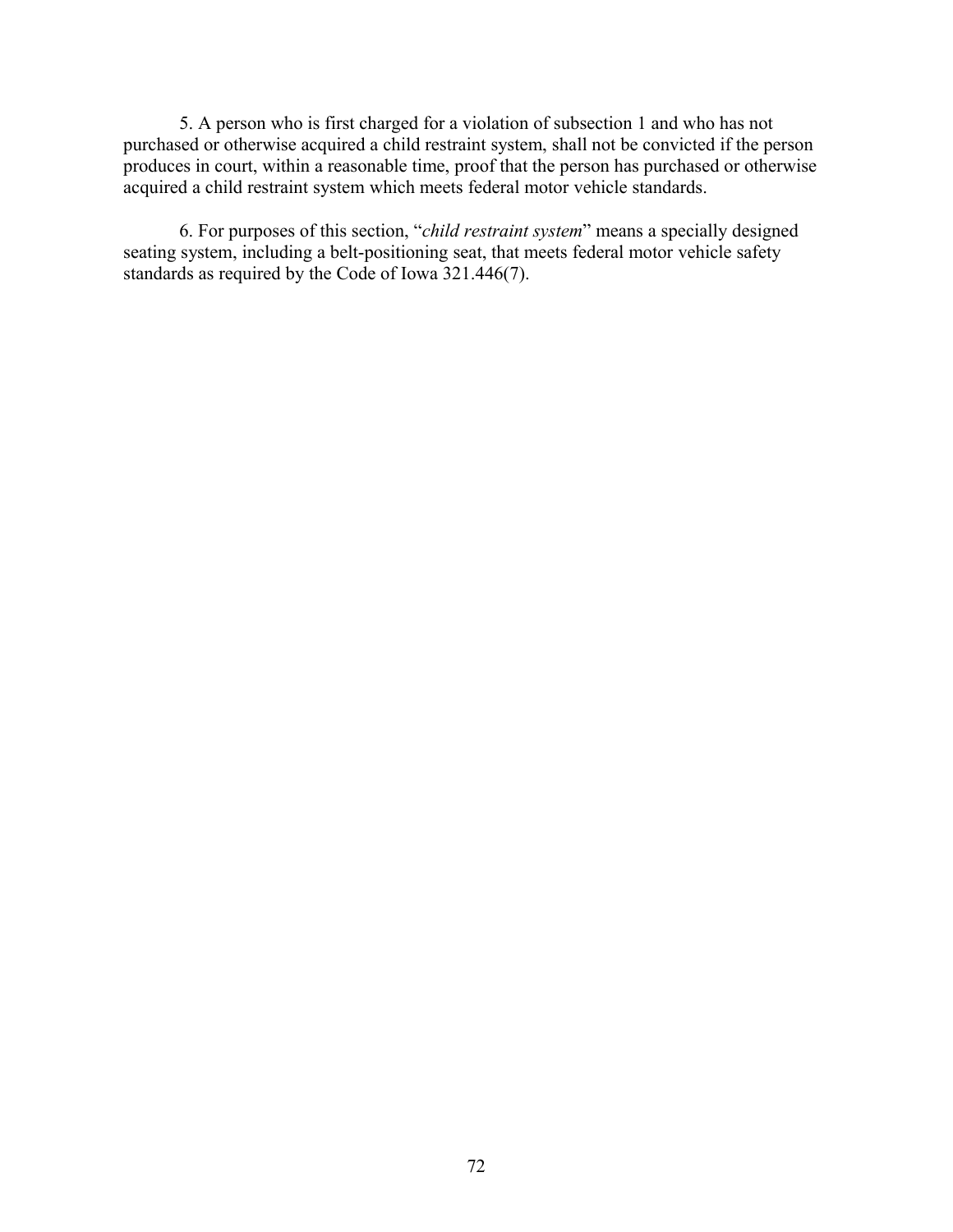5. A person who is first charged for a violation of subsection 1 and who has not purchased or otherwise acquired a child restraint system, shall not be convicted if the person produces in court, within a reasonable time, proof that the person has purchased or otherwise acquired a child restraint system which meets federal motor vehicle standards.

6. For purposes of this section, "*child restraint system*" means a specially designed seating system, including a belt-positioning seat, that meets federal motor vehicle safety standards as required by the Code of Iowa 321.446(7).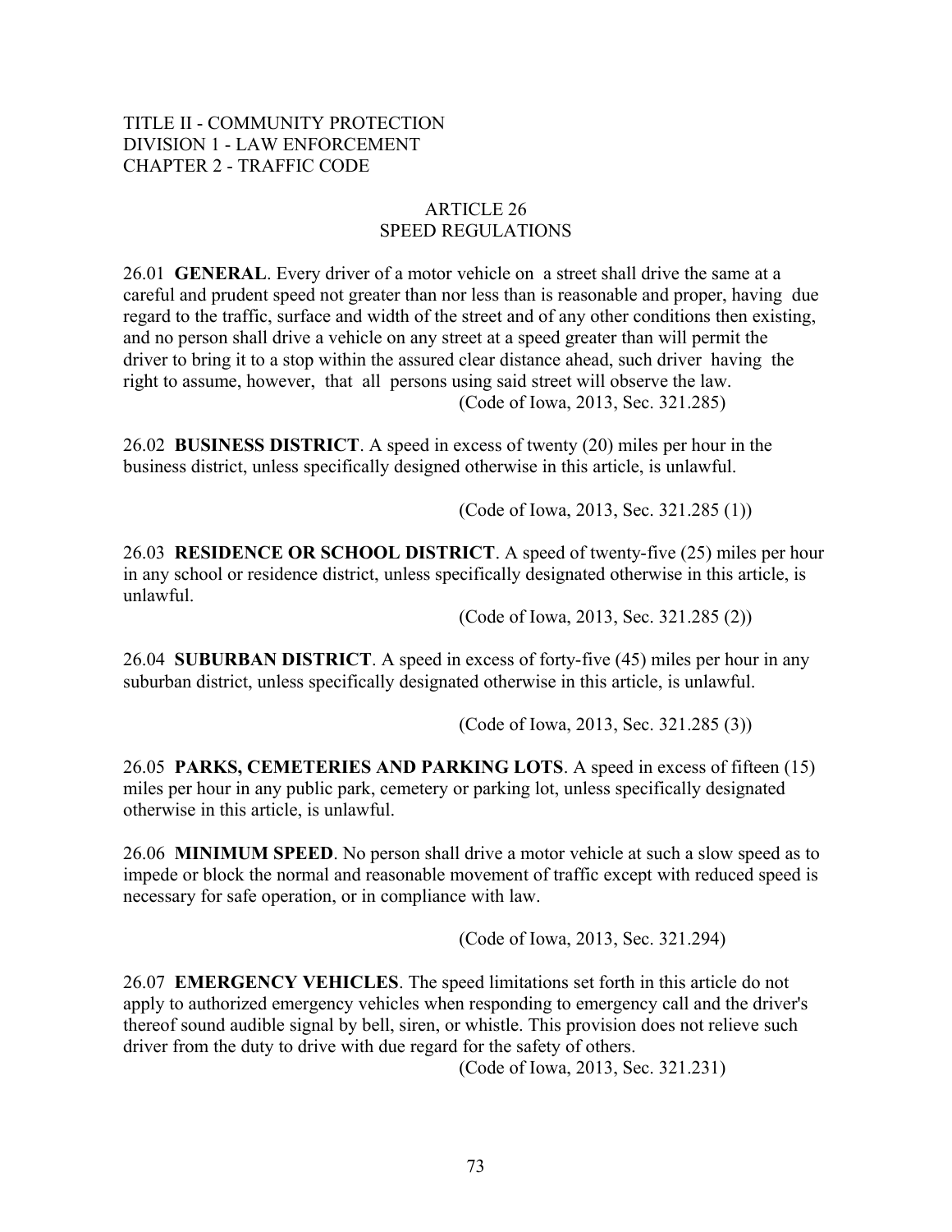TITLE II - COMMUNITY PROTECTION
DIVISION 1 - LAW ENFORCEMENT
CHAPTER 2 - TRAFFIC CODE

## ARTICLE 26
## SPEED REGULATIONS

26.01 **GENERAL**. Every driver of a motor vehicle on a street shall drive the same at a careful and prudent speed not greater than nor less than is reasonable and proper, having due regard to the traffic, surface and width of the street and of any other conditions then existing, and no person shall drive a vehicle on any street at a speed greater than will permit the driver to bring it to a stop within the assured clear distance ahead, such driver having the right to assume, however, that all persons using said street will observe the law.

(Code of Iowa, 2013, Sec. 321.285)

26.02 **BUSINESS DISTRICT**. A speed in excess of twenty (20) miles per hour in the business district, unless specifically designed otherwise in this article, is unlawful.

(Code of Iowa, 2013, Sec. 321.285 (1))

26.03 **RESIDENCE OR SCHOOL DISTRICT**. A speed of twenty-five (25) miles per hour in any school or residence district, unless specifically designated otherwise in this article, is unlawful.

(Code of Iowa, 2013, Sec. 321.285 (2))

26.04 **SUBURBAN DISTRICT**. A speed in excess of forty-five (45) miles per hour in any suburban district, unless specifically designated otherwise in this article, is unlawful.

(Code of Iowa, 2013, Sec. 321.285 (3))

26.05 **PARKS, CEMETERIES AND PARKING LOTS**. A speed in excess of fifteen (15) miles per hour in any public park, cemetery or parking lot, unless specifically designated otherwise in this article, is unlawful.

26.06 **MINIMUM SPEED**. No person shall drive a motor vehicle at such a slow speed as to impede or block the normal and reasonable movement of traffic except with reduced speed is necessary for safe operation, or in compliance with law.

(Code of Iowa, 2013, Sec. 321.294)

26.07 **EMERGENCY VEHICLES**. The speed limitations set forth in this article do not apply to authorized emergency vehicles when responding to emergency call and the driver's thereof sound audible signal by bell, siren, or whistle. This provision does not relieve such driver from the duty to drive with due regard for the safety of others.

(Code of Iowa, 2013, Sec. 321.231)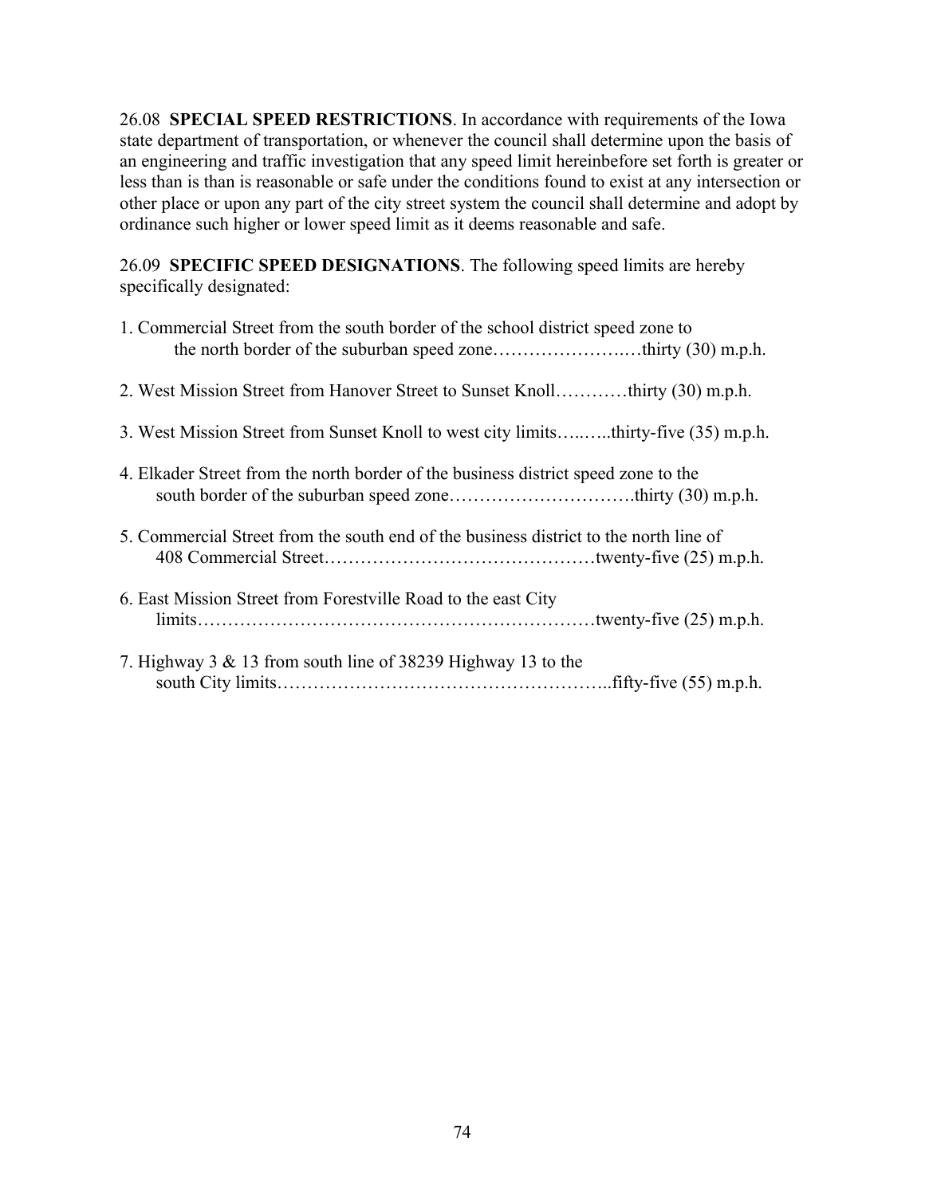26.08 **SPECIAL SPEED RESTRICTIONS**. In accordance with requirements of the Iowa state department of transportation, or whenever the council shall determine upon the basis of an engineering and traffic investigation that any speed limit hereinbefore set forth is greater or less than is than is reasonable or safe under the conditions found to exist at any intersection or other place or upon any part of the city street system the council shall determine and adopt by ordinance such higher or lower speed limit as it deems reasonable and safe.

26.09 **SPECIFIC SPEED DESIGNATIONS**. The following speed limits are hereby specifically designated:

1. Commercial Street from the south border of the school district speed zone to the north border of the suburban speed zone…………………….…thirty (30) m.p.h.

2. West Mission Street from Hanover Street to Sunset Knoll…………thirty (30) m.p.h.

3. West Mission Street from Sunset Knoll to west city limits…..…..thirty-five (35) m.p.h.

4. Elkader Street from the north border of the business district speed zone to the south border of the suburban speed zone………………………….thirty (30) m.p.h.

5. Commercial Street from the south end of the business district to the north line of 408 Commercial Street………………………………………twenty-five (25) m.p.h.

6. East Mission Street from Forestville Road to the east City limits………………………………………………………twenty-five (25) m.p.h.

7. Highway 3 & 13 from south line of 38239 Highway 13 to the south City limits………………………………………………..fifty-five (55) m.p.h.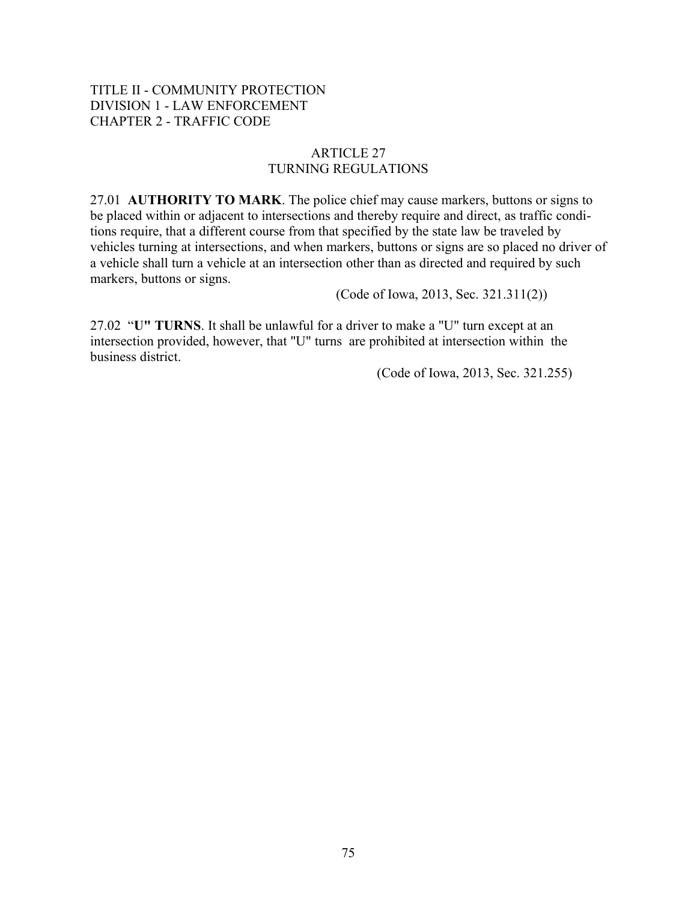TITLE II - COMMUNITY PROTECTION
DIVISION 1 - LAW ENFORCEMENT
CHAPTER 2 - TRAFFIC CODE

# ARTICLE 27
# TURNING REGULATIONS

27.01 **AUTHORITY TO MARK**. The police chief may cause markers, buttons or signs to be placed within or adjacent to intersections and thereby require and direct, as traffic conditions require, that a different course from that specified by the state law be traveled by vehicles turning at intersections, and when markers, buttons or signs are so placed no driver of a vehicle shall turn a vehicle at an intersection other than as directed and required by such markers, buttons or signs.

(Code of Iowa, 2013, Sec. 321.311(2))

27.02 "**U" TURNS**. It shall be unlawful for a driver to make a "U" turn except at an intersection provided, however, that "U" turns are prohibited at intersection within the business district.

(Code of Iowa, 2013, Sec. 321.255)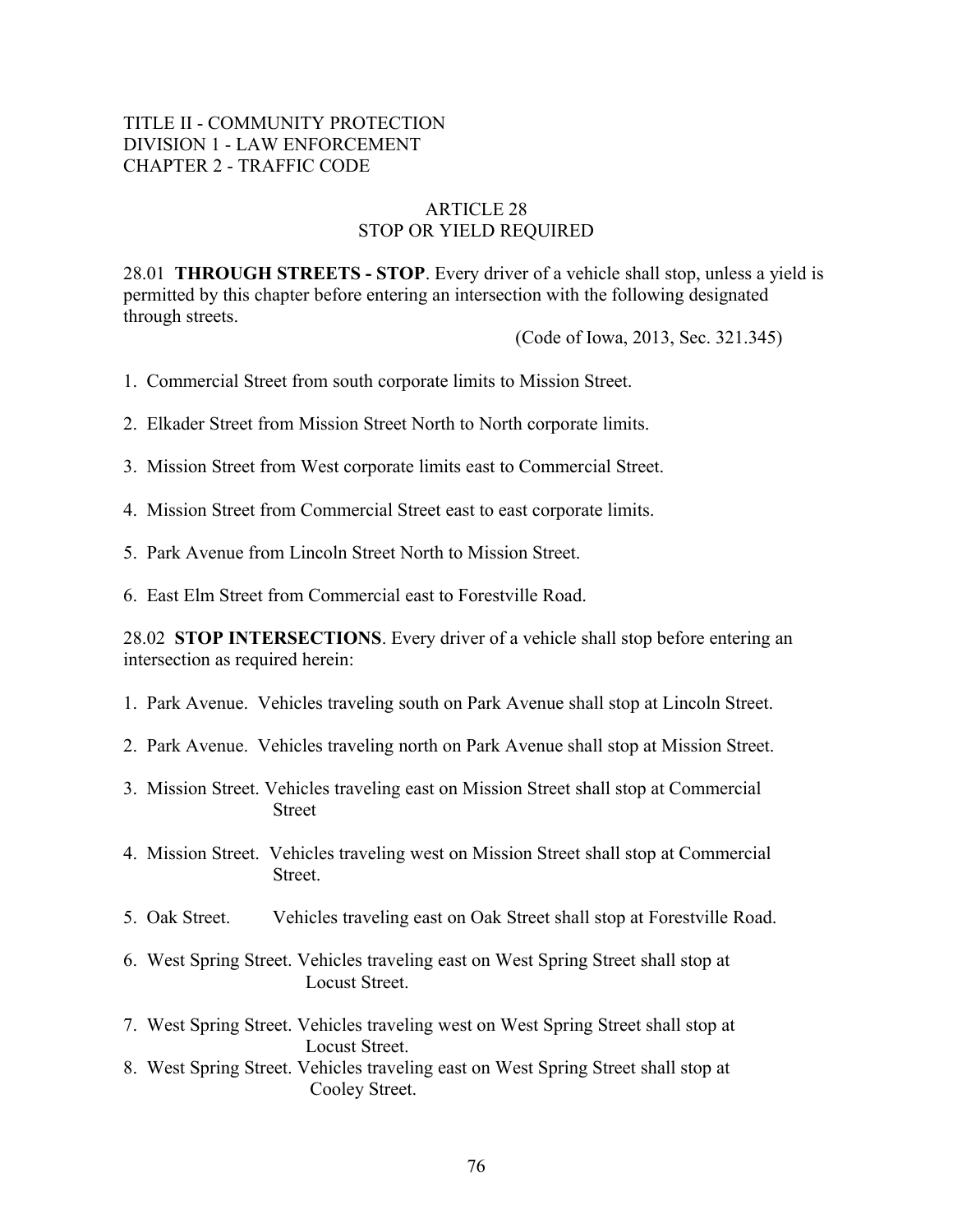TITLE II - COMMUNITY PROTECTION
DIVISION 1 - LAW ENFORCEMENT
CHAPTER 2 - TRAFFIC CODE

## ARTICLE 28
## STOP OR YIELD REQUIRED

28.01 **THROUGH STREETS - STOP**. Every driver of a vehicle shall stop, unless a yield is permitted by this chapter before entering an intersection with the following designated through streets.

(Code of Iowa, 2013, Sec. 321.345)

1. Commercial Street from south corporate limits to Mission Street.

2. Elkader Street from Mission Street North to North corporate limits.

3. Mission Street from West corporate limits east to Commercial Street.

4. Mission Street from Commercial Street east to east corporate limits.

5. Park Avenue from Lincoln Street North to Mission Street.

6. East Elm Street from Commercial east to Forestville Road.

28.02 **STOP INTERSECTIONS**. Every driver of a vehicle shall stop before entering an intersection as required herein:

1. Park Avenue. Vehicles traveling south on Park Avenue shall stop at Lincoln Street.

2. Park Avenue. Vehicles traveling north on Park Avenue shall stop at Mission Street.

3. Mission Street. Vehicles traveling east on Mission Street shall stop at Commercial Street

4. Mission Street. Vehicles traveling west on Mission Street shall stop at Commercial Street.

5. Oak Street. Vehicles traveling east on Oak Street shall stop at Forestville Road.

6. West Spring Street. Vehicles traveling east on West Spring Street shall stop at Locust Street.

7. West Spring Street. Vehicles traveling west on West Spring Street shall stop at Locust Street.

8. West Spring Street. Vehicles traveling east on West Spring Street shall stop at Cooley Street.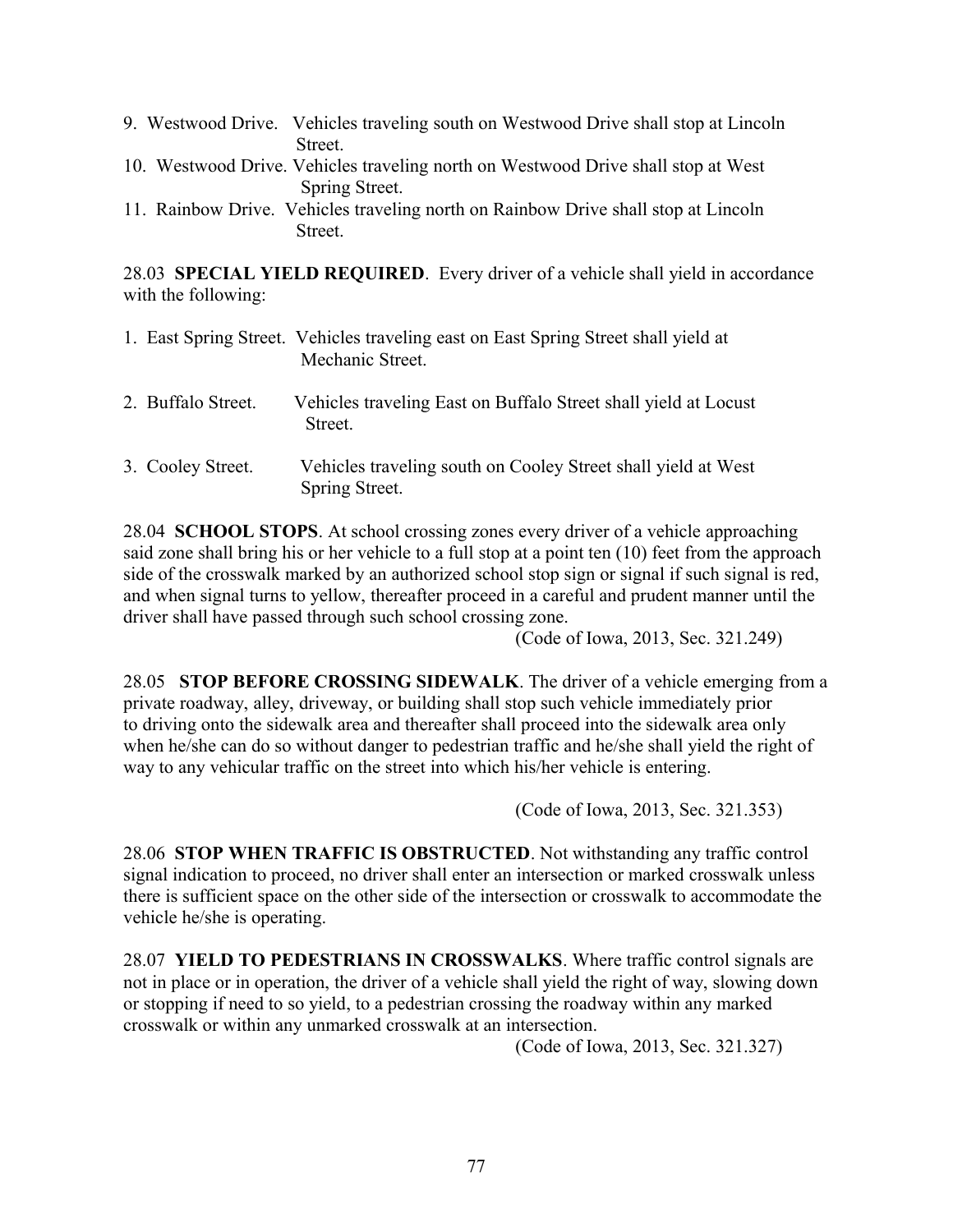9. Westwood Drive. Vehicles traveling south on Westwood Drive shall stop at Lincoln Street.
10. Westwood Drive. Vehicles traveling north on Westwood Drive shall stop at West Spring Street.
11. Rainbow Drive. Vehicles traveling north on Rainbow Drive shall stop at Lincoln Street.

28.03 **SPECIAL YIELD REQUIRED**. Every driver of a vehicle shall yield in accordance with the following:

1. East Spring Street. Vehicles traveling east on East Spring Street shall yield at Mechanic Street.

2. Buffalo Street. Vehicles traveling East on Buffalo Street shall yield at Locust Street.

3. Cooley Street. Vehicles traveling south on Cooley Street shall yield at West Spring Street.

28.04 **SCHOOL STOPS**. At school crossing zones every driver of a vehicle approaching said zone shall bring his or her vehicle to a full stop at a point ten (10) feet from the approach side of the crosswalk marked by an authorized school stop sign or signal if such signal is red, and when signal turns to yellow, thereafter proceed in a careful and prudent manner until the driver shall have passed through such school crossing zone.

(Code of Iowa, 2013, Sec. 321.249)

28.05 **STOP BEFORE CROSSING SIDEWALK**. The driver of a vehicle emerging from a private roadway, alley, driveway, or building shall stop such vehicle immediately prior to driving onto the sidewalk area and thereafter shall proceed into the sidewalk area only when he/she can do so without danger to pedestrian traffic and he/she shall yield the right of way to any vehicular traffic on the street into which his/her vehicle is entering.

(Code of Iowa, 2013, Sec. 321.353)

28.06 **STOP WHEN TRAFFIC IS OBSTRUCTED**. Not withstanding any traffic control signal indication to proceed, no driver shall enter an intersection or marked crosswalk unless there is sufficient space on the other side of the intersection or crosswalk to accommodate the vehicle he/she is operating.

28.07 **YIELD TO PEDESTRIANS IN CROSSWALKS**. Where traffic control signals are not in place or in operation, the driver of a vehicle shall yield the right of way, slowing down or stopping if need to so yield, to a pedestrian crossing the roadway within any marked crosswalk or within any unmarked crosswalk at an intersection.

(Code of Iowa, 2013, Sec. 321.327)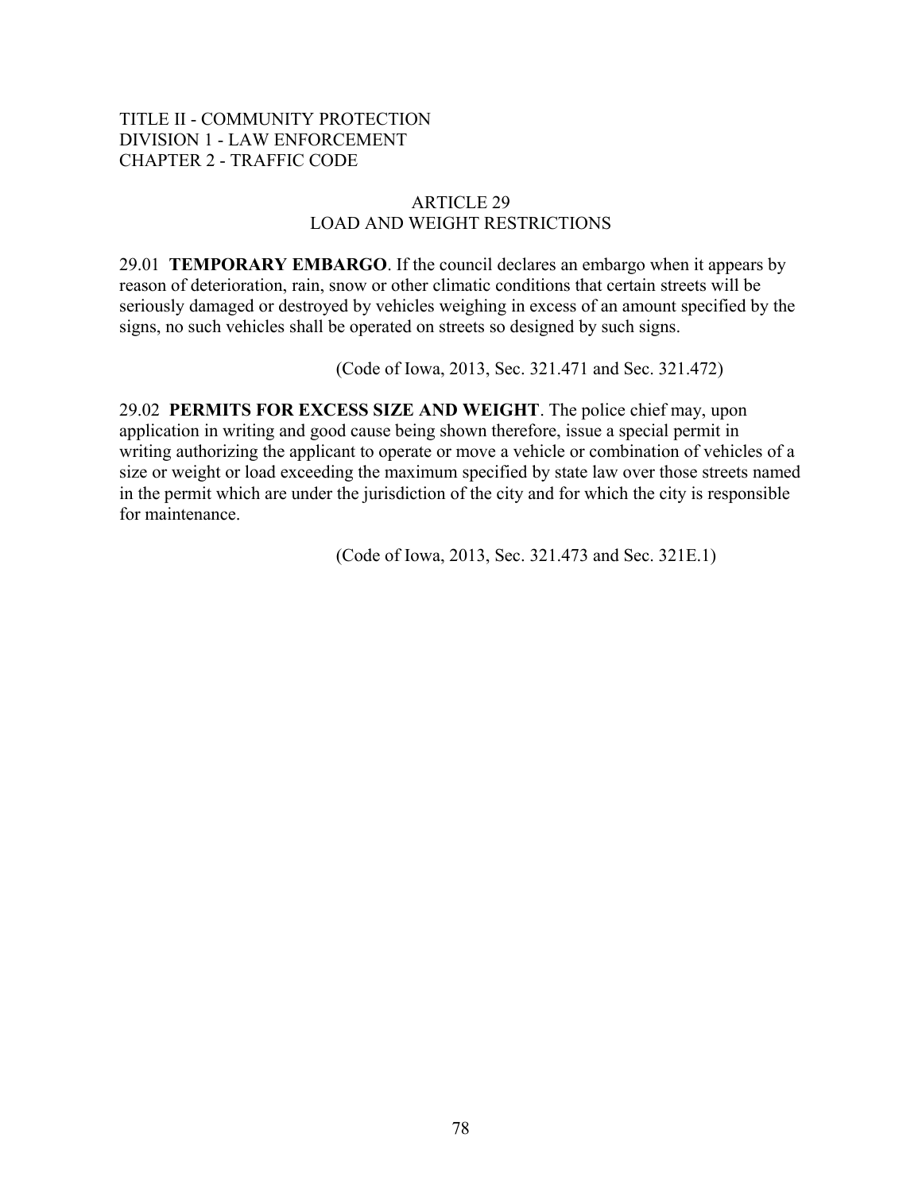TITLE II - COMMUNITY PROTECTION
DIVISION 1 - LAW ENFORCEMENT
CHAPTER 2 - TRAFFIC CODE

## ARTICLE 29
## LOAD AND WEIGHT RESTRICTIONS

29.01 **TEMPORARY EMBARGO**. If the council declares an embargo when it appears by reason of deterioration, rain, snow or other climatic conditions that certain streets will be seriously damaged or destroyed by vehicles weighing in excess of an amount specified by the signs, no such vehicles shall be operated on streets so designed by such signs.

(Code of Iowa, 2013, Sec. 321.471 and Sec. 321.472)

29.02 **PERMITS FOR EXCESS SIZE AND WEIGHT**. The police chief may, upon application in writing and good cause being shown therefore, issue a special permit in writing authorizing the applicant to operate or move a vehicle or combination of vehicles of a size or weight or load exceeding the maximum specified by state law over those streets named in the permit which are under the jurisdiction of the city and for which the city is responsible for maintenance.

(Code of Iowa, 2013, Sec. 321.473 and Sec. 321E.1)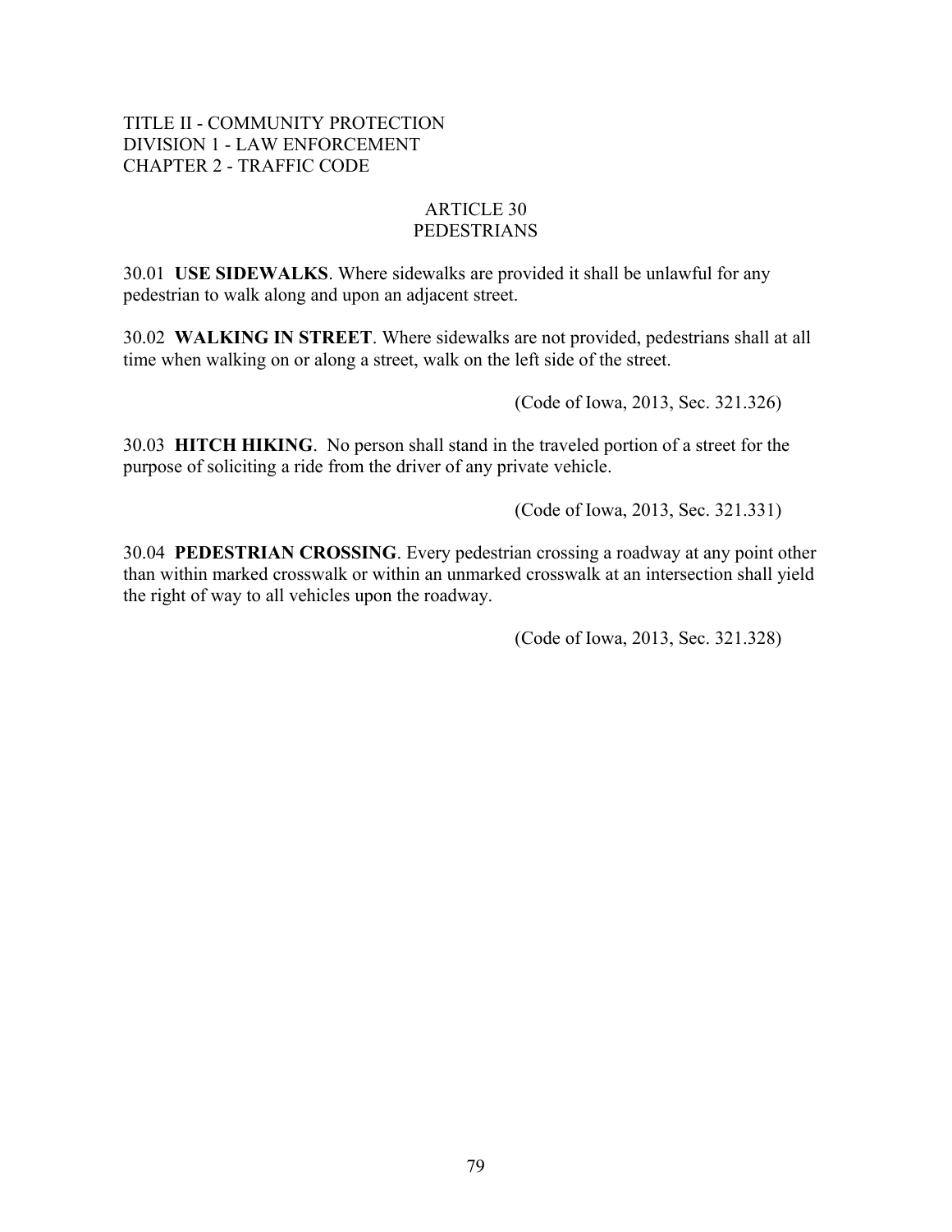TITLE II - COMMUNITY PROTECTION
DIVISION 1 - LAW ENFORCEMENT
CHAPTER 2 - TRAFFIC CODE

## ARTICLE 30
## PEDESTRIANS

30.01 **USE SIDEWALKS**. Where sidewalks are provided it shall be unlawful for any pedestrian to walk along and upon an adjacent street.

30.02 **WALKING IN STREET**. Where sidewalks are not provided, pedestrians shall at all time when walking on or along a street, walk on the left side of the street.

(Code of Iowa, 2013, Sec. 321.326)

30.03 **HITCH HIKING**. No person shall stand in the traveled portion of a street for the purpose of soliciting a ride from the driver of any private vehicle.

(Code of Iowa, 2013, Sec. 321.331)

30.04 **PEDESTRIAN CROSSING**. Every pedestrian crossing a roadway at any point other than within marked crosswalk or within an unmarked crosswalk at an intersection shall yield the right of way to all vehicles upon the roadway.

(Code of Iowa, 2013, Sec. 321.328)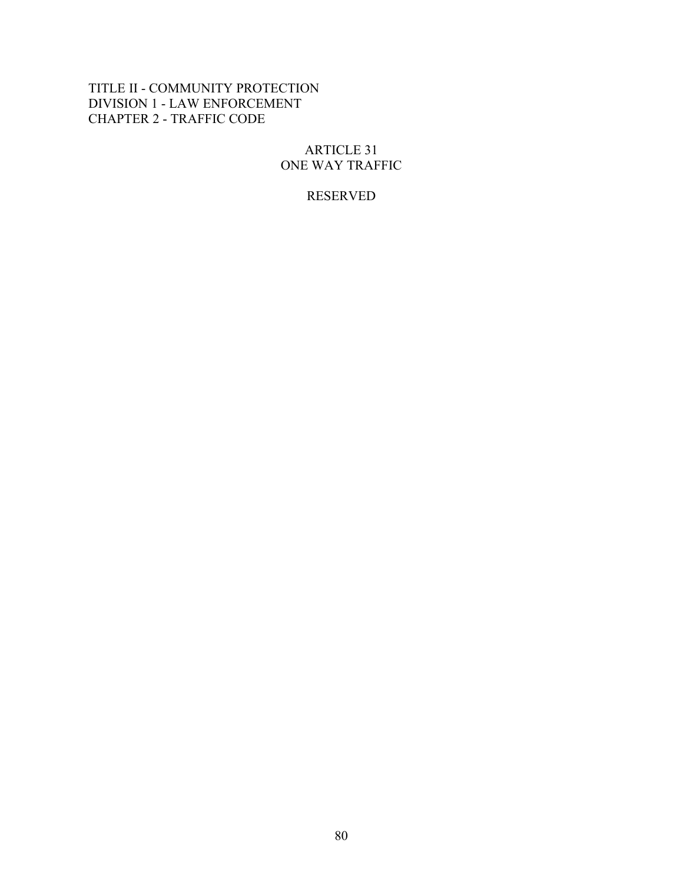TITLE II - COMMUNITY PROTECTION
DIVISION 1 - LAW ENFORCEMENT
CHAPTER 2 - TRAFFIC CODE

# ARTICLE 31
# ONE WAY TRAFFIC

RESERVED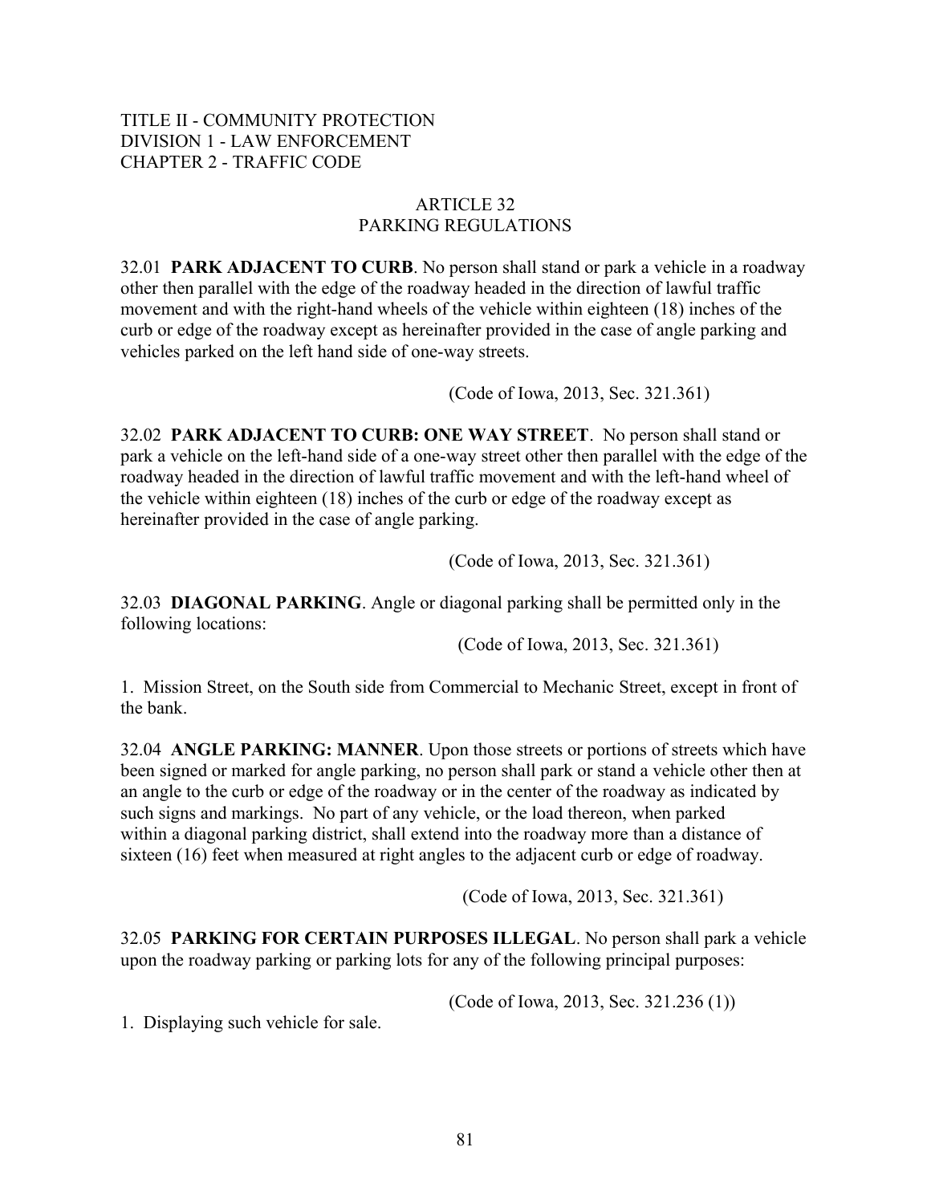TITLE II - COMMUNITY PROTECTION
DIVISION 1 - LAW ENFORCEMENT
CHAPTER 2 - TRAFFIC CODE

## ARTICLE 32
## PARKING REGULATIONS

32.01 **PARK ADJACENT TO CURB**. No person shall stand or park a vehicle in a roadway other then parallel with the edge of the roadway headed in the direction of lawful traffic movement and with the right-hand wheels of the vehicle within eighteen (18) inches of the curb or edge of the roadway except as hereinafter provided in the case of angle parking and vehicles parked on the left hand side of one-way streets.

(Code of Iowa, 2013, Sec. 321.361)

32.02 **PARK ADJACENT TO CURB: ONE WAY STREET**. No person shall stand or park a vehicle on the left-hand side of a one-way street other then parallel with the edge of the roadway headed in the direction of lawful traffic movement and with the left-hand wheel of the vehicle within eighteen (18) inches of the curb or edge of the roadway except as hereinafter provided in the case of angle parking.

(Code of Iowa, 2013, Sec. 321.361)

32.03 **DIAGONAL PARKING**. Angle or diagonal parking shall be permitted only in the following locations:

(Code of Iowa, 2013, Sec. 321.361)

1. Mission Street, on the South side from Commercial to Mechanic Street, except in front of the bank.

32.04 **ANGLE PARKING: MANNER**. Upon those streets or portions of streets which have been signed or marked for angle parking, no person shall park or stand a vehicle other then at an angle to the curb or edge of the roadway or in the center of the roadway as indicated by such signs and markings. No part of any vehicle, or the load thereon, when parked within a diagonal parking district, shall extend into the roadway more than a distance of sixteen (16) feet when measured at right angles to the adjacent curb or edge of roadway.

(Code of Iowa, 2013, Sec. 321.361)

32.05 **PARKING FOR CERTAIN PURPOSES ILLEGAL**. No person shall park a vehicle upon the roadway parking or parking lots for any of the following principal purposes:

(Code of Iowa, 2013, Sec. 321.236 (1))

1. Displaying such vehicle for sale.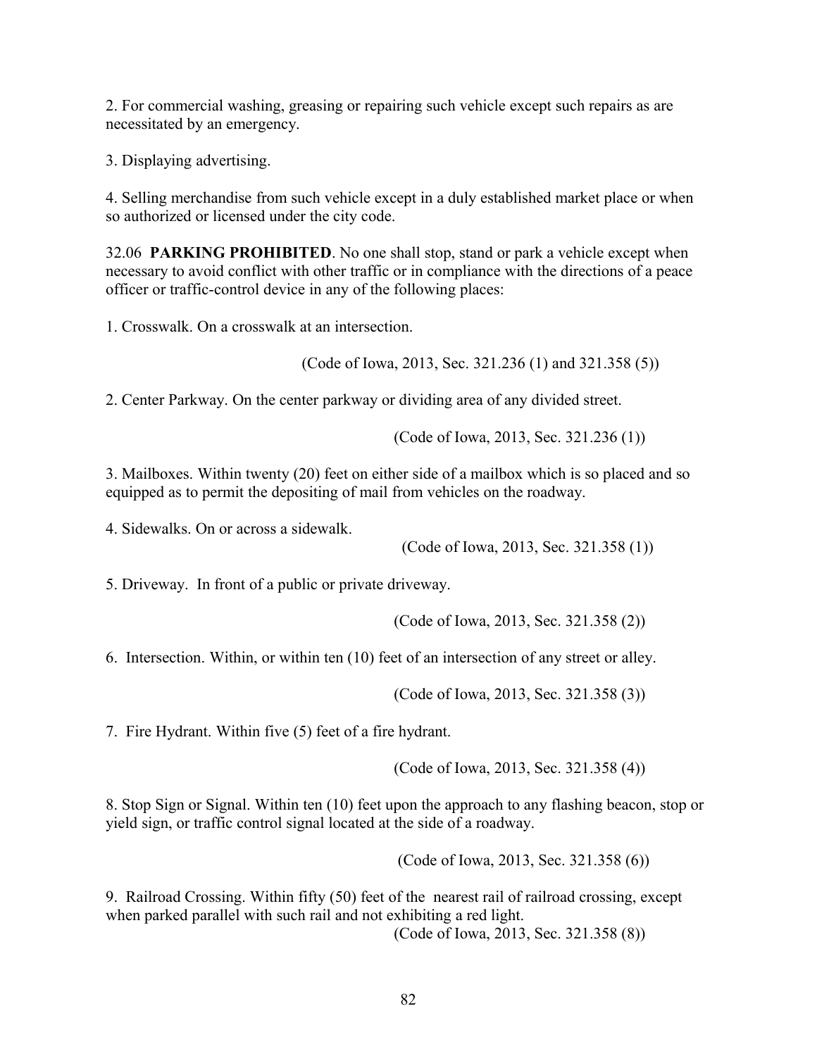2. For commercial washing, greasing or repairing such vehicle except such repairs as are necessitated by an emergency.

3. Displaying advertising.

4. Selling merchandise from such vehicle except in a duly established market place or when so authorized or licensed under the city code.

32.06 **PARKING PROHIBITED**. No one shall stop, stand or park a vehicle except when necessary to avoid conflict with other traffic or in compliance with the directions of a peace officer or traffic-control device in any of the following places:

1. Crosswalk. On a crosswalk at an intersection.

(Code of Iowa, 2013, Sec. 321.236 (1) and 321.358 (5))

2. Center Parkway. On the center parkway or dividing area of any divided street.

(Code of Iowa, 2013, Sec. 321.236 (1))

3. Mailboxes. Within twenty (20) feet on either side of a mailbox which is so placed and so equipped as to permit the depositing of mail from vehicles on the roadway.

4. Sidewalks. On or across a sidewalk.

(Code of Iowa, 2013, Sec. 321.358 (1))

5. Driveway. In front of a public or private driveway.

(Code of Iowa, 2013, Sec. 321.358 (2))

6. Intersection. Within, or within ten (10) feet of an intersection of any street or alley.

(Code of Iowa, 2013, Sec. 321.358 (3))

7. Fire Hydrant. Within five (5) feet of a fire hydrant.

(Code of Iowa, 2013, Sec. 321.358 (4))

8. Stop Sign or Signal. Within ten (10) feet upon the approach to any flashing beacon, stop or yield sign, or traffic control signal located at the side of a roadway.

(Code of Iowa, 2013, Sec. 321.358 (6))

9. Railroad Crossing. Within fifty (50) feet of the nearest rail of railroad crossing, except when parked parallel with such rail and not exhibiting a red light.

(Code of Iowa, 2013, Sec. 321.358 (8))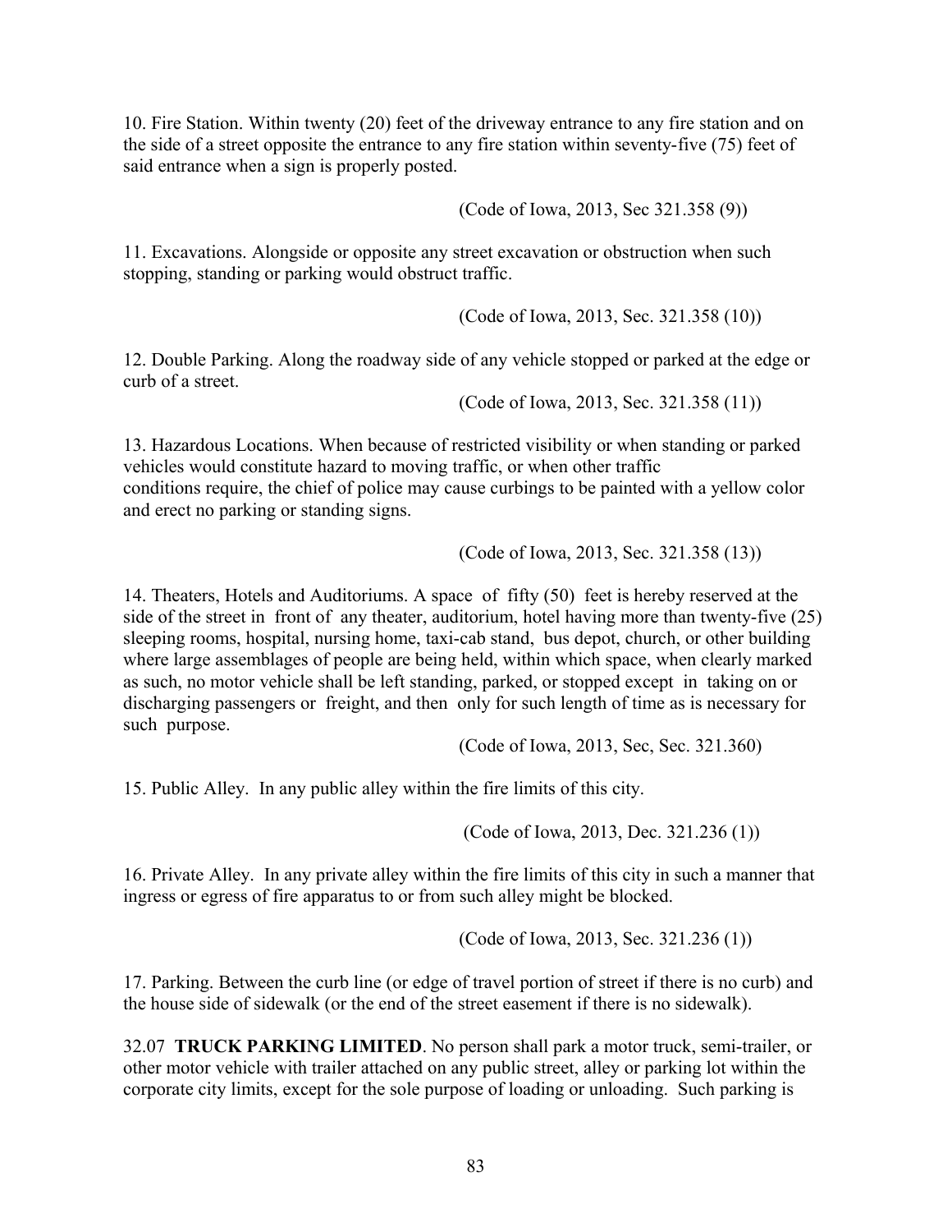10. Fire Station. Within twenty (20) feet of the driveway entrance to any fire station and on the side of a street opposite the entrance to any fire station within seventy-five (75) feet of said entrance when a sign is properly posted.

(Code of Iowa, 2013, Sec 321.358 (9))

11. Excavations. Alongside or opposite any street excavation or obstruction when such stopping, standing or parking would obstruct traffic.

(Code of Iowa, 2013, Sec. 321.358 (10))

12. Double Parking. Along the roadway side of any vehicle stopped or parked at the edge or curb of a street.

(Code of Iowa, 2013, Sec. 321.358 (11))

13. Hazardous Locations. When because of restricted visibility or when standing or parked vehicles would constitute hazard to moving traffic, or when other traffic conditions require, the chief of police may cause curbings to be painted with a yellow color and erect no parking or standing signs.

(Code of Iowa, 2013, Sec. 321.358 (13))

14. Theaters, Hotels and Auditoriums. A space of fifty (50) feet is hereby reserved at the side of the street in front of any theater, auditorium, hotel having more than twenty-five (25) sleeping rooms, hospital, nursing home, taxi-cab stand, bus depot, church, or other building where large assemblages of people are being held, within which space, when clearly marked as such, no motor vehicle shall be left standing, parked, or stopped except in taking on or discharging passengers or freight, and then only for such length of time as is necessary for such purpose.

(Code of Iowa, 2013, Sec, Sec. 321.360)

15. Public Alley. In any public alley within the fire limits of this city.

(Code of Iowa, 2013, Dec. 321.236 (1))

16. Private Alley. In any private alley within the fire limits of this city in such a manner that ingress or egress of fire apparatus to or from such alley might be blocked.

(Code of Iowa, 2013, Sec. 321.236 (1))

17. Parking. Between the curb line (or edge of travel portion of street if there is no curb) and the house side of sidewalk (or the end of the street easement if there is no sidewalk).

32.07 **TRUCK PARKING LIMITED**. No person shall park a motor truck, semi-trailer, or other motor vehicle with trailer attached on any public street, alley or parking lot within the corporate city limits, except for the sole purpose of loading or unloading. Such parking is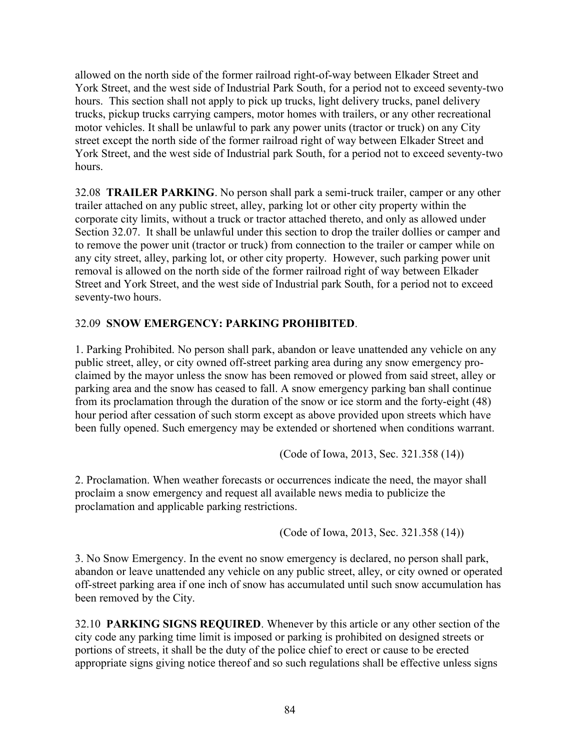allowed on the north side of the former railroad right-of-way between Elkader Street and York Street, and the west side of Industrial Park South, for a period not to exceed seventy-two hours. This section shall not apply to pick up trucks, light delivery trucks, panel delivery trucks, pickup trucks carrying campers, motor homes with trailers, or any other recreational motor vehicles. It shall be unlawful to park any power units (tractor or truck) on any City street except the north side of the former railroad right of way between Elkader Street and York Street, and the west side of Industrial park South, for a period not to exceed seventy-two hours.

32.08 **TRAILER PARKING**. No person shall park a semi-truck trailer, camper or any other trailer attached on any public street, alley, parking lot or other city property within the corporate city limits, without a truck or tractor attached thereto, and only as allowed under Section 32.07. It shall be unlawful under this section to drop the trailer dollies or camper and to remove the power unit (tractor or truck) from connection to the trailer or camper while on any city street, alley, parking lot, or other city property. However, such parking power unit removal is allowed on the north side of the former railroad right of way between Elkader Street and York Street, and the west side of Industrial park South, for a period not to exceed seventy-two hours.

32.09 **SNOW EMERGENCY: PARKING PROHIBITED**.

1. Parking Prohibited. No person shall park, abandon or leave unattended any vehicle on any public street, alley, or city owned off-street parking area during any snow emergency proclaimed by the mayor unless the snow has been removed or plowed from said street, alley or parking area and the snow has ceased to fall. A snow emergency parking ban shall continue from its proclamation through the duration of the snow or ice storm and the forty-eight (48) hour period after cessation of such storm except as above provided upon streets which have been fully opened. Such emergency may be extended or shortened when conditions warrant.

(Code of Iowa, 2013, Sec. 321.358 (14))

2. Proclamation. When weather forecasts or occurrences indicate the need, the mayor shall proclaim a snow emergency and request all available news media to publicize the proclamation and applicable parking restrictions.

(Code of Iowa, 2013, Sec. 321.358 (14))

3. No Snow Emergency. In the event no snow emergency is declared, no person shall park, abandon or leave unattended any vehicle on any public street, alley, or city owned or operated off-street parking area if one inch of snow has accumulated until such snow accumulation has been removed by the City.

32.10 **PARKING SIGNS REQUIRED**. Whenever by this article or any other section of the city code any parking time limit is imposed or parking is prohibited on designed streets or portions of streets, it shall be the duty of the police chief to erect or cause to be erected appropriate signs giving notice thereof and so such regulations shall be effective unless signs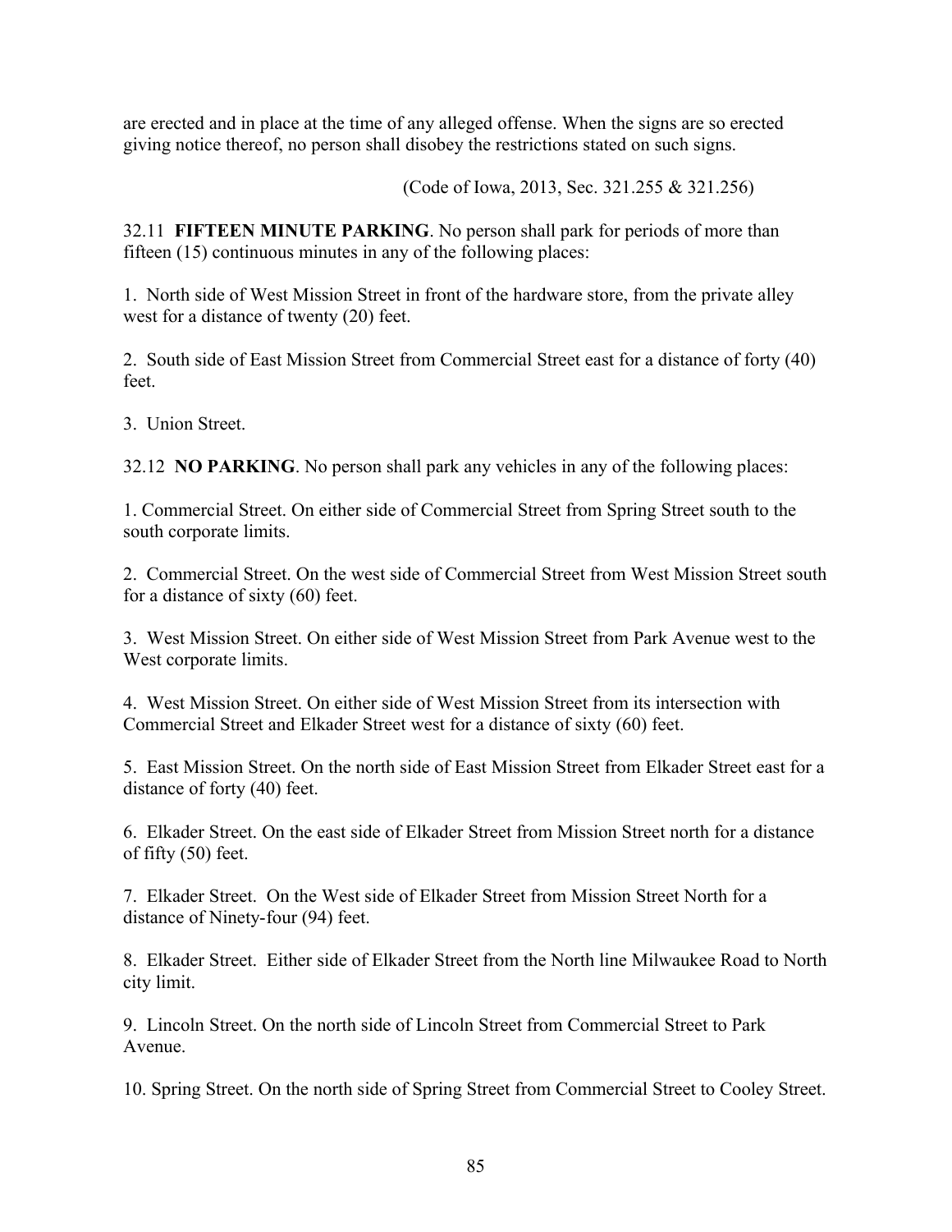are erected and in place at the time of any alleged offense. When the signs are so erected giving notice thereof, no person shall disobey the restrictions stated on such signs.

(Code of Iowa, 2013, Sec. 321.255 & 321.256)

32.11 **FIFTEEN MINUTE PARKING**. No person shall park for periods of more than fifteen (15) continuous minutes in any of the following places:

1. North side of West Mission Street in front of the hardware store, from the private alley west for a distance of twenty (20) feet.

2. South side of East Mission Street from Commercial Street east for a distance of forty (40) feet.

3. Union Street.

32.12 **NO PARKING**. No person shall park any vehicles in any of the following places:

1. Commercial Street. On either side of Commercial Street from Spring Street south to the south corporate limits.

2. Commercial Street. On the west side of Commercial Street from West Mission Street south for a distance of sixty (60) feet.

3. West Mission Street. On either side of West Mission Street from Park Avenue west to the West corporate limits.

4. West Mission Street. On either side of West Mission Street from its intersection with Commercial Street and Elkader Street west for a distance of sixty (60) feet.

5. East Mission Street. On the north side of East Mission Street from Elkader Street east for a distance of forty (40) feet.

6. Elkader Street. On the east side of Elkader Street from Mission Street north for a distance of fifty (50) feet.

7. Elkader Street. On the West side of Elkader Street from Mission Street North for a distance of Ninety-four (94) feet.

8. Elkader Street. Either side of Elkader Street from the North line Milwaukee Road to North city limit.

9. Lincoln Street. On the north side of Lincoln Street from Commercial Street to Park Avenue.

10. Spring Street. On the north side of Spring Street from Commercial Street to Cooley Street.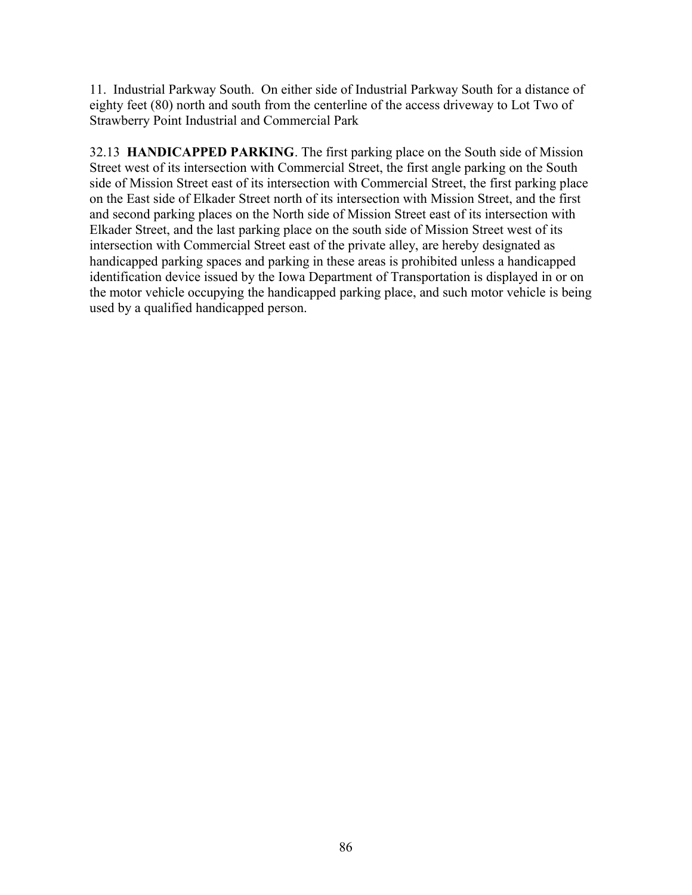11. Industrial Parkway South. On either side of Industrial Parkway South for a distance of eighty feet (80) north and south from the centerline of the access driveway to Lot Two of Strawberry Point Industrial and Commercial Park

32.13 **HANDICAPPED PARKING**. The first parking place on the South side of Mission Street west of its intersection with Commercial Street, the first angle parking on the South side of Mission Street east of its intersection with Commercial Street, the first parking place on the East side of Elkader Street north of its intersection with Mission Street, and the first and second parking places on the North side of Mission Street east of its intersection with Elkader Street, and the last parking place on the south side of Mission Street west of its intersection with Commercial Street east of the private alley, are hereby designated as handicapped parking spaces and parking in these areas is prohibited unless a handicapped identification device issued by the Iowa Department of Transportation is displayed in or on the motor vehicle occupying the handicapped parking place, and such motor vehicle is being used by a qualified handicapped person.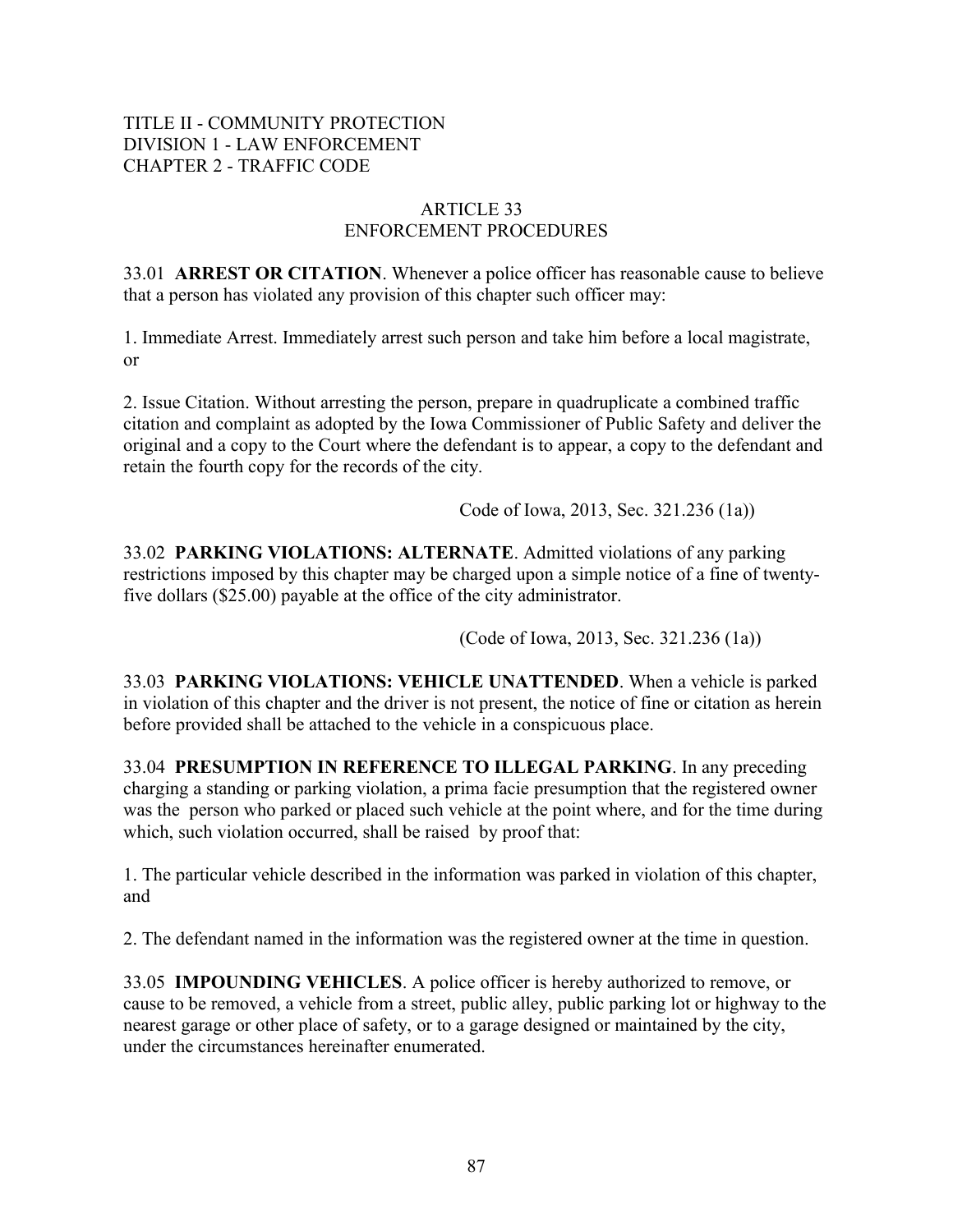TITLE II - COMMUNITY PROTECTION
DIVISION 1 - LAW ENFORCEMENT
CHAPTER 2 - TRAFFIC CODE

## ARTICLE 33
## ENFORCEMENT PROCEDURES

33.01 **ARREST OR CITATION**. Whenever a police officer has reasonable cause to believe that a person has violated any provision of this chapter such officer may:

1. Immediate Arrest. Immediately arrest such person and take him before a local magistrate, or

2. Issue Citation. Without arresting the person, prepare in quadruplicate a combined traffic citation and complaint as adopted by the Iowa Commissioner of Public Safety and deliver the original and a copy to the Court where the defendant is to appear, a copy to the defendant and retain the fourth copy for the records of the city.

Code of Iowa, 2013, Sec. 321.236 (1a))

33.02 **PARKING VIOLATIONS: ALTERNATE**. Admitted violations of any parking restrictions imposed by this chapter may be charged upon a simple notice of a fine of twenty-five dollars ($25.00) payable at the office of the city administrator.

(Code of Iowa, 2013, Sec. 321.236 (1a))

33.03 **PARKING VIOLATIONS: VEHICLE UNATTENDED**. When a vehicle is parked in violation of this chapter and the driver is not present, the notice of fine or citation as herein before provided shall be attached to the vehicle in a conspicuous place.

33.04 **PRESUMPTION IN REFERENCE TO ILLEGAL PARKING**. In any preceding charging a standing or parking violation, a prima facie presumption that the registered owner was the person who parked or placed such vehicle at the point where, and for the time during which, such violation occurred, shall be raised by proof that:

1. The particular vehicle described in the information was parked in violation of this chapter, and

2. The defendant named in the information was the registered owner at the time in question.

33.05 **IMPOUNDING VEHICLES**. A police officer is hereby authorized to remove, or cause to be removed, a vehicle from a street, public alley, public parking lot or highway to the nearest garage or other place of safety, or to a garage designed or maintained by the city, under the circumstances hereinafter enumerated.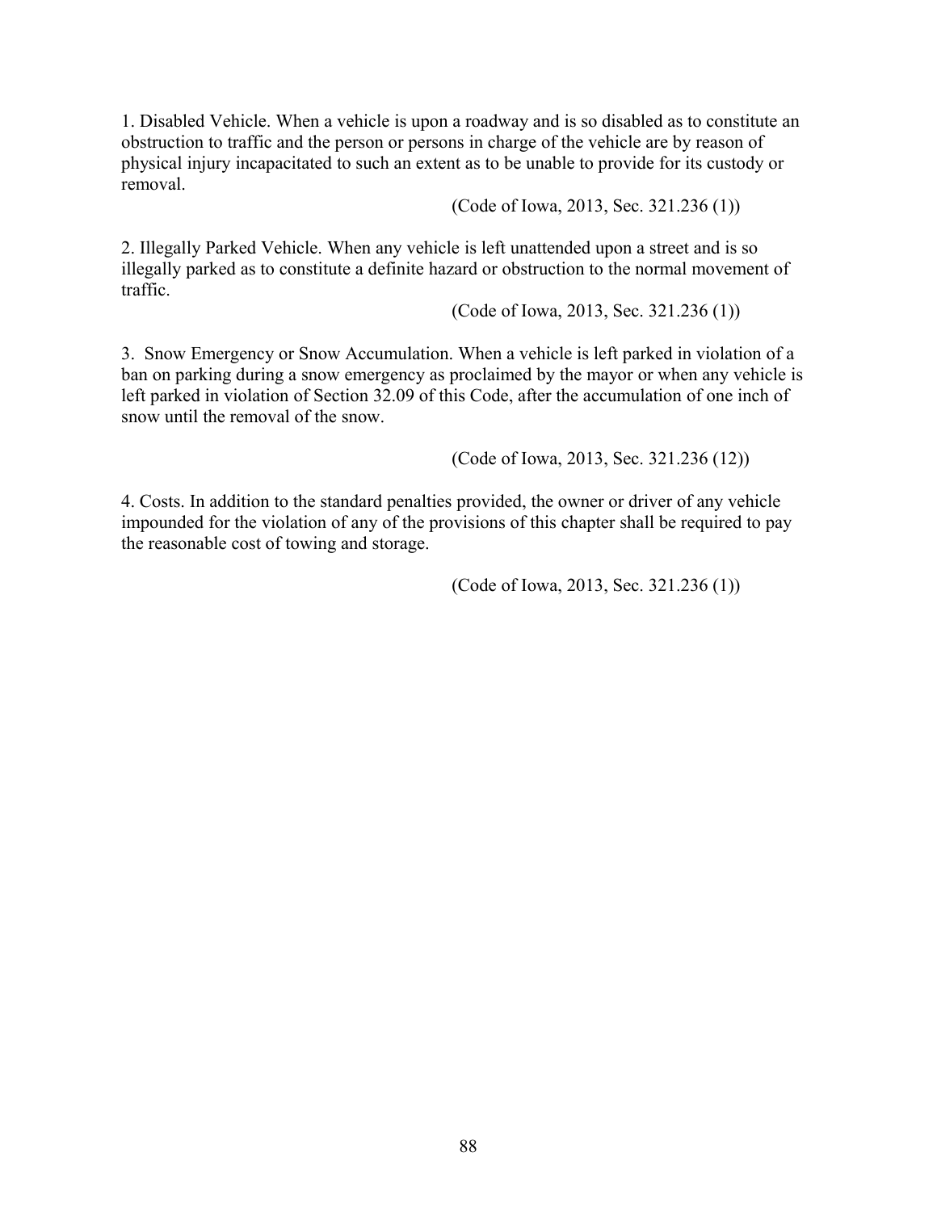1. Disabled Vehicle. When a vehicle is upon a roadway and is so disabled as to constitute an obstruction to traffic and the person or persons in charge of the vehicle are by reason of physical injury incapacitated to such an extent as to be unable to provide for its custody or removal.

(Code of Iowa, 2013, Sec. 321.236 (1))

2. Illegally Parked Vehicle. When any vehicle is left unattended upon a street and is so illegally parked as to constitute a definite hazard or obstruction to the normal movement of traffic.

(Code of Iowa, 2013, Sec. 321.236 (1))

3. Snow Emergency or Snow Accumulation. When a vehicle is left parked in violation of a ban on parking during a snow emergency as proclaimed by the mayor or when any vehicle is left parked in violation of Section 32.09 of this Code, after the accumulation of one inch of snow until the removal of the snow.

(Code of Iowa, 2013, Sec. 321.236 (12))

4. Costs. In addition to the standard penalties provided, the owner or driver of any vehicle impounded for the violation of any of the provisions of this chapter shall be required to pay the reasonable cost of towing and storage.

(Code of Iowa, 2013, Sec. 321.236 (1))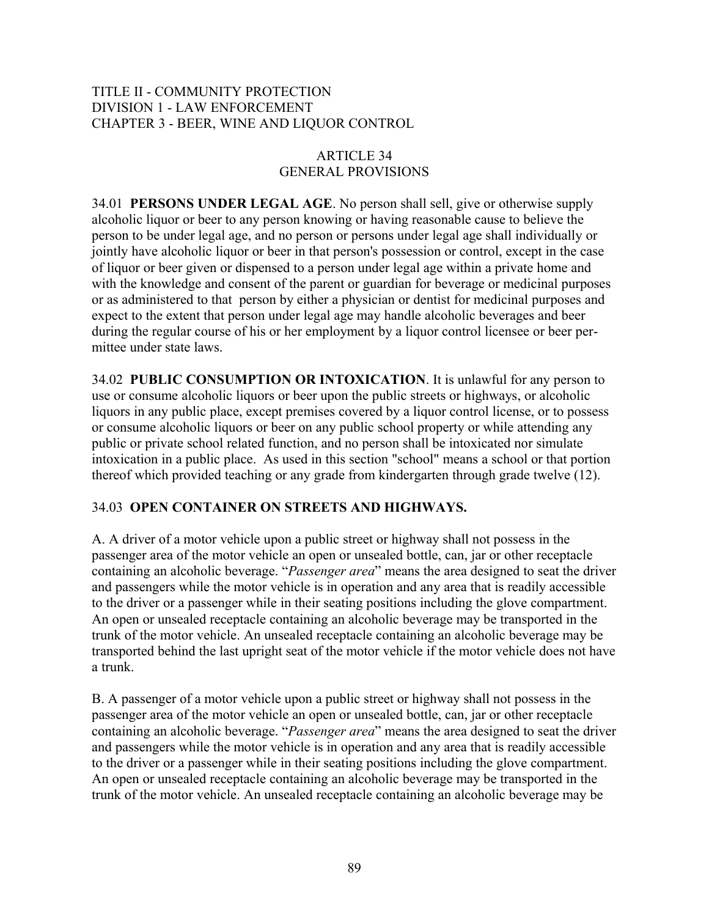TITLE II - COMMUNITY PROTECTION
DIVISION 1 - LAW ENFORCEMENT
CHAPTER 3 - BEER, WINE AND LIQUOR CONTROL

## ARTICLE 34
## GENERAL PROVISIONS

34.01 **PERSONS UNDER LEGAL AGE**. No person shall sell, give or otherwise supply alcoholic liquor or beer to any person knowing or having reasonable cause to believe the person to be under legal age, and no person or persons under legal age shall individually or jointly have alcoholic liquor or beer in that person's possession or control, except in the case of liquor or beer given or dispensed to a person under legal age within a private home and with the knowledge and consent of the parent or guardian for beverage or medicinal purposes or as administered to that person by either a physician or dentist for medicinal purposes and expect to the extent that person under legal age may handle alcoholic beverages and beer during the regular course of his or her employment by a liquor control licensee or beer permittee under state laws.

34.02 **PUBLIC CONSUMPTION OR INTOXICATION**. It is unlawful for any person to use or consume alcoholic liquors or beer upon the public streets or highways, or alcoholic liquors in any public place, except premises covered by a liquor control license, or to possess or consume alcoholic liquors or beer on any public school property or while attending any public or private school related function, and no person shall be intoxicated nor simulate intoxication in a public place. As used in this section "school" means a school or that portion thereof which provided teaching or any grade from kindergarten through grade twelve (12).

34.03 **OPEN CONTAINER ON STREETS AND HIGHWAYS.**

A. A driver of a motor vehicle upon a public street or highway shall not possess in the passenger area of the motor vehicle an open or unsealed bottle, can, jar or other receptacle containing an alcoholic beverage. "*Passenger area*" means the area designed to seat the driver and passengers while the motor vehicle is in operation and any area that is readily accessible to the driver or a passenger while in their seating positions including the glove compartment. An open or unsealed receptacle containing an alcoholic beverage may be transported in the trunk of the motor vehicle. An unsealed receptacle containing an alcoholic beverage may be transported behind the last upright seat of the motor vehicle if the motor vehicle does not have a trunk.

B. A passenger of a motor vehicle upon a public street or highway shall not possess in the passenger area of the motor vehicle an open or unsealed bottle, can, jar or other receptacle containing an alcoholic beverage. "*Passenger area*" means the area designed to seat the driver and passengers while the motor vehicle is in operation and any area that is readily accessible to the driver or a passenger while in their seating positions including the glove compartment. An open or unsealed receptacle containing an alcoholic beverage may be transported in the trunk of the motor vehicle. An unsealed receptacle containing an alcoholic beverage may be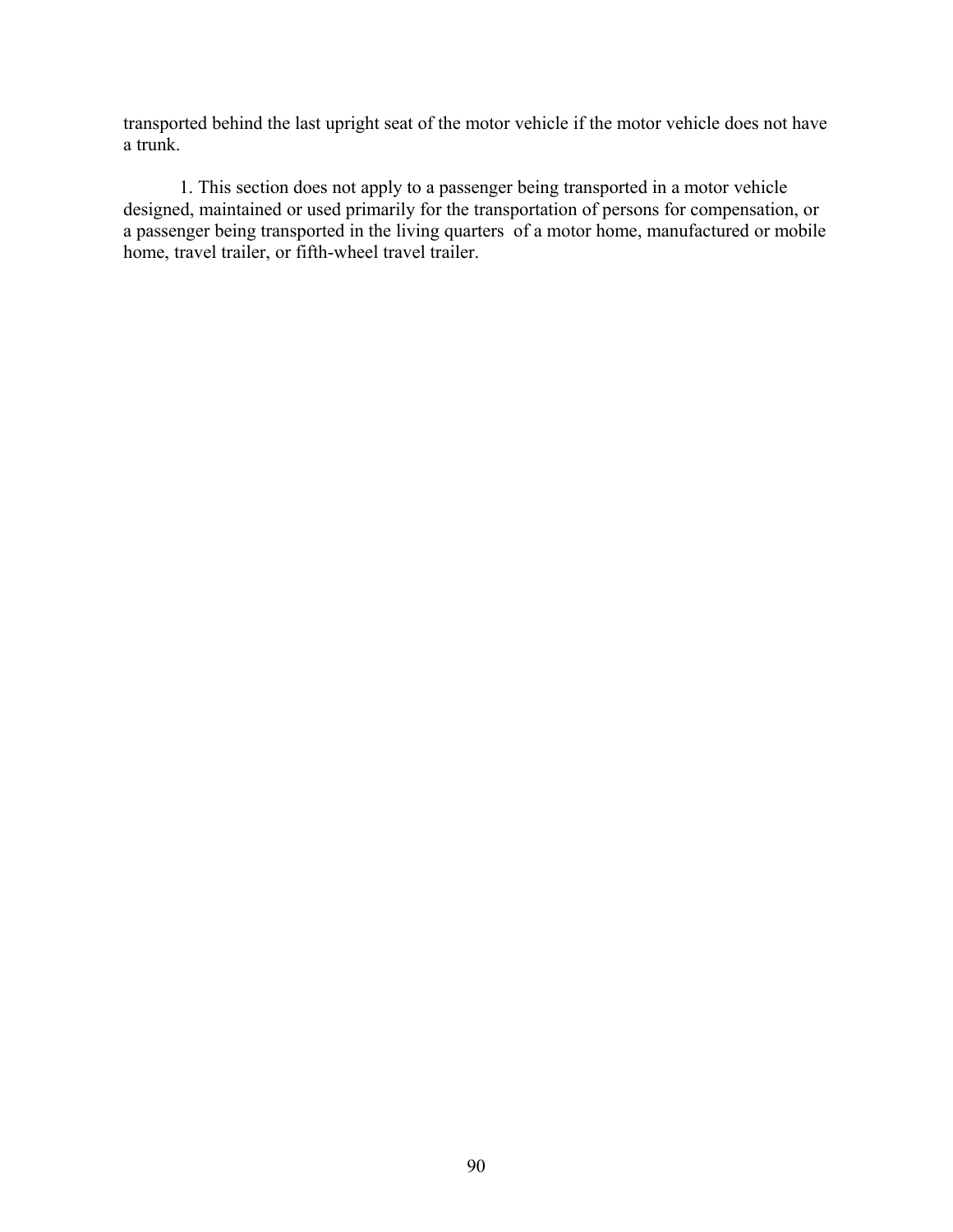transported behind the last upright seat of the motor vehicle if the motor vehicle does not have a trunk.

1. This section does not apply to a passenger being transported in a motor vehicle designed, maintained or used primarily for the transportation of persons for compensation, or a passenger being transported in the living quarters of a motor home, manufactured or mobile home, travel trailer, or fifth-wheel travel trailer.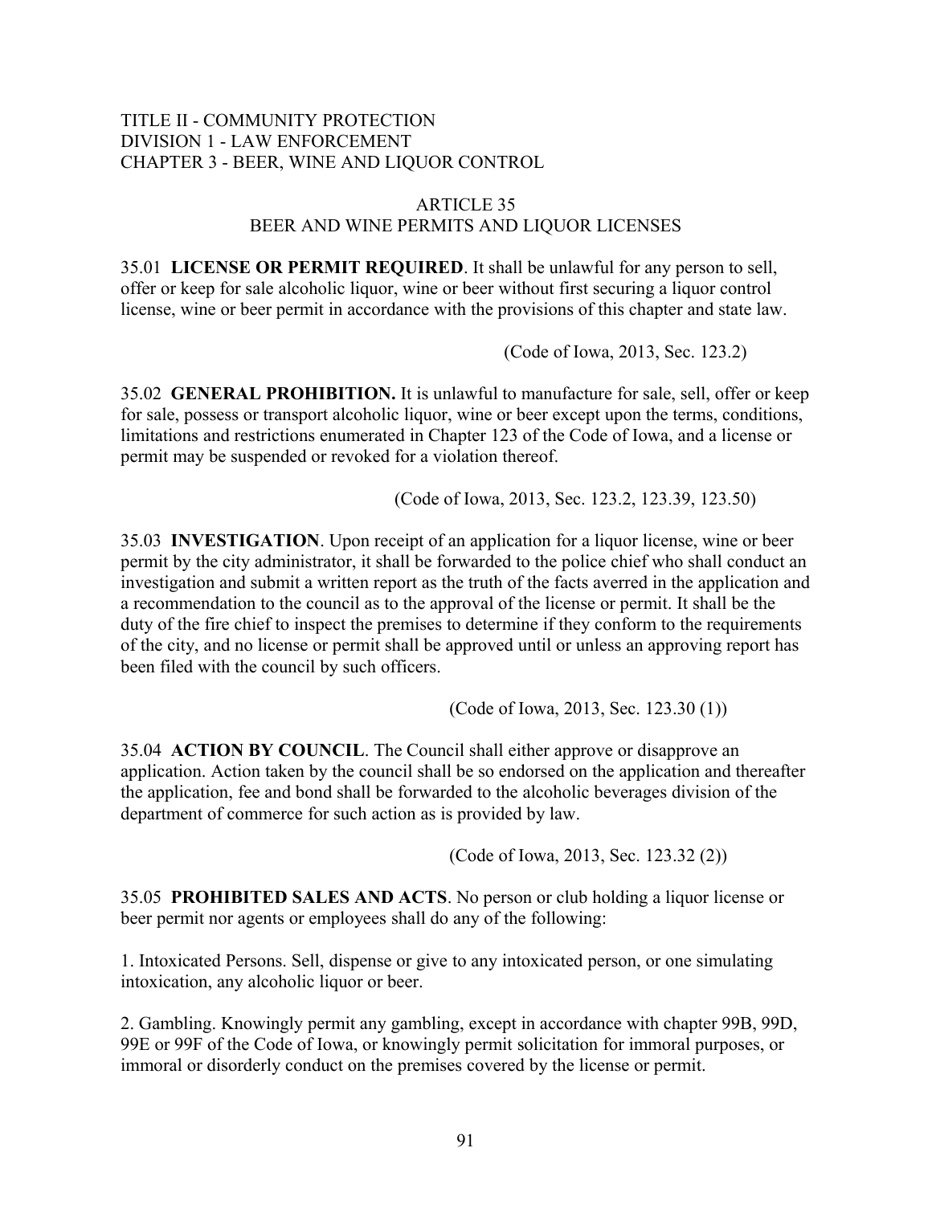TITLE II - COMMUNITY PROTECTION
DIVISION 1 - LAW ENFORCEMENT
CHAPTER 3 - BEER, WINE AND LIQUOR CONTROL

## ARTICLE 35
## BEER AND WINE PERMITS AND LIQUOR LICENSES

35.01 **LICENSE OR PERMIT REQUIRED**. It shall be unlawful for any person to sell, offer or keep for sale alcoholic liquor, wine or beer without first securing a liquor control license, wine or beer permit in accordance with the provisions of this chapter and state law.

(Code of Iowa, 2013, Sec. 123.2)

35.02 **GENERAL PROHIBITION.** It is unlawful to manufacture for sale, sell, offer or keep for sale, possess or transport alcoholic liquor, wine or beer except upon the terms, conditions, limitations and restrictions enumerated in Chapter 123 of the Code of Iowa, and a license or permit may be suspended or revoked for a violation thereof.

(Code of Iowa, 2013, Sec. 123.2, 123.39, 123.50)

35.03 **INVESTIGATION**. Upon receipt of an application for a liquor license, wine or beer permit by the city administrator, it shall be forwarded to the police chief who shall conduct an investigation and submit a written report as the truth of the facts averred in the application and a recommendation to the council as to the approval of the license or permit. It shall be the duty of the fire chief to inspect the premises to determine if they conform to the requirements of the city, and no license or permit shall be approved until or unless an approving report has been filed with the council by such officers.

(Code of Iowa, 2013, Sec. 123.30 (1))

35.04 **ACTION BY COUNCIL**. The Council shall either approve or disapprove an application. Action taken by the council shall be so endorsed on the application and thereafter the application, fee and bond shall be forwarded to the alcoholic beverages division of the department of commerce for such action as is provided by law.

(Code of Iowa, 2013, Sec. 123.32 (2))

35.05 **PROHIBITED SALES AND ACTS**. No person or club holding a liquor license or beer permit nor agents or employees shall do any of the following:

1. Intoxicated Persons. Sell, dispense or give to any intoxicated person, or one simulating intoxication, any alcoholic liquor or beer.

2. Gambling. Knowingly permit any gambling, except in accordance with chapter 99B, 99D, 99E or 99F of the Code of Iowa, or knowingly permit solicitation for immoral purposes, or immoral or disorderly conduct on the premises covered by the license or permit.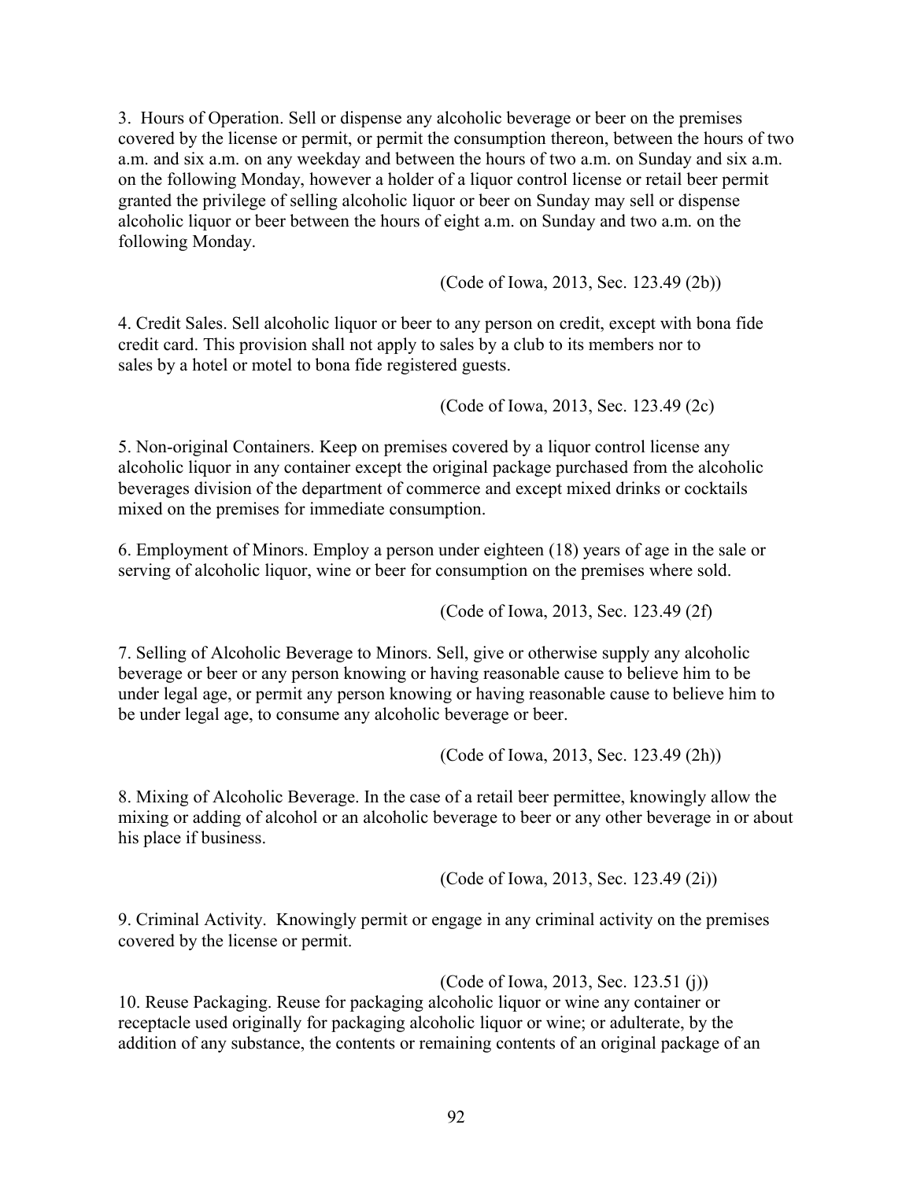3. Hours of Operation. Sell or dispense any alcoholic beverage or beer on the premises covered by the license or permit, or permit the consumption thereon, between the hours of two a.m. and six a.m. on any weekday and between the hours of two a.m. on Sunday and six a.m. on the following Monday, however a holder of a liquor control license or retail beer permit granted the privilege of selling alcoholic liquor or beer on Sunday may sell or dispense alcoholic liquor or beer between the hours of eight a.m. on Sunday and two a.m. on the following Monday.

(Code of Iowa, 2013, Sec. 123.49 (2b))

4. Credit Sales. Sell alcoholic liquor or beer to any person on credit, except with bona fide credit card. This provision shall not apply to sales by a club to its members nor to sales by a hotel or motel to bona fide registered guests.

(Code of Iowa, 2013, Sec. 123.49 (2c)

5. Non-original Containers. Keep on premises covered by a liquor control license any alcoholic liquor in any container except the original package purchased from the alcoholic beverages division of the department of commerce and except mixed drinks or cocktails mixed on the premises for immediate consumption.

6. Employment of Minors. Employ a person under eighteen (18) years of age in the sale or serving of alcoholic liquor, wine or beer for consumption on the premises where sold.

(Code of Iowa, 2013, Sec. 123.49 (2f)

7. Selling of Alcoholic Beverage to Minors. Sell, give or otherwise supply any alcoholic beverage or beer or any person knowing or having reasonable cause to believe him to be under legal age, or permit any person knowing or having reasonable cause to believe him to be under legal age, to consume any alcoholic beverage or beer.

(Code of Iowa, 2013, Sec. 123.49 (2h))

8. Mixing of Alcoholic Beverage. In the case of a retail beer permittee, knowingly allow the mixing or adding of alcohol or an alcoholic beverage to beer or any other beverage in or about his place if business.

(Code of Iowa, 2013, Sec. 123.49 (2i))

9. Criminal Activity. Knowingly permit or engage in any criminal activity on the premises covered by the license or permit.

(Code of Iowa, 2013, Sec. 123.51 (j))

10. Reuse Packaging. Reuse for packaging alcoholic liquor or wine any container or receptacle used originally for packaging alcoholic liquor or wine; or adulterate, by the addition of any substance, the contents or remaining contents of an original package of an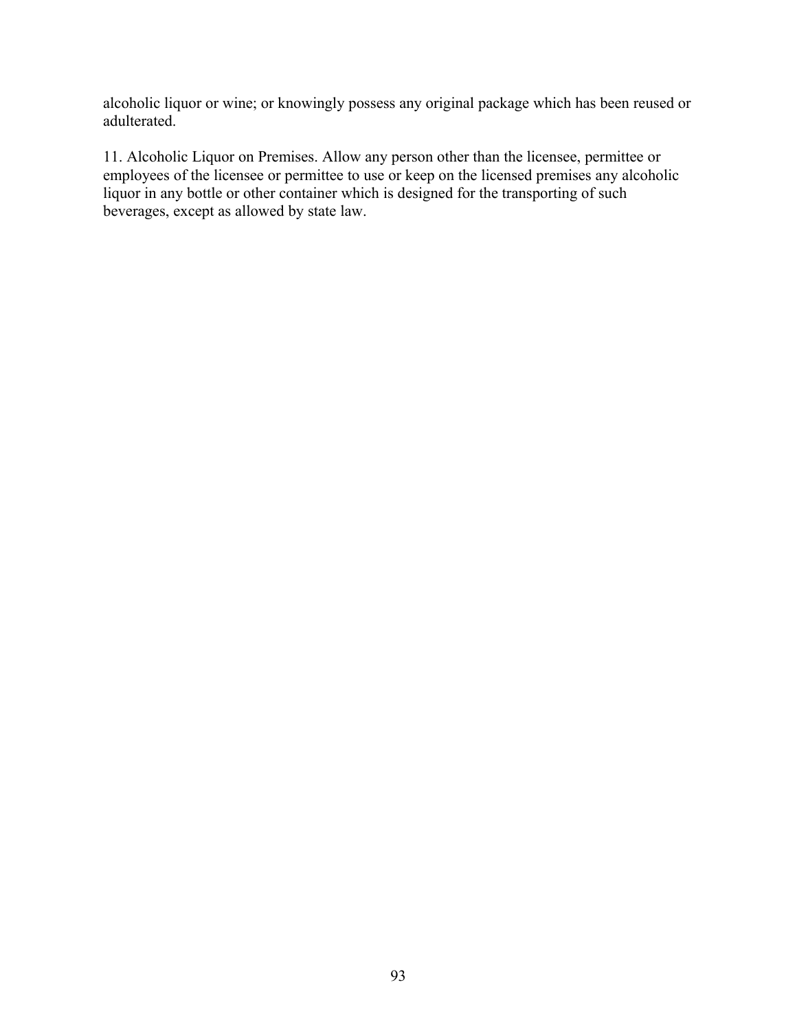alcoholic liquor or wine; or knowingly possess any original package which has been reused or adulterated.

11. Alcoholic Liquor on Premises. Allow any person other than the licensee, permittee or employees of the licensee or permittee to use or keep on the licensed premises any alcoholic liquor in any bottle or other container which is designed for the transporting of such beverages, except as allowed by state law.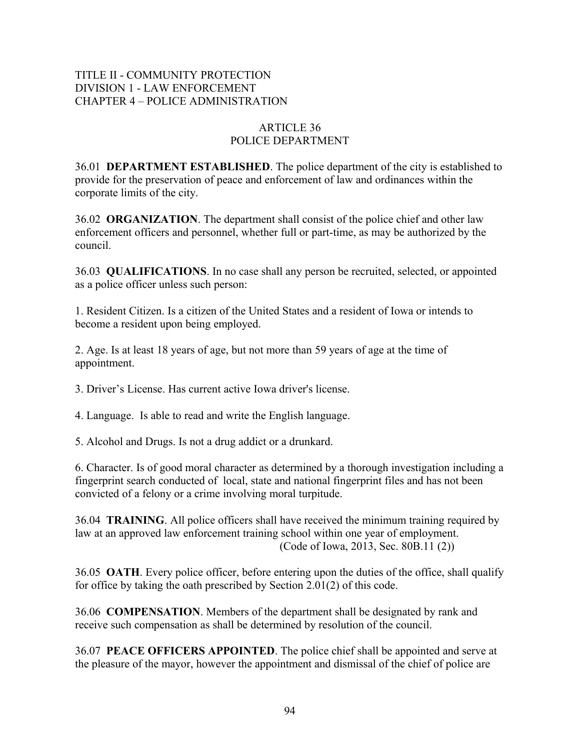TITLE II - COMMUNITY PROTECTION
DIVISION 1 - LAW ENFORCEMENT
CHAPTER 4 – POLICE ADMINISTRATION

# ARTICLE 36
# POLICE DEPARTMENT

36.01 **DEPARTMENT ESTABLISHED**. The police department of the city is established to provide for the preservation of peace and enforcement of law and ordinances within the corporate limits of the city.

36.02 **ORGANIZATION**. The department shall consist of the police chief and other law enforcement officers and personnel, whether full or part-time, as may be authorized by the council.

36.03 **QUALIFICATIONS**. In no case shall any person be recruited, selected, or appointed as a police officer unless such person:

1. Resident Citizen. Is a citizen of the United States and a resident of Iowa or intends to become a resident upon being employed.

2. Age. Is at least 18 years of age, but not more than 59 years of age at the time of appointment.

3. Driver's License. Has current active Iowa driver's license.

4. Language. Is able to read and write the English language.

5. Alcohol and Drugs. Is not a drug addict or a drunkard.

6. Character. Is of good moral character as determined by a thorough investigation including a fingerprint search conducted of local, state and national fingerprint files and has not been convicted of a felony or a crime involving moral turpitude.

36.04 **TRAINING**. All police officers shall have received the minimum training required by law at an approved law enforcement training school within one year of employment.
(Code of Iowa, 2013, Sec. 80B.11 (2))

36.05 **OATH**. Every police officer, before entering upon the duties of the office, shall qualify for office by taking the oath prescribed by Section 2.01(2) of this code.

36.06 **COMPENSATION**. Members of the department shall be designated by rank and receive such compensation as shall be determined by resolution of the council.

36.07 **PEACE OFFICERS APPOINTED**. The police chief shall be appointed and serve at the pleasure of the mayor, however the appointment and dismissal of the chief of police are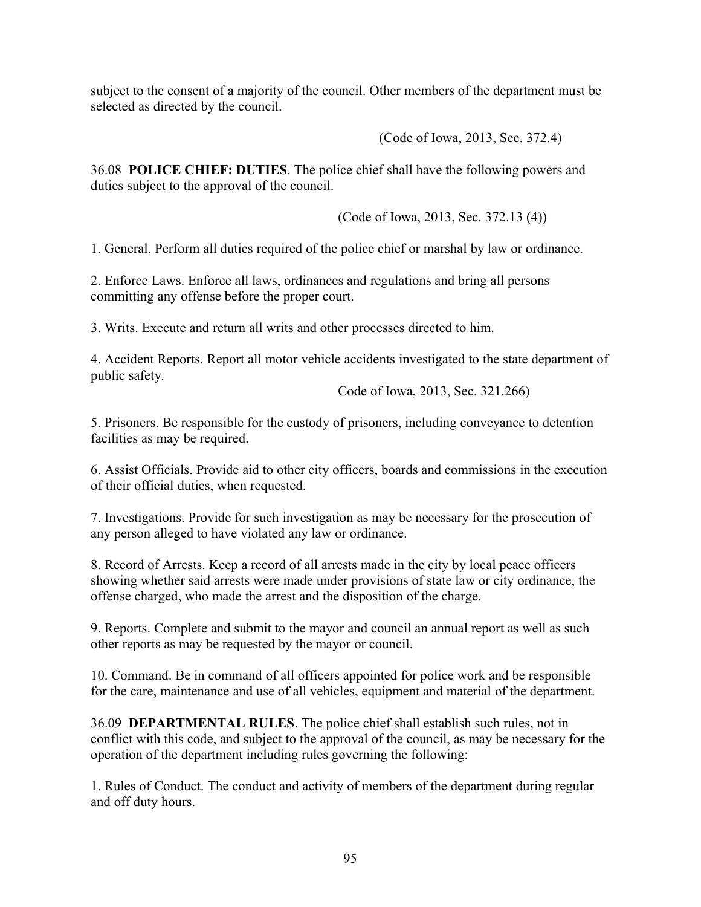subject to the consent of a majority of the council. Other members of the department must be selected as directed by the council.

(Code of Iowa, 2013, Sec. 372.4)

36.08 **POLICE CHIEF: DUTIES**. The police chief shall have the following powers and duties subject to the approval of the council.

(Code of Iowa, 2013, Sec. 372.13 (4))

1. General. Perform all duties required of the police chief or marshal by law or ordinance.

2. Enforce Laws. Enforce all laws, ordinances and regulations and bring all persons committing any offense before the proper court.

3. Writs. Execute and return all writs and other processes directed to him.

4. Accident Reports. Report all motor vehicle accidents investigated to the state department of public safety.

Code of Iowa, 2013, Sec. 321.266)

5. Prisoners. Be responsible for the custody of prisoners, including conveyance to detention facilities as may be required.

6. Assist Officials. Provide aid to other city officers, boards and commissions in the execution of their official duties, when requested.

7. Investigations. Provide for such investigation as may be necessary for the prosecution of any person alleged to have violated any law or ordinance.

8. Record of Arrests. Keep a record of all arrests made in the city by local peace officers showing whether said arrests were made under provisions of state law or city ordinance, the offense charged, who made the arrest and the disposition of the charge.

9. Reports. Complete and submit to the mayor and council an annual report as well as such other reports as may be requested by the mayor or council.

10. Command. Be in command of all officers appointed for police work and be responsible for the care, maintenance and use of all vehicles, equipment and material of the department.

36.09 **DEPARTMENTAL RULES**. The police chief shall establish such rules, not in conflict with this code, and subject to the approval of the council, as may be necessary for the operation of the department including rules governing the following:

1. Rules of Conduct. The conduct and activity of members of the department during regular and off duty hours.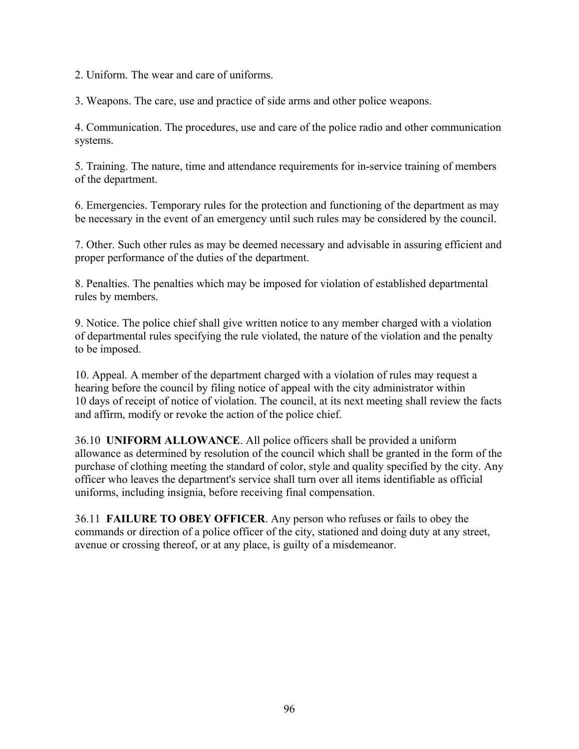2. Uniform. The wear and care of uniforms.

3. Weapons. The care, use and practice of side arms and other police weapons.

4. Communication. The procedures, use and care of the police radio and other communication systems.

5. Training. The nature, time and attendance requirements for in-service training of members of the department.

6. Emergencies. Temporary rules for the protection and functioning of the department as may be necessary in the event of an emergency until such rules may be considered by the council.

7. Other. Such other rules as may be deemed necessary and advisable in assuring efficient and proper performance of the duties of the department.

8. Penalties. The penalties which may be imposed for violation of established departmental rules by members.

9. Notice. The police chief shall give written notice to any member charged with a violation of departmental rules specifying the rule violated, the nature of the violation and the penalty to be imposed.

10. Appeal. A member of the department charged with a violation of rules may request a hearing before the council by filing notice of appeal with the city administrator within 10 days of receipt of notice of violation. The council, at its next meeting shall review the facts and affirm, modify or revoke the action of the police chief.

36.10 **UNIFORM ALLOWANCE**. All police officers shall be provided a uniform allowance as determined by resolution of the council which shall be granted in the form of the purchase of clothing meeting the standard of color, style and quality specified by the city. Any officer who leaves the department's service shall turn over all items identifiable as official uniforms, including insignia, before receiving final compensation.

36.11 **FAILURE TO OBEY OFFICER**. Any person who refuses or fails to obey the commands or direction of a police officer of the city, stationed and doing duty at any street, avenue or crossing thereof, or at any place, is guilty of a misdemeanor.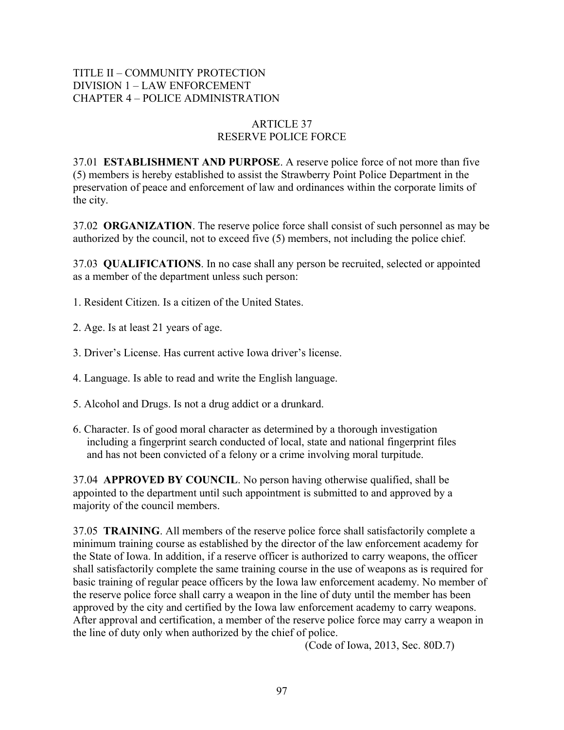TITLE II – COMMUNITY PROTECTION
DIVISION 1 – LAW ENFORCEMENT
CHAPTER 4 – POLICE ADMINISTRATION

# ARTICLE 37
# RESERVE POLICE FORCE

37.01 **ESTABLISHMENT AND PURPOSE**. A reserve police force of not more than five (5) members is hereby established to assist the Strawberry Point Police Department in the preservation of peace and enforcement of law and ordinances within the corporate limits of the city.

37.02 **ORGANIZATION**. The reserve police force shall consist of such personnel as may be authorized by the council, not to exceed five (5) members, not including the police chief.

37.03 **QUALIFICATIONS**. In no case shall any person be recruited, selected or appointed as a member of the department unless such person:

1. Resident Citizen. Is a citizen of the United States.

2. Age. Is at least 21 years of age.

3. Driver's License. Has current active Iowa driver's license.

4. Language. Is able to read and write the English language.

5. Alcohol and Drugs. Is not a drug addict or a drunkard.

6. Character. Is of good moral character as determined by a thorough investigation including a fingerprint search conducted of local, state and national fingerprint files and has not been convicted of a felony or a crime involving moral turpitude.

37.04 **APPROVED BY COUNCIL**. No person having otherwise qualified, shall be appointed to the department until such appointment is submitted to and approved by a majority of the council members.

37.05 **TRAINING**. All members of the reserve police force shall satisfactorily complete a minimum training course as established by the director of the law enforcement academy for the State of Iowa. In addition, if a reserve officer is authorized to carry weapons, the officer shall satisfactorily complete the same training course in the use of weapons as is required for basic training of regular peace officers by the Iowa law enforcement academy. No member of the reserve police force shall carry a weapon in the line of duty until the member has been approved by the city and certified by the Iowa law enforcement academy to carry weapons. After approval and certification, a member of the reserve police force may carry a weapon in the line of duty only when authorized by the chief of police.

(Code of Iowa, 2013, Sec. 80D.7)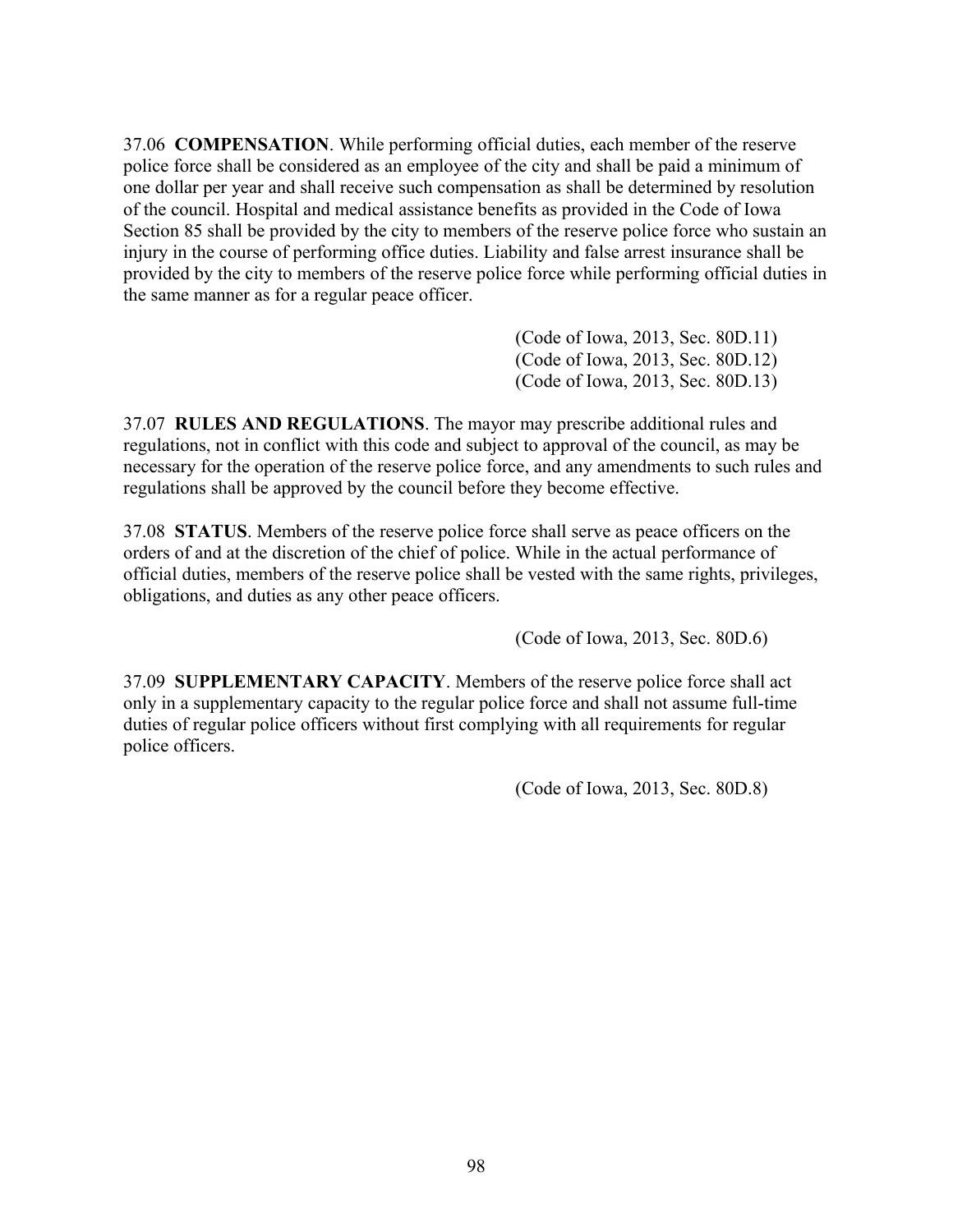37.06 **COMPENSATION**. While performing official duties, each member of the reserve police force shall be considered as an employee of the city and shall be paid a minimum of one dollar per year and shall receive such compensation as shall be determined by resolution of the council. Hospital and medical assistance benefits as provided in the Code of Iowa Section 85 shall be provided by the city to members of the reserve police force who sustain an injury in the course of performing office duties. Liability and false arrest insurance shall be provided by the city to members of the reserve police force while performing official duties in the same manner as for a regular peace officer.

(Code of Iowa, 2013, Sec. 80D.11)
(Code of Iowa, 2013, Sec. 80D.12)
(Code of Iowa, 2013, Sec. 80D.13)

37.07 **RULES AND REGULATIONS**. The mayor may prescribe additional rules and regulations, not in conflict with this code and subject to approval of the council, as may be necessary for the operation of the reserve police force, and any amendments to such rules and regulations shall be approved by the council before they become effective.

37.08 **STATUS**. Members of the reserve police force shall serve as peace officers on the orders of and at the discretion of the chief of police. While in the actual performance of official duties, members of the reserve police shall be vested with the same rights, privileges, obligations, and duties as any other peace officers.

(Code of Iowa, 2013, Sec. 80D.6)

37.09 **SUPPLEMENTARY CAPACITY**. Members of the reserve police force shall act only in a supplementary capacity to the regular police force and shall not assume full-time duties of regular police officers without first complying with all requirements for regular police officers.

(Code of Iowa, 2013, Sec. 80D.8)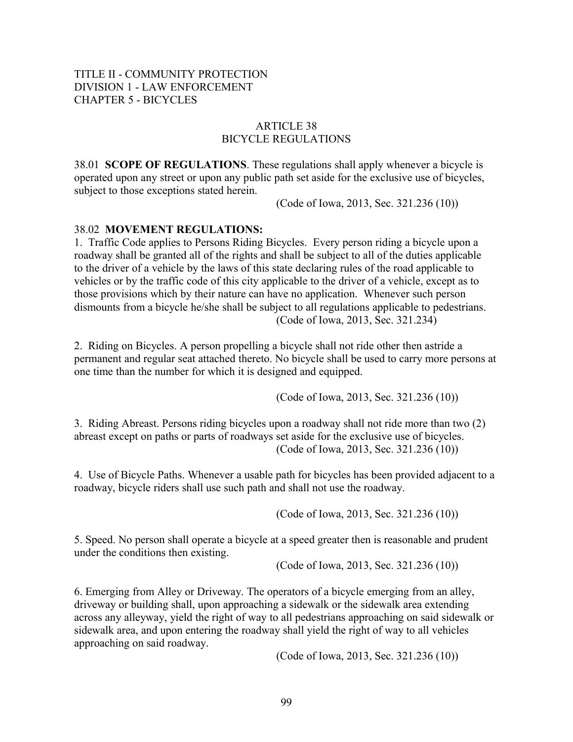TITLE II - COMMUNITY PROTECTION
DIVISION 1 - LAW ENFORCEMENT
CHAPTER 5 - BICYCLES

# ARTICLE 38
# BICYCLE REGULATIONS

38.01 **SCOPE OF REGULATIONS**. These regulations shall apply whenever a bicycle is operated upon any street or upon any public path set aside for the exclusive use of bicycles, subject to those exceptions stated herein.

(Code of Iowa, 2013, Sec. 321.236 (10))

38.02 **MOVEMENT REGULATIONS:**

1. Traffic Code applies to Persons Riding Bicycles. Every person riding a bicycle upon a roadway shall be granted all of the rights and shall be subject to all of the duties applicable to the driver of a vehicle by the laws of this state declaring rules of the road applicable to vehicles or by the traffic code of this city applicable to the driver of a vehicle, except as to those provisions which by their nature can have no application. Whenever such person dismounts from a bicycle he/she shall be subject to all regulations applicable to pedestrians.

(Code of Iowa, 2013, Sec. 321.234)

2. Riding on Bicycles. A person propelling a bicycle shall not ride other then astride a permanent and regular seat attached thereto. No bicycle shall be used to carry more persons at one time than the number for which it is designed and equipped.

(Code of Iowa, 2013, Sec. 321.236 (10))

3. Riding Abreast. Persons riding bicycles upon a roadway shall not ride more than two (2) abreast except on paths or parts of roadways set aside for the exclusive use of bicycles.

(Code of Iowa, 2013, Sec. 321.236 (10))

4. Use of Bicycle Paths. Whenever a usable path for bicycles has been provided adjacent to a roadway, bicycle riders shall use such path and shall not use the roadway.

(Code of Iowa, 2013, Sec. 321.236 (10))

5. Speed. No person shall operate a bicycle at a speed greater then is reasonable and prudent under the conditions then existing.

(Code of Iowa, 2013, Sec. 321.236 (10))

6. Emerging from Alley or Driveway. The operators of a bicycle emerging from an alley, driveway or building shall, upon approaching a sidewalk or the sidewalk area extending across any alleyway, yield the right of way to all pedestrians approaching on said sidewalk or sidewalk area, and upon entering the roadway shall yield the right of way to all vehicles approaching on said roadway.

(Code of Iowa, 2013, Sec. 321.236 (10))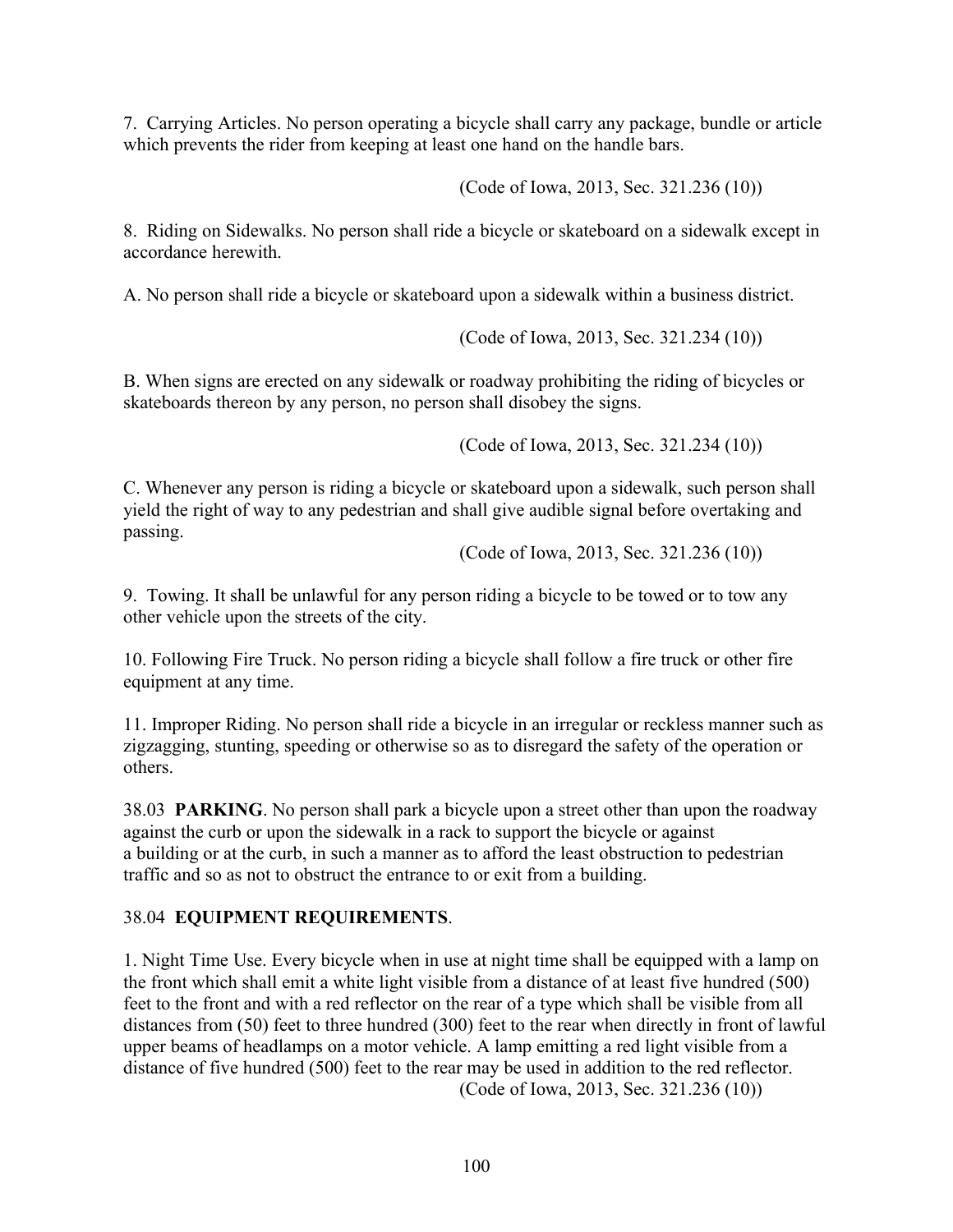7. Carrying Articles. No person operating a bicycle shall carry any package, bundle or article which prevents the rider from keeping at least one hand on the handle bars.

(Code of Iowa, 2013, Sec. 321.236 (10))

8. Riding on Sidewalks. No person shall ride a bicycle or skateboard on a sidewalk except in accordance herewith.

A. No person shall ride a bicycle or skateboard upon a sidewalk within a business district.

(Code of Iowa, 2013, Sec. 321.234 (10))

B. When signs are erected on any sidewalk or roadway prohibiting the riding of bicycles or skateboards thereon by any person, no person shall disobey the signs.

(Code of Iowa, 2013, Sec. 321.234 (10))

C. Whenever any person is riding a bicycle or skateboard upon a sidewalk, such person shall yield the right of way to any pedestrian and shall give audible signal before overtaking and passing.

(Code of Iowa, 2013, Sec. 321.236 (10))

9. Towing. It shall be unlawful for any person riding a bicycle to be towed or to tow any other vehicle upon the streets of the city.

10. Following Fire Truck. No person riding a bicycle shall follow a fire truck or other fire equipment at any time.

11. Improper Riding. No person shall ride a bicycle in an irregular or reckless manner such as zigzagging, stunting, speeding or otherwise so as to disregard the safety of the operation or others.

38.03 **PARKING**. No person shall park a bicycle upon a street other than upon the roadway against the curb or upon the sidewalk in a rack to support the bicycle or against a building or at the curb, in such a manner as to afford the least obstruction to pedestrian traffic and so as not to obstruct the entrance to or exit from a building.

38.04 **EQUIPMENT REQUIREMENTS**.

1. Night Time Use. Every bicycle when in use at night time shall be equipped with a lamp on the front which shall emit a white light visible from a distance of at least five hundred (500) feet to the front and with a red reflector on the rear of a type which shall be visible from all distances from (50) feet to three hundred (300) feet to the rear when directly in front of lawful upper beams of headlamps on a motor vehicle. A lamp emitting a red light visible from a distance of five hundred (500) feet to the rear may be used in addition to the red reflector.

(Code of Iowa, 2013, Sec. 321.236 (10))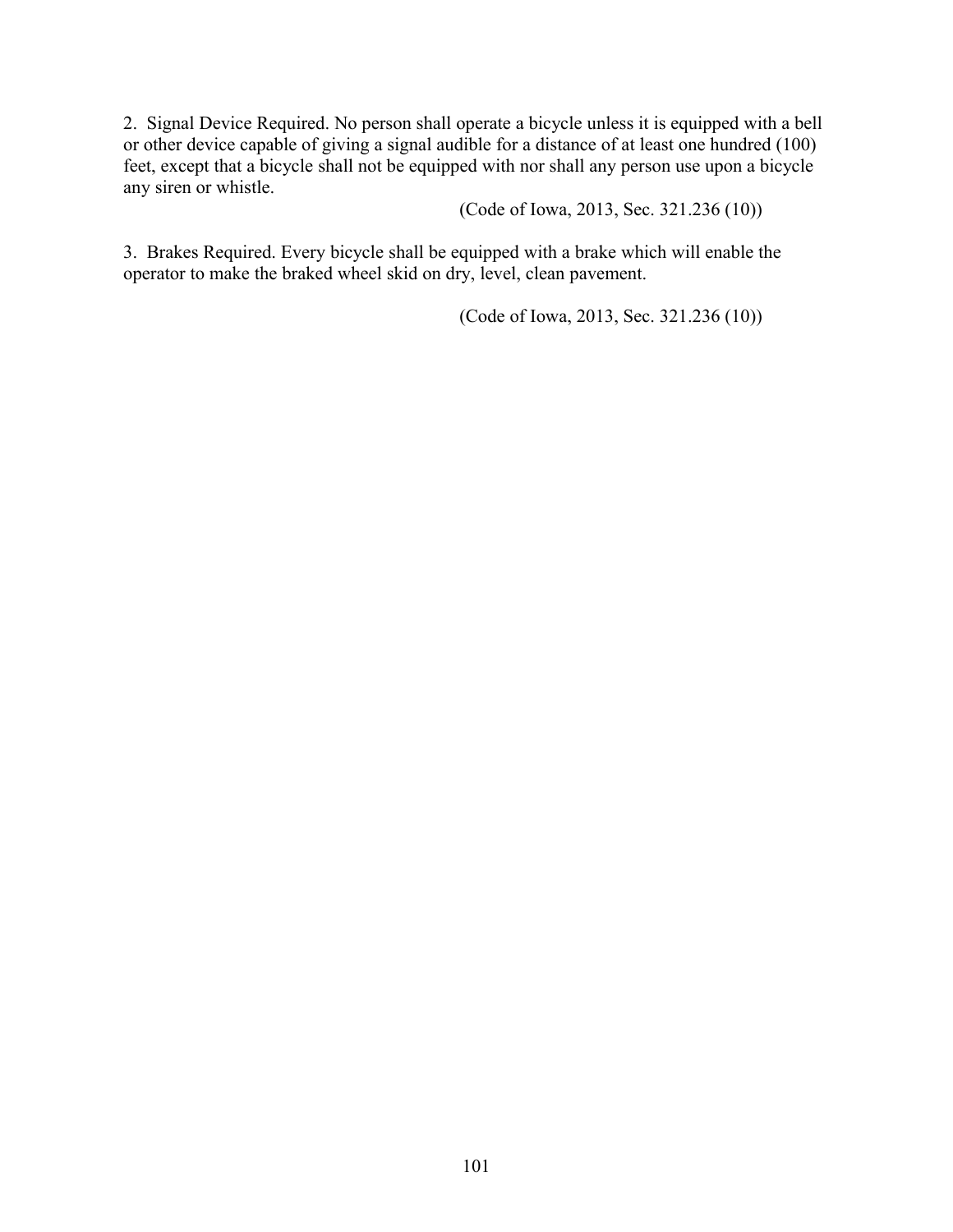2. Signal Device Required. No person shall operate a bicycle unless it is equipped with a bell or other device capable of giving a signal audible for a distance of at least one hundred (100) feet, except that a bicycle shall not be equipped with nor shall any person use upon a bicycle any siren or whistle.

(Code of Iowa, 2013, Sec. 321.236 (10))

3. Brakes Required. Every bicycle shall be equipped with a brake which will enable the operator to make the braked wheel skid on dry, level, clean pavement.

(Code of Iowa, 2013, Sec. 321.236 (10))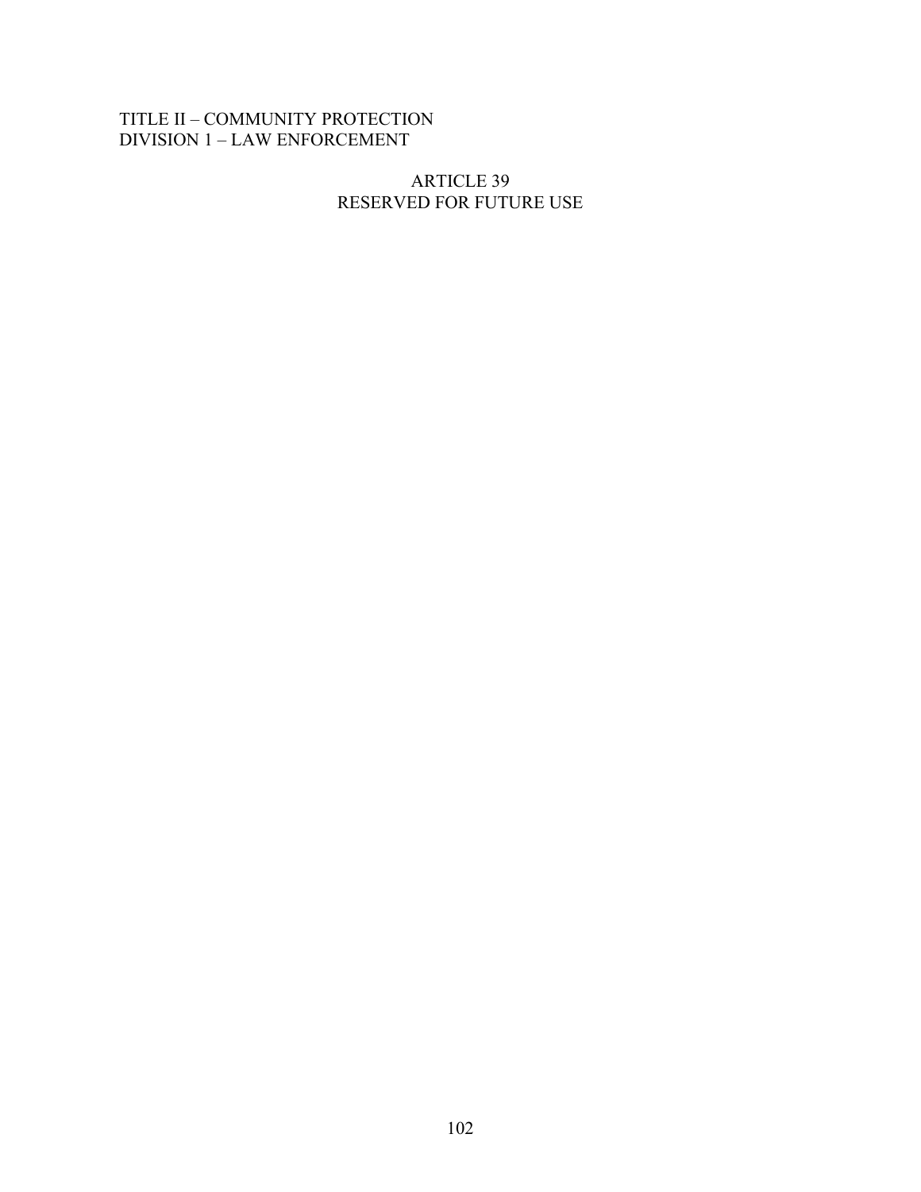TITLE II – COMMUNITY PROTECTION
DIVISION 1 – LAW ENFORCEMENT

# ARTICLE 39
# RESERVED FOR FUTURE USE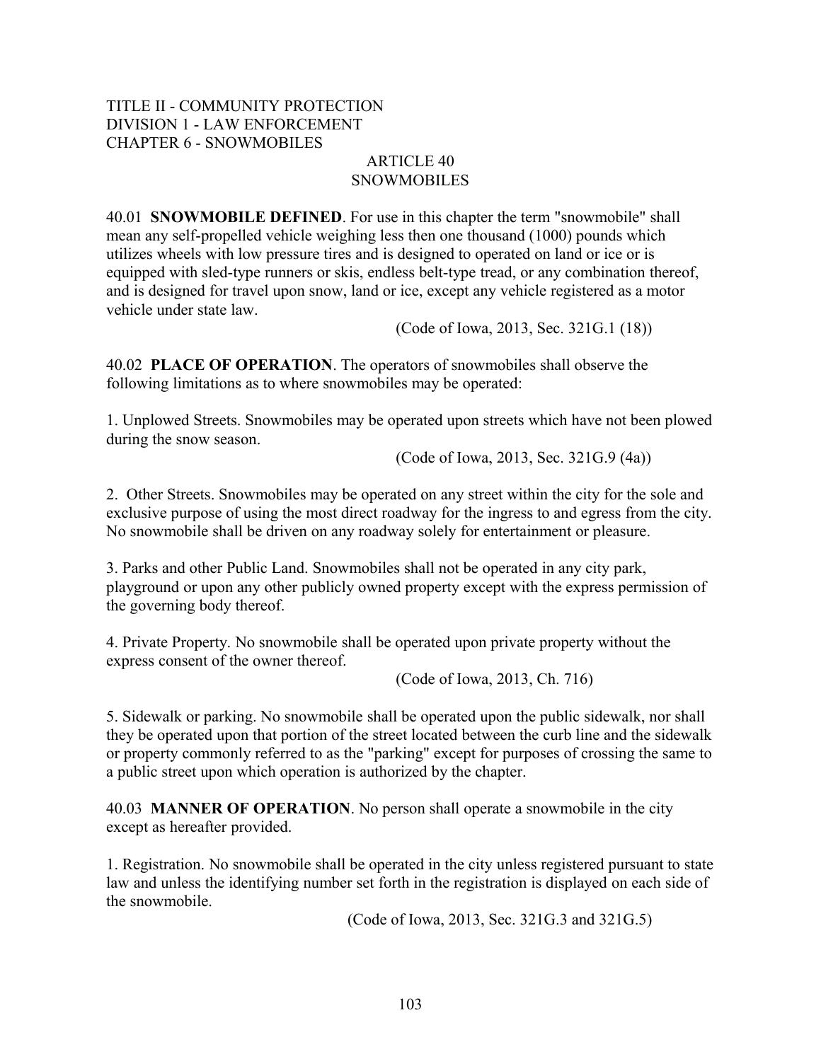TITLE II - COMMUNITY PROTECTION
DIVISION 1 - LAW ENFORCEMENT
CHAPTER 6 - SNOWMOBILES

# ARTICLE 40
# SNOWMOBILES

40.01 **SNOWMOBILE DEFINED**. For use in this chapter the term "snowmobile" shall mean any self-propelled vehicle weighing less then one thousand (1000) pounds which utilizes wheels with low pressure tires and is designed to operated on land or ice or is equipped with sled-type runners or skis, endless belt-type tread, or any combination thereof, and is designed for travel upon snow, land or ice, except any vehicle registered as a motor vehicle under state law.

(Code of Iowa, 2013, Sec. 321G.1 (18))

40.02 **PLACE OF OPERATION**. The operators of snowmobiles shall observe the following limitations as to where snowmobiles may be operated:

1. Unplowed Streets. Snowmobiles may be operated upon streets which have not been plowed during the snow season.

(Code of Iowa, 2013, Sec. 321G.9 (4a))

2. Other Streets. Snowmobiles may be operated on any street within the city for the sole and exclusive purpose of using the most direct roadway for the ingress to and egress from the city. No snowmobile shall be driven on any roadway solely for entertainment or pleasure.

3. Parks and other Public Land. Snowmobiles shall not be operated in any city park, playground or upon any other publicly owned property except with the express permission of the governing body thereof.

4. Private Property. No snowmobile shall be operated upon private property without the express consent of the owner thereof.

(Code of Iowa, 2013, Ch. 716)

5. Sidewalk or parking. No snowmobile shall be operated upon the public sidewalk, nor shall they be operated upon that portion of the street located between the curb line and the sidewalk or property commonly referred to as the "parking" except for purposes of crossing the same to a public street upon which operation is authorized by the chapter.

40.03 **MANNER OF OPERATION**. No person shall operate a snowmobile in the city except as hereafter provided.

1. Registration. No snowmobile shall be operated in the city unless registered pursuant to state law and unless the identifying number set forth in the registration is displayed on each side of the snowmobile.

(Code of Iowa, 2013, Sec. 321G.3 and 321G.5)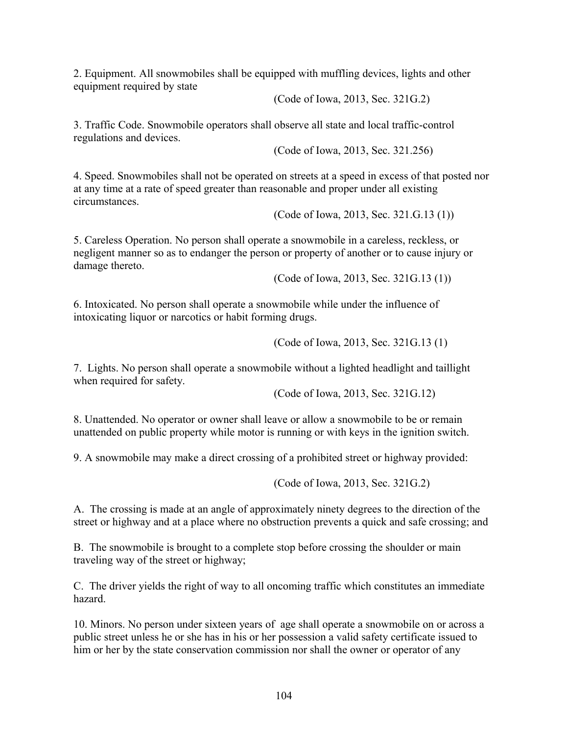2. Equipment. All snowmobiles shall be equipped with muffling devices, lights and other equipment required by state

(Code of Iowa, 2013, Sec. 321G.2)

3. Traffic Code. Snowmobile operators shall observe all state and local traffic-control regulations and devices.

(Code of Iowa, 2013, Sec. 321.256)

4. Speed. Snowmobiles shall not be operated on streets at a speed in excess of that posted nor at any time at a rate of speed greater than reasonable and proper under all existing circumstances.

(Code of Iowa, 2013, Sec. 321.G.13 (1))

5. Careless Operation. No person shall operate a snowmobile in a careless, reckless, or negligent manner so as to endanger the person or property of another or to cause injury or damage thereto.

(Code of Iowa, 2013, Sec. 321G.13 (1))

6. Intoxicated. No person shall operate a snowmobile while under the influence of intoxicating liquor or narcotics or habit forming drugs.

(Code of Iowa, 2013, Sec. 321G.13 (1)

7. Lights. No person shall operate a snowmobile without a lighted headlight and taillight when required for safety.

(Code of Iowa, 2013, Sec. 321G.12)

8. Unattended. No operator or owner shall leave or allow a snowmobile to be or remain unattended on public property while motor is running or with keys in the ignition switch.

9. A snowmobile may make a direct crossing of a prohibited street or highway provided:

(Code of Iowa, 2013, Sec. 321G.2)

A. The crossing is made at an angle of approximately ninety degrees to the direction of the street or highway and at a place where no obstruction prevents a quick and safe crossing; and

B. The snowmobile is brought to a complete stop before crossing the shoulder or main traveling way of the street or highway;

C. The driver yields the right of way to all oncoming traffic which constitutes an immediate hazard.

10. Minors. No person under sixteen years of age shall operate a snowmobile on or across a public street unless he or she has in his or her possession a valid safety certificate issued to him or her by the state conservation commission nor shall the owner or operator of any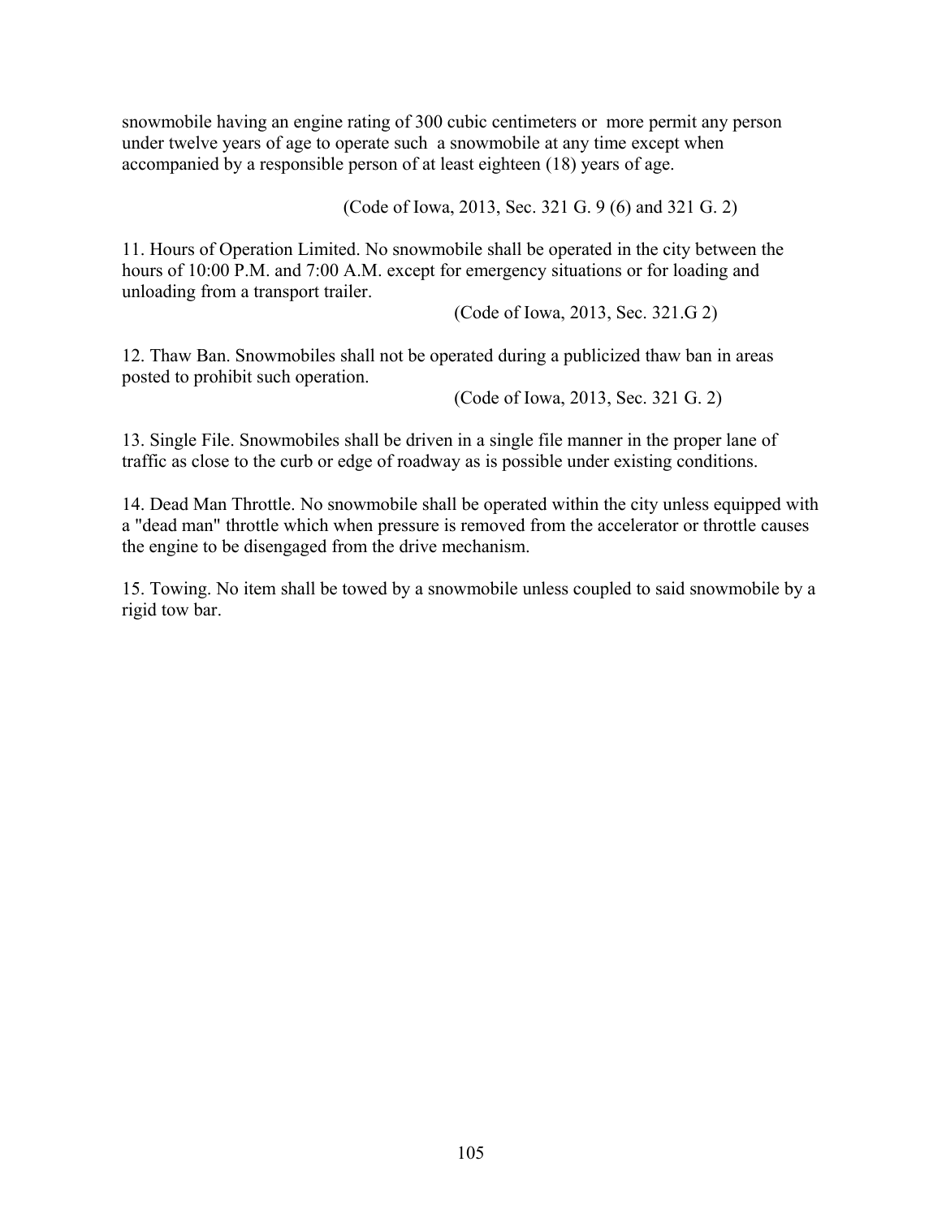snowmobile having an engine rating of 300 cubic centimeters or more permit any person under twelve years of age to operate such a snowmobile at any time except when accompanied by a responsible person of at least eighteen (18) years of age.

(Code of Iowa, 2013, Sec. 321 G. 9 (6) and 321 G. 2)

11. Hours of Operation Limited. No snowmobile shall be operated in the city between the hours of 10:00 P.M. and 7:00 A.M. except for emergency situations or for loading and unloading from a transport trailer.

(Code of Iowa, 2013, Sec. 321.G 2)

12. Thaw Ban. Snowmobiles shall not be operated during a publicized thaw ban in areas posted to prohibit such operation.

(Code of Iowa, 2013, Sec. 321 G. 2)

13. Single File. Snowmobiles shall be driven in a single file manner in the proper lane of traffic as close to the curb or edge of roadway as is possible under existing conditions.

14. Dead Man Throttle. No snowmobile shall be operated within the city unless equipped with a "dead man" throttle which when pressure is removed from the accelerator or throttle causes the engine to be disengaged from the drive mechanism.

15. Towing. No item shall be towed by a snowmobile unless coupled to said snowmobile by a rigid tow bar.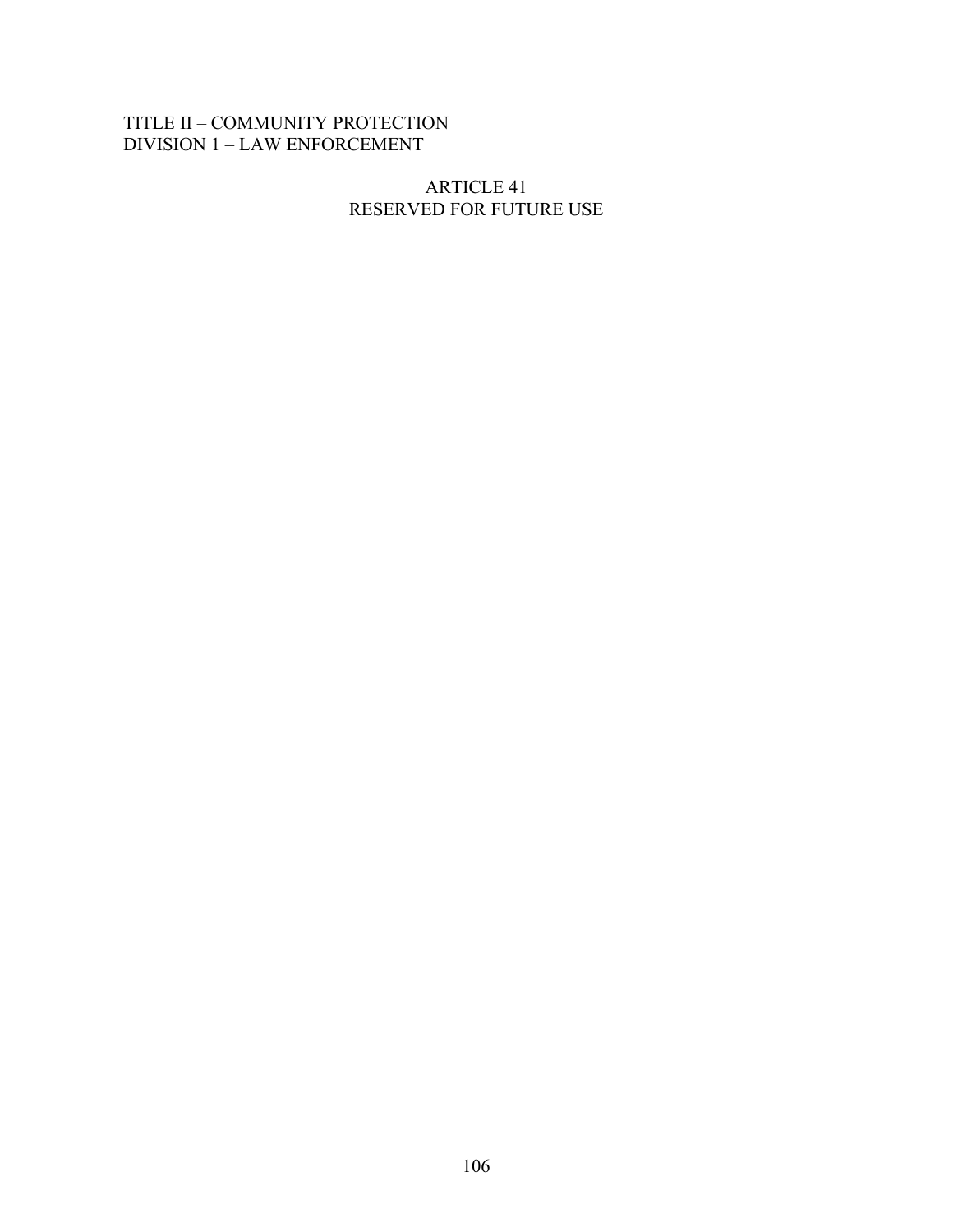TITLE II – COMMUNITY PROTECTION
DIVISION 1 – LAW ENFORCEMENT

# ARTICLE 41
# RESERVED FOR FUTURE USE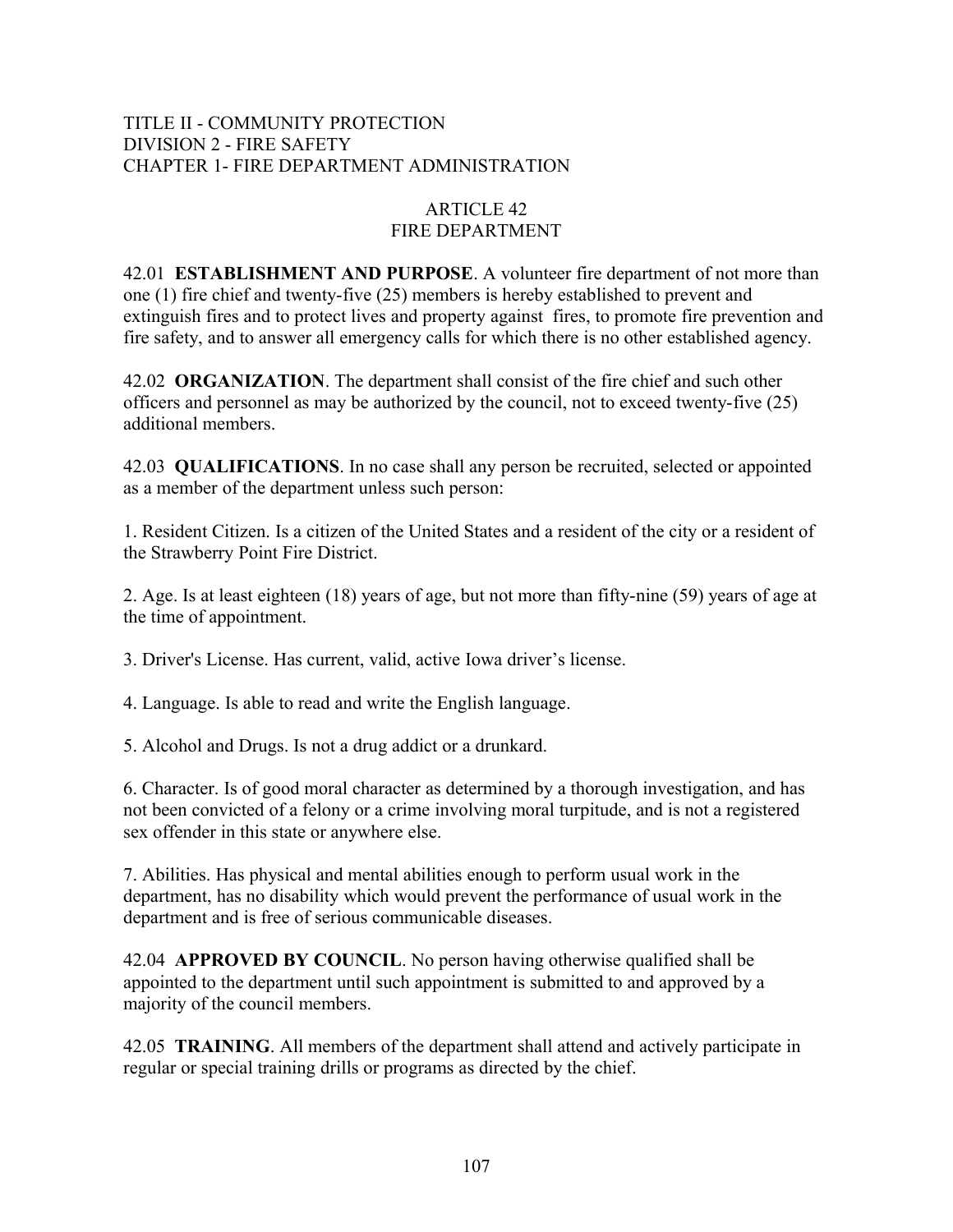TITLE II - COMMUNITY PROTECTION
DIVISION 2 - FIRE SAFETY
CHAPTER 1- FIRE DEPARTMENT ADMINISTRATION

# ARTICLE 42
# FIRE DEPARTMENT

42.01 **ESTABLISHMENT AND PURPOSE**. A volunteer fire department of not more than one (1) fire chief and twenty-five (25) members is hereby established to prevent and extinguish fires and to protect lives and property against fires, to promote fire prevention and fire safety, and to answer all emergency calls for which there is no other established agency.

42.02 **ORGANIZATION**. The department shall consist of the fire chief and such other officers and personnel as may be authorized by the council, not to exceed twenty-five (25) additional members.

42.03 **QUALIFICATIONS**. In no case shall any person be recruited, selected or appointed as a member of the department unless such person:

1. Resident Citizen. Is a citizen of the United States and a resident of the city or a resident of the Strawberry Point Fire District.

2. Age. Is at least eighteen (18) years of age, but not more than fifty-nine (59) years of age at the time of appointment.

3. Driver's License. Has current, valid, active Iowa driver's license.

4. Language. Is able to read and write the English language.

5. Alcohol and Drugs. Is not a drug addict or a drunkard.

6. Character. Is of good moral character as determined by a thorough investigation, and has not been convicted of a felony or a crime involving moral turpitude, and is not a registered sex offender in this state or anywhere else.

7. Abilities. Has physical and mental abilities enough to perform usual work in the department, has no disability which would prevent the performance of usual work in the department and is free of serious communicable diseases.

42.04 **APPROVED BY COUNCIL**. No person having otherwise qualified shall be appointed to the department until such appointment is submitted to and approved by a majority of the council members.

42.05 **TRAINING**. All members of the department shall attend and actively participate in regular or special training drills or programs as directed by the chief.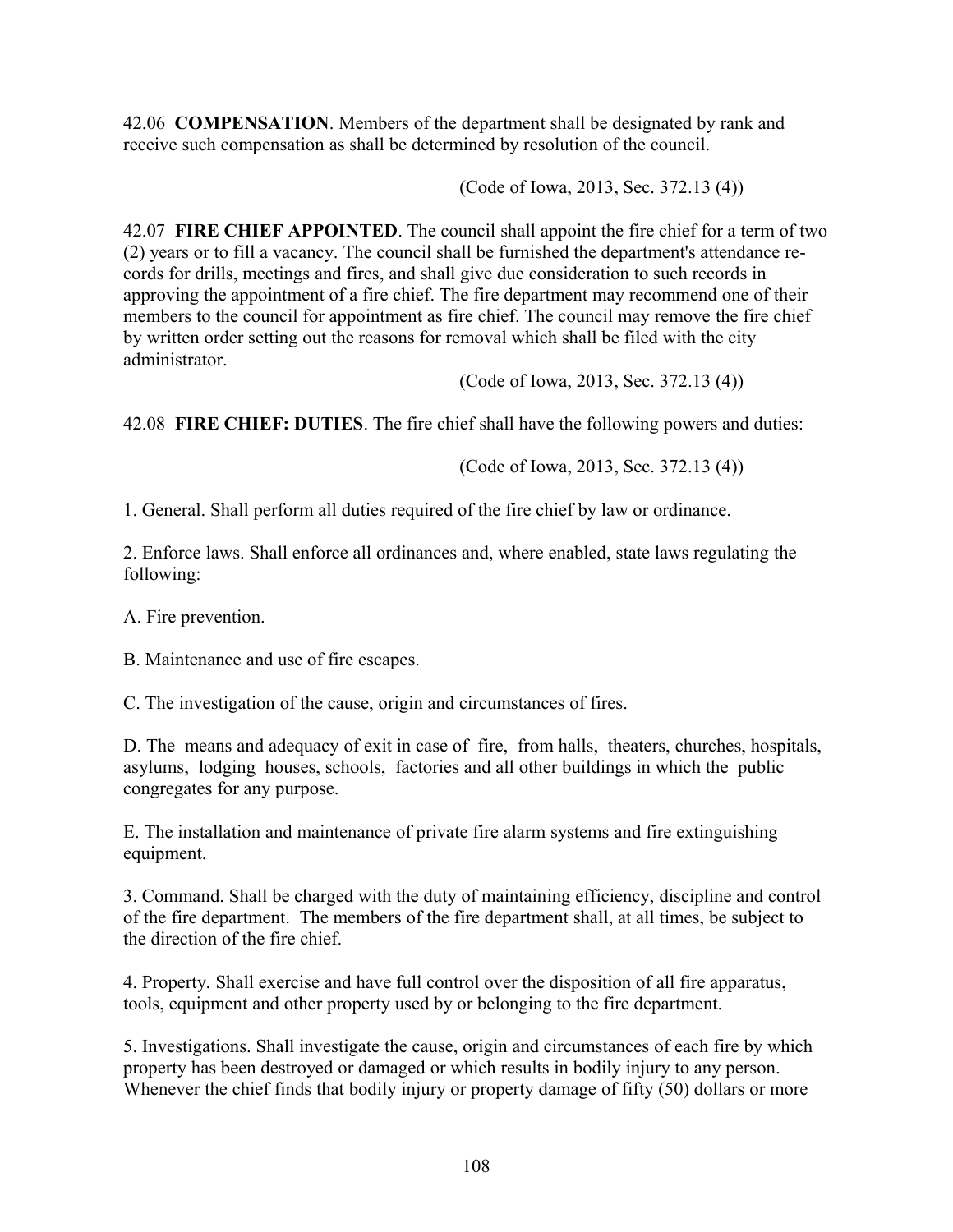42.06 **COMPENSATION**. Members of the department shall be designated by rank and receive such compensation as shall be determined by resolution of the council.

(Code of Iowa, 2013, Sec. 372.13 (4))

42.07 **FIRE CHIEF APPOINTED**. The council shall appoint the fire chief for a term of two (2) years or to fill a vacancy. The council shall be furnished the department's attendance records for drills, meetings and fires, and shall give due consideration to such records in approving the appointment of a fire chief. The fire department may recommend one of their members to the council for appointment as fire chief. The council may remove the fire chief by written order setting out the reasons for removal which shall be filed with the city administrator.

(Code of Iowa, 2013, Sec. 372.13 (4))

42.08 **FIRE CHIEF: DUTIES**. The fire chief shall have the following powers and duties:

(Code of Iowa, 2013, Sec. 372.13 (4))

1. General. Shall perform all duties required of the fire chief by law or ordinance.

2. Enforce laws. Shall enforce all ordinances and, where enabled, state laws regulating the following:

A. Fire prevention.

B. Maintenance and use of fire escapes.

C. The investigation of the cause, origin and circumstances of fires.

D. The means and adequacy of exit in case of fire, from halls, theaters, churches, hospitals, asylums, lodging houses, schools, factories and all other buildings in which the public congregates for any purpose.

E. The installation and maintenance of private fire alarm systems and fire extinguishing equipment.

3. Command. Shall be charged with the duty of maintaining efficiency, discipline and control of the fire department. The members of the fire department shall, at all times, be subject to the direction of the fire chief.

4. Property. Shall exercise and have full control over the disposition of all fire apparatus, tools, equipment and other property used by or belonging to the fire department.

5. Investigations. Shall investigate the cause, origin and circumstances of each fire by which property has been destroyed or damaged or which results in bodily injury to any person. Whenever the chief finds that bodily injury or property damage of fifty (50) dollars or more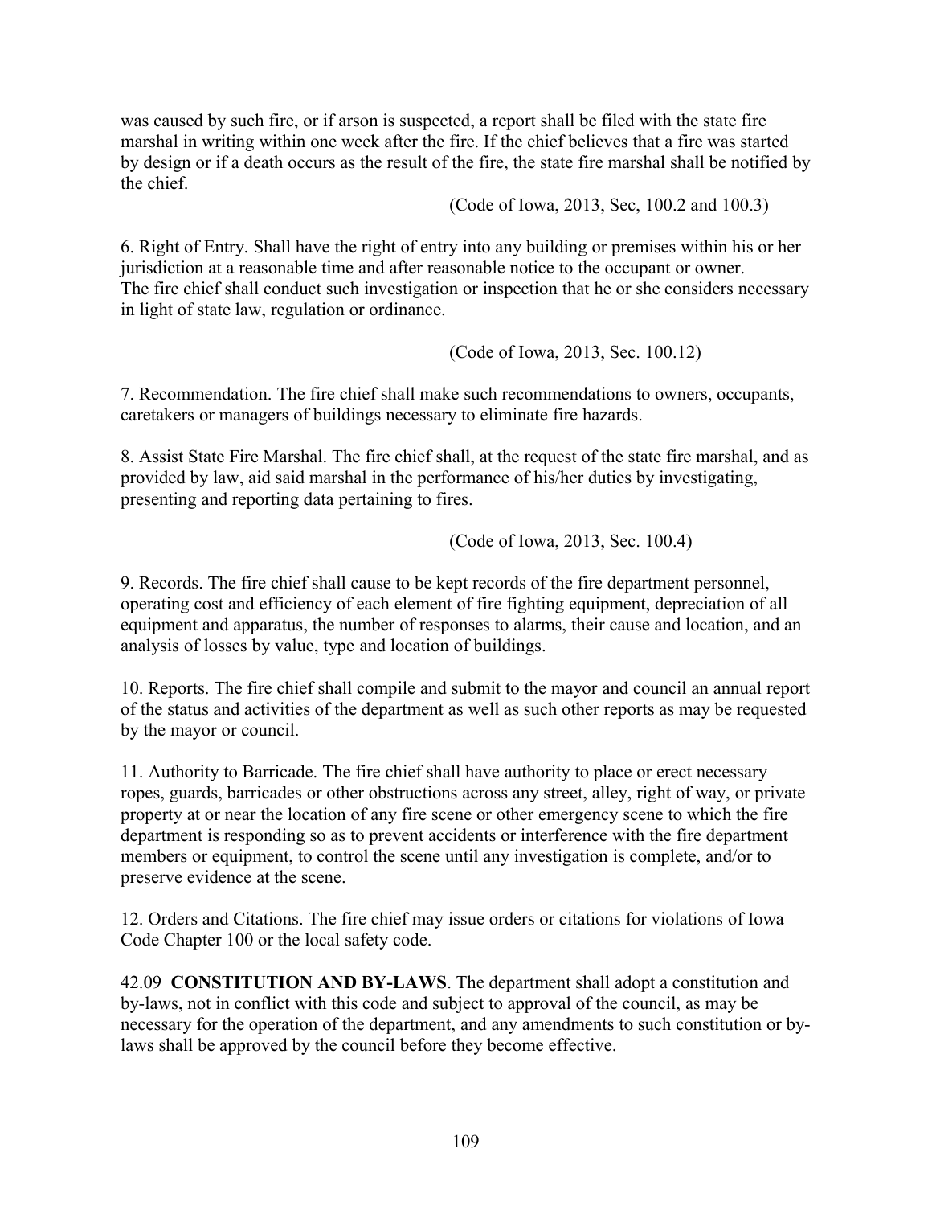was caused by such fire, or if arson is suspected, a report shall be filed with the state fire marshal in writing within one week after the fire. If the chief believes that a fire was started by design or if a death occurs as the result of the fire, the state fire marshal shall be notified by the chief.

(Code of Iowa, 2013, Sec, 100.2 and 100.3)

6. Right of Entry. Shall have the right of entry into any building or premises within his or her jurisdiction at a reasonable time and after reasonable notice to the occupant or owner. The fire chief shall conduct such investigation or inspection that he or she considers necessary in light of state law, regulation or ordinance.

(Code of Iowa, 2013, Sec. 100.12)

7. Recommendation. The fire chief shall make such recommendations to owners, occupants, caretakers or managers of buildings necessary to eliminate fire hazards.

8. Assist State Fire Marshal. The fire chief shall, at the request of the state fire marshal, and as provided by law, aid said marshal in the performance of his/her duties by investigating, presenting and reporting data pertaining to fires.

(Code of Iowa, 2013, Sec. 100.4)

9. Records. The fire chief shall cause to be kept records of the fire department personnel, operating cost and efficiency of each element of fire fighting equipment, depreciation of all equipment and apparatus, the number of responses to alarms, their cause and location, and an analysis of losses by value, type and location of buildings.

10. Reports. The fire chief shall compile and submit to the mayor and council an annual report of the status and activities of the department as well as such other reports as may be requested by the mayor or council.

11. Authority to Barricade. The fire chief shall have authority to place or erect necessary ropes, guards, barricades or other obstructions across any street, alley, right of way, or private property at or near the location of any fire scene or other emergency scene to which the fire department is responding so as to prevent accidents or interference with the fire department members or equipment, to control the scene until any investigation is complete, and/or to preserve evidence at the scene.

12. Orders and Citations. The fire chief may issue orders or citations for violations of Iowa Code Chapter 100 or the local safety code.

42.09 **CONSTITUTION AND BY-LAWS**. The department shall adopt a constitution and by-laws, not in conflict with this code and subject to approval of the council, as may be necessary for the operation of the department, and any amendments to such constitution or by-laws shall be approved by the council before they become effective.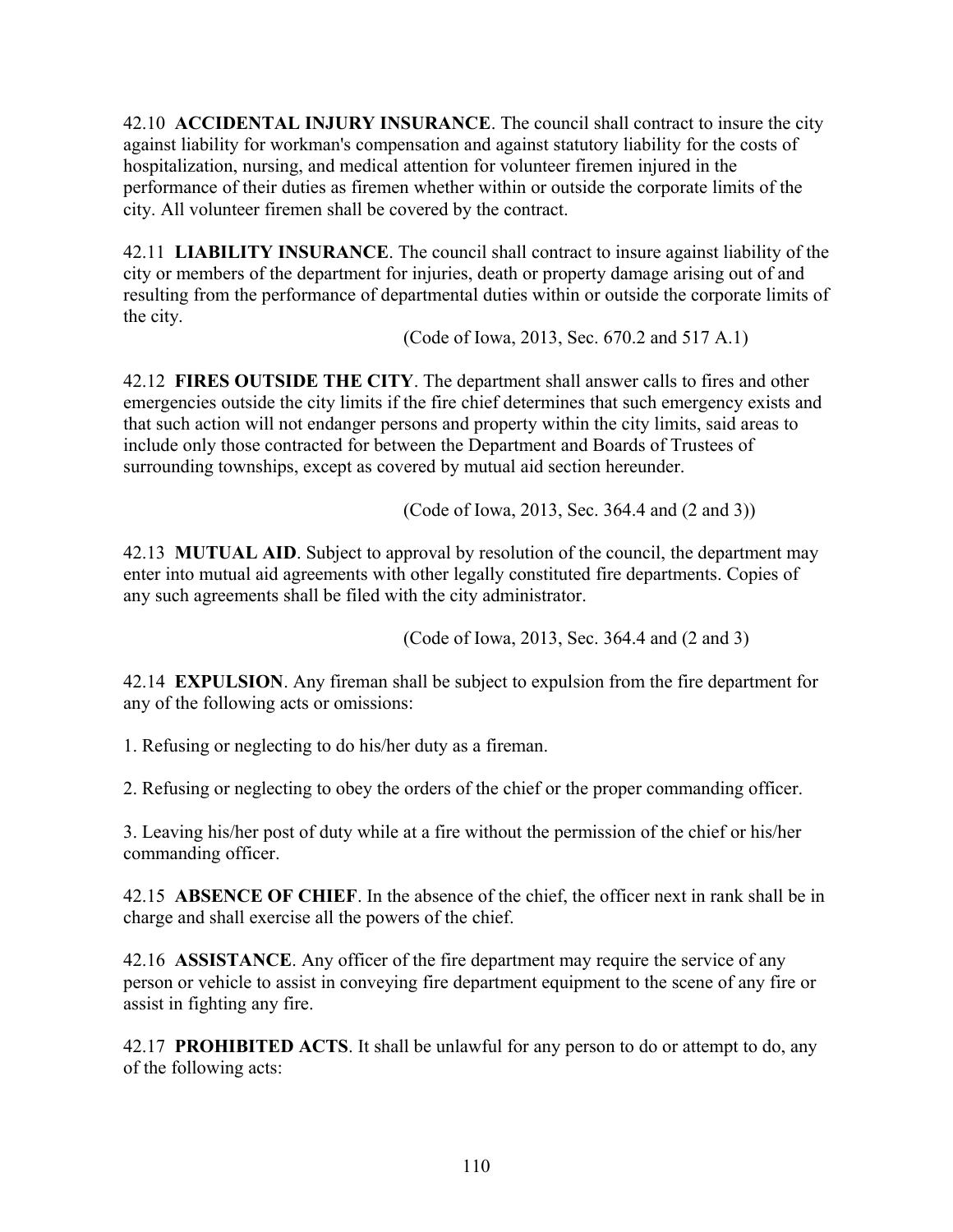42.10 **ACCIDENTAL INJURY INSURANCE**. The council shall contract to insure the city against liability for workman's compensation and against statutory liability for the costs of hospitalization, nursing, and medical attention for volunteer firemen injured in the performance of their duties as firemen whether within or outside the corporate limits of the city. All volunteer firemen shall be covered by the contract.

42.11 **LIABILITY INSURANCE**. The council shall contract to insure against liability of the city or members of the department for injuries, death or property damage arising out of and resulting from the performance of departmental duties within or outside the corporate limits of the city.

(Code of Iowa, 2013, Sec. 670.2 and 517 A.1)

42.12 **FIRES OUTSIDE THE CITY**. The department shall answer calls to fires and other emergencies outside the city limits if the fire chief determines that such emergency exists and that such action will not endanger persons and property within the city limits, said areas to include only those contracted for between the Department and Boards of Trustees of surrounding townships, except as covered by mutual aid section hereunder.

(Code of Iowa, 2013, Sec. 364.4 and (2 and 3))

42.13 **MUTUAL AID**. Subject to approval by resolution of the council, the department may enter into mutual aid agreements with other legally constituted fire departments. Copies of any such agreements shall be filed with the city administrator.

(Code of Iowa, 2013, Sec. 364.4 and (2 and 3)

42.14 **EXPULSION**. Any fireman shall be subject to expulsion from the fire department for any of the following acts or omissions:

1. Refusing or neglecting to do his/her duty as a fireman.

2. Refusing or neglecting to obey the orders of the chief or the proper commanding officer.

3. Leaving his/her post of duty while at a fire without the permission of the chief or his/her commanding officer.

42.15 **ABSENCE OF CHIEF**. In the absence of the chief, the officer next in rank shall be in charge and shall exercise all the powers of the chief.

42.16 **ASSISTANCE**. Any officer of the fire department may require the service of any person or vehicle to assist in conveying fire department equipment to the scene of any fire or assist in fighting any fire.

42.17 **PROHIBITED ACTS**. It shall be unlawful for any person to do or attempt to do, any of the following acts: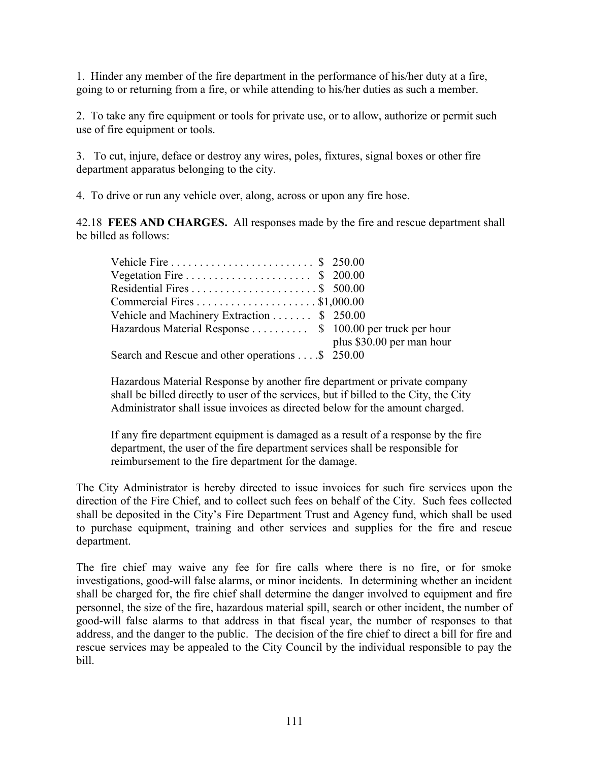1. Hinder any member of the fire department in the performance of his/her duty at a fire, going to or returning from a fire, or while attending to his/her duties as such a member.

2. To take any fire equipment or tools for private use, or to allow, authorize or permit such use of fire equipment or tools.

3. To cut, injure, deface or destroy any wires, poles, fixtures, signal boxes or other fire department apparatus belonging to the city.

4. To drive or run any vehicle over, along, across or upon any fire hose.

42.18 **FEES AND CHARGES.** All responses made by the fire and rescue department shall be billed as follows:

| | |
|---|---|
| Vehicle Fire . . . . . . . . . . . . . . . . . . . . . . . . | $ 250.00 |
| Vegetation Fire . . . . . . . . . . . . . . . . . . . . . | $ 200.00 |
| Residential Fires . . . . . . . . . . . . . . . . . . . . . | $ 500.00 |
| Commercial Fires . . . . . . . . . . . . . . . . . . . . | $1,000.00 |
| Vehicle and Machinery Extraction . . . . . . . | $ 250.00 |
| Hazardous Material Response . . . . . . . . . . | $ 100.00 per truck per hour plus $30.00 per man hour |
| Search and Rescue and other operations . . . . | $ 250.00 |

Hazardous Material Response by another fire department or private company shall be billed directly to user of the services, but if billed to the City, the City Administrator shall issue invoices as directed below for the amount charged.

If any fire department equipment is damaged as a result of a response by the fire department, the user of the fire department services shall be responsible for reimbursement to the fire department for the damage.

The City Administrator is hereby directed to issue invoices for such fire services upon the direction of the Fire Chief, and to collect such fees on behalf of the City. Such fees collected shall be deposited in the City's Fire Department Trust and Agency fund, which shall be used to purchase equipment, training and other services and supplies for the fire and rescue department.

The fire chief may waive any fee for fire calls where there is no fire, or for smoke investigations, good-will false alarms, or minor incidents. In determining whether an incident shall be charged for, the fire chief shall determine the danger involved to equipment and fire personnel, the size of the fire, hazardous material spill, search or other incident, the number of good-will false alarms to that address in that fiscal year, the number of responses to that address, and the danger to the public. The decision of the fire chief to direct a bill for fire and rescue services may be appealed to the City Council by the individual responsible to pay the bill.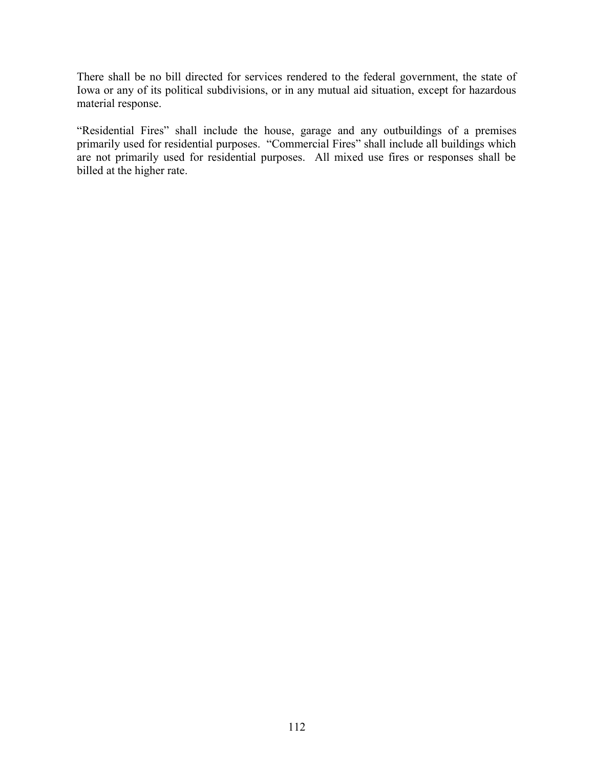There shall be no bill directed for services rendered to the federal government, the state of Iowa or any of its political subdivisions, or in any mutual aid situation, except for hazardous material response.

"Residential Fires" shall include the house, garage and any outbuildings of a premises primarily used for residential purposes. "Commercial Fires" shall include all buildings which are not primarily used for residential purposes. All mixed use fires or responses shall be billed at the higher rate.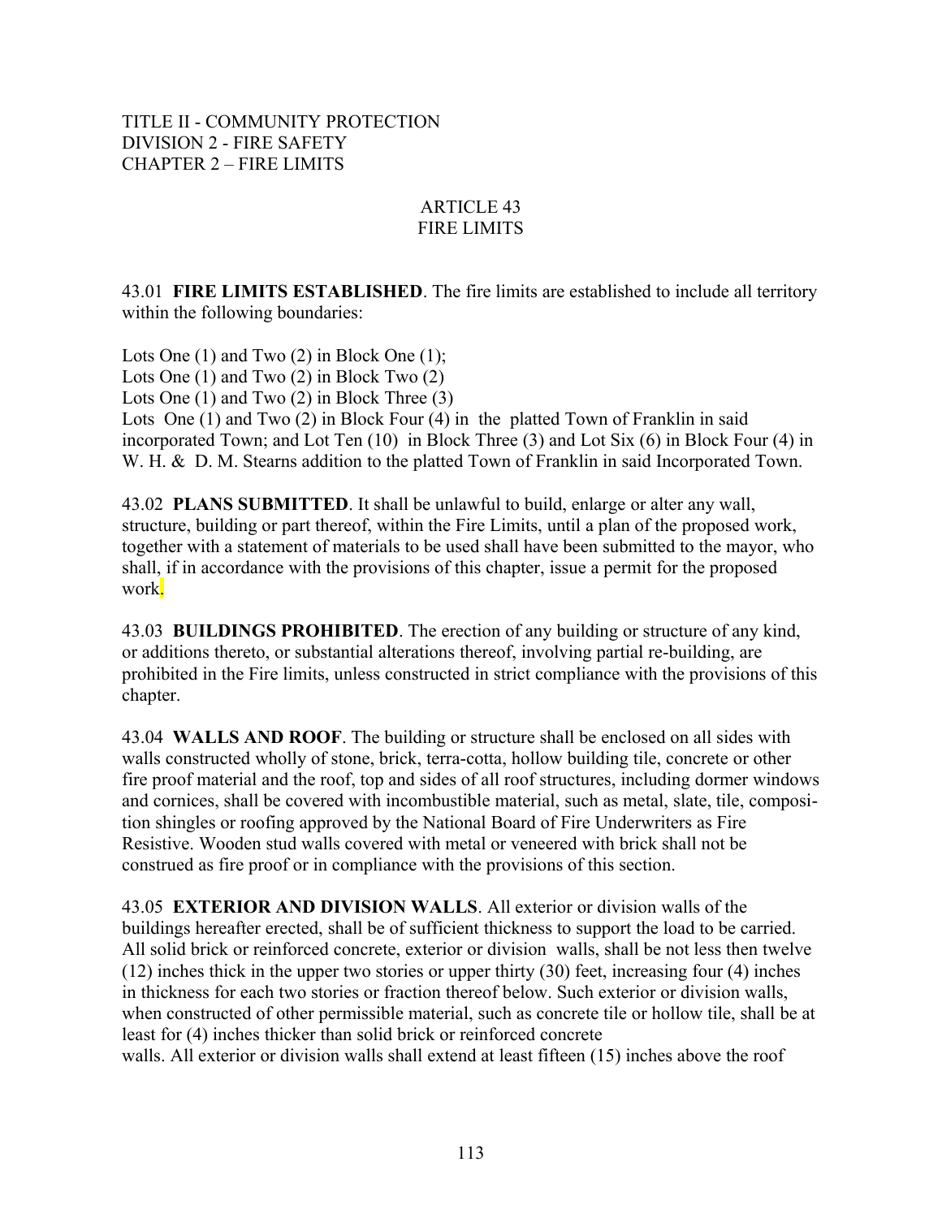TITLE II - COMMUNITY PROTECTION
DIVISION 2 - FIRE SAFETY
CHAPTER 2 – FIRE LIMITS

## ARTICLE 43
## FIRE LIMITS

43.01 **FIRE LIMITS ESTABLISHED**. The fire limits are established to include all territory within the following boundaries:

Lots One (1) and Two (2) in Block One (1);
Lots One (1) and Two (2) in Block Two (2)
Lots One (1) and Two (2) in Block Three (3)
Lots One (1) and Two (2) in Block Four (4) in the platted Town of Franklin in said incorporated Town; and Lot Ten (10) in Block Three (3) and Lot Six (6) in Block Four (4) in W. H. & D. M. Stearns addition to the platted Town of Franklin in said Incorporated Town.

43.02 **PLANS SUBMITTED**. It shall be unlawful to build, enlarge or alter any wall, structure, building or part thereof, within the Fire Limits, until a plan of the proposed work, together with a statement of materials to be used shall have been submitted to the mayor, who shall, if in accordance with the provisions of this chapter, issue a permit for the proposed work.

43.03 **BUILDINGS PROHIBITED**. The erection of any building or structure of any kind, or additions thereto, or substantial alterations thereof, involving partial re-building, are prohibited in the Fire limits, unless constructed in strict compliance with the provisions of this chapter.

43.04 **WALLS AND ROOF**. The building or structure shall be enclosed on all sides with walls constructed wholly of stone, brick, terra-cotta, hollow building tile, concrete or other fire proof material and the roof, top and sides of all roof structures, including dormer windows and cornices, shall be covered with incombustible material, such as metal, slate, tile, composition shingles or roofing approved by the National Board of Fire Underwriters as Fire Resistive. Wooden stud walls covered with metal or veneered with brick shall not be construed as fire proof or in compliance with the provisions of this section.

43.05 **EXTERIOR AND DIVISION WALLS**. All exterior or division walls of the buildings hereafter erected, shall be of sufficient thickness to support the load to be carried. All solid brick or reinforced concrete, exterior or division walls, shall be not less then twelve (12) inches thick in the upper two stories or upper thirty (30) feet, increasing four (4) inches in thickness for each two stories or fraction thereof below. Such exterior or division walls, when constructed of other permissible material, such as concrete tile or hollow tile, shall be at least for (4) inches thicker than solid brick or reinforced concrete walls. All exterior or division walls shall extend at least fifteen (15) inches above the roof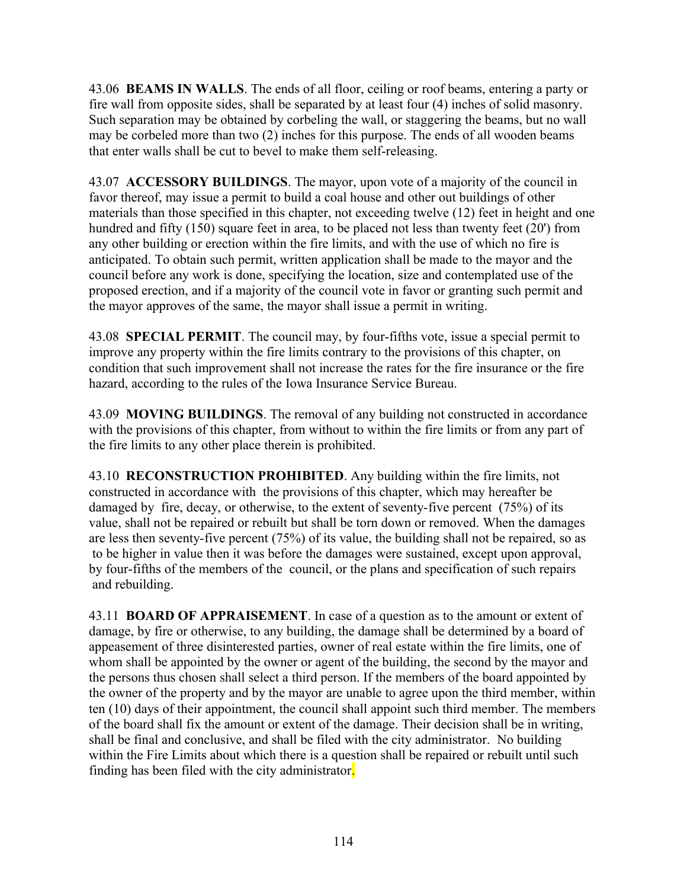43.06 **BEAMS IN WALLS**. The ends of all floor, ceiling or roof beams, entering a party or fire wall from opposite sides, shall be separated by at least four (4) inches of solid masonry. Such separation may be obtained by corbeling the wall, or staggering the beams, but no wall may be corbeled more than two (2) inches for this purpose. The ends of all wooden beams that enter walls shall be cut to bevel to make them self-releasing.

43.07 **ACCESSORY BUILDINGS**. The mayor, upon vote of a majority of the council in favor thereof, may issue a permit to build a coal house and other out buildings of other materials than those specified in this chapter, not exceeding twelve (12) feet in height and one hundred and fifty (150) square feet in area, to be placed not less than twenty feet (20') from any other building or erection within the fire limits, and with the use of which no fire is anticipated. To obtain such permit, written application shall be made to the mayor and the council before any work is done, specifying the location, size and contemplated use of the proposed erection, and if a majority of the council vote in favor or granting such permit and the mayor approves of the same, the mayor shall issue a permit in writing.

43.08 **SPECIAL PERMIT**. The council may, by four-fifths vote, issue a special permit to improve any property within the fire limits contrary to the provisions of this chapter, on condition that such improvement shall not increase the rates for the fire insurance or the fire hazard, according to the rules of the Iowa Insurance Service Bureau.

43.09 **MOVING BUILDINGS**. The removal of any building not constructed in accordance with the provisions of this chapter, from without to within the fire limits or from any part of the fire limits to any other place therein is prohibited.

43.10 **RECONSTRUCTION PROHIBITED**. Any building within the fire limits, not constructed in accordance with the provisions of this chapter, which may hereafter be damaged by fire, decay, or otherwise, to the extent of seventy-five percent (75%) of its value, shall not be repaired or rebuilt but shall be torn down or removed. When the damages are less then seventy-five percent (75%) of its value, the building shall not be repaired, so as to be higher in value then it was before the damages were sustained, except upon approval, by four-fifths of the members of the council, or the plans and specification of such repairs and rebuilding.

43.11 **BOARD OF APPRAISEMENT**. In case of a question as to the amount or extent of damage, by fire or otherwise, to any building, the damage shall be determined by a board of appeasement of three disinterested parties, owner of real estate within the fire limits, one of whom shall be appointed by the owner or agent of the building, the second by the mayor and the persons thus chosen shall select a third person. If the members of the board appointed by the owner of the property and by the mayor are unable to agree upon the third member, within ten (10) days of their appointment, the council shall appoint such third member. The members of the board shall fix the amount or extent of the damage. Their decision shall be in writing, shall be final and conclusive, and shall be filed with the city administrator. No building within the Fire Limits about which there is a question shall be repaired or rebuilt until such finding has been filed with the city administrator.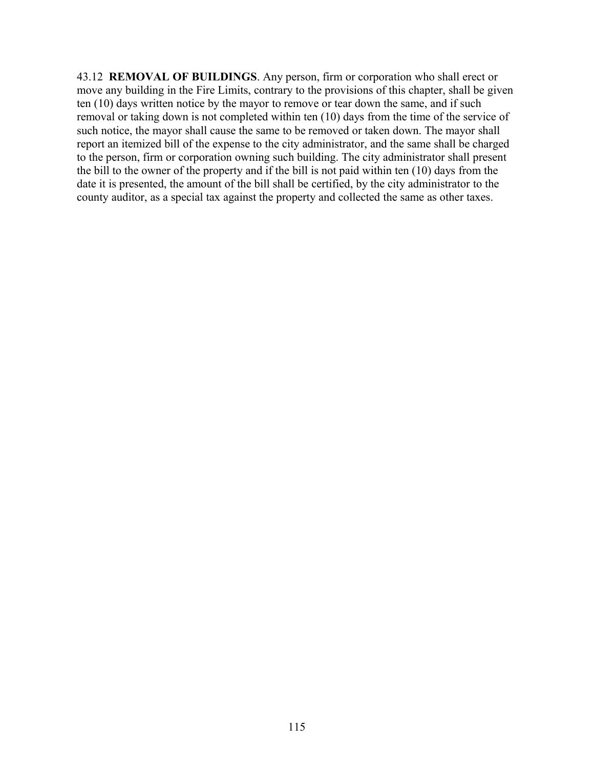43.12 **REMOVAL OF BUILDINGS**. Any person, firm or corporation who shall erect or move any building in the Fire Limits, contrary to the provisions of this chapter, shall be given ten (10) days written notice by the mayor to remove or tear down the same, and if such removal or taking down is not completed within ten (10) days from the time of the service of such notice, the mayor shall cause the same to be removed or taken down. The mayor shall report an itemized bill of the expense to the city administrator, and the same shall be charged to the person, firm or corporation owning such building. The city administrator shall present the bill to the owner of the property and if the bill is not paid within ten (10) days from the date it is presented, the amount of the bill shall be certified, by the city administrator to the county auditor, as a special tax against the property and collected the same as other taxes.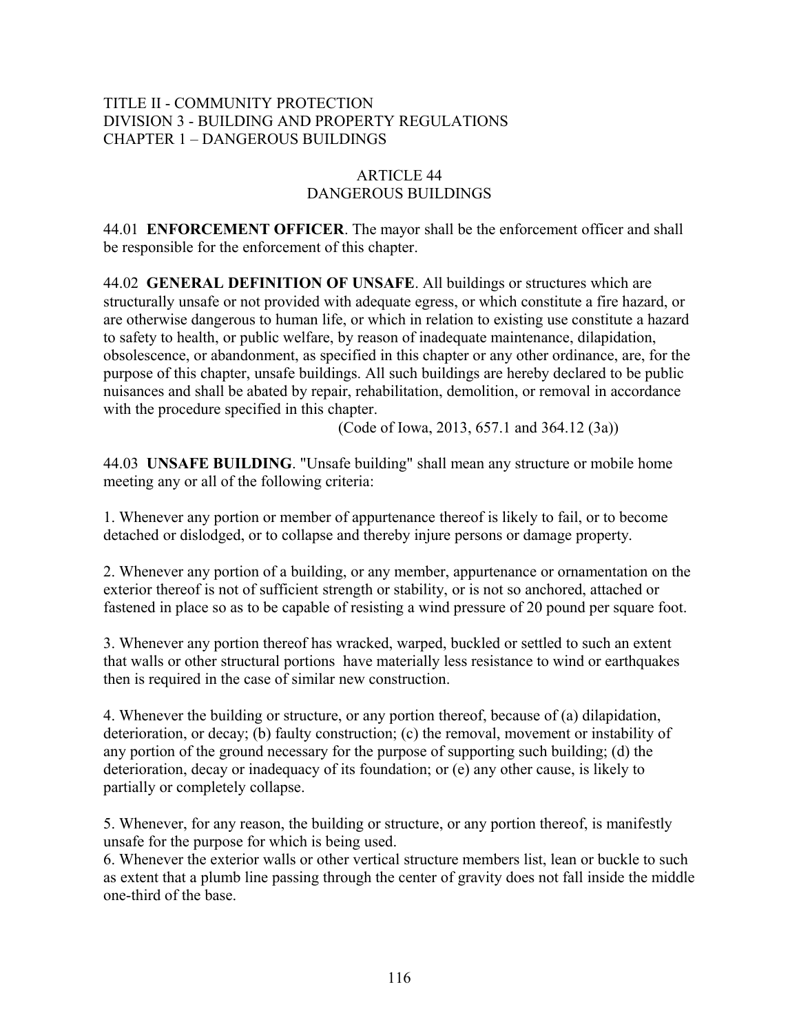TITLE II - COMMUNITY PROTECTION
DIVISION 3 - BUILDING AND PROPERTY REGULATIONS
CHAPTER 1 – DANGEROUS BUILDINGS

# ARTICLE 44
# DANGEROUS BUILDINGS

44.01 **ENFORCEMENT OFFICER**. The mayor shall be the enforcement officer and shall be responsible for the enforcement of this chapter.

44.02 **GENERAL DEFINITION OF UNSAFE**. All buildings or structures which are structurally unsafe or not provided with adequate egress, or which constitute a fire hazard, or are otherwise dangerous to human life, or which in relation to existing use constitute a hazard to safety to health, or public welfare, by reason of inadequate maintenance, dilapidation, obsolescence, or abandonment, as specified in this chapter or any other ordinance, are, for the purpose of this chapter, unsafe buildings. All such buildings are hereby declared to be public nuisances and shall be abated by repair, rehabilitation, demolition, or removal in accordance with the procedure specified in this chapter.

(Code of Iowa, 2013, 657.1 and 364.12 (3a))

44.03 **UNSAFE BUILDING**. "Unsafe building" shall mean any structure or mobile home meeting any or all of the following criteria:

1. Whenever any portion or member of appurtenance thereof is likely to fail, or to become detached or dislodged, or to collapse and thereby injure persons or damage property.

2. Whenever any portion of a building, or any member, appurtenance or ornamentation on the exterior thereof is not of sufficient strength or stability, or is not so anchored, attached or fastened in place so as to be capable of resisting a wind pressure of 20 pound per square foot.

3. Whenever any portion thereof has wracked, warped, buckled or settled to such an extent that walls or other structural portions have materially less resistance to wind or earthquakes then is required in the case of similar new construction.

4. Whenever the building or structure, or any portion thereof, because of (a) dilapidation, deterioration, or decay; (b) faulty construction; (c) the removal, movement or instability of any portion of the ground necessary for the purpose of supporting such building; (d) the deterioration, decay or inadequacy of its foundation; or (e) any other cause, is likely to partially or completely collapse.

5. Whenever, for any reason, the building or structure, or any portion thereof, is manifestly unsafe for the purpose for which is being used.

6. Whenever the exterior walls or other vertical structure members list, lean or buckle to such as extent that a plumb line passing through the center of gravity does not fall inside the middle one-third of the base.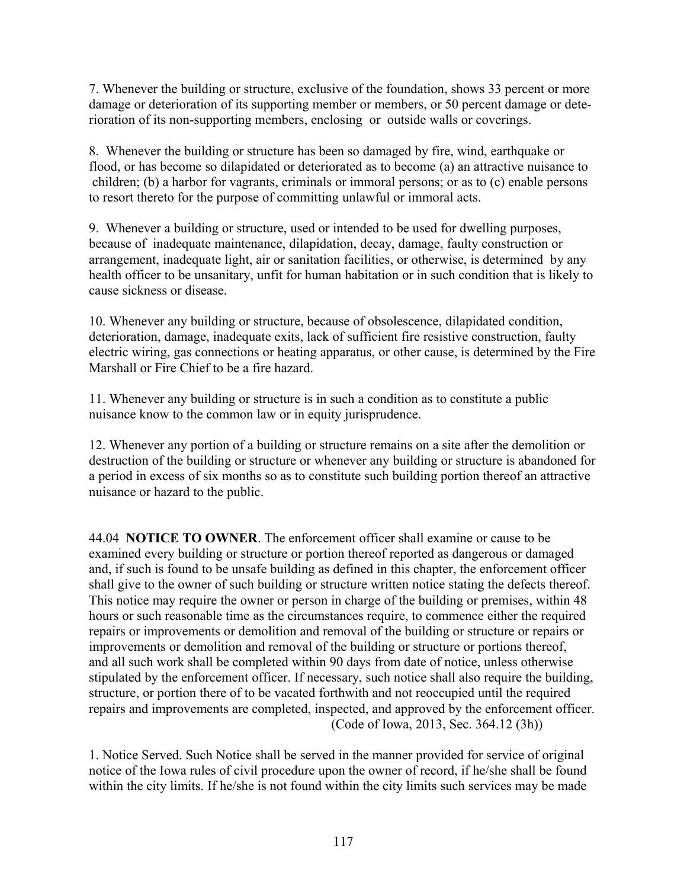7. Whenever the building or structure, exclusive of the foundation, shows 33 percent or more damage or deterioration of its supporting member or members, or 50 percent damage or deterioration of its non-supporting members, enclosing or outside walls or coverings.

8. Whenever the building or structure has been so damaged by fire, wind, earthquake or flood, or has become so dilapidated or deteriorated as to become (a) an attractive nuisance to children; (b) a harbor for vagrants, criminals or immoral persons; or as to (c) enable persons to resort thereto for the purpose of committing unlawful or immoral acts.

9. Whenever a building or structure, used or intended to be used for dwelling purposes, because of inadequate maintenance, dilapidation, decay, damage, faulty construction or arrangement, inadequate light, air or sanitation facilities, or otherwise, is determined by any health officer to be unsanitary, unfit for human habitation or in such condition that is likely to cause sickness or disease.

10. Whenever any building or structure, because of obsolescence, dilapidated condition, deterioration, damage, inadequate exits, lack of sufficient fire resistive construction, faulty electric wiring, gas connections or heating apparatus, or other cause, is determined by the Fire Marshall or Fire Chief to be a fire hazard.

11. Whenever any building or structure is in such a condition as to constitute a public nuisance know to the common law or in equity jurisprudence.

12. Whenever any portion of a building or structure remains on a site after the demolition or destruction of the building or structure or whenever any building or structure is abandoned for a period in excess of six months so as to constitute such building portion thereof an attractive nuisance or hazard to the public.

44.04 **NOTICE TO OWNER**. The enforcement officer shall examine or cause to be examined every building or structure or portion thereof reported as dangerous or damaged and, if such is found to be unsafe building as defined in this chapter, the enforcement officer shall give to the owner of such building or structure written notice stating the defects thereof. This notice may require the owner or person in charge of the building or premises, within 48 hours or such reasonable time as the circumstances require, to commence either the required repairs or improvements or demolition and removal of the building or structure or repairs or improvements or demolition and removal of the building or structure or portions thereof, and all such work shall be completed within 90 days from date of notice, unless otherwise stipulated by the enforcement officer. If necessary, such notice shall also require the building, structure, or portion there of to be vacated forthwith and not reoccupied until the required repairs and improvements are completed, inspected, and approved by the enforcement officer.
(Code of Iowa, 2013, Sec. 364.12 (3h))

1. Notice Served. Such Notice shall be served in the manner provided for service of original notice of the Iowa rules of civil procedure upon the owner of record, if he/she shall be found within the city limits. If he/she is not found within the city limits such services may be made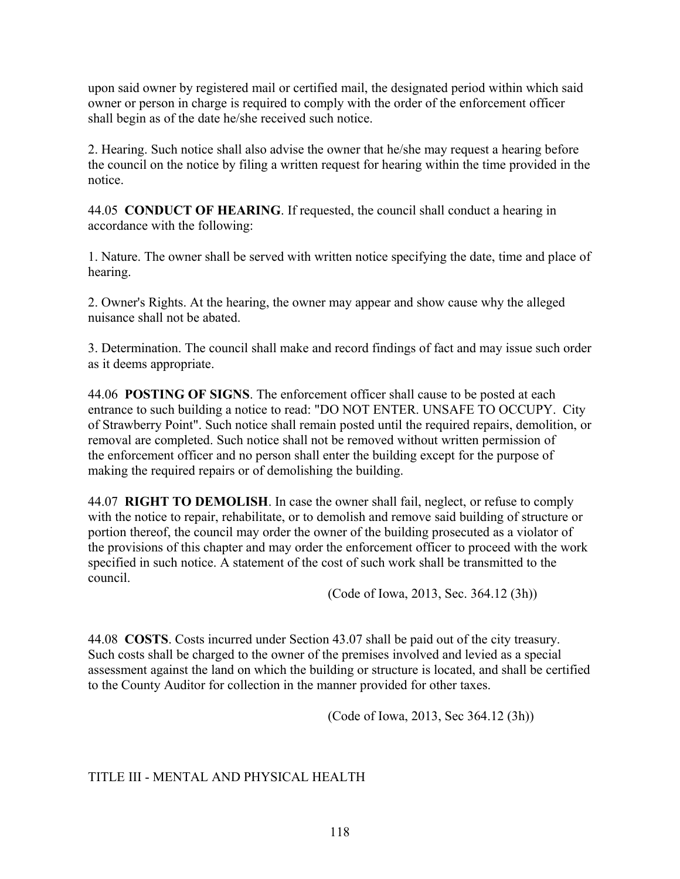upon said owner by registered mail or certified mail, the designated period within which said owner or person in charge is required to comply with the order of the enforcement officer shall begin as of the date he/she received such notice.

2. Hearing. Such notice shall also advise the owner that he/she may request a hearing before the council on the notice by filing a written request for hearing within the time provided in the notice.

44.05 **CONDUCT OF HEARING**. If requested, the council shall conduct a hearing in accordance with the following:

1. Nature. The owner shall be served with written notice specifying the date, time and place of hearing.

2. Owner's Rights. At the hearing, the owner may appear and show cause why the alleged nuisance shall not be abated.

3. Determination. The council shall make and record findings of fact and may issue such order as it deems appropriate.

44.06 **POSTING OF SIGNS**. The enforcement officer shall cause to be posted at each entrance to such building a notice to read: "DO NOT ENTER. UNSAFE TO OCCUPY. City of Strawberry Point". Such notice shall remain posted until the required repairs, demolition, or removal are completed. Such notice shall not be removed without written permission of the enforcement officer and no person shall enter the building except for the purpose of making the required repairs or of demolishing the building.

44.07 **RIGHT TO DEMOLISH**. In case the owner shall fail, neglect, or refuse to comply with the notice to repair, rehabilitate, or to demolish and remove said building of structure or portion thereof, the council may order the owner of the building prosecuted as a violator of the provisions of this chapter and may order the enforcement officer to proceed with the work specified in such notice. A statement of the cost of such work shall be transmitted to the council.

(Code of Iowa, 2013, Sec. 364.12 (3h))

44.08 **COSTS**. Costs incurred under Section 43.07 shall be paid out of the city treasury. Such costs shall be charged to the owner of the premises involved and levied as a special assessment against the land on which the building or structure is located, and shall be certified to the County Auditor for collection in the manner provided for other taxes.

(Code of Iowa, 2013, Sec 364.12 (3h))

TITLE III - MENTAL AND PHYSICAL HEALTH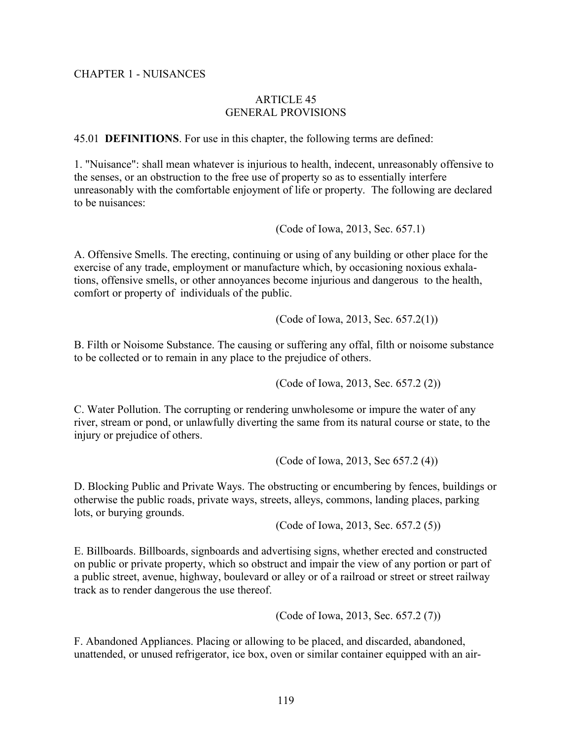CHAPTER 1 - NUISANCES

## ARTICLE 45
## GENERAL PROVISIONS

45.01 **DEFINITIONS**. For use in this chapter, the following terms are defined:

1. "Nuisance": shall mean whatever is injurious to health, indecent, unreasonably offensive to the senses, or an obstruction to the free use of property so as to essentially interfere unreasonably with the comfortable enjoyment of life or property. The following are declared to be nuisances:

(Code of Iowa, 2013, Sec. 657.1)

A. Offensive Smells. The erecting, continuing or using of any building or other place for the exercise of any trade, employment or manufacture which, by occasioning noxious exhalations, offensive smells, or other annoyances become injurious and dangerous to the health, comfort or property of individuals of the public.

(Code of Iowa, 2013, Sec. 657.2(1))

B. Filth or Noisome Substance. The causing or suffering any offal, filth or noisome substance to be collected or to remain in any place to the prejudice of others.

(Code of Iowa, 2013, Sec. 657.2 (2))

C. Water Pollution. The corrupting or rendering unwholesome or impure the water of any river, stream or pond, or unlawfully diverting the same from its natural course or state, to the injury or prejudice of others.

(Code of Iowa, 2013, Sec 657.2 (4))

D. Blocking Public and Private Ways. The obstructing or encumbering by fences, buildings or otherwise the public roads, private ways, streets, alleys, commons, landing places, parking lots, or burying grounds.

(Code of Iowa, 2013, Sec. 657.2 (5))

E. Billboards. Billboards, signboards and advertising signs, whether erected and constructed on public or private property, which so obstruct and impair the view of any portion or part of a public street, avenue, highway, boulevard or alley or of a railroad or street or street railway track as to render dangerous the use thereof.

(Code of Iowa, 2013, Sec. 657.2 (7))

F. Abandoned Appliances. Placing or allowing to be placed, and discarded, abandoned, unattended, or unused refrigerator, ice box, oven or similar container equipped with an air-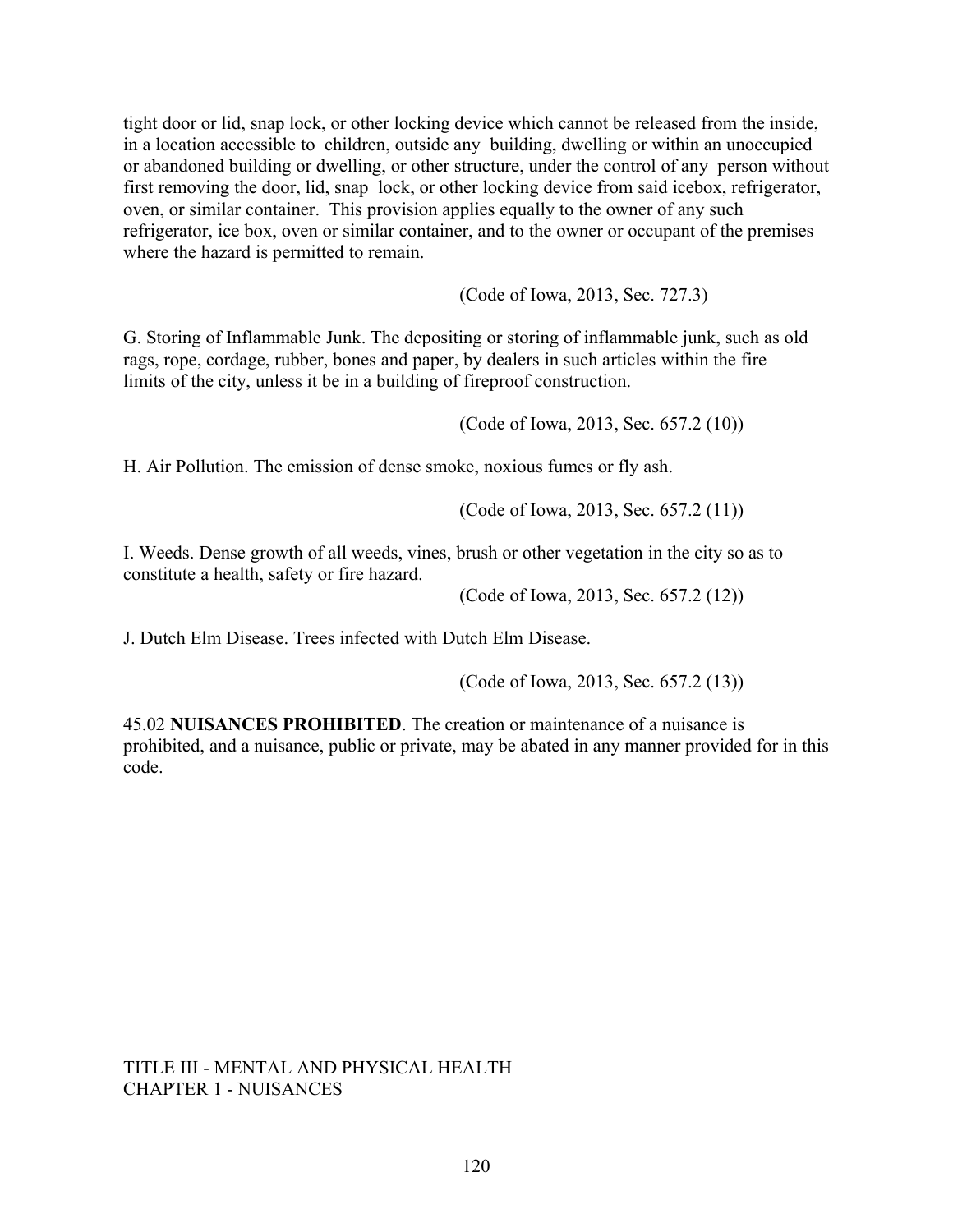tight door or lid, snap lock, or other locking device which cannot be released from the inside, in a location accessible to children, outside any building, dwelling or within an unoccupied or abandoned building or dwelling, or other structure, under the control of any person without first removing the door, lid, snap lock, or other locking device from said icebox, refrigerator, oven, or similar container. This provision applies equally to the owner of any such refrigerator, ice box, oven or similar container, and to the owner or occupant of the premises where the hazard is permitted to remain.

(Code of Iowa, 2013, Sec. 727.3)

G. Storing of Inflammable Junk. The depositing or storing of inflammable junk, such as old rags, rope, cordage, rubber, bones and paper, by dealers in such articles within the fire limits of the city, unless it be in a building of fireproof construction.

(Code of Iowa, 2013, Sec. 657.2 (10))

H. Air Pollution. The emission of dense smoke, noxious fumes or fly ash.

(Code of Iowa, 2013, Sec. 657.2 (11))

I. Weeds. Dense growth of all weeds, vines, brush or other vegetation in the city so as to constitute a health, safety or fire hazard.

(Code of Iowa, 2013, Sec. 657.2 (12))

J. Dutch Elm Disease. Trees infected with Dutch Elm Disease.

(Code of Iowa, 2013, Sec. 657.2 (13))

45.02 **NUISANCES PROHIBITED**. The creation or maintenance of a nuisance is prohibited, and a nuisance, public or private, may be abated in any manner provided for in this code.

TITLE III - MENTAL AND PHYSICAL HEALTH
CHAPTER 1 - NUISANCES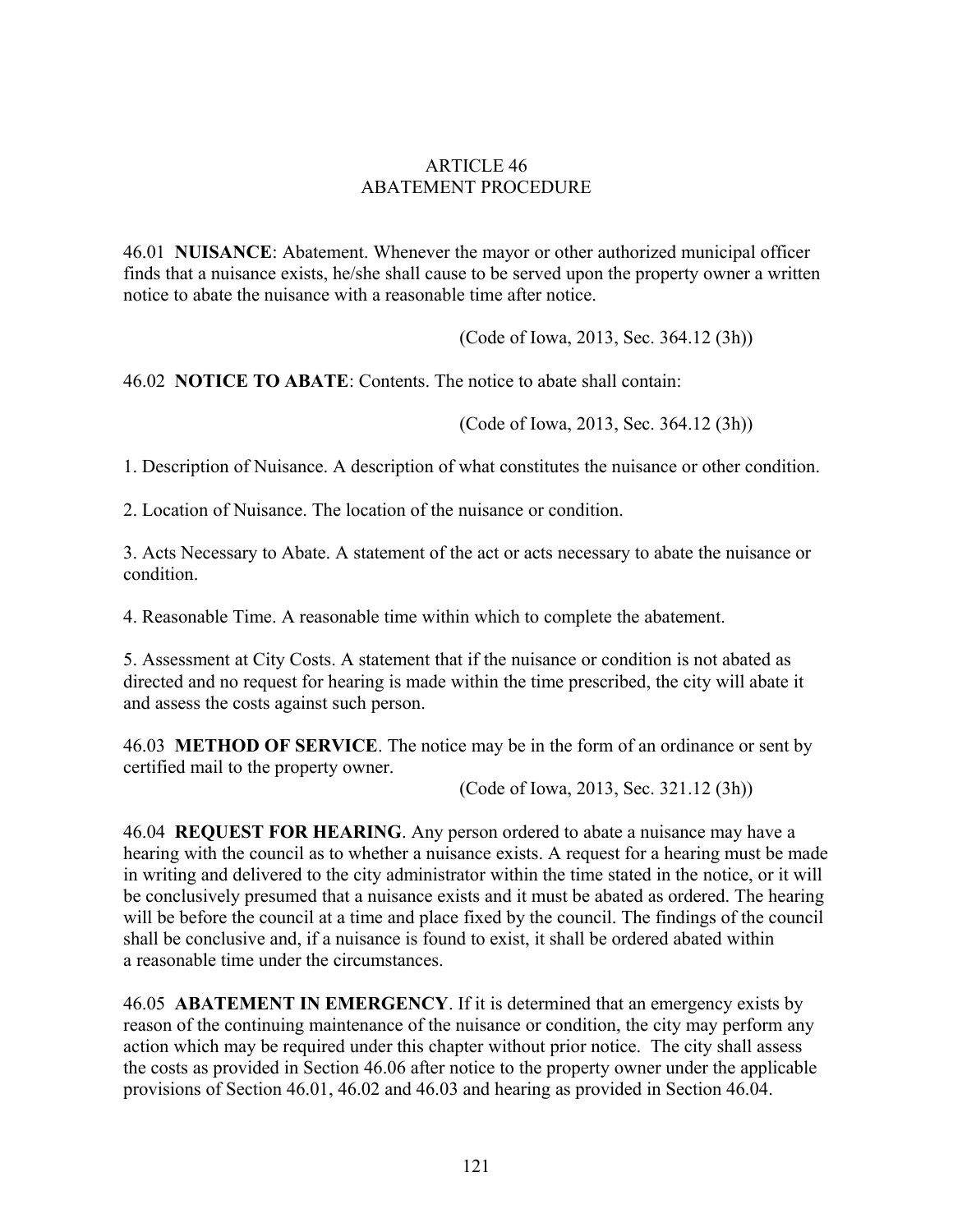# ARTICLE 46
## ABATEMENT PROCEDURE

46.01 **NUISANCE**: Abatement. Whenever the mayor or other authorized municipal officer finds that a nuisance exists, he/she shall cause to be served upon the property owner a written notice to abate the nuisance with a reasonable time after notice.

(Code of Iowa, 2013, Sec. 364.12 (3h))

46.02 **NOTICE TO ABATE**: Contents. The notice to abate shall contain:

(Code of Iowa, 2013, Sec. 364.12 (3h))

1. Description of Nuisance. A description of what constitutes the nuisance or other condition.

2. Location of Nuisance. The location of the nuisance or condition.

3. Acts Necessary to Abate. A statement of the act or acts necessary to abate the nuisance or condition.

4. Reasonable Time. A reasonable time within which to complete the abatement.

5. Assessment at City Costs. A statement that if the nuisance or condition is not abated as directed and no request for hearing is made within the time prescribed, the city will abate it and assess the costs against such person.

46.03 **METHOD OF SERVICE**. The notice may be in the form of an ordinance or sent by certified mail to the property owner.

(Code of Iowa, 2013, Sec. 321.12 (3h))

46.04 **REQUEST FOR HEARING**. Any person ordered to abate a nuisance may have a hearing with the council as to whether a nuisance exists. A request for a hearing must be made in writing and delivered to the city administrator within the time stated in the notice, or it will be conclusively presumed that a nuisance exists and it must be abated as ordered. The hearing will be before the council at a time and place fixed by the council. The findings of the council shall be conclusive and, if a nuisance is found to exist, it shall be ordered abated within a reasonable time under the circumstances.

46.05 **ABATEMENT IN EMERGENCY**. If it is determined that an emergency exists by reason of the continuing maintenance of the nuisance or condition, the city may perform any action which may be required under this chapter without prior notice. The city shall assess the costs as provided in Section 46.06 after notice to the property owner under the applicable provisions of Section 46.01, 46.02 and 46.03 and hearing as provided in Section 46.04.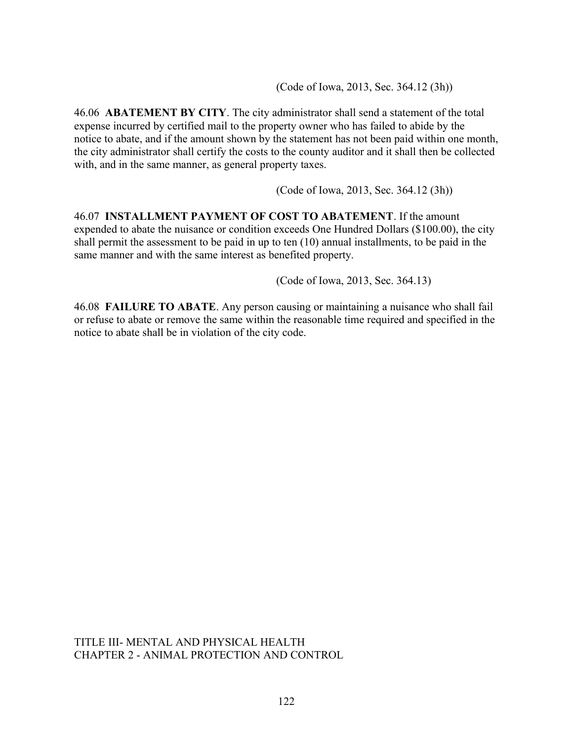(Code of Iowa, 2013, Sec. 364.12 (3h))

46.06 **ABATEMENT BY CITY**. The city administrator shall send a statement of the total expense incurred by certified mail to the property owner who has failed to abide by the notice to abate, and if the amount shown by the statement has not been paid within one month, the city administrator shall certify the costs to the county auditor and it shall then be collected with, and in the same manner, as general property taxes.

(Code of Iowa, 2013, Sec. 364.12 (3h))

46.07 **INSTALLMENT PAYMENT OF COST TO ABATEMENT**. If the amount expended to abate the nuisance or condition exceeds One Hundred Dollars ($100.00), the city shall permit the assessment to be paid in up to ten (10) annual installments, to be paid in the same manner and with the same interest as benefited property.

(Code of Iowa, 2013, Sec. 364.13)

46.08 **FAILURE TO ABATE**. Any person causing or maintaining a nuisance who shall fail or refuse to abate or remove the same within the reasonable time required and specified in the notice to abate shall be in violation of the city code.

TITLE III- MENTAL AND PHYSICAL HEALTH
CHAPTER 2 - ANIMAL PROTECTION AND CONTROL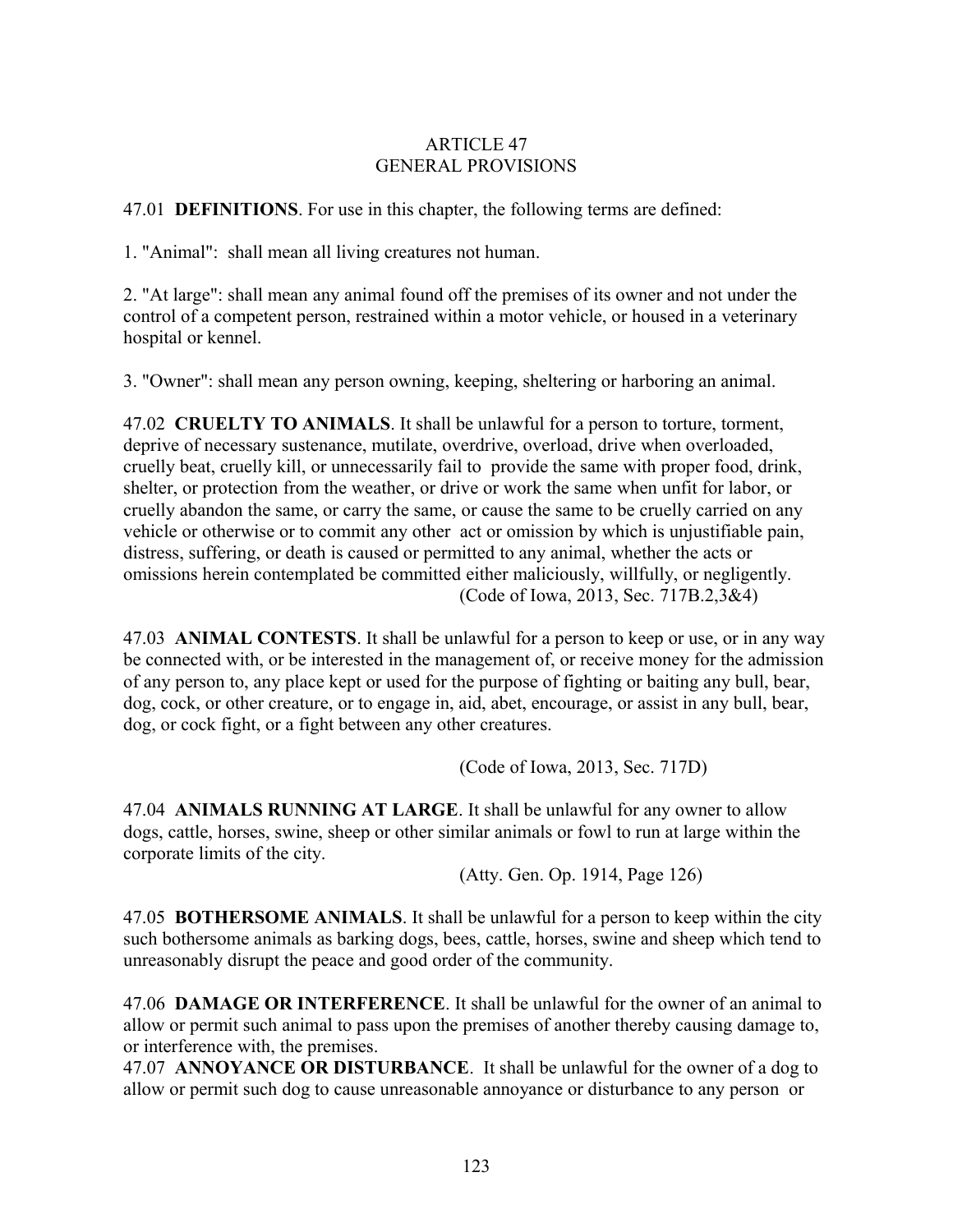# ARTICLE 47
# GENERAL PROVISIONS

47.01 **DEFINITIONS**. For use in this chapter, the following terms are defined:

1. "Animal": shall mean all living creatures not human.

2. "At large": shall mean any animal found off the premises of its owner and not under the control of a competent person, restrained within a motor vehicle, or housed in a veterinary hospital or kennel.

3. "Owner": shall mean any person owning, keeping, sheltering or harboring an animal.

47.02 **CRUELTY TO ANIMALS**. It shall be unlawful for a person to torture, torment, deprive of necessary sustenance, mutilate, overdrive, overload, drive when overloaded, cruelly beat, cruelly kill, or unnecessarily fail to provide the same with proper food, drink, shelter, or protection from the weather, or drive or work the same when unfit for labor, or cruelly abandon the same, or carry the same, or cause the same to be cruelly carried on any vehicle or otherwise or to commit any other act or omission by which is unjustifiable pain, distress, suffering, or death is caused or permitted to any animal, whether the acts or omissions herein contemplated be committed either maliciously, willfully, or negligently.

(Code of Iowa, 2013, Sec. 717B.2,3&4)

47.03 **ANIMAL CONTESTS**. It shall be unlawful for a person to keep or use, or in any way be connected with, or be interested in the management of, or receive money for the admission of any person to, any place kept or used for the purpose of fighting or baiting any bull, bear, dog, cock, or other creature, or to engage in, aid, abet, encourage, or assist in any bull, bear, dog, or cock fight, or a fight between any other creatures.

(Code of Iowa, 2013, Sec. 717D)

47.04 **ANIMALS RUNNING AT LARGE**. It shall be unlawful for any owner to allow dogs, cattle, horses, swine, sheep or other similar animals or fowl to run at large within the corporate limits of the city.

(Atty. Gen. Op. 1914, Page 126)

47.05 **BOTHERSOME ANIMALS**. It shall be unlawful for a person to keep within the city such bothersome animals as barking dogs, bees, cattle, horses, swine and sheep which tend to unreasonably disrupt the peace and good order of the community.

47.06 **DAMAGE OR INTERFERENCE**. It shall be unlawful for the owner of an animal to allow or permit such animal to pass upon the premises of another thereby causing damage to, or interference with, the premises.

47.07 **ANNOYANCE OR DISTURBANCE**. It shall be unlawful for the owner of a dog to allow or permit such dog to cause unreasonable annoyance or disturbance to any person or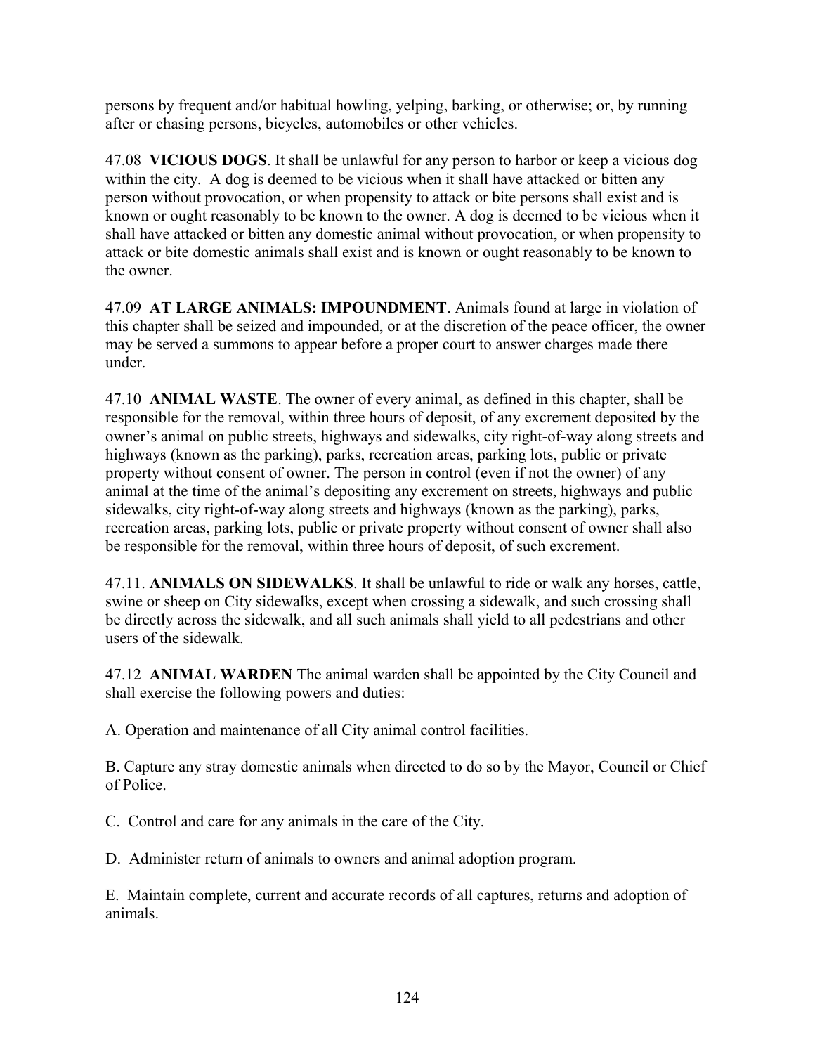persons by frequent and/or habitual howling, yelping, barking, or otherwise; or, by running after or chasing persons, bicycles, automobiles or other vehicles.

47.08 **VICIOUS DOGS**. It shall be unlawful for any person to harbor or keep a vicious dog within the city. A dog is deemed to be vicious when it shall have attacked or bitten any person without provocation, or when propensity to attack or bite persons shall exist and is known or ought reasonably to be known to the owner. A dog is deemed to be vicious when it shall have attacked or bitten any domestic animal without provocation, or when propensity to attack or bite domestic animals shall exist and is known or ought reasonably to be known to the owner.

47.09 **AT LARGE ANIMALS: IMPOUNDMENT**. Animals found at large in violation of this chapter shall be seized and impounded, or at the discretion of the peace officer, the owner may be served a summons to appear before a proper court to answer charges made there under.

47.10 **ANIMAL WASTE**. The owner of every animal, as defined in this chapter, shall be responsible for the removal, within three hours of deposit, of any excrement deposited by the owner's animal on public streets, highways and sidewalks, city right-of-way along streets and highways (known as the parking), parks, recreation areas, parking lots, public or private property without consent of owner. The person in control (even if not the owner) of any animal at the time of the animal's depositing any excrement on streets, highways and public sidewalks, city right-of-way along streets and highways (known as the parking), parks, recreation areas, parking lots, public or private property without consent of owner shall also be responsible for the removal, within three hours of deposit, of such excrement.

47.11. **ANIMALS ON SIDEWALKS**. It shall be unlawful to ride or walk any horses, cattle, swine or sheep on City sidewalks, except when crossing a sidewalk, and such crossing shall be directly across the sidewalk, and all such animals shall yield to all pedestrians and other users of the sidewalk.

47.12 **ANIMAL WARDEN** The animal warden shall be appointed by the City Council and shall exercise the following powers and duties:

A. Operation and maintenance of all City animal control facilities.

B. Capture any stray domestic animals when directed to do so by the Mayor, Council or Chief of Police.

C. Control and care for any animals in the care of the City.

D. Administer return of animals to owners and animal adoption program.

E. Maintain complete, current and accurate records of all captures, returns and adoption of animals.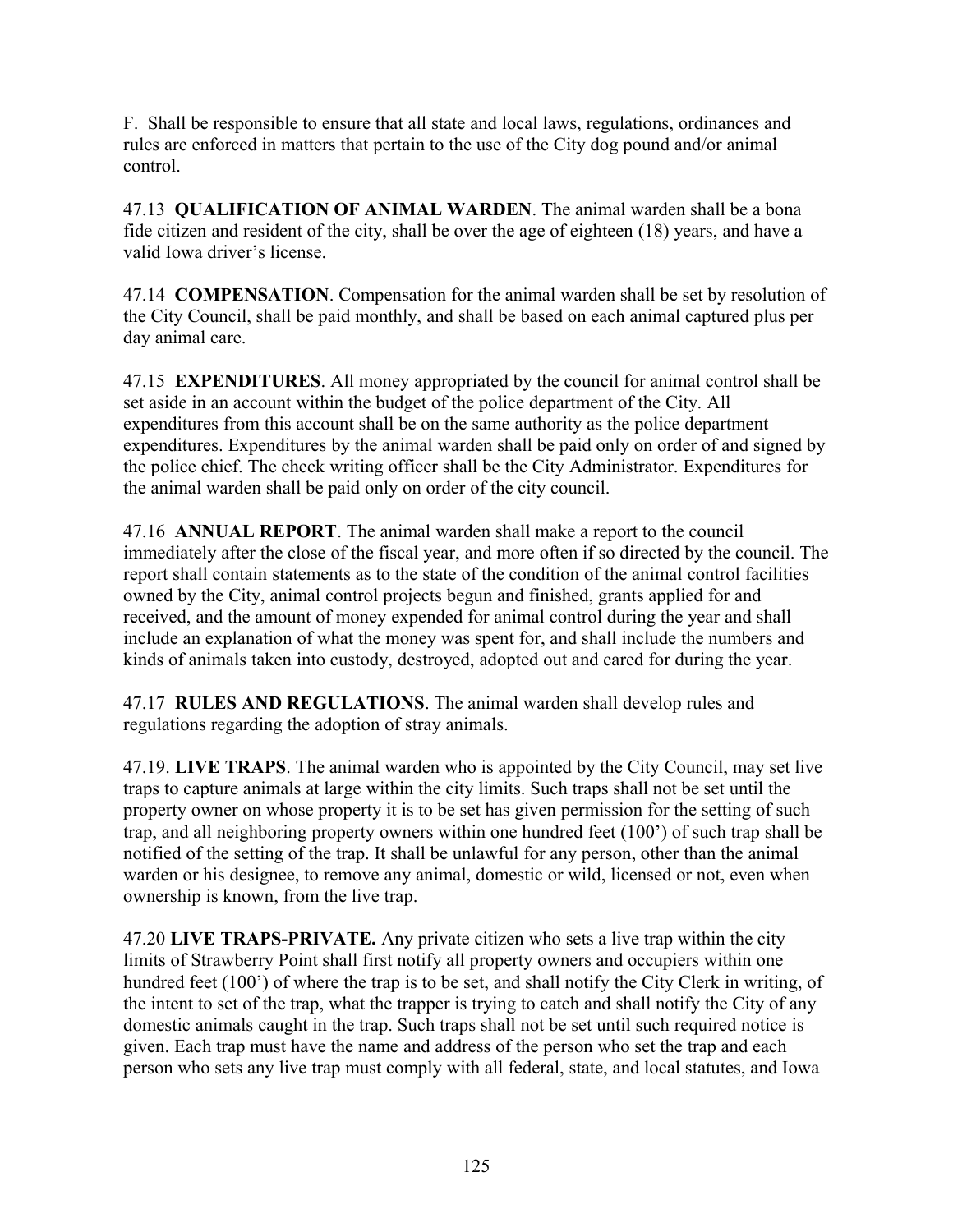F. Shall be responsible to ensure that all state and local laws, regulations, ordinances and rules are enforced in matters that pertain to the use of the City dog pound and/or animal control.

47.13 **QUALIFICATION OF ANIMAL WARDEN**. The animal warden shall be a bona fide citizen and resident of the city, shall be over the age of eighteen (18) years, and have a valid Iowa driver's license.

47.14 **COMPENSATION**. Compensation for the animal warden shall be set by resolution of the City Council, shall be paid monthly, and shall be based on each animal captured plus per day animal care.

47.15 **EXPENDITURES**. All money appropriated by the council for animal control shall be set aside in an account within the budget of the police department of the City. All expenditures from this account shall be on the same authority as the police department expenditures. Expenditures by the animal warden shall be paid only on order of and signed by the police chief. The check writing officer shall be the City Administrator. Expenditures for the animal warden shall be paid only on order of the city council.

47.16 **ANNUAL REPORT**. The animal warden shall make a report to the council immediately after the close of the fiscal year, and more often if so directed by the council. The report shall contain statements as to the state of the condition of the animal control facilities owned by the City, animal control projects begun and finished, grants applied for and received, and the amount of money expended for animal control during the year and shall include an explanation of what the money was spent for, and shall include the numbers and kinds of animals taken into custody, destroyed, adopted out and cared for during the year.

47.17 **RULES AND REGULATIONS**. The animal warden shall develop rules and regulations regarding the adoption of stray animals.

47.19. **LIVE TRAPS**. The animal warden who is appointed by the City Council, may set live traps to capture animals at large within the city limits. Such traps shall not be set until the property owner on whose property it is to be set has given permission for the setting of such trap, and all neighboring property owners within one hundred feet (100') of such trap shall be notified of the setting of the trap. It shall be unlawful for any person, other than the animal warden or his designee, to remove any animal, domestic or wild, licensed or not, even when ownership is known, from the live trap.

47.20 **LIVE TRAPS-PRIVATE.** Any private citizen who sets a live trap within the city limits of Strawberry Point shall first notify all property owners and occupiers within one hundred feet (100') of where the trap is to be set, and shall notify the City Clerk in writing, of the intent to set of the trap, what the trapper is trying to catch and shall notify the City of any domestic animals caught in the trap. Such traps shall not be set until such required notice is given. Each trap must have the name and address of the person who set the trap and each person who sets any live trap must comply with all federal, state, and local statutes, and Iowa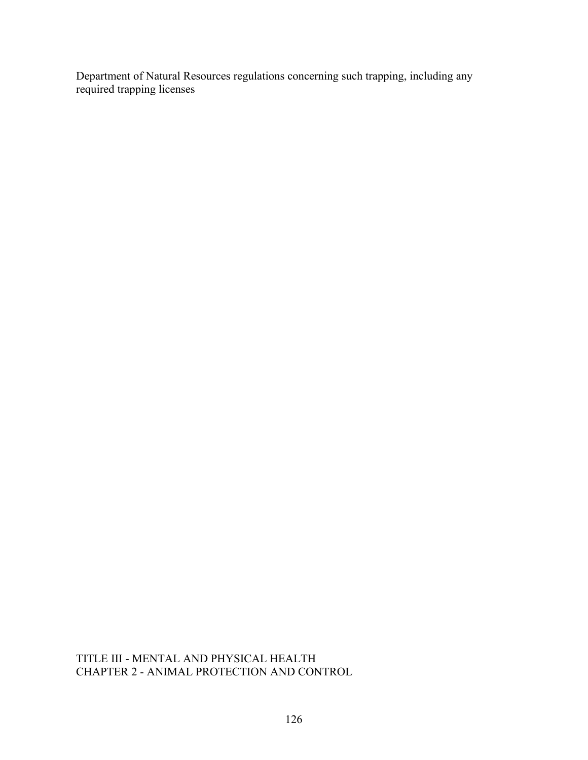Department of Natural Resources regulations concerning such trapping, including any required trapping licenses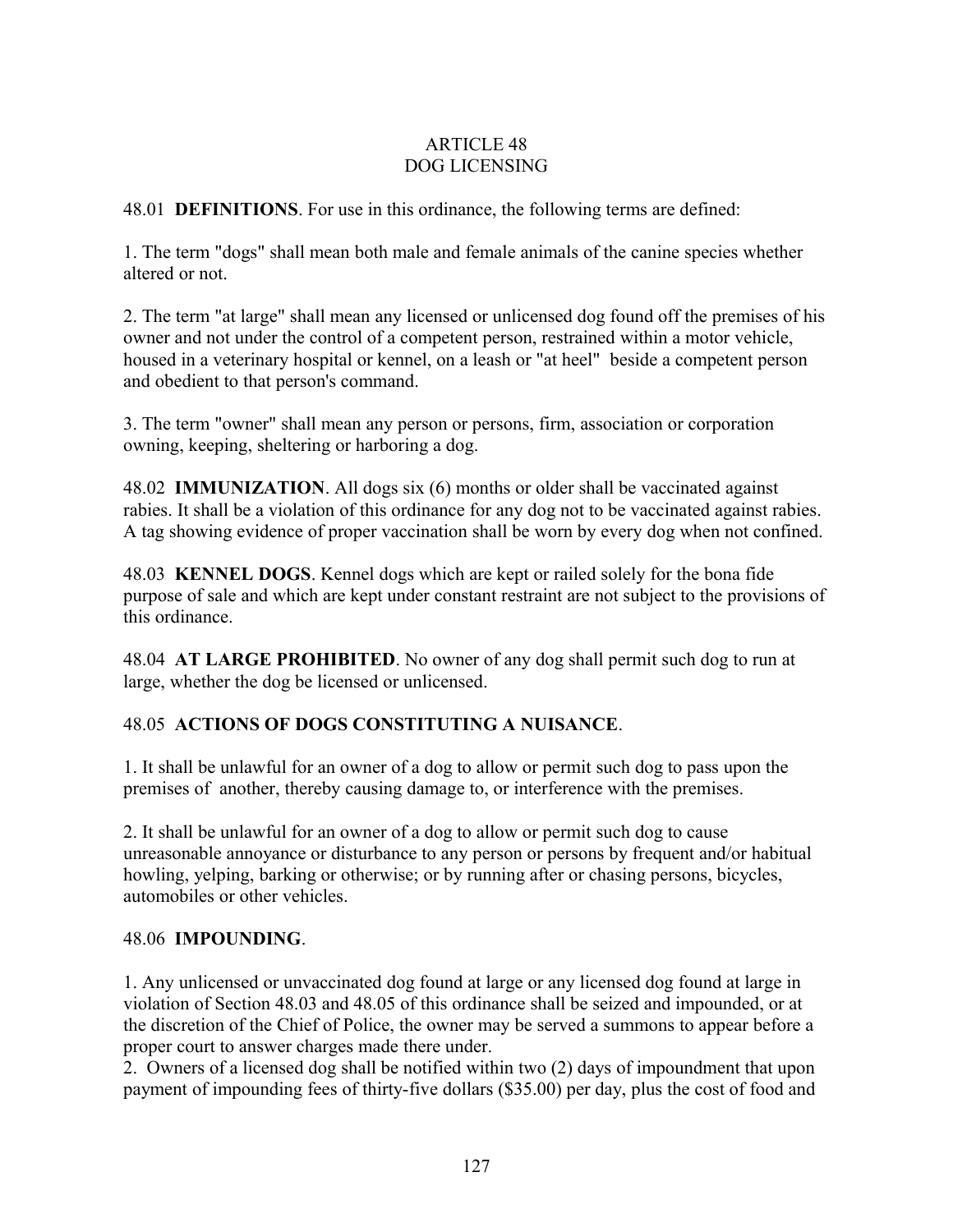# ARTICLE 48
# DOG LICENSING

48.01 **DEFINITIONS**. For use in this ordinance, the following terms are defined:

1. The term "dogs" shall mean both male and female animals of the canine species whether altered or not.

2. The term "at large" shall mean any licensed or unlicensed dog found off the premises of his owner and not under the control of a competent person, restrained within a motor vehicle, housed in a veterinary hospital or kennel, on a leash or "at heel" beside a competent person and obedient to that person's command.

3. The term "owner" shall mean any person or persons, firm, association or corporation owning, keeping, sheltering or harboring a dog.

48.02 **IMMUNIZATION**. All dogs six (6) months or older shall be vaccinated against rabies. It shall be a violation of this ordinance for any dog not to be vaccinated against rabies. A tag showing evidence of proper vaccination shall be worn by every dog when not confined.

48.03 **KENNEL DOGS**. Kennel dogs which are kept or railed solely for the bona fide purpose of sale and which are kept under constant restraint are not subject to the provisions of this ordinance.

48.04 **AT LARGE PROHIBITED**. No owner of any dog shall permit such dog to run at large, whether the dog be licensed or unlicensed.

48.05 **ACTIONS OF DOGS CONSTITUTING A NUISANCE**.

1. It shall be unlawful for an owner of a dog to allow or permit such dog to pass upon the premises of another, thereby causing damage to, or interference with the premises.

2. It shall be unlawful for an owner of a dog to allow or permit such dog to cause unreasonable annoyance or disturbance to any person or persons by frequent and/or habitual howling, yelping, barking or otherwise; or by running after or chasing persons, bicycles, automobiles or other vehicles.

48.06 **IMPOUNDING**.

1. Any unlicensed or unvaccinated dog found at large or any licensed dog found at large in violation of Section 48.03 and 48.05 of this ordinance shall be seized and impounded, or at the discretion of the Chief of Police, the owner may be served a summons to appear before a proper court to answer charges made there under.

2. Owners of a licensed dog shall be notified within two (2) days of impoundment that upon payment of impounding fees of thirty-five dollars ($35.00) per day, plus the cost of food and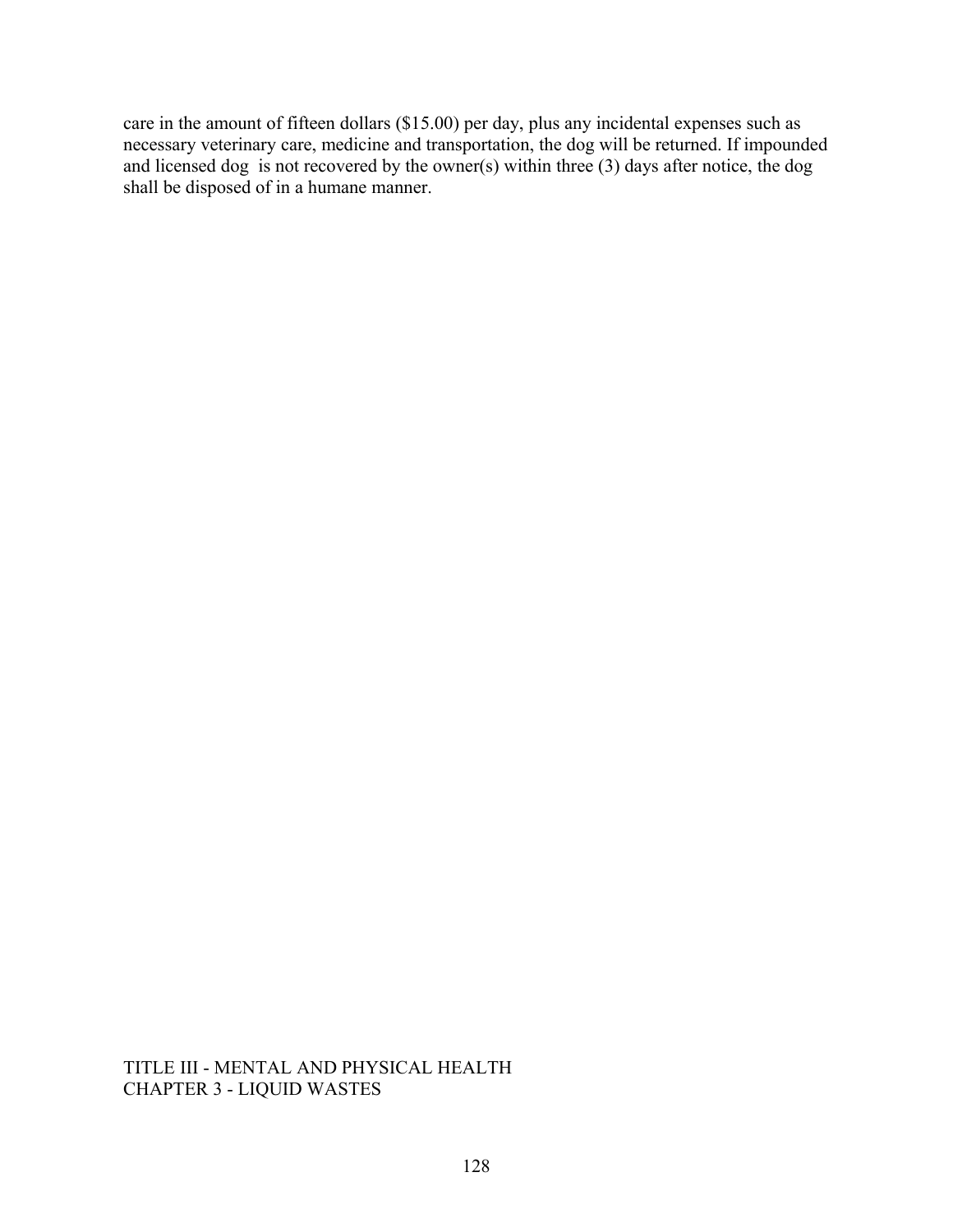care in the amount of fifteen dollars ($15.00) per day, plus any incidental expenses such as necessary veterinary care, medicine and transportation, the dog will be returned. If impounded and licensed dog is not recovered by the owner(s) within three (3) days after notice, the dog shall be disposed of in a humane manner.

TITLE III - MENTAL AND PHYSICAL HEALTH
CHAPTER 3 - LIQUID WASTES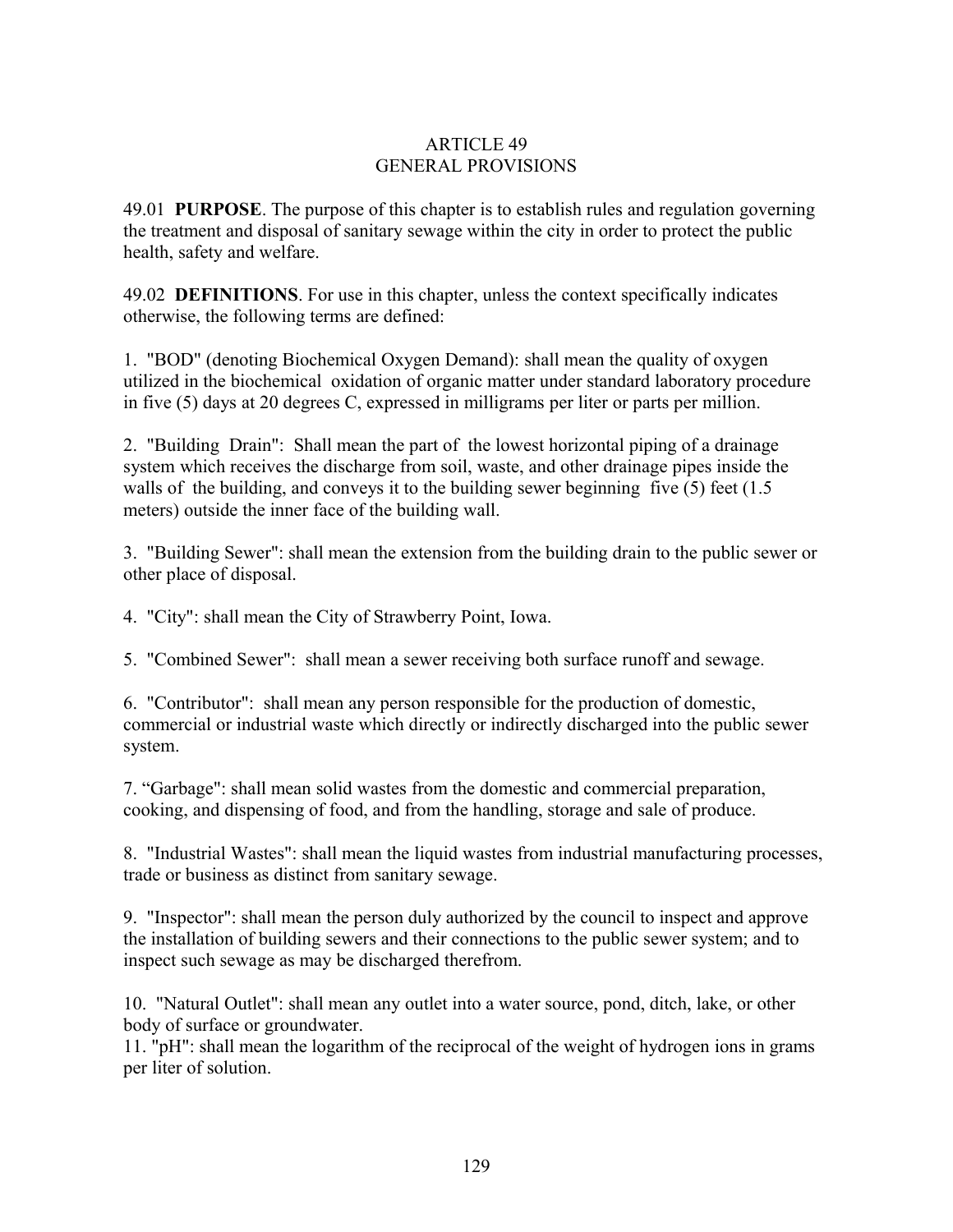# ARTICLE 49
# GENERAL PROVISIONS

49.01 **PURPOSE**. The purpose of this chapter is to establish rules and regulation governing the treatment and disposal of sanitary sewage within the city in order to protect the public health, safety and welfare.

49.02 **DEFINITIONS**. For use in this chapter, unless the context specifically indicates otherwise, the following terms are defined:

1. "BOD" (denoting Biochemical Oxygen Demand): shall mean the quality of oxygen utilized in the biochemical oxidation of organic matter under standard laboratory procedure in five (5) days at 20 degrees C, expressed in milligrams per liter or parts per million.

2. "Building Drain": Shall mean the part of the lowest horizontal piping of a drainage system which receives the discharge from soil, waste, and other drainage pipes inside the walls of the building, and conveys it to the building sewer beginning five (5) feet (1.5 meters) outside the inner face of the building wall.

3. "Building Sewer": shall mean the extension from the building drain to the public sewer or other place of disposal.

4. "City": shall mean the City of Strawberry Point, Iowa.

5. "Combined Sewer": shall mean a sewer receiving both surface runoff and sewage.

6. "Contributor": shall mean any person responsible for the production of domestic, commercial or industrial waste which directly or indirectly discharged into the public sewer system.

7. "Garbage": shall mean solid wastes from the domestic and commercial preparation, cooking, and dispensing of food, and from the handling, storage and sale of produce.

8. "Industrial Wastes": shall mean the liquid wastes from industrial manufacturing processes, trade or business as distinct from sanitary sewage.

9. "Inspector": shall mean the person duly authorized by the council to inspect and approve the installation of building sewers and their connections to the public sewer system; and to inspect such sewage as may be discharged therefrom.

10. "Natural Outlet": shall mean any outlet into a water source, pond, ditch, lake, or other body of surface or groundwater.

11. "pH": shall mean the logarithm of the reciprocal of the weight of hydrogen ions in grams per liter of solution.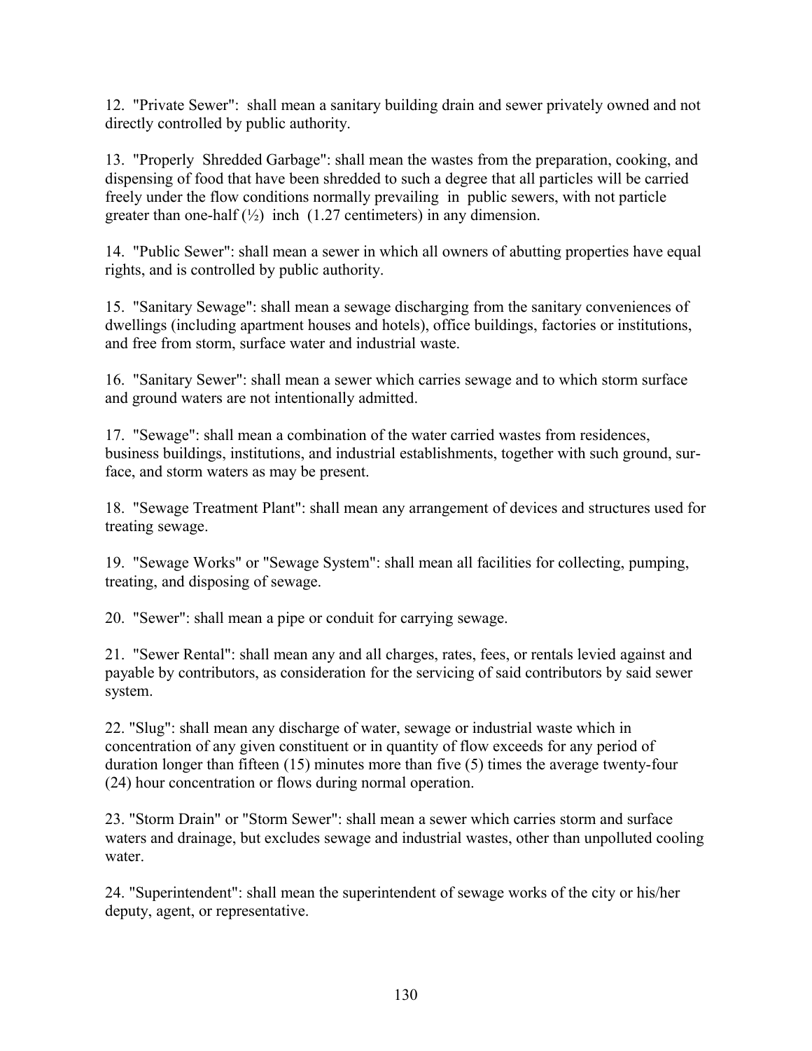12. "Private Sewer": shall mean a sanitary building drain and sewer privately owned and not directly controlled by public authority.

13. "Properly Shredded Garbage": shall mean the wastes from the preparation, cooking, and dispensing of food that have been shredded to such a degree that all particles will be carried freely under the flow conditions normally prevailing in public sewers, with not particle greater than one-half (½) inch (1.27 centimeters) in any dimension.

14. "Public Sewer": shall mean a sewer in which all owners of abutting properties have equal rights, and is controlled by public authority.

15. "Sanitary Sewage": shall mean a sewage discharging from the sanitary conveniences of dwellings (including apartment houses and hotels), office buildings, factories or institutions, and free from storm, surface water and industrial waste.

16. "Sanitary Sewer": shall mean a sewer which carries sewage and to which storm surface and ground waters are not intentionally admitted.

17. "Sewage": shall mean a combination of the water carried wastes from residences, business buildings, institutions, and industrial establishments, together with such ground, surface, and storm waters as may be present.

18. "Sewage Treatment Plant": shall mean any arrangement of devices and structures used for treating sewage.

19. "Sewage Works" or "Sewage System": shall mean all facilities for collecting, pumping, treating, and disposing of sewage.

20. "Sewer": shall mean a pipe or conduit for carrying sewage.

21. "Sewer Rental": shall mean any and all charges, rates, fees, or rentals levied against and payable by contributors, as consideration for the servicing of said contributors by said sewer system.

22. "Slug": shall mean any discharge of water, sewage or industrial waste which in concentration of any given constituent or in quantity of flow exceeds for any period of duration longer than fifteen (15) minutes more than five (5) times the average twenty-four (24) hour concentration or flows during normal operation.

23. "Storm Drain" or "Storm Sewer": shall mean a sewer which carries storm and surface waters and drainage, but excludes sewage and industrial wastes, other than unpolluted cooling water.

24. "Superintendent": shall mean the superintendent of sewage works of the city or his/her deputy, agent, or representative.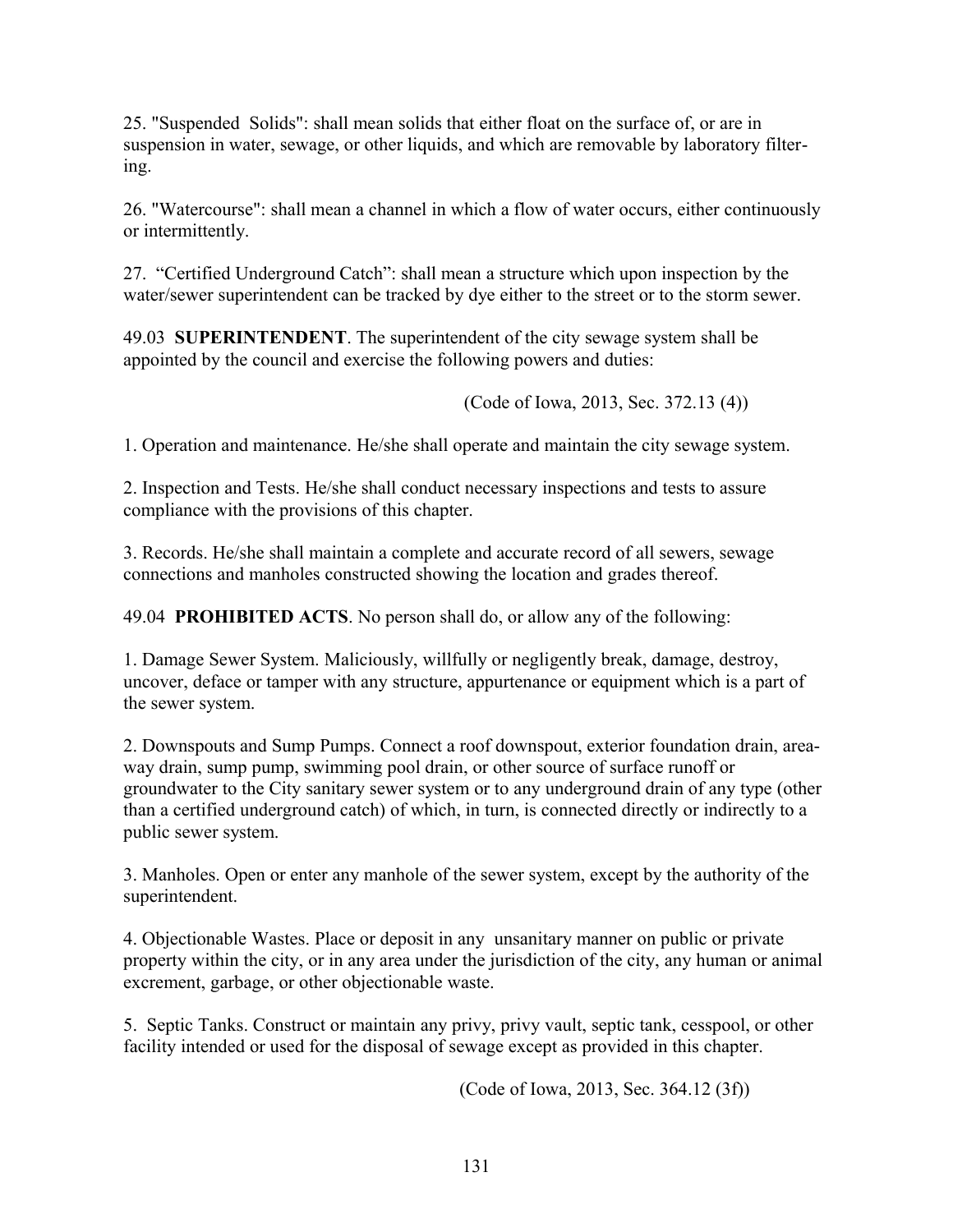25. "Suspended Solids": shall mean solids that either float on the surface of, or are in suspension in water, sewage, or other liquids, and which are removable by laboratory filtering.

26. "Watercourse": shall mean a channel in which a flow of water occurs, either continuously or intermittently.

27. "Certified Underground Catch": shall mean a structure which upon inspection by the water/sewer superintendent can be tracked by dye either to the street or to the storm sewer.

49.03 **SUPERINTENDENT**. The superintendent of the city sewage system shall be appointed by the council and exercise the following powers and duties:

(Code of Iowa, 2013, Sec. 372.13 (4))

1. Operation and maintenance. He/she shall operate and maintain the city sewage system.

2. Inspection and Tests. He/she shall conduct necessary inspections and tests to assure compliance with the provisions of this chapter.

3. Records. He/she shall maintain a complete and accurate record of all sewers, sewage connections and manholes constructed showing the location and grades thereof.

49.04 **PROHIBITED ACTS**. No person shall do, or allow any of the following:

1. Damage Sewer System. Maliciously, willfully or negligently break, damage, destroy, uncover, deface or tamper with any structure, appurtenance or equipment which is a part of the sewer system.

2. Downspouts and Sump Pumps. Connect a roof downspout, exterior foundation drain, areaway drain, sump pump, swimming pool drain, or other source of surface runoff or groundwater to the City sanitary sewer system or to any underground drain of any type (other than a certified underground catch) of which, in turn, is connected directly or indirectly to a public sewer system.

3. Manholes. Open or enter any manhole of the sewer system, except by the authority of the superintendent.

4. Objectionable Wastes. Place or deposit in any unsanitary manner on public or private property within the city, or in any area under the jurisdiction of the city, any human or animal excrement, garbage, or other objectionable waste.

5. Septic Tanks. Construct or maintain any privy, privy vault, septic tank, cesspool, or other facility intended or used for the disposal of sewage except as provided in this chapter.

(Code of Iowa, 2013, Sec. 364.12 (3f))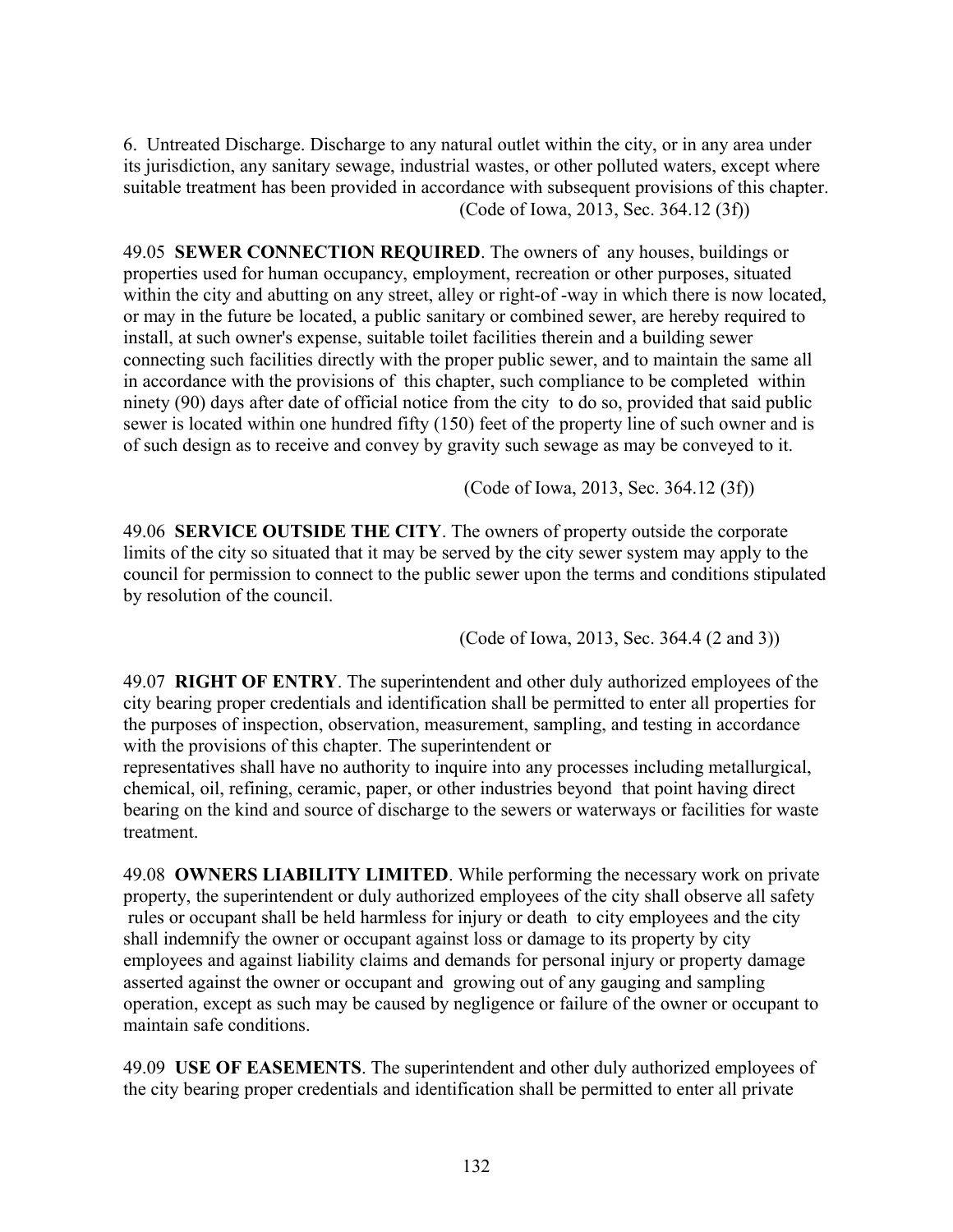6. Untreated Discharge. Discharge to any natural outlet within the city, or in any area under its jurisdiction, any sanitary sewage, industrial wastes, or other polluted waters, except where suitable treatment has been provided in accordance with subsequent provisions of this chapter.

(Code of Iowa, 2013, Sec. 364.12 (3f))

49.05 **SEWER CONNECTION REQUIRED**. The owners of any houses, buildings or properties used for human occupancy, employment, recreation or other purposes, situated within the city and abutting on any street, alley or right-of -way in which there is now located, or may in the future be located, a public sanitary or combined sewer, are hereby required to install, at such owner's expense, suitable toilet facilities therein and a building sewer connecting such facilities directly with the proper public sewer, and to maintain the same all in accordance with the provisions of this chapter, such compliance to be completed within ninety (90) days after date of official notice from the city to do so, provided that said public sewer is located within one hundred fifty (150) feet of the property line of such owner and is of such design as to receive and convey by gravity such sewage as may be conveyed to it.

(Code of Iowa, 2013, Sec. 364.12 (3f))

49.06 **SERVICE OUTSIDE THE CITY**. The owners of property outside the corporate limits of the city so situated that it may be served by the city sewer system may apply to the council for permission to connect to the public sewer upon the terms and conditions stipulated by resolution of the council.

(Code of Iowa, 2013, Sec. 364.4 (2 and 3))

49.07 **RIGHT OF ENTRY**. The superintendent and other duly authorized employees of the city bearing proper credentials and identification shall be permitted to enter all properties for the purposes of inspection, observation, measurement, sampling, and testing in accordance with the provisions of this chapter. The superintendent or representatives shall have no authority to inquire into any processes including metallurgical, chemical, oil, refining, ceramic, paper, or other industries beyond that point having direct bearing on the kind and source of discharge to the sewers or waterways or facilities for waste treatment.

49.08 **OWNERS LIABILITY LIMITED**. While performing the necessary work on private property, the superintendent or duly authorized employees of the city shall observe all safety rules or occupant shall be held harmless for injury or death to city employees and the city shall indemnify the owner or occupant against loss or damage to its property by city employees and against liability claims and demands for personal injury or property damage asserted against the owner or occupant and growing out of any gauging and sampling operation, except as such may be caused by negligence or failure of the owner or occupant to maintain safe conditions.

49.09 **USE OF EASEMENTS**. The superintendent and other duly authorized employees of the city bearing proper credentials and identification shall be permitted to enter all private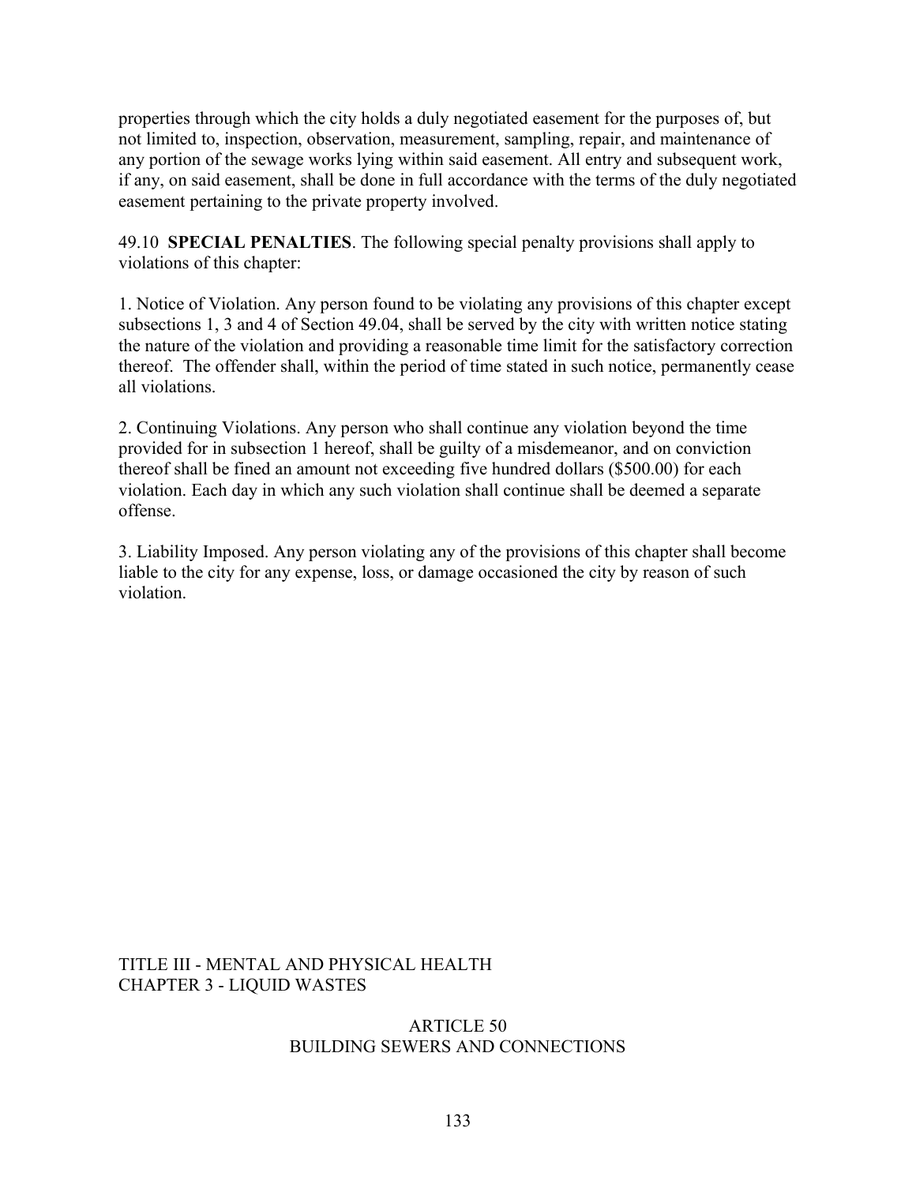properties through which the city holds a duly negotiated easement for the purposes of, but not limited to, inspection, observation, measurement, sampling, repair, and maintenance of any portion of the sewage works lying within said easement. All entry and subsequent work, if any, on said easement, shall be done in full accordance with the terms of the duly negotiated easement pertaining to the private property involved.

49.10 **SPECIAL PENALTIES**. The following special penalty provisions shall apply to violations of this chapter:

1. Notice of Violation. Any person found to be violating any provisions of this chapter except subsections 1, 3 and 4 of Section 49.04, shall be served by the city with written notice stating the nature of the violation and providing a reasonable time limit for the satisfactory correction thereof. The offender shall, within the period of time stated in such notice, permanently cease all violations.

2. Continuing Violations. Any person who shall continue any violation beyond the time provided for in subsection 1 hereof, shall be guilty of a misdemeanor, and on conviction thereof shall be fined an amount not exceeding five hundred dollars ($500.00) for each violation. Each day in which any such violation shall continue shall be deemed a separate offense.

3. Liability Imposed. Any person violating any of the provisions of this chapter shall become liable to the city for any expense, loss, or damage occasioned the city by reason of such violation.

TITLE III - MENTAL AND PHYSICAL HEALTH
CHAPTER 3 - LIQUID WASTES

## ARTICLE 50
## BUILDING SEWERS AND CONNECTIONS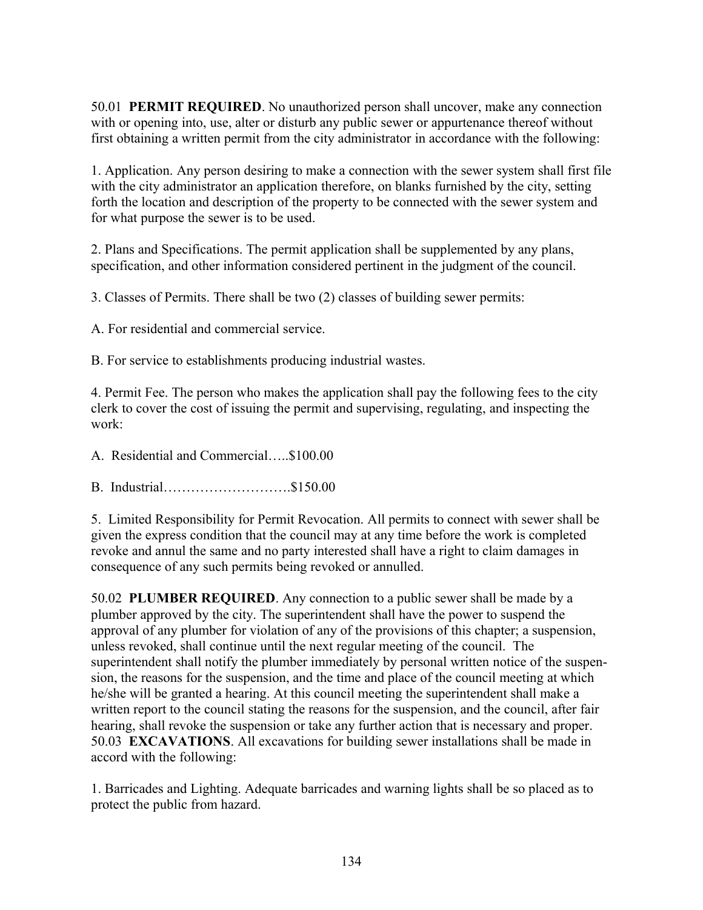50.01 **PERMIT REQUIRED**. No unauthorized person shall uncover, make any connection with or opening into, use, alter or disturb any public sewer or appurtenance thereof without first obtaining a written permit from the city administrator in accordance with the following:

1. Application. Any person desiring to make a connection with the sewer system shall first file with the city administrator an application therefore, on blanks furnished by the city, setting forth the location and description of the property to be connected with the sewer system and for what purpose the sewer is to be used.

2. Plans and Specifications. The permit application shall be supplemented by any plans, specification, and other information considered pertinent in the judgment of the council.

3. Classes of Permits. There shall be two (2) classes of building sewer permits:

A. For residential and commercial service.

B. For service to establishments producing industrial wastes.

4. Permit Fee. The person who makes the application shall pay the following fees to the city clerk to cover the cost of issuing the permit and supervising, regulating, and inspecting the work:

A. Residential and Commercial…..$100.00

B. Industrial……………………….$150.00

5. Limited Responsibility for Permit Revocation. All permits to connect with sewer shall be given the express condition that the council may at any time before the work is completed revoke and annul the same and no party interested shall have a right to claim damages in consequence of any such permits being revoked or annulled.

50.02 **PLUMBER REQUIRED**. Any connection to a public sewer shall be made by a plumber approved by the city. The superintendent shall have the power to suspend the approval of any plumber for violation of any of the provisions of this chapter; a suspension, unless revoked, shall continue until the next regular meeting of the council. The superintendent shall notify the plumber immediately by personal written notice of the suspension, the reasons for the suspension, and the time and place of the council meeting at which he/she will be granted a hearing. At this council meeting the superintendent shall make a written report to the council stating the reasons for the suspension, and the council, after fair hearing, shall revoke the suspension or take any further action that is necessary and proper.

50.03 **EXCAVATIONS**. All excavations for building sewer installations shall be made in accord with the following:

1. Barricades and Lighting. Adequate barricades and warning lights shall be so placed as to protect the public from hazard.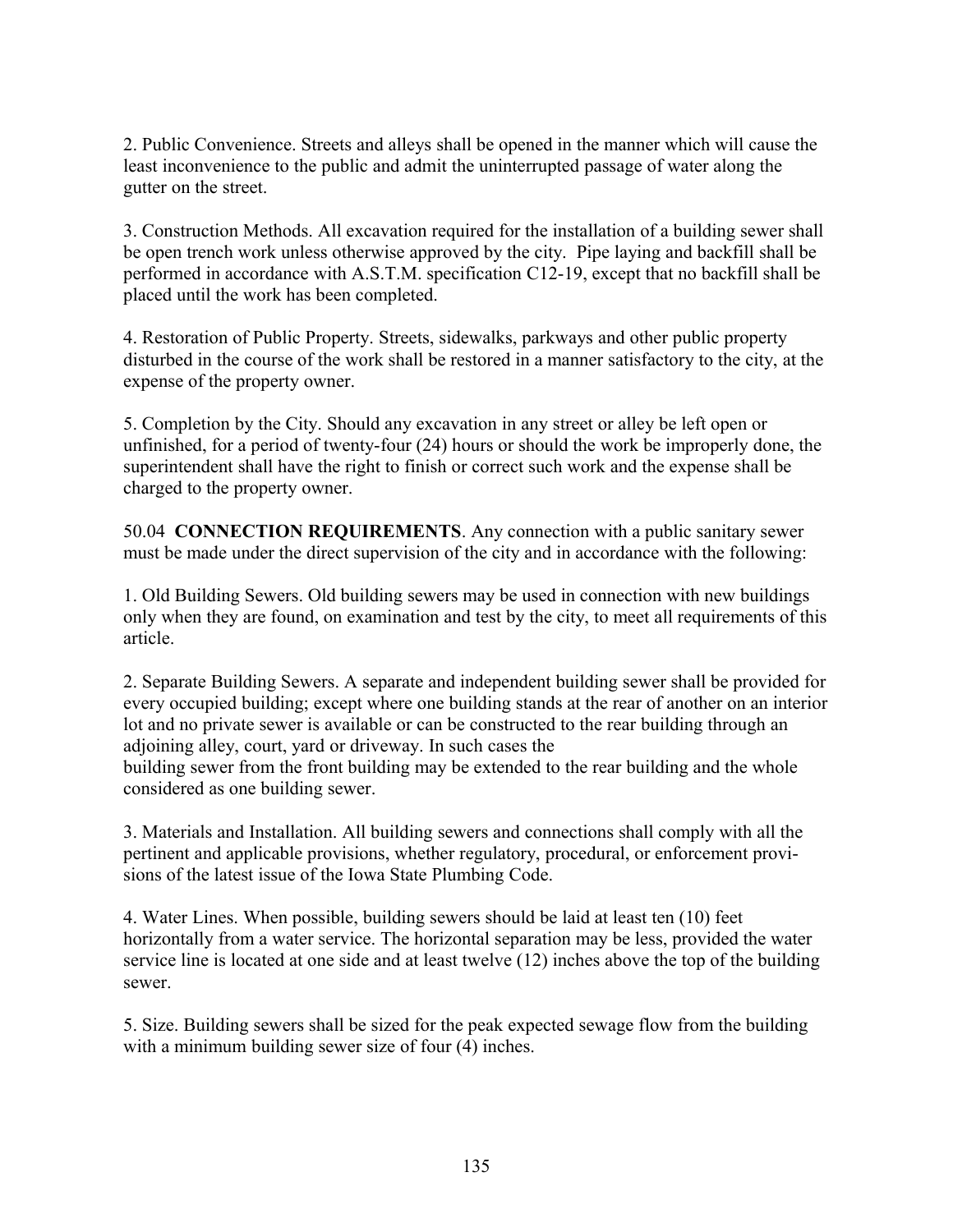2. Public Convenience. Streets and alleys shall be opened in the manner which will cause the least inconvenience to the public and admit the uninterrupted passage of water along the gutter on the street.

3. Construction Methods. All excavation required for the installation of a building sewer shall be open trench work unless otherwise approved by the city. Pipe laying and backfill shall be performed in accordance with A.S.T.M. specification C12-19, except that no backfill shall be placed until the work has been completed.

4. Restoration of Public Property. Streets, sidewalks, parkways and other public property disturbed in the course of the work shall be restored in a manner satisfactory to the city, at the expense of the property owner.

5. Completion by the City. Should any excavation in any street or alley be left open or unfinished, for a period of twenty-four (24) hours or should the work be improperly done, the superintendent shall have the right to finish or correct such work and the expense shall be charged to the property owner.

50.04 **CONNECTION REQUIREMENTS**. Any connection with a public sanitary sewer must be made under the direct supervision of the city and in accordance with the following:

1. Old Building Sewers. Old building sewers may be used in connection with new buildings only when they are found, on examination and test by the city, to meet all requirements of this article.

2. Separate Building Sewers. A separate and independent building sewer shall be provided for every occupied building; except where one building stands at the rear of another on an interior lot and no private sewer is available or can be constructed to the rear building through an adjoining alley, court, yard or driveway. In such cases the building sewer from the front building may be extended to the rear building and the whole considered as one building sewer.

3. Materials and Installation. All building sewers and connections shall comply with all the pertinent and applicable provisions, whether regulatory, procedural, or enforcement provisions of the latest issue of the Iowa State Plumbing Code.

4. Water Lines. When possible, building sewers should be laid at least ten (10) feet horizontally from a water service. The horizontal separation may be less, provided the water service line is located at one side and at least twelve (12) inches above the top of the building sewer.

5. Size. Building sewers shall be sized for the peak expected sewage flow from the building with a minimum building sewer size of four (4) inches.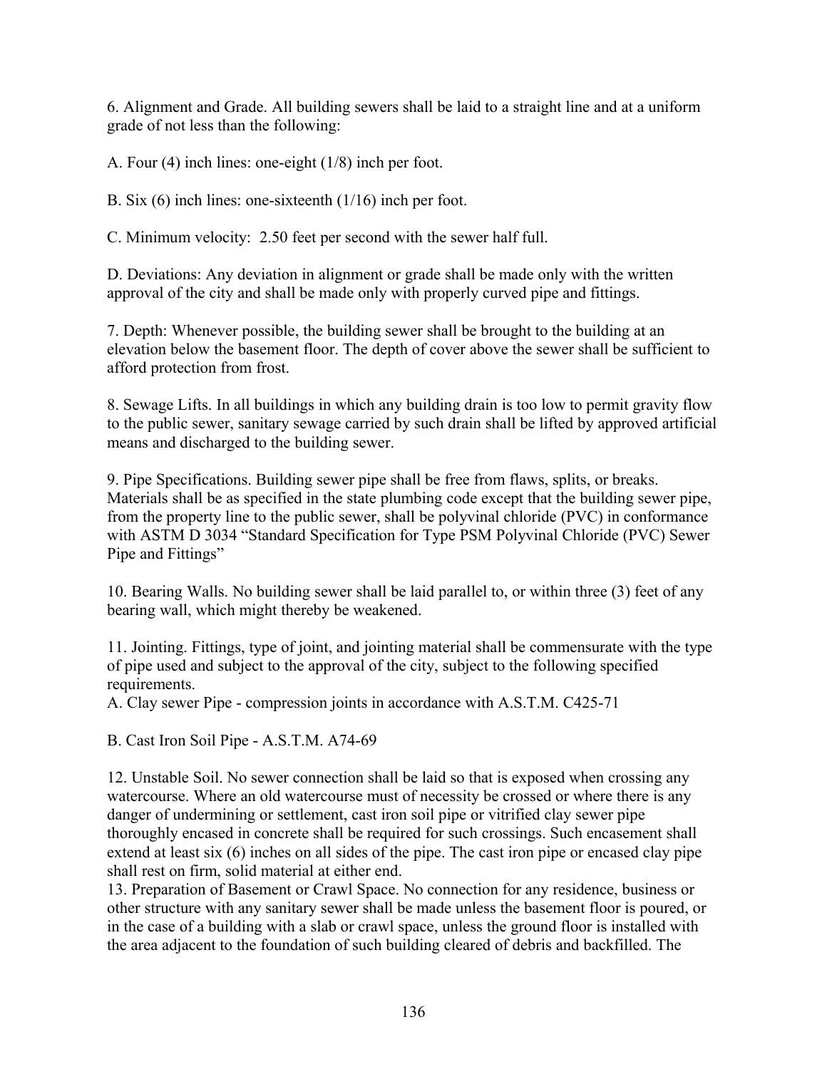6. Alignment and Grade. All building sewers shall be laid to a straight line and at a uniform grade of not less than the following:

A. Four (4) inch lines: one-eight (1/8) inch per foot.

B. Six (6) inch lines: one-sixteenth (1/16) inch per foot.

C. Minimum velocity: 2.50 feet per second with the sewer half full.

D. Deviations: Any deviation in alignment or grade shall be made only with the written approval of the city and shall be made only with properly curved pipe and fittings.

7. Depth: Whenever possible, the building sewer shall be brought to the building at an elevation below the basement floor. The depth of cover above the sewer shall be sufficient to afford protection from frost.

8. Sewage Lifts. In all buildings in which any building drain is too low to permit gravity flow to the public sewer, sanitary sewage carried by such drain shall be lifted by approved artificial means and discharged to the building sewer.

9. Pipe Specifications. Building sewer pipe shall be free from flaws, splits, or breaks. Materials shall be as specified in the state plumbing code except that the building sewer pipe, from the property line to the public sewer, shall be polyvinal chloride (PVC) in conformance with ASTM D 3034 "Standard Specification for Type PSM Polyvinal Chloride (PVC) Sewer Pipe and Fittings"

10. Bearing Walls. No building sewer shall be laid parallel to, or within three (3) feet of any bearing wall, which might thereby be weakened.

11. Jointing. Fittings, type of joint, and jointing material shall be commensurate with the type of pipe used and subject to the approval of the city, subject to the following specified requirements.
A. Clay sewer Pipe - compression joints in accordance with A.S.T.M. C425-71

B. Cast Iron Soil Pipe - A.S.T.M. A74-69

12. Unstable Soil. No sewer connection shall be laid so that is exposed when crossing any watercourse. Where an old watercourse must of necessity be crossed or where there is any danger of undermining or settlement, cast iron soil pipe or vitrified clay sewer pipe thoroughly encased in concrete shall be required for such crossings. Such encasement shall extend at least six (6) inches on all sides of the pipe. The cast iron pipe or encased clay pipe shall rest on firm, solid material at either end.

13. Preparation of Basement or Crawl Space. No connection for any residence, business or other structure with any sanitary sewer shall be made unless the basement floor is poured, or in the case of a building with a slab or crawl space, unless the ground floor is installed with the area adjacent to the foundation of such building cleared of debris and backfilled. The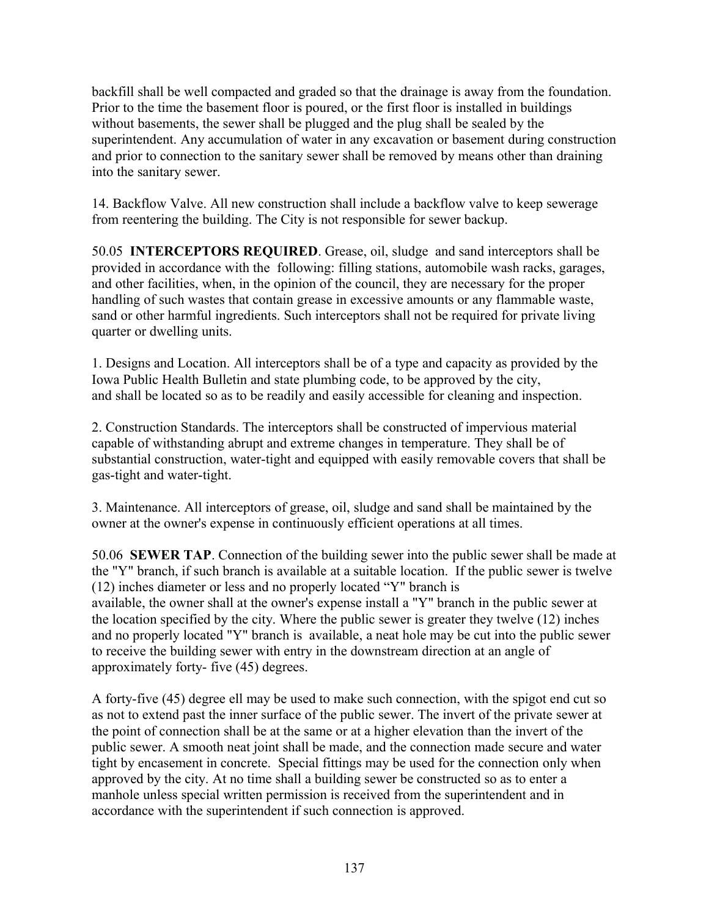backfill shall be well compacted and graded so that the drainage is away from the foundation. Prior to the time the basement floor is poured, or the first floor is installed in buildings without basements, the sewer shall be plugged and the plug shall be sealed by the superintendent. Any accumulation of water in any excavation or basement during construction and prior to connection to the sanitary sewer shall be removed by means other than draining into the sanitary sewer.

14. Backflow Valve. All new construction shall include a backflow valve to keep sewerage from reentering the building. The City is not responsible for sewer backup.

50.05 **INTERCEPTORS REQUIRED**. Grease, oil, sludge and sand interceptors shall be provided in accordance with the following: filling stations, automobile wash racks, garages, and other facilities, when, in the opinion of the council, they are necessary for the proper handling of such wastes that contain grease in excessive amounts or any flammable waste, sand or other harmful ingredients. Such interceptors shall not be required for private living quarter or dwelling units.

1. Designs and Location. All interceptors shall be of a type and capacity as provided by the Iowa Public Health Bulletin and state plumbing code, to be approved by the city, and shall be located so as to be readily and easily accessible for cleaning and inspection.

2. Construction Standards. The interceptors shall be constructed of impervious material capable of withstanding abrupt and extreme changes in temperature. They shall be of substantial construction, water-tight and equipped with easily removable covers that shall be gas-tight and water-tight.

3. Maintenance. All interceptors of grease, oil, sludge and sand shall be maintained by the owner at the owner's expense in continuously efficient operations at all times.

50.06 **SEWER TAP**. Connection of the building sewer into the public sewer shall be made at the "Y" branch, if such branch is available at a suitable location. If the public sewer is twelve (12) inches diameter or less and no properly located "Y" branch is available, the owner shall at the owner's expense install a "Y" branch in the public sewer at the location specified by the city. Where the public sewer is greater they twelve (12) inches and no properly located "Y" branch is available, a neat hole may be cut into the public sewer to receive the building sewer with entry in the downstream direction at an angle of approximately forty- five (45) degrees.

A forty-five (45) degree ell may be used to make such connection, with the spigot end cut so as not to extend past the inner surface of the public sewer. The invert of the private sewer at the point of connection shall be at the same or at a higher elevation than the invert of the public sewer. A smooth neat joint shall be made, and the connection made secure and water tight by encasement in concrete. Special fittings may be used for the connection only when approved by the city. At no time shall a building sewer be constructed so as to enter a manhole unless special written permission is received from the superintendent and in accordance with the superintendent if such connection is approved.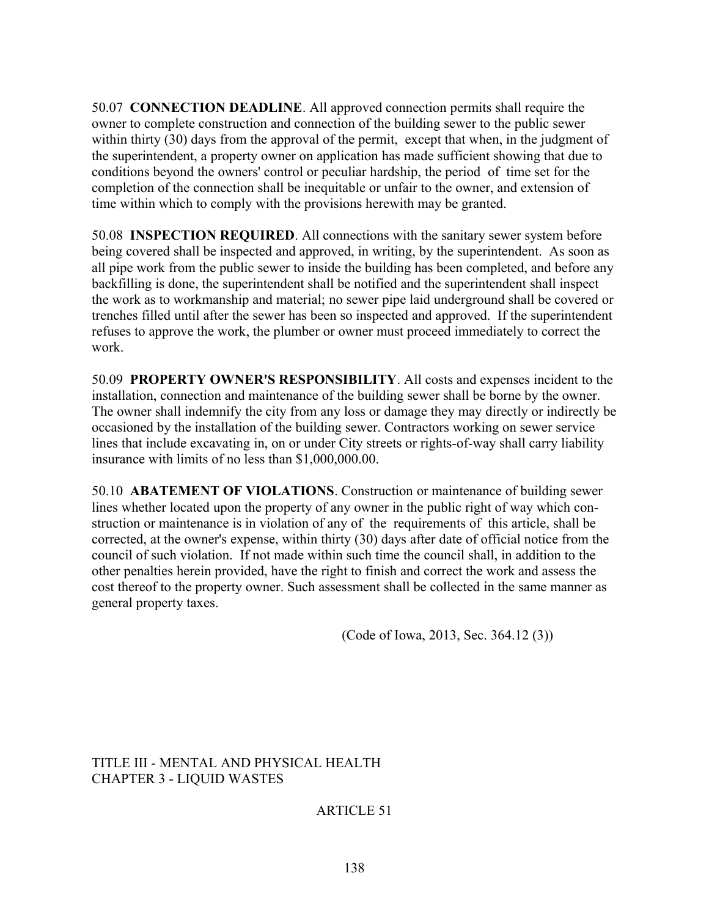50.07 **CONNECTION DEADLINE**. All approved connection permits shall require the owner to complete construction and connection of the building sewer to the public sewer within thirty (30) days from the approval of the permit, except that when, in the judgment of the superintendent, a property owner on application has made sufficient showing that due to conditions beyond the owners' control or peculiar hardship, the period of time set for the completion of the connection shall be inequitable or unfair to the owner, and extension of time within which to comply with the provisions herewith may be granted.

50.08 **INSPECTION REQUIRED**. All connections with the sanitary sewer system before being covered shall be inspected and approved, in writing, by the superintendent. As soon as all pipe work from the public sewer to inside the building has been completed, and before any backfilling is done, the superintendent shall be notified and the superintendent shall inspect the work as to workmanship and material; no sewer pipe laid underground shall be covered or trenches filled until after the sewer has been so inspected and approved. If the superintendent refuses to approve the work, the plumber or owner must proceed immediately to correct the work.

50.09 **PROPERTY OWNER'S RESPONSIBILITY**. All costs and expenses incident to the installation, connection and maintenance of the building sewer shall be borne by the owner. The owner shall indemnify the city from any loss or damage they may directly or indirectly be occasioned by the installation of the building sewer. Contractors working on sewer service lines that include excavating in, on or under City streets or rights-of-way shall carry liability insurance with limits of no less than $1,000,000.00.

50.10 **ABATEMENT OF VIOLATIONS**. Construction or maintenance of building sewer lines whether located upon the property of any owner in the public right of way which construction or maintenance is in violation of any of the requirements of this article, shall be corrected, at the owner's expense, within thirty (30) days after date of official notice from the council of such violation. If not made within such time the council shall, in addition to the other penalties herein provided, have the right to finish and correct the work and assess the cost thereof to the property owner. Such assessment shall be collected in the same manner as general property taxes.

(Code of Iowa, 2013, Sec. 364.12 (3))

TITLE III - MENTAL AND PHYSICAL HEALTH
CHAPTER 3 - LIQUID WASTES

ARTICLE 51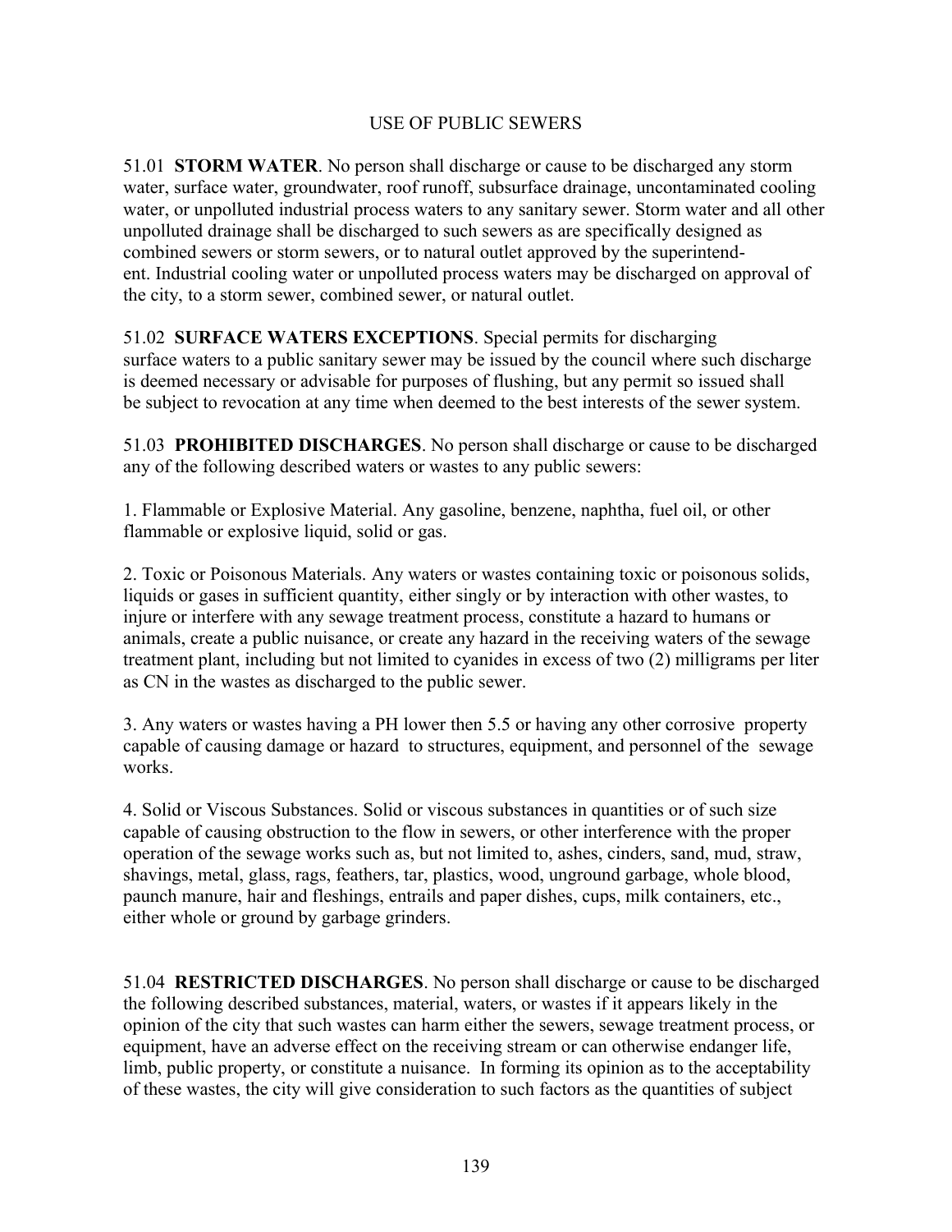## USE OF PUBLIC SEWERS

51.01 **STORM WATER**. No person shall discharge or cause to be discharged any storm water, surface water, groundwater, roof runoff, subsurface drainage, uncontaminated cooling water, or unpolluted industrial process waters to any sanitary sewer. Storm water and all other unpolluted drainage shall be discharged to such sewers as are specifically designed as combined sewers or storm sewers, or to natural outlet approved by the superintendent. Industrial cooling water or unpolluted process waters may be discharged on approval of the city, to a storm sewer, combined sewer, or natural outlet.

51.02 **SURFACE WATERS EXCEPTIONS**. Special permits for discharging surface waters to a public sanitary sewer may be issued by the council where such discharge is deemed necessary or advisable for purposes of flushing, but any permit so issued shall be subject to revocation at any time when deemed to the best interests of the sewer system.

51.03 **PROHIBITED DISCHARGES**. No person shall discharge or cause to be discharged any of the following described waters or wastes to any public sewers:

1. Flammable or Explosive Material. Any gasoline, benzene, naphtha, fuel oil, or other flammable or explosive liquid, solid or gas.

2. Toxic or Poisonous Materials. Any waters or wastes containing toxic or poisonous solids, liquids or gases in sufficient quantity, either singly or by interaction with other wastes, to injure or interfere with any sewage treatment process, constitute a hazard to humans or animals, create a public nuisance, or create any hazard in the receiving waters of the sewage treatment plant, including but not limited to cyanides in excess of two (2) milligrams per liter as CN in the wastes as discharged to the public sewer.

3. Any waters or wastes having a PH lower then 5.5 or having any other corrosive property capable of causing damage or hazard to structures, equipment, and personnel of the sewage works.

4. Solid or Viscous Substances. Solid or viscous substances in quantities or of such size capable of causing obstruction to the flow in sewers, or other interference with the proper operation of the sewage works such as, but not limited to, ashes, cinders, sand, mud, straw, shavings, metal, glass, rags, feathers, tar, plastics, wood, unground garbage, whole blood, paunch manure, hair and fleshings, entrails and paper dishes, cups, milk containers, etc., either whole or ground by garbage grinders.

51.04 **RESTRICTED DISCHARGES**. No person shall discharge or cause to be discharged the following described substances, material, waters, or wastes if it appears likely in the opinion of the city that such wastes can harm either the sewers, sewage treatment process, or equipment, have an adverse effect on the receiving stream or can otherwise endanger life, limb, public property, or constitute a nuisance. In forming its opinion as to the acceptability of these wastes, the city will give consideration to such factors as the quantities of subject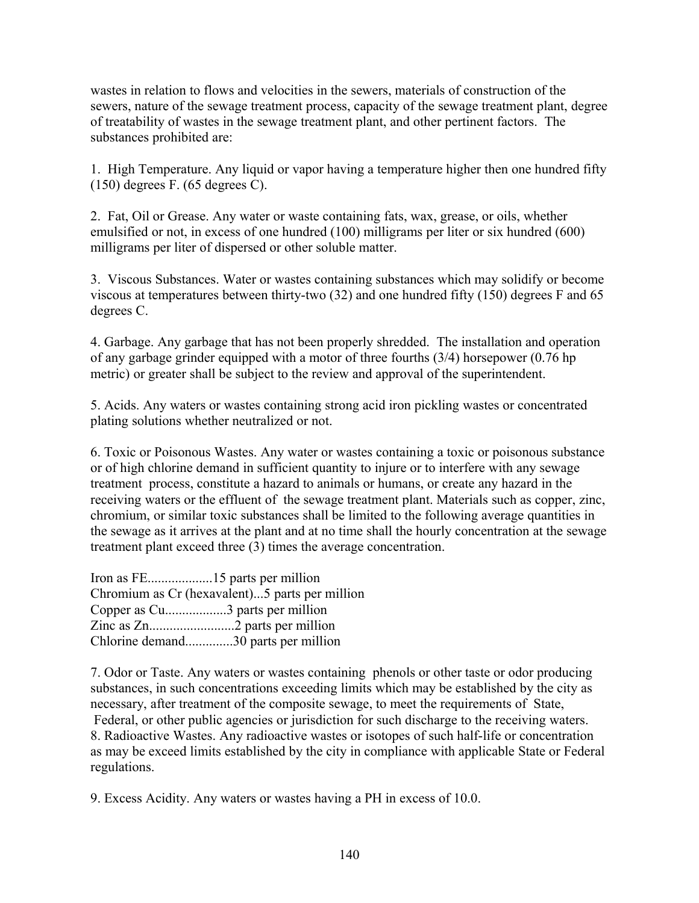wastes in relation to flows and velocities in the sewers, materials of construction of the sewers, nature of the sewage treatment process, capacity of the sewage treatment plant, degree of treatability of wastes in the sewage treatment plant, and other pertinent factors. The substances prohibited are:

1. High Temperature. Any liquid or vapor having a temperature higher then one hundred fifty (150) degrees F. (65 degrees C).

2. Fat, Oil or Grease. Any water or waste containing fats, wax, grease, or oils, whether emulsified or not, in excess of one hundred (100) milligrams per liter or six hundred (600) milligrams per liter of dispersed or other soluble matter.

3. Viscous Substances. Water or wastes containing substances which may solidify or become viscous at temperatures between thirty-two (32) and one hundred fifty (150) degrees F and 65 degrees C.

4. Garbage. Any garbage that has not been properly shredded. The installation and operation of any garbage grinder equipped with a motor of three fourths (3/4) horsepower (0.76 hp metric) or greater shall be subject to the review and approval of the superintendent.

5. Acids. Any waters or wastes containing strong acid iron pickling wastes or concentrated plating solutions whether neutralized or not.

6. Toxic or Poisonous Wastes. Any water or wastes containing a toxic or poisonous substance or of high chlorine demand in sufficient quantity to injure or to interfere with any sewage treatment process, constitute a hazard to animals or humans, or create any hazard in the receiving waters or the effluent of the sewage treatment plant. Materials such as copper, zinc, chromium, or similar toxic substances shall be limited to the following average quantities in the sewage as it arrives at the plant and at no time shall the hourly concentration at the sewage treatment plant exceed three (3) times the average concentration.

Iron as FE...................15 parts per million
Chromium as Cr (hexavalent)...5 parts per million
Copper as Cu..................3 parts per million
Zinc as Zn.........................2 parts per million
Chlorine demand.............30 parts per million

7. Odor or Taste. Any waters or wastes containing phenols or other taste or odor producing substances, in such concentrations exceeding limits which may be established by the city as necessary, after treatment of the composite sewage, to meet the requirements of State, Federal, or other public agencies or jurisdiction for such discharge to the receiving waters.
8. Radioactive Wastes. Any radioactive wastes or isotopes of such half-life or concentration as may be exceed limits established by the city in compliance with applicable State or Federal regulations.

9. Excess Acidity. Any waters or wastes having a PH in excess of 10.0.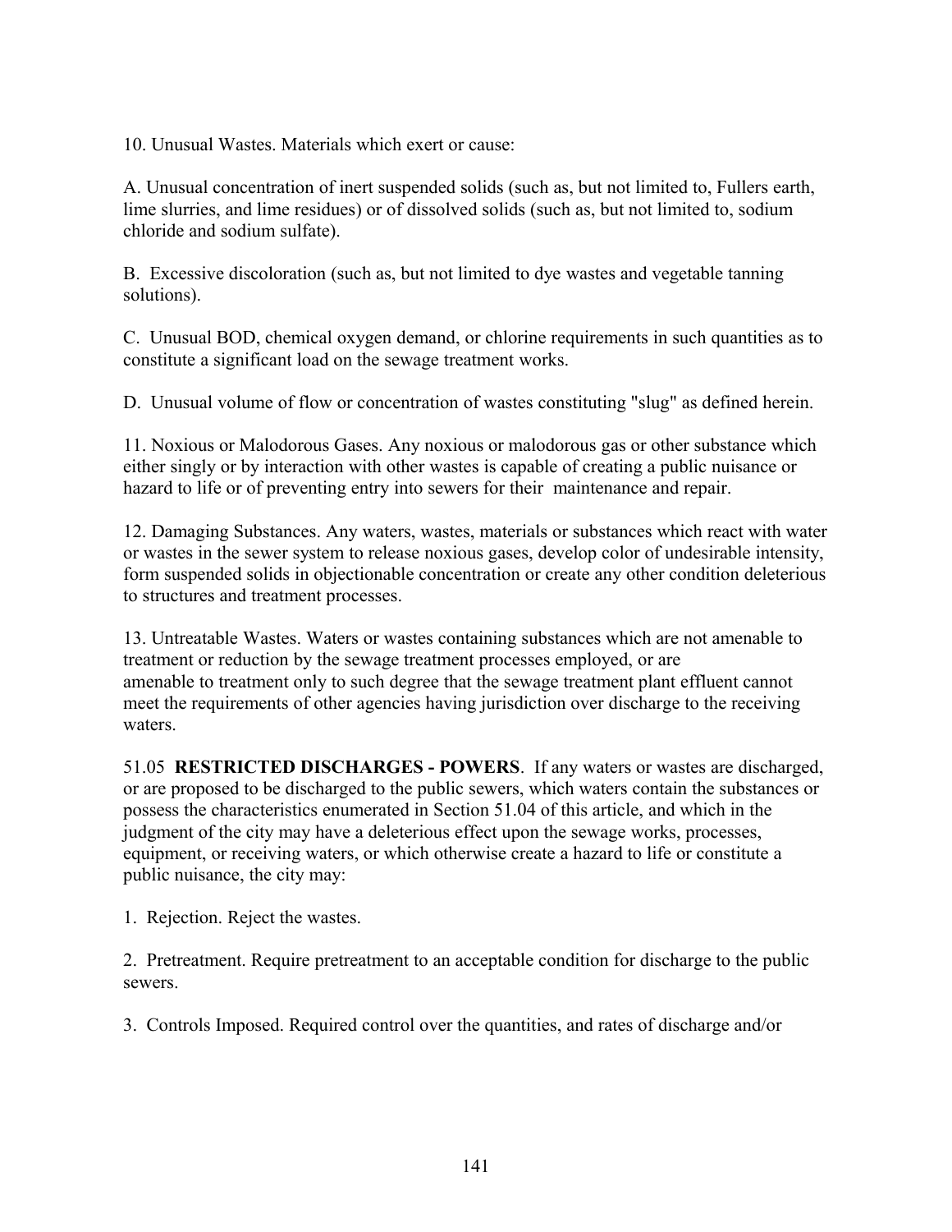10. Unusual Wastes. Materials which exert or cause:

A. Unusual concentration of inert suspended solids (such as, but not limited to, Fullers earth, lime slurries, and lime residues) or of dissolved solids (such as, but not limited to, sodium chloride and sodium sulfate).

B. Excessive discoloration (such as, but not limited to dye wastes and vegetable tanning solutions).

C. Unusual BOD, chemical oxygen demand, or chlorine requirements in such quantities as to constitute a significant load on the sewage treatment works.

D. Unusual volume of flow or concentration of wastes constituting "slug" as defined herein.

11. Noxious or Malodorous Gases. Any noxious or malodorous gas or other substance which either singly or by interaction with other wastes is capable of creating a public nuisance or hazard to life or of preventing entry into sewers for their maintenance and repair.

12. Damaging Substances. Any waters, wastes, materials or substances which react with water or wastes in the sewer system to release noxious gases, develop color of undesirable intensity, form suspended solids in objectionable concentration or create any other condition deleterious to structures and treatment processes.

13. Untreatable Wastes. Waters or wastes containing substances which are not amenable to treatment or reduction by the sewage treatment processes employed, or are amenable to treatment only to such degree that the sewage treatment plant effluent cannot meet the requirements of other agencies having jurisdiction over discharge to the receiving waters.

51.05 **RESTRICTED DISCHARGES - POWERS**. If any waters or wastes are discharged, or are proposed to be discharged to the public sewers, which waters contain the substances or possess the characteristics enumerated in Section 51.04 of this article, and which in the judgment of the city may have a deleterious effect upon the sewage works, processes, equipment, or receiving waters, or which otherwise create a hazard to life or constitute a public nuisance, the city may:

1. Rejection. Reject the wastes.

2. Pretreatment. Require pretreatment to an acceptable condition for discharge to the public sewers.

3. Controls Imposed. Required control over the quantities, and rates of discharge and/or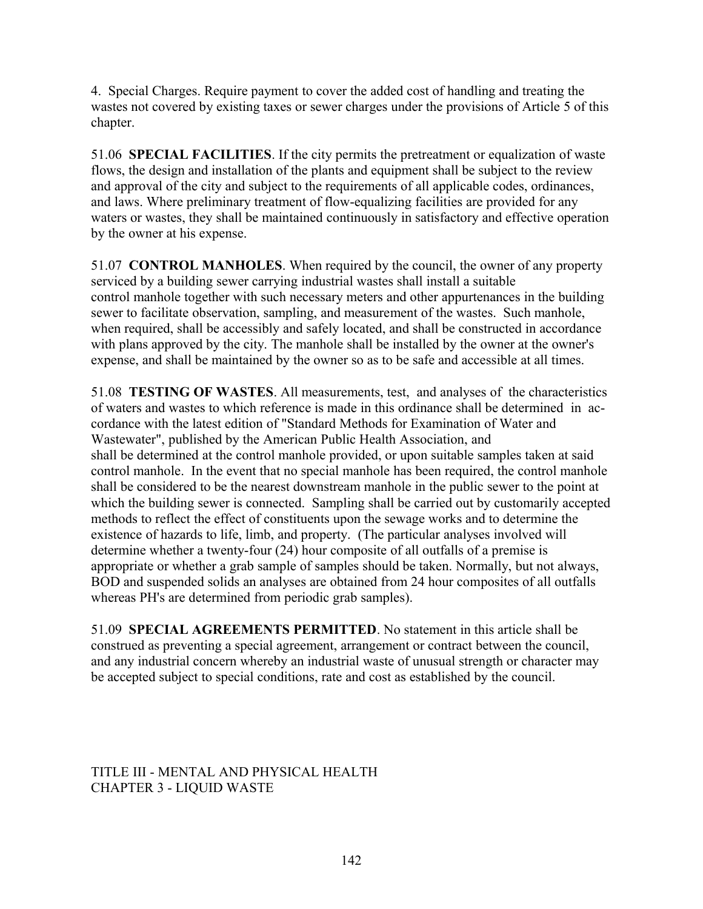4. Special Charges. Require payment to cover the added cost of handling and treating the wastes not covered by existing taxes or sewer charges under the provisions of Article 5 of this chapter.

51.06 **SPECIAL FACILITIES**. If the city permits the pretreatment or equalization of waste flows, the design and installation of the plants and equipment shall be subject to the review and approval of the city and subject to the requirements of all applicable codes, ordinances, and laws. Where preliminary treatment of flow-equalizing facilities are provided for any waters or wastes, they shall be maintained continuously in satisfactory and effective operation by the owner at his expense.

51.07 **CONTROL MANHOLES**. When required by the council, the owner of any property serviced by a building sewer carrying industrial wastes shall install a suitable control manhole together with such necessary meters and other appurtenances in the building sewer to facilitate observation, sampling, and measurement of the wastes. Such manhole, when required, shall be accessibly and safely located, and shall be constructed in accordance with plans approved by the city. The manhole shall be installed by the owner at the owner's expense, and shall be maintained by the owner so as to be safe and accessible at all times.

51.08 **TESTING OF WASTES**. All measurements, test, and analyses of the characteristics of waters and wastes to which reference is made in this ordinance shall be determined in accordance with the latest edition of "Standard Methods for Examination of Water and Wastewater", published by the American Public Health Association, and shall be determined at the control manhole provided, or upon suitable samples taken at said control manhole. In the event that no special manhole has been required, the control manhole shall be considered to be the nearest downstream manhole in the public sewer to the point at which the building sewer is connected. Sampling shall be carried out by customarily accepted methods to reflect the effect of constituents upon the sewage works and to determine the existence of hazards to life, limb, and property. (The particular analyses involved will determine whether a twenty-four (24) hour composite of all outfalls of a premise is appropriate or whether a grab sample of samples should be taken. Normally, but not always, BOD and suspended solids an analyses are obtained from 24 hour composites of all outfalls whereas PH's are determined from periodic grab samples).

51.09 **SPECIAL AGREEMENTS PERMITTED**. No statement in this article shall be construed as preventing a special agreement, arrangement or contract between the council, and any industrial concern whereby an industrial waste of unusual strength or character may be accepted subject to special conditions, rate and cost as established by the council.

TITLE III - MENTAL AND PHYSICAL HEALTH
CHAPTER 3 - LIQUID WASTE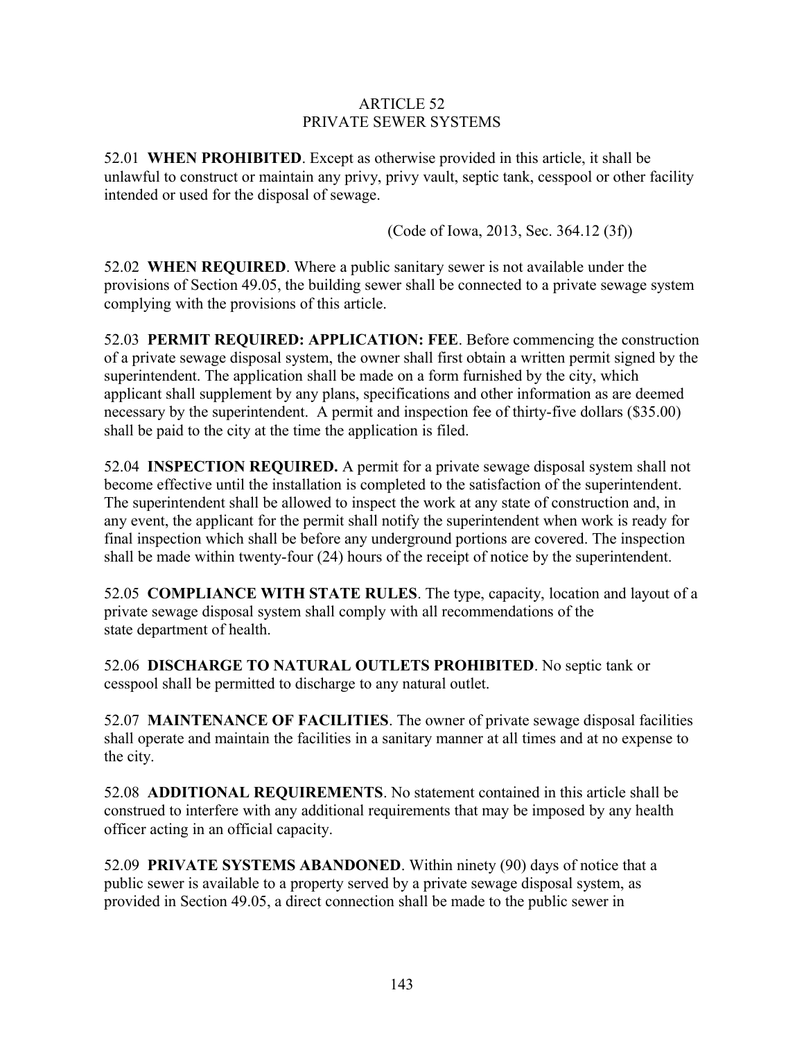# ARTICLE 52
# PRIVATE SEWER SYSTEMS

52.01 **WHEN PROHIBITED**. Except as otherwise provided in this article, it shall be unlawful to construct or maintain any privy, privy vault, septic tank, cesspool or other facility intended or used for the disposal of sewage.

(Code of Iowa, 2013, Sec. 364.12 (3f))

52.02 **WHEN REQUIRED**. Where a public sanitary sewer is not available under the provisions of Section 49.05, the building sewer shall be connected to a private sewage system complying with the provisions of this article.

52.03 **PERMIT REQUIRED: APPLICATION: FEE**. Before commencing the construction of a private sewage disposal system, the owner shall first obtain a written permit signed by the superintendent. The application shall be made on a form furnished by the city, which applicant shall supplement by any plans, specifications and other information as are deemed necessary by the superintendent. A permit and inspection fee of thirty-five dollars ($35.00) shall be paid to the city at the time the application is filed.

52.04 **INSPECTION REQUIRED.** A permit for a private sewage disposal system shall not become effective until the installation is completed to the satisfaction of the superintendent. The superintendent shall be allowed to inspect the work at any state of construction and, in any event, the applicant for the permit shall notify the superintendent when work is ready for final inspection which shall be before any underground portions are covered. The inspection shall be made within twenty-four (24) hours of the receipt of notice by the superintendent.

52.05 **COMPLIANCE WITH STATE RULES**. The type, capacity, location and layout of a private sewage disposal system shall comply with all recommendations of the state department of health.

52.06 **DISCHARGE TO NATURAL OUTLETS PROHIBITED**. No septic tank or cesspool shall be permitted to discharge to any natural outlet.

52.07 **MAINTENANCE OF FACILITIES**. The owner of private sewage disposal facilities shall operate and maintain the facilities in a sanitary manner at all times and at no expense to the city.

52.08 **ADDITIONAL REQUIREMENTS**. No statement contained in this article shall be construed to interfere with any additional requirements that may be imposed by any health officer acting in an official capacity.

52.09 **PRIVATE SYSTEMS ABANDONED**. Within ninety (90) days of notice that a public sewer is available to a property served by a private sewage disposal system, as provided in Section 49.05, a direct connection shall be made to the public sewer in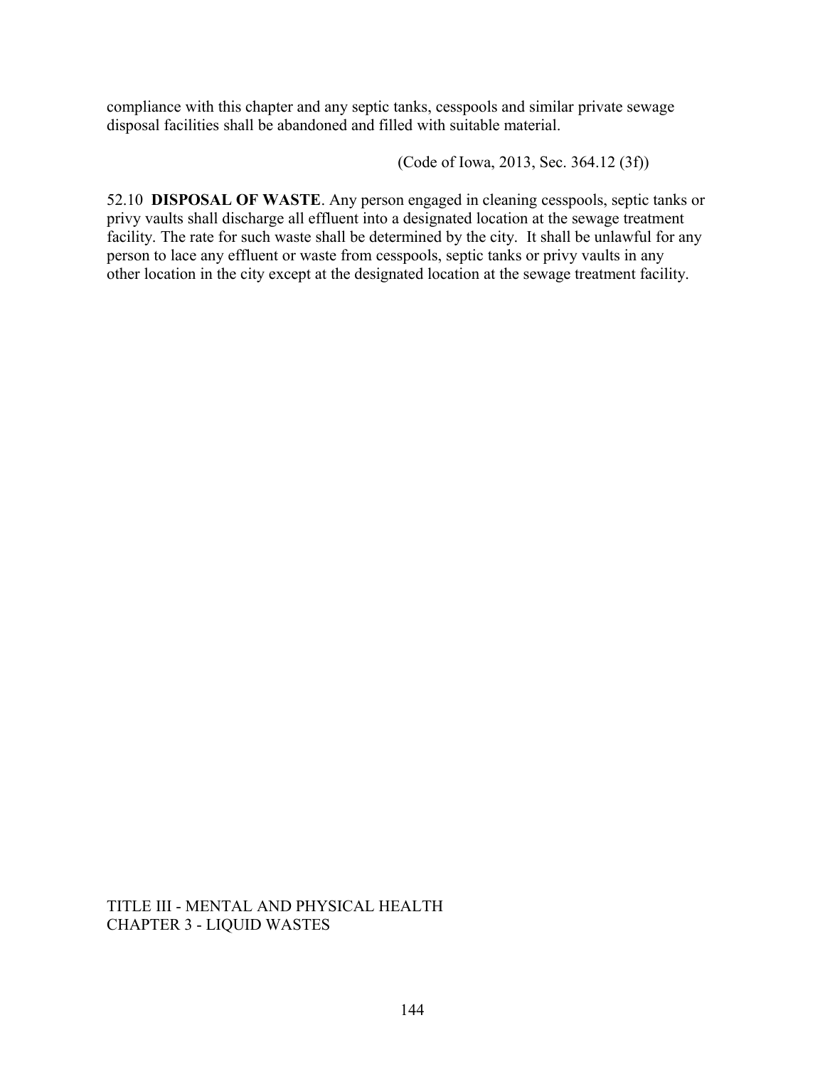compliance with this chapter and any septic tanks, cesspools and similar private sewage disposal facilities shall be abandoned and filled with suitable material.

(Code of Iowa, 2013, Sec. 364.12 (3f))

52.10 **DISPOSAL OF WASTE**. Any person engaged in cleaning cesspools, septic tanks or privy vaults shall discharge all effluent into a designated location at the sewage treatment facility. The rate for such waste shall be determined by the city. It shall be unlawful for any person to lace any effluent or waste from cesspools, septic tanks or privy vaults in any other location in the city except at the designated location at the sewage treatment facility.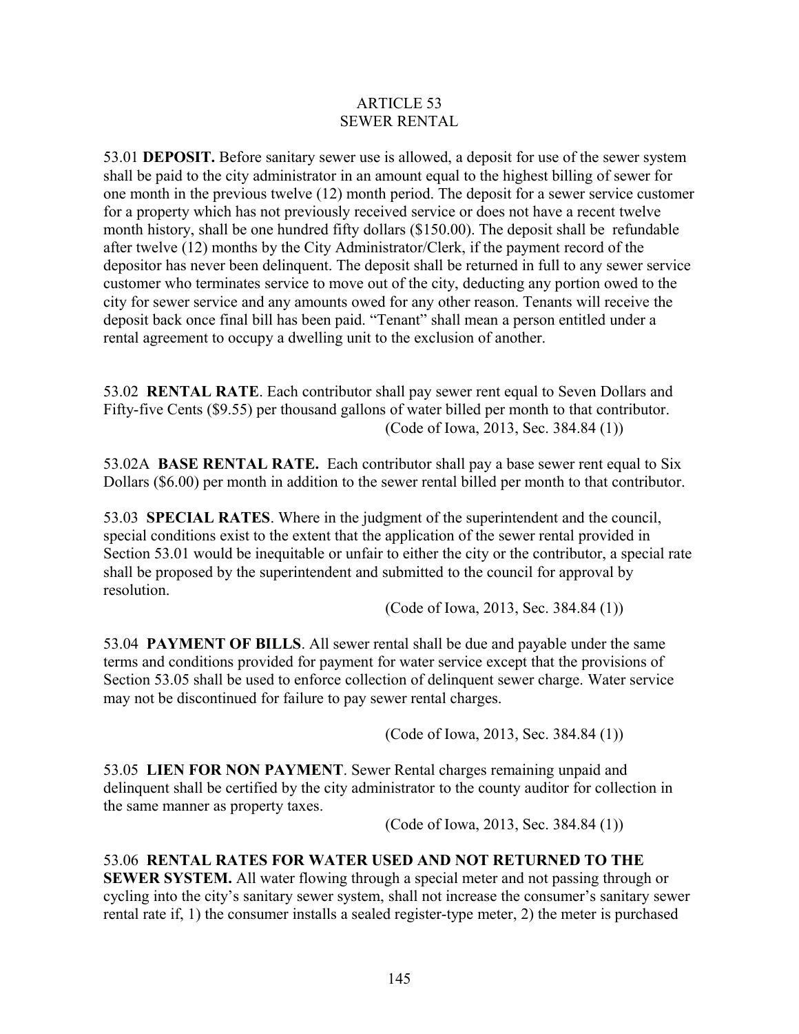# ARTICLE 53
# SEWER RENTAL

53.01 **DEPOSIT.** Before sanitary sewer use is allowed, a deposit for use of the sewer system shall be paid to the city administrator in an amount equal to the highest billing of sewer for one month in the previous twelve (12) month period. The deposit for a sewer service customer for a property which has not previously received service or does not have a recent twelve month history, shall be one hundred fifty dollars ($150.00). The deposit shall be refundable after twelve (12) months by the City Administrator/Clerk, if the payment record of the depositor has never been delinquent. The deposit shall be returned in full to any sewer service customer who terminates service to move out of the city, deducting any portion owed to the city for sewer service and any amounts owed for any other reason. Tenants will receive the deposit back once final bill has been paid. "Tenant" shall mean a person entitled under a rental agreement to occupy a dwelling unit to the exclusion of another.

53.02 **RENTAL RATE**. Each contributor shall pay sewer rent equal to Seven Dollars and Fifty-five Cents ($9.55) per thousand gallons of water billed per month to that contributor.
(Code of Iowa, 2013, Sec. 384.84 (1))

53.02A **BASE RENTAL RATE.** Each contributor shall pay a base sewer rent equal to Six Dollars ($6.00) per month in addition to the sewer rental billed per month to that contributor.

53.03 **SPECIAL RATES**. Where in the judgment of the superintendent and the council, special conditions exist to the extent that the application of the sewer rental provided in Section 53.01 would be inequitable or unfair to either the city or the contributor, a special rate shall be proposed by the superintendent and submitted to the council for approval by resolution.
(Code of Iowa, 2013, Sec. 384.84 (1))

53.04 **PAYMENT OF BILLS**. All sewer rental shall be due and payable under the same terms and conditions provided for payment for water service except that the provisions of Section 53.05 shall be used to enforce collection of delinquent sewer charge. Water service may not be discontinued for failure to pay sewer rental charges.

(Code of Iowa, 2013, Sec. 384.84 (1))

53.05 **LIEN FOR NON PAYMENT**. Sewer Rental charges remaining unpaid and delinquent shall be certified by the city administrator to the county auditor for collection in the same manner as property taxes.
(Code of Iowa, 2013, Sec. 384.84 (1))

53.06 **RENTAL RATES FOR WATER USED AND NOT RETURNED TO THE SEWER SYSTEM.** All water flowing through a special meter and not passing through or cycling into the city's sanitary sewer system, shall not increase the consumer's sanitary sewer rental rate if, 1) the consumer installs a sealed register-type meter, 2) the meter is purchased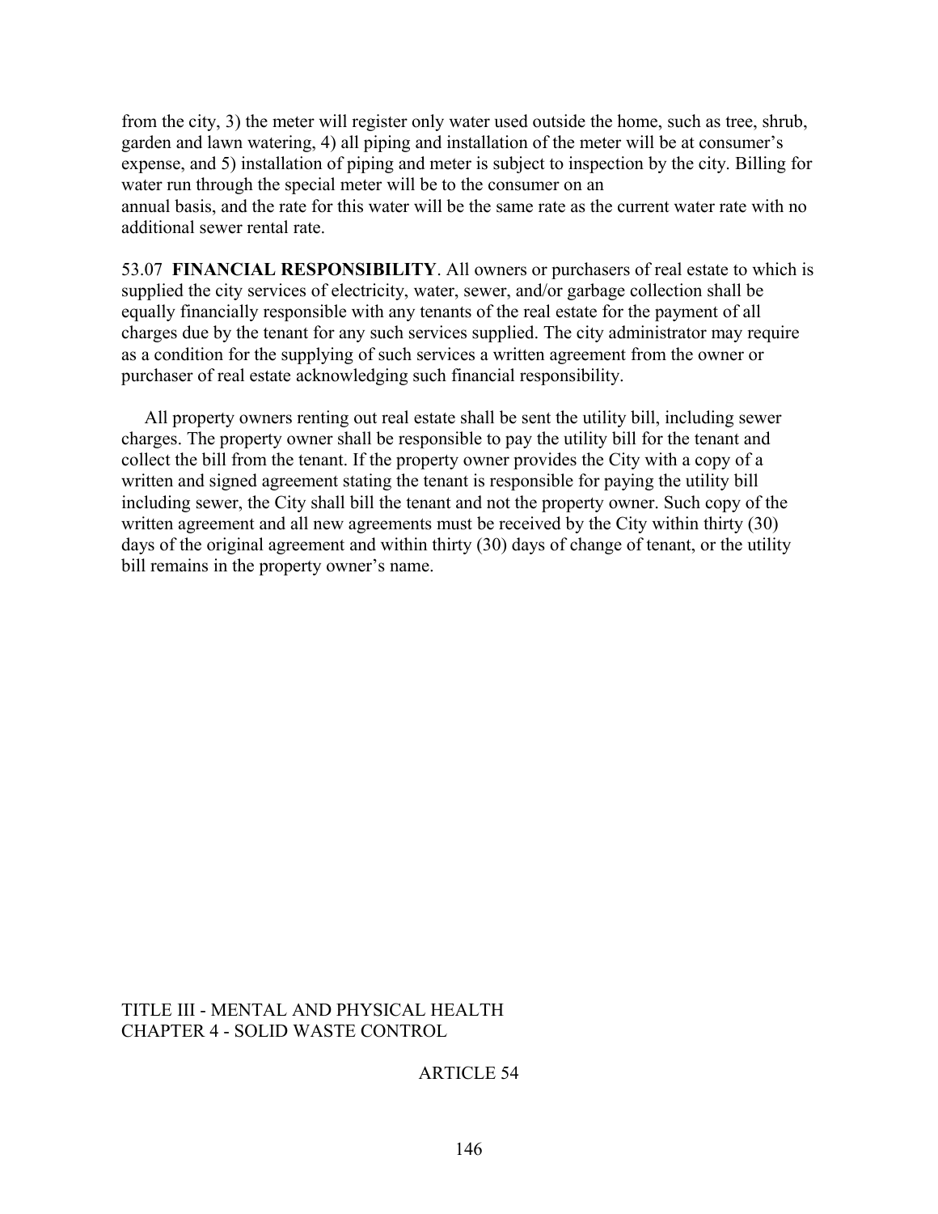from the city, 3) the meter will register only water used outside the home, such as tree, shrub, garden and lawn watering, 4) all piping and installation of the meter will be at consumer's expense, and 5) installation of piping and meter is subject to inspection by the city. Billing for water run through the special meter will be to the consumer on an annual basis, and the rate for this water will be the same rate as the current water rate with no additional sewer rental rate.

53.07 **FINANCIAL RESPONSIBILITY**. All owners or purchasers of real estate to which is supplied the city services of electricity, water, sewer, and/or garbage collection shall be equally financially responsible with any tenants of the real estate for the payment of all charges due by the tenant for any such services supplied. The city administrator may require as a condition for the supplying of such services a written agreement from the owner or purchaser of real estate acknowledging such financial responsibility.

All property owners renting out real estate shall be sent the utility bill, including sewer charges. The property owner shall be responsible to pay the utility bill for the tenant and collect the bill from the tenant. If the property owner provides the City with a copy of a written and signed agreement stating the tenant is responsible for paying the utility bill including sewer, the City shall bill the tenant and not the property owner. Such copy of the written agreement and all new agreements must be received by the City within thirty (30) days of the original agreement and within thirty (30) days of change of tenant, or the utility bill remains in the property owner's name.

TITLE III - MENTAL AND PHYSICAL HEALTH
CHAPTER 4 - SOLID WASTE CONTROL

ARTICLE 54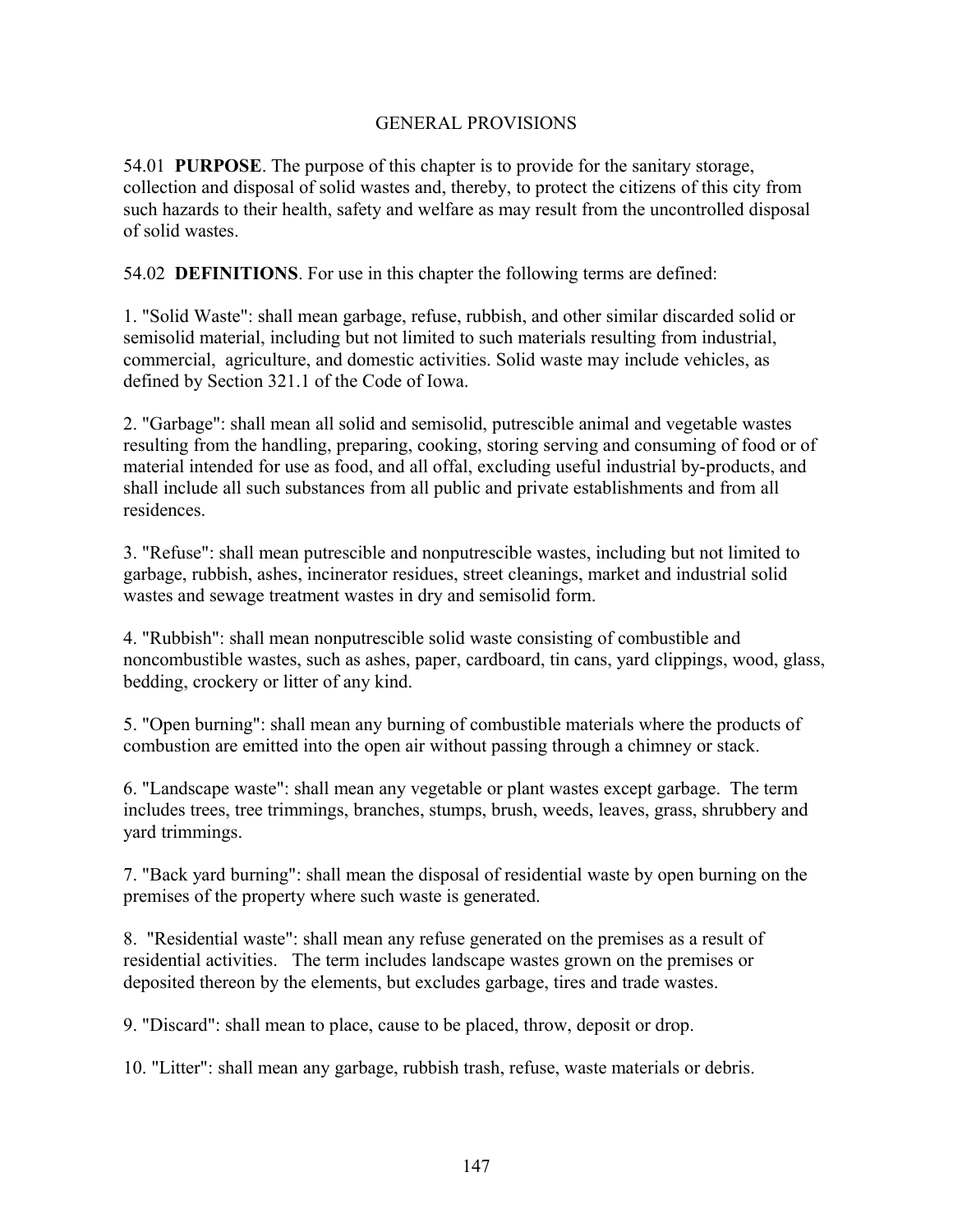## GENERAL PROVISIONS

54.01 **PURPOSE**. The purpose of this chapter is to provide for the sanitary storage, collection and disposal of solid wastes and, thereby, to protect the citizens of this city from such hazards to their health, safety and welfare as may result from the uncontrolled disposal of solid wastes.

54.02 **DEFINITIONS**. For use in this chapter the following terms are defined:

1. "Solid Waste": shall mean garbage, refuse, rubbish, and other similar discarded solid or semisolid material, including but not limited to such materials resulting from industrial, commercial, agriculture, and domestic activities. Solid waste may include vehicles, as defined by Section 321.1 of the Code of Iowa.

2. "Garbage": shall mean all solid and semisolid, putrescible animal and vegetable wastes resulting from the handling, preparing, cooking, storing serving and consuming of food or of material intended for use as food, and all offal, excluding useful industrial by-products, and shall include all such substances from all public and private establishments and from all residences.

3. "Refuse": shall mean putrescible and nonputrescible wastes, including but not limited to garbage, rubbish, ashes, incinerator residues, street cleanings, market and industrial solid wastes and sewage treatment wastes in dry and semisolid form.

4. "Rubbish": shall mean nonputrescible solid waste consisting of combustible and noncombustible wastes, such as ashes, paper, cardboard, tin cans, yard clippings, wood, glass, bedding, crockery or litter of any kind.

5. "Open burning": shall mean any burning of combustible materials where the products of combustion are emitted into the open air without passing through a chimney or stack.

6. "Landscape waste": shall mean any vegetable or plant wastes except garbage. The term includes trees, tree trimmings, branches, stumps, brush, weeds, leaves, grass, shrubbery and yard trimmings.

7. "Back yard burning": shall mean the disposal of residential waste by open burning on the premises of the property where such waste is generated.

8. "Residential waste": shall mean any refuse generated on the premises as a result of residential activities. The term includes landscape wastes grown on the premises or deposited thereon by the elements, but excludes garbage, tires and trade wastes.

9. "Discard": shall mean to place, cause to be placed, throw, deposit or drop.

10. "Litter": shall mean any garbage, rubbish trash, refuse, waste materials or debris.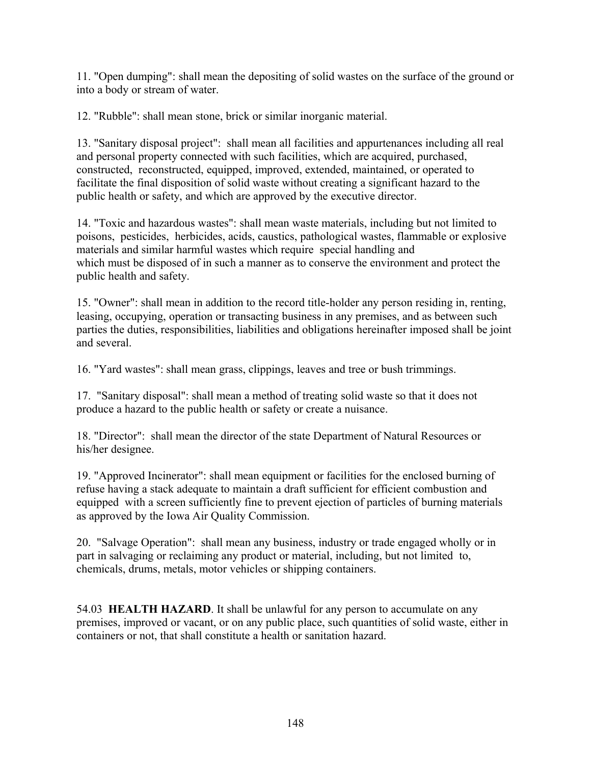11. "Open dumping": shall mean the depositing of solid wastes on the surface of the ground or into a body or stream of water.

12. "Rubble": shall mean stone, brick or similar inorganic material.

13. "Sanitary disposal project": shall mean all facilities and appurtenances including all real and personal property connected with such facilities, which are acquired, purchased, constructed, reconstructed, equipped, improved, extended, maintained, or operated to facilitate the final disposition of solid waste without creating a significant hazard to the public health or safety, and which are approved by the executive director.

14. "Toxic and hazardous wastes": shall mean waste materials, including but not limited to poisons, pesticides, herbicides, acids, caustics, pathological wastes, flammable or explosive materials and similar harmful wastes which require special handling and which must be disposed of in such a manner as to conserve the environment and protect the public health and safety.

15. "Owner": shall mean in addition to the record title-holder any person residing in, renting, leasing, occupying, operation or transacting business in any premises, and as between such parties the duties, responsibilities, liabilities and obligations hereinafter imposed shall be joint and several.

16. "Yard wastes": shall mean grass, clippings, leaves and tree or bush trimmings.

17. "Sanitary disposal": shall mean a method of treating solid waste so that it does not produce a hazard to the public health or safety or create a nuisance.

18. "Director": shall mean the director of the state Department of Natural Resources or his/her designee.

19. "Approved Incinerator": shall mean equipment or facilities for the enclosed burning of refuse having a stack adequate to maintain a draft sufficient for efficient combustion and equipped with a screen sufficiently fine to prevent ejection of particles of burning materials as approved by the Iowa Air Quality Commission.

20. "Salvage Operation": shall mean any business, industry or trade engaged wholly or in part in salvaging or reclaiming any product or material, including, but not limited to, chemicals, drums, metals, motor vehicles or shipping containers.

54.03 **HEALTH HAZARD**. It shall be unlawful for any person to accumulate on any premises, improved or vacant, or on any public place, such quantities of solid waste, either in containers or not, that shall constitute a health or sanitation hazard.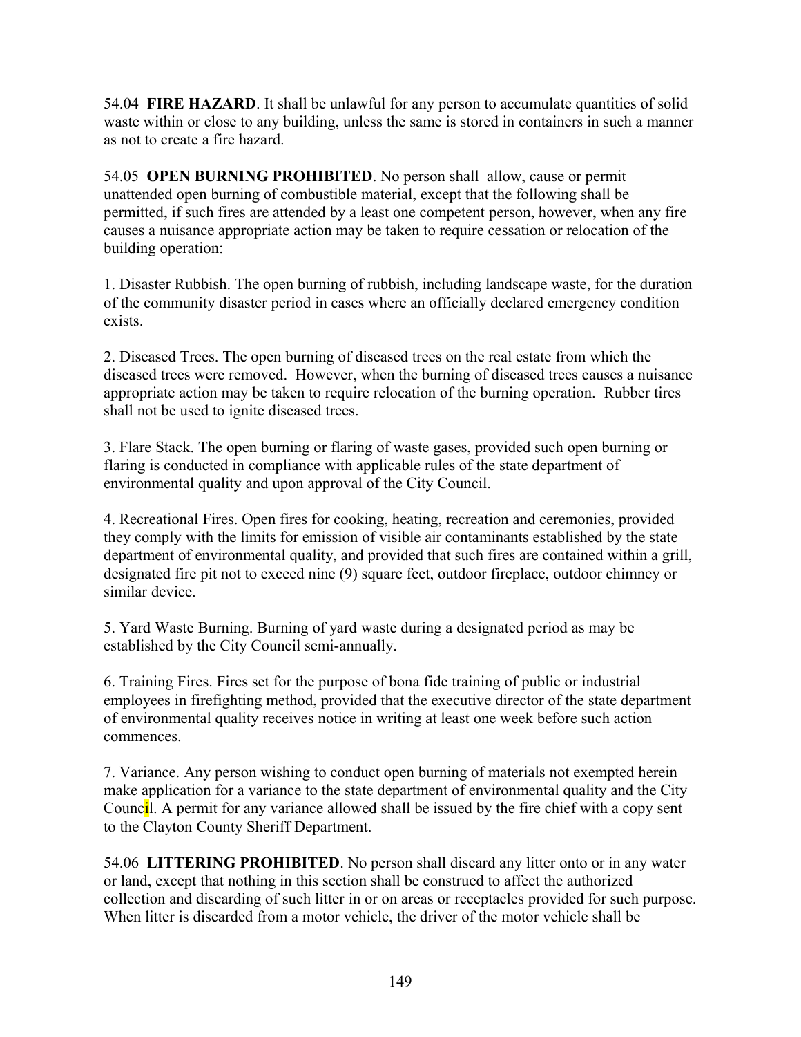54.04 **FIRE HAZARD**. It shall be unlawful for any person to accumulate quantities of solid waste within or close to any building, unless the same is stored in containers in such a manner as not to create a fire hazard.

54.05 **OPEN BURNING PROHIBITED**. No person shall allow, cause or permit unattended open burning of combustible material, except that the following shall be permitted, if such fires are attended by a least one competent person, however, when any fire causes a nuisance appropriate action may be taken to require cessation or relocation of the building operation:

1. Disaster Rubbish. The open burning of rubbish, including landscape waste, for the duration of the community disaster period in cases where an officially declared emergency condition exists.

2. Diseased Trees. The open burning of diseased trees on the real estate from which the diseased trees were removed. However, when the burning of diseased trees causes a nuisance appropriate action may be taken to require relocation of the burning operation. Rubber tires shall not be used to ignite diseased trees.

3. Flare Stack. The open burning or flaring of waste gases, provided such open burning or flaring is conducted in compliance with applicable rules of the state department of environmental quality and upon approval of the City Council.

4. Recreational Fires. Open fires for cooking, heating, recreation and ceremonies, provided they comply with the limits for emission of visible air contaminants established by the state department of environmental quality, and provided that such fires are contained within a grill, designated fire pit not to exceed nine (9) square feet, outdoor fireplace, outdoor chimney or similar device.

5. Yard Waste Burning. Burning of yard waste during a designated period as may be established by the City Council semi-annually.

6. Training Fires. Fires set for the purpose of bona fide training of public or industrial employees in firefighting method, provided that the executive director of the state department of environmental quality receives notice in writing at least one week before such action commences.

7. Variance. Any person wishing to conduct open burning of materials not exempted herein make application for a variance to the state department of environmental quality and the City Council. A permit for any variance allowed shall be issued by the fire chief with a copy sent to the Clayton County Sheriff Department.

54.06 **LITTERING PROHIBITED**. No person shall discard any litter onto or in any water or land, except that nothing in this section shall be construed to affect the authorized collection and discarding of such litter in or on areas or receptacles provided for such purpose. When litter is discarded from a motor vehicle, the driver of the motor vehicle shall be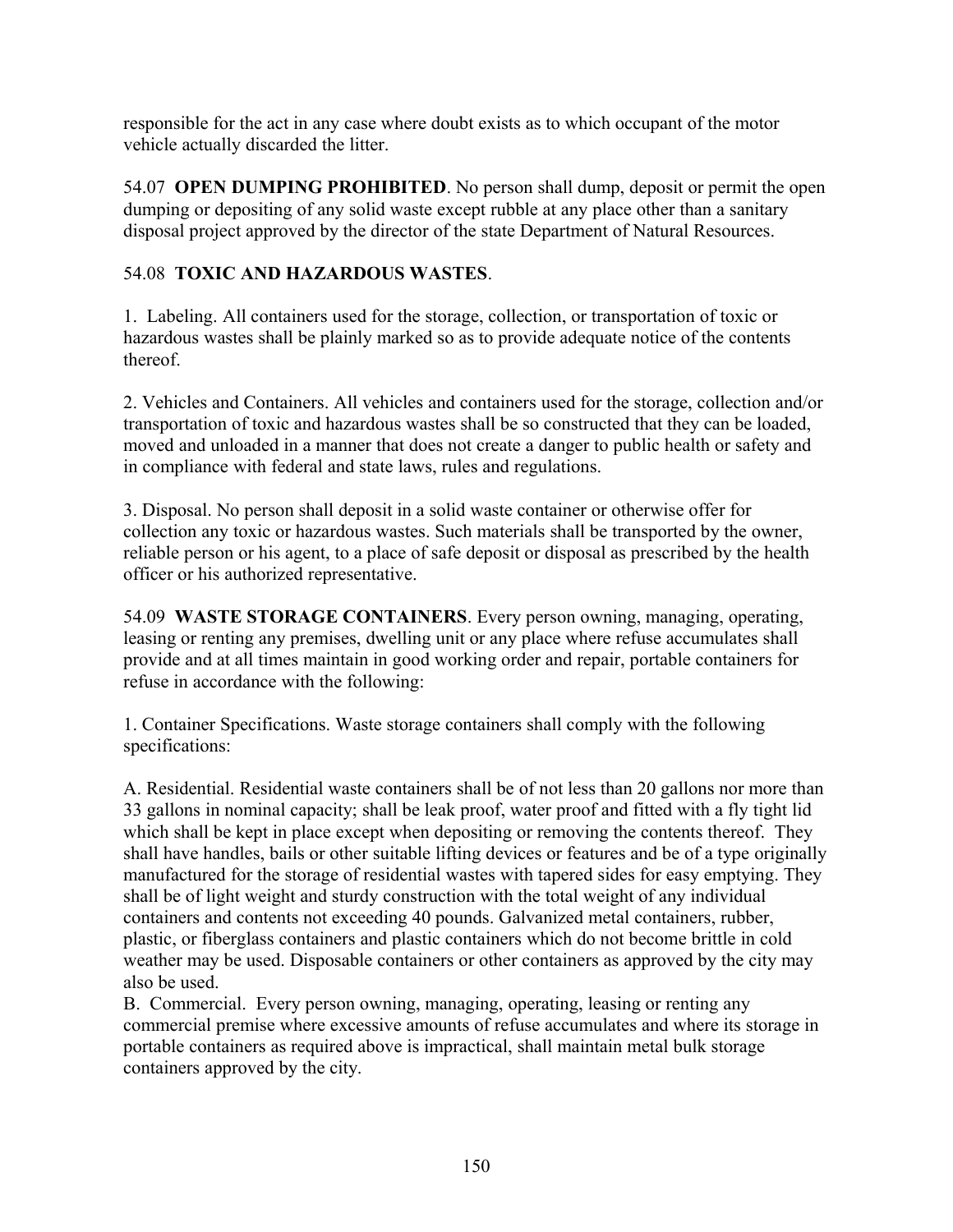responsible for the act in any case where doubt exists as to which occupant of the motor vehicle actually discarded the litter.

54.07 **OPEN DUMPING PROHIBITED**. No person shall dump, deposit or permit the open dumping or depositing of any solid waste except rubble at any place other than a sanitary disposal project approved by the director of the state Department of Natural Resources.

54.08 **TOXIC AND HAZARDOUS WASTES**.

1. Labeling. All containers used for the storage, collection, or transportation of toxic or hazardous wastes shall be plainly marked so as to provide adequate notice of the contents thereof.

2. Vehicles and Containers. All vehicles and containers used for the storage, collection and/or transportation of toxic and hazardous wastes shall be so constructed that they can be loaded, moved and unloaded in a manner that does not create a danger to public health or safety and in compliance with federal and state laws, rules and regulations.

3. Disposal. No person shall deposit in a solid waste container or otherwise offer for collection any toxic or hazardous wastes. Such materials shall be transported by the owner, reliable person or his agent, to a place of safe deposit or disposal as prescribed by the health officer or his authorized representative.

54.09 **WASTE STORAGE CONTAINERS**. Every person owning, managing, operating, leasing or renting any premises, dwelling unit or any place where refuse accumulates shall provide and at all times maintain in good working order and repair, portable containers for refuse in accordance with the following:

1. Container Specifications. Waste storage containers shall comply with the following specifications:

A. Residential. Residential waste containers shall be of not less than 20 gallons nor more than 33 gallons in nominal capacity; shall be leak proof, water proof and fitted with a fly tight lid which shall be kept in place except when depositing or removing the contents thereof. They shall have handles, bails or other suitable lifting devices or features and be of a type originally manufactured for the storage of residential wastes with tapered sides for easy emptying. They shall be of light weight and sturdy construction with the total weight of any individual containers and contents not exceeding 40 pounds. Galvanized metal containers, rubber, plastic, or fiberglass containers and plastic containers which do not become brittle in cold weather may be used. Disposable containers or other containers as approved by the city may also be used.

B. Commercial. Every person owning, managing, operating, leasing or renting any commercial premise where excessive amounts of refuse accumulates and where its storage in portable containers as required above is impractical, shall maintain metal bulk storage containers approved by the city.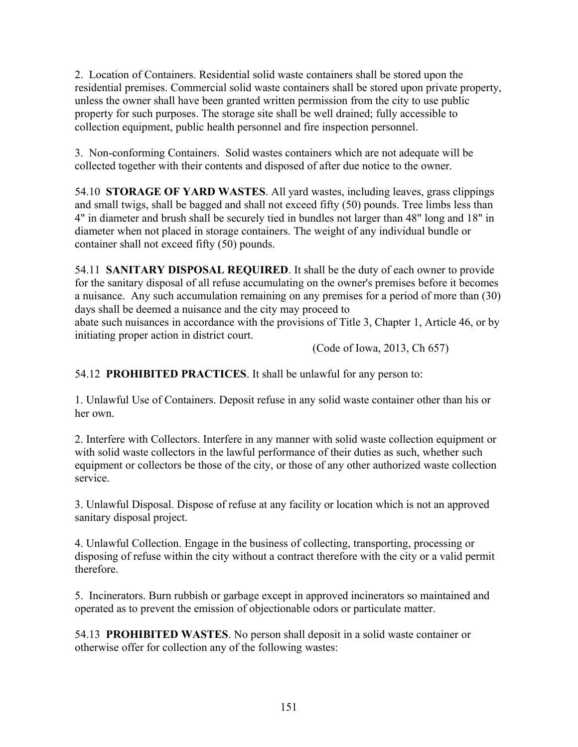2. Location of Containers. Residential solid waste containers shall be stored upon the residential premises. Commercial solid waste containers shall be stored upon private property, unless the owner shall have been granted written permission from the city to use public property for such purposes. The storage site shall be well drained; fully accessible to collection equipment, public health personnel and fire inspection personnel.

3. Non-conforming Containers. Solid wastes containers which are not adequate will be collected together with their contents and disposed of after due notice to the owner.

54.10 **STORAGE OF YARD WASTES**. All yard wastes, including leaves, grass clippings and small twigs, shall be bagged and shall not exceed fifty (50) pounds. Tree limbs less than 4" in diameter and brush shall be securely tied in bundles not larger than 48" long and 18" in diameter when not placed in storage containers. The weight of any individual bundle or container shall not exceed fifty (50) pounds.

54.11 **SANITARY DISPOSAL REQUIRED**. It shall be the duty of each owner to provide for the sanitary disposal of all refuse accumulating on the owner's premises before it becomes a nuisance. Any such accumulation remaining on any premises for a period of more than (30) days shall be deemed a nuisance and the city may proceed to
abate such nuisances in accordance with the provisions of Title 3, Chapter 1, Article 46, or by initiating proper action in district court.

(Code of Iowa, 2013, Ch 657)

54.12 **PROHIBITED PRACTICES**. It shall be unlawful for any person to:

1. Unlawful Use of Containers. Deposit refuse in any solid waste container other than his or her own.

2. Interfere with Collectors. Interfere in any manner with solid waste collection equipment or with solid waste collectors in the lawful performance of their duties as such, whether such equipment or collectors be those of the city, or those of any other authorized waste collection service.

3. Unlawful Disposal. Dispose of refuse at any facility or location which is not an approved sanitary disposal project.

4. Unlawful Collection. Engage in the business of collecting, transporting, processing or disposing of refuse within the city without a contract therefore with the city or a valid permit therefore.

5. Incinerators. Burn rubbish or garbage except in approved incinerators so maintained and operated as to prevent the emission of objectionable odors or particulate matter.

54.13 **PROHIBITED WASTES**. No person shall deposit in a solid waste container or otherwise offer for collection any of the following wastes: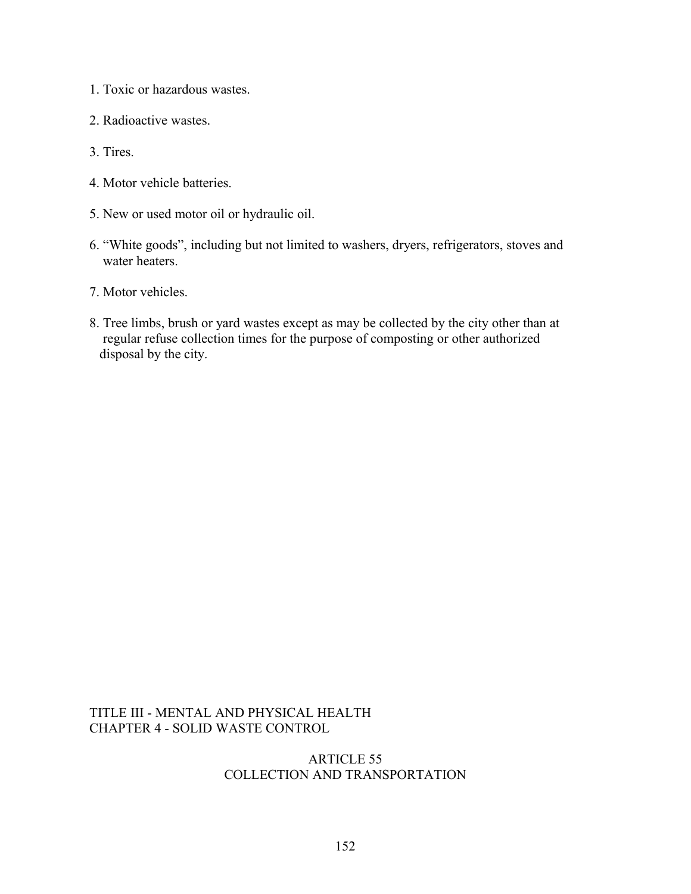1. Toxic or hazardous wastes.

2. Radioactive wastes.

3. Tires.

4. Motor vehicle batteries.

5. New or used motor oil or hydraulic oil.

6. "White goods", including but not limited to washers, dryers, refrigerators, stoves and water heaters.

7. Motor vehicles.

8. Tree limbs, brush or yard wastes except as may be collected by the city other than at regular refuse collection times for the purpose of composting or other authorized disposal by the city.

TITLE III - MENTAL AND PHYSICAL HEALTH
CHAPTER 4 - SOLID WASTE CONTROL

## ARTICLE 55
## COLLECTION AND TRANSPORTATION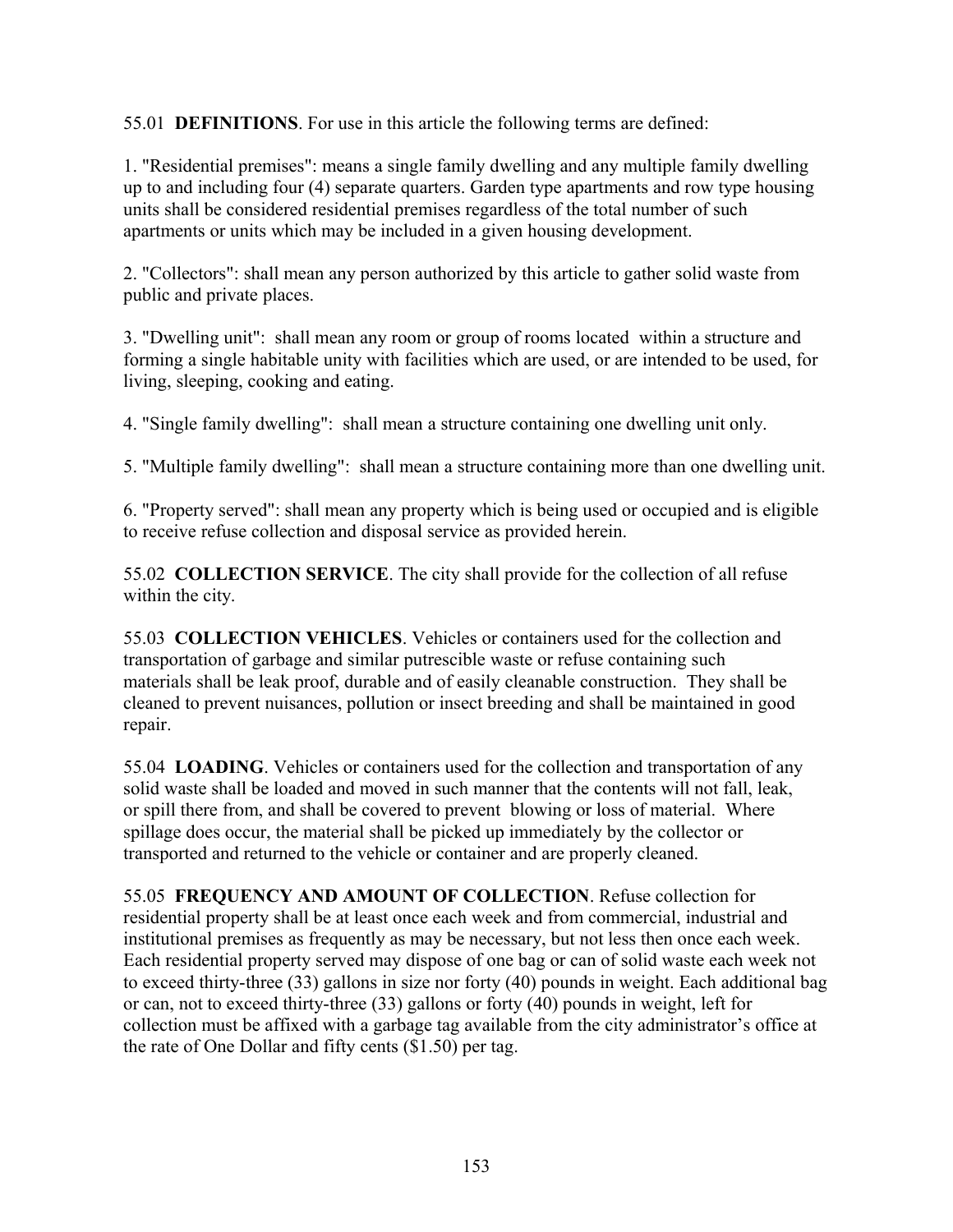55.01 **DEFINITIONS**. For use in this article the following terms are defined:

1. "Residential premises": means a single family dwelling and any multiple family dwelling up to and including four (4) separate quarters. Garden type apartments and row type housing units shall be considered residential premises regardless of the total number of such apartments or units which may be included in a given housing development.

2. "Collectors": shall mean any person authorized by this article to gather solid waste from public and private places.

3. "Dwelling unit": shall mean any room or group of rooms located within a structure and forming a single habitable unity with facilities which are used, or are intended to be used, for living, sleeping, cooking and eating.

4. "Single family dwelling": shall mean a structure containing one dwelling unit only.

5. "Multiple family dwelling": shall mean a structure containing more than one dwelling unit.

6. "Property served": shall mean any property which is being used or occupied and is eligible to receive refuse collection and disposal service as provided herein.

55.02 **COLLECTION SERVICE**. The city shall provide for the collection of all refuse within the city.

55.03 **COLLECTION VEHICLES**. Vehicles or containers used for the collection and transportation of garbage and similar putrescible waste or refuse containing such materials shall be leak proof, durable and of easily cleanable construction. They shall be cleaned to prevent nuisances, pollution or insect breeding and shall be maintained in good repair.

55.04 **LOADING**. Vehicles or containers used for the collection and transportation of any solid waste shall be loaded and moved in such manner that the contents will not fall, leak, or spill there from, and shall be covered to prevent blowing or loss of material. Where spillage does occur, the material shall be picked up immediately by the collector or transported and returned to the vehicle or container and are properly cleaned.

55.05 **FREQUENCY AND AMOUNT OF COLLECTION**. Refuse collection for residential property shall be at least once each week and from commercial, industrial and institutional premises as frequently as may be necessary, but not less then once each week. Each residential property served may dispose of one bag or can of solid waste each week not to exceed thirty-three (33) gallons in size nor forty (40) pounds in weight. Each additional bag or can, not to exceed thirty-three (33) gallons or forty (40) pounds in weight, left for collection must be affixed with a garbage tag available from the city administrator's office at the rate of One Dollar and fifty cents ($1.50) per tag.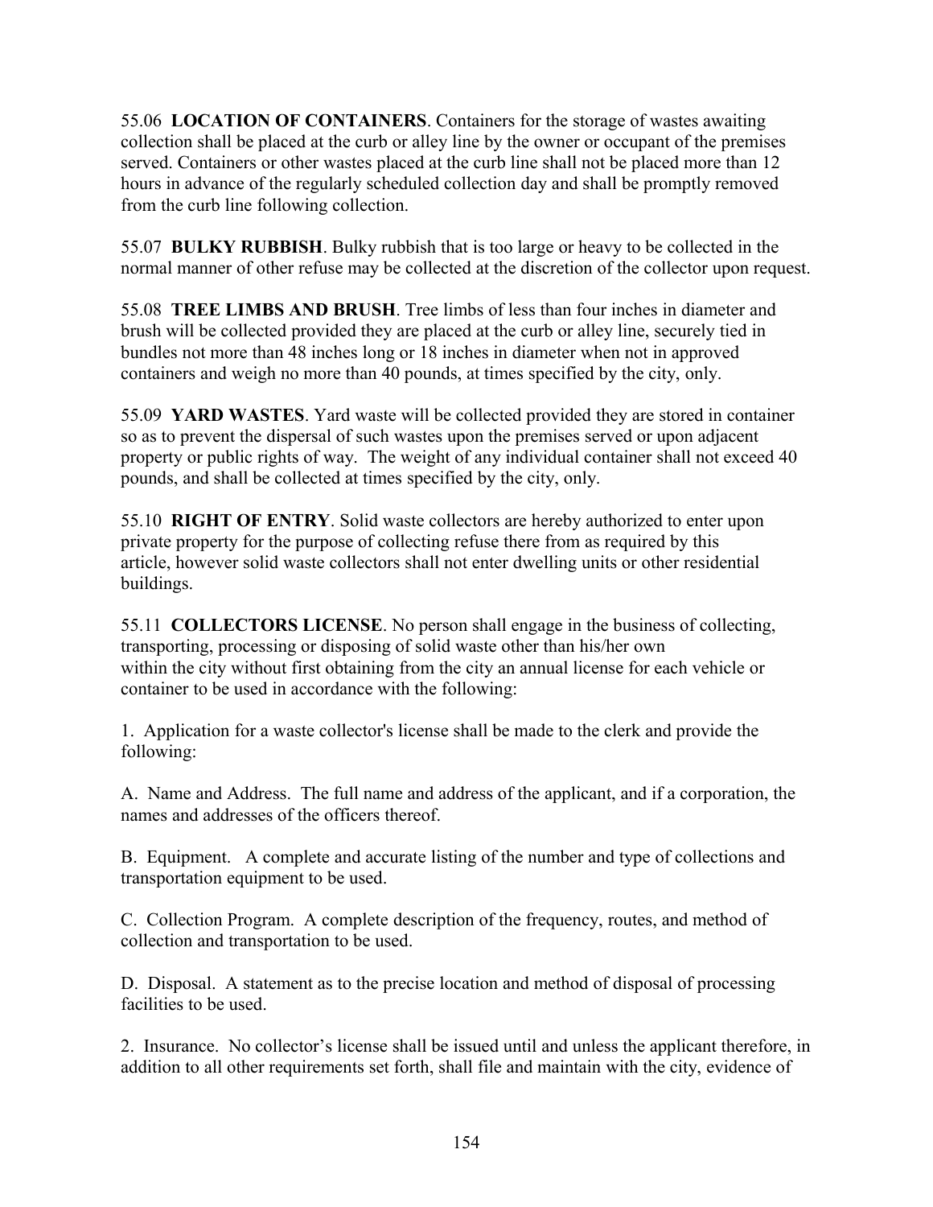55.06 **LOCATION OF CONTAINERS**. Containers for the storage of wastes awaiting collection shall be placed at the curb or alley line by the owner or occupant of the premises served. Containers or other wastes placed at the curb line shall not be placed more than 12 hours in advance of the regularly scheduled collection day and shall be promptly removed from the curb line following collection.

55.07 **BULKY RUBBISH**. Bulky rubbish that is too large or heavy to be collected in the normal manner of other refuse may be collected at the discretion of the collector upon request.

55.08 **TREE LIMBS AND BRUSH**. Tree limbs of less than four inches in diameter and brush will be collected provided they are placed at the curb or alley line, securely tied in bundles not more than 48 inches long or 18 inches in diameter when not in approved containers and weigh no more than 40 pounds, at times specified by the city, only.

55.09 **YARD WASTES**. Yard waste will be collected provided they are stored in container so as to prevent the dispersal of such wastes upon the premises served or upon adjacent property or public rights of way. The weight of any individual container shall not exceed 40 pounds, and shall be collected at times specified by the city, only.

55.10 **RIGHT OF ENTRY**. Solid waste collectors are hereby authorized to enter upon private property for the purpose of collecting refuse there from as required by this article, however solid waste collectors shall not enter dwelling units or other residential buildings.

55.11 **COLLECTORS LICENSE**. No person shall engage in the business of collecting, transporting, processing or disposing of solid waste other than his/her own within the city without first obtaining from the city an annual license for each vehicle or container to be used in accordance with the following:

1. Application for a waste collector's license shall be made to the clerk and provide the following:

A. Name and Address. The full name and address of the applicant, and if a corporation, the names and addresses of the officers thereof.

B. Equipment. A complete and accurate listing of the number and type of collections and transportation equipment to be used.

C. Collection Program. A complete description of the frequency, routes, and method of collection and transportation to be used.

D. Disposal. A statement as to the precise location and method of disposal of processing facilities to be used.

2. Insurance. No collector's license shall be issued until and unless the applicant therefore, in addition to all other requirements set forth, shall file and maintain with the city, evidence of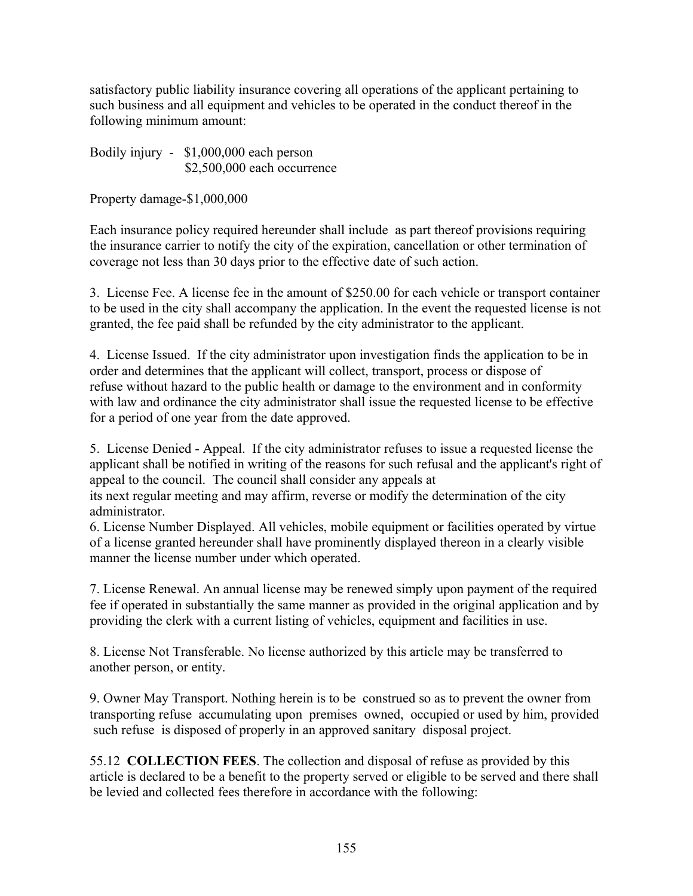satisfactory public liability insurance covering all operations of the applicant pertaining to such business and all equipment and vehicles to be operated in the conduct thereof in the following minimum amount:

Bodily injury - $1,000,000 each person
$2,500,000 each occurrence

Property damage-$1,000,000

Each insurance policy required hereunder shall include as part thereof provisions requiring the insurance carrier to notify the city of the expiration, cancellation or other termination of coverage not less than 30 days prior to the effective date of such action.

3. License Fee. A license fee in the amount of $250.00 for each vehicle or transport container to be used in the city shall accompany the application. In the event the requested license is not granted, the fee paid shall be refunded by the city administrator to the applicant.

4. License Issued. If the city administrator upon investigation finds the application to be in order and determines that the applicant will collect, transport, process or dispose of refuse without hazard to the public health or damage to the environment and in conformity with law and ordinance the city administrator shall issue the requested license to be effective for a period of one year from the date approved.

5. License Denied - Appeal. If the city administrator refuses to issue a requested license the applicant shall be notified in writing of the reasons for such refusal and the applicant's right of appeal to the council. The council shall consider any appeals at its next regular meeting and may affirm, reverse or modify the determination of the city administrator.

6. License Number Displayed. All vehicles, mobile equipment or facilities operated by virtue of a license granted hereunder shall have prominently displayed thereon in a clearly visible manner the license number under which operated.

7. License Renewal. An annual license may be renewed simply upon payment of the required fee if operated in substantially the same manner as provided in the original application and by providing the clerk with a current listing of vehicles, equipment and facilities in use.

8. License Not Transferable. No license authorized by this article may be transferred to another person, or entity.

9. Owner May Transport. Nothing herein is to be construed so as to prevent the owner from transporting refuse accumulating upon premises owned, occupied or used by him, provided such refuse is disposed of properly in an approved sanitary disposal project.

55.12 **COLLECTION FEES**. The collection and disposal of refuse as provided by this article is declared to be a benefit to the property served or eligible to be served and there shall be levied and collected fees therefore in accordance with the following: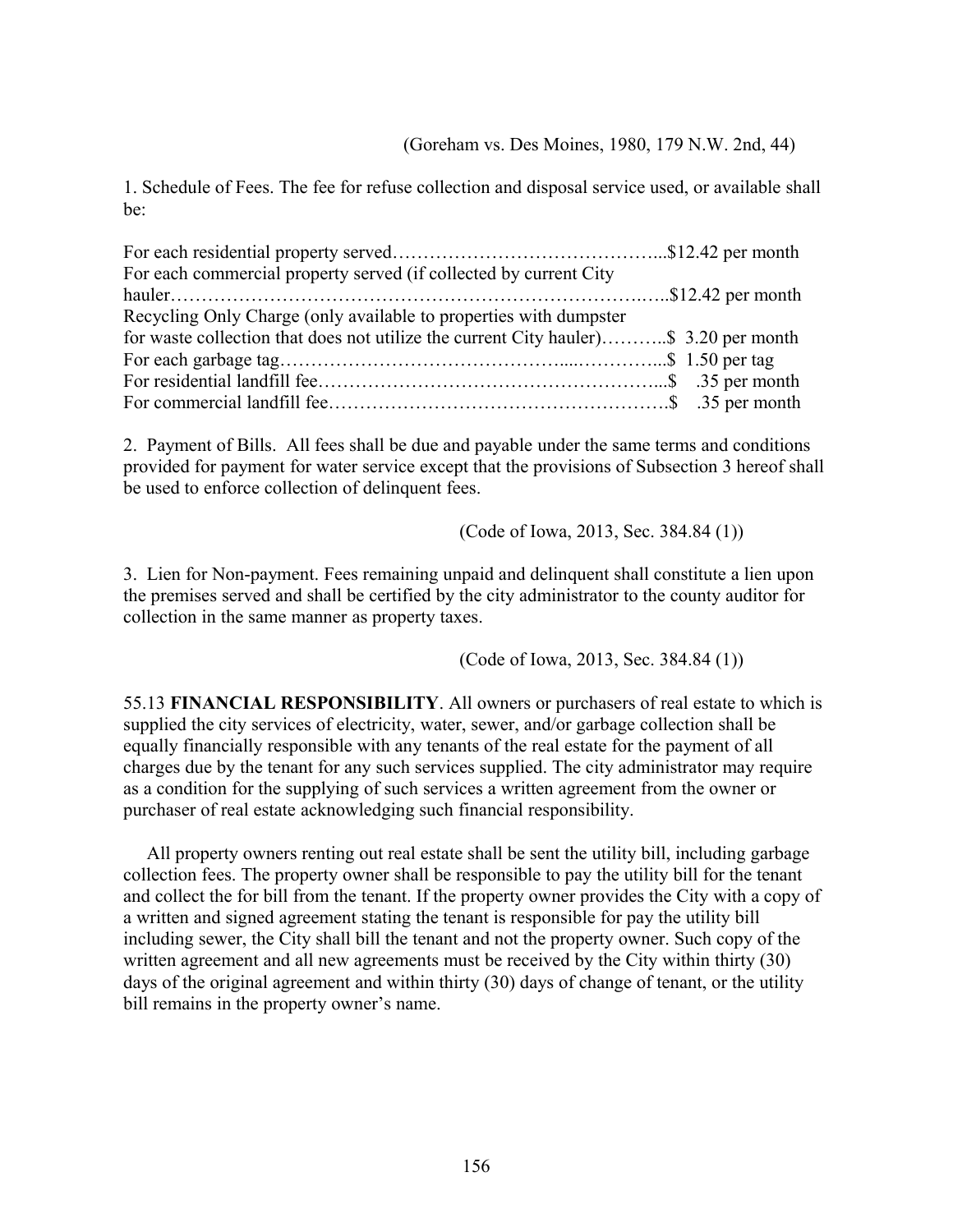(Goreham vs. Des Moines, 1980, 179 N.W. 2nd, 44)

1. Schedule of Fees. The fee for refuse collection and disposal service used, or available shall be:

For each residential property served……………………………………...$12.42 per month
For each commercial property served (if collected by current City hauler…………………………………………………………………..…..$12.42 per month
Recycling Only Charge (only available to properties with dumpster for waste collection that does not utilize the current City hauler)………..$ 3.20 per month
For each garbage tag……………………………………....…………...$ 1.50 per tag
For residential landfill fee………………………………………………...$ .35 per month
For commercial landfill fee……………………………………………….$ .35 per month

2. Payment of Bills. All fees shall be due and payable under the same terms and conditions provided for payment for water service except that the provisions of Subsection 3 hereof shall be used to enforce collection of delinquent fees.

(Code of Iowa, 2013, Sec. 384.84 (1))

3. Lien for Non-payment. Fees remaining unpaid and delinquent shall constitute a lien upon the premises served and shall be certified by the city administrator to the county auditor for collection in the same manner as property taxes.

(Code of Iowa, 2013, Sec. 384.84 (1))

55.13 **FINANCIAL RESPONSIBILITY**. All owners or purchasers of real estate to which is supplied the city services of electricity, water, sewer, and/or garbage collection shall be equally financially responsible with any tenants of the real estate for the payment of all charges due by the tenant for any such services supplied. The city administrator may require as a condition for the supplying of such services a written agreement from the owner or purchaser of real estate acknowledging such financial responsibility.

All property owners renting out real estate shall be sent the utility bill, including garbage collection fees. The property owner shall be responsible to pay the utility bill for the tenant and collect the for bill from the tenant. If the property owner provides the City with a copy of a written and signed agreement stating the tenant is responsible for pay the utility bill including sewer, the City shall bill the tenant and not the property owner. Such copy of the written agreement and all new agreements must be received by the City within thirty (30) days of the original agreement and within thirty (30) days of change of tenant, or the utility bill remains in the property owner's name.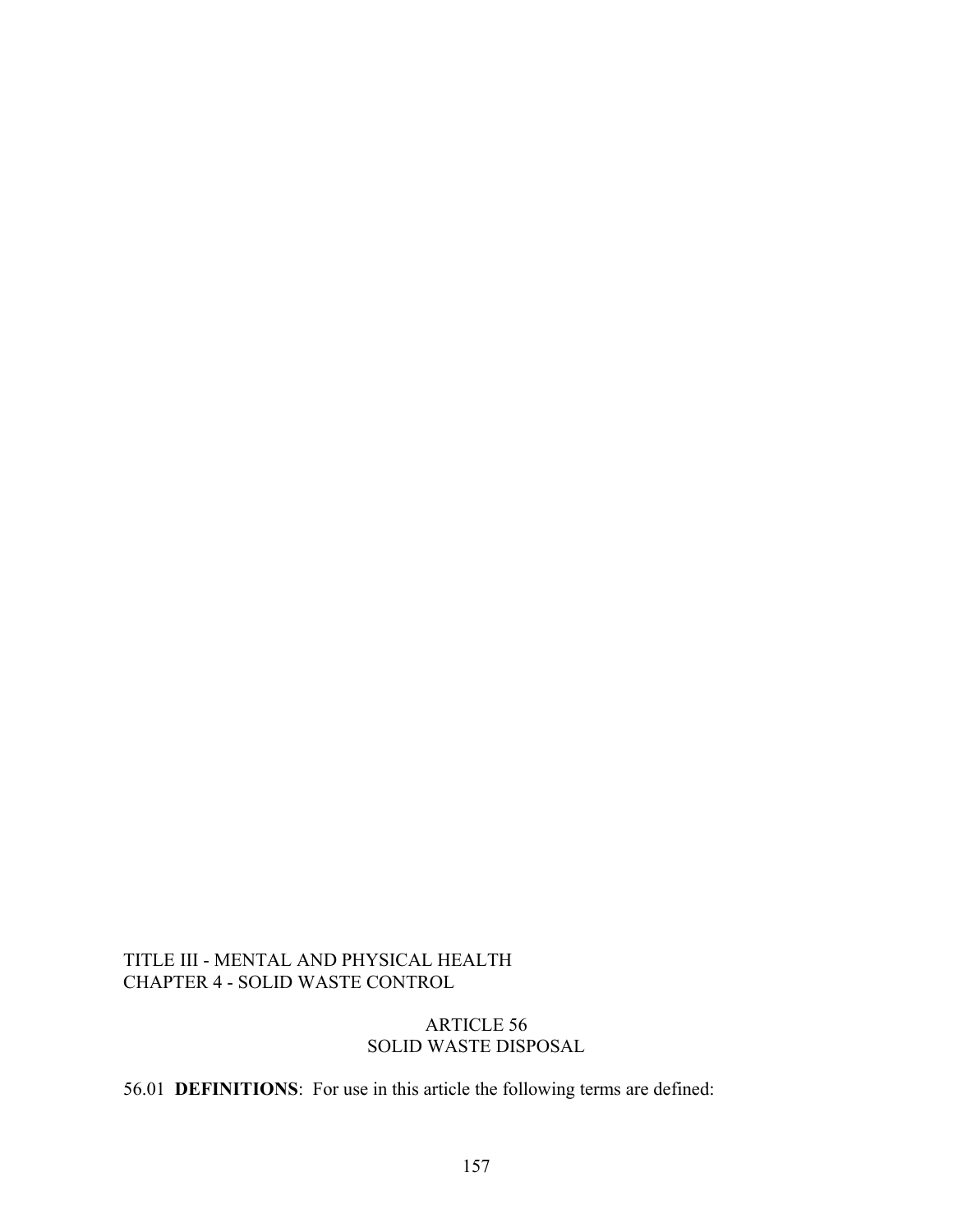TITLE III - MENTAL AND PHYSICAL HEALTH
CHAPTER 4 - SOLID WASTE CONTROL

## ARTICLE 56
## SOLID WASTE DISPOSAL

56.01 **DEFINITIONS**: For use in this article the following terms are defined: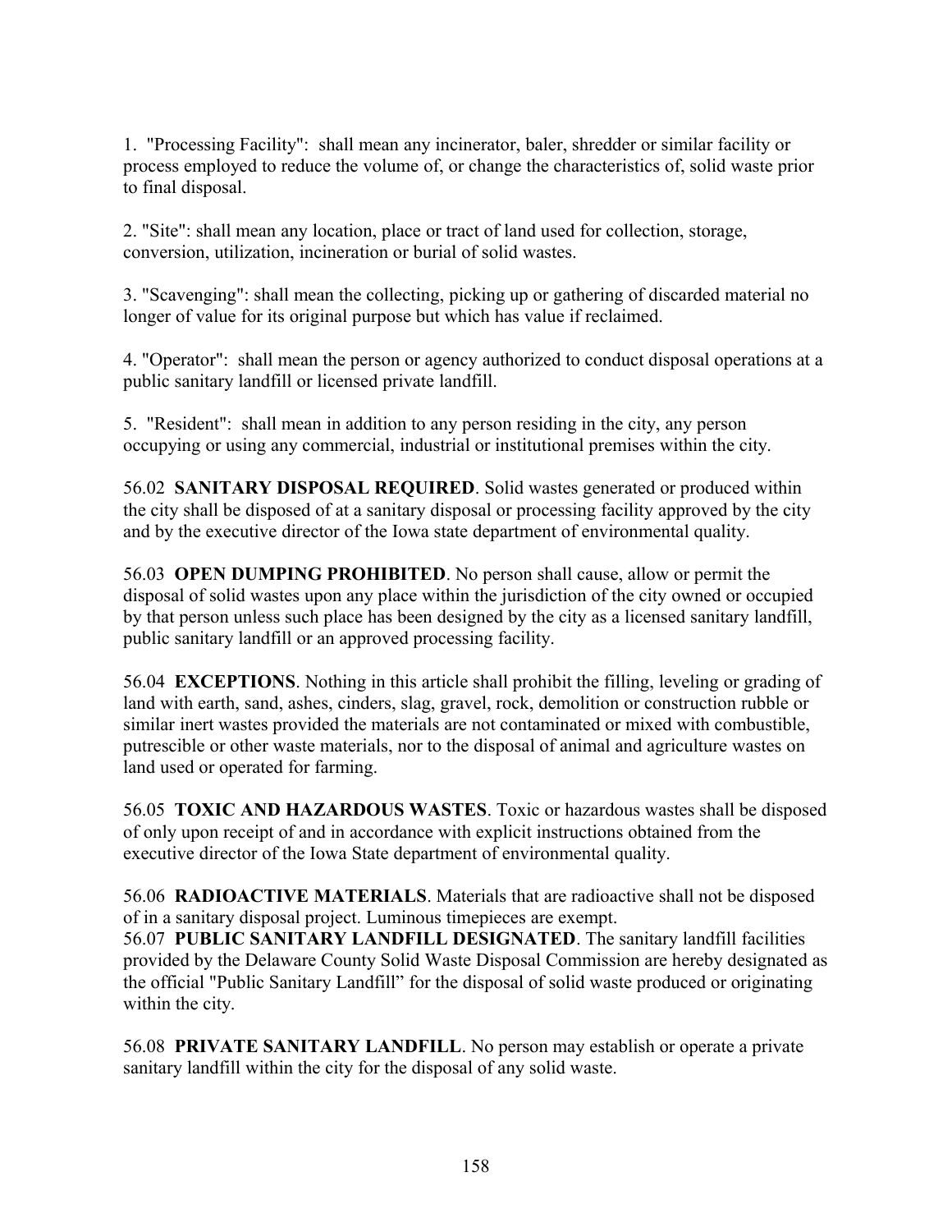1. "Processing Facility": shall mean any incinerator, baler, shredder or similar facility or process employed to reduce the volume of, or change the characteristics of, solid waste prior to final disposal.

2. "Site": shall mean any location, place or tract of land used for collection, storage, conversion, utilization, incineration or burial of solid wastes.

3. "Scavenging": shall mean the collecting, picking up or gathering of discarded material no longer of value for its original purpose but which has value if reclaimed.

4. "Operator": shall mean the person or agency authorized to conduct disposal operations at a public sanitary landfill or licensed private landfill.

5. "Resident": shall mean in addition to any person residing in the city, any person occupying or using any commercial, industrial or institutional premises within the city.

56.02 **SANITARY DISPOSAL REQUIRED**. Solid wastes generated or produced within the city shall be disposed of at a sanitary disposal or processing facility approved by the city and by the executive director of the Iowa state department of environmental quality.

56.03 **OPEN DUMPING PROHIBITED**. No person shall cause, allow or permit the disposal of solid wastes upon any place within the jurisdiction of the city owned or occupied by that person unless such place has been designed by the city as a licensed sanitary landfill, public sanitary landfill or an approved processing facility.

56.04 **EXCEPTIONS**. Nothing in this article shall prohibit the filling, leveling or grading of land with earth, sand, ashes, cinders, slag, gravel, rock, demolition or construction rubble or similar inert wastes provided the materials are not contaminated or mixed with combustible, putrescible or other waste materials, nor to the disposal of animal and agriculture wastes on land used or operated for farming.

56.05 **TOXIC AND HAZARDOUS WASTES**. Toxic or hazardous wastes shall be disposed of only upon receipt of and in accordance with explicit instructions obtained from the executive director of the Iowa State department of environmental quality.

56.06 **RADIOACTIVE MATERIALS**. Materials that are radioactive shall not be disposed of in a sanitary disposal project. Luminous timepieces are exempt.

56.07 **PUBLIC SANITARY LANDFILL DESIGNATED**. The sanitary landfill facilities provided by the Delaware County Solid Waste Disposal Commission are hereby designated as the official "Public Sanitary Landfill" for the disposal of solid waste produced or originating within the city.

56.08 **PRIVATE SANITARY LANDFILL**. No person may establish or operate a private sanitary landfill within the city for the disposal of any solid waste.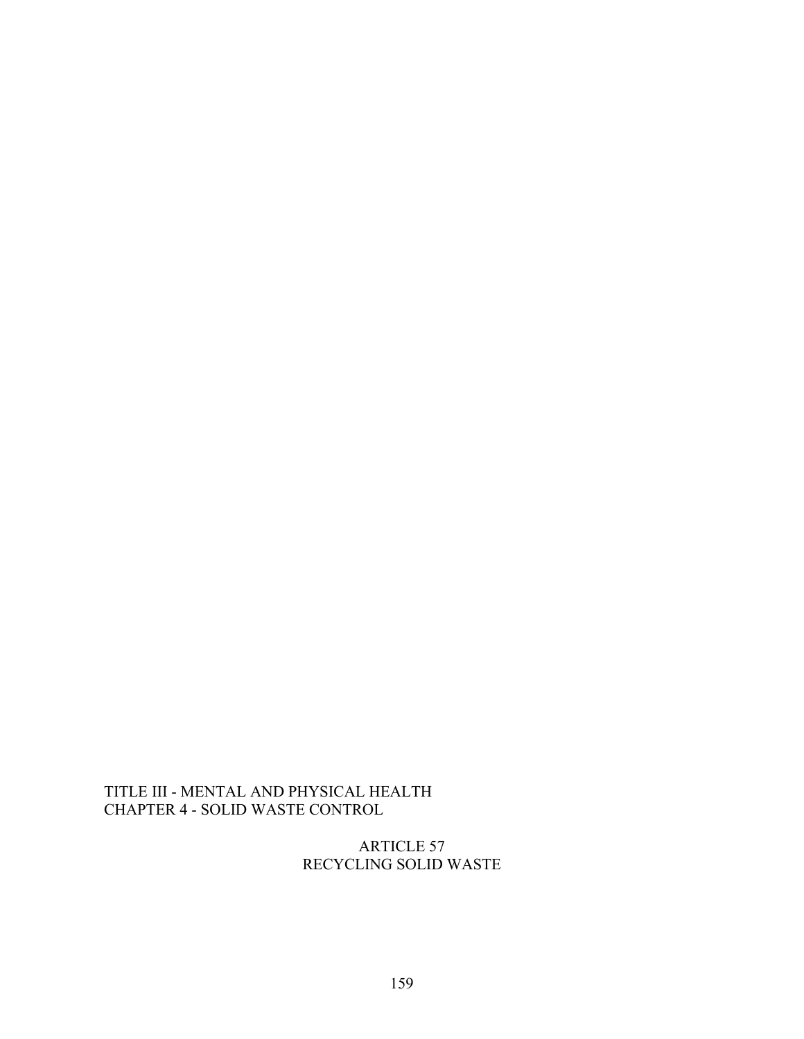TITLE III - MENTAL AND PHYSICAL HEALTH
CHAPTER 4 - SOLID WASTE CONTROL

# ARTICLE 57
# RECYCLING SOLID WASTE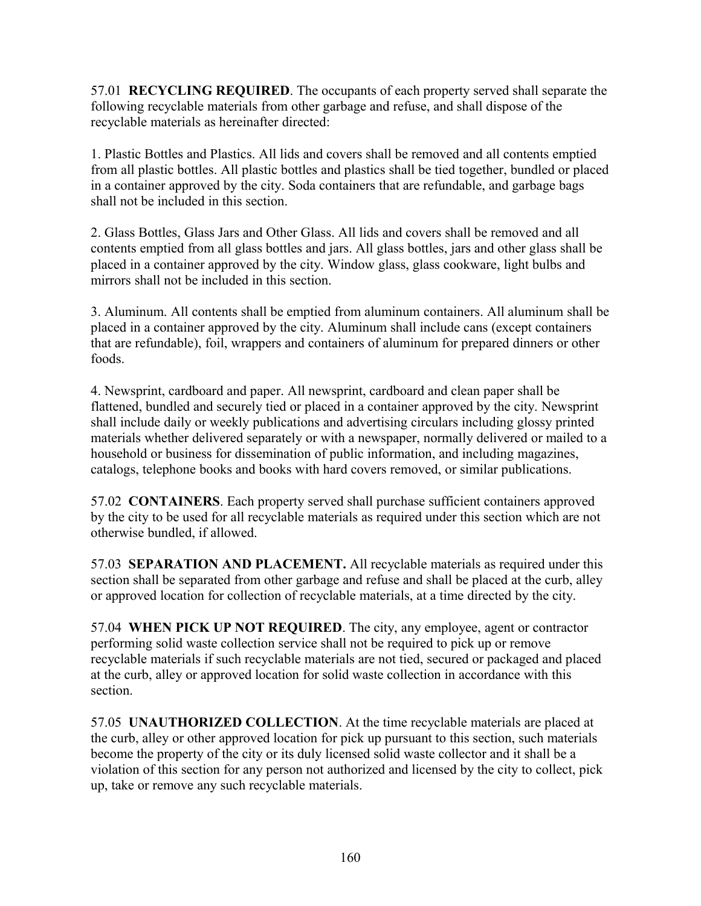57.01 **RECYCLING REQUIRED**. The occupants of each property served shall separate the following recyclable materials from other garbage and refuse, and shall dispose of the recyclable materials as hereinafter directed:

1. Plastic Bottles and Plastics. All lids and covers shall be removed and all contents emptied from all plastic bottles. All plastic bottles and plastics shall be tied together, bundled or placed in a container approved by the city. Soda containers that are refundable, and garbage bags shall not be included in this section.

2. Glass Bottles, Glass Jars and Other Glass. All lids and covers shall be removed and all contents emptied from all glass bottles and jars. All glass bottles, jars and other glass shall be placed in a container approved by the city. Window glass, glass cookware, light bulbs and mirrors shall not be included in this section.

3. Aluminum. All contents shall be emptied from aluminum containers. All aluminum shall be placed in a container approved by the city. Aluminum shall include cans (except containers that are refundable), foil, wrappers and containers of aluminum for prepared dinners or other foods.

4. Newsprint, cardboard and paper. All newsprint, cardboard and clean paper shall be flattened, bundled and securely tied or placed in a container approved by the city. Newsprint shall include daily or weekly publications and advertising circulars including glossy printed materials whether delivered separately or with a newspaper, normally delivered or mailed to a household or business for dissemination of public information, and including magazines, catalogs, telephone books and books with hard covers removed, or similar publications.

57.02 **CONTAINERS**. Each property served shall purchase sufficient containers approved by the city to be used for all recyclable materials as required under this section which are not otherwise bundled, if allowed.

57.03 **SEPARATION AND PLACEMENT.** All recyclable materials as required under this section shall be separated from other garbage and refuse and shall be placed at the curb, alley or approved location for collection of recyclable materials, at a time directed by the city.

57.04 **WHEN PICK UP NOT REQUIRED**. The city, any employee, agent or contractor performing solid waste collection service shall not be required to pick up or remove recyclable materials if such recyclable materials are not tied, secured or packaged and placed at the curb, alley or approved location for solid waste collection in accordance with this section.

57.05 **UNAUTHORIZED COLLECTION**. At the time recyclable materials are placed at the curb, alley or other approved location for pick up pursuant to this section, such materials become the property of the city or its duly licensed solid waste collector and it shall be a violation of this section for any person not authorized and licensed by the city to collect, pick up, take or remove any such recyclable materials.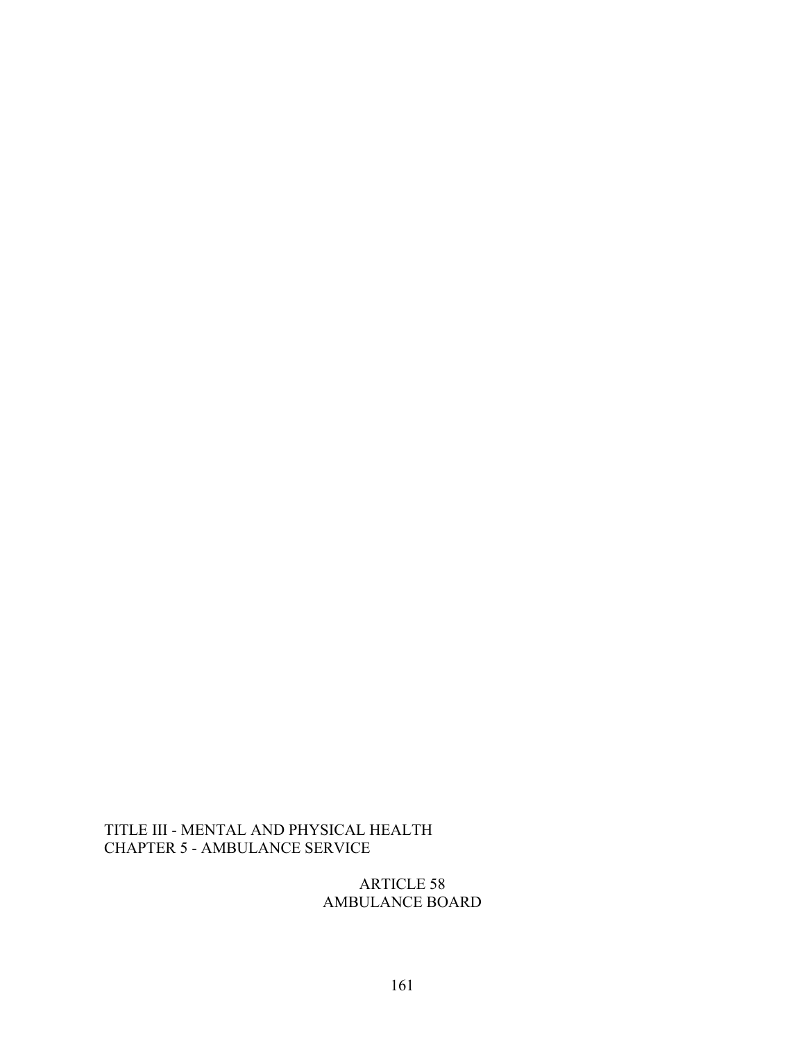TITLE III - MENTAL AND PHYSICAL HEALTH
CHAPTER 5 - AMBULANCE SERVICE

# ARTICLE 58
# AMBULANCE BOARD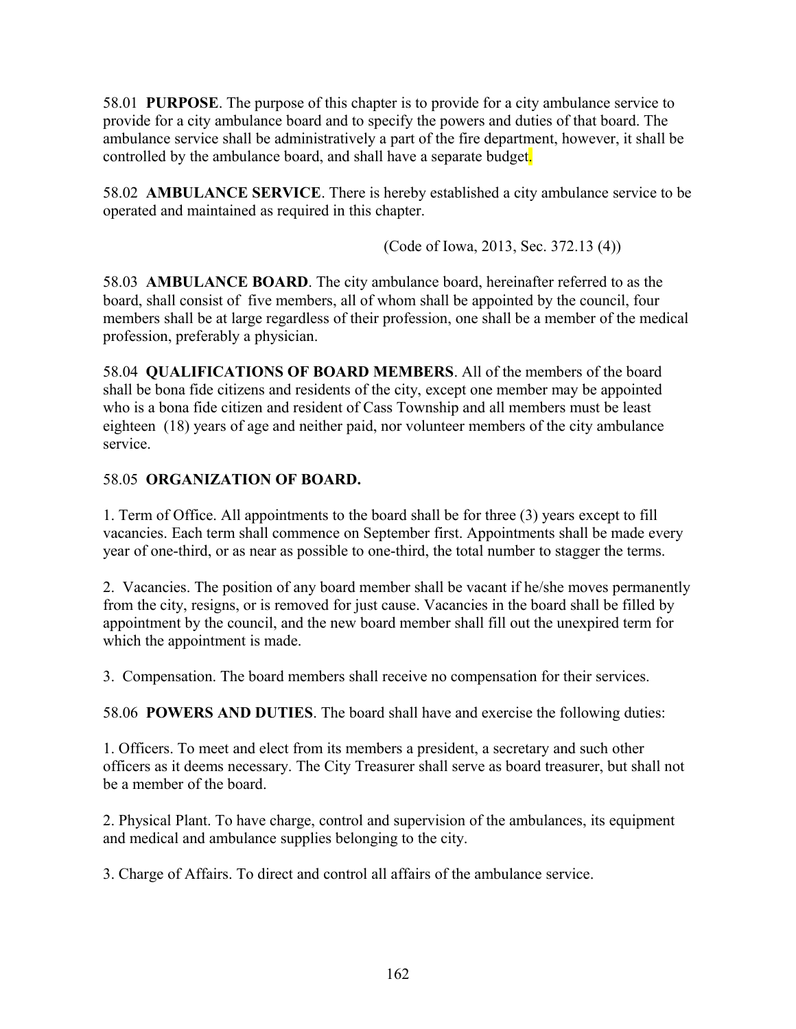58.01 **PURPOSE**. The purpose of this chapter is to provide for a city ambulance service to provide for a city ambulance board and to specify the powers and duties of that board. The ambulance service shall be administratively a part of the fire department, however, it shall be controlled by the ambulance board, and shall have a separate budget.

58.02 **AMBULANCE SERVICE**. There is hereby established a city ambulance service to be operated and maintained as required in this chapter.

(Code of Iowa, 2013, Sec. 372.13 (4))

58.03 **AMBULANCE BOARD**. The city ambulance board, hereinafter referred to as the board, shall consist of five members, all of whom shall be appointed by the council, four members shall be at large regardless of their profession, one shall be a member of the medical profession, preferably a physician.

58.04 **QUALIFICATIONS OF BOARD MEMBERS**. All of the members of the board shall be bona fide citizens and residents of the city, except one member may be appointed who is a bona fide citizen and resident of Cass Township and all members must be least eighteen (18) years of age and neither paid, nor volunteer members of the city ambulance service.

58.05 **ORGANIZATION OF BOARD.**

1. Term of Office. All appointments to the board shall be for three (3) years except to fill vacancies. Each term shall commence on September first. Appointments shall be made every year of one-third, or as near as possible to one-third, the total number to stagger the terms.

2. Vacancies. The position of any board member shall be vacant if he/she moves permanently from the city, resigns, or is removed for just cause. Vacancies in the board shall be filled by appointment by the council, and the new board member shall fill out the unexpired term for which the appointment is made.

3. Compensation. The board members shall receive no compensation for their services.

58.06 **POWERS AND DUTIES**. The board shall have and exercise the following duties:

1. Officers. To meet and elect from its members a president, a secretary and such other officers as it deems necessary. The City Treasurer shall serve as board treasurer, but shall not be a member of the board.

2. Physical Plant. To have charge, control and supervision of the ambulances, its equipment and medical and ambulance supplies belonging to the city.

3. Charge of Affairs. To direct and control all affairs of the ambulance service.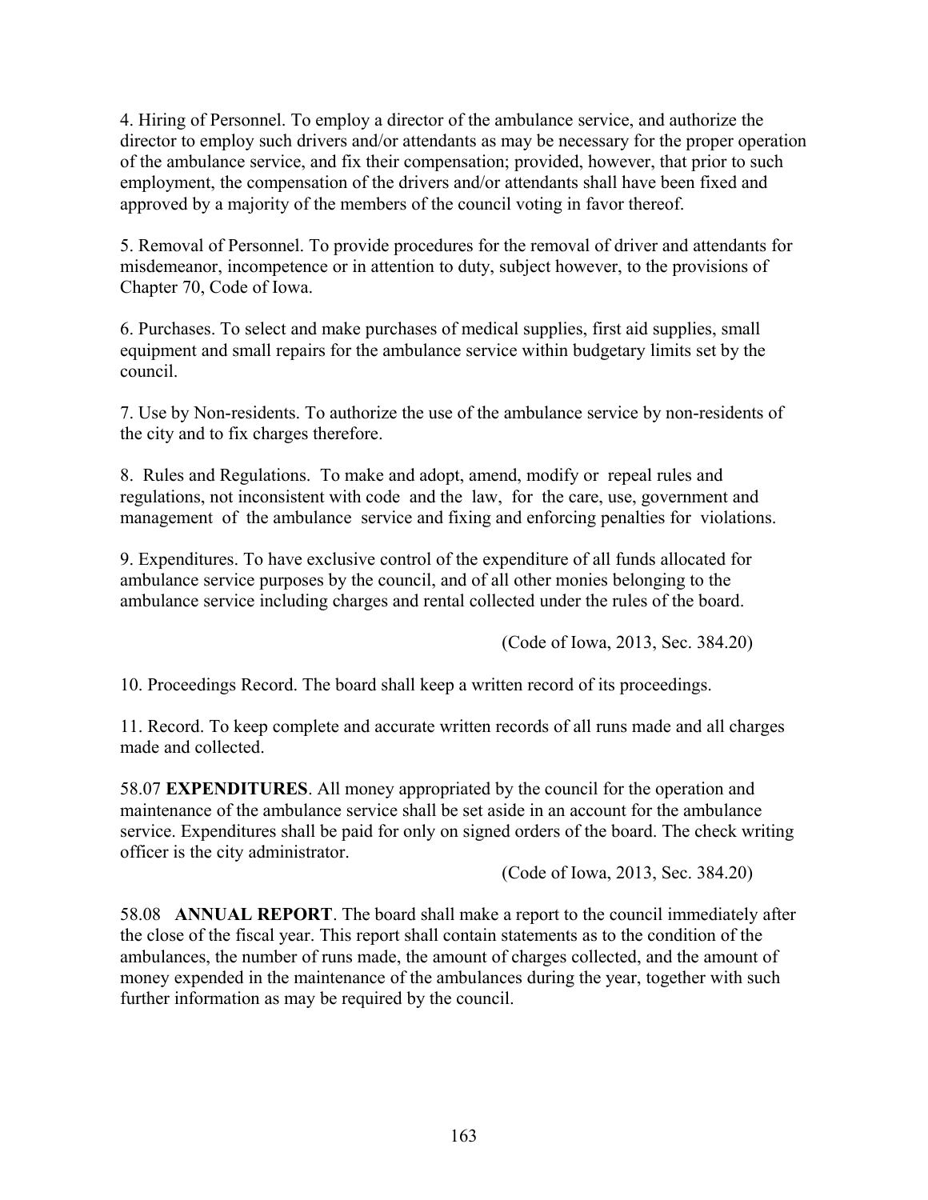4. Hiring of Personnel. To employ a director of the ambulance service, and authorize the director to employ such drivers and/or attendants as may be necessary for the proper operation of the ambulance service, and fix their compensation; provided, however, that prior to such employment, the compensation of the drivers and/or attendants shall have been fixed and approved by a majority of the members of the council voting in favor thereof.

5. Removal of Personnel. To provide procedures for the removal of driver and attendants for misdemeanor, incompetence or in attention to duty, subject however, to the provisions of Chapter 70, Code of Iowa.

6. Purchases. To select and make purchases of medical supplies, first aid supplies, small equipment and small repairs for the ambulance service within budgetary limits set by the council.

7. Use by Non-residents. To authorize the use of the ambulance service by non-residents of the city and to fix charges therefore.

8. Rules and Regulations. To make and adopt, amend, modify or repeal rules and regulations, not inconsistent with code and the law, for the care, use, government and management of the ambulance service and fixing and enforcing penalties for violations.

9. Expenditures. To have exclusive control of the expenditure of all funds allocated for ambulance service purposes by the council, and of all other monies belonging to the ambulance service including charges and rental collected under the rules of the board.

(Code of Iowa, 2013, Sec. 384.20)

10. Proceedings Record. The board shall keep a written record of its proceedings.

11. Record. To keep complete and accurate written records of all runs made and all charges made and collected.

58.07 **EXPENDITURES**. All money appropriated by the council for the operation and maintenance of the ambulance service shall be set aside in an account for the ambulance service. Expenditures shall be paid for only on signed orders of the board. The check writing officer is the city administrator.

(Code of Iowa, 2013, Sec. 384.20)

58.08 **ANNUAL REPORT**. The board shall make a report to the council immediately after the close of the fiscal year. This report shall contain statements as to the condition of the ambulances, the number of runs made, the amount of charges collected, and the amount of money expended in the maintenance of the ambulances during the year, together with such further information as may be required by the council.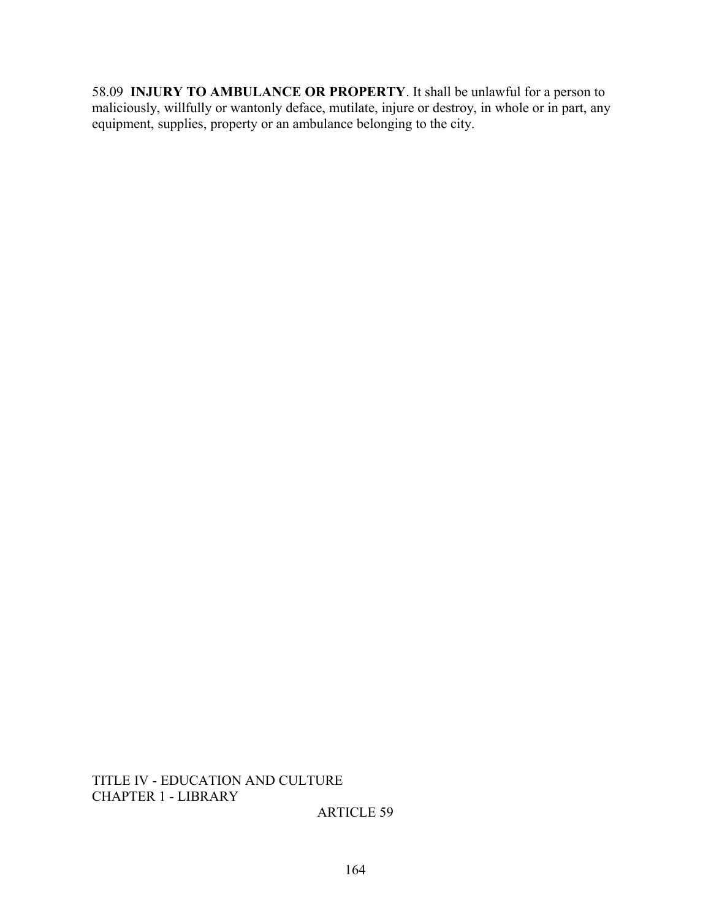58.09 **INJURY TO AMBULANCE OR PROPERTY**. It shall be unlawful for a person to maliciously, willfully or wantonly deface, mutilate, injure or destroy, in whole or in part, any equipment, supplies, property or an ambulance belonging to the city.

TITLE IV - EDUCATION AND CULTURE
CHAPTER 1 - LIBRARY

ARTICLE 59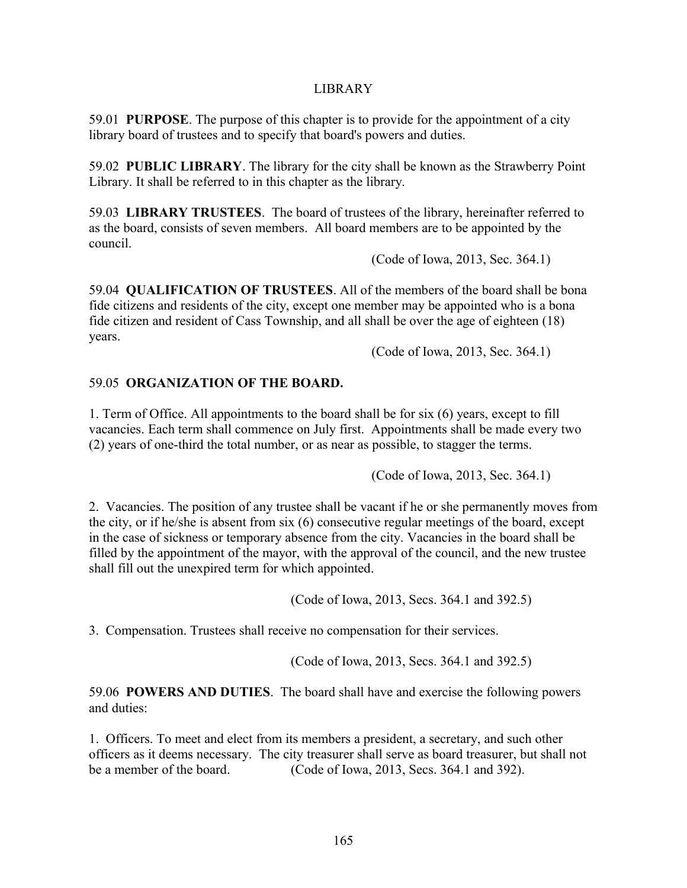# LIBRARY

59.01 **PURPOSE**. The purpose of this chapter is to provide for the appointment of a city library board of trustees and to specify that board's powers and duties.

59.02 **PUBLIC LIBRARY**. The library for the city shall be known as the Strawberry Point Library. It shall be referred to in this chapter as the library.

59.03 **LIBRARY TRUSTEES**. The board of trustees of the library, hereinafter referred to as the board, consists of seven members. All board members are to be appointed by the council.

(Code of Iowa, 2013, Sec. 364.1)

59.04 **QUALIFICATION OF TRUSTEES**. All of the members of the board shall be bona fide citizens and residents of the city, except one member may be appointed who is a bona fide citizen and resident of Cass Township, and all shall be over the age of eighteen (18) years.

(Code of Iowa, 2013, Sec. 364.1)

## 59.05 ORGANIZATION OF THE BOARD.

1. Term of Office. All appointments to the board shall be for six (6) years, except to fill vacancies. Each term shall commence on July first. Appointments shall be made every two (2) years of one-third the total number, or as near as possible, to stagger the terms.

(Code of Iowa, 2013, Sec. 364.1)

2. Vacancies. The position of any trustee shall be vacant if he or she permanently moves from the city, or if he/she is absent from six (6) consecutive regular meetings of the board, except in the case of sickness or temporary absence from the city. Vacancies in the board shall be filled by the appointment of the mayor, with the approval of the council, and the new trustee shall fill out the unexpired term for which appointed.

(Code of Iowa, 2013, Secs. 364.1 and 392.5)

3. Compensation. Trustees shall receive no compensation for their services.

(Code of Iowa, 2013, Secs. 364.1 and 392.5)

59.06 **POWERS AND DUTIES**. The board shall have and exercise the following powers and duties:

1. Officers. To meet and elect from its members a president, a secretary, and such other officers as it deems necessary. The city treasurer shall serve as board treasurer, but shall not be a member of the board. (Code of Iowa, 2013, Secs. 364.1 and 392).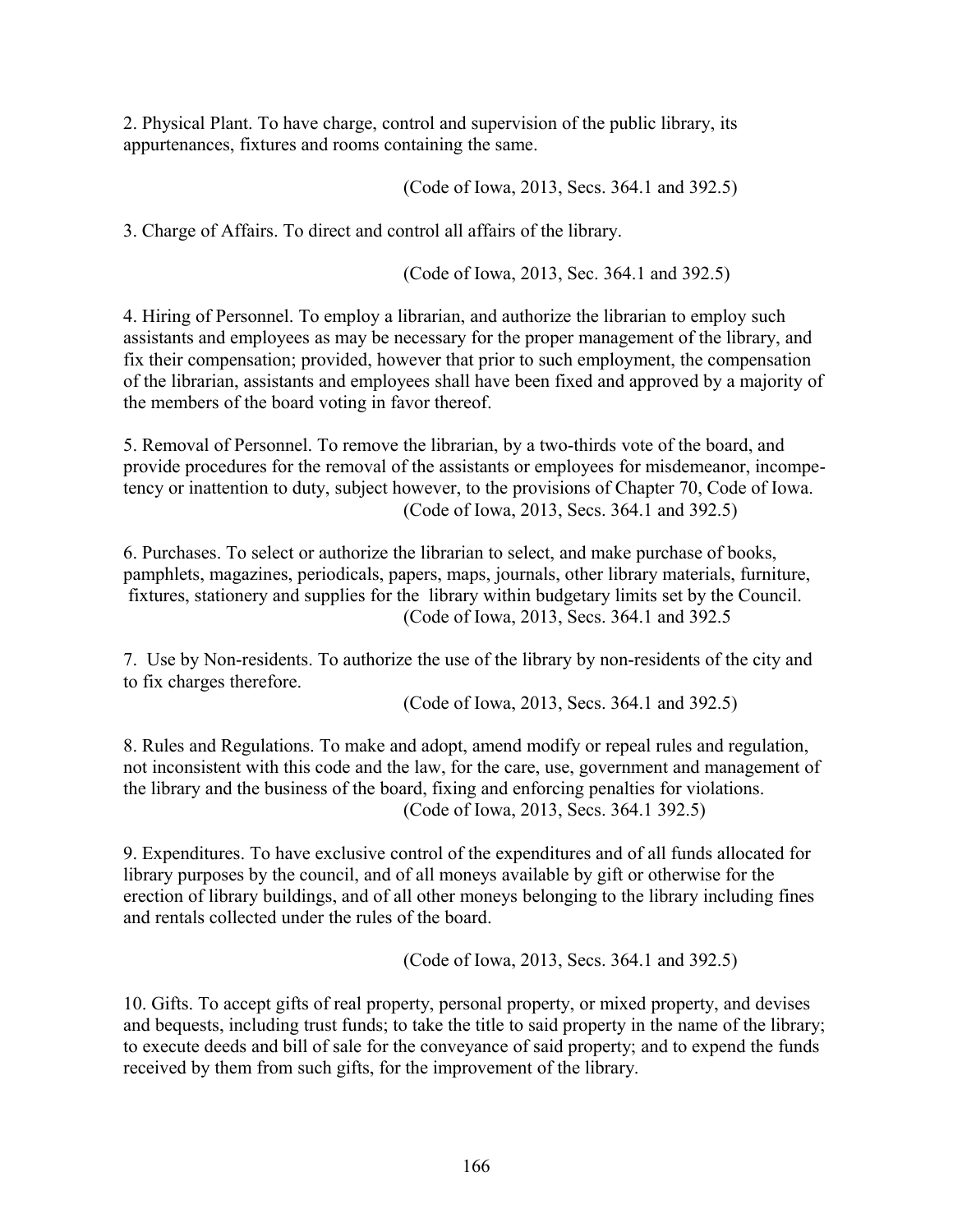2. Physical Plant. To have charge, control and supervision of the public library, its appurtenances, fixtures and rooms containing the same.

(Code of Iowa, 2013, Secs. 364.1 and 392.5)

3. Charge of Affairs. To direct and control all affairs of the library.

(Code of Iowa, 2013, Sec. 364.1 and 392.5)

4. Hiring of Personnel. To employ a librarian, and authorize the librarian to employ such assistants and employees as may be necessary for the proper management of the library, and fix their compensation; provided, however that prior to such employment, the compensation of the librarian, assistants and employees shall have been fixed and approved by a majority of the members of the board voting in favor thereof.

5. Removal of Personnel. To remove the librarian, by a two-thirds vote of the board, and provide procedures for the removal of the assistants or employees for misdemeanor, incompetency or inattention to duty, subject however, to the provisions of Chapter 70, Code of Iowa.

(Code of Iowa, 2013, Secs. 364.1 and 392.5)

6. Purchases. To select or authorize the librarian to select, and make purchase of books, pamphlets, magazines, periodicals, papers, maps, journals, other library materials, furniture, fixtures, stationery and supplies for the library within budgetary limits set by the Council.

(Code of Iowa, 2013, Secs. 364.1 and 392.5

7. Use by Non-residents. To authorize the use of the library by non-residents of the city and to fix charges therefore.

(Code of Iowa, 2013, Secs. 364.1 and 392.5)

8. Rules and Regulations. To make and adopt, amend modify or repeal rules and regulation, not inconsistent with this code and the law, for the care, use, government and management of the library and the business of the board, fixing and enforcing penalties for violations.

(Code of Iowa, 2013, Secs. 364.1 392.5)

9. Expenditures. To have exclusive control of the expenditures and of all funds allocated for library purposes by the council, and of all moneys available by gift or otherwise for the erection of library buildings, and of all other moneys belonging to the library including fines and rentals collected under the rules of the board.

(Code of Iowa, 2013, Secs. 364.1 and 392.5)

10. Gifts. To accept gifts of real property, personal property, or mixed property, and devises and bequests, including trust funds; to take the title to said property in the name of the library; to execute deeds and bill of sale for the conveyance of said property; and to expend the funds received by them from such gifts, for the improvement of the library.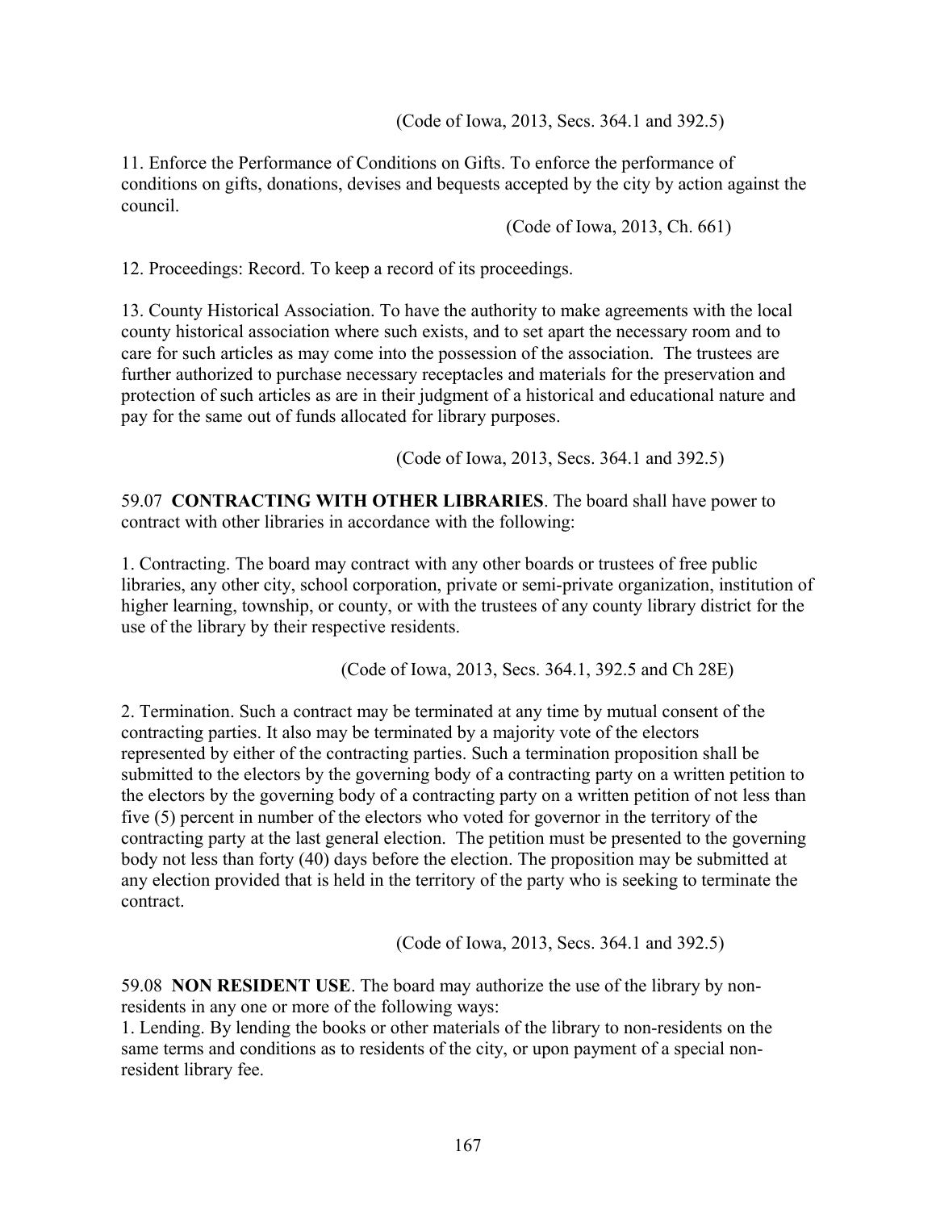(Code of Iowa, 2013, Secs. 364.1 and 392.5)

11. Enforce the Performance of Conditions on Gifts. To enforce the performance of conditions on gifts, donations, devises and bequests accepted by the city by action against the council.

(Code of Iowa, 2013, Ch. 661)

12. Proceedings: Record. To keep a record of its proceedings.

13. County Historical Association. To have the authority to make agreements with the local county historical association where such exists, and to set apart the necessary room and to care for such articles as may come into the possession of the association. The trustees are further authorized to purchase necessary receptacles and materials for the preservation and protection of such articles as are in their judgment of a historical and educational nature and pay for the same out of funds allocated for library purposes.

(Code of Iowa, 2013, Secs. 364.1 and 392.5)

59.07 **CONTRACTING WITH OTHER LIBRARIES**. The board shall have power to contract with other libraries in accordance with the following:

1. Contracting. The board may contract with any other boards or trustees of free public libraries, any other city, school corporation, private or semi-private organization, institution of higher learning, township, or county, or with the trustees of any county library district for the use of the library by their respective residents.

(Code of Iowa, 2013, Secs. 364.1, 392.5 and Ch 28E)

2. Termination. Such a contract may be terminated at any time by mutual consent of the contracting parties. It also may be terminated by a majority vote of the electors represented by either of the contracting parties. Such a termination proposition shall be submitted to the electors by the governing body of a contracting party on a written petition to the electors by the governing body of a contracting party on a written petition of not less than five (5) percent in number of the electors who voted for governor in the territory of the contracting party at the last general election. The petition must be presented to the governing body not less than forty (40) days before the election. The proposition may be submitted at any election provided that is held in the territory of the party who is seeking to terminate the contract.

(Code of Iowa, 2013, Secs. 364.1 and 392.5)

59.08 **NON RESIDENT USE**. The board may authorize the use of the library by non-residents in any one or more of the following ways:

1. Lending. By lending the books or other materials of the library to non-residents on the same terms and conditions as to residents of the city, or upon payment of a special non-resident library fee.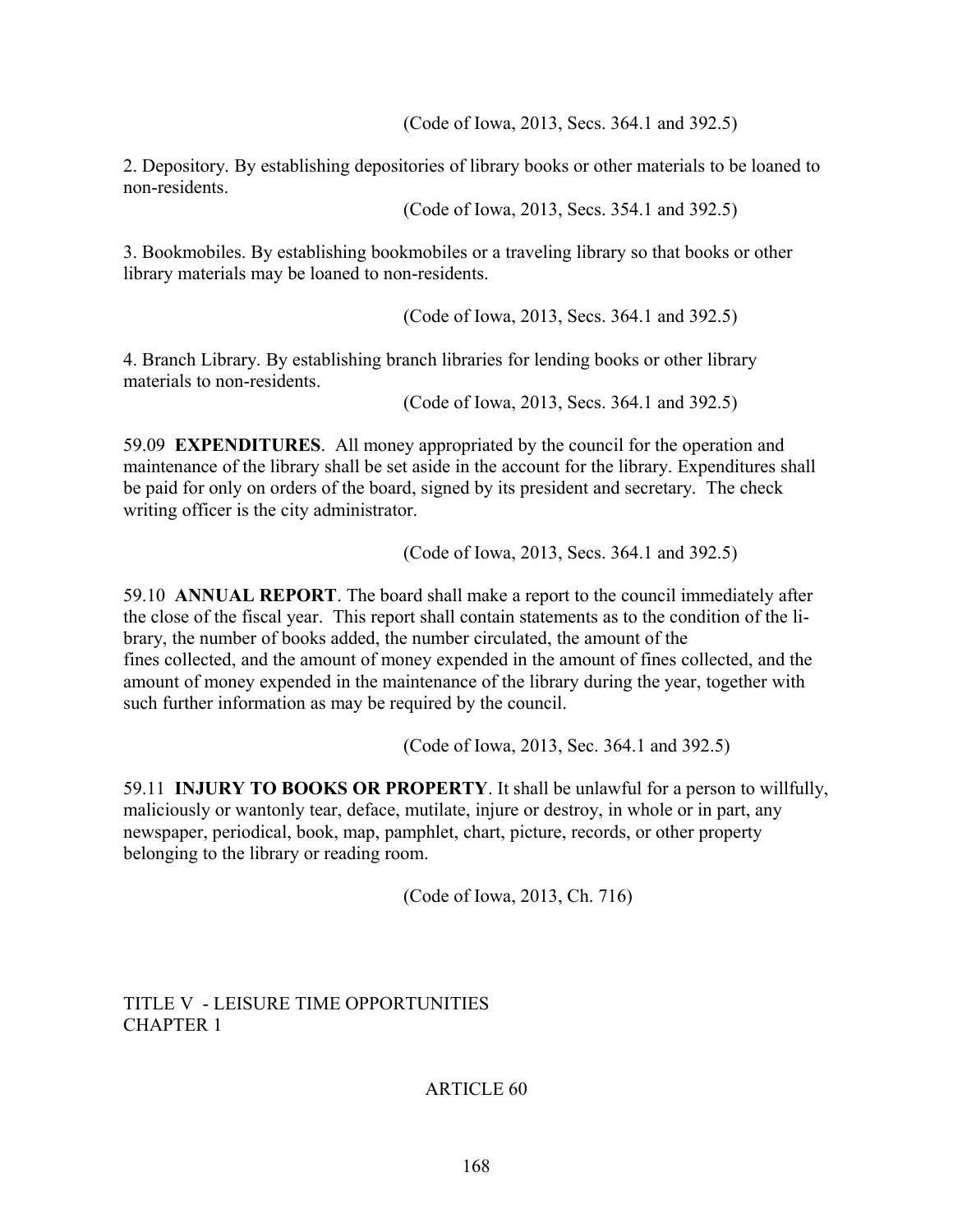(Code of Iowa, 2013, Secs. 364.1 and 392.5)

2. Depository. By establishing depositories of library books or other materials to be loaned to non-residents.

(Code of Iowa, 2013, Secs. 354.1 and 392.5)

3. Bookmobiles. By establishing bookmobiles or a traveling library so that books or other library materials may be loaned to non-residents.

(Code of Iowa, 2013, Secs. 364.1 and 392.5)

4. Branch Library. By establishing branch libraries for lending books or other library materials to non-residents.

(Code of Iowa, 2013, Secs. 364.1 and 392.5)

59.09 **EXPENDITURES**. All money appropriated by the council for the operation and maintenance of the library shall be set aside in the account for the library. Expenditures shall be paid for only on orders of the board, signed by its president and secretary. The check writing officer is the city administrator.

(Code of Iowa, 2013, Secs. 364.1 and 392.5)

59.10 **ANNUAL REPORT**. The board shall make a report to the council immediately after the close of the fiscal year. This report shall contain statements as to the condition of the library, the number of books added, the number circulated, the amount of the fines collected, and the amount of money expended in the amount of fines collected, and the amount of money expended in the maintenance of the library during the year, together with such further information as may be required by the council.

(Code of Iowa, 2013, Sec. 364.1 and 392.5)

59.11 **INJURY TO BOOKS OR PROPERTY**. It shall be unlawful for a person to willfully, maliciously or wantonly tear, deface, mutilate, injure or destroy, in whole or in part, any newspaper, periodical, book, map, pamphlet, chart, picture, records, or other property belonging to the library or reading room.

(Code of Iowa, 2013, Ch. 716)

TITLE V - LEISURE TIME OPPORTUNITIES
CHAPTER 1

ARTICLE 60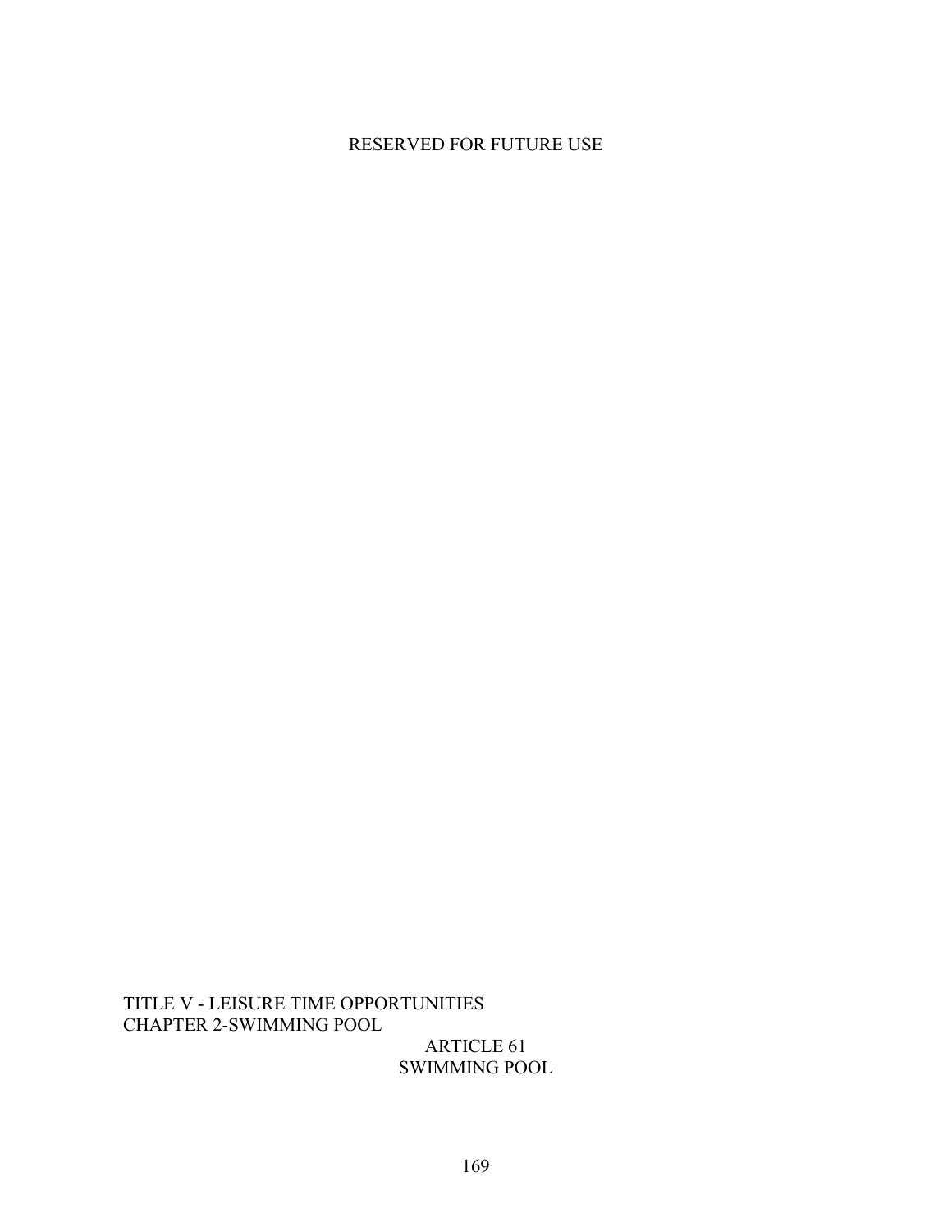RESERVED FOR FUTURE USE

TITLE V - LEISURE TIME OPPORTUNITIES
CHAPTER 2-SWIMMING POOL

# ARTICLE 61
# SWIMMING POOL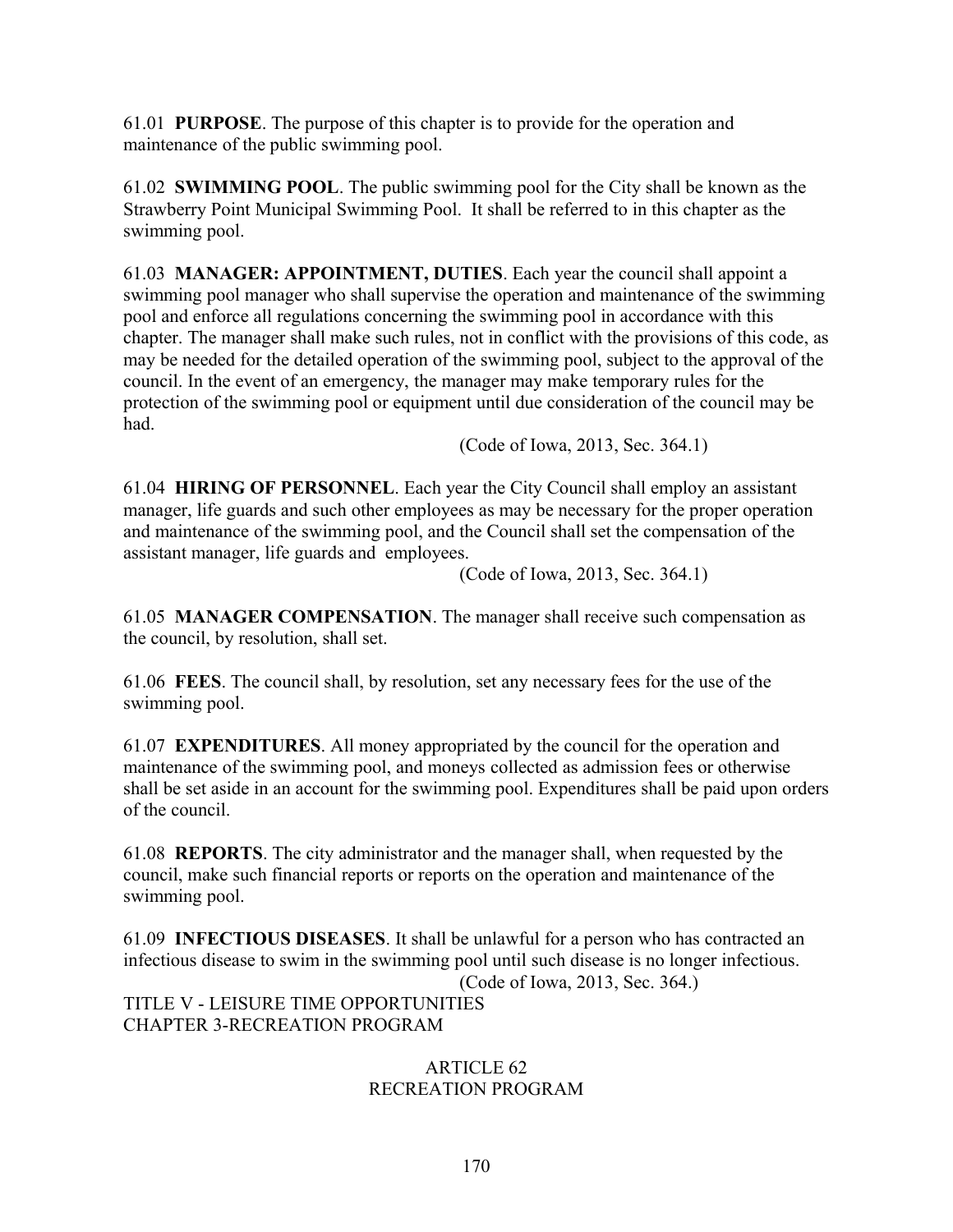61.01 **PURPOSE**. The purpose of this chapter is to provide for the operation and maintenance of the public swimming pool.

61.02 **SWIMMING POOL**. The public swimming pool for the City shall be known as the Strawberry Point Municipal Swimming Pool. It shall be referred to in this chapter as the swimming pool.

61.03 **MANAGER: APPOINTMENT, DUTIES**. Each year the council shall appoint a swimming pool manager who shall supervise the operation and maintenance of the swimming pool and enforce all regulations concerning the swimming pool in accordance with this chapter. The manager shall make such rules, not in conflict with the provisions of this code, as may be needed for the detailed operation of the swimming pool, subject to the approval of the council. In the event of an emergency, the manager may make temporary rules for the protection of the swimming pool or equipment until due consideration of the council may be had.

(Code of Iowa, 2013, Sec. 364.1)

61.04 **HIRING OF PERSONNEL**. Each year the City Council shall employ an assistant manager, life guards and such other employees as may be necessary for the proper operation and maintenance of the swimming pool, and the Council shall set the compensation of the assistant manager, life guards and employees.

(Code of Iowa, 2013, Sec. 364.1)

61.05 **MANAGER COMPENSATION**. The manager shall receive such compensation as the council, by resolution, shall set.

61.06 **FEES**. The council shall, by resolution, set any necessary fees for the use of the swimming pool.

61.07 **EXPENDITURES**. All money appropriated by the council for the operation and maintenance of the swimming pool, and moneys collected as admission fees or otherwise shall be set aside in an account for the swimming pool. Expenditures shall be paid upon orders of the council.

61.08 **REPORTS**. The city administrator and the manager shall, when requested by the council, make such financial reports or reports on the operation and maintenance of the swimming pool.

61.09 **INFECTIOUS DISEASES**. It shall be unlawful for a person who has contracted an infectious disease to swim in the swimming pool until such disease is no longer infectious.

(Code of Iowa, 2013, Sec. 364.)

TITLE V - LEISURE TIME OPPORTUNITIES
CHAPTER 3-RECREATION PROGRAM

## ARTICLE 62
## RECREATION PROGRAM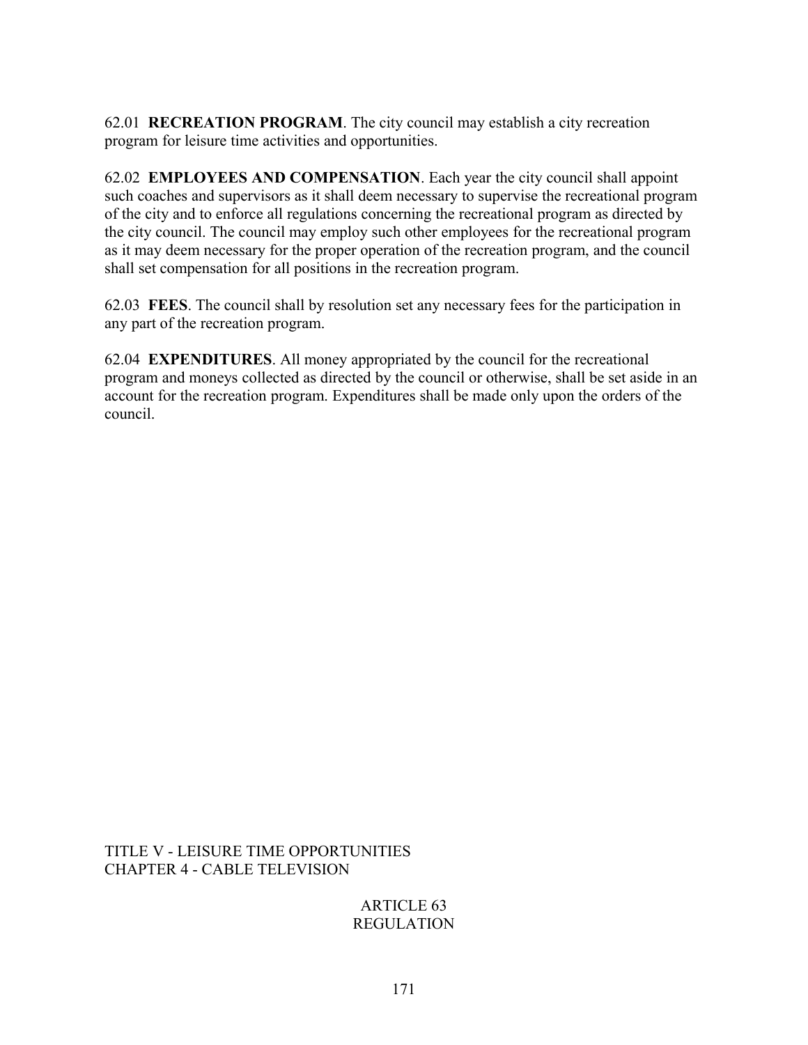62.01 **RECREATION PROGRAM**. The city council may establish a city recreation program for leisure time activities and opportunities.

62.02 **EMPLOYEES AND COMPENSATION**. Each year the city council shall appoint such coaches and supervisors as it shall deem necessary to supervise the recreational program of the city and to enforce all regulations concerning the recreational program as directed by the city council. The council may employ such other employees for the recreational program as it may deem necessary for the proper operation of the recreation program, and the council shall set compensation for all positions in the recreation program.

62.03 **FEES**. The council shall by resolution set any necessary fees for the participation in any part of the recreation program.

62.04 **EXPENDITURES**. All money appropriated by the council for the recreational program and moneys collected as directed by the council or otherwise, shall be set aside in an account for the recreation program. Expenditures shall be made only upon the orders of the council.

TITLE V - LEISURE TIME OPPORTUNITIES
CHAPTER 4 - CABLE TELEVISION

## ARTICLE 63
## REGULATION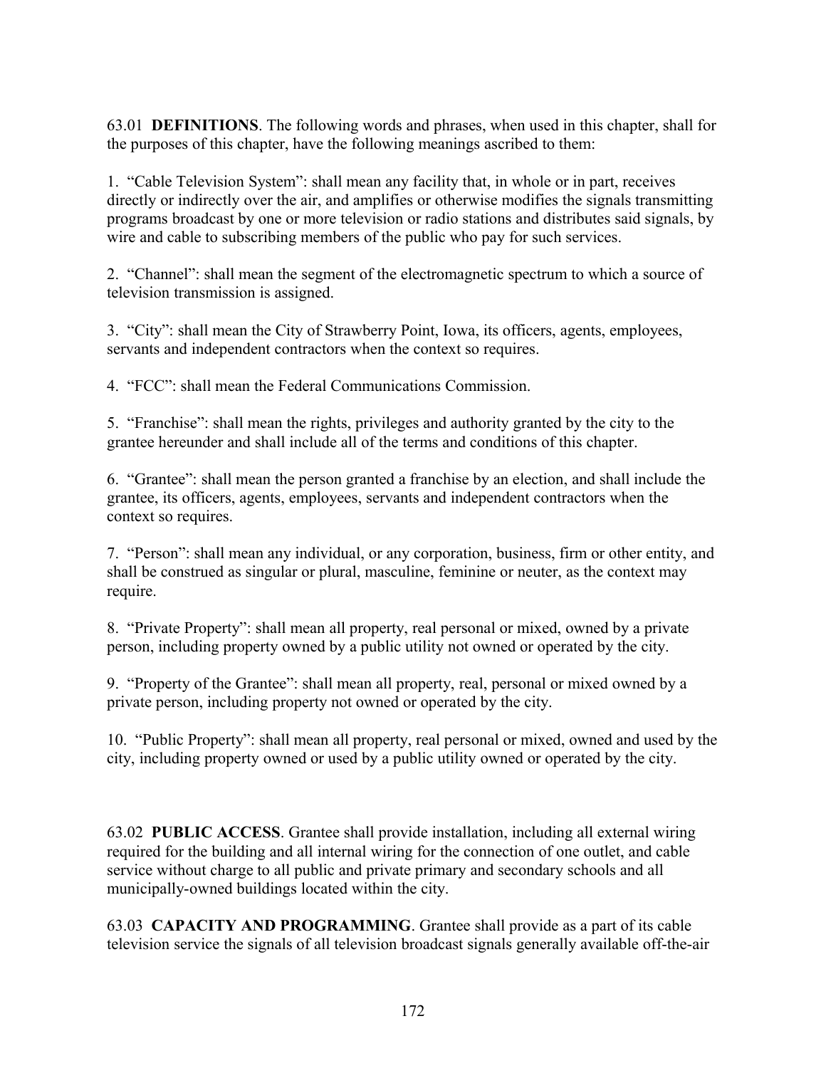63.01 **DEFINITIONS**. The following words and phrases, when used in this chapter, shall for the purposes of this chapter, have the following meanings ascribed to them:

1. "Cable Television System": shall mean any facility that, in whole or in part, receives directly or indirectly over the air, and amplifies or otherwise modifies the signals transmitting programs broadcast by one or more television or radio stations and distributes said signals, by wire and cable to subscribing members of the public who pay for such services.

2. "Channel": shall mean the segment of the electromagnetic spectrum to which a source of television transmission is assigned.

3. "City": shall mean the City of Strawberry Point, Iowa, its officers, agents, employees, servants and independent contractors when the context so requires.

4. "FCC": shall mean the Federal Communications Commission.

5. "Franchise": shall mean the rights, privileges and authority granted by the city to the grantee hereunder and shall include all of the terms and conditions of this chapter.

6. "Grantee": shall mean the person granted a franchise by an election, and shall include the grantee, its officers, agents, employees, servants and independent contractors when the context so requires.

7. "Person": shall mean any individual, or any corporation, business, firm or other entity, and shall be construed as singular or plural, masculine, feminine or neuter, as the context may require.

8. "Private Property": shall mean all property, real personal or mixed, owned by a private person, including property owned by a public utility not owned or operated by the city.

9. "Property of the Grantee": shall mean all property, real, personal or mixed owned by a private person, including property not owned or operated by the city.

10. "Public Property": shall mean all property, real personal or mixed, owned and used by the city, including property owned or used by a public utility owned or operated by the city.

63.02 **PUBLIC ACCESS**. Grantee shall provide installation, including all external wiring required for the building and all internal wiring for the connection of one outlet, and cable service without charge to all public and private primary and secondary schools and all municipally-owned buildings located within the city.

63.03 **CAPACITY AND PROGRAMMING**. Grantee shall provide as a part of its cable television service the signals of all television broadcast signals generally available off-the-air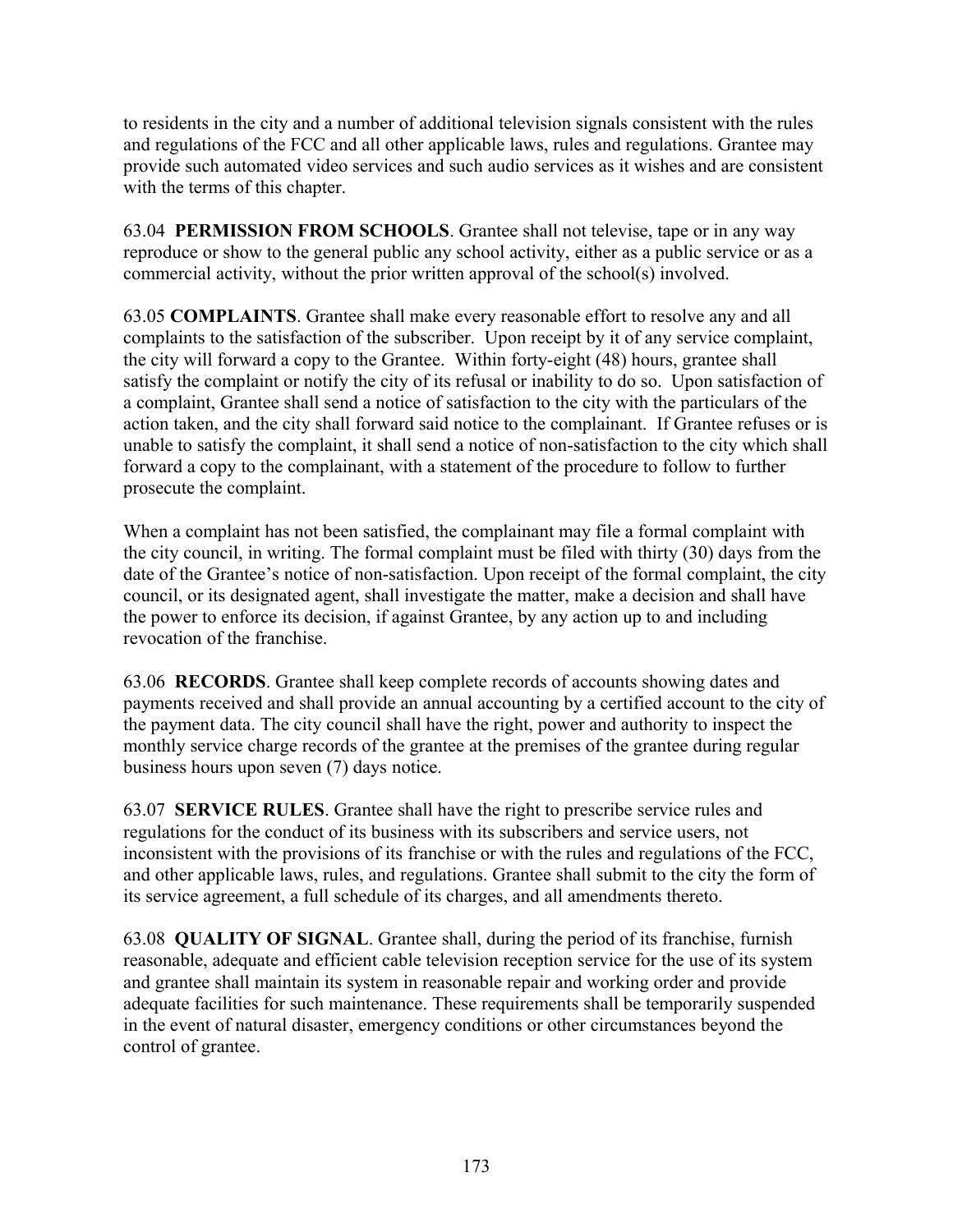to residents in the city and a number of additional television signals consistent with the rules and regulations of the FCC and all other applicable laws, rules and regulations. Grantee may provide such automated video services and such audio services as it wishes and are consistent with the terms of this chapter.

63.04 **PERMISSION FROM SCHOOLS**. Grantee shall not televise, tape or in any way reproduce or show to the general public any school activity, either as a public service or as a commercial activity, without the prior written approval of the school(s) involved.

63.05 **COMPLAINTS**. Grantee shall make every reasonable effort to resolve any and all complaints to the satisfaction of the subscriber. Upon receipt by it of any service complaint, the city will forward a copy to the Grantee. Within forty-eight (48) hours, grantee shall satisfy the complaint or notify the city of its refusal or inability to do so. Upon satisfaction of a complaint, Grantee shall send a notice of satisfaction to the city with the particulars of the action taken, and the city shall forward said notice to the complainant. If Grantee refuses or is unable to satisfy the complaint, it shall send a notice of non-satisfaction to the city which shall forward a copy to the complainant, with a statement of the procedure to follow to further prosecute the complaint.

When a complaint has not been satisfied, the complainant may file a formal complaint with the city council, in writing. The formal complaint must be filed with thirty (30) days from the date of the Grantee's notice of non-satisfaction. Upon receipt of the formal complaint, the city council, or its designated agent, shall investigate the matter, make a decision and shall have the power to enforce its decision, if against Grantee, by any action up to and including revocation of the franchise.

63.06 **RECORDS**. Grantee shall keep complete records of accounts showing dates and payments received and shall provide an annual accounting by a certified account to the city of the payment data. The city council shall have the right, power and authority to inspect the monthly service charge records of the grantee at the premises of the grantee during regular business hours upon seven (7) days notice.

63.07 **SERVICE RULES**. Grantee shall have the right to prescribe service rules and regulations for the conduct of its business with its subscribers and service users, not inconsistent with the provisions of its franchise or with the rules and regulations of the FCC, and other applicable laws, rules, and regulations. Grantee shall submit to the city the form of its service agreement, a full schedule of its charges, and all amendments thereto.

63.08 **QUALITY OF SIGNAL**. Grantee shall, during the period of its franchise, furnish reasonable, adequate and efficient cable television reception service for the use of its system and grantee shall maintain its system in reasonable repair and working order and provide adequate facilities for such maintenance. These requirements shall be temporarily suspended in the event of natural disaster, emergency conditions or other circumstances beyond the control of grantee.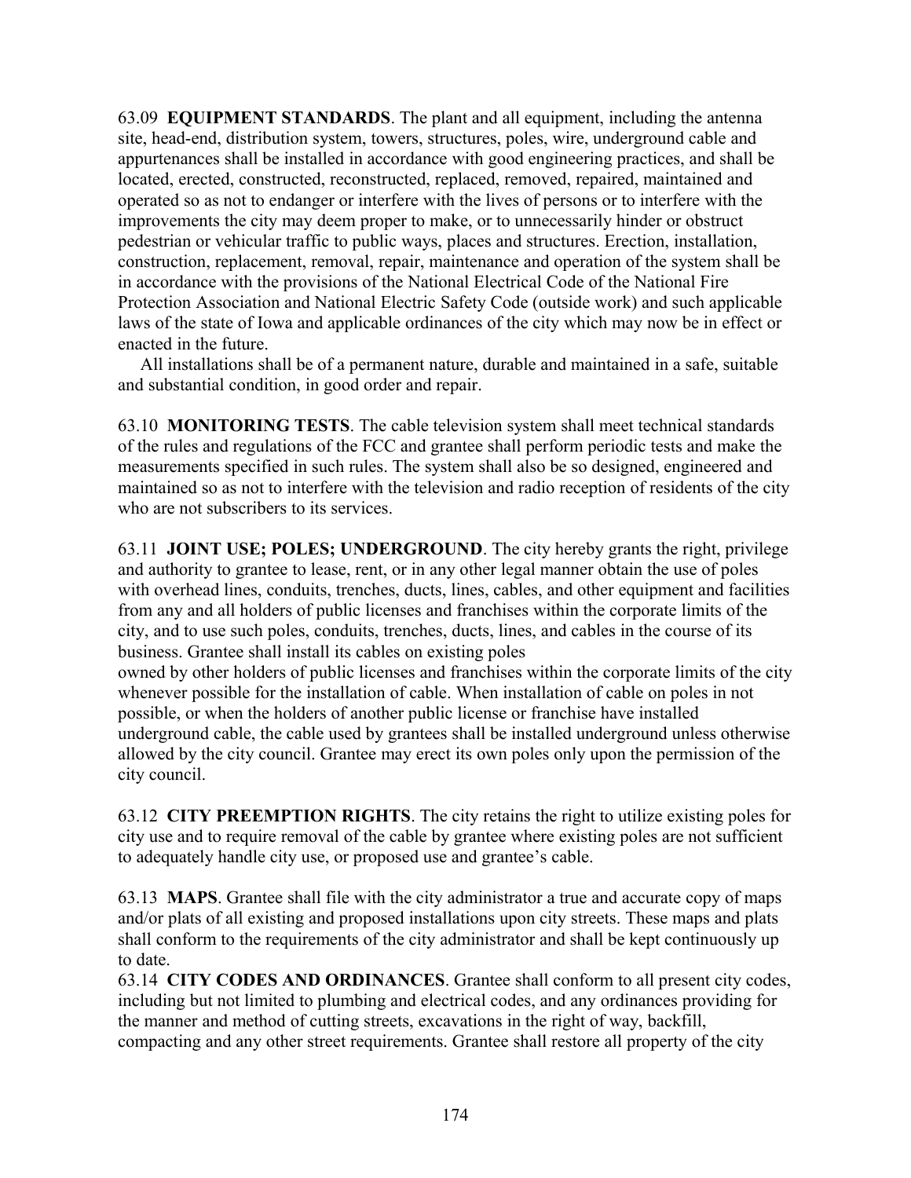63.09 **EQUIPMENT STANDARDS**. The plant and all equipment, including the antenna site, head-end, distribution system, towers, structures, poles, wire, underground cable and appurtenances shall be installed in accordance with good engineering practices, and shall be located, erected, constructed, reconstructed, replaced, removed, repaired, maintained and operated so as not to endanger or interfere with the lives of persons or to interfere with the improvements the city may deem proper to make, or to unnecessarily hinder or obstruct pedestrian or vehicular traffic to public ways, places and structures. Erection, installation, construction, replacement, removal, repair, maintenance and operation of the system shall be in accordance with the provisions of the National Electrical Code of the National Fire Protection Association and National Electric Safety Code (outside work) and such applicable laws of the state of Iowa and applicable ordinances of the city which may now be in effect or enacted in the future.

All installations shall be of a permanent nature, durable and maintained in a safe, suitable and substantial condition, in good order and repair.

63.10 **MONITORING TESTS**. The cable television system shall meet technical standards of the rules and regulations of the FCC and grantee shall perform periodic tests and make the measurements specified in such rules. The system shall also be so designed, engineered and maintained so as not to interfere with the television and radio reception of residents of the city who are not subscribers to its services.

63.11 **JOINT USE; POLES; UNDERGROUND**. The city hereby grants the right, privilege and authority to grantee to lease, rent, or in any other legal manner obtain the use of poles with overhead lines, conduits, trenches, ducts, lines, cables, and other equipment and facilities from any and all holders of public licenses and franchises within the corporate limits of the city, and to use such poles, conduits, trenches, ducts, lines, and cables in the course of its business. Grantee shall install its cables on existing poles owned by other holders of public licenses and franchises within the corporate limits of the city whenever possible for the installation of cable. When installation of cable on poles in not possible, or when the holders of another public license or franchise have installed underground cable, the cable used by grantees shall be installed underground unless otherwise allowed by the city council. Grantee may erect its own poles only upon the permission of the city council.

63.12 **CITY PREEMPTION RIGHTS**. The city retains the right to utilize existing poles for city use and to require removal of the cable by grantee where existing poles are not sufficient to adequately handle city use, or proposed use and grantee's cable.

63.13 **MAPS**. Grantee shall file with the city administrator a true and accurate copy of maps and/or plats of all existing and proposed installations upon city streets. These maps and plats shall conform to the requirements of the city administrator and shall be kept continuously up to date.

63.14 **CITY CODES AND ORDINANCES**. Grantee shall conform to all present city codes, including but not limited to plumbing and electrical codes, and any ordinances providing for the manner and method of cutting streets, excavations in the right of way, backfill, compacting and any other street requirements. Grantee shall restore all property of the city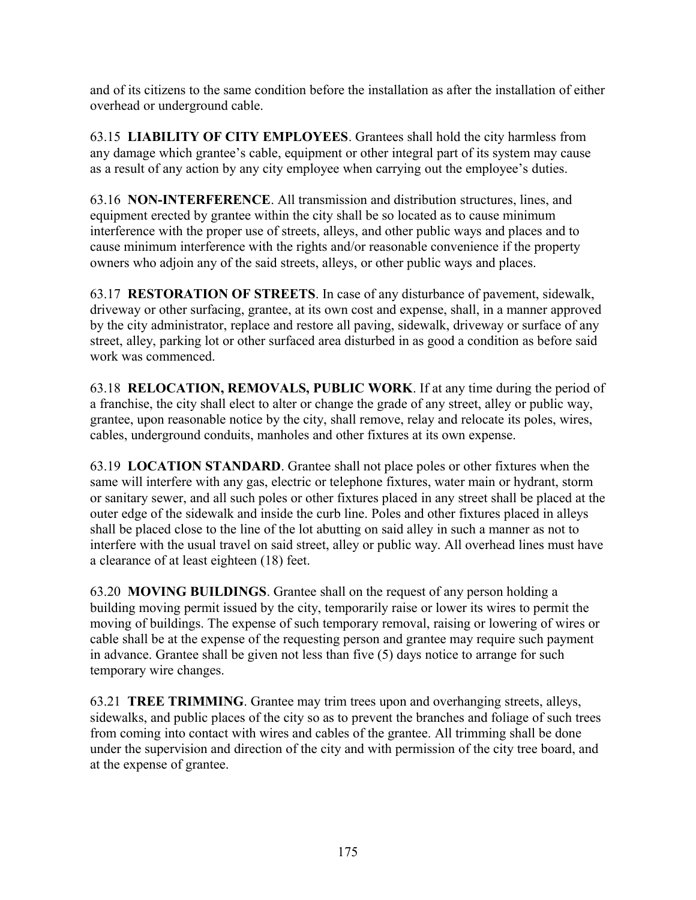and of its citizens to the same condition before the installation as after the installation of either overhead or underground cable.

63.15 **LIABILITY OF CITY EMPLOYEES**. Grantees shall hold the city harmless from any damage which grantee's cable, equipment or other integral part of its system may cause as a result of any action by any city employee when carrying out the employee's duties.

63.16 **NON-INTERFERENCE**. All transmission and distribution structures, lines, and equipment erected by grantee within the city shall be so located as to cause minimum interference with the proper use of streets, alleys, and other public ways and places and to cause minimum interference with the rights and/or reasonable convenience if the property owners who adjoin any of the said streets, alleys, or other public ways and places.

63.17 **RESTORATION OF STREETS**. In case of any disturbance of pavement, sidewalk, driveway or other surfacing, grantee, at its own cost and expense, shall, in a manner approved by the city administrator, replace and restore all paving, sidewalk, driveway or surface of any street, alley, parking lot or other surfaced area disturbed in as good a condition as before said work was commenced.

63.18 **RELOCATION, REMOVALS, PUBLIC WORK**. If at any time during the period of a franchise, the city shall elect to alter or change the grade of any street, alley or public way, grantee, upon reasonable notice by the city, shall remove, relay and relocate its poles, wires, cables, underground conduits, manholes and other fixtures at its own expense.

63.19 **LOCATION STANDARD**. Grantee shall not place poles or other fixtures when the same will interfere with any gas, electric or telephone fixtures, water main or hydrant, storm or sanitary sewer, and all such poles or other fixtures placed in any street shall be placed at the outer edge of the sidewalk and inside the curb line. Poles and other fixtures placed in alleys shall be placed close to the line of the lot abutting on said alley in such a manner as not to interfere with the usual travel on said street, alley or public way. All overhead lines must have a clearance of at least eighteen (18) feet.

63.20 **MOVING BUILDINGS**. Grantee shall on the request of any person holding a building moving permit issued by the city, temporarily raise or lower its wires to permit the moving of buildings. The expense of such temporary removal, raising or lowering of wires or cable shall be at the expense of the requesting person and grantee may require such payment in advance. Grantee shall be given not less than five (5) days notice to arrange for such temporary wire changes.

63.21 **TREE TRIMMING**. Grantee may trim trees upon and overhanging streets, alleys, sidewalks, and public places of the city so as to prevent the branches and foliage of such trees from coming into contact with wires and cables of the grantee. All trimming shall be done under the supervision and direction of the city and with permission of the city tree board, and at the expense of grantee.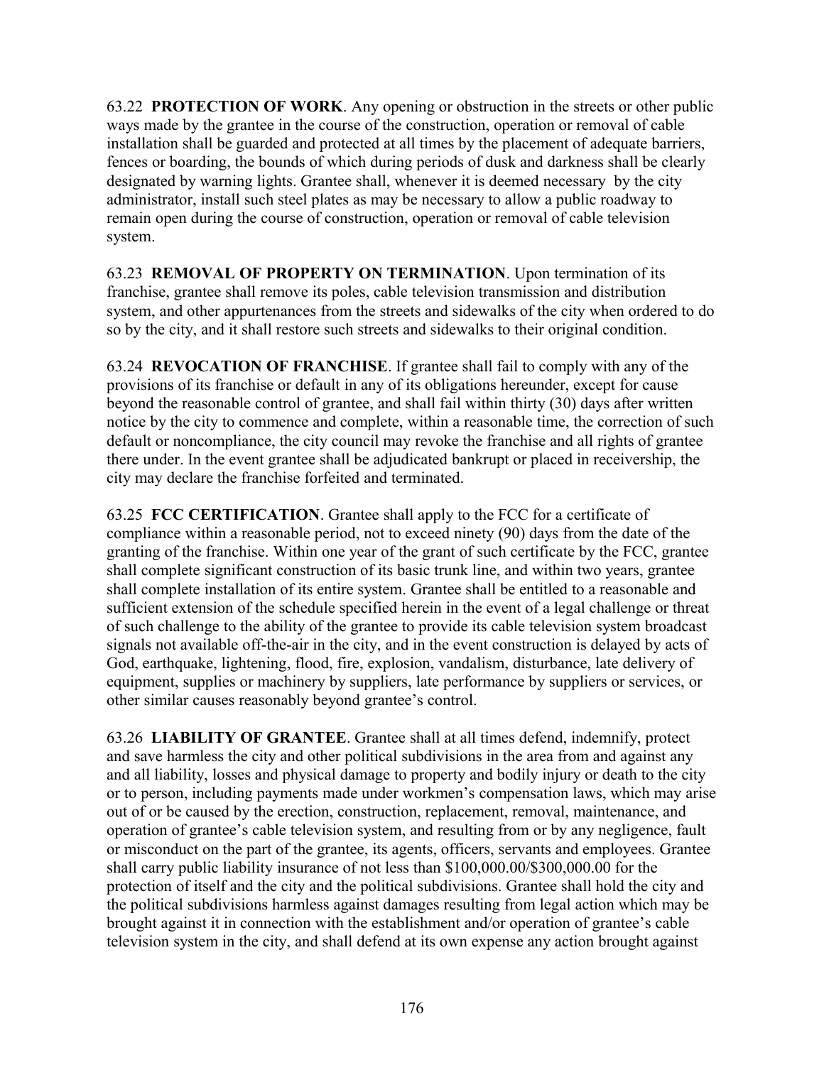63.22 **PROTECTION OF WORK**. Any opening or obstruction in the streets or other public ways made by the grantee in the course of the construction, operation or removal of cable installation shall be guarded and protected at all times by the placement of adequate barriers, fences or boarding, the bounds of which during periods of dusk and darkness shall be clearly designated by warning lights. Grantee shall, whenever it is deemed necessary by the city administrator, install such steel plates as may be necessary to allow a public roadway to remain open during the course of construction, operation or removal of cable television system.

63.23 **REMOVAL OF PROPERTY ON TERMINATION**. Upon termination of its franchise, grantee shall remove its poles, cable television transmission and distribution system, and other appurtenances from the streets and sidewalks of the city when ordered to do so by the city, and it shall restore such streets and sidewalks to their original condition.

63.24 **REVOCATION OF FRANCHISE**. If grantee shall fail to comply with any of the provisions of its franchise or default in any of its obligations hereunder, except for cause beyond the reasonable control of grantee, and shall fail within thirty (30) days after written notice by the city to commence and complete, within a reasonable time, the correction of such default or noncompliance, the city council may revoke the franchise and all rights of grantee there under. In the event grantee shall be adjudicated bankrupt or placed in receivership, the city may declare the franchise forfeited and terminated.

63.25 **FCC CERTIFICATION**. Grantee shall apply to the FCC for a certificate of compliance within a reasonable period, not to exceed ninety (90) days from the date of the granting of the franchise. Within one year of the grant of such certificate by the FCC, grantee shall complete significant construction of its basic trunk line, and within two years, grantee shall complete installation of its entire system. Grantee shall be entitled to a reasonable and sufficient extension of the schedule specified herein in the event of a legal challenge or threat of such challenge to the ability of the grantee to provide its cable television system broadcast signals not available off-the-air in the city, and in the event construction is delayed by acts of God, earthquake, lightening, flood, fire, explosion, vandalism, disturbance, late delivery of equipment, supplies or machinery by suppliers, late performance by suppliers or services, or other similar causes reasonably beyond grantee's control.

63.26 **LIABILITY OF GRANTEE**. Grantee shall at all times defend, indemnify, protect and save harmless the city and other political subdivisions in the area from and against any and all liability, losses and physical damage to property and bodily injury or death to the city or to person, including payments made under workmen's compensation laws, which may arise out of or be caused by the erection, construction, replacement, removal, maintenance, and operation of grantee's cable television system, and resulting from or by any negligence, fault or misconduct on the part of the grantee, its agents, officers, servants and employees. Grantee shall carry public liability insurance of not less than $100,000.00/$300,000.00 for the protection of itself and the city and the political subdivisions. Grantee shall hold the city and the political subdivisions harmless against damages resulting from legal action which may be brought against it in connection with the establishment and/or operation of grantee's cable television system in the city, and shall defend at its own expense any action brought against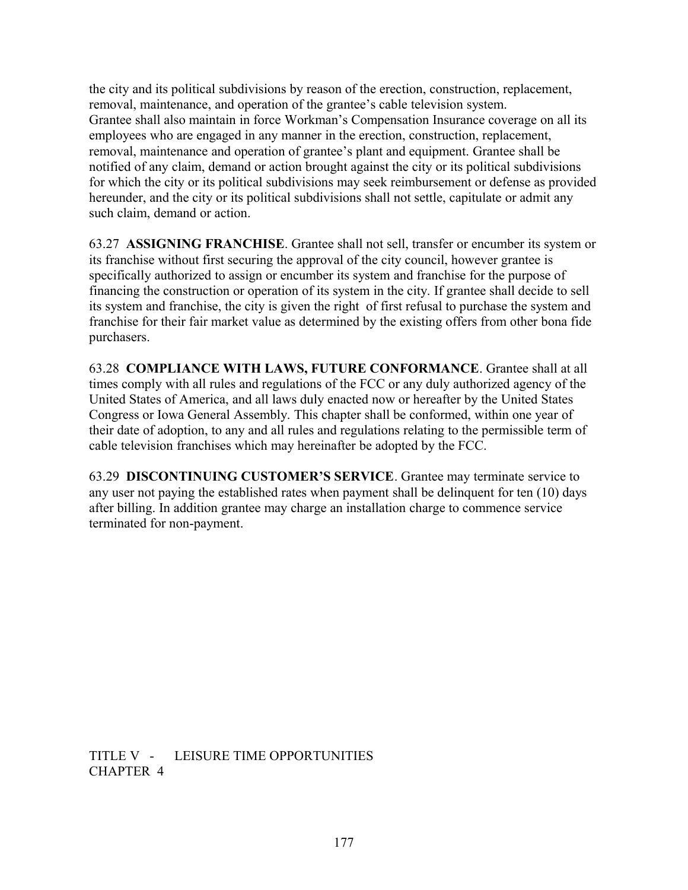the city and its political subdivisions by reason of the erection, construction, replacement, removal, maintenance, and operation of the grantee's cable television system. Grantee shall also maintain in force Workman's Compensation Insurance coverage on all its employees who are engaged in any manner in the erection, construction, replacement, removal, maintenance and operation of grantee's plant and equipment. Grantee shall be notified of any claim, demand or action brought against the city or its political subdivisions for which the city or its political subdivisions may seek reimbursement or defense as provided hereunder, and the city or its political subdivisions shall not settle, capitulate or admit any such claim, demand or action.

63.27 **ASSIGNING FRANCHISE**. Grantee shall not sell, transfer or encumber its system or its franchise without first securing the approval of the city council, however grantee is specifically authorized to assign or encumber its system and franchise for the purpose of financing the construction or operation of its system in the city. If grantee shall decide to sell its system and franchise, the city is given the right of first refusal to purchase the system and franchise for their fair market value as determined by the existing offers from other bona fide purchasers.

63.28 **COMPLIANCE WITH LAWS, FUTURE CONFORMANCE**. Grantee shall at all times comply with all rules and regulations of the FCC or any duly authorized agency of the United States of America, and all laws duly enacted now or hereafter by the United States Congress or Iowa General Assembly. This chapter shall be conformed, within one year of their date of adoption, to any and all rules and regulations relating to the permissible term of cable television franchises which may hereinafter be adopted by the FCC.

63.29 **DISCONTINUING CUSTOMER'S SERVICE**. Grantee may terminate service to any user not paying the established rates when payment shall be delinquent for ten (10) days after billing. In addition grantee may charge an installation charge to commence service terminated for non-payment.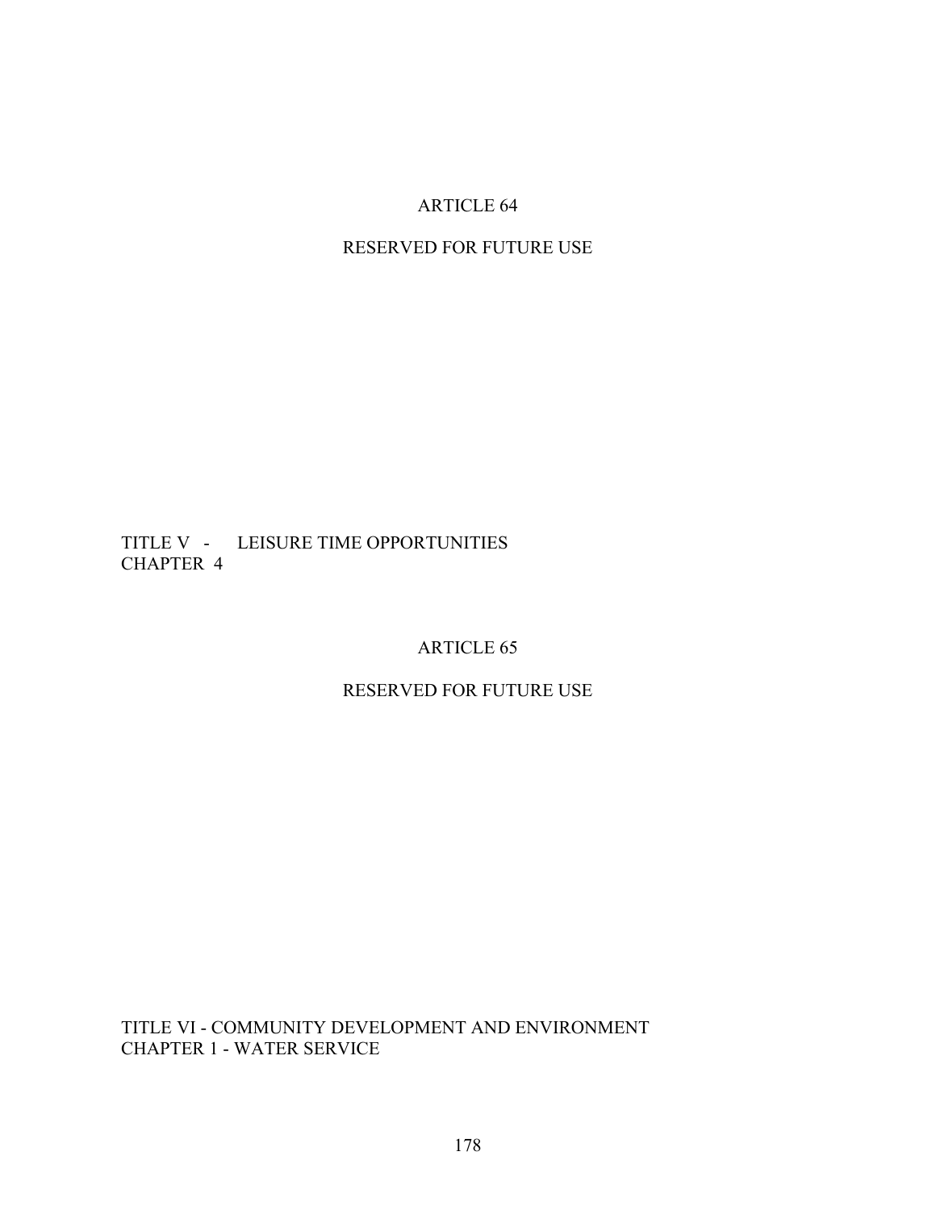## ARTICLE 64

RESERVED FOR FUTURE USE

TITLE V - LEISURE TIME OPPORTUNITIES
CHAPTER 4

## ARTICLE 65

RESERVED FOR FUTURE USE

TITLE VI - COMMUNITY DEVELOPMENT AND ENVIRONMENT
CHAPTER 1 - WATER SERVICE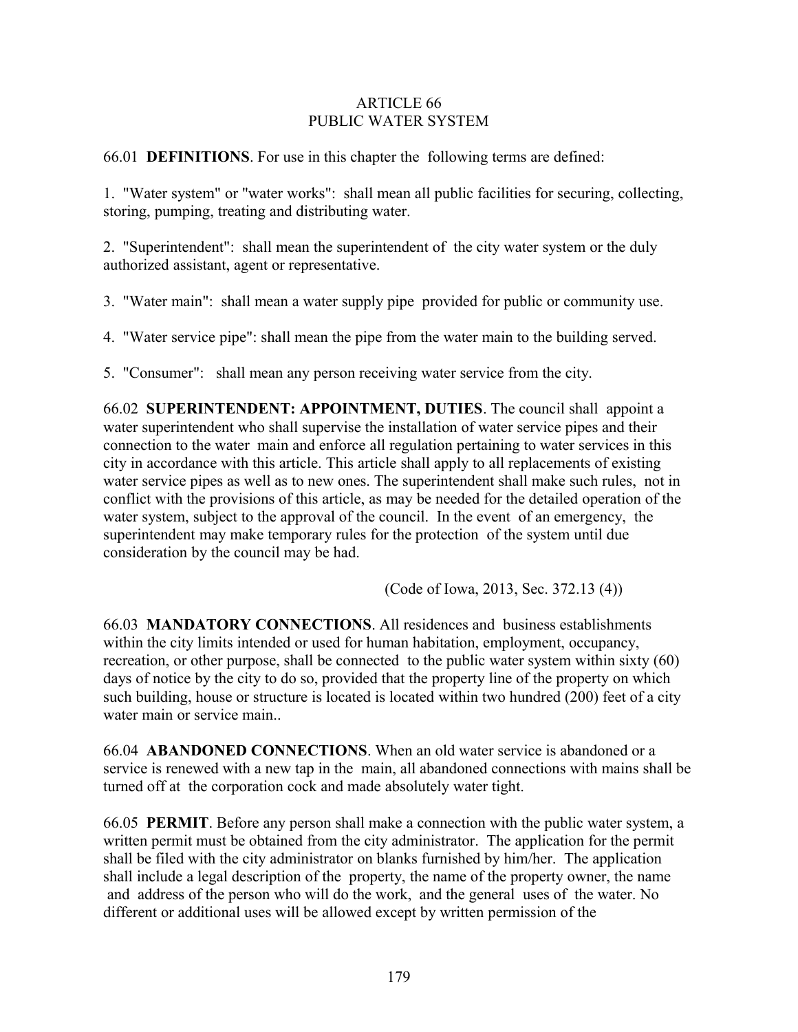# ARTICLE 66
# PUBLIC WATER SYSTEM

66.01 **DEFINITIONS**. For use in this chapter the following terms are defined:

1. "Water system" or "water works": shall mean all public facilities for securing, collecting, storing, pumping, treating and distributing water.

2. "Superintendent": shall mean the superintendent of the city water system or the duly authorized assistant, agent or representative.

3. "Water main": shall mean a water supply pipe provided for public or community use.

4. "Water service pipe": shall mean the pipe from the water main to the building served.

5. "Consumer": shall mean any person receiving water service from the city.

66.02 **SUPERINTENDENT: APPOINTMENT, DUTIES**. The council shall appoint a water superintendent who shall supervise the installation of water service pipes and their connection to the water main and enforce all regulation pertaining to water services in this city in accordance with this article. This article shall apply to all replacements of existing water service pipes as well as to new ones. The superintendent shall make such rules, not in conflict with the provisions of this article, as may be needed for the detailed operation of the water system, subject to the approval of the council. In the event of an emergency, the superintendent may make temporary rules for the protection of the system until due consideration by the council may be had.

(Code of Iowa, 2013, Sec. 372.13 (4))

66.03 **MANDATORY CONNECTIONS**. All residences and business establishments within the city limits intended or used for human habitation, employment, occupancy, recreation, or other purpose, shall be connected to the public water system within sixty (60) days of notice by the city to do so, provided that the property line of the property on which such building, house or structure is located is located within two hundred (200) feet of a city water main or service main..

66.04 **ABANDONED CONNECTIONS**. When an old water service is abandoned or a service is renewed with a new tap in the main, all abandoned connections with mains shall be turned off at the corporation cock and made absolutely water tight.

66.05 **PERMIT**. Before any person shall make a connection with the public water system, a written permit must be obtained from the city administrator. The application for the permit shall be filed with the city administrator on blanks furnished by him/her. The application shall include a legal description of the property, the name of the property owner, the name and address of the person who will do the work, and the general uses of the water. No different or additional uses will be allowed except by written permission of the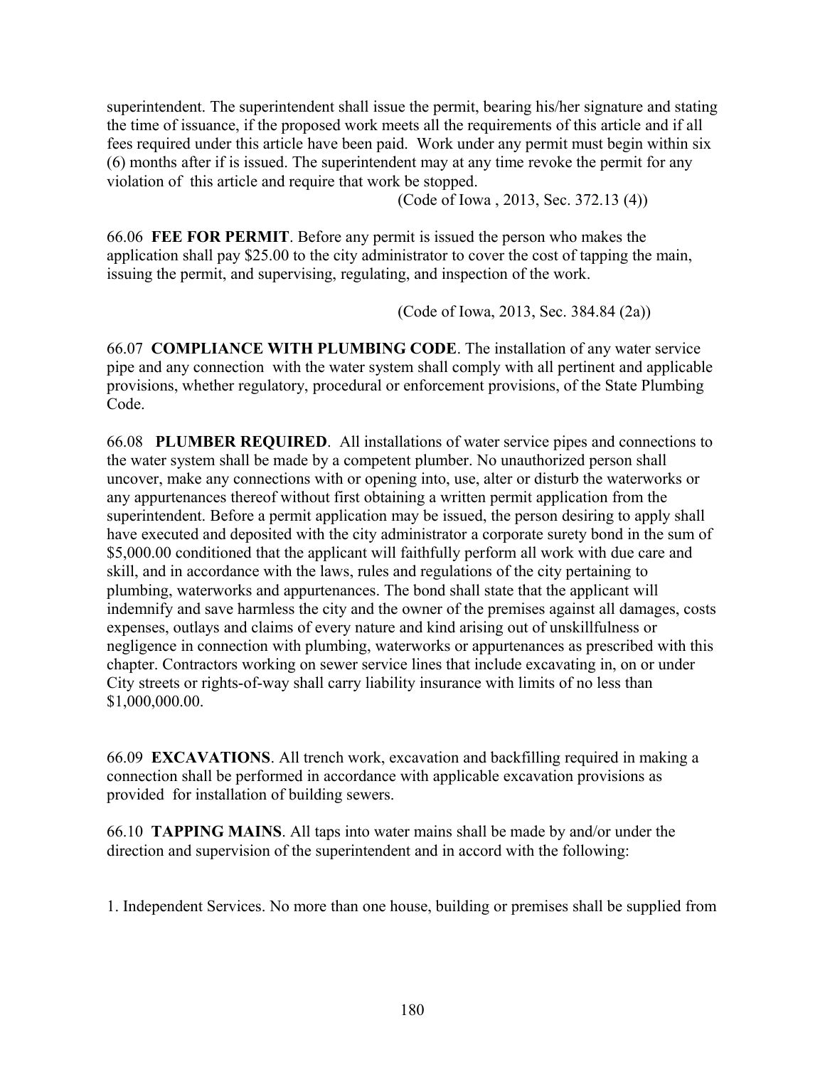superintendent. The superintendent shall issue the permit, bearing his/her signature and stating the time of issuance, if the proposed work meets all the requirements of this article and if all fees required under this article have been paid. Work under any permit must begin within six (6) months after if is issued. The superintendent may at any time revoke the permit for any violation of this article and require that work be stopped.

(Code of Iowa , 2013, Sec. 372.13 (4))

66.06 **FEE FOR PERMIT**. Before any permit is issued the person who makes the application shall pay $25.00 to the city administrator to cover the cost of tapping the main, issuing the permit, and supervising, regulating, and inspection of the work.

(Code of Iowa, 2013, Sec. 384.84 (2a))

66.07 **COMPLIANCE WITH PLUMBING CODE**. The installation of any water service pipe and any connection with the water system shall comply with all pertinent and applicable provisions, whether regulatory, procedural or enforcement provisions, of the State Plumbing Code.

66.08 **PLUMBER REQUIRED**. All installations of water service pipes and connections to the water system shall be made by a competent plumber. No unauthorized person shall uncover, make any connections with or opening into, use, alter or disturb the waterworks or any appurtenances thereof without first obtaining a written permit application from the superintendent. Before a permit application may be issued, the person desiring to apply shall have executed and deposited with the city administrator a corporate surety bond in the sum of $5,000.00 conditioned that the applicant will faithfully perform all work with due care and skill, and in accordance with the laws, rules and regulations of the city pertaining to plumbing, waterworks and appurtenances. The bond shall state that the applicant will indemnify and save harmless the city and the owner of the premises against all damages, costs expenses, outlays and claims of every nature and kind arising out of unskillfulness or negligence in connection with plumbing, waterworks or appurtenances as prescribed with this chapter. Contractors working on sewer service lines that include excavating in, on or under City streets or rights-of-way shall carry liability insurance with limits of no less than $1,000,000.00.

66.09 **EXCAVATIONS**. All trench work, excavation and backfilling required in making a connection shall be performed in accordance with applicable excavation provisions as provided for installation of building sewers.

66.10 **TAPPING MAINS**. All taps into water mains shall be made by and/or under the direction and supervision of the superintendent and in accord with the following:

1. Independent Services. No more than one house, building or premises shall be supplied from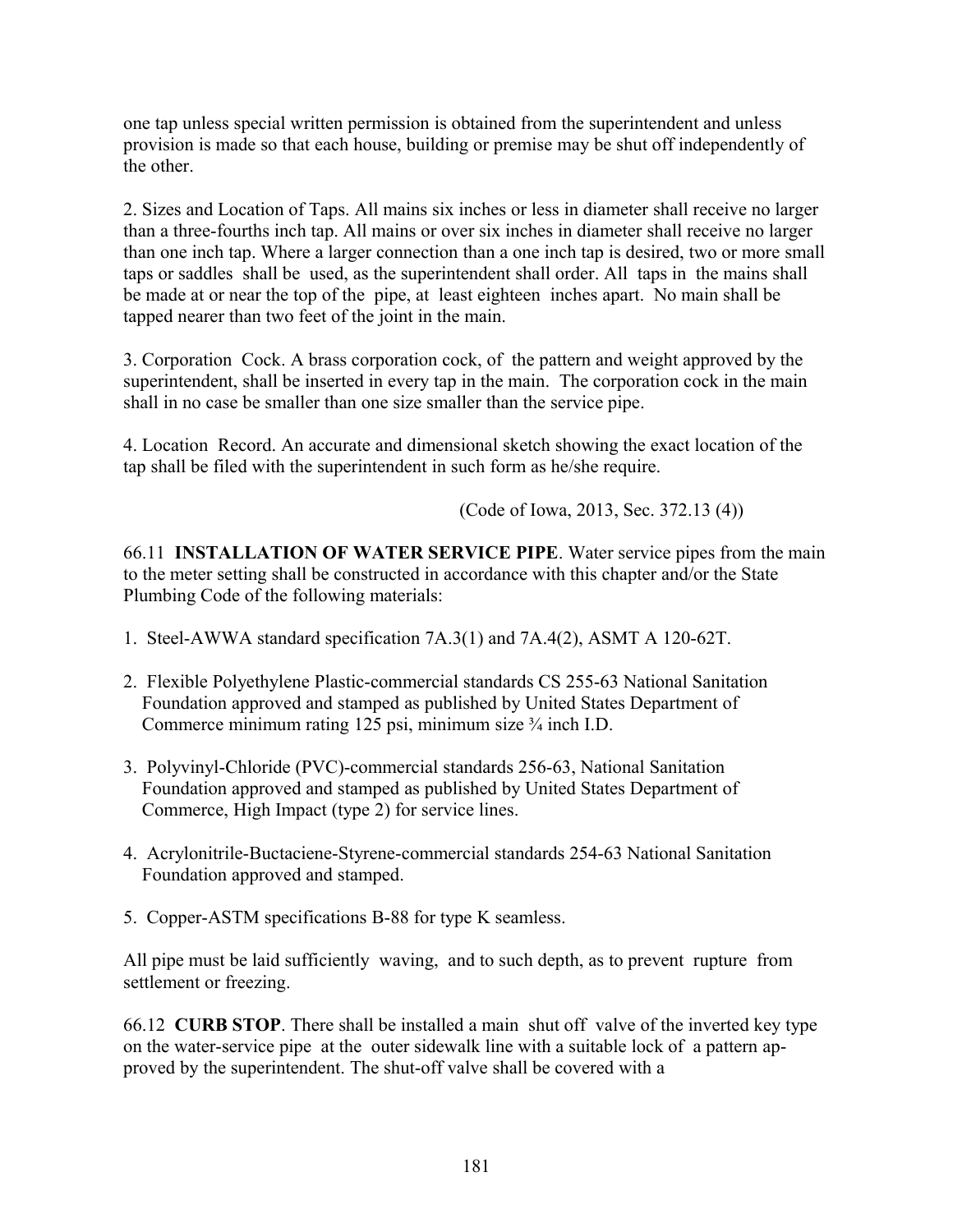one tap unless special written permission is obtained from the superintendent and unless provision is made so that each house, building or premise may be shut off independently of the other.

2. Sizes and Location of Taps. All mains six inches or less in diameter shall receive no larger than a three-fourths inch tap. All mains or over six inches in diameter shall receive no larger than one inch tap. Where a larger connection than a one inch tap is desired, two or more small taps or saddles shall be used, as the superintendent shall order. All taps in the mains shall be made at or near the top of the pipe, at least eighteen inches apart. No main shall be tapped nearer than two feet of the joint in the main.

3. Corporation Cock. A brass corporation cock, of the pattern and weight approved by the superintendent, shall be inserted in every tap in the main. The corporation cock in the main shall in no case be smaller than one size smaller than the service pipe.

4. Location Record. An accurate and dimensional sketch showing the exact location of the tap shall be filed with the superintendent in such form as he/she require.

(Code of Iowa, 2013, Sec. 372.13 (4))

66.11 **INSTALLATION OF WATER SERVICE PIPE**. Water service pipes from the main to the meter setting shall be constructed in accordance with this chapter and/or the State Plumbing Code of the following materials:

1. Steel-AWWA standard specification 7A.3(1) and 7A.4(2), ASMT A 120-62T.

2. Flexible Polyethylene Plastic-commercial standards CS 255-63 National Sanitation Foundation approved and stamped as published by United States Department of Commerce minimum rating 125 psi, minimum size ¾ inch I.D.

3. Polyvinyl-Chloride (PVC)-commercial standards 256-63, National Sanitation Foundation approved and stamped as published by United States Department of Commerce, High Impact (type 2) for service lines.

4. Acrylonitrile-Buctaciene-Styrene-commercial standards 254-63 National Sanitation Foundation approved and stamped.

5. Copper-ASTM specifications B-88 for type K seamless.

All pipe must be laid sufficiently waving, and to such depth, as to prevent rupture from settlement or freezing.

66.12 **CURB STOP**. There shall be installed a main shut off valve of the inverted key type on the water-service pipe at the outer sidewalk line with a suitable lock of a pattern approved by the superintendent. The shut-off valve shall be covered with a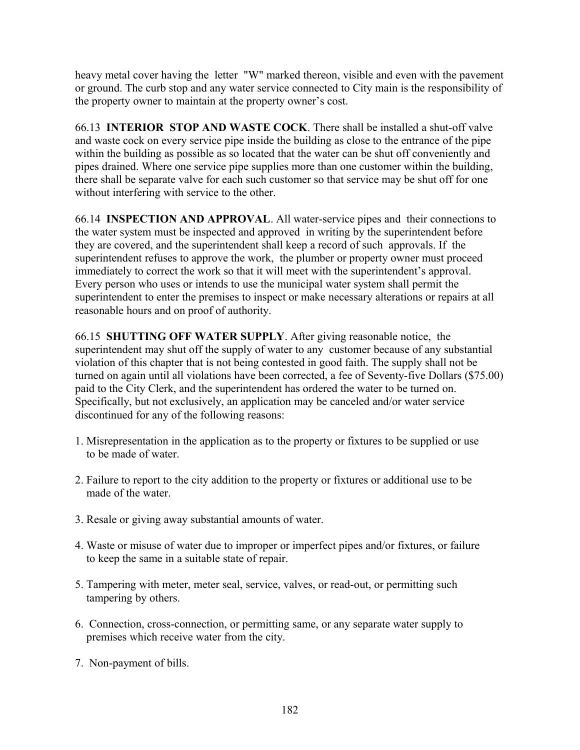heavy metal cover having the letter "W" marked thereon, visible and even with the pavement or ground. The curb stop and any water service connected to City main is the responsibility of the property owner to maintain at the property owner's cost.

66.13 **INTERIOR STOP AND WASTE COCK**. There shall be installed a shut-off valve and waste cock on every service pipe inside the building as close to the entrance of the pipe within the building as possible as so located that the water can be shut off conveniently and pipes drained. Where one service pipe supplies more than one customer within the building, there shall be separate valve for each such customer so that service may be shut off for one without interfering with service to the other.

66.14 **INSPECTION AND APPROVAL**. All water-service pipes and their connections to the water system must be inspected and approved in writing by the superintendent before they are covered, and the superintendent shall keep a record of such approvals. If the superintendent refuses to approve the work, the plumber or property owner must proceed immediately to correct the work so that it will meet with the superintendent's approval. Every person who uses or intends to use the municipal water system shall permit the superintendent to enter the premises to inspect or make necessary alterations or repairs at all reasonable hours and on proof of authority.

66.15 **SHUTTING OFF WATER SUPPLY**. After giving reasonable notice, the superintendent may shut off the supply of water to any customer because of any substantial violation of this chapter that is not being contested in good faith. The supply shall not be turned on again until all violations have been corrected, a fee of Seventy-five Dollars ($75.00) paid to the City Clerk, and the superintendent has ordered the water to be turned on. Specifically, but not exclusively, an application may be canceled and/or water service discontinued for any of the following reasons:

1. Misrepresentation in the application as to the property or fixtures to be supplied or use to be made of water.

2. Failure to report to the city addition to the property or fixtures or additional use to be made of the water.

3. Resale or giving away substantial amounts of water.

4. Waste or misuse of water due to improper or imperfect pipes and/or fixtures, or failure to keep the same in a suitable state of repair.

5. Tampering with meter, meter seal, service, valves, or read-out, or permitting such tampering by others.

6. Connection, cross-connection, or permitting same, or any separate water supply to premises which receive water from the city.

7. Non-payment of bills.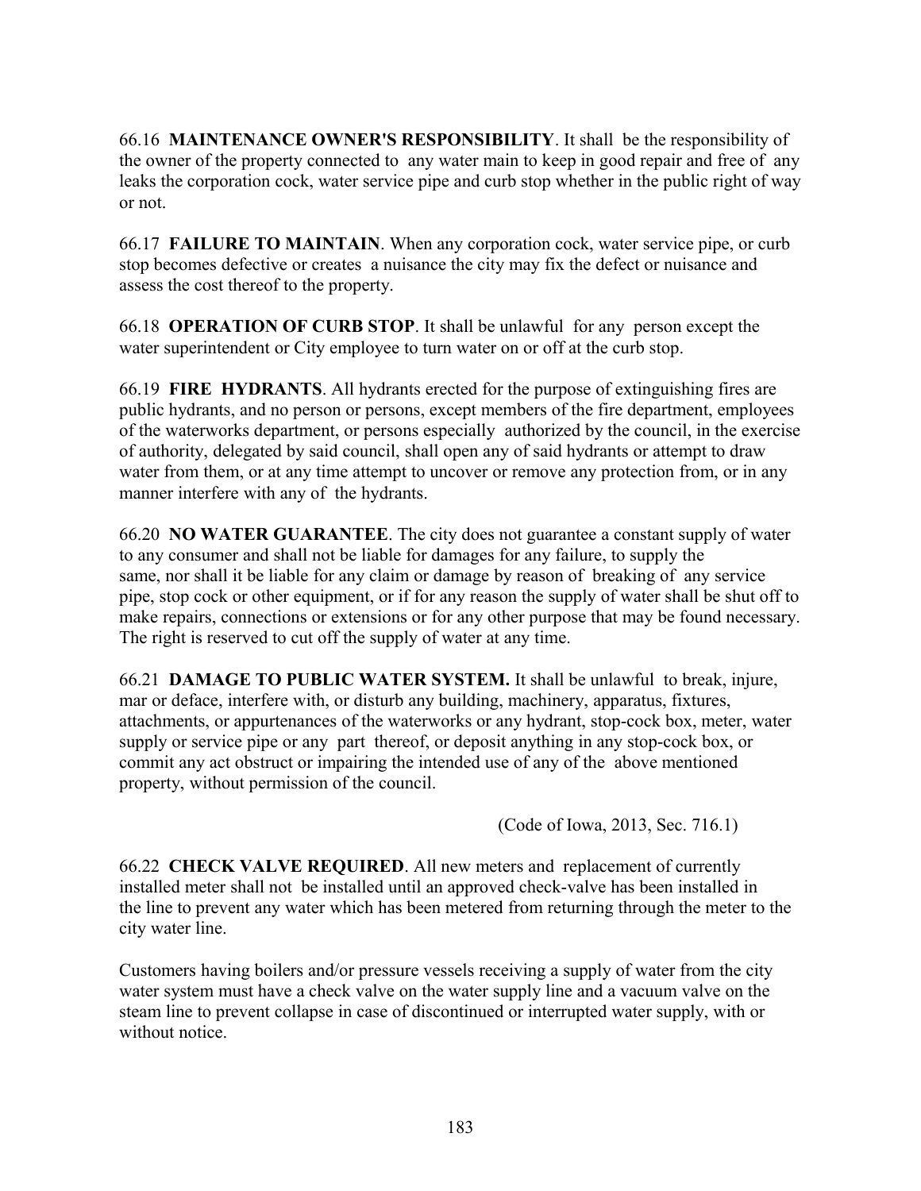66.16 **MAINTENANCE OWNER'S RESPONSIBILITY**. It shall be the responsibility of the owner of the property connected to any water main to keep in good repair and free of any leaks the corporation cock, water service pipe and curb stop whether in the public right of way or not.

66.17 **FAILURE TO MAINTAIN**. When any corporation cock, water service pipe, or curb stop becomes defective or creates a nuisance the city may fix the defect or nuisance and assess the cost thereof to the property.

66.18 **OPERATION OF CURB STOP**. It shall be unlawful for any person except the water superintendent or City employee to turn water on or off at the curb stop.

66.19 **FIRE HYDRANTS**. All hydrants erected for the purpose of extinguishing fires are public hydrants, and no person or persons, except members of the fire department, employees of the waterworks department, or persons especially authorized by the council, in the exercise of authority, delegated by said council, shall open any of said hydrants or attempt to draw water from them, or at any time attempt to uncover or remove any protection from, or in any manner interfere with any of the hydrants.

66.20 **NO WATER GUARANTEE**. The city does not guarantee a constant supply of water to any consumer and shall not be liable for damages for any failure, to supply the same, nor shall it be liable for any claim or damage by reason of breaking of any service pipe, stop cock or other equipment, or if for any reason the supply of water shall be shut off to make repairs, connections or extensions or for any other purpose that may be found necessary. The right is reserved to cut off the supply of water at any time.

66.21 **DAMAGE TO PUBLIC WATER SYSTEM.** It shall be unlawful to break, injure, mar or deface, interfere with, or disturb any building, machinery, apparatus, fixtures, attachments, or appurtenances of the waterworks or any hydrant, stop-cock box, meter, water supply or service pipe or any part thereof, or deposit anything in any stop-cock box, or commit any act obstruct or impairing the intended use of any of the above mentioned property, without permission of the council.

(Code of Iowa, 2013, Sec. 716.1)

66.22 **CHECK VALVE REQUIRED**. All new meters and replacement of currently installed meter shall not be installed until an approved check-valve has been installed in the line to prevent any water which has been metered from returning through the meter to the city water line.

Customers having boilers and/or pressure vessels receiving a supply of water from the city water system must have a check valve on the water supply line and a vacuum valve on the steam line to prevent collapse in case of discontinued or interrupted water supply, with or without notice.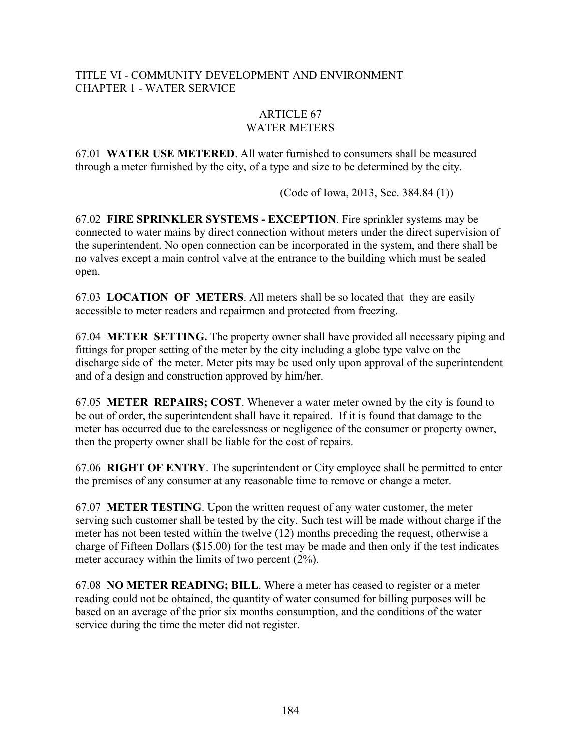TITLE VI - COMMUNITY DEVELOPMENT AND ENVIRONMENT
CHAPTER 1 - WATER SERVICE

# ARTICLE 67
# WATER METERS

67.01 **WATER USE METERED**. All water furnished to consumers shall be measured through a meter furnished by the city, of a type and size to be determined by the city.

(Code of Iowa, 2013, Sec. 384.84 (1))

67.02 **FIRE SPRINKLER SYSTEMS - EXCEPTION**. Fire sprinkler systems may be connected to water mains by direct connection without meters under the direct supervision of the superintendent. No open connection can be incorporated in the system, and there shall be no valves except a main control valve at the entrance to the building which must be sealed open.

67.03 **LOCATION OF METERS**. All meters shall be so located that they are easily accessible to meter readers and repairmen and protected from freezing.

67.04 **METER SETTING.** The property owner shall have provided all necessary piping and fittings for proper setting of the meter by the city including a globe type valve on the discharge side of the meter. Meter pits may be used only upon approval of the superintendent and of a design and construction approved by him/her.

67.05 **METER REPAIRS; COST**. Whenever a water meter owned by the city is found to be out of order, the superintendent shall have it repaired. If it is found that damage to the meter has occurred due to the carelessness or negligence of the consumer or property owner, then the property owner shall be liable for the cost of repairs.

67.06 **RIGHT OF ENTRY**. The superintendent or City employee shall be permitted to enter the premises of any consumer at any reasonable time to remove or change a meter.

67.07 **METER TESTING**. Upon the written request of any water customer, the meter serving such customer shall be tested by the city. Such test will be made without charge if the meter has not been tested within the twelve (12) months preceding the request, otherwise a charge of Fifteen Dollars ($15.00) for the test may be made and then only if the test indicates meter accuracy within the limits of two percent (2%).

67.08 **NO METER READING; BILL**. Where a meter has ceased to register or a meter reading could not be obtained, the quantity of water consumed for billing purposes will be based on an average of the prior six months consumption, and the conditions of the water service during the time the meter did not register.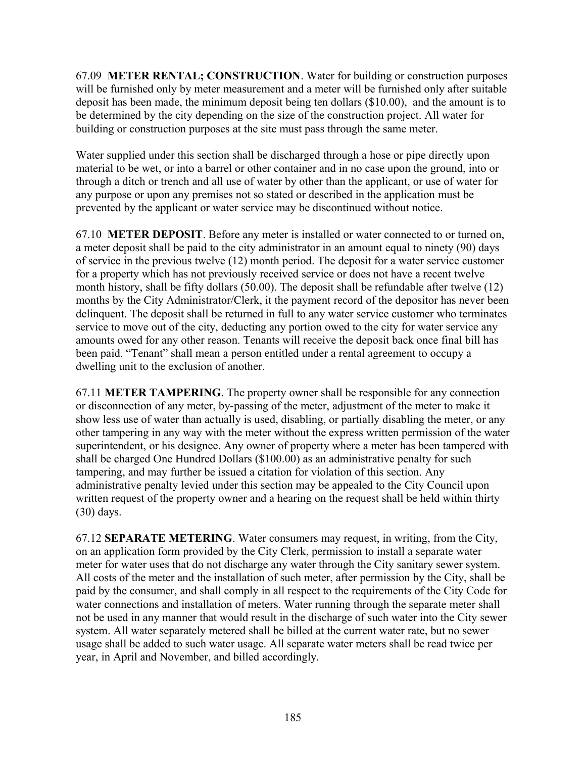67.09 **METER RENTAL; CONSTRUCTION**. Water for building or construction purposes will be furnished only by meter measurement and a meter will be furnished only after suitable deposit has been made, the minimum deposit being ten dollars ($10.00), and the amount is to be determined by the city depending on the size of the construction project. All water for building or construction purposes at the site must pass through the same meter.

Water supplied under this section shall be discharged through a hose or pipe directly upon material to be wet, or into a barrel or other container and in no case upon the ground, into or through a ditch or trench and all use of water by other than the applicant, or use of water for any purpose or upon any premises not so stated or described in the application must be prevented by the applicant or water service may be discontinued without notice.

67.10 **METER DEPOSIT**. Before any meter is installed or water connected to or turned on, a meter deposit shall be paid to the city administrator in an amount equal to ninety (90) days of service in the previous twelve (12) month period. The deposit for a water service customer for a property which has not previously received service or does not have a recent twelve month history, shall be fifty dollars (50.00). The deposit shall be refundable after twelve (12) months by the City Administrator/Clerk, it the payment record of the depositor has never been delinquent. The deposit shall be returned in full to any water service customer who terminates service to move out of the city, deducting any portion owed to the city for water service any amounts owed for any other reason. Tenants will receive the deposit back once final bill has been paid. "Tenant" shall mean a person entitled under a rental agreement to occupy a dwelling unit to the exclusion of another.

67.11 **METER TAMPERING**. The property owner shall be responsible for any connection or disconnection of any meter, by-passing of the meter, adjustment of the meter to make it show less use of water than actually is used, disabling, or partially disabling the meter, or any other tampering in any way with the meter without the express written permission of the water superintendent, or his designee. Any owner of property where a meter has been tampered with shall be charged One Hundred Dollars ($100.00) as an administrative penalty for such tampering, and may further be issued a citation for violation of this section. Any administrative penalty levied under this section may be appealed to the City Council upon written request of the property owner and a hearing on the request shall be held within thirty (30) days.

67.12 **SEPARATE METERING**. Water consumers may request, in writing, from the City, on an application form provided by the City Clerk, permission to install a separate water meter for water uses that do not discharge any water through the City sanitary sewer system. All costs of the meter and the installation of such meter, after permission by the City, shall be paid by the consumer, and shall comply in all respect to the requirements of the City Code for water connections and installation of meters. Water running through the separate meter shall not be used in any manner that would result in the discharge of such water into the City sewer system. All water separately metered shall be billed at the current water rate, but no sewer usage shall be added to such water usage. All separate water meters shall be read twice per year, in April and November, and billed accordingly.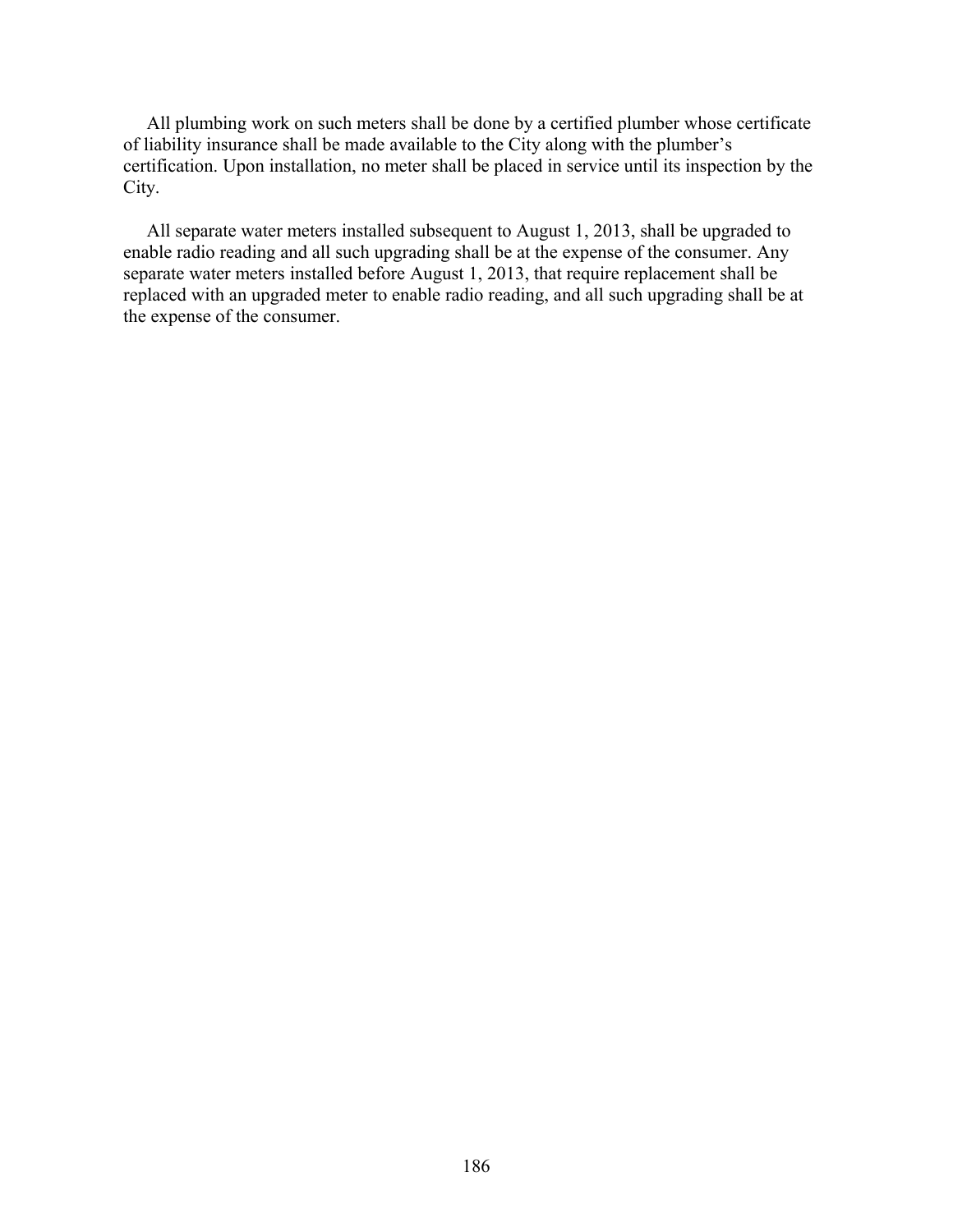All plumbing work on such meters shall be done by a certified plumber whose certificate of liability insurance shall be made available to the City along with the plumber's certification. Upon installation, no meter shall be placed in service until its inspection by the City.

All separate water meters installed subsequent to August 1, 2013, shall be upgraded to enable radio reading and all such upgrading shall be at the expense of the consumer. Any separate water meters installed before August 1, 2013, that require replacement shall be replaced with an upgraded meter to enable radio reading, and all such upgrading shall be at the expense of the consumer.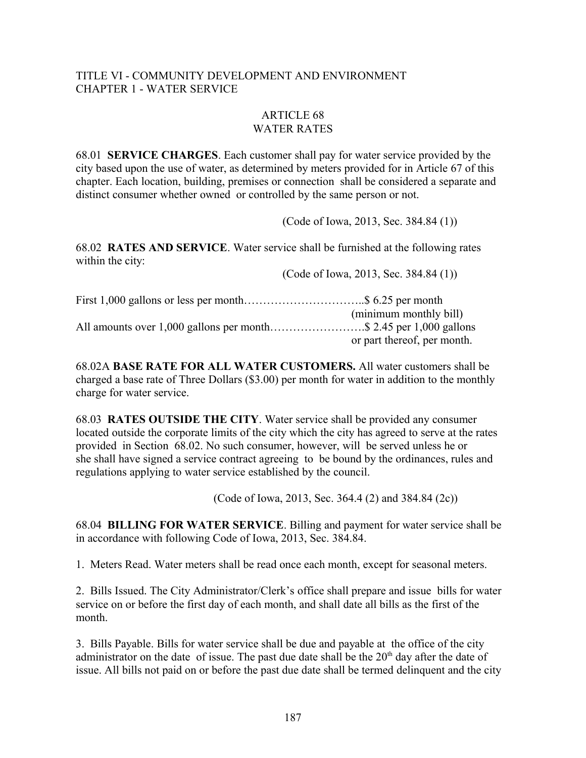TITLE VI - COMMUNITY DEVELOPMENT AND ENVIRONMENT
CHAPTER 1 - WATER SERVICE

# ARTICLE 68
# WATER RATES

68.01 **SERVICE CHARGES**. Each customer shall pay for water service provided by the city based upon the use of water, as determined by meters provided for in Article 67 of this chapter. Each location, building, premises or connection shall be considered a separate and distinct consumer whether owned or controlled by the same person or not.

(Code of Iowa, 2013, Sec. 384.84 (1))

68.02 **RATES AND SERVICE**. Water service shall be furnished at the following rates within the city:

(Code of Iowa, 2013, Sec. 384.84 (1))

First 1,000 gallons or less per month…………………………..$ 6.25 per month
(minimum monthly bill)
All amounts over 1,000 gallons per month…………………….$ 2.45 per 1,000 gallons
or part thereof, per month.

68.02A **BASE RATE FOR ALL WATER CUSTOMERS.** All water customers shall be charged a base rate of Three Dollars ($3.00) per month for water in addition to the monthly charge for water service.

68.03 **RATES OUTSIDE THE CITY**. Water service shall be provided any consumer located outside the corporate limits of the city which the city has agreed to serve at the rates provided in Section 68.02. No such consumer, however, will be served unless he or she shall have signed a service contract agreeing to be bound by the ordinances, rules and regulations applying to water service established by the council.

(Code of Iowa, 2013, Sec. 364.4 (2) and 384.84 (2c))

68.04 **BILLING FOR WATER SERVICE**. Billing and payment for water service shall be in accordance with following Code of Iowa, 2013, Sec. 384.84.

1. Meters Read. Water meters shall be read once each month, except for seasonal meters.

2. Bills Issued. The City Administrator/Clerk's office shall prepare and issue bills for water service on or before the first day of each month, and shall date all bills as the first of the month.

3. Bills Payable. Bills for water service shall be due and payable at the office of the city administrator on the date of issue. The past due date shall be the 20th day after the date of issue. All bills not paid on or before the past due date shall be termed delinquent and the city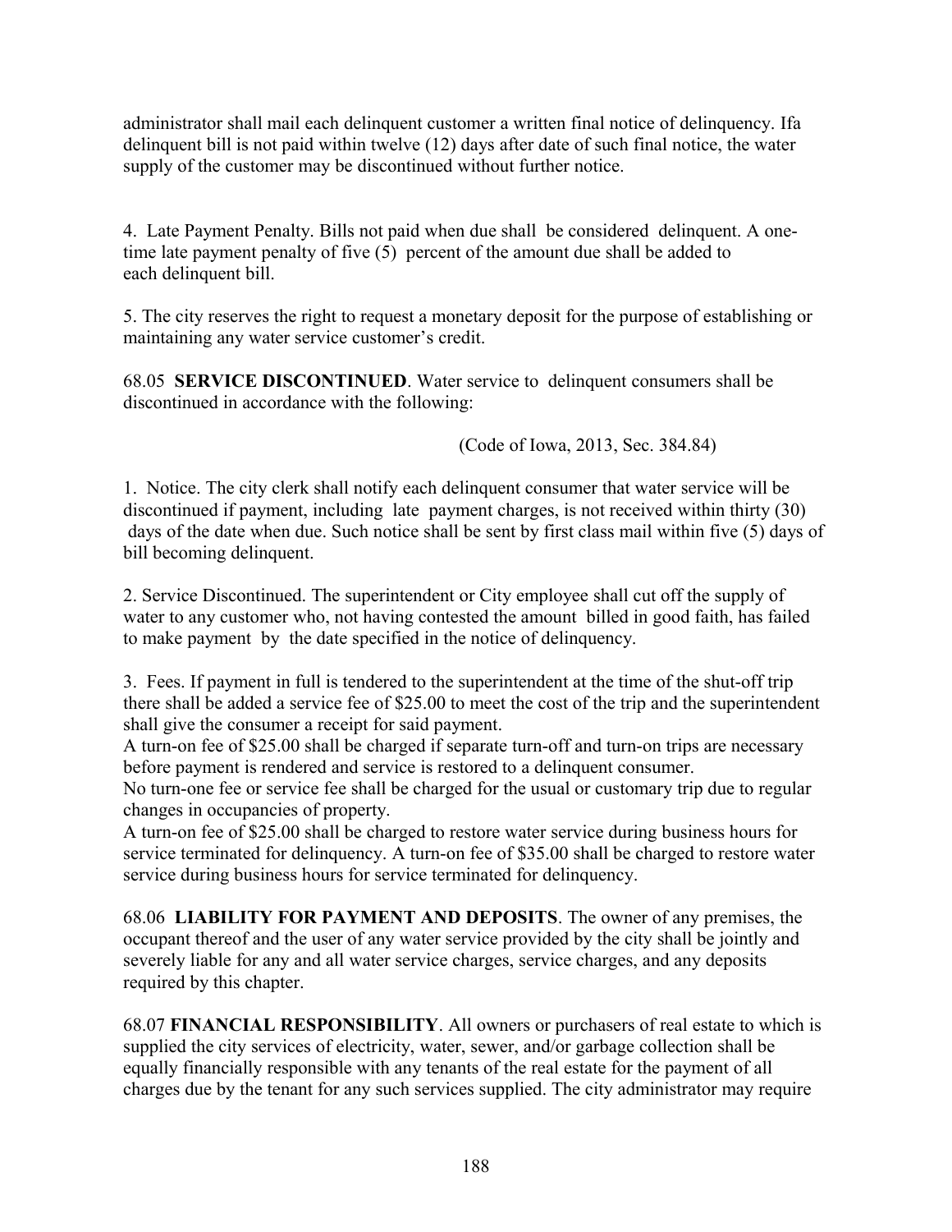administrator shall mail each delinquent customer a written final notice of delinquency. Ifa delinquent bill is not paid within twelve (12) days after date of such final notice, the water supply of the customer may be discontinued without further notice.

4. Late Payment Penalty. Bills not paid when due shall be considered delinquent. A one-time late payment penalty of five (5) percent of the amount due shall be added to each delinquent bill.

5. The city reserves the right to request a monetary deposit for the purpose of establishing or maintaining any water service customer's credit.

68.05 **SERVICE DISCONTINUED**. Water service to delinquent consumers shall be discontinued in accordance with the following:

(Code of Iowa, 2013, Sec. 384.84)

1. Notice. The city clerk shall notify each delinquent consumer that water service will be discontinued if payment, including late payment charges, is not received within thirty (30) days of the date when due. Such notice shall be sent by first class mail within five (5) days of bill becoming delinquent.

2. Service Discontinued. The superintendent or City employee shall cut off the supply of water to any customer who, not having contested the amount billed in good faith, has failed to make payment by the date specified in the notice of delinquency.

3. Fees. If payment in full is tendered to the superintendent at the time of the shut-off trip there shall be added a service fee of $25.00 to meet the cost of the trip and the superintendent shall give the consumer a receipt for said payment.
A turn-on fee of $25.00 shall be charged if separate turn-off and turn-on trips are necessary before payment is rendered and service is restored to a delinquent consumer.
No turn-one fee or service fee shall be charged for the usual or customary trip due to regular changes in occupancies of property.
A turn-on fee of $25.00 shall be charged to restore water service during business hours for service terminated for delinquency. A turn-on fee of $35.00 shall be charged to restore water service during business hours for service terminated for delinquency.

68.06 **LIABILITY FOR PAYMENT AND DEPOSITS**. The owner of any premises, the occupant thereof and the user of any water service provided by the city shall be jointly and severely liable for any and all water service charges, service charges, and any deposits required by this chapter.

68.07 **FINANCIAL RESPONSIBILITY**. All owners or purchasers of real estate to which is supplied the city services of electricity, water, sewer, and/or garbage collection shall be equally financially responsible with any tenants of the real estate for the payment of all charges due by the tenant for any such services supplied. The city administrator may require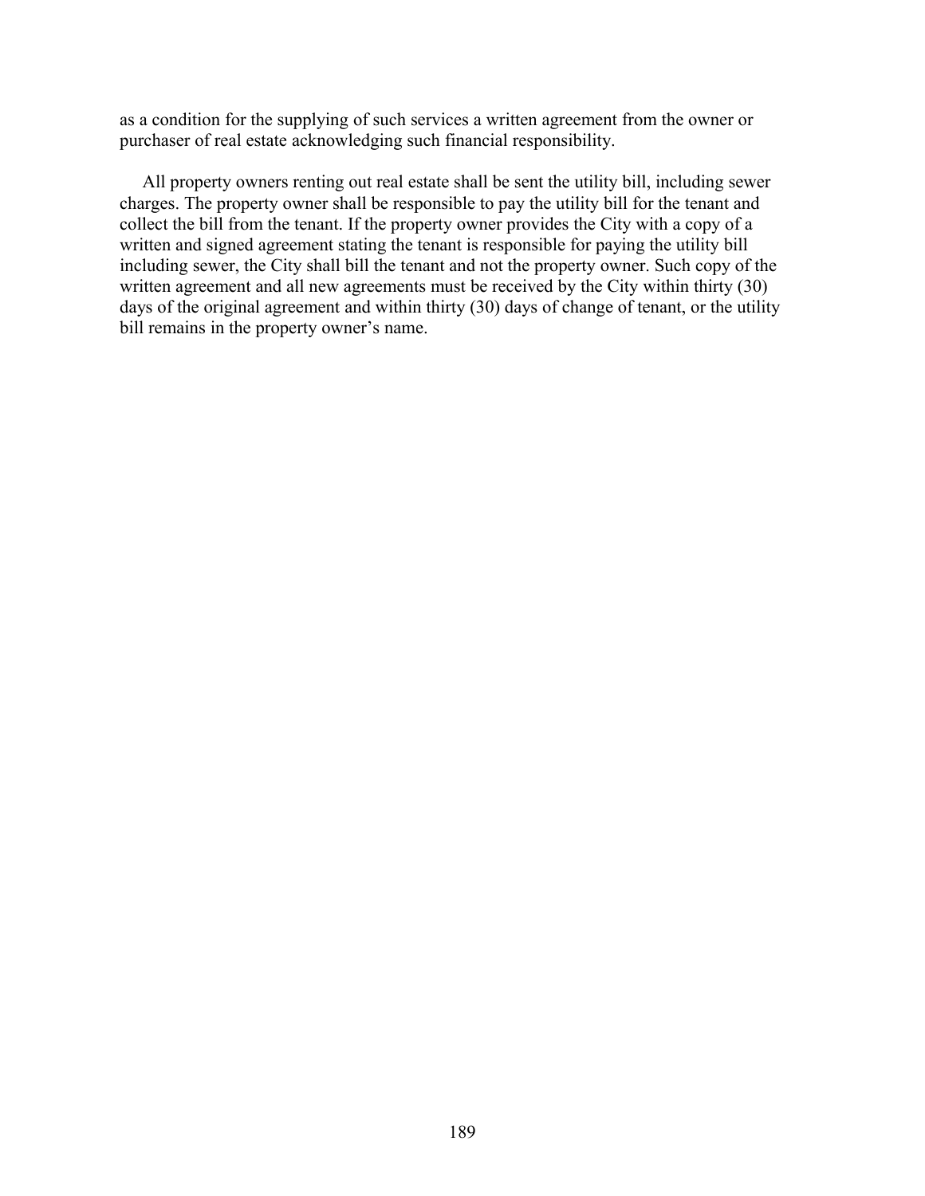as a condition for the supplying of such services a written agreement from the owner or purchaser of real estate acknowledging such financial responsibility.

All property owners renting out real estate shall be sent the utility bill, including sewer charges. The property owner shall be responsible to pay the utility bill for the tenant and collect the bill from the tenant. If the property owner provides the City with a copy of a written and signed agreement stating the tenant is responsible for paying the utility bill including sewer, the City shall bill the tenant and not the property owner. Such copy of the written agreement and all new agreements must be received by the City within thirty (30) days of the original agreement and within thirty (30) days of change of tenant, or the utility bill remains in the property owner's name.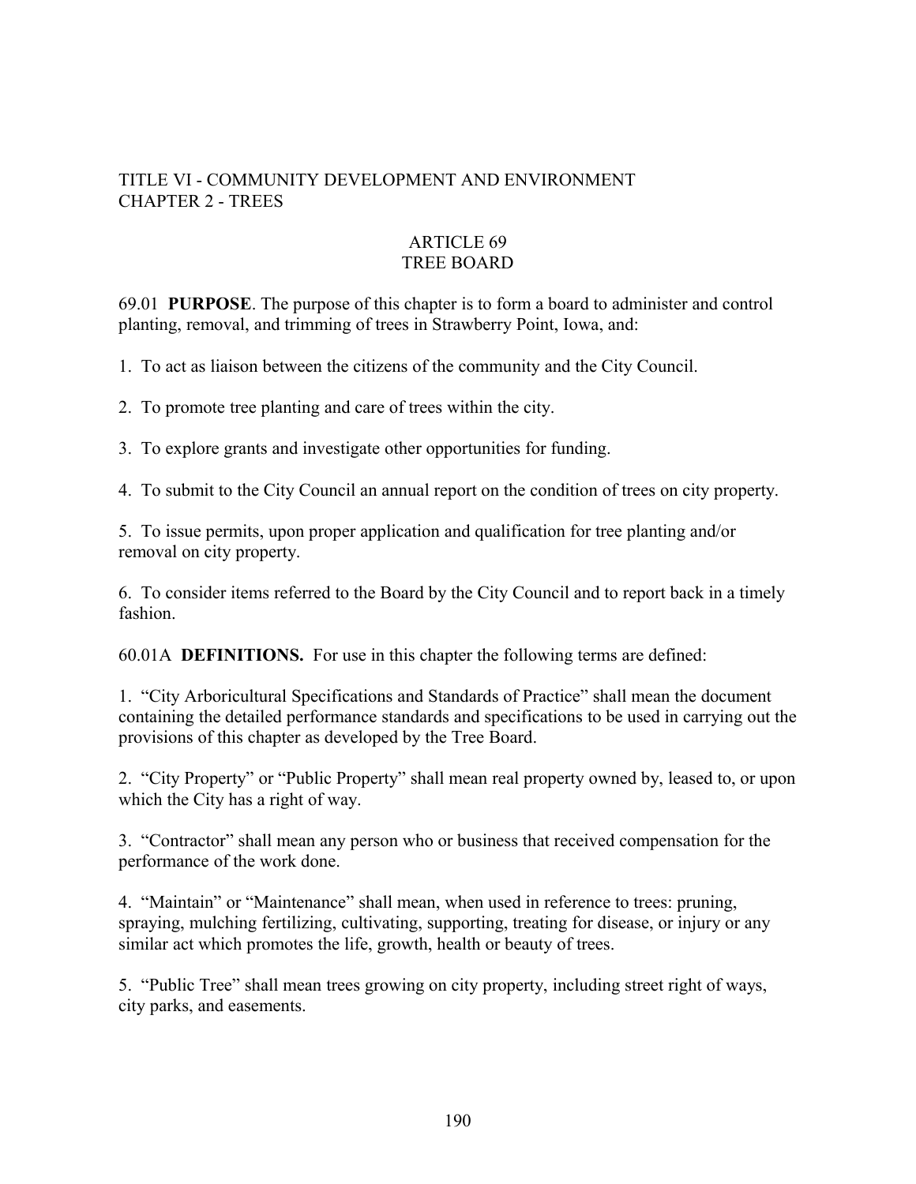TITLE VI - COMMUNITY DEVELOPMENT AND ENVIRONMENT
CHAPTER 2 - TREES

# ARTICLE 69
# TREE BOARD

69.01 **PURPOSE**. The purpose of this chapter is to form a board to administer and control planting, removal, and trimming of trees in Strawberry Point, Iowa, and:

1. To act as liaison between the citizens of the community and the City Council.

2. To promote tree planting and care of trees within the city.

3. To explore grants and investigate other opportunities for funding.

4. To submit to the City Council an annual report on the condition of trees on city property.

5. To issue permits, upon proper application and qualification for tree planting and/or removal on city property.

6. To consider items referred to the Board by the City Council and to report back in a timely fashion.

60.01A **DEFINITIONS.** For use in this chapter the following terms are defined:

1. "City Arboricultural Specifications and Standards of Practice" shall mean the document containing the detailed performance standards and specifications to be used in carrying out the provisions of this chapter as developed by the Tree Board.

2. "City Property" or "Public Property" shall mean real property owned by, leased to, or upon which the City has a right of way.

3. "Contractor" shall mean any person who or business that received compensation for the performance of the work done.

4. "Maintain" or "Maintenance" shall mean, when used in reference to trees: pruning, spraying, mulching fertilizing, cultivating, supporting, treating for disease, or injury or any similar act which promotes the life, growth, health or beauty of trees.

5. "Public Tree" shall mean trees growing on city property, including street right of ways, city parks, and easements.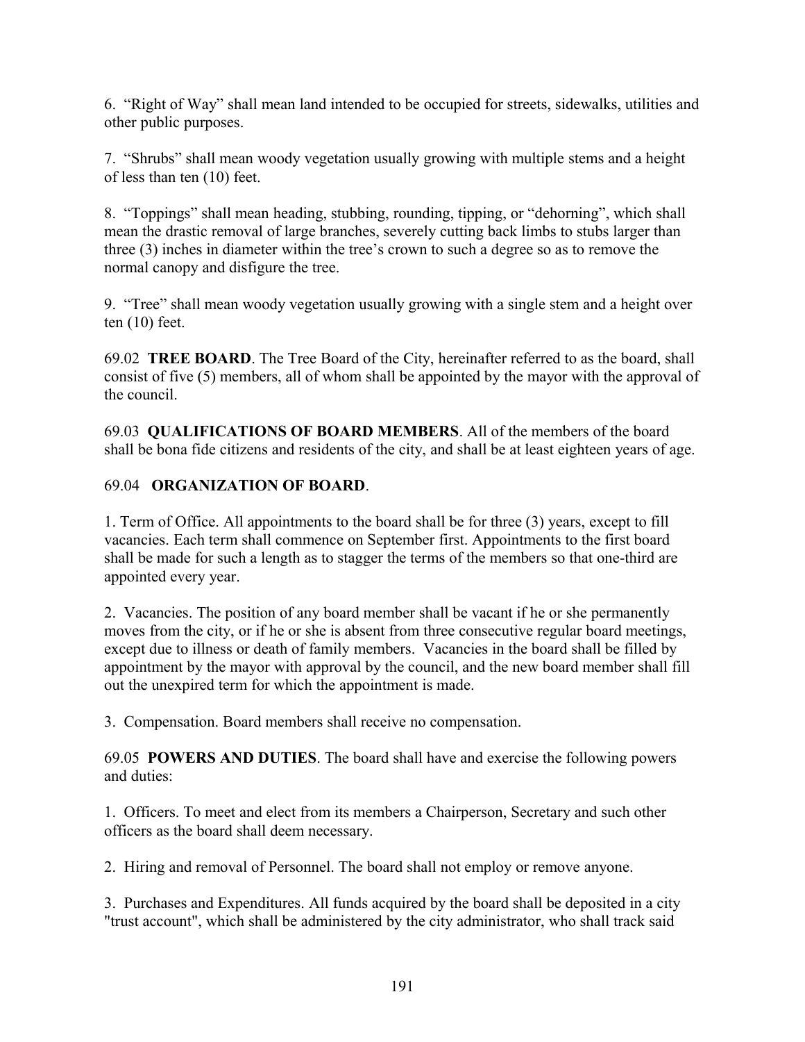6. “Right of Way” shall mean land intended to be occupied for streets, sidewalks, utilities and other public purposes.

7. “Shrubs” shall mean woody vegetation usually growing with multiple stems and a height of less than ten (10) feet.

8. “Toppings” shall mean heading, stubbing, rounding, tipping, or “dehorning”, which shall mean the drastic removal of large branches, severely cutting back limbs to stubs larger than three (3) inches in diameter within the tree’s crown to such a degree so as to remove the normal canopy and disfigure the tree.

9. “Tree” shall mean woody vegetation usually growing with a single stem and a height over ten (10) feet.

69.02 **TREE BOARD**. The Tree Board of the City, hereinafter referred to as the board, shall consist of five (5) members, all of whom shall be appointed by the mayor with the approval of the council.

69.03 **QUALIFICATIONS OF BOARD MEMBERS**. All of the members of the board shall be bona fide citizens and residents of the city, and shall be at least eighteen years of age.

69.04 **ORGANIZATION OF BOARD**.

1. Term of Office. All appointments to the board shall be for three (3) years, except to fill vacancies. Each term shall commence on September first. Appointments to the first board shall be made for such a length as to stagger the terms of the members so that one-third are appointed every year.

2. Vacancies. The position of any board member shall be vacant if he or she permanently moves from the city, or if he or she is absent from three consecutive regular board meetings, except due to illness or death of family members. Vacancies in the board shall be filled by appointment by the mayor with approval by the council, and the new board member shall fill out the unexpired term for which the appointment is made.

3. Compensation. Board members shall receive no compensation.

69.05 **POWERS AND DUTIES**. The board shall have and exercise the following powers and duties:

1. Officers. To meet and elect from its members a Chairperson, Secretary and such other officers as the board shall deem necessary.

2. Hiring and removal of Personnel. The board shall not employ or remove anyone.

3. Purchases and Expenditures. All funds acquired by the board shall be deposited in a city "trust account", which shall be administered by the city administrator, who shall track said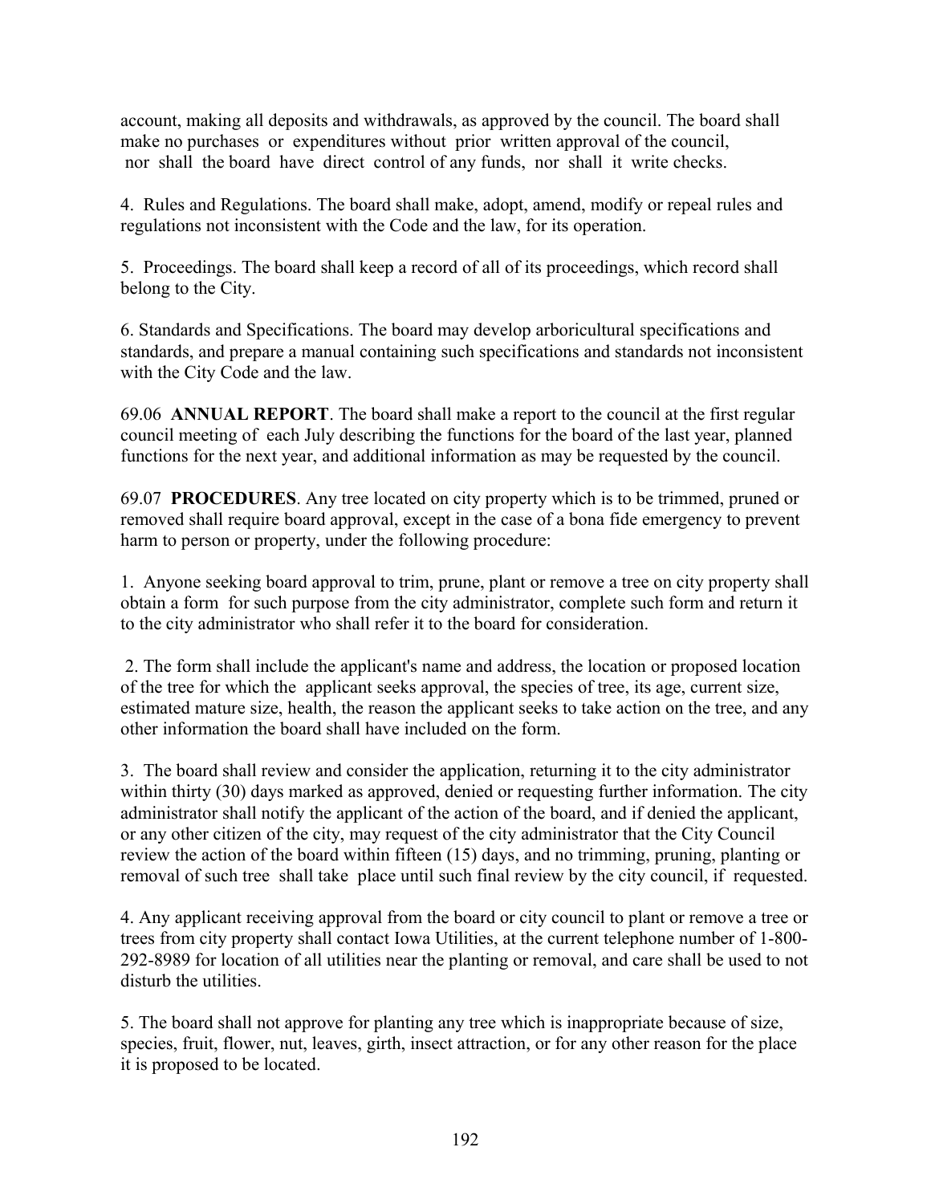account, making all deposits and withdrawals, as approved by the council. The board shall make no purchases or expenditures without prior written approval of the council, nor shall the board have direct control of any funds, nor shall it write checks.

4. Rules and Regulations. The board shall make, adopt, amend, modify or repeal rules and regulations not inconsistent with the Code and the law, for its operation.

5. Proceedings. The board shall keep a record of all of its proceedings, which record shall belong to the City.

6. Standards and Specifications. The board may develop arboricultural specifications and standards, and prepare a manual containing such specifications and standards not inconsistent with the City Code and the law.

69.06 **ANNUAL REPORT**. The board shall make a report to the council at the first regular council meeting of each July describing the functions for the board of the last year, planned functions for the next year, and additional information as may be requested by the council.

69.07 **PROCEDURES**. Any tree located on city property which is to be trimmed, pruned or removed shall require board approval, except in the case of a bona fide emergency to prevent harm to person or property, under the following procedure:

1. Anyone seeking board approval to trim, prune, plant or remove a tree on city property shall obtain a form for such purpose from the city administrator, complete such form and return it to the city administrator who shall refer it to the board for consideration.

2. The form shall include the applicant's name and address, the location or proposed location of the tree for which the applicant seeks approval, the species of tree, its age, current size, estimated mature size, health, the reason the applicant seeks to take action on the tree, and any other information the board shall have included on the form.

3. The board shall review and consider the application, returning it to the city administrator within thirty (30) days marked as approved, denied or requesting further information. The city administrator shall notify the applicant of the action of the board, and if denied the applicant, or any other citizen of the city, may request of the city administrator that the City Council review the action of the board within fifteen (15) days, and no trimming, pruning, planting or removal of such tree shall take place until such final review by the city council, if requested.

4. Any applicant receiving approval from the board or city council to plant or remove a tree or trees from city property shall contact Iowa Utilities, at the current telephone number of 1-800-292-8989 for location of all utilities near the planting or removal, and care shall be used to not disturb the utilities.

5. The board shall not approve for planting any tree which is inappropriate because of size, species, fruit, flower, nut, leaves, girth, insect attraction, or for any other reason for the place it is proposed to be located.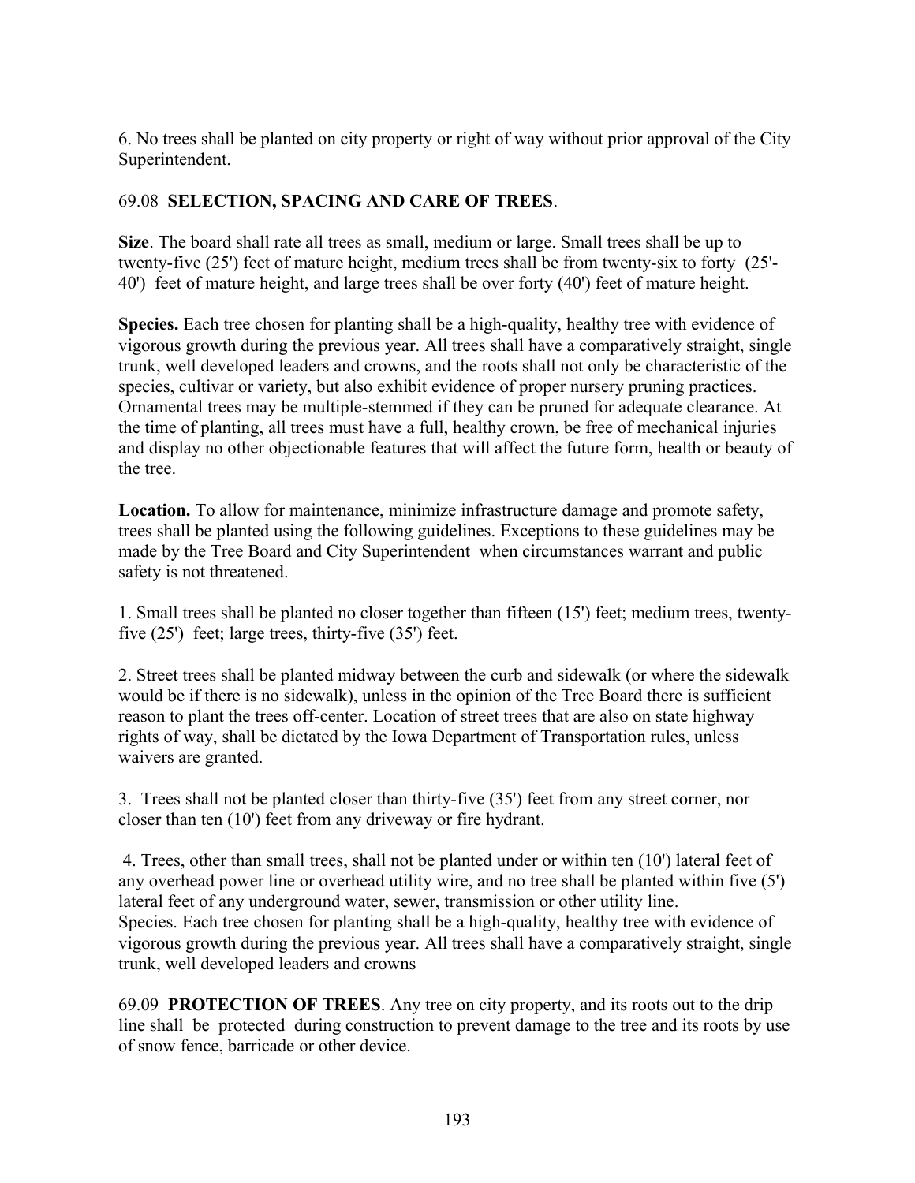6. No trees shall be planted on city property or right of way without prior approval of the City Superintendent.

69.08 **SELECTION, SPACING AND CARE OF TREES**.

**Size**. The board shall rate all trees as small, medium or large. Small trees shall be up to twenty-five (25') feet of mature height, medium trees shall be from twenty-six to forty (25'-40') feet of mature height, and large trees shall be over forty (40') feet of mature height.

**Species.** Each tree chosen for planting shall be a high-quality, healthy tree with evidence of vigorous growth during the previous year. All trees shall have a comparatively straight, single trunk, well developed leaders and crowns, and the roots shall not only be characteristic of the species, cultivar or variety, but also exhibit evidence of proper nursery pruning practices. Ornamental trees may be multiple-stemmed if they can be pruned for adequate clearance. At the time of planting, all trees must have a full, healthy crown, be free of mechanical injuries and display no other objectionable features that will affect the future form, health or beauty of the tree.

**Location.** To allow for maintenance, minimize infrastructure damage and promote safety, trees shall be planted using the following guidelines. Exceptions to these guidelines may be made by the Tree Board and City Superintendent when circumstances warrant and public safety is not threatened.

1. Small trees shall be planted no closer together than fifteen (15') feet; medium trees, twenty-five (25') feet; large trees, thirty-five (35') feet.

2. Street trees shall be planted midway between the curb and sidewalk (or where the sidewalk would be if there is no sidewalk), unless in the opinion of the Tree Board there is sufficient reason to plant the trees off-center. Location of street trees that are also on state highway rights of way, shall be dictated by the Iowa Department of Transportation rules, unless waivers are granted.

3. Trees shall not be planted closer than thirty-five (35') feet from any street corner, nor closer than ten (10') feet from any driveway or fire hydrant.

4. Trees, other than small trees, shall not be planted under or within ten (10') lateral feet of any overhead power line or overhead utility wire, and no tree shall be planted within five (5') lateral feet of any underground water, sewer, transmission or other utility line.
Species. Each tree chosen for planting shall be a high-quality, healthy tree with evidence of vigorous growth during the previous year. All trees shall have a comparatively straight, single trunk, well developed leaders and crowns

69.09 **PROTECTION OF TREES**. Any tree on city property, and its roots out to the drip line shall be protected during construction to prevent damage to the tree and its roots by use of snow fence, barricade or other device.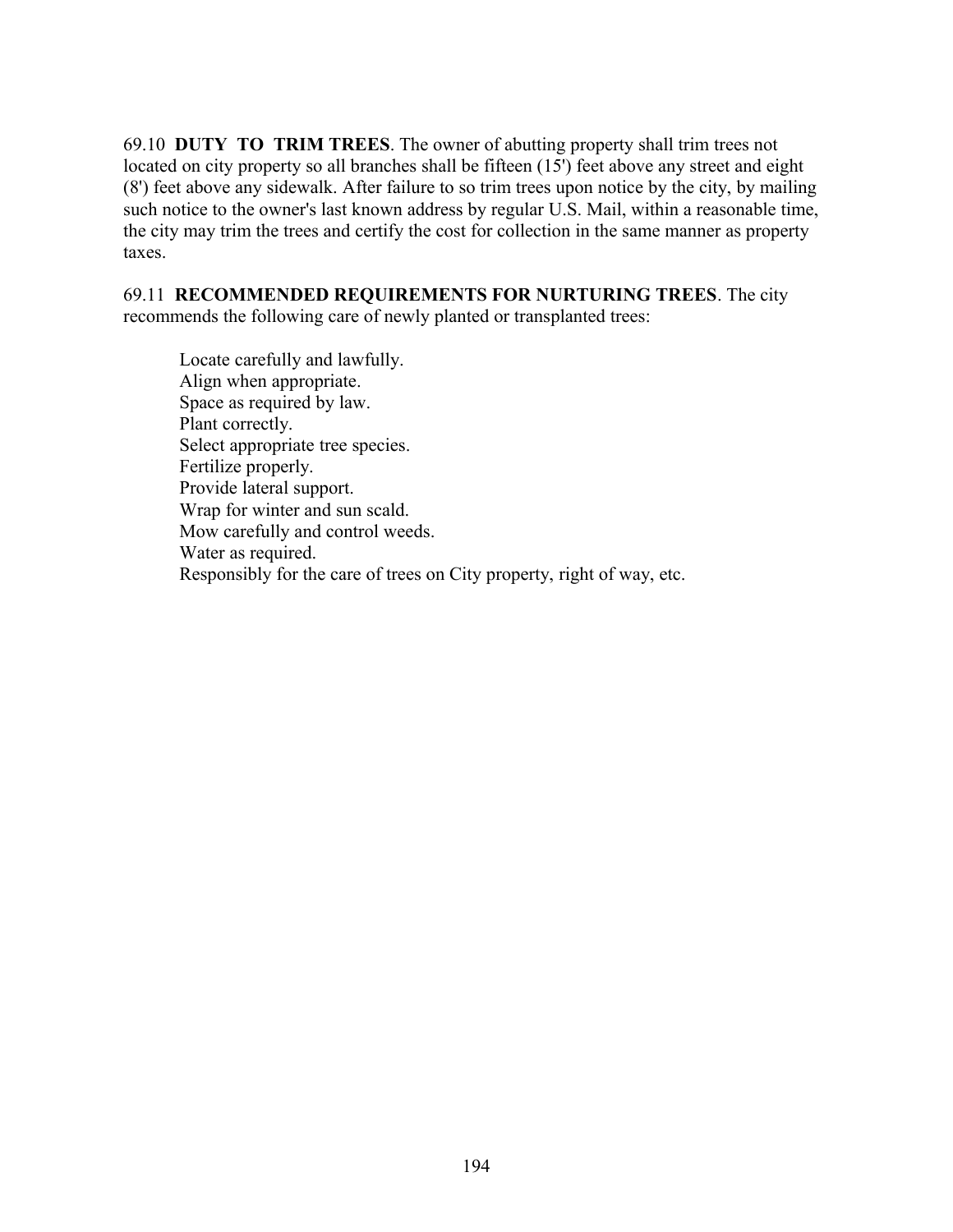69.10 **DUTY TO TRIM TREES**. The owner of abutting property shall trim trees not located on city property so all branches shall be fifteen (15') feet above any street and eight (8') feet above any sidewalk. After failure to so trim trees upon notice by the city, by mailing such notice to the owner's last known address by regular U.S. Mail, within a reasonable time, the city may trim the trees and certify the cost for collection in the same manner as property taxes.

69.11 **RECOMMENDED REQUIREMENTS FOR NURTURING TREES**. The city recommends the following care of newly planted or transplanted trees:

> Locate carefully and lawfully.
> Align when appropriate.
> Space as required by law.
> Plant correctly.
> Select appropriate tree species.
> Fertilize properly.
> Provide lateral support.
> Wrap for winter and sun scald.
> Mow carefully and control weeds.
> Water as required.
> Responsibly for the care of trees on City property, right of way, etc.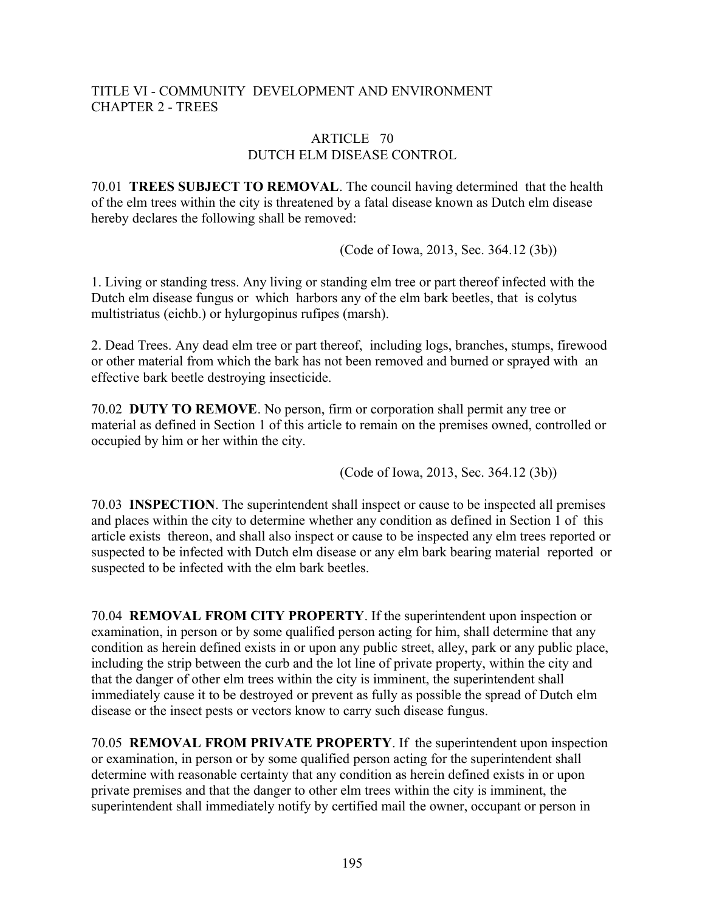TITLE VI - COMMUNITY DEVELOPMENT AND ENVIRONMENT
CHAPTER 2 - TREES

## ARTICLE 70
## DUTCH ELM DISEASE CONTROL

70.01 **TREES SUBJECT TO REMOVAL**. The council having determined that the health of the elm trees within the city is threatened by a fatal disease known as Dutch elm disease hereby declares the following shall be removed:

(Code of Iowa, 2013, Sec. 364.12 (3b))

1. Living or standing tress. Any living or standing elm tree or part thereof infected with the Dutch elm disease fungus or which harbors any of the elm bark beetles, that is colytus multistriatus (eichb.) or hylurgopinus rufipes (marsh).

2. Dead Trees. Any dead elm tree or part thereof, including logs, branches, stumps, firewood or other material from which the bark has not been removed and burned or sprayed with an effective bark beetle destroying insecticide.

70.02 **DUTY TO REMOVE**. No person, firm or corporation shall permit any tree or material as defined in Section 1 of this article to remain on the premises owned, controlled or occupied by him or her within the city.

(Code of Iowa, 2013, Sec. 364.12 (3b))

70.03 **INSPECTION**. The superintendent shall inspect or cause to be inspected all premises and places within the city to determine whether any condition as defined in Section 1 of this article exists thereon, and shall also inspect or cause to be inspected any elm trees reported or suspected to be infected with Dutch elm disease or any elm bark bearing material reported or suspected to be infected with the elm bark beetles.

70.04 **REMOVAL FROM CITY PROPERTY**. If the superintendent upon inspection or examination, in person or by some qualified person acting for him, shall determine that any condition as herein defined exists in or upon any public street, alley, park or any public place, including the strip between the curb and the lot line of private property, within the city and that the danger of other elm trees within the city is imminent, the superintendent shall immediately cause it to be destroyed or prevent as fully as possible the spread of Dutch elm disease or the insect pests or vectors know to carry such disease fungus.

70.05 **REMOVAL FROM PRIVATE PROPERTY**. If the superintendent upon inspection or examination, in person or by some qualified person acting for the superintendent shall determine with reasonable certainty that any condition as herein defined exists in or upon private premises and that the danger to other elm trees within the city is imminent, the superintendent shall immediately notify by certified mail the owner, occupant or person in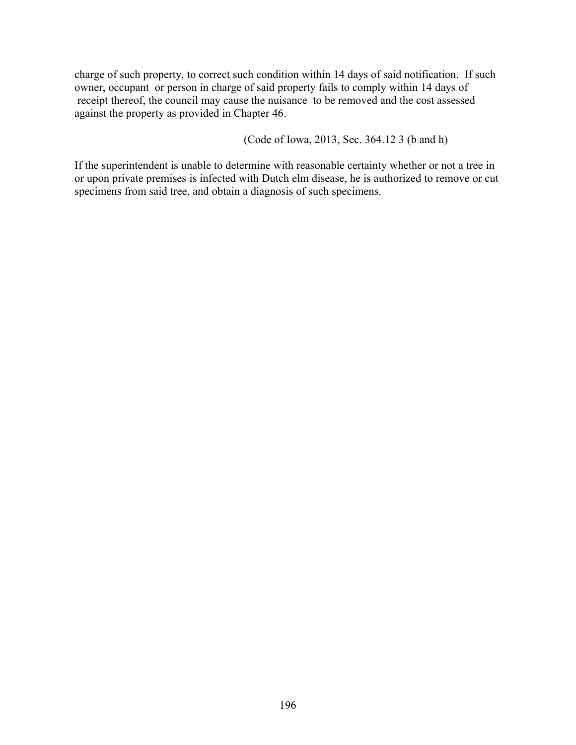charge of such property, to correct such condition within 14 days of said notification. If such owner, occupant or person in charge of said property fails to comply within 14 days of receipt thereof, the council may cause the nuisance to be removed and the cost assessed against the property as provided in Chapter 46.

(Code of Iowa, 2013, Sec. 364.12 3 (b and h)

If the superintendent is unable to determine with reasonable certainty whether or not a tree in or upon private premises is infected with Dutch elm disease, he is authorized to remove or cut specimens from said tree, and obtain a diagnosis of such specimens.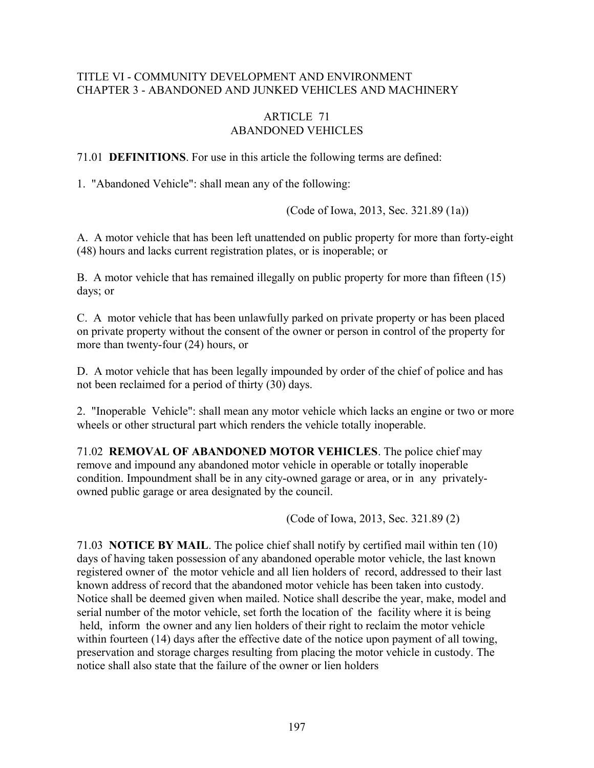TITLE VI - COMMUNITY DEVELOPMENT AND ENVIRONMENT
CHAPTER 3 - ABANDONED AND JUNKED VEHICLES AND MACHINERY

# ARTICLE 71
# ABANDONED VEHICLES

71.01 **DEFINITIONS**. For use in this article the following terms are defined:

1. "Abandoned Vehicle": shall mean any of the following:

(Code of Iowa, 2013, Sec. 321.89 (1a))

A. A motor vehicle that has been left unattended on public property for more than forty-eight (48) hours and lacks current registration plates, or is inoperable; or

B. A motor vehicle that has remained illegally on public property for more than fifteen (15) days; or

C. A motor vehicle that has been unlawfully parked on private property or has been placed on private property without the consent of the owner or person in control of the property for more than twenty-four (24) hours, or

D. A motor vehicle that has been legally impounded by order of the chief of police and has not been reclaimed for a period of thirty (30) days.

2. "Inoperable Vehicle": shall mean any motor vehicle which lacks an engine or two or more wheels or other structural part which renders the vehicle totally inoperable.

71.02 **REMOVAL OF ABANDONED MOTOR VEHICLES**. The police chief may remove and impound any abandoned motor vehicle in operable or totally inoperable condition. Impoundment shall be in any city-owned garage or area, or in any privately-owned public garage or area designated by the council.

(Code of Iowa, 2013, Sec. 321.89 (2)

71.03 **NOTICE BY MAIL**. The police chief shall notify by certified mail within ten (10) days of having taken possession of any abandoned operable motor vehicle, the last known registered owner of the motor vehicle and all lien holders of record, addressed to their last known address of record that the abandoned motor vehicle has been taken into custody. Notice shall be deemed given when mailed. Notice shall describe the year, make, model and serial number of the motor vehicle, set forth the location of the facility where it is being held, inform the owner and any lien holders of their right to reclaim the motor vehicle within fourteen (14) days after the effective date of the notice upon payment of all towing, preservation and storage charges resulting from placing the motor vehicle in custody. The notice shall also state that the failure of the owner or lien holders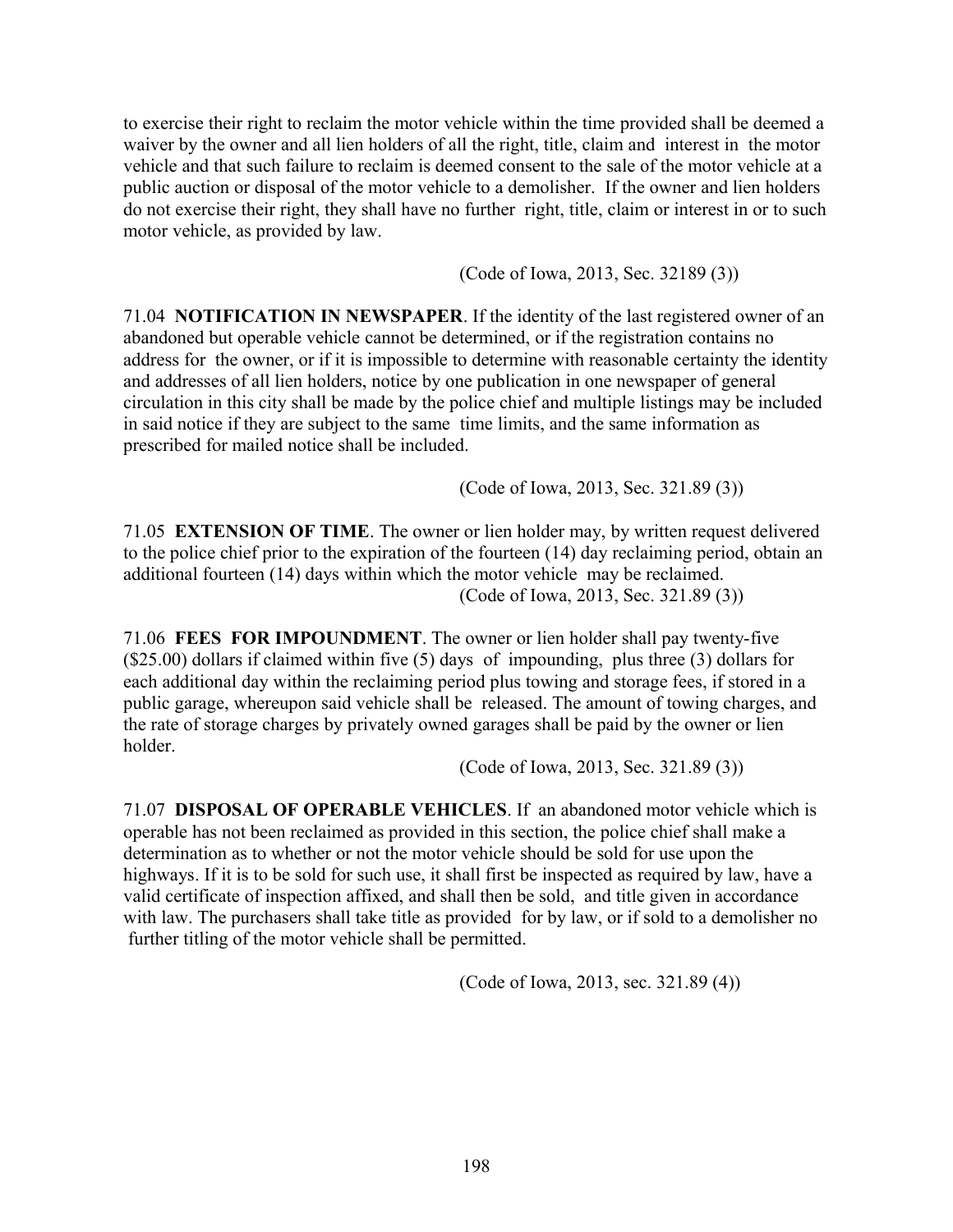to exercise their right to reclaim the motor vehicle within the time provided shall be deemed a waiver by the owner and all lien holders of all the right, title, claim and interest in the motor vehicle and that such failure to reclaim is deemed consent to the sale of the motor vehicle at a public auction or disposal of the motor vehicle to a demolisher. If the owner and lien holders do not exercise their right, they shall have no further right, title, claim or interest in or to such motor vehicle, as provided by law.

(Code of Iowa, 2013, Sec. 32189 (3))

71.04 **NOTIFICATION IN NEWSPAPER**. If the identity of the last registered owner of an abandoned but operable vehicle cannot be determined, or if the registration contains no address for the owner, or if it is impossible to determine with reasonable certainty the identity and addresses of all lien holders, notice by one publication in one newspaper of general circulation in this city shall be made by the police chief and multiple listings may be included in said notice if they are subject to the same time limits, and the same information as prescribed for mailed notice shall be included.

(Code of Iowa, 2013, Sec. 321.89 (3))

71.05 **EXTENSION OF TIME**. The owner or lien holder may, by written request delivered to the police chief prior to the expiration of the fourteen (14) day reclaiming period, obtain an additional fourteen (14) days within which the motor vehicle may be reclaimed.

(Code of Iowa, 2013, Sec. 321.89 (3))

71.06 **FEES FOR IMPOUNDMENT**. The owner or lien holder shall pay twenty-five ($25.00) dollars if claimed within five (5) days of impounding, plus three (3) dollars for each additional day within the reclaiming period plus towing and storage fees, if stored in a public garage, whereupon said vehicle shall be released. The amount of towing charges, and the rate of storage charges by privately owned garages shall be paid by the owner or lien holder.

(Code of Iowa, 2013, Sec. 321.89 (3))

71.07 **DISPOSAL OF OPERABLE VEHICLES**. If an abandoned motor vehicle which is operable has not been reclaimed as provided in this section, the police chief shall make a determination as to whether or not the motor vehicle should be sold for use upon the highways. If it is to be sold for such use, it shall first be inspected as required by law, have a valid certificate of inspection affixed, and shall then be sold, and title given in accordance with law. The purchasers shall take title as provided for by law, or if sold to a demolisher no further titling of the motor vehicle shall be permitted.

(Code of Iowa, 2013, sec. 321.89 (4))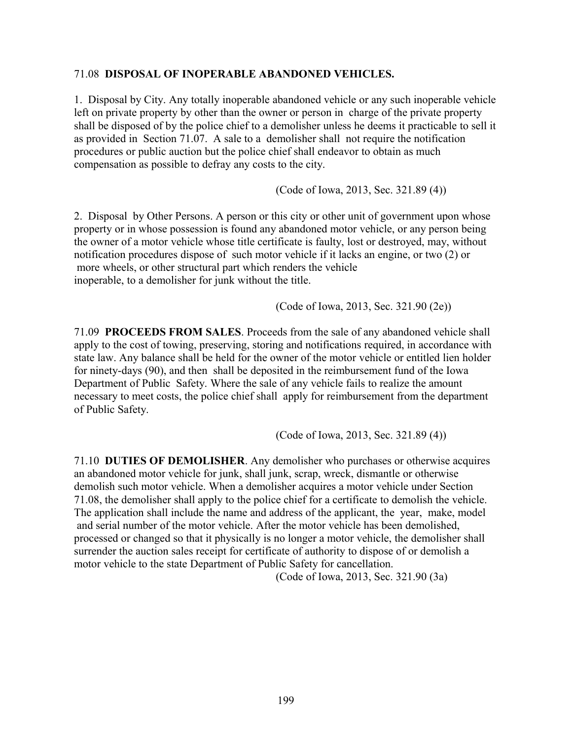71.08 **DISPOSAL OF INOPERABLE ABANDONED VEHICLES.**

1. Disposal by City. Any totally inoperable abandoned vehicle or any such inoperable vehicle left on private property by other than the owner or person in charge of the private property shall be disposed of by the police chief to a demolisher unless he deems it practicable to sell it as provided in Section 71.07. A sale to a demolisher shall not require the notification procedures or public auction but the police chief shall endeavor to obtain as much compensation as possible to defray any costs to the city.

(Code of Iowa, 2013, Sec. 321.89 (4))

2. Disposal by Other Persons. A person or this city or other unit of government upon whose property or in whose possession is found any abandoned motor vehicle, or any person being the owner of a motor vehicle whose title certificate is faulty, lost or destroyed, may, without notification procedures dispose of such motor vehicle if it lacks an engine, or two (2) or more wheels, or other structural part which renders the vehicle inoperable, to a demolisher for junk without the title.

(Code of Iowa, 2013, Sec. 321.90 (2e))

71.09 **PROCEEDS FROM SALES**. Proceeds from the sale of any abandoned vehicle shall apply to the cost of towing, preserving, storing and notifications required, in accordance with state law. Any balance shall be held for the owner of the motor vehicle or entitled lien holder for ninety-days (90), and then shall be deposited in the reimbursement fund of the Iowa Department of Public Safety. Where the sale of any vehicle fails to realize the amount necessary to meet costs, the police chief shall apply for reimbursement from the department of Public Safety.

(Code of Iowa, 2013, Sec. 321.89 (4))

71.10 **DUTIES OF DEMOLISHER**. Any demolisher who purchases or otherwise acquires an abandoned motor vehicle for junk, shall junk, scrap, wreck, dismantle or otherwise demolish such motor vehicle. When a demolisher acquires a motor vehicle under Section 71.08, the demolisher shall apply to the police chief for a certificate to demolish the vehicle. The application shall include the name and address of the applicant, the year, make, model and serial number of the motor vehicle. After the motor vehicle has been demolished, processed or changed so that it physically is no longer a motor vehicle, the demolisher shall surrender the auction sales receipt for certificate of authority to dispose of or demolish a motor vehicle to the state Department of Public Safety for cancellation.

(Code of Iowa, 2013, Sec. 321.90 (3a)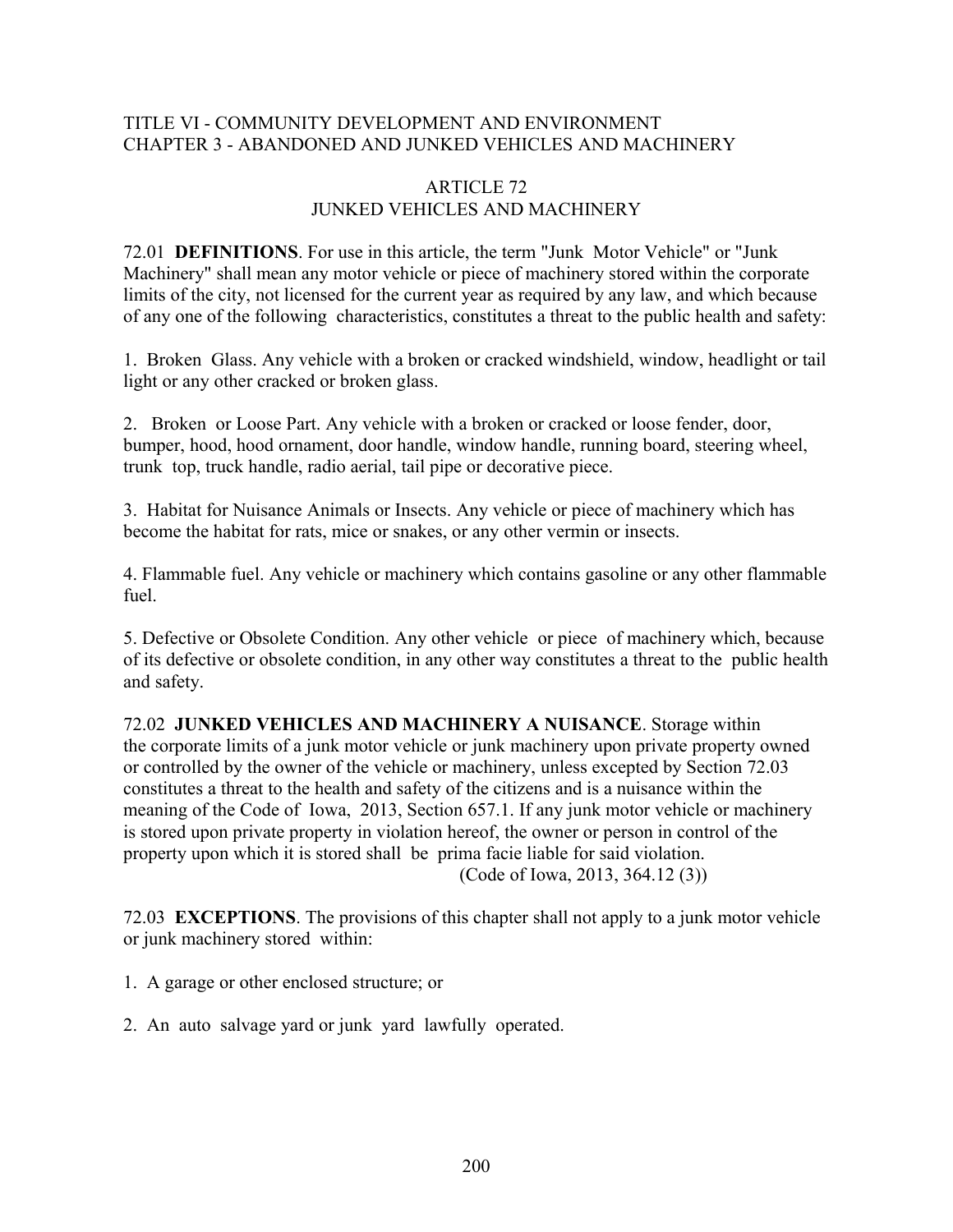TITLE VI - COMMUNITY DEVELOPMENT AND ENVIRONMENT
CHAPTER 3 - ABANDONED AND JUNKED VEHICLES AND MACHINERY

## ARTICLE 72
## JUNKED VEHICLES AND MACHINERY

72.01 **DEFINITIONS**. For use in this article, the term "Junk Motor Vehicle" or "Junk Machinery" shall mean any motor vehicle or piece of machinery stored within the corporate limits of the city, not licensed for the current year as required by any law, and which because of any one of the following characteristics, constitutes a threat to the public health and safety:

1. Broken Glass. Any vehicle with a broken or cracked windshield, window, headlight or tail light or any other cracked or broken glass.

2. Broken or Loose Part. Any vehicle with a broken or cracked or loose fender, door, bumper, hood, hood ornament, door handle, window handle, running board, steering wheel, trunk top, truck handle, radio aerial, tail pipe or decorative piece.

3. Habitat for Nuisance Animals or Insects. Any vehicle or piece of machinery which has become the habitat for rats, mice or snakes, or any other vermin or insects.

4. Flammable fuel. Any vehicle or machinery which contains gasoline or any other flammable fuel.

5. Defective or Obsolete Condition. Any other vehicle or piece of machinery which, because of its defective or obsolete condition, in any other way constitutes a threat to the public health and safety.

72.02 **JUNKED VEHICLES AND MACHINERY A NUISANCE**. Storage within the corporate limits of a junk motor vehicle or junk machinery upon private property owned or controlled by the owner of the vehicle or machinery, unless excepted by Section 72.03 constitutes a threat to the health and safety of the citizens and is a nuisance within the meaning of the Code of Iowa, 2013, Section 657.1. If any junk motor vehicle or machinery is stored upon private property in violation hereof, the owner or person in control of the property upon which it is stored shall be prima facie liable for said violation.
(Code of Iowa, 2013, 364.12 (3))

72.03 **EXCEPTIONS**. The provisions of this chapter shall not apply to a junk motor vehicle or junk machinery stored within:

1. A garage or other enclosed structure; or

2. An auto salvage yard or junk yard lawfully operated.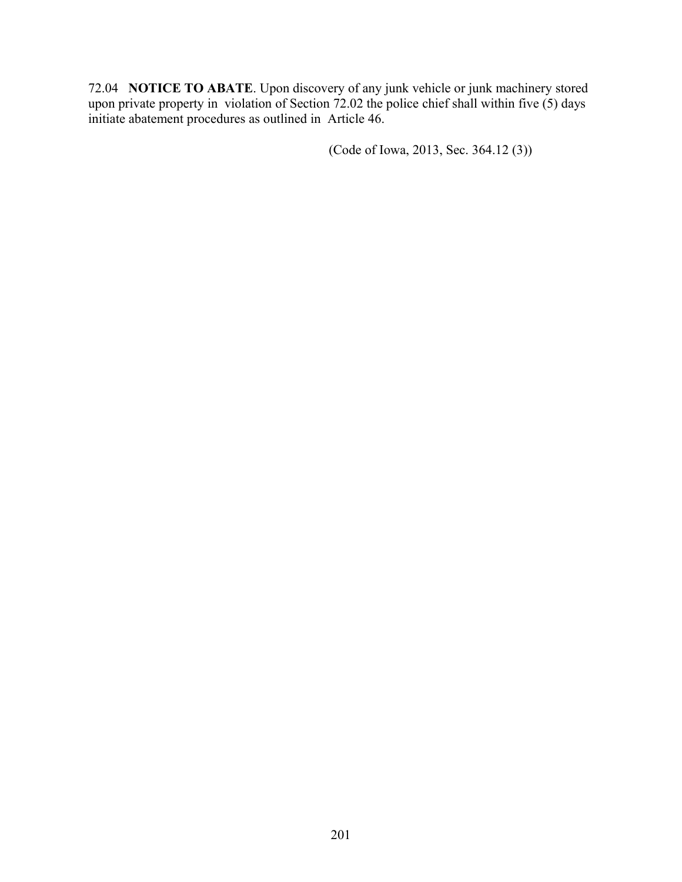72.04 **NOTICE TO ABATE**. Upon discovery of any junk vehicle or junk machinery stored upon private property in violation of Section 72.02 the police chief shall within five (5) days initiate abatement procedures as outlined in Article 46.

(Code of Iowa, 2013, Sec. 364.12 (3))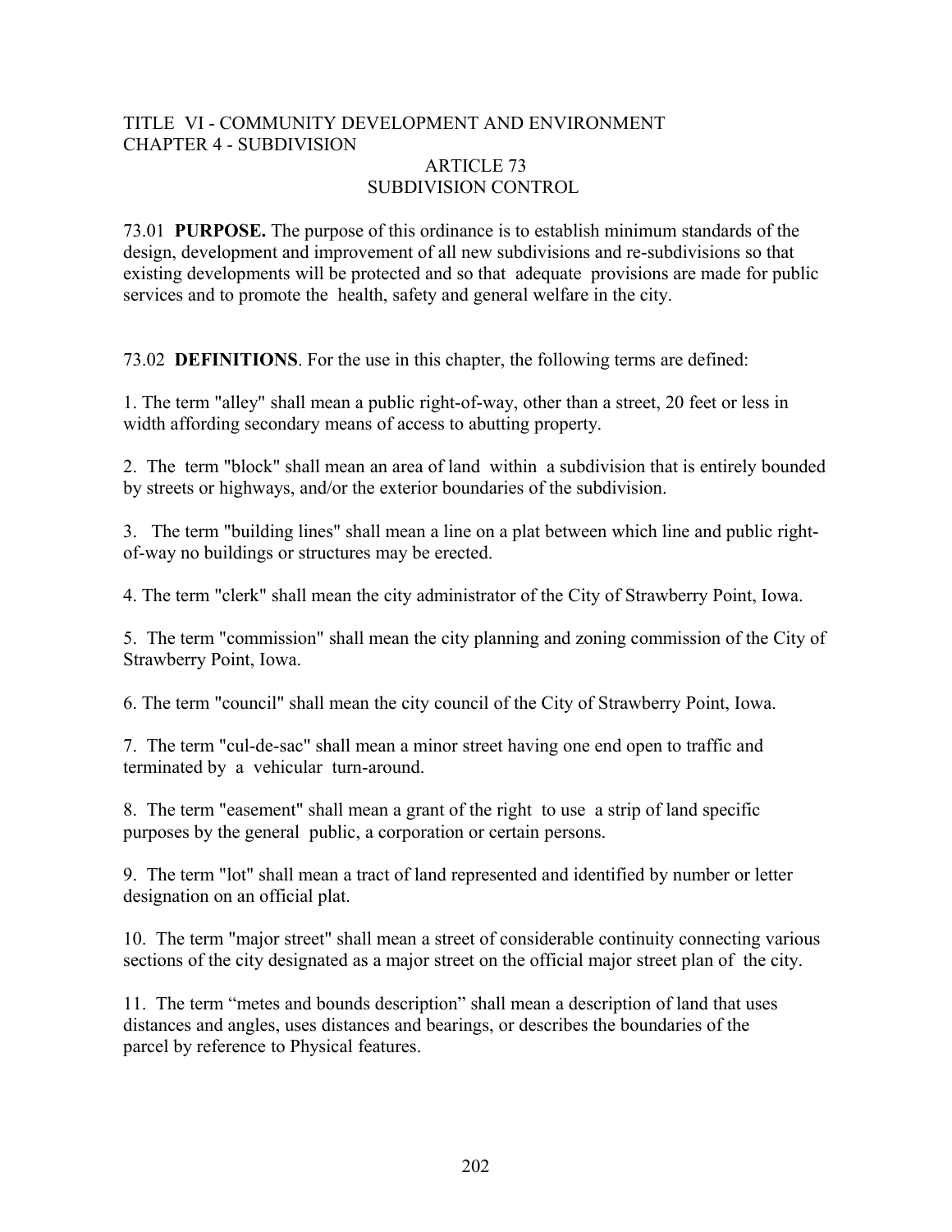TITLE VI - COMMUNITY DEVELOPMENT AND ENVIRONMENT
CHAPTER 4 - SUBDIVISION

ARTICLE 73
SUBDIVISION CONTROL

73.01 **PURPOSE.** The purpose of this ordinance is to establish minimum standards of the design, development and improvement of all new subdivisions and re-subdivisions so that existing developments will be protected and so that adequate provisions are made for public services and to promote the health, safety and general welfare in the city.

73.02 **DEFINITIONS**. For the use in this chapter, the following terms are defined:

1. The term "alley" shall mean a public right-of-way, other than a street, 20 feet or less in width affording secondary means of access to abutting property.

2. The term "block" shall mean an area of land within a subdivision that is entirely bounded by streets or highways, and/or the exterior boundaries of the subdivision.

3. The term "building lines" shall mean a line on a plat between which line and public right-of-way no buildings or structures may be erected.

4. The term "clerk" shall mean the city administrator of the City of Strawberry Point, Iowa.

5. The term "commission" shall mean the city planning and zoning commission of the City of Strawberry Point, Iowa.

6. The term "council" shall mean the city council of the City of Strawberry Point, Iowa.

7. The term "cul-de-sac" shall mean a minor street having one end open to traffic and terminated by a vehicular turn-around.

8. The term "easement" shall mean a grant of the right to use a strip of land specific purposes by the general public, a corporation or certain persons.

9. The term "lot" shall mean a tract of land represented and identified by number or letter designation on an official plat.

10. The term "major street" shall mean a street of considerable continuity connecting various sections of the city designated as a major street on the official major street plan of the city.

11. The term “metes and bounds description” shall mean a description of land that uses distances and angles, uses distances and bearings, or describes the boundaries of the parcel by reference to Physical features.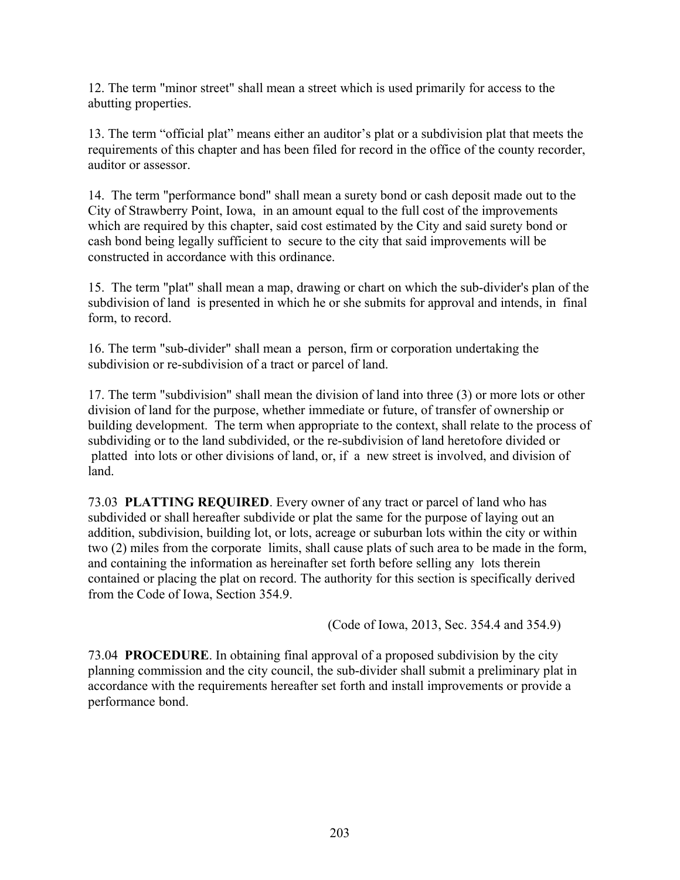12. The term "minor street" shall mean a street which is used primarily for access to the abutting properties.

13. The term “official plat” means either an auditor’s plat or a subdivision plat that meets the requirements of this chapter and has been filed for record in the office of the county recorder, auditor or assessor.

14. The term "performance bond" shall mean a surety bond or cash deposit made out to the City of Strawberry Point, Iowa, in an amount equal to the full cost of the improvements which are required by this chapter, said cost estimated by the City and said surety bond or cash bond being legally sufficient to secure to the city that said improvements will be constructed in accordance with this ordinance.

15. The term "plat" shall mean a map, drawing or chart on which the sub-divider's plan of the subdivision of land is presented in which he or she submits for approval and intends, in final form, to record.

16. The term "sub-divider" shall mean a person, firm or corporation undertaking the subdivision or re-subdivision of a tract or parcel of land.

17. The term "subdivision" shall mean the division of land into three (3) or more lots or other division of land for the purpose, whether immediate or future, of transfer of ownership or building development. The term when appropriate to the context, shall relate to the process of subdividing or to the land subdivided, or the re-subdivision of land heretofore divided or platted into lots or other divisions of land, or, if a new street is involved, and division of land.

73.03 **PLATTING REQUIRED**. Every owner of any tract or parcel of land who has subdivided or shall hereafter subdivide or plat the same for the purpose of laying out an addition, subdivision, building lot, or lots, acreage or suburban lots within the city or within two (2) miles from the corporate limits, shall cause plats of such area to be made in the form, and containing the information as hereinafter set forth before selling any lots therein contained or placing the plat on record. The authority for this section is specifically derived from the Code of Iowa, Section 354.9.

(Code of Iowa, 2013, Sec. 354.4 and 354.9)

73.04 **PROCEDURE**. In obtaining final approval of a proposed subdivision by the city planning commission and the city council, the sub-divider shall submit a preliminary plat in accordance with the requirements hereafter set forth and install improvements or provide a performance bond.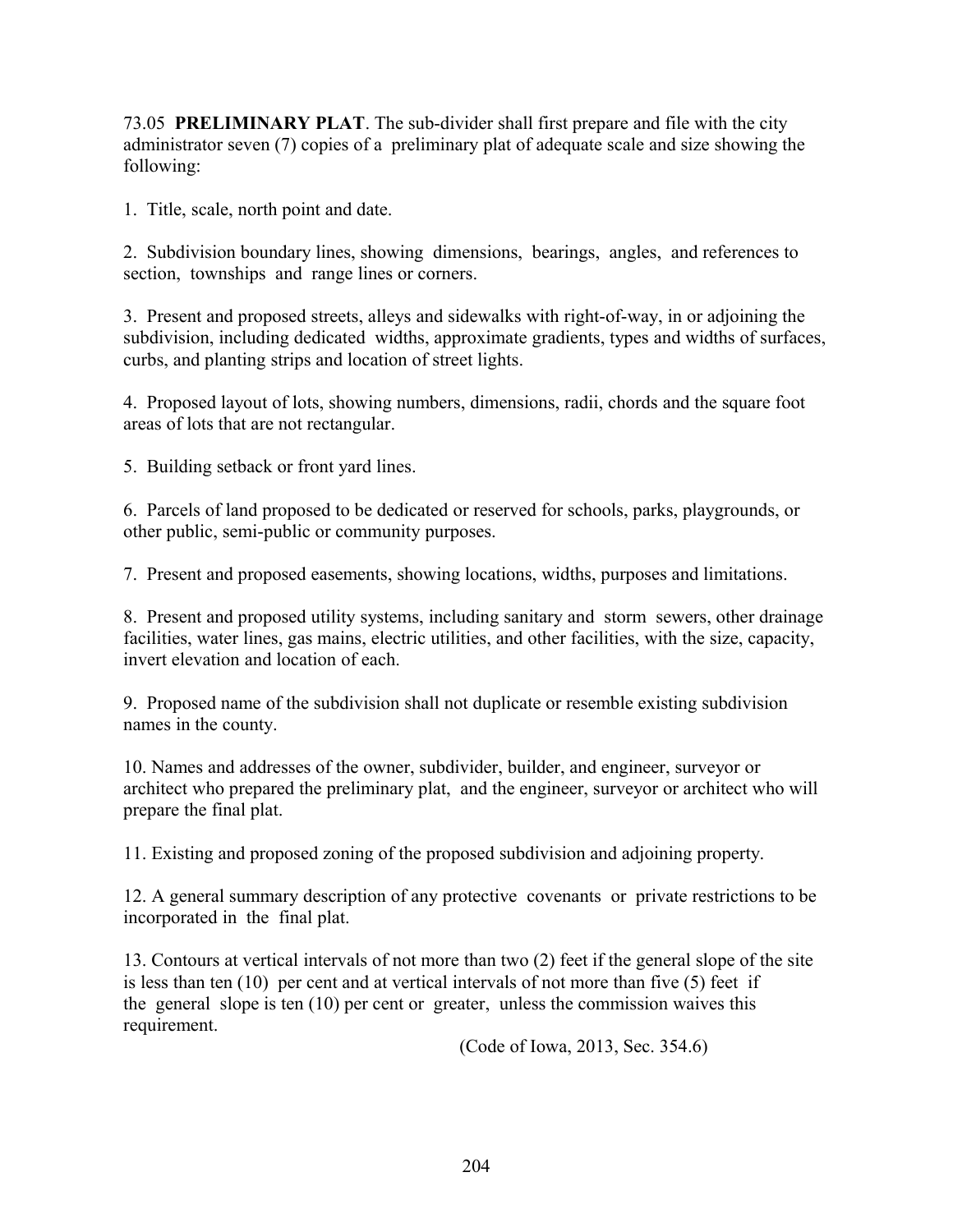73.05 **PRELIMINARY PLAT**. The sub-divider shall first prepare and file with the city administrator seven (7) copies of a preliminary plat of adequate scale and size showing the following:

1. Title, scale, north point and date.

2. Subdivision boundary lines, showing dimensions, bearings, angles, and references to section, townships and range lines or corners.

3. Present and proposed streets, alleys and sidewalks with right-of-way, in or adjoining the subdivision, including dedicated widths, approximate gradients, types and widths of surfaces, curbs, and planting strips and location of street lights.

4. Proposed layout of lots, showing numbers, dimensions, radii, chords and the square foot areas of lots that are not rectangular.

5. Building setback or front yard lines.

6. Parcels of land proposed to be dedicated or reserved for schools, parks, playgrounds, or other public, semi-public or community purposes.

7. Present and proposed easements, showing locations, widths, purposes and limitations.

8. Present and proposed utility systems, including sanitary and storm sewers, other drainage facilities, water lines, gas mains, electric utilities, and other facilities, with the size, capacity, invert elevation and location of each.

9. Proposed name of the subdivision shall not duplicate or resemble existing subdivision names in the county.

10. Names and addresses of the owner, subdivider, builder, and engineer, surveyor or architect who prepared the preliminary plat, and the engineer, surveyor or architect who will prepare the final plat.

11. Existing and proposed zoning of the proposed subdivision and adjoining property.

12. A general summary description of any protective covenants or private restrictions to be incorporated in the final plat.

13. Contours at vertical intervals of not more than two (2) feet if the general slope of the site is less than ten (10) per cent and at vertical intervals of not more than five (5) feet if the general slope is ten (10) per cent or greater, unless the commission waives this requirement.

(Code of Iowa, 2013, Sec. 354.6)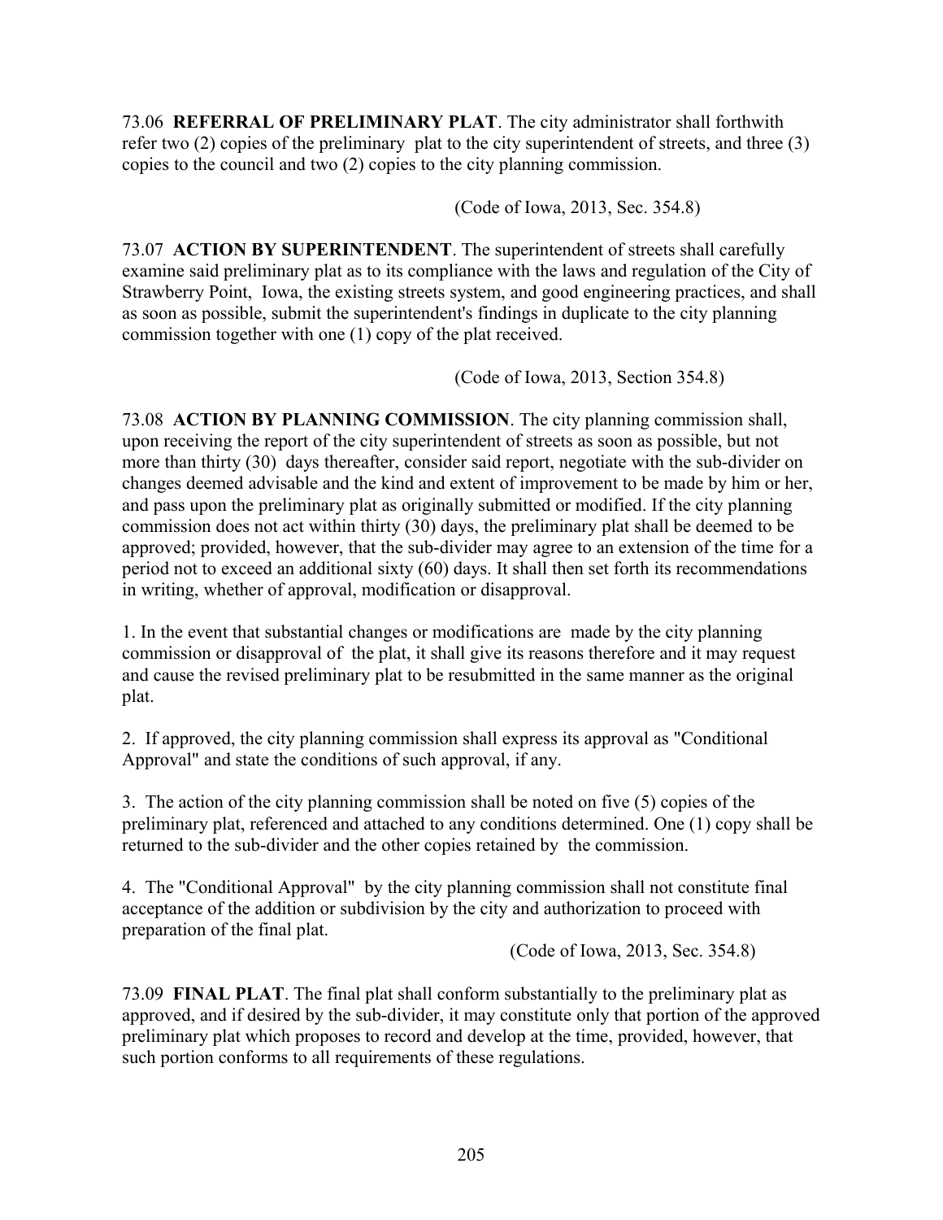73.06 **REFERRAL OF PRELIMINARY PLAT**. The city administrator shall forthwith refer two (2) copies of the preliminary plat to the city superintendent of streets, and three (3) copies to the council and two (2) copies to the city planning commission.

(Code of Iowa, 2013, Sec. 354.8)

73.07 **ACTION BY SUPERINTENDENT**. The superintendent of streets shall carefully examine said preliminary plat as to its compliance with the laws and regulation of the City of Strawberry Point, Iowa, the existing streets system, and good engineering practices, and shall as soon as possible, submit the superintendent's findings in duplicate to the city planning commission together with one (1) copy of the plat received.

(Code of Iowa, 2013, Section 354.8)

73.08 **ACTION BY PLANNING COMMISSION**. The city planning commission shall, upon receiving the report of the city superintendent of streets as soon as possible, but not more than thirty (30) days thereafter, consider said report, negotiate with the sub-divider on changes deemed advisable and the kind and extent of improvement to be made by him or her, and pass upon the preliminary plat as originally submitted or modified. If the city planning commission does not act within thirty (30) days, the preliminary plat shall be deemed to be approved; provided, however, that the sub-divider may agree to an extension of the time for a period not to exceed an additional sixty (60) days. It shall then set forth its recommendations in writing, whether of approval, modification or disapproval.

1. In the event that substantial changes or modifications are made by the city planning commission or disapproval of the plat, it shall give its reasons therefore and it may request and cause the revised preliminary plat to be resubmitted in the same manner as the original plat.

2. If approved, the city planning commission shall express its approval as "Conditional Approval" and state the conditions of such approval, if any.

3. The action of the city planning commission shall be noted on five (5) copies of the preliminary plat, referenced and attached to any conditions determined. One (1) copy shall be returned to the sub-divider and the other copies retained by the commission.

4. The "Conditional Approval" by the city planning commission shall not constitute final acceptance of the addition or subdivision by the city and authorization to proceed with preparation of the final plat.

(Code of Iowa, 2013, Sec. 354.8)

73.09 **FINAL PLAT**. The final plat shall conform substantially to the preliminary plat as approved, and if desired by the sub-divider, it may constitute only that portion of the approved preliminary plat which proposes to record and develop at the time, provided, however, that such portion conforms to all requirements of these regulations.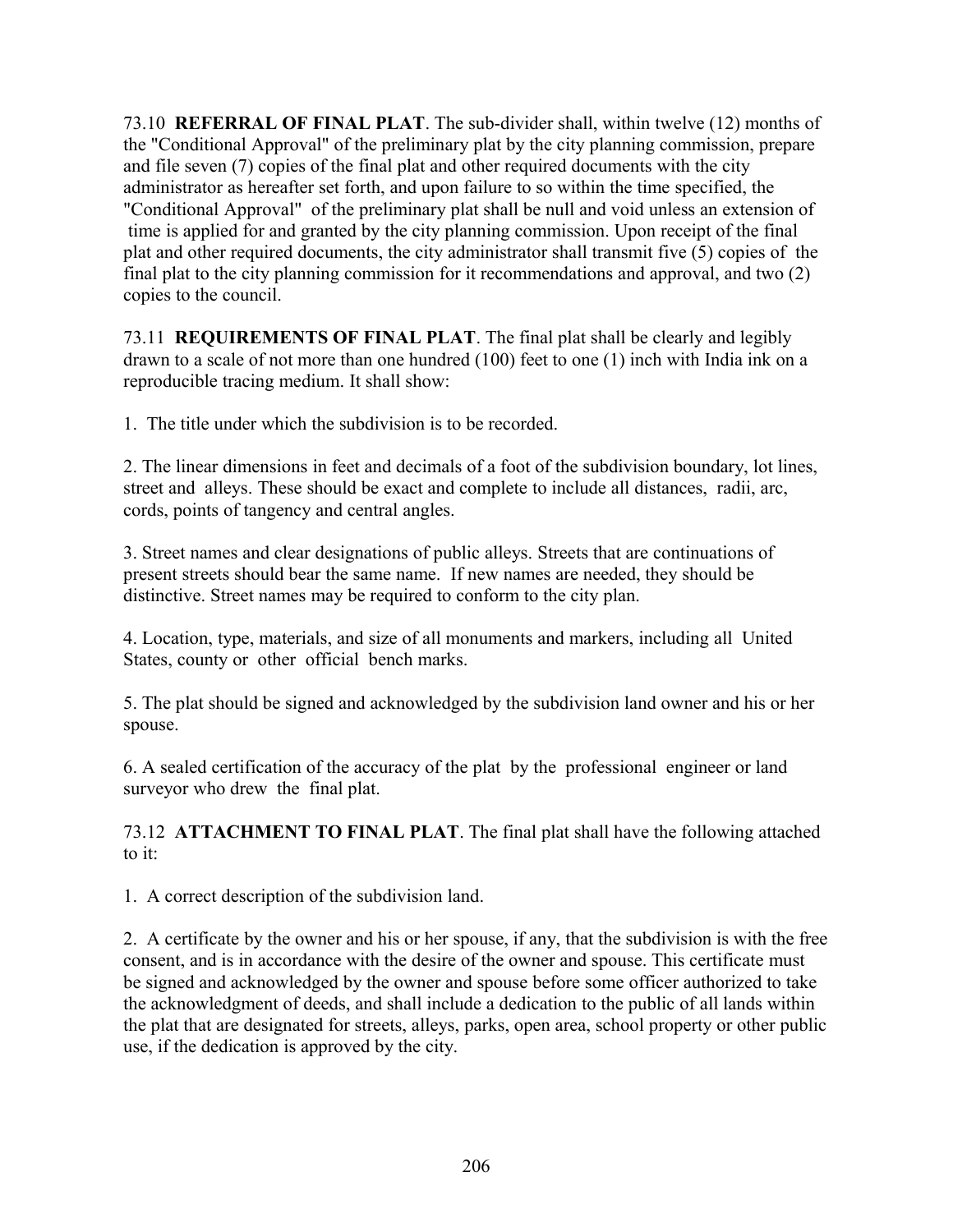73.10 **REFERRAL OF FINAL PLAT**. The sub-divider shall, within twelve (12) months of the "Conditional Approval" of the preliminary plat by the city planning commission, prepare and file seven (7) copies of the final plat and other required documents with the city administrator as hereafter set forth, and upon failure to so within the time specified, the "Conditional Approval" of the preliminary plat shall be null and void unless an extension of time is applied for and granted by the city planning commission. Upon receipt of the final plat and other required documents, the city administrator shall transmit five (5) copies of the final plat to the city planning commission for it recommendations and approval, and two (2) copies to the council.

73.11 **REQUIREMENTS OF FINAL PLAT**. The final plat shall be clearly and legibly drawn to a scale of not more than one hundred (100) feet to one (1) inch with India ink on a reproducible tracing medium. It shall show:

1. The title under which the subdivision is to be recorded.

2. The linear dimensions in feet and decimals of a foot of the subdivision boundary, lot lines, street and alleys. These should be exact and complete to include all distances, radii, arc, cords, points of tangency and central angles.

3. Street names and clear designations of public alleys. Streets that are continuations of present streets should bear the same name. If new names are needed, they should be distinctive. Street names may be required to conform to the city plan.

4. Location, type, materials, and size of all monuments and markers, including all United States, county or other official bench marks.

5. The plat should be signed and acknowledged by the subdivision land owner and his or her spouse.

6. A sealed certification of the accuracy of the plat by the professional engineer or land surveyor who drew the final plat.

73.12 **ATTACHMENT TO FINAL PLAT**. The final plat shall have the following attached to it:

1. A correct description of the subdivision land.

2. A certificate by the owner and his or her spouse, if any, that the subdivision is with the free consent, and is in accordance with the desire of the owner and spouse. This certificate must be signed and acknowledged by the owner and spouse before some officer authorized to take the acknowledgment of deeds, and shall include a dedication to the public of all lands within the plat that are designated for streets, alleys, parks, open area, school property or other public use, if the dedication is approved by the city.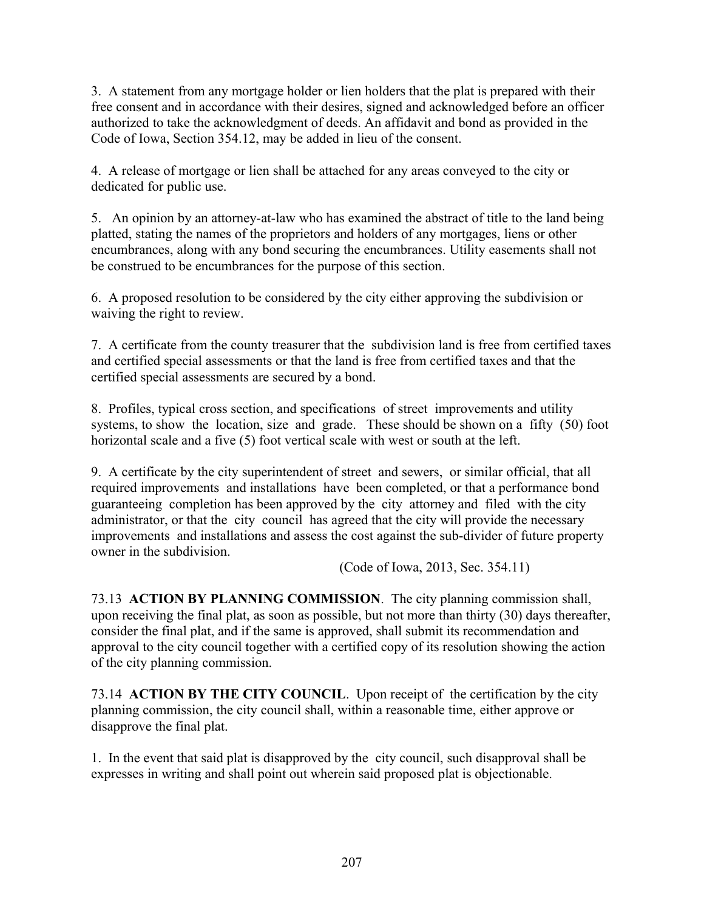3. A statement from any mortgage holder or lien holders that the plat is prepared with their free consent and in accordance with their desires, signed and acknowledged before an officer authorized to take the acknowledgment of deeds. An affidavit and bond as provided in the Code of Iowa, Section 354.12, may be added in lieu of the consent.

4. A release of mortgage or lien shall be attached for any areas conveyed to the city or dedicated for public use.

5. An opinion by an attorney-at-law who has examined the abstract of title to the land being platted, stating the names of the proprietors and holders of any mortgages, liens or other encumbrances, along with any bond securing the encumbrances. Utility easements shall not be construed to be encumbrances for the purpose of this section.

6. A proposed resolution to be considered by the city either approving the subdivision or waiving the right to review.

7. A certificate from the county treasurer that the subdivision land is free from certified taxes and certified special assessments or that the land is free from certified taxes and that the certified special assessments are secured by a bond.

8. Profiles, typical cross section, and specifications of street improvements and utility systems, to show the location, size and grade. These should be shown on a fifty (50) foot horizontal scale and a five (5) foot vertical scale with west or south at the left.

9. A certificate by the city superintendent of street and sewers, or similar official, that all required improvements and installations have been completed, or that a performance bond guaranteeing completion has been approved by the city attorney and filed with the city administrator, or that the city council has agreed that the city will provide the necessary improvements and installations and assess the cost against the sub-divider of future property owner in the subdivision.

(Code of Iowa, 2013, Sec. 354.11)

73.13 **ACTION BY PLANNING COMMISSION**. The city planning commission shall, upon receiving the final plat, as soon as possible, but not more than thirty (30) days thereafter, consider the final plat, and if the same is approved, shall submit its recommendation and approval to the city council together with a certified copy of its resolution showing the action of the city planning commission.

73.14 **ACTION BY THE CITY COUNCIL**. Upon receipt of the certification by the city planning commission, the city council shall, within a reasonable time, either approve or disapprove the final plat.

1. In the event that said plat is disapproved by the city council, such disapproval shall be expresses in writing and shall point out wherein said proposed plat is objectionable.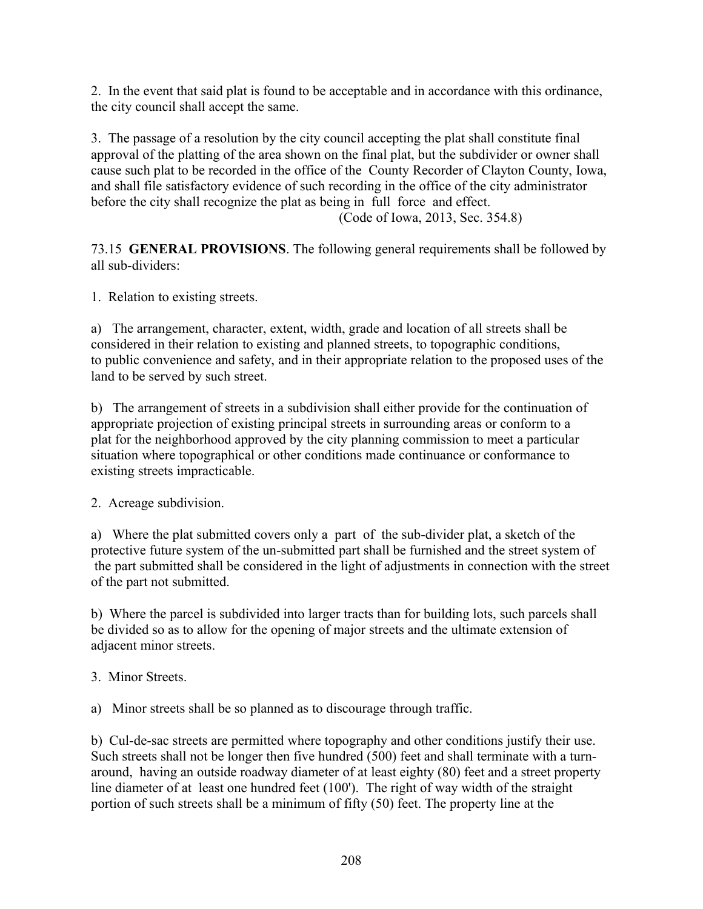2. In the event that said plat is found to be acceptable and in accordance with this ordinance, the city council shall accept the same.

3. The passage of a resolution by the city council accepting the plat shall constitute final approval of the platting of the area shown on the final plat, but the subdivider or owner shall cause such plat to be recorded in the office of the County Recorder of Clayton County, Iowa, and shall file satisfactory evidence of such recording in the office of the city administrator before the city shall recognize the plat as being in full force and effect.

(Code of Iowa, 2013, Sec. 354.8)

73.15 **GENERAL PROVISIONS**. The following general requirements shall be followed by all sub-dividers:

1. Relation to existing streets.

a) The arrangement, character, extent, width, grade and location of all streets shall be considered in their relation to existing and planned streets, to topographic conditions, to public convenience and safety, and in their appropriate relation to the proposed uses of the land to be served by such street.

b) The arrangement of streets in a subdivision shall either provide for the continuation of appropriate projection of existing principal streets in surrounding areas or conform to a plat for the neighborhood approved by the city planning commission to meet a particular situation where topographical or other conditions made continuance or conformance to existing streets impracticable.

2. Acreage subdivision.

a) Where the plat submitted covers only a part of the sub-divider plat, a sketch of the protective future system of the un-submitted part shall be furnished and the street system of the part submitted shall be considered in the light of adjustments in connection with the street of the part not submitted.

b) Where the parcel is subdivided into larger tracts than for building lots, such parcels shall be divided so as to allow for the opening of major streets and the ultimate extension of adjacent minor streets.

3. Minor Streets.

a) Minor streets shall be so planned as to discourage through traffic.

b) Cul-de-sac streets are permitted where topography and other conditions justify their use. Such streets shall not be longer then five hundred (500) feet and shall terminate with a turn-around, having an outside roadway diameter of at least eighty (80) feet and a street property line diameter of at least one hundred feet (100'). The right of way width of the straight portion of such streets shall be a minimum of fifty (50) feet. The property line at the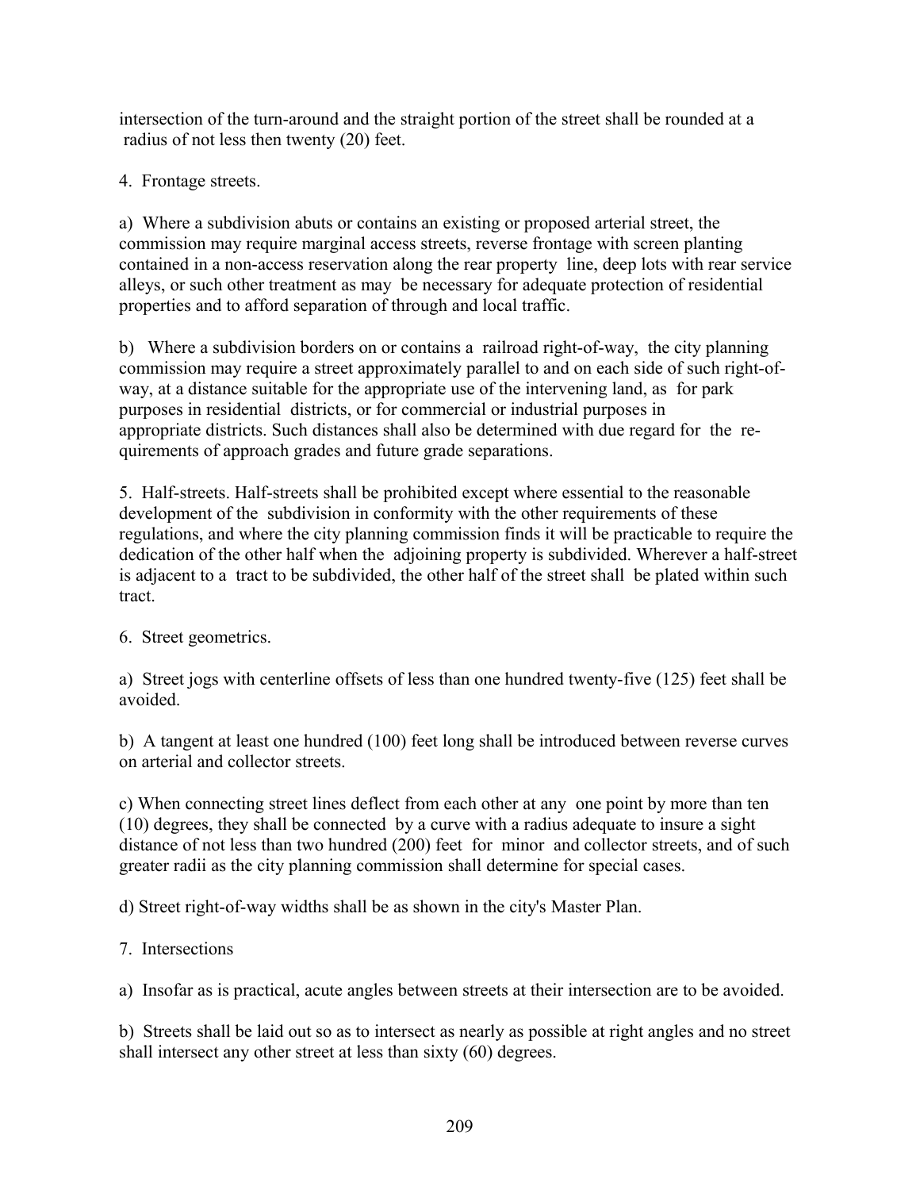intersection of the turn-around and the straight portion of the street shall be rounded at a radius of not less then twenty (20) feet.

4. Frontage streets.

a) Where a subdivision abuts or contains an existing or proposed arterial street, the commission may require marginal access streets, reverse frontage with screen planting contained in a non-access reservation along the rear property line, deep lots with rear service alleys, or such other treatment as may be necessary for adequate protection of residential properties and to afford separation of through and local traffic.

b) Where a subdivision borders on or contains a railroad right-of-way, the city planning commission may require a street approximately parallel to and on each side of such right-of-way, at a distance suitable for the appropriate use of the intervening land, as for park purposes in residential districts, or for commercial or industrial purposes in appropriate districts. Such distances shall also be determined with due regard for the re-quirements of approach grades and future grade separations.

5. Half-streets. Half-streets shall be prohibited except where essential to the reasonable development of the subdivision in conformity with the other requirements of these regulations, and where the city planning commission finds it will be practicable to require the dedication of the other half when the adjoining property is subdivided. Wherever a half-street is adjacent to a tract to be subdivided, the other half of the street shall be plated within such tract.

6. Street geometrics.

a) Street jogs with centerline offsets of less than one hundred twenty-five (125) feet shall be avoided.

b) A tangent at least one hundred (100) feet long shall be introduced between reverse curves on arterial and collector streets.

c) When connecting street lines deflect from each other at any one point by more than ten (10) degrees, they shall be connected by a curve with a radius adequate to insure a sight distance of not less than two hundred (200) feet for minor and collector streets, and of such greater radii as the city planning commission shall determine for special cases.

d) Street right-of-way widths shall be as shown in the city's Master Plan.

7. Intersections

a) Insofar as is practical, acute angles between streets at their intersection are to be avoided.

b) Streets shall be laid out so as to intersect as nearly as possible at right angles and no street shall intersect any other street at less than sixty (60) degrees.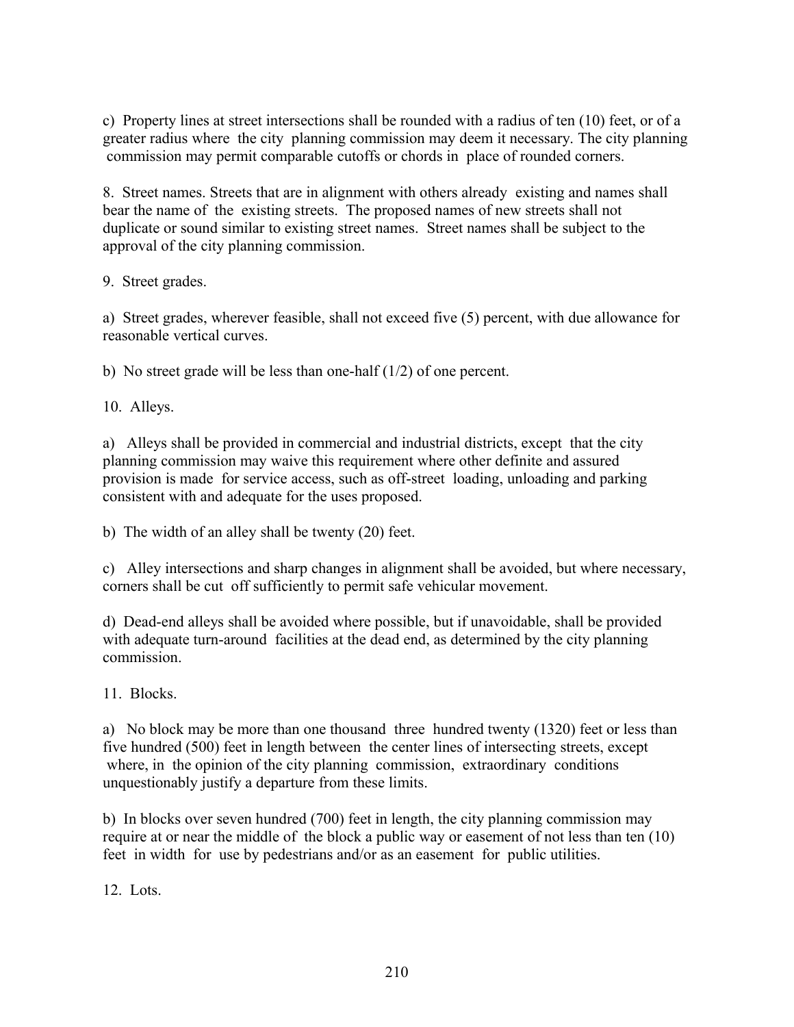c) Property lines at street intersections shall be rounded with a radius of ten (10) feet, or of a greater radius where the city planning commission may deem it necessary. The city planning commission may permit comparable cutoffs or chords in place of rounded corners.

8. Street names. Streets that are in alignment with others already existing and names shall bear the name of the existing streets. The proposed names of new streets shall not duplicate or sound similar to existing street names. Street names shall be subject to the approval of the city planning commission.

9. Street grades.

a) Street grades, wherever feasible, shall not exceed five (5) percent, with due allowance for reasonable vertical curves.

b) No street grade will be less than one-half (1/2) of one percent.

10. Alleys.

a) Alleys shall be provided in commercial and industrial districts, except that the city planning commission may waive this requirement where other definite and assured provision is made for service access, such as off-street loading, unloading and parking consistent with and adequate for the uses proposed.

b) The width of an alley shall be twenty (20) feet.

c) Alley intersections and sharp changes in alignment shall be avoided, but where necessary, corners shall be cut off sufficiently to permit safe vehicular movement.

d) Dead-end alleys shall be avoided where possible, but if unavoidable, shall be provided with adequate turn-around facilities at the dead end, as determined by the city planning commission.

11. Blocks.

a) No block may be more than one thousand three hundred twenty (1320) feet or less than five hundred (500) feet in length between the center lines of intersecting streets, except where, in the opinion of the city planning commission, extraordinary conditions unquestionably justify a departure from these limits.

b) In blocks over seven hundred (700) feet in length, the city planning commission may require at or near the middle of the block a public way or easement of not less than ten (10) feet in width for use by pedestrians and/or as an easement for public utilities.

12. Lots.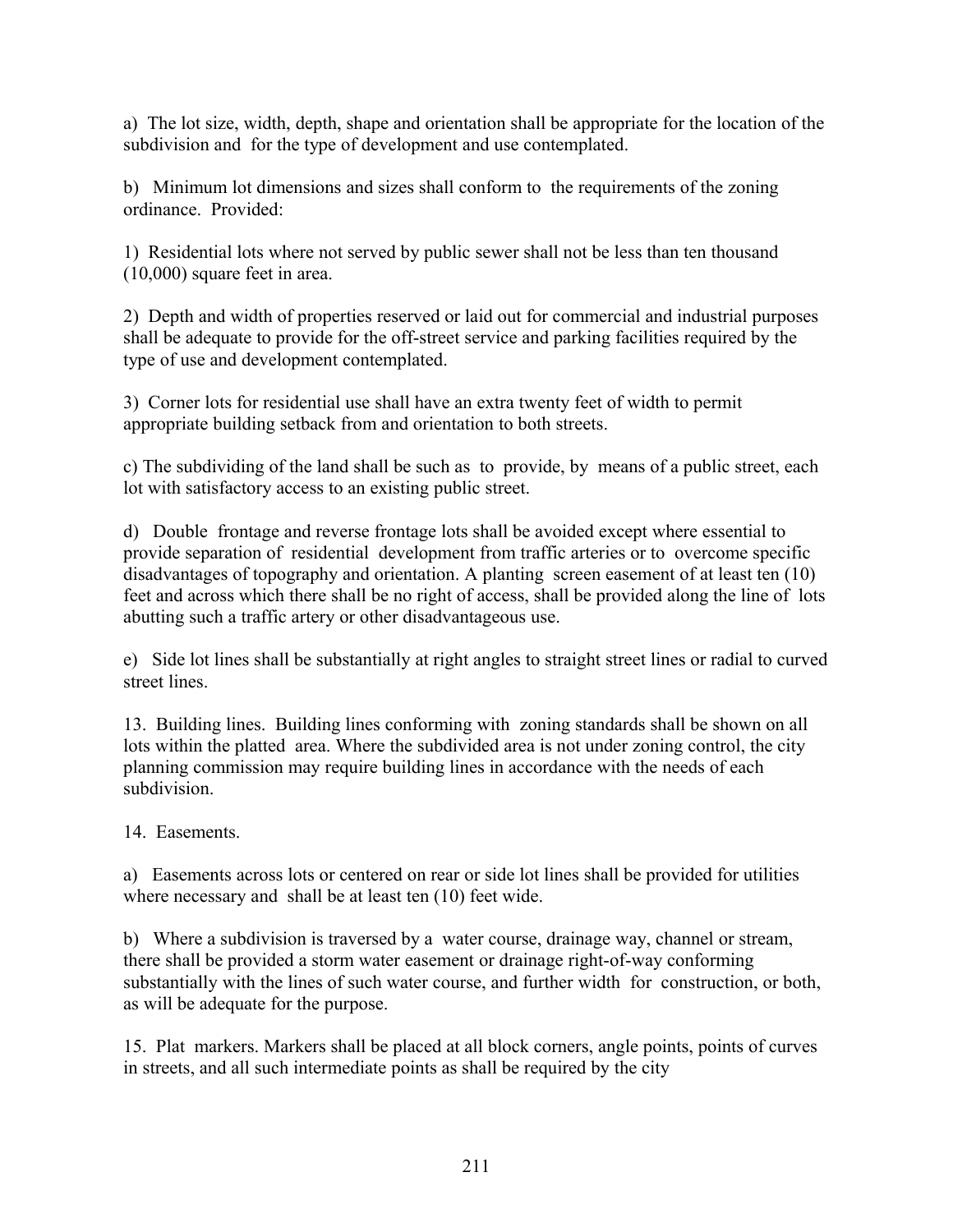a) The lot size, width, depth, shape and orientation shall be appropriate for the location of the subdivision and for the type of development and use contemplated.

b) Minimum lot dimensions and sizes shall conform to the requirements of the zoning ordinance. Provided:

1) Residential lots where not served by public sewer shall not be less than ten thousand (10,000) square feet in area.

2) Depth and width of properties reserved or laid out for commercial and industrial purposes shall be adequate to provide for the off-street service and parking facilities required by the type of use and development contemplated.

3) Corner lots for residential use shall have an extra twenty feet of width to permit appropriate building setback from and orientation to both streets.

c) The subdividing of the land shall be such as to provide, by means of a public street, each lot with satisfactory access to an existing public street.

d) Double frontage and reverse frontage lots shall be avoided except where essential to provide separation of residential development from traffic arteries or to overcome specific disadvantages of topography and orientation. A planting screen easement of at least ten (10) feet and across which there shall be no right of access, shall be provided along the line of lots abutting such a traffic artery or other disadvantageous use.

e) Side lot lines shall be substantially at right angles to straight street lines or radial to curved street lines.

13. Building lines. Building lines conforming with zoning standards shall be shown on all lots within the platted area. Where the subdivided area is not under zoning control, the city planning commission may require building lines in accordance with the needs of each subdivision.

14. Easements.

a) Easements across lots or centered on rear or side lot lines shall be provided for utilities where necessary and shall be at least ten (10) feet wide.

b) Where a subdivision is traversed by a water course, drainage way, channel or stream, there shall be provided a storm water easement or drainage right-of-way conforming substantially with the lines of such water course, and further width for construction, or both, as will be adequate for the purpose.

15. Plat markers. Markers shall be placed at all block corners, angle points, points of curves in streets, and all such intermediate points as shall be required by the city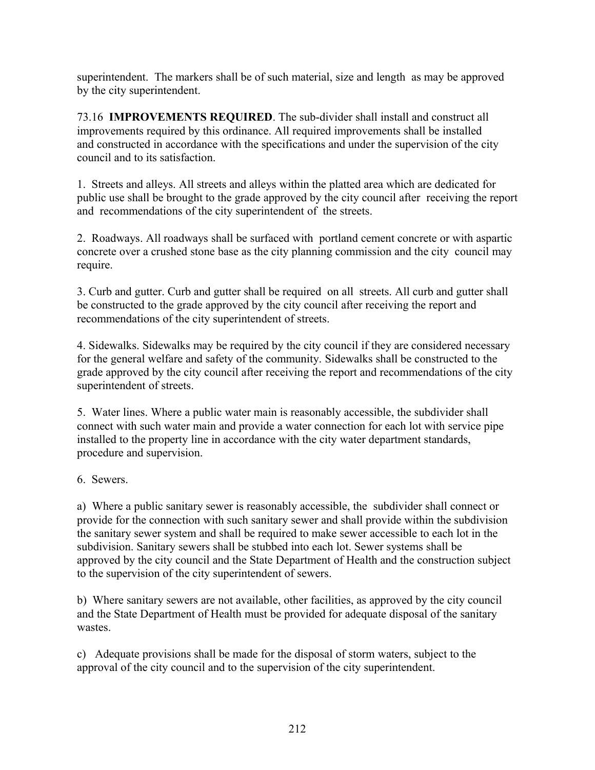superintendent. The markers shall be of such material, size and length as may be approved by the city superintendent.

73.16 **IMPROVEMENTS REQUIRED**. The sub-divider shall install and construct all improvements required by this ordinance. All required improvements shall be installed and constructed in accordance with the specifications and under the supervision of the city council and to its satisfaction.

1. Streets and alleys. All streets and alleys within the platted area which are dedicated for public use shall be brought to the grade approved by the city council after receiving the report and recommendations of the city superintendent of the streets.

2. Roadways. All roadways shall be surfaced with portland cement concrete or with aspartic concrete over a crushed stone base as the city planning commission and the city council may require.

3. Curb and gutter. Curb and gutter shall be required on all streets. All curb and gutter shall be constructed to the grade approved by the city council after receiving the report and recommendations of the city superintendent of streets.

4. Sidewalks. Sidewalks may be required by the city council if they are considered necessary for the general welfare and safety of the community. Sidewalks shall be constructed to the grade approved by the city council after receiving the report and recommendations of the city superintendent of streets.

5. Water lines. Where a public water main is reasonably accessible, the subdivider shall connect with such water main and provide a water connection for each lot with service pipe installed to the property line in accordance with the city water department standards, procedure and supervision.

6. Sewers.

a) Where a public sanitary sewer is reasonably accessible, the subdivider shall connect or provide for the connection with such sanitary sewer and shall provide within the subdivision the sanitary sewer system and shall be required to make sewer accessible to each lot in the subdivision. Sanitary sewers shall be stubbed into each lot. Sewer systems shall be approved by the city council and the State Department of Health and the construction subject to the supervision of the city superintendent of sewers.

b) Where sanitary sewers are not available, other facilities, as approved by the city council and the State Department of Health must be provided for adequate disposal of the sanitary wastes.

c) Adequate provisions shall be made for the disposal of storm waters, subject to the approval of the city council and to the supervision of the city superintendent.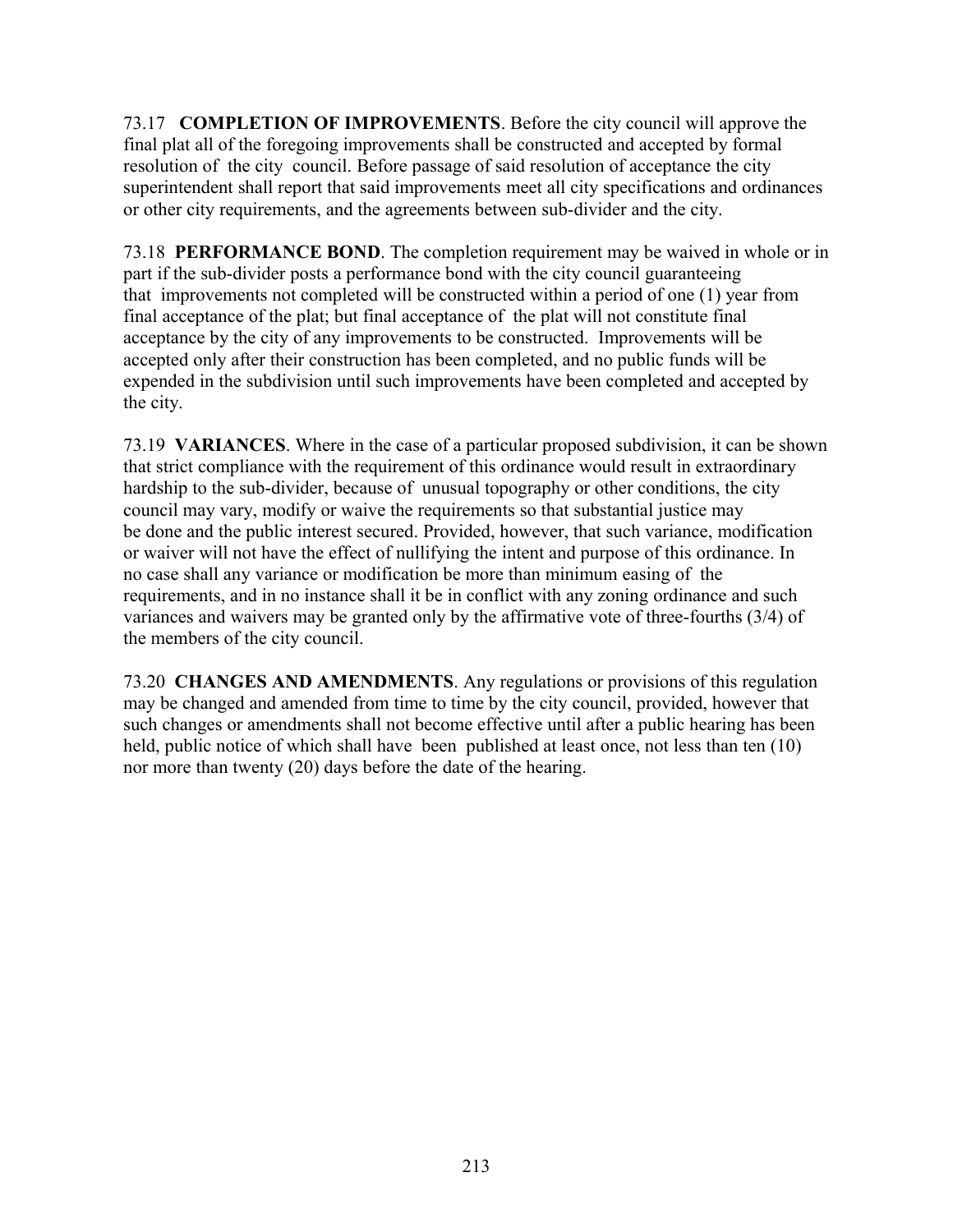73.17 **COMPLETION OF IMPROVEMENTS**. Before the city council will approve the final plat all of the foregoing improvements shall be constructed and accepted by formal resolution of the city council. Before passage of said resolution of acceptance the city superintendent shall report that said improvements meet all city specifications and ordinances or other city requirements, and the agreements between sub-divider and the city.

73.18 **PERFORMANCE BOND**. The completion requirement may be waived in whole or in part if the sub-divider posts a performance bond with the city council guaranteeing that improvements not completed will be constructed within a period of one (1) year from final acceptance of the plat; but final acceptance of the plat will not constitute final acceptance by the city of any improvements to be constructed. Improvements will be accepted only after their construction has been completed, and no public funds will be expended in the subdivision until such improvements have been completed and accepted by the city.

73.19 **VARIANCES**. Where in the case of a particular proposed subdivision, it can be shown that strict compliance with the requirement of this ordinance would result in extraordinary hardship to the sub-divider, because of unusual topography or other conditions, the city council may vary, modify or waive the requirements so that substantial justice may be done and the public interest secured. Provided, however, that such variance, modification or waiver will not have the effect of nullifying the intent and purpose of this ordinance. In no case shall any variance or modification be more than minimum easing of the requirements, and in no instance shall it be in conflict with any zoning ordinance and such variances and waivers may be granted only by the affirmative vote of three-fourths (3/4) of the members of the city council.

73.20 **CHANGES AND AMENDMENTS**. Any regulations or provisions of this regulation may be changed and amended from time to time by the city council, provided, however that such changes or amendments shall not become effective until after a public hearing has been held, public notice of which shall have been published at least once, not less than ten (10) nor more than twenty (20) days before the date of the hearing.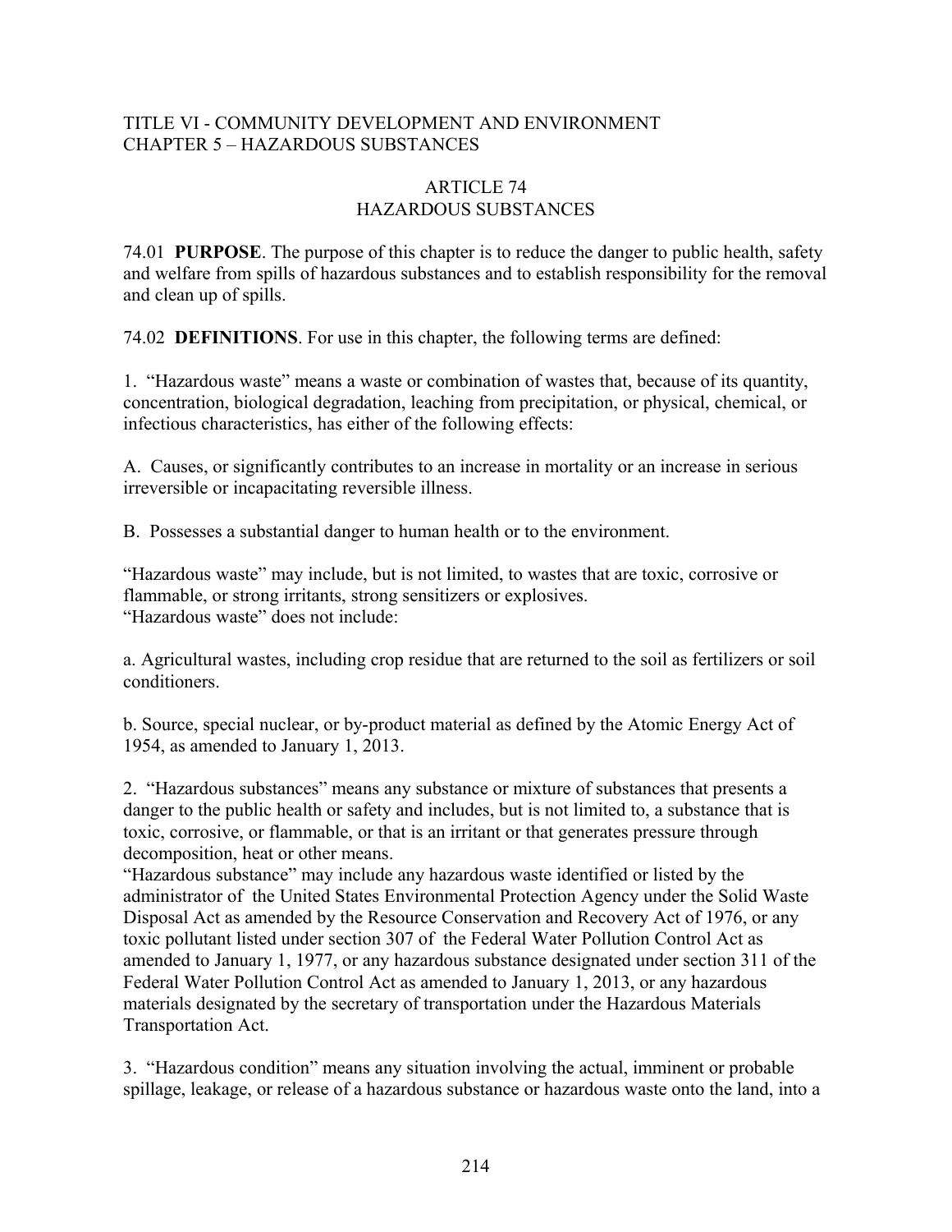TITLE VI - COMMUNITY DEVELOPMENT AND ENVIRONMENT
CHAPTER 5 – HAZARDOUS SUBSTANCES

## ARTICLE 74
## HAZARDOUS SUBSTANCES

74.01 **PURPOSE**. The purpose of this chapter is to reduce the danger to public health, safety and welfare from spills of hazardous substances and to establish responsibility for the removal and clean up of spills.

74.02 **DEFINITIONS**. For use in this chapter, the following terms are defined:

1. "Hazardous waste" means a waste or combination of wastes that, because of its quantity, concentration, biological degradation, leaching from precipitation, or physical, chemical, or infectious characteristics, has either of the following effects:

A. Causes, or significantly contributes to an increase in mortality or an increase in serious irreversible or incapacitating reversible illness.

B. Possesses a substantial danger to human health or to the environment.

"Hazardous waste" may include, but is not limited, to wastes that are toxic, corrosive or flammable, or strong irritants, strong sensitizers or explosives.
"Hazardous waste" does not include:

a. Agricultural wastes, including crop residue that are returned to the soil as fertilizers or soil conditioners.

b. Source, special nuclear, or by-product material as defined by the Atomic Energy Act of 1954, as amended to January 1, 2013.

2. "Hazardous substances" means any substance or mixture of substances that presents a danger to the public health or safety and includes, but is not limited to, a substance that is toxic, corrosive, or flammable, or that is an irritant or that generates pressure through decomposition, heat or other means.
"Hazardous substance" may include any hazardous waste identified or listed by the administrator of the United States Environmental Protection Agency under the Solid Waste Disposal Act as amended by the Resource Conservation and Recovery Act of 1976, or any toxic pollutant listed under section 307 of the Federal Water Pollution Control Act as amended to January 1, 1977, or any hazardous substance designated under section 311 of the Federal Water Pollution Control Act as amended to January 1, 2013, or any hazardous materials designated by the secretary of transportation under the Hazardous Materials Transportation Act.

3. "Hazardous condition" means any situation involving the actual, imminent or probable spillage, leakage, or release of a hazardous substance or hazardous waste onto the land, into a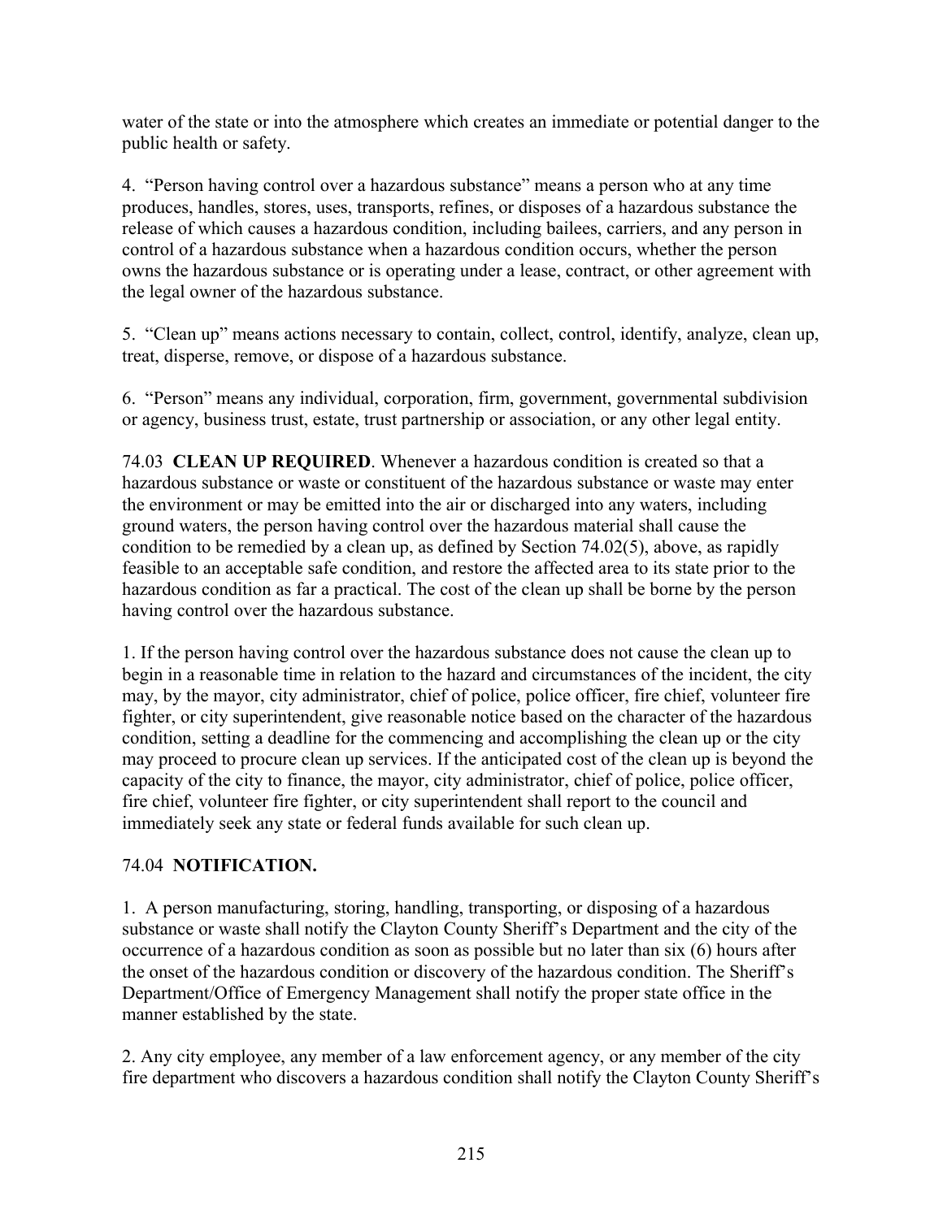water of the state or into the atmosphere which creates an immediate or potential danger to the public health or safety.

4. "Person having control over a hazardous substance" means a person who at any time produces, handles, stores, uses, transports, refines, or disposes of a hazardous substance the release of which causes a hazardous condition, including bailees, carriers, and any person in control of a hazardous substance when a hazardous condition occurs, whether the person owns the hazardous substance or is operating under a lease, contract, or other agreement with the legal owner of the hazardous substance.

5. "Clean up" means actions necessary to contain, collect, control, identify, analyze, clean up, treat, disperse, remove, or dispose of a hazardous substance.

6. "Person" means any individual, corporation, firm, government, governmental subdivision or agency, business trust, estate, trust partnership or association, or any other legal entity.

74.03 **CLEAN UP REQUIRED**. Whenever a hazardous condition is created so that a hazardous substance or waste or constituent of the hazardous substance or waste may enter the environment or may be emitted into the air or discharged into any waters, including ground waters, the person having control over the hazardous material shall cause the condition to be remedied by a clean up, as defined by Section 74.02(5), above, as rapidly feasible to an acceptable safe condition, and restore the affected area to its state prior to the hazardous condition as far a practical. The cost of the clean up shall be borne by the person having control over the hazardous substance.

1. If the person having control over the hazardous substance does not cause the clean up to begin in a reasonable time in relation to the hazard and circumstances of the incident, the city may, by the mayor, city administrator, chief of police, police officer, fire chief, volunteer fire fighter, or city superintendent, give reasonable notice based on the character of the hazardous condition, setting a deadline for the commencing and accomplishing the clean up or the city may proceed to procure clean up services. If the anticipated cost of the clean up is beyond the capacity of the city to finance, the mayor, city administrator, chief of police, police officer, fire chief, volunteer fire fighter, or city superintendent shall report to the council and immediately seek any state or federal funds available for such clean up.

74.04 **NOTIFICATION.**

1. A person manufacturing, storing, handling, transporting, or disposing of a hazardous substance or waste shall notify the Clayton County Sheriff's Department and the city of the occurrence of a hazardous condition as soon as possible but no later than six (6) hours after the onset of the hazardous condition or discovery of the hazardous condition. The Sheriff's Department/Office of Emergency Management shall notify the proper state office in the manner established by the state.

2. Any city employee, any member of a law enforcement agency, or any member of the city fire department who discovers a hazardous condition shall notify the Clayton County Sheriff's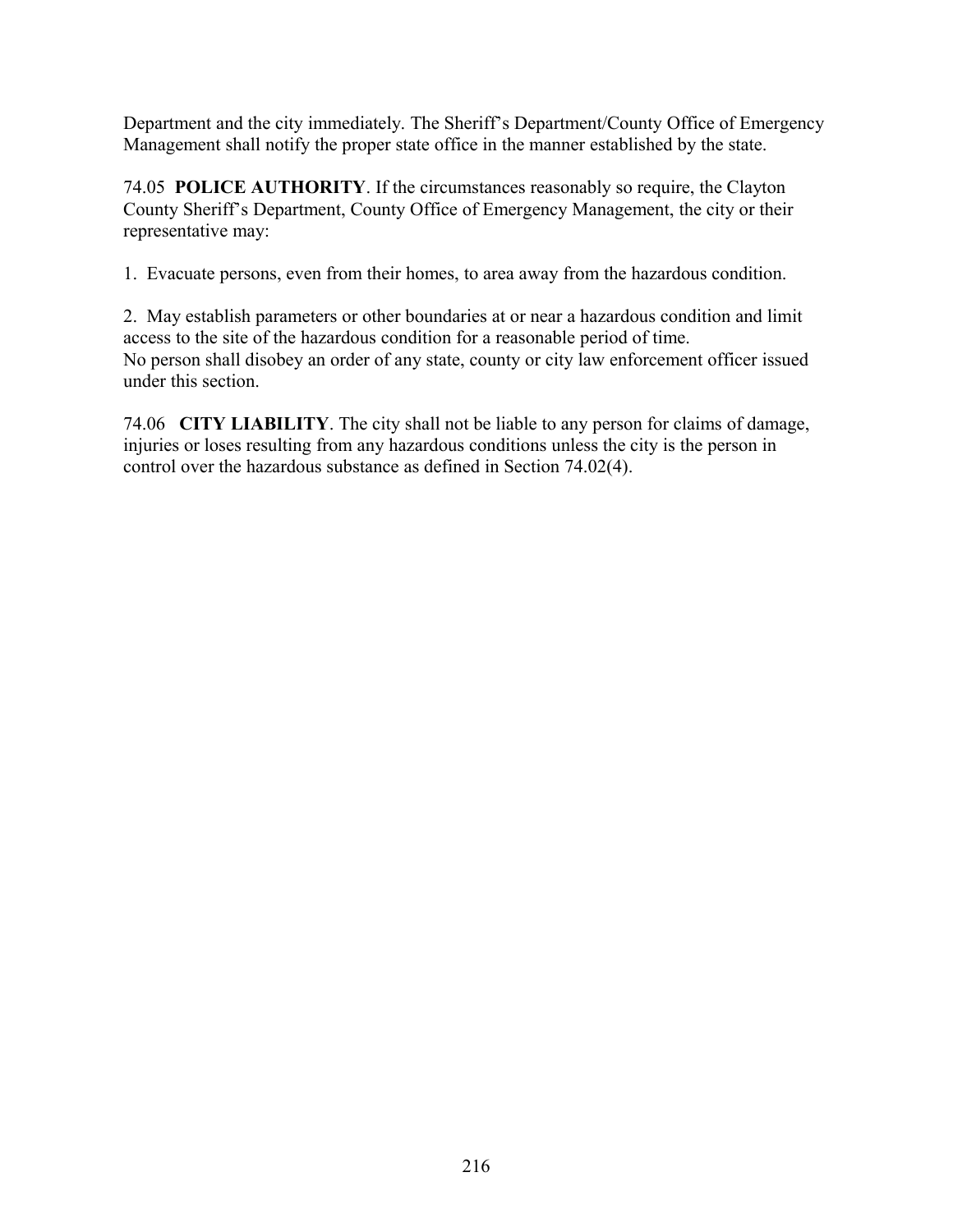Department and the city immediately. The Sheriff's Department/County Office of Emergency Management shall notify the proper state office in the manner established by the state.

74.05 **POLICE AUTHORITY**. If the circumstances reasonably so require, the Clayton County Sheriff's Department, County Office of Emergency Management, the city or their representative may:

1. Evacuate persons, even from their homes, to area away from the hazardous condition.

2. May establish parameters or other boundaries at or near a hazardous condition and limit access to the site of the hazardous condition for a reasonable period of time.
No person shall disobey an order of any state, county or city law enforcement officer issued under this section.

74.06 **CITY LIABILITY**. The city shall not be liable to any person for claims of damage, injuries or loses resulting from any hazardous conditions unless the city is the person in control over the hazardous substance as defined in Section 74.02(4).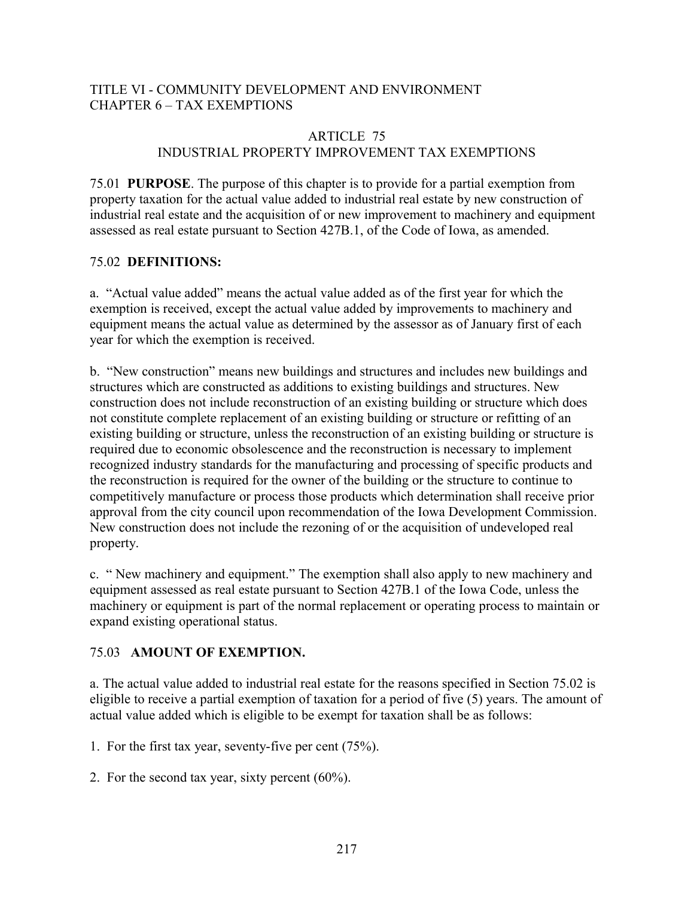TITLE VI - COMMUNITY DEVELOPMENT AND ENVIRONMENT
CHAPTER 6 – TAX EXEMPTIONS

## ARTICLE 75
## INDUSTRIAL PROPERTY IMPROVEMENT TAX EXEMPTIONS

75.01 **PURPOSE**. The purpose of this chapter is to provide for a partial exemption from property taxation for the actual value added to industrial real estate by new construction of industrial real estate and the acquisition of or new improvement to machinery and equipment assessed as real estate pursuant to Section 427B.1, of the Code of Iowa, as amended.

75.02 **DEFINITIONS:**

a. "Actual value added" means the actual value added as of the first year for which the exemption is received, except the actual value added by improvements to machinery and equipment means the actual value as determined by the assessor as of January first of each year for which the exemption is received.

b. "New construction" means new buildings and structures and includes new buildings and structures which are constructed as additions to existing buildings and structures. New construction does not include reconstruction of an existing building or structure which does not constitute complete replacement of an existing building or structure or refitting of an existing building or structure, unless the reconstruction of an existing building or structure is required due to economic obsolescence and the reconstruction is necessary to implement recognized industry standards for the manufacturing and processing of specific products and the reconstruction is required for the owner of the building or the structure to continue to competitively manufacture or process those products which determination shall receive prior approval from the city council upon recommendation of the Iowa Development Commission. New construction does not include the rezoning of or the acquisition of undeveloped real property.

c. " New machinery and equipment." The exemption shall also apply to new machinery and equipment assessed as real estate pursuant to Section 427B.1 of the Iowa Code, unless the machinery or equipment is part of the normal replacement or operating process to maintain or expand existing operational status.

75.03 **AMOUNT OF EXEMPTION.**

a. The actual value added to industrial real estate for the reasons specified in Section 75.02 is eligible to receive a partial exemption of taxation for a period of five (5) years. The amount of actual value added which is eligible to be exempt for taxation shall be as follows:

1. For the first tax year, seventy-five per cent (75%).

2. For the second tax year, sixty percent (60%).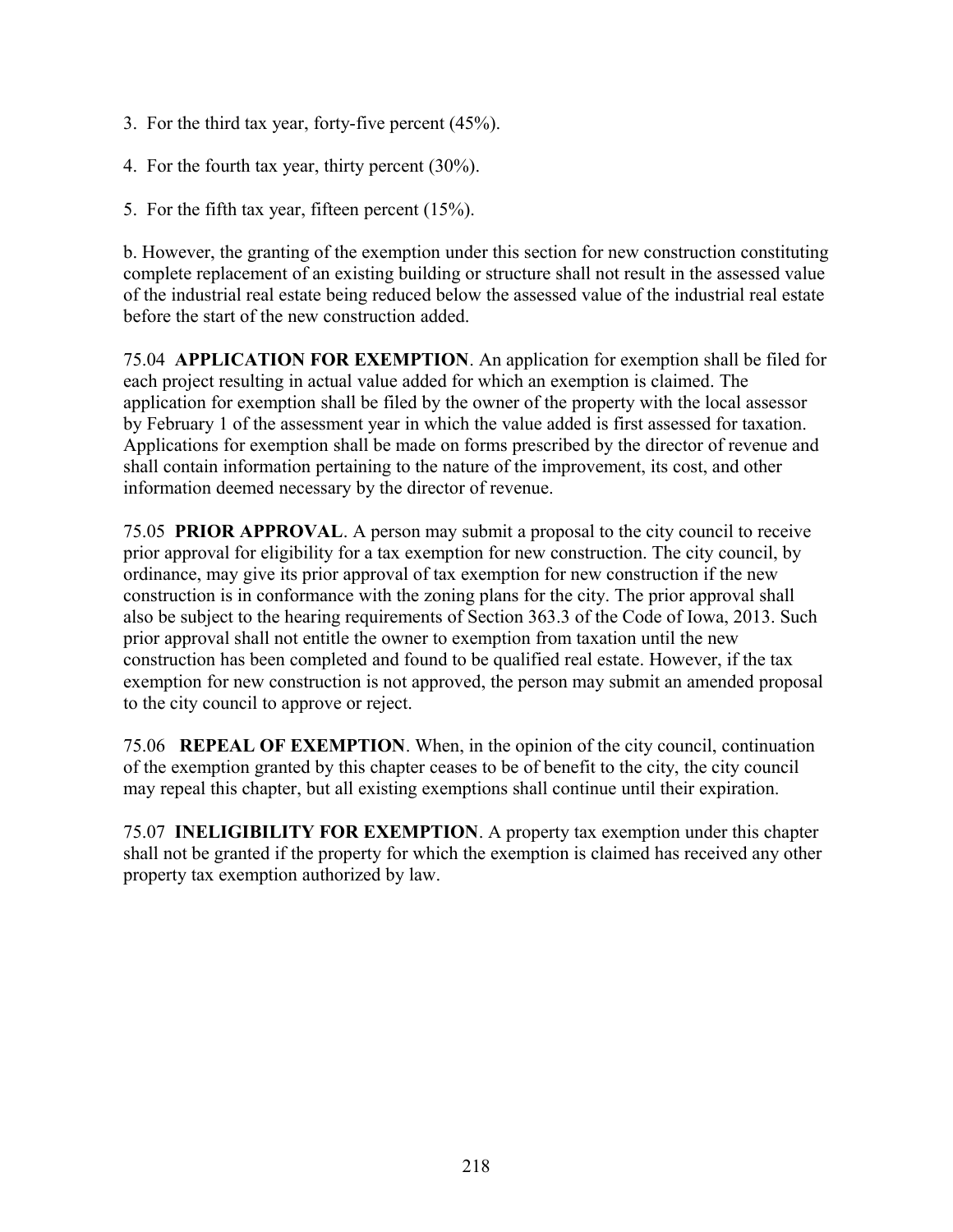3. For the third tax year, forty-five percent (45%).

4. For the fourth tax year, thirty percent (30%).

5. For the fifth tax year, fifteen percent (15%).

b. However, the granting of the exemption under this section for new construction constituting complete replacement of an existing building or structure shall not result in the assessed value of the industrial real estate being reduced below the assessed value of the industrial real estate before the start of the new construction added.

75.04 **APPLICATION FOR EXEMPTION**. An application for exemption shall be filed for each project resulting in actual value added for which an exemption is claimed. The application for exemption shall be filed by the owner of the property with the local assessor by February 1 of the assessment year in which the value added is first assessed for taxation. Applications for exemption shall be made on forms prescribed by the director of revenue and shall contain information pertaining to the nature of the improvement, its cost, and other information deemed necessary by the director of revenue.

75.05 **PRIOR APPROVAL**. A person may submit a proposal to the city council to receive prior approval for eligibility for a tax exemption for new construction. The city council, by ordinance, may give its prior approval of tax exemption for new construction if the new construction is in conformance with the zoning plans for the city. The prior approval shall also be subject to the hearing requirements of Section 363.3 of the Code of Iowa, 2013. Such prior approval shall not entitle the owner to exemption from taxation until the new construction has been completed and found to be qualified real estate. However, if the tax exemption for new construction is not approved, the person may submit an amended proposal to the city council to approve or reject.

75.06 **REPEAL OF EXEMPTION**. When, in the opinion of the city council, continuation of the exemption granted by this chapter ceases to be of benefit to the city, the city council may repeal this chapter, but all existing exemptions shall continue until their expiration.

75.07 **INELIGIBILITY FOR EXEMPTION**. A property tax exemption under this chapter shall not be granted if the property for which the exemption is claimed has received any other property tax exemption authorized by law.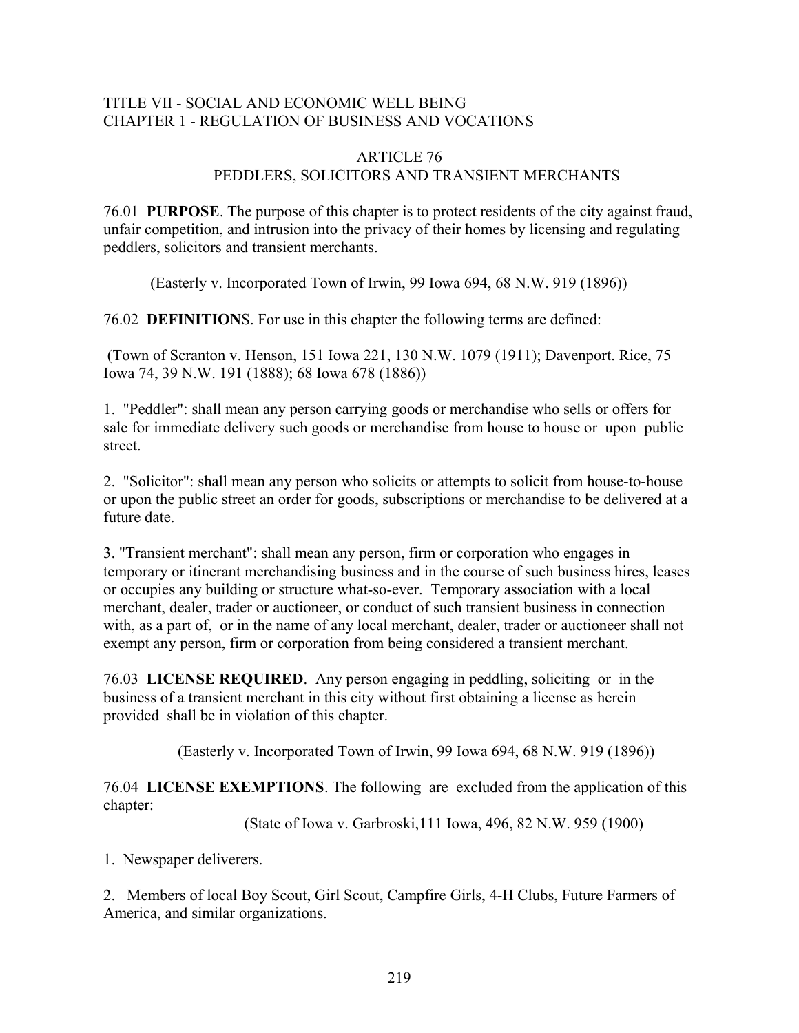TITLE VII - SOCIAL AND ECONOMIC WELL BEING
CHAPTER 1 - REGULATION OF BUSINESS AND VOCATIONS

ARTICLE 76
PEDDLERS, SOLICITORS AND TRANSIENT MERCHANTS

76.01 **PURPOSE**. The purpose of this chapter is to protect residents of the city against fraud, unfair competition, and intrusion into the privacy of their homes by licensing and regulating peddlers, solicitors and transient merchants.

(Easterly v. Incorporated Town of Irwin, 99 Iowa 694, 68 N.W. 919 (1896))

76.02 **DEFINITION**S. For use in this chapter the following terms are defined:

(Town of Scranton v. Henson, 151 Iowa 221, 130 N.W. 1079 (1911); Davenport. Rice, 75 Iowa 74, 39 N.W. 191 (1888); 68 Iowa 678 (1886))

1. "Peddler": shall mean any person carrying goods or merchandise who sells or offers for sale for immediate delivery such goods or merchandise from house to house or upon public street.

2. "Solicitor": shall mean any person who solicits or attempts to solicit from house-to-house or upon the public street an order for goods, subscriptions or merchandise to be delivered at a future date.

3. "Transient merchant": shall mean any person, firm or corporation who engages in temporary or itinerant merchandising business and in the course of such business hires, leases or occupies any building or structure what-so-ever. Temporary association with a local merchant, dealer, trader or auctioneer, or conduct of such transient business in connection with, as a part of, or in the name of any local merchant, dealer, trader or auctioneer shall not exempt any person, firm or corporation from being considered a transient merchant.

76.03 **LICENSE REQUIRED**. Any person engaging in peddling, soliciting or in the business of a transient merchant in this city without first obtaining a license as herein provided shall be in violation of this chapter.

(Easterly v. Incorporated Town of Irwin, 99 Iowa 694, 68 N.W. 919 (1896))

76.04 **LICENSE EXEMPTIONS**. The following are excluded from the application of this chapter:

(State of Iowa v. Garbroski,111 Iowa, 496, 82 N.W. 959 (1900)

1. Newspaper deliverers.

2. Members of local Boy Scout, Girl Scout, Campfire Girls, 4-H Clubs, Future Farmers of America, and similar organizations.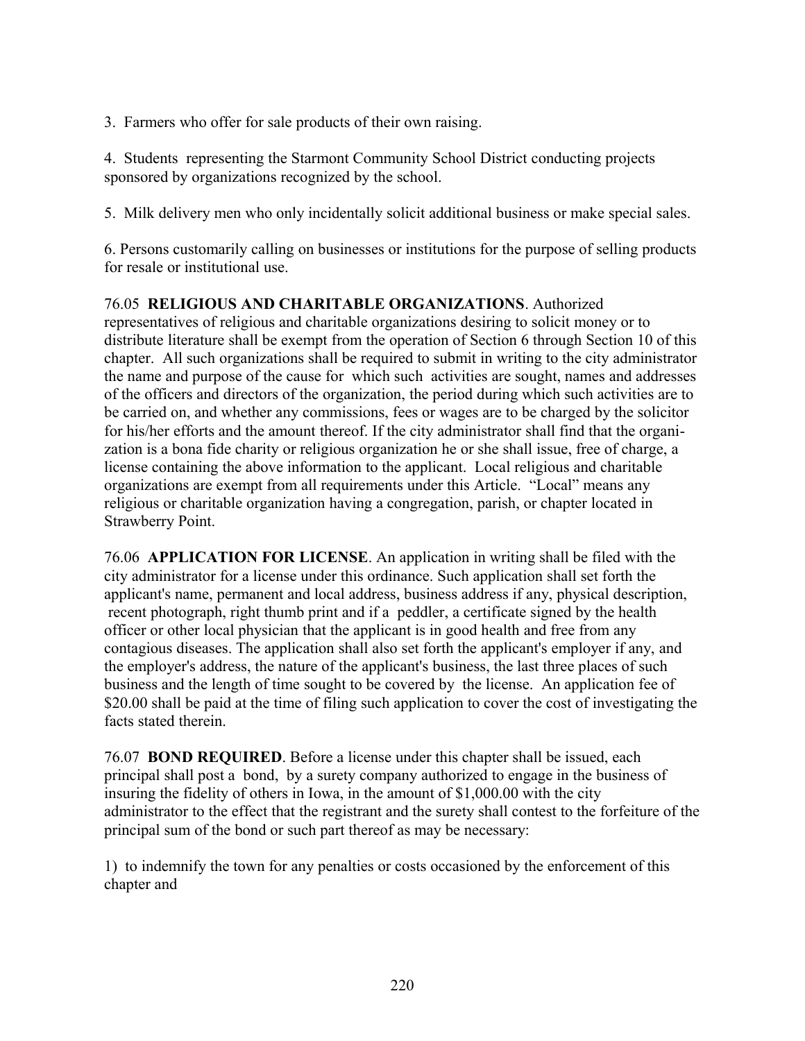3. Farmers who offer for sale products of their own raising.

4. Students representing the Starmont Community School District conducting projects sponsored by organizations recognized by the school.

5. Milk delivery men who only incidentally solicit additional business or make special sales.

6. Persons customarily calling on businesses or institutions for the purpose of selling products for resale or institutional use.

76.05 **RELIGIOUS AND CHARITABLE ORGANIZATIONS**. Authorized representatives of religious and charitable organizations desiring to solicit money or to distribute literature shall be exempt from the operation of Section 6 through Section 10 of this chapter. All such organizations shall be required to submit in writing to the city administrator the name and purpose of the cause for which such activities are sought, names and addresses of the officers and directors of the organization, the period during which such activities are to be carried on, and whether any commissions, fees or wages are to be charged by the solicitor for his/her efforts and the amount thereof. If the city administrator shall find that the organization is a bona fide charity or religious organization he or she shall issue, free of charge, a license containing the above information to the applicant. Local religious and charitable organizations are exempt from all requirements under this Article. "Local" means any religious or charitable organization having a congregation, parish, or chapter located in Strawberry Point.

76.06 **APPLICATION FOR LICENSE**. An application in writing shall be filed with the city administrator for a license under this ordinance. Such application shall set forth the applicant's name, permanent and local address, business address if any, physical description, recent photograph, right thumb print and if a peddler, a certificate signed by the health officer or other local physician that the applicant is in good health and free from any contagious diseases. The application shall also set forth the applicant's employer if any, and the employer's address, the nature of the applicant's business, the last three places of such business and the length of time sought to be covered by the license. An application fee of $20.00 shall be paid at the time of filing such application to cover the cost of investigating the facts stated therein.

76.07 **BOND REQUIRED**. Before a license under this chapter shall be issued, each principal shall post a bond, by a surety company authorized to engage in the business of insuring the fidelity of others in Iowa, in the amount of $1,000.00 with the city administrator to the effect that the registrant and the surety shall contest to the forfeiture of the principal sum of the bond or such part thereof as may be necessary:

1) to indemnify the town for any penalties or costs occasioned by the enforcement of this chapter and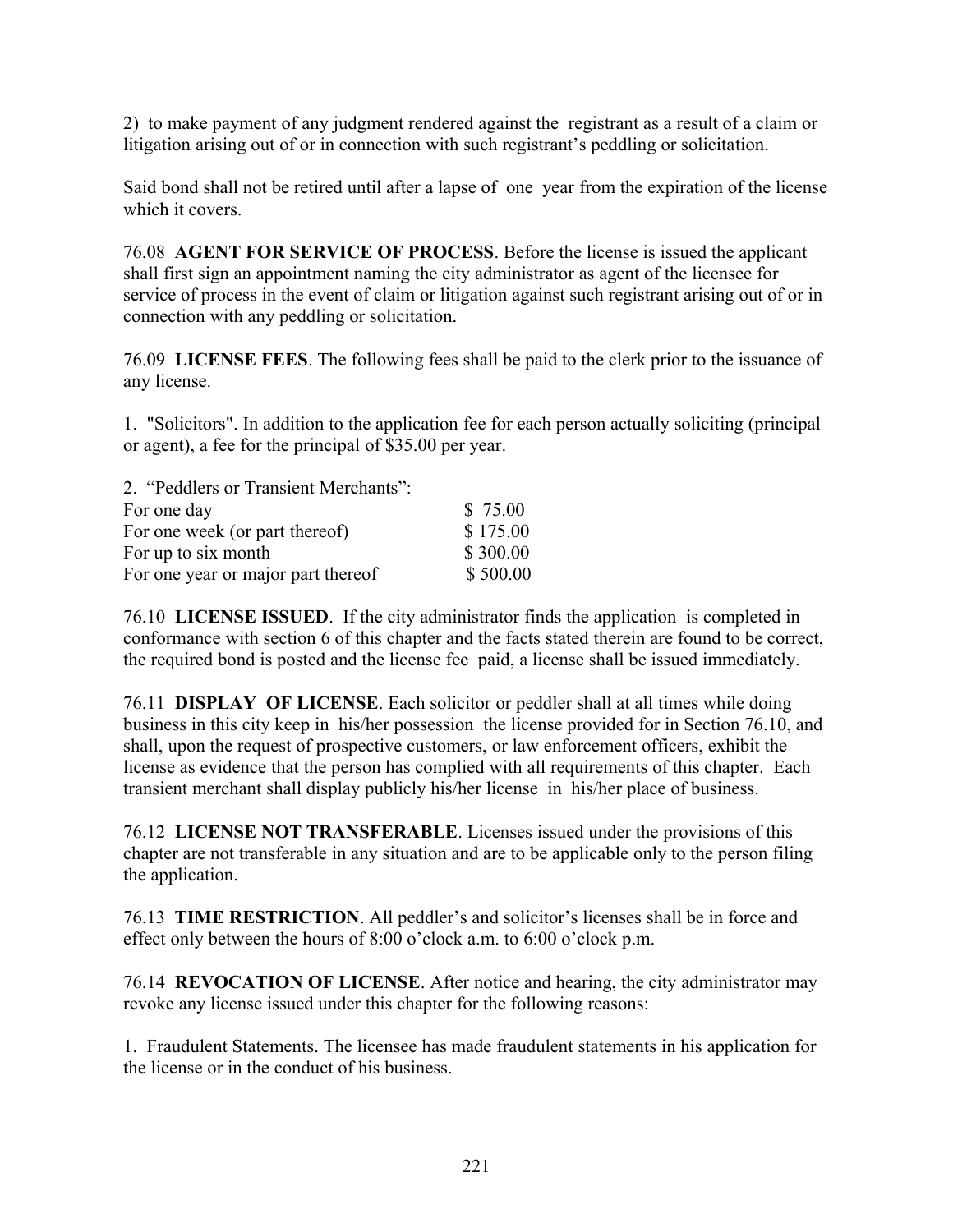2) to make payment of any judgment rendered against the registrant as a result of a claim or litigation arising out of or in connection with such registrant's peddling or solicitation.

Said bond shall not be retired until after a lapse of one year from the expiration of the license which it covers.

76.08 **AGENT FOR SERVICE OF PROCESS**. Before the license is issued the applicant shall first sign an appointment naming the city administrator as agent of the licensee for service of process in the event of claim or litigation against such registrant arising out of or in connection with any peddling or solicitation.

76.09 **LICENSE FEES**. The following fees shall be paid to the clerk prior to the issuance of any license.

1. "Solicitors". In addition to the application fee for each person actually soliciting (principal or agent), a fee for the principal of $35.00 per year.

2. "Peddlers or Transient Merchants":

| | |
|---|---|
| For one day | $ 75.00 |
| For one week (or part thereof) | $ 175.00 |
| For up to six month | $ 300.00 |
| For one year or major part thereof | $ 500.00 |

76.10 **LICENSE ISSUED**. If the city administrator finds the application is completed in conformance with section 6 of this chapter and the facts stated therein are found to be correct, the required bond is posted and the license fee paid, a license shall be issued immediately.

76.11 **DISPLAY OF LICENSE**. Each solicitor or peddler shall at all times while doing business in this city keep in his/her possession the license provided for in Section 76.10, and shall, upon the request of prospective customers, or law enforcement officers, exhibit the license as evidence that the person has complied with all requirements of this chapter. Each transient merchant shall display publicly his/her license in his/her place of business.

76.12 **LICENSE NOT TRANSFERABLE**. Licenses issued under the provisions of this chapter are not transferable in any situation and are to be applicable only to the person filing the application.

76.13 **TIME RESTRICTION**. All peddler's and solicitor's licenses shall be in force and effect only between the hours of 8:00 o'clock a.m. to 6:00 o'clock p.m.

76.14 **REVOCATION OF LICENSE**. After notice and hearing, the city administrator may revoke any license issued under this chapter for the following reasons:

1. Fraudulent Statements. The licensee has made fraudulent statements in his application for the license or in the conduct of his business.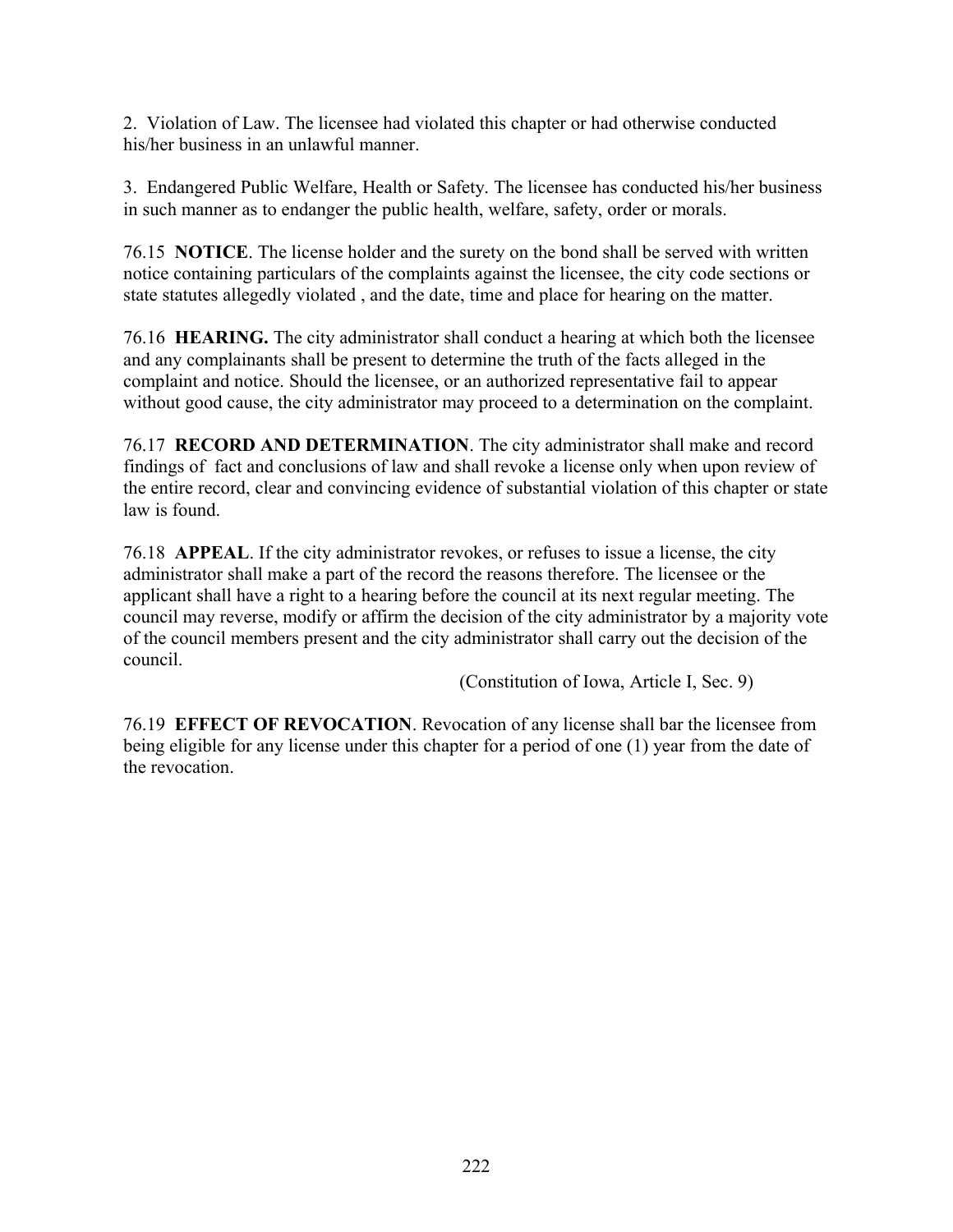2. Violation of Law. The licensee had violated this chapter or had otherwise conducted his/her business in an unlawful manner.

3. Endangered Public Welfare, Health or Safety. The licensee has conducted his/her business in such manner as to endanger the public health, welfare, safety, order or morals.

76.15 **NOTICE**. The license holder and the surety on the bond shall be served with written notice containing particulars of the complaints against the licensee, the city code sections or state statutes allegedly violated , and the date, time and place for hearing on the matter.

76.16 **HEARING.** The city administrator shall conduct a hearing at which both the licensee and any complainants shall be present to determine the truth of the facts alleged in the complaint and notice. Should the licensee, or an authorized representative fail to appear without good cause, the city administrator may proceed to a determination on the complaint.

76.17 **RECORD AND DETERMINATION**. The city administrator shall make and record findings of fact and conclusions of law and shall revoke a license only when upon review of the entire record, clear and convincing evidence of substantial violation of this chapter or state law is found.

76.18 **APPEAL**. If the city administrator revokes, or refuses to issue a license, the city administrator shall make a part of the record the reasons therefore. The licensee or the applicant shall have a right to a hearing before the council at its next regular meeting. The council may reverse, modify or affirm the decision of the city administrator by a majority vote of the council members present and the city administrator shall carry out the decision of the council.

(Constitution of Iowa, Article I, Sec. 9)

76.19 **EFFECT OF REVOCATION**. Revocation of any license shall bar the licensee from being eligible for any license under this chapter for a period of one (1) year from the date of the revocation.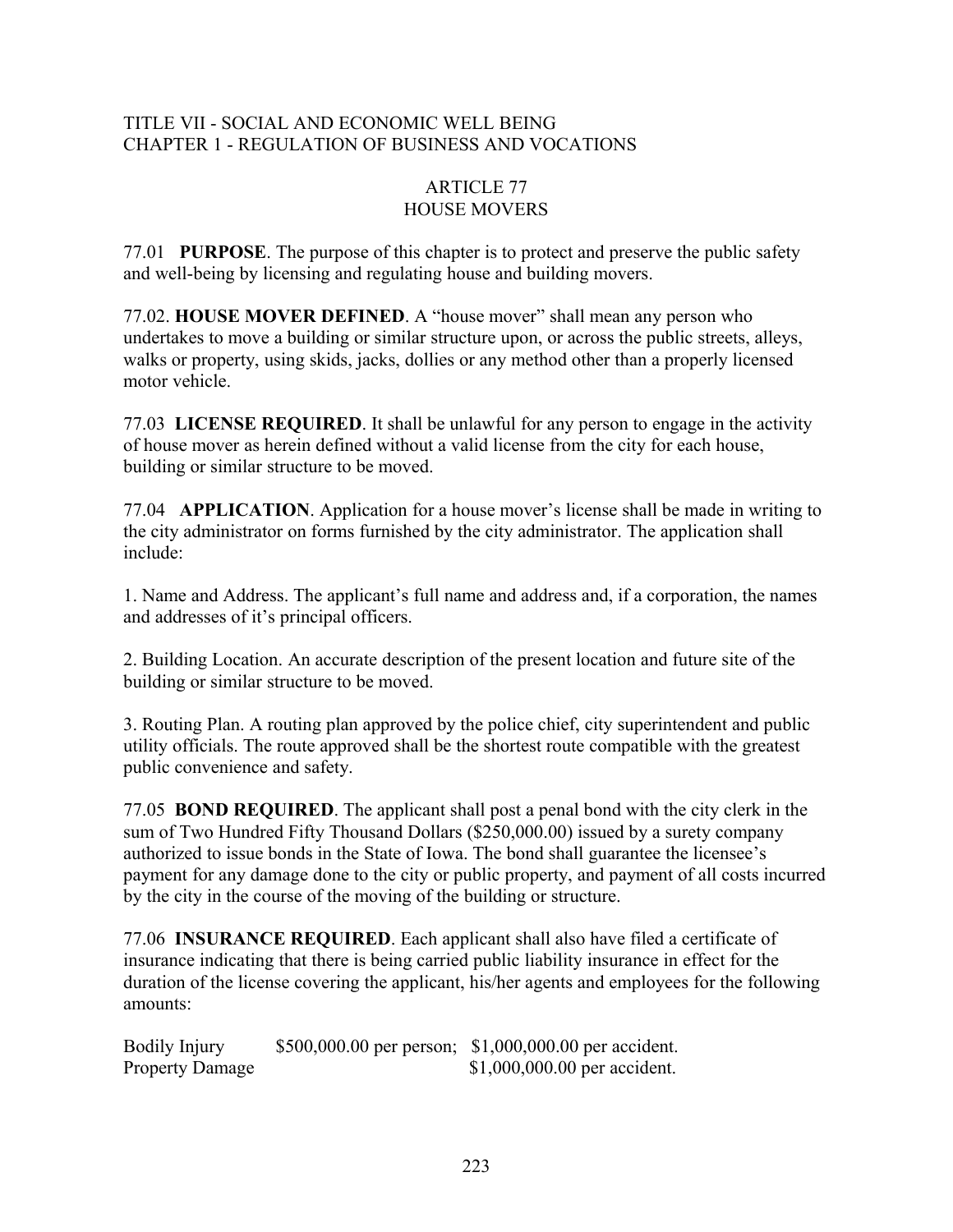TITLE VII - SOCIAL AND ECONOMIC WELL BEING
CHAPTER 1 - REGULATION OF BUSINESS AND VOCATIONS

# ARTICLE 77
# HOUSE MOVERS

77.01 **PURPOSE**. The purpose of this chapter is to protect and preserve the public safety and well-being by licensing and regulating house and building movers.

77.02. **HOUSE MOVER DEFINED**. A "house mover" shall mean any person who undertakes to move a building or similar structure upon, or across the public streets, alleys, walks or property, using skids, jacks, dollies or any method other than a properly licensed motor vehicle.

77.03 **LICENSE REQUIRED**. It shall be unlawful for any person to engage in the activity of house mover as herein defined without a valid license from the city for each house, building or similar structure to be moved.

77.04 **APPLICATION**. Application for a house mover's license shall be made in writing to the city administrator on forms furnished by the city administrator. The application shall include:

1. Name and Address. The applicant's full name and address and, if a corporation, the names and addresses of it's principal officers.

2. Building Location. An accurate description of the present location and future site of the building or similar structure to be moved.

3. Routing Plan. A routing plan approved by the police chief, city superintendent and public utility officials. The route approved shall be the shortest route compatible with the greatest public convenience and safety.

77.05 **BOND REQUIRED**. The applicant shall post a penal bond with the city clerk in the sum of Two Hundred Fifty Thousand Dollars ($250,000.00) issued by a surety company authorized to issue bonds in the State of Iowa. The bond shall guarantee the licensee's payment for any damage done to the city or public property, and payment of all costs incurred by the city in the course of the moving of the building or structure.

77.06 **INSURANCE REQUIRED**. Each applicant shall also have filed a certificate of insurance indicating that there is being carried public liability insurance in effect for the duration of the license covering the applicant, his/her agents and employees for the following amounts:

| | | |
|---|---|---|
| Bodily Injury | $500,000.00 per person; | $1,000,000.00 per accident. |
| Property Damage | | $1,000,000.00 per accident. |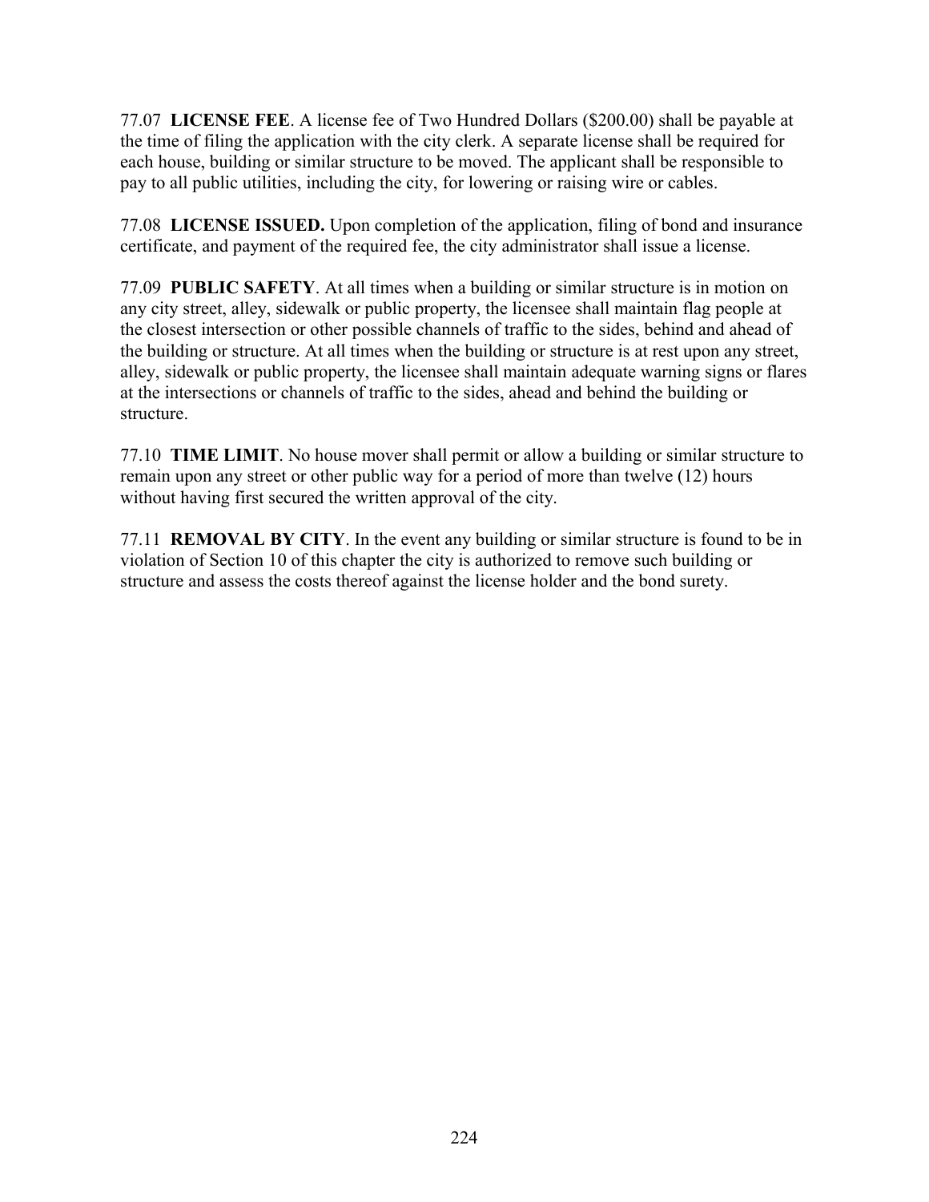77.07 **LICENSE FEE**. A license fee of Two Hundred Dollars ($200.00) shall be payable at the time of filing the application with the city clerk. A separate license shall be required for each house, building or similar structure to be moved. The applicant shall be responsible to pay to all public utilities, including the city, for lowering or raising wire or cables.

77.08 **LICENSE ISSUED.** Upon completion of the application, filing of bond and insurance certificate, and payment of the required fee, the city administrator shall issue a license.

77.09 **PUBLIC SAFETY**. At all times when a building or similar structure is in motion on any city street, alley, sidewalk or public property, the licensee shall maintain flag people at the closest intersection or other possible channels of traffic to the sides, behind and ahead of the building or structure. At all times when the building or structure is at rest upon any street, alley, sidewalk or public property, the licensee shall maintain adequate warning signs or flares at the intersections or channels of traffic to the sides, ahead and behind the building or structure.

77.10 **TIME LIMIT**. No house mover shall permit or allow a building or similar structure to remain upon any street or other public way for a period of more than twelve (12) hours without having first secured the written approval of the city.

77.11 **REMOVAL BY CITY**. In the event any building or similar structure is found to be in violation of Section 10 of this chapter the city is authorized to remove such building or structure and assess the costs thereof against the license holder and the bond surety.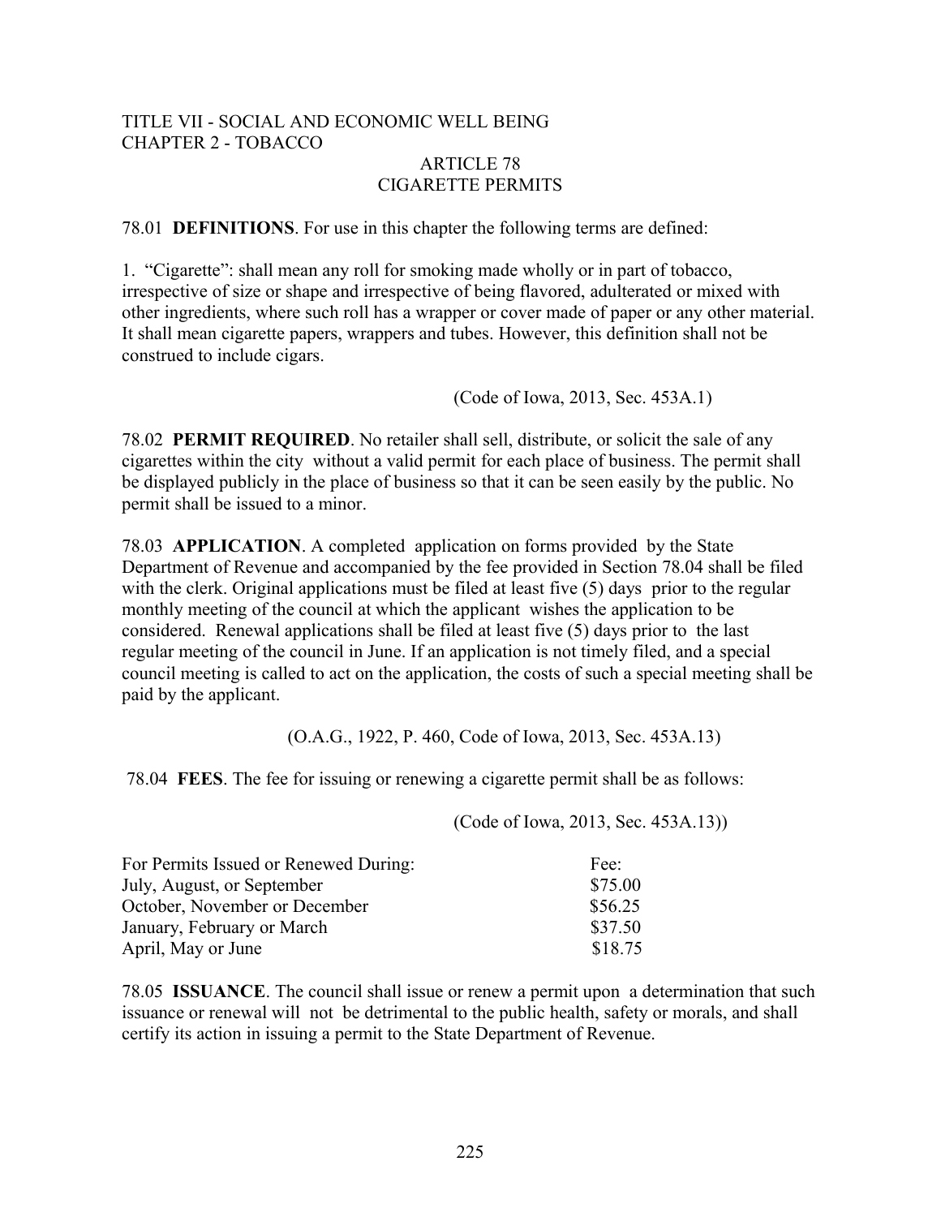TITLE VII - SOCIAL AND ECONOMIC WELL BEING
CHAPTER 2 - TOBACCO

# ARTICLE 78
# CIGARETTE PERMITS

78.01 **DEFINITIONS**. For use in this chapter the following terms are defined:

1. "Cigarette": shall mean any roll for smoking made wholly or in part of tobacco, irrespective of size or shape and irrespective of being flavored, adulterated or mixed with other ingredients, where such roll has a wrapper or cover made of paper or any other material. It shall mean cigarette papers, wrappers and tubes. However, this definition shall not be construed to include cigars.

(Code of Iowa, 2013, Sec. 453A.1)

78.02 **PERMIT REQUIRED**. No retailer shall sell, distribute, or solicit the sale of any cigarettes within the city without a valid permit for each place of business. The permit shall be displayed publicly in the place of business so that it can be seen easily by the public. No permit shall be issued to a minor.

78.03 **APPLICATION**. A completed application on forms provided by the State Department of Revenue and accompanied by the fee provided in Section 78.04 shall be filed with the clerk. Original applications must be filed at least five (5) days prior to the regular monthly meeting of the council at which the applicant wishes the application to be considered. Renewal applications shall be filed at least five (5) days prior to the last regular meeting of the council in June. If an application is not timely filed, and a special council meeting is called to act on the application, the costs of such a special meeting shall be paid by the applicant.

(O.A.G., 1922, P. 460, Code of Iowa, 2013, Sec. 453A.13)

78.04 **FEES**. The fee for issuing or renewing a cigarette permit shall be as follows:

(Code of Iowa, 2013, Sec. 453A.13))

| For Permits Issued or Renewed During: | Fee: |
|---|---|
| July, August, or September | $75.00 |
| October, November or December | $56.25 |
| January, February or March | $37.50 |
| April, May or June | $18.75 |

78.05 **ISSUANCE**. The council shall issue or renew a permit upon a determination that such issuance or renewal will not be detrimental to the public health, safety or morals, and shall certify its action in issuing a permit to the State Department of Revenue.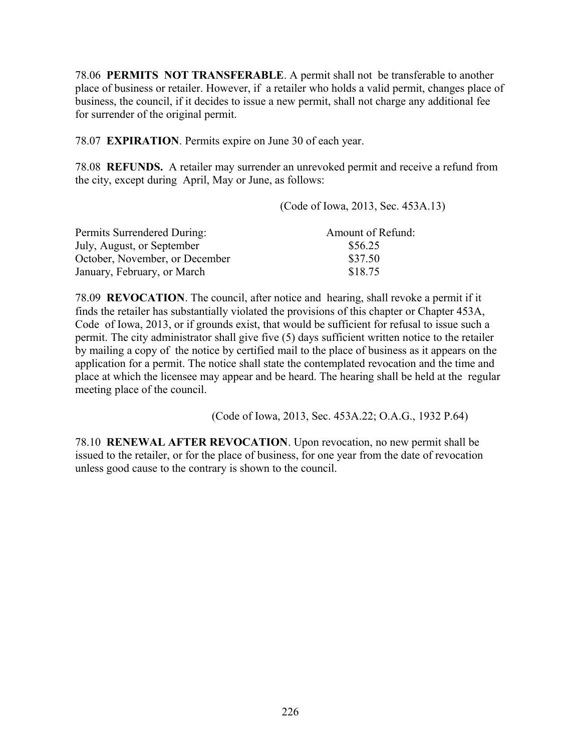78.06 **PERMITS NOT TRANSFERABLE**. A permit shall not be transferable to another place of business or retailer. However, if a retailer who holds a valid permit, changes place of business, the council, if it decides to issue a new permit, shall not charge any additional fee for surrender of the original permit.

78.07 **EXPIRATION**. Permits expire on June 30 of each year.

78.08 **REFUNDS.** A retailer may surrender an unrevoked permit and receive a refund from the city, except during April, May or June, as follows:

(Code of Iowa, 2013, Sec. 453A.13)

| Permits Surrendered During: | Amount of Refund: |
|---|---|
| July, August, or September | $56.25 |
| October, November, or December | $37.50 |
| January, February, or March | $18.75 |

78.09 **REVOCATION**. The council, after notice and hearing, shall revoke a permit if it finds the retailer has substantially violated the provisions of this chapter or Chapter 453A, Code of Iowa, 2013, or if grounds exist, that would be sufficient for refusal to issue such a permit. The city administrator shall give five (5) days sufficient written notice to the retailer by mailing a copy of the notice by certified mail to the place of business as it appears on the application for a permit. The notice shall state the contemplated revocation and the time and place at which the licensee may appear and be heard. The hearing shall be held at the regular meeting place of the council.

(Code of Iowa, 2013, Sec. 453A.22; O.A.G., 1932 P.64)

78.10 **RENEWAL AFTER REVOCATION**. Upon revocation, no new permit shall be issued to the retailer, or for the place of business, for one year from the date of revocation unless good cause to the contrary is shown to the council.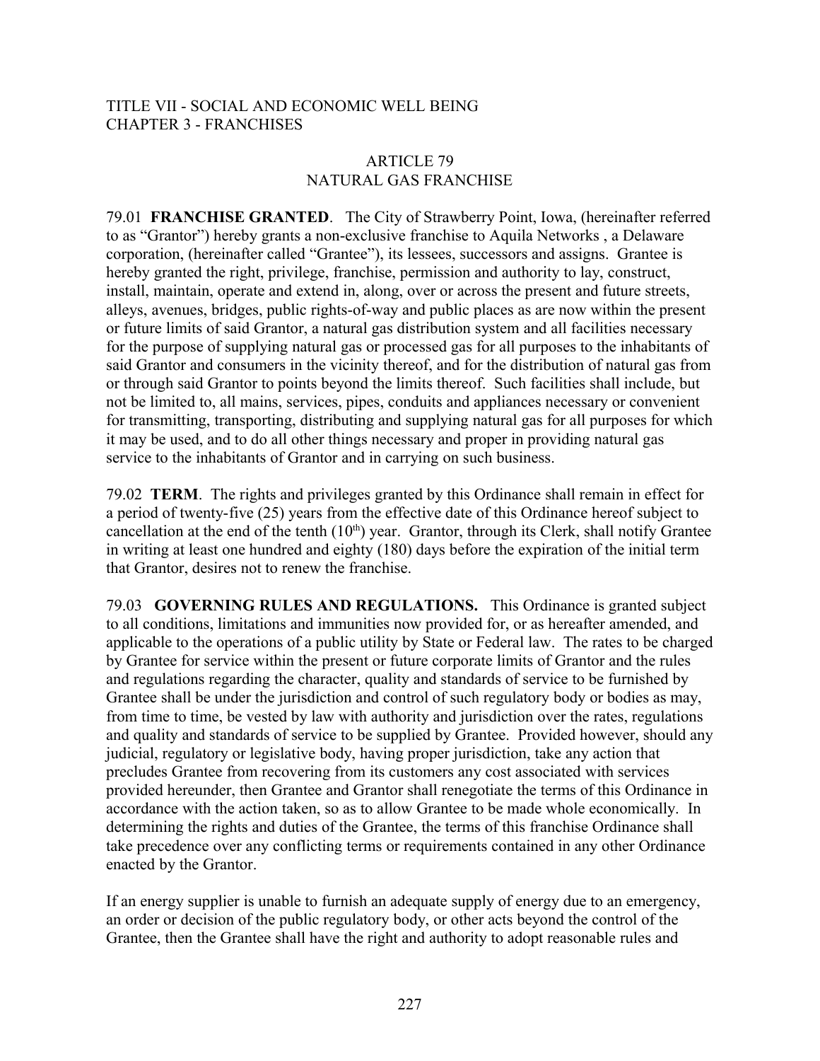TITLE VII - SOCIAL AND ECONOMIC WELL BEING
CHAPTER 3 - FRANCHISES

ARTICLE 79
NATURAL GAS FRANCHISE

79.01 **FRANCHISE GRANTED**. The City of Strawberry Point, Iowa, (hereinafter referred to as "Grantor") hereby grants a non-exclusive franchise to Aquila Networks , a Delaware corporation, (hereinafter called "Grantee"), its lessees, successors and assigns. Grantee is hereby granted the right, privilege, franchise, permission and authority to lay, construct, install, maintain, operate and extend in, along, over or across the present and future streets, alleys, avenues, bridges, public rights-of-way and public places as are now within the present or future limits of said Grantor, a natural gas distribution system and all facilities necessary for the purpose of supplying natural gas or processed gas for all purposes to the inhabitants of said Grantor and consumers in the vicinity thereof, and for the distribution of natural gas from or through said Grantor to points beyond the limits thereof. Such facilities shall include, but not be limited to, all mains, services, pipes, conduits and appliances necessary or convenient for transmitting, transporting, distributing and supplying natural gas for all purposes for which it may be used, and to do all other things necessary and proper in providing natural gas service to the inhabitants of Grantor and in carrying on such business.

79.02 **TERM**. The rights and privileges granted by this Ordinance shall remain in effect for a period of twenty-five (25) years from the effective date of this Ordinance hereof subject to cancellation at the end of the tenth (10th) year. Grantor, through its Clerk, shall notify Grantee in writing at least one hundred and eighty (180) days before the expiration of the initial term that Grantor, desires not to renew the franchise.

79.03 **GOVERNING RULES AND REGULATIONS.** This Ordinance is granted subject to all conditions, limitations and immunities now provided for, or as hereafter amended, and applicable to the operations of a public utility by State or Federal law. The rates to be charged by Grantee for service within the present or future corporate limits of Grantor and the rules and regulations regarding the character, quality and standards of service to be furnished by Grantee shall be under the jurisdiction and control of such regulatory body or bodies as may, from time to time, be vested by law with authority and jurisdiction over the rates, regulations and quality and standards of service to be supplied by Grantee. Provided however, should any judicial, regulatory or legislative body, having proper jurisdiction, take any action that precludes Grantee from recovering from its customers any cost associated with services provided hereunder, then Grantee and Grantor shall renegotiate the terms of this Ordinance in accordance with the action taken, so as to allow Grantee to be made whole economically. In determining the rights and duties of the Grantee, the terms of this franchise Ordinance shall take precedence over any conflicting terms or requirements contained in any other Ordinance enacted by the Grantor.

If an energy supplier is unable to furnish an adequate supply of energy due to an emergency, an order or decision of the public regulatory body, or other acts beyond the control of the Grantee, then the Grantee shall have the right and authority to adopt reasonable rules and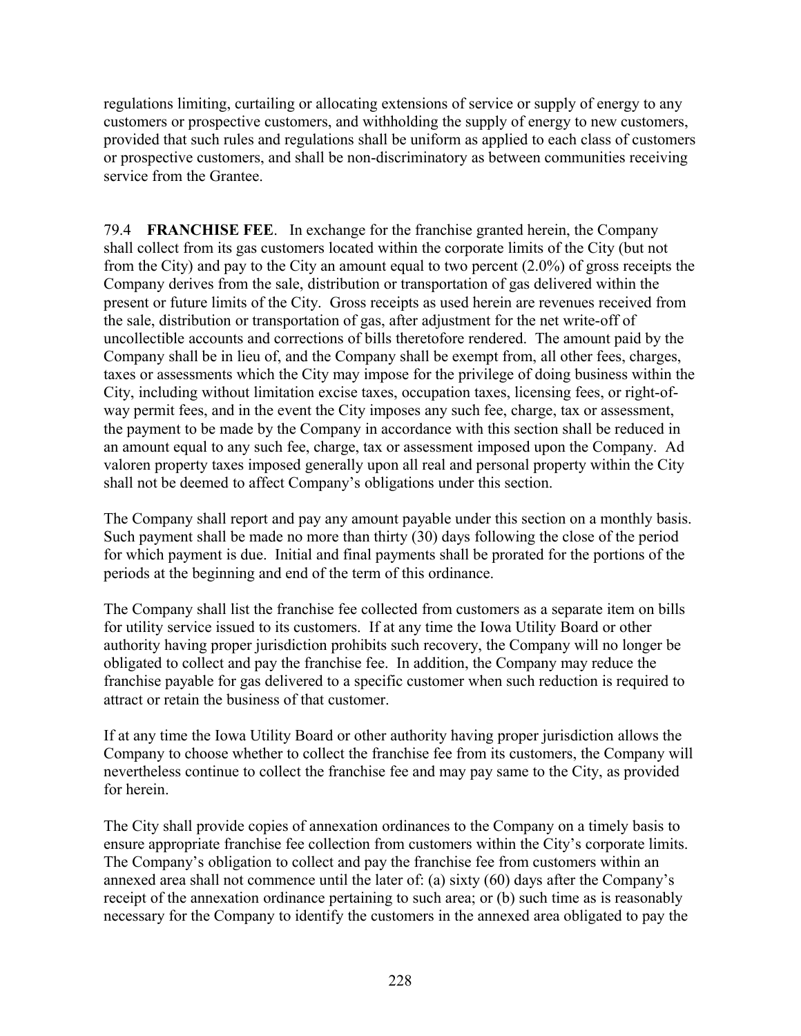regulations limiting, curtailing or allocating extensions of service or supply of energy to any customers or prospective customers, and withholding the supply of energy to new customers, provided that such rules and regulations shall be uniform as applied to each class of customers or prospective customers, and shall be non-discriminatory as between communities receiving service from the Grantee.

79.4 **FRANCHISE FEE**. In exchange for the franchise granted herein, the Company shall collect from its gas customers located within the corporate limits of the City (but not from the City) and pay to the City an amount equal to two percent (2.0%) of gross receipts the Company derives from the sale, distribution or transportation of gas delivered within the present or future limits of the City. Gross receipts as used herein are revenues received from the sale, distribution or transportation of gas, after adjustment for the net write-off of uncollectible accounts and corrections of bills theretofore rendered. The amount paid by the Company shall be in lieu of, and the Company shall be exempt from, all other fees, charges, taxes or assessments which the City may impose for the privilege of doing business within the City, including without limitation excise taxes, occupation taxes, licensing fees, or right-of-way permit fees, and in the event the City imposes any such fee, charge, tax or assessment, the payment to be made by the Company in accordance with this section shall be reduced in an amount equal to any such fee, charge, tax or assessment imposed upon the Company. Ad valoren property taxes imposed generally upon all real and personal property within the City shall not be deemed to affect Company's obligations under this section.

The Company shall report and pay any amount payable under this section on a monthly basis. Such payment shall be made no more than thirty (30) days following the close of the period for which payment is due. Initial and final payments shall be prorated for the portions of the periods at the beginning and end of the term of this ordinance.

The Company shall list the franchise fee collected from customers as a separate item on bills for utility service issued to its customers. If at any time the Iowa Utility Board or other authority having proper jurisdiction prohibits such recovery, the Company will no longer be obligated to collect and pay the franchise fee. In addition, the Company may reduce the franchise payable for gas delivered to a specific customer when such reduction is required to attract or retain the business of that customer.

If at any time the Iowa Utility Board or other authority having proper jurisdiction allows the Company to choose whether to collect the franchise fee from its customers, the Company will nevertheless continue to collect the franchise fee and may pay same to the City, as provided for herein.

The City shall provide copies of annexation ordinances to the Company on a timely basis to ensure appropriate franchise fee collection from customers within the City's corporate limits. The Company's obligation to collect and pay the franchise fee from customers within an annexed area shall not commence until the later of: (a) sixty (60) days after the Company's receipt of the annexation ordinance pertaining to such area; or (b) such time as is reasonably necessary for the Company to identify the customers in the annexed area obligated to pay the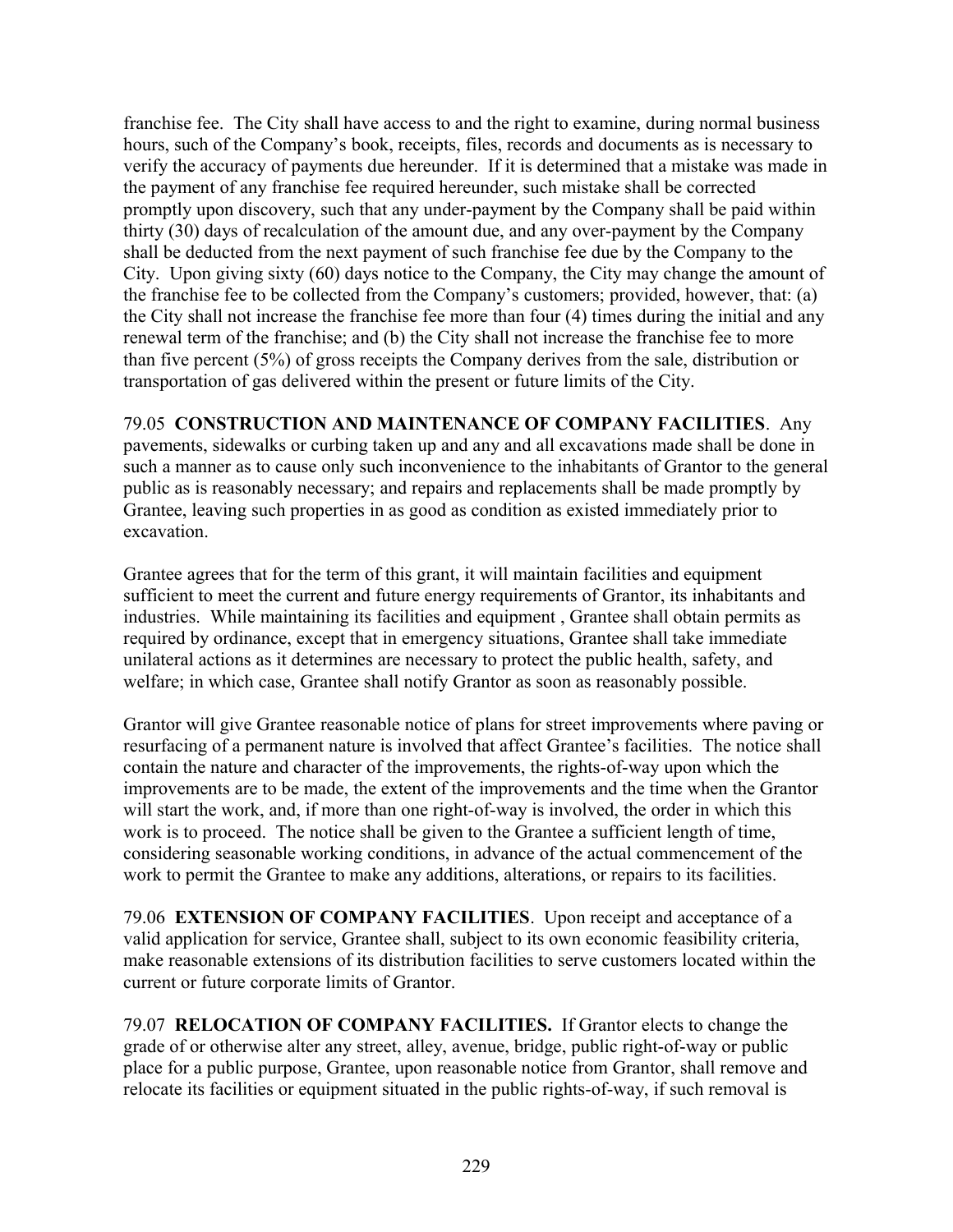franchise fee. The City shall have access to and the right to examine, during normal business hours, such of the Company's book, receipts, files, records and documents as is necessary to verify the accuracy of payments due hereunder. If it is determined that a mistake was made in the payment of any franchise fee required hereunder, such mistake shall be corrected promptly upon discovery, such that any under-payment by the Company shall be paid within thirty (30) days of recalculation of the amount due, and any over-payment by the Company shall be deducted from the next payment of such franchise fee due by the Company to the City. Upon giving sixty (60) days notice to the Company, the City may change the amount of the franchise fee to be collected from the Company's customers; provided, however, that: (a) the City shall not increase the franchise fee more than four (4) times during the initial and any renewal term of the franchise; and (b) the City shall not increase the franchise fee to more than five percent (5%) of gross receipts the Company derives from the sale, distribution or transportation of gas delivered within the present or future limits of the City.

79.05 **CONSTRUCTION AND MAINTENANCE OF COMPANY FACILITIES**. Any pavements, sidewalks or curbing taken up and any and all excavations made shall be done in such a manner as to cause only such inconvenience to the inhabitants of Grantor to the general public as is reasonably necessary; and repairs and replacements shall be made promptly by Grantee, leaving such properties in as good as condition as existed immediately prior to excavation.

Grantee agrees that for the term of this grant, it will maintain facilities and equipment sufficient to meet the current and future energy requirements of Grantor, its inhabitants and industries. While maintaining its facilities and equipment , Grantee shall obtain permits as required by ordinance, except that in emergency situations, Grantee shall take immediate unilateral actions as it determines are necessary to protect the public health, safety, and welfare; in which case, Grantee shall notify Grantor as soon as reasonably possible.

Grantor will give Grantee reasonable notice of plans for street improvements where paving or resurfacing of a permanent nature is involved that affect Grantee's facilities. The notice shall contain the nature and character of the improvements, the rights-of-way upon which the improvements are to be made, the extent of the improvements and the time when the Grantor will start the work, and, if more than one right-of-way is involved, the order in which this work is to proceed. The notice shall be given to the Grantee a sufficient length of time, considering seasonable working conditions, in advance of the actual commencement of the work to permit the Grantee to make any additions, alterations, or repairs to its facilities.

79.06 **EXTENSION OF COMPANY FACILITIES**. Upon receipt and acceptance of a valid application for service, Grantee shall, subject to its own economic feasibility criteria, make reasonable extensions of its distribution facilities to serve customers located within the current or future corporate limits of Grantor.

79.07 **RELOCATION OF COMPANY FACILITIES.** If Grantor elects to change the grade of or otherwise alter any street, alley, avenue, bridge, public right-of-way or public place for a public purpose, Grantee, upon reasonable notice from Grantor, shall remove and relocate its facilities or equipment situated in the public rights-of-way, if such removal is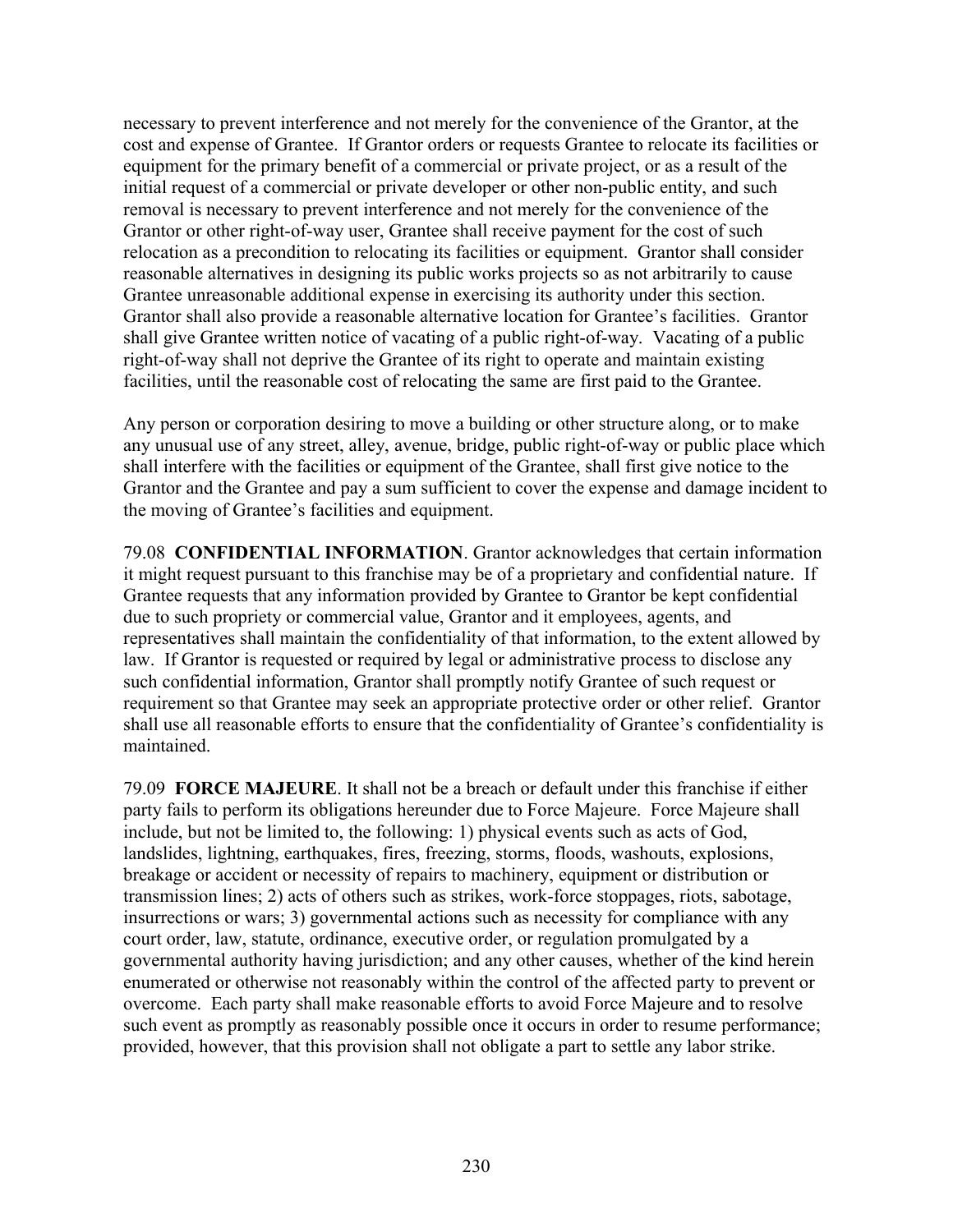necessary to prevent interference and not merely for the convenience of the Grantor, at the cost and expense of Grantee. If Grantor orders or requests Grantee to relocate its facilities or equipment for the primary benefit of a commercial or private project, or as a result of the initial request of a commercial or private developer or other non-public entity, and such removal is necessary to prevent interference and not merely for the convenience of the Grantor or other right-of-way user, Grantee shall receive payment for the cost of such relocation as a precondition to relocating its facilities or equipment. Grantor shall consider reasonable alternatives in designing its public works projects so as not arbitrarily to cause Grantee unreasonable additional expense in exercising its authority under this section. Grantor shall also provide a reasonable alternative location for Grantee's facilities. Grantor shall give Grantee written notice of vacating of a public right-of-way. Vacating of a public right-of-way shall not deprive the Grantee of its right to operate and maintain existing facilities, until the reasonable cost of relocating the same are first paid to the Grantee.

Any person or corporation desiring to move a building or other structure along, or to make any unusual use of any street, alley, avenue, bridge, public right-of-way or public place which shall interfere with the facilities or equipment of the Grantee, shall first give notice to the Grantor and the Grantee and pay a sum sufficient to cover the expense and damage incident to the moving of Grantee's facilities and equipment.

79.08 **CONFIDENTIAL INFORMATION**. Grantor acknowledges that certain information it might request pursuant to this franchise may be of a proprietary and confidential nature. If Grantee requests that any information provided by Grantee to Grantor be kept confidential due to such propriety or commercial value, Grantor and it employees, agents, and representatives shall maintain the confidentiality of that information, to the extent allowed by law. If Grantor is requested or required by legal or administrative process to disclose any such confidential information, Grantor shall promptly notify Grantee of such request or requirement so that Grantee may seek an appropriate protective order or other relief. Grantor shall use all reasonable efforts to ensure that the confidentiality of Grantee's confidentiality is maintained.

79.09 **FORCE MAJEURE**. It shall not be a breach or default under this franchise if either party fails to perform its obligations hereunder due to Force Majeure. Force Majeure shall include, but not be limited to, the following: 1) physical events such as acts of God, landslides, lightning, earthquakes, fires, freezing, storms, floods, washouts, explosions, breakage or accident or necessity of repairs to machinery, equipment or distribution or transmission lines; 2) acts of others such as strikes, work-force stoppages, riots, sabotage, insurrections or wars; 3) governmental actions such as necessity for compliance with any court order, law, statute, ordinance, executive order, or regulation promulgated by a governmental authority having jurisdiction; and any other causes, whether of the kind herein enumerated or otherwise not reasonably within the control of the affected party to prevent or overcome. Each party shall make reasonable efforts to avoid Force Majeure and to resolve such event as promptly as reasonably possible once it occurs in order to resume performance; provided, however, that this provision shall not obligate a part to settle any labor strike.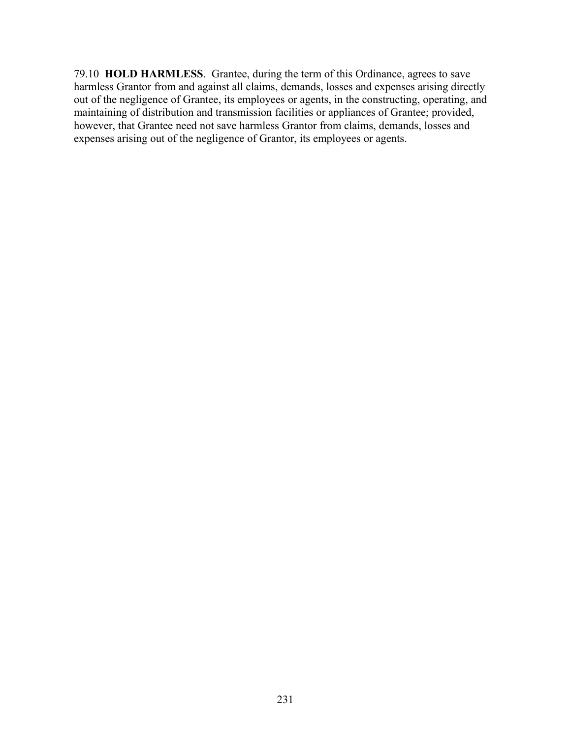79.10 **HOLD HARMLESS**. Grantee, during the term of this Ordinance, agrees to save harmless Grantor from and against all claims, demands, losses and expenses arising directly out of the negligence of Grantee, its employees or agents, in the constructing, operating, and maintaining of distribution and transmission facilities or appliances of Grantee; provided, however, that Grantee need not save harmless Grantor from claims, demands, losses and expenses arising out of the negligence of Grantor, its employees or agents.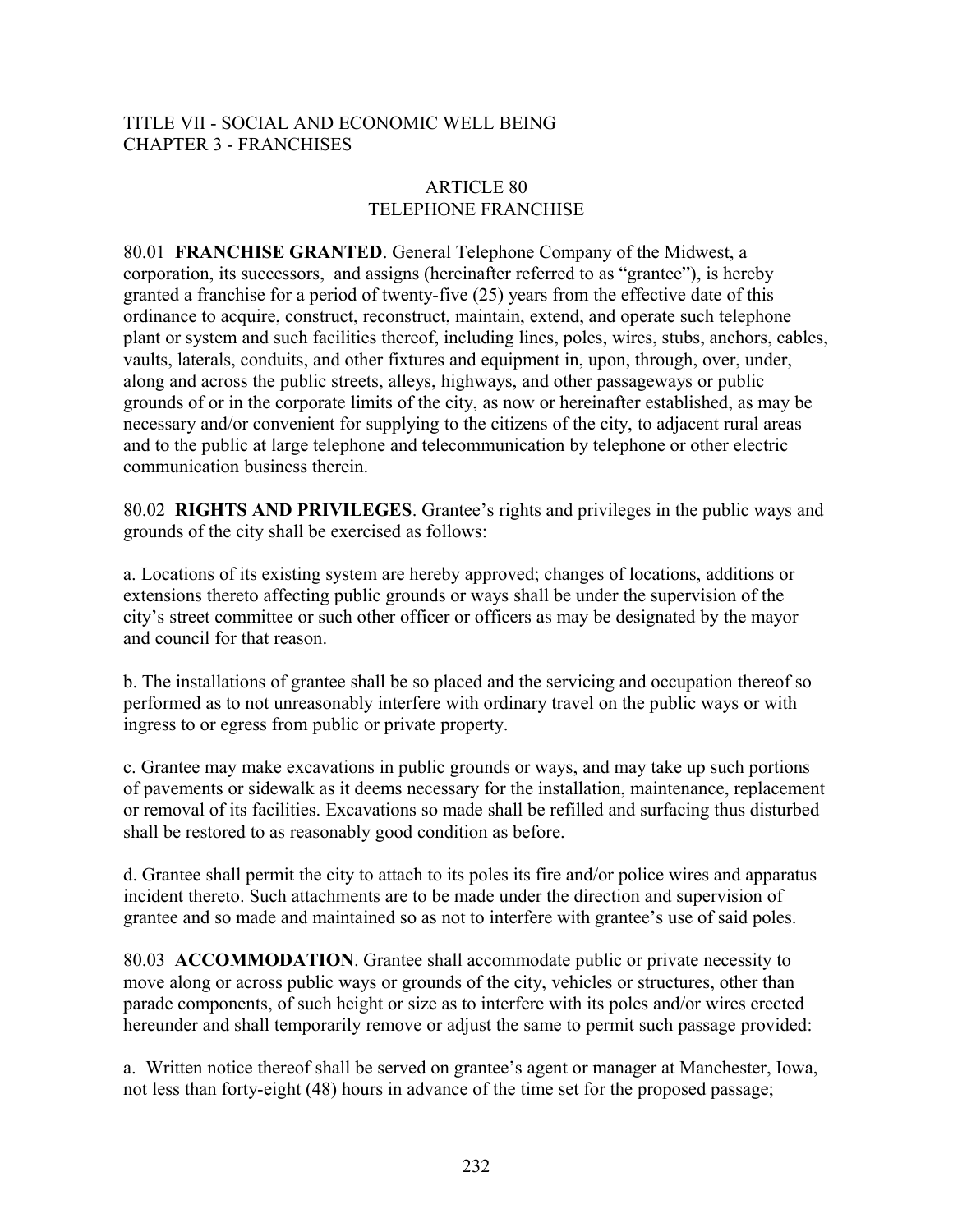TITLE VII - SOCIAL AND ECONOMIC WELL BEING
CHAPTER 3 - FRANCHISES

## ARTICLE 80
## TELEPHONE FRANCHISE

80.01 **FRANCHISE GRANTED**. General Telephone Company of the Midwest, a corporation, its successors, and assigns (hereinafter referred to as "grantee"), is hereby granted a franchise for a period of twenty-five (25) years from the effective date of this ordinance to acquire, construct, reconstruct, maintain, extend, and operate such telephone plant or system and such facilities thereof, including lines, poles, wires, stubs, anchors, cables, vaults, laterals, conduits, and other fixtures and equipment in, upon, through, over, under, along and across the public streets, alleys, highways, and other passageways or public grounds of or in the corporate limits of the city, as now or hereinafter established, as may be necessary and/or convenient for supplying to the citizens of the city, to adjacent rural areas and to the public at large telephone and telecommunication by telephone or other electric communication business therein.

80.02 **RIGHTS AND PRIVILEGES**. Grantee's rights and privileges in the public ways and grounds of the city shall be exercised as follows:

a. Locations of its existing system are hereby approved; changes of locations, additions or extensions thereto affecting public grounds or ways shall be under the supervision of the city's street committee or such other officer or officers as may be designated by the mayor and council for that reason.

b. The installations of grantee shall be so placed and the servicing and occupation thereof so performed as to not unreasonably interfere with ordinary travel on the public ways or with ingress to or egress from public or private property.

c. Grantee may make excavations in public grounds or ways, and may take up such portions of pavements or sidewalk as it deems necessary for the installation, maintenance, replacement or removal of its facilities. Excavations so made shall be refilled and surfacing thus disturbed shall be restored to as reasonably good condition as before.

d. Grantee shall permit the city to attach to its poles its fire and/or police wires and apparatus incident thereto. Such attachments are to be made under the direction and supervision of grantee and so made and maintained so as not to interfere with grantee's use of said poles.

80.03 **ACCOMMODATION**. Grantee shall accommodate public or private necessity to move along or across public ways or grounds of the city, vehicles or structures, other than parade components, of such height or size as to interfere with its poles and/or wires erected hereunder and shall temporarily remove or adjust the same to permit such passage provided:

a. Written notice thereof shall be served on grantee's agent or manager at Manchester, Iowa, not less than forty-eight (48) hours in advance of the time set for the proposed passage;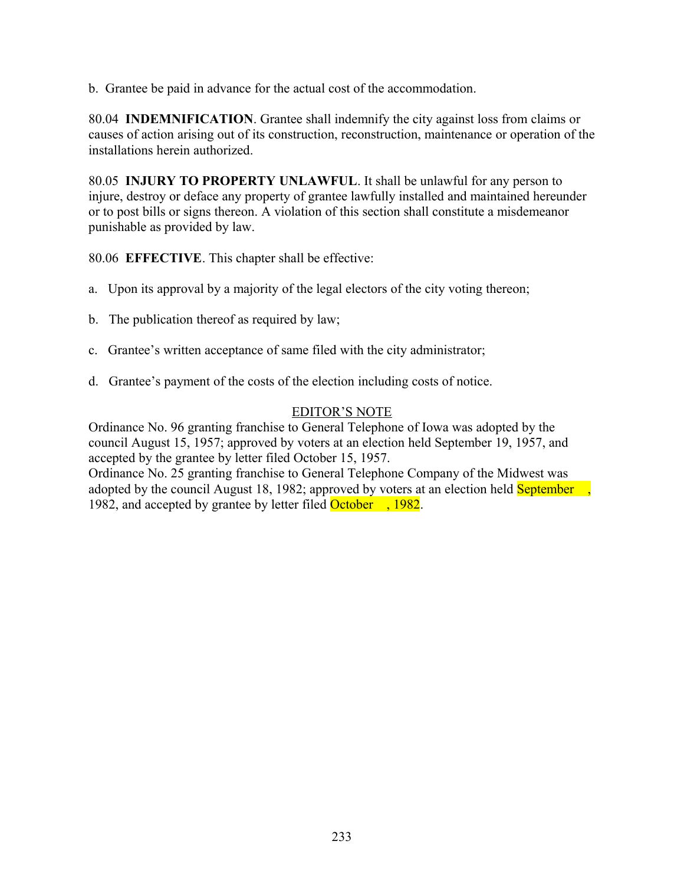b. Grantee be paid in advance for the actual cost of the accommodation.

80.04 **INDEMNIFICATION**. Grantee shall indemnify the city against loss from claims or causes of action arising out of its construction, reconstruction, maintenance or operation of the installations herein authorized.

80.05 **INJURY TO PROPERTY UNLAWFUL**. It shall be unlawful for any person to injure, destroy or deface any property of grantee lawfully installed and maintained hereunder or to post bills or signs thereon. A violation of this section shall constitute a misdemeanor punishable as provided by law.

80.06 **EFFECTIVE**. This chapter shall be effective:

a. Upon its approval by a majority of the legal electors of the city voting thereon;

b. The publication thereof as required by law;

c. Grantee's written acceptance of same filed with the city administrator;

d. Grantee's payment of the costs of the election including costs of notice.

EDITOR'S NOTE

Ordinance No. 96 granting franchise to General Telephone of Iowa was adopted by the council August 15, 1957; approved by voters at an election held September 19, 1957, and accepted by the grantee by letter filed October 15, 1957.

Ordinance No. 25 granting franchise to General Telephone Company of the Midwest was adopted by the council August 18, 1982; approved by voters at an election held September    , 1982, and accepted by grantee by letter filed October    , 1982.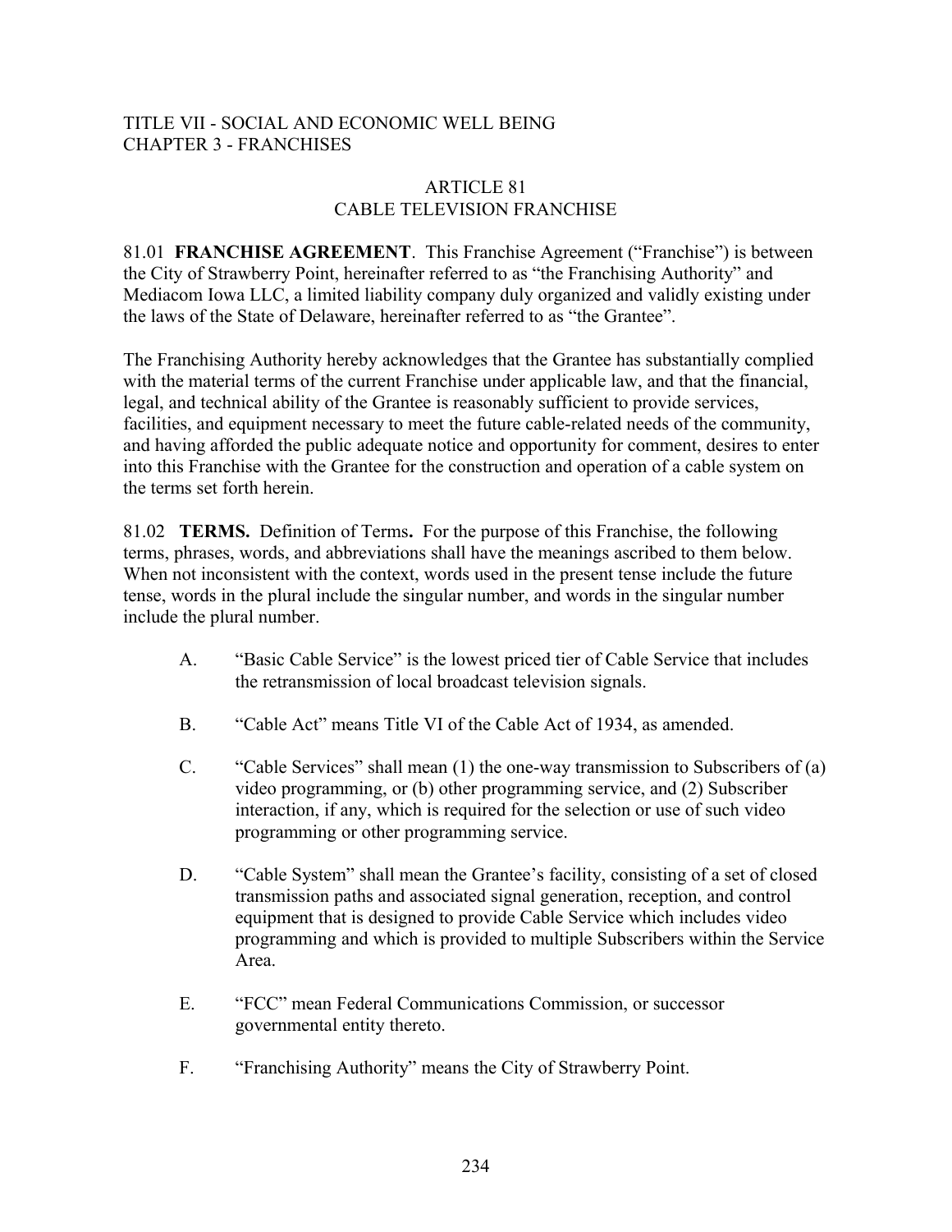TITLE VII - SOCIAL AND ECONOMIC WELL BEING
CHAPTER 3 - FRANCHISES

## ARTICLE 81
## CABLE TELEVISION FRANCHISE

81.01 **FRANCHISE AGREEMENT**. This Franchise Agreement ("Franchise") is between the City of Strawberry Point, hereinafter referred to as "the Franchising Authority" and Mediacom Iowa LLC, a limited liability company duly organized and validly existing under the laws of the State of Delaware, hereinafter referred to as "the Grantee".

The Franchising Authority hereby acknowledges that the Grantee has substantially complied with the material terms of the current Franchise under applicable law, and that the financial, legal, and technical ability of the Grantee is reasonably sufficient to provide services, facilities, and equipment necessary to meet the future cable-related needs of the community, and having afforded the public adequate notice and opportunity for comment, desires to enter into this Franchise with the Grantee for the construction and operation of a cable system on the terms set forth herein.

81.02 **TERMS.** Definition of Terms**.** For the purpose of this Franchise, the following terms, phrases, words, and abbreviations shall have the meanings ascribed to them below. When not inconsistent with the context, words used in the present tense include the future tense, words in the plural include the singular number, and words in the singular number include the plural number.

A. "Basic Cable Service" is the lowest priced tier of Cable Service that includes the retransmission of local broadcast television signals.

B. "Cable Act" means Title VI of the Cable Act of 1934, as amended.

C. "Cable Services" shall mean (1) the one-way transmission to Subscribers of (a) video programming, or (b) other programming service, and (2) Subscriber interaction, if any, which is required for the selection or use of such video programming or other programming service.

D. "Cable System" shall mean the Grantee's facility, consisting of a set of closed transmission paths and associated signal generation, reception, and control equipment that is designed to provide Cable Service which includes video programming and which is provided to multiple Subscribers within the Service Area.

E. "FCC" mean Federal Communications Commission, or successor governmental entity thereto.

F. "Franchising Authority" means the City of Strawberry Point.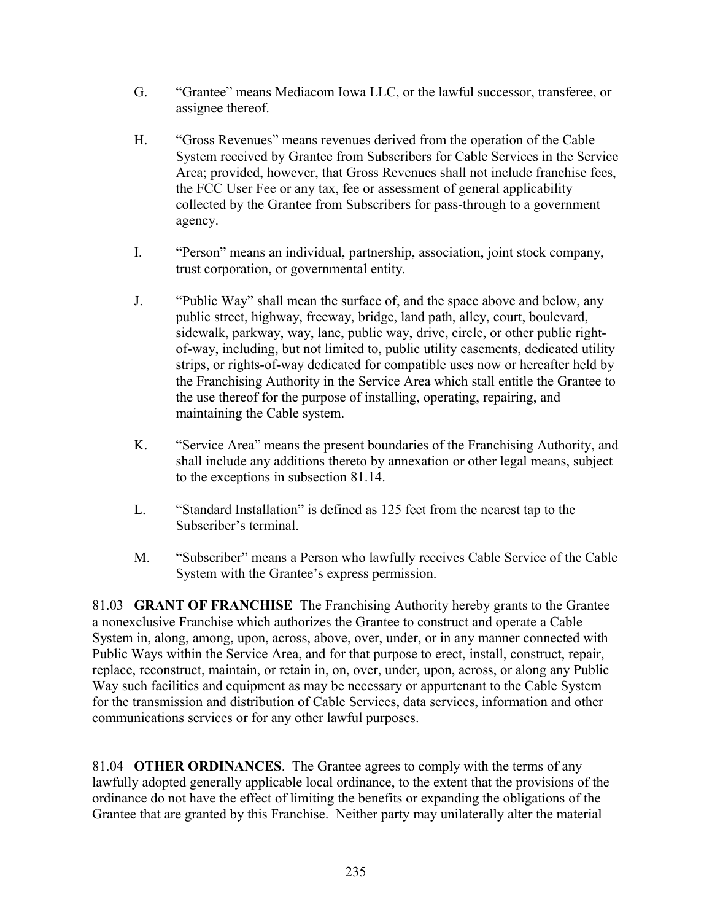G. “Grantee” means Mediacom Iowa LLC, or the lawful successor, transferee, or assignee thereof.

H. “Gross Revenues” means revenues derived from the operation of the Cable System received by Grantee from Subscribers for Cable Services in the Service Area; provided, however, that Gross Revenues shall not include franchise fees, the FCC User Fee or any tax, fee or assessment of general applicability collected by the Grantee from Subscribers for pass-through to a government agency.

I. “Person” means an individual, partnership, association, joint stock company, trust corporation, or governmental entity.

J. “Public Way” shall mean the surface of, and the space above and below, any public street, highway, freeway, bridge, land path, alley, court, boulevard, sidewalk, parkway, way, lane, public way, drive, circle, or other public right-of-way, including, but not limited to, public utility easements, dedicated utility strips, or rights-of-way dedicated for compatible uses now or hereafter held by the Franchising Authority in the Service Area which stall entitle the Grantee to the use thereof for the purpose of installing, operating, repairing, and maintaining the Cable system.

K. “Service Area” means the present boundaries of the Franchising Authority, and shall include any additions thereto by annexation or other legal means, subject to the exceptions in subsection 81.14.

L. “Standard Installation” is defined as 125 feet from the nearest tap to the Subscriber’s terminal.

M. “Subscriber” means a Person who lawfully receives Cable Service of the Cable System with the Grantee’s express permission.

81.03 **GRANT OF FRANCHISE** The Franchising Authority hereby grants to the Grantee a nonexclusive Franchise which authorizes the Grantee to construct and operate a Cable System in, along, among, upon, across, above, over, under, or in any manner connected with Public Ways within the Service Area, and for that purpose to erect, install, construct, repair, replace, reconstruct, maintain, or retain in, on, over, under, upon, across, or along any Public Way such facilities and equipment as may be necessary or appurtenant to the Cable System for the transmission and distribution of Cable Services, data services, information and other communications services or for any other lawful purposes.

81.04 **OTHER ORDINANCES**. The Grantee agrees to comply with the terms of any lawfully adopted generally applicable local ordinance, to the extent that the provisions of the ordinance do not have the effect of limiting the benefits or expanding the obligations of the Grantee that are granted by this Franchise. Neither party may unilaterally alter the material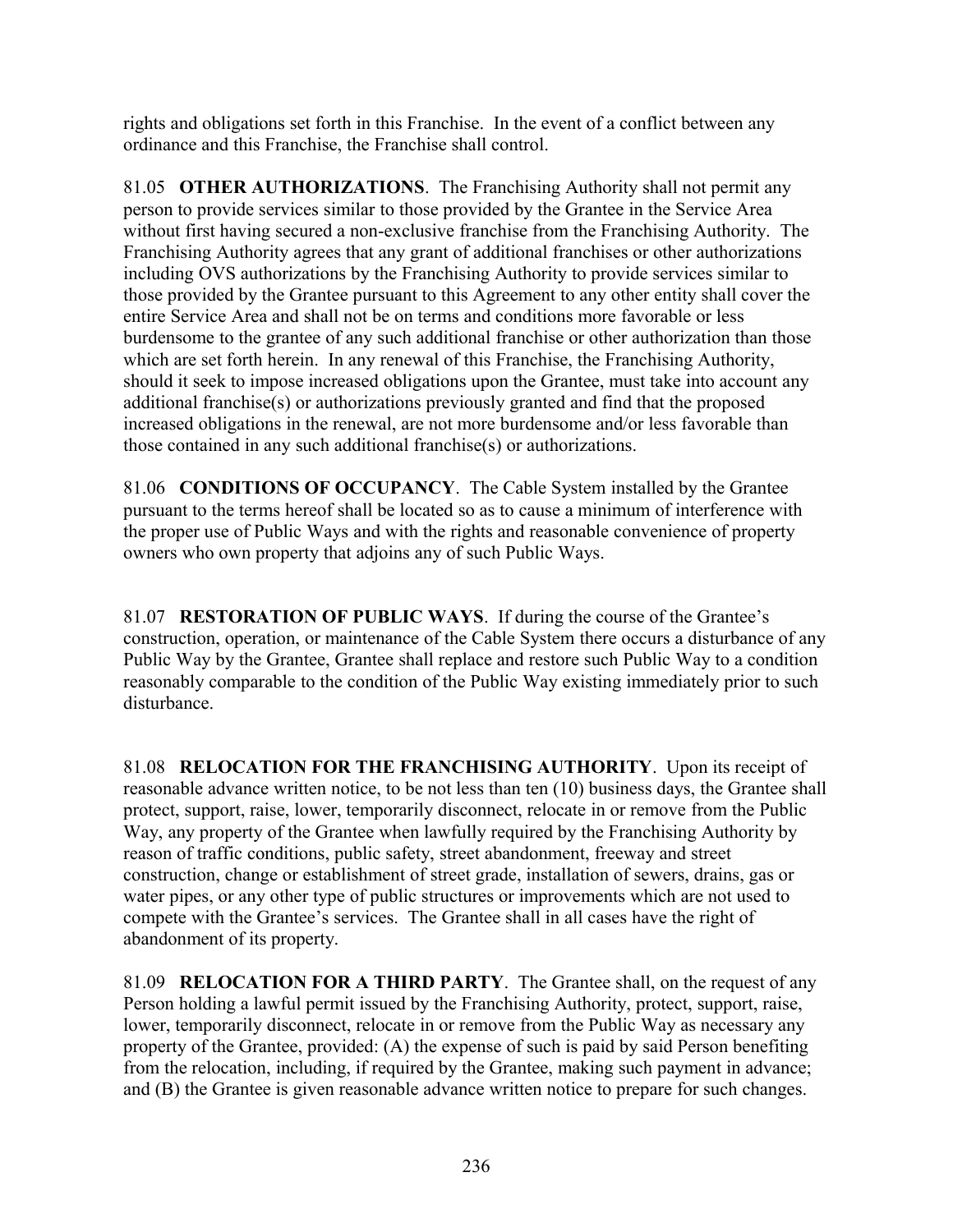rights and obligations set forth in this Franchise. In the event of a conflict between any ordinance and this Franchise, the Franchise shall control.

81.05 **OTHER AUTHORIZATIONS**. The Franchising Authority shall not permit any person to provide services similar to those provided by the Grantee in the Service Area without first having secured a non-exclusive franchise from the Franchising Authority. The Franchising Authority agrees that any grant of additional franchises or other authorizations including OVS authorizations by the Franchising Authority to provide services similar to those provided by the Grantee pursuant to this Agreement to any other entity shall cover the entire Service Area and shall not be on terms and conditions more favorable or less burdensome to the grantee of any such additional franchise or other authorization than those which are set forth herein. In any renewal of this Franchise, the Franchising Authority, should it seek to impose increased obligations upon the Grantee, must take into account any additional franchise(s) or authorizations previously granted and find that the proposed increased obligations in the renewal, are not more burdensome and/or less favorable than those contained in any such additional franchise(s) or authorizations.

81.06 **CONDITIONS OF OCCUPANCY**. The Cable System installed by the Grantee pursuant to the terms hereof shall be located so as to cause a minimum of interference with the proper use of Public Ways and with the rights and reasonable convenience of property owners who own property that adjoins any of such Public Ways.

81.07 **RESTORATION OF PUBLIC WAYS**. If during the course of the Grantee's construction, operation, or maintenance of the Cable System there occurs a disturbance of any Public Way by the Grantee, Grantee shall replace and restore such Public Way to a condition reasonably comparable to the condition of the Public Way existing immediately prior to such disturbance.

81.08 **RELOCATION FOR THE FRANCHISING AUTHORITY**. Upon its receipt of reasonable advance written notice, to be not less than ten (10) business days, the Grantee shall protect, support, raise, lower, temporarily disconnect, relocate in or remove from the Public Way, any property of the Grantee when lawfully required by the Franchising Authority by reason of traffic conditions, public safety, street abandonment, freeway and street construction, change or establishment of street grade, installation of sewers, drains, gas or water pipes, or any other type of public structures or improvements which are not used to compete with the Grantee's services. The Grantee shall in all cases have the right of abandonment of its property.

81.09 **RELOCATION FOR A THIRD PARTY**. The Grantee shall, on the request of any Person holding a lawful permit issued by the Franchising Authority, protect, support, raise, lower, temporarily disconnect, relocate in or remove from the Public Way as necessary any property of the Grantee, provided: (A) the expense of such is paid by said Person benefiting from the relocation, including, if required by the Grantee, making such payment in advance; and (B) the Grantee is given reasonable advance written notice to prepare for such changes.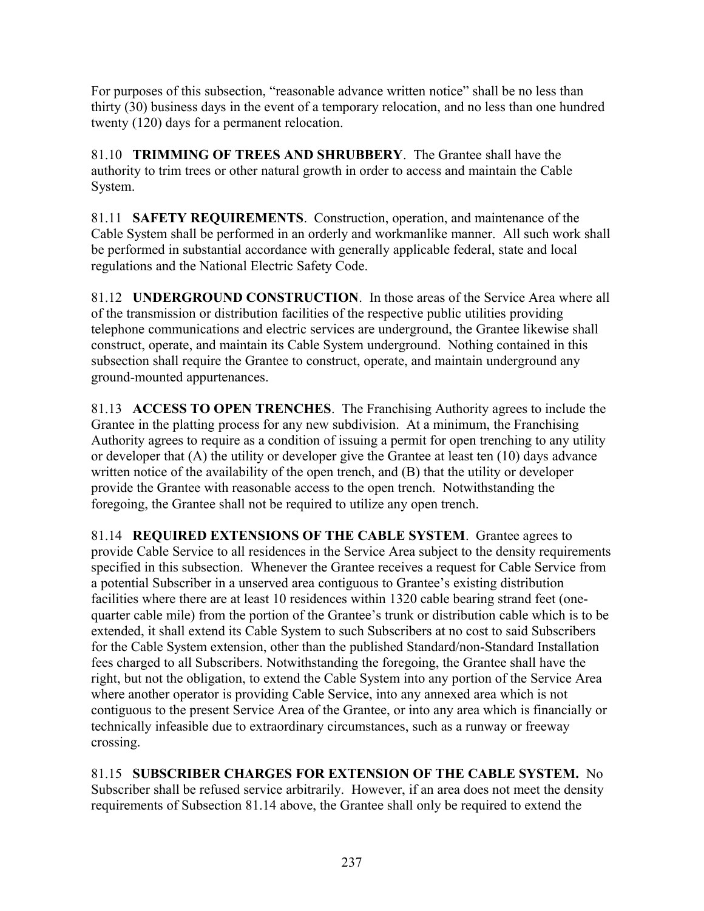For purposes of this subsection, "reasonable advance written notice" shall be no less than thirty (30) business days in the event of a temporary relocation, and no less than one hundred twenty (120) days for a permanent relocation.

81.10 **TRIMMING OF TREES AND SHRUBBERY**. The Grantee shall have the authority to trim trees or other natural growth in order to access and maintain the Cable System.

81.11 **SAFETY REQUIREMENTS**. Construction, operation, and maintenance of the Cable System shall be performed in an orderly and workmanlike manner. All such work shall be performed in substantial accordance with generally applicable federal, state and local regulations and the National Electric Safety Code.

81.12 **UNDERGROUND CONSTRUCTION**. In those areas of the Service Area where all of the transmission or distribution facilities of the respective public utilities providing telephone communications and electric services are underground, the Grantee likewise shall construct, operate, and maintain its Cable System underground. Nothing contained in this subsection shall require the Grantee to construct, operate, and maintain underground any ground-mounted appurtenances.

81.13 **ACCESS TO OPEN TRENCHES**. The Franchising Authority agrees to include the Grantee in the platting process for any new subdivision. At a minimum, the Franchising Authority agrees to require as a condition of issuing a permit for open trenching to any utility or developer that (A) the utility or developer give the Grantee at least ten (10) days advance written notice of the availability of the open trench, and (B) that the utility or developer provide the Grantee with reasonable access to the open trench. Notwithstanding the foregoing, the Grantee shall not be required to utilize any open trench.

81.14 **REQUIRED EXTENSIONS OF THE CABLE SYSTEM**. Grantee agrees to provide Cable Service to all residences in the Service Area subject to the density requirements specified in this subsection. Whenever the Grantee receives a request for Cable Service from a potential Subscriber in a unserved area contiguous to Grantee's existing distribution facilities where there are at least 10 residences within 1320 cable bearing strand feet (one-quarter cable mile) from the portion of the Grantee's trunk or distribution cable which is to be extended, it shall extend its Cable System to such Subscribers at no cost to said Subscribers for the Cable System extension, other than the published Standard/non-Standard Installation fees charged to all Subscribers. Notwithstanding the foregoing, the Grantee shall have the right, but not the obligation, to extend the Cable System into any portion of the Service Area where another operator is providing Cable Service, into any annexed area which is not contiguous to the present Service Area of the Grantee, or into any area which is financially or technically infeasible due to extraordinary circumstances, such as a runway or freeway crossing.

81.15 **SUBSCRIBER CHARGES FOR EXTENSION OF THE CABLE SYSTEM.** No Subscriber shall be refused service arbitrarily. However, if an area does not meet the density requirements of Subsection 81.14 above, the Grantee shall only be required to extend the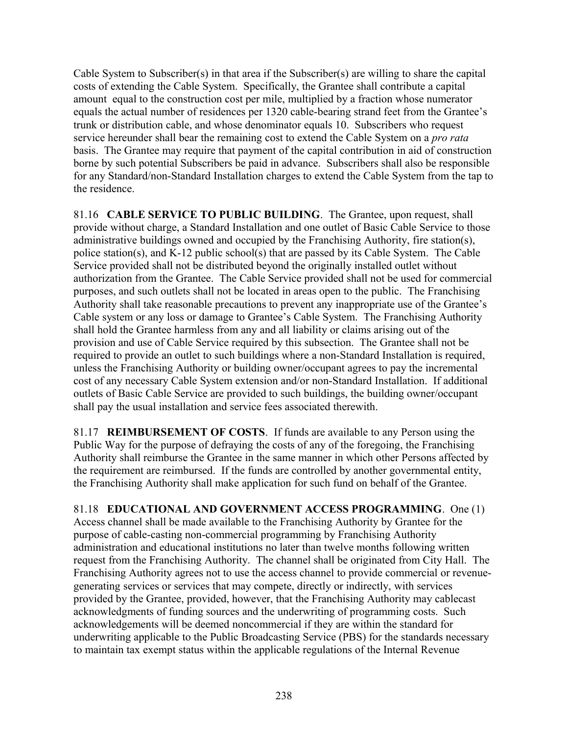Cable System to Subscriber(s) in that area if the Subscriber(s) are willing to share the capital costs of extending the Cable System. Specifically, the Grantee shall contribute a capital amount equal to the construction cost per mile, multiplied by a fraction whose numerator equals the actual number of residences per 1320 cable-bearing strand feet from the Grantee's trunk or distribution cable, and whose denominator equals 10. Subscribers who request service hereunder shall bear the remaining cost to extend the Cable System on a *pro rata* basis. The Grantee may require that payment of the capital contribution in aid of construction borne by such potential Subscribers be paid in advance. Subscribers shall also be responsible for any Standard/non-Standard Installation charges to extend the Cable System from the tap to the residence.

81.16 **CABLE SERVICE TO PUBLIC BUILDING**. The Grantee, upon request, shall provide without charge, a Standard Installation and one outlet of Basic Cable Service to those administrative buildings owned and occupied by the Franchising Authority, fire station(s), police station(s), and K-12 public school(s) that are passed by its Cable System. The Cable Service provided shall not be distributed beyond the originally installed outlet without authorization from the Grantee. The Cable Service provided shall not be used for commercial purposes, and such outlets shall not be located in areas open to the public. The Franchising Authority shall take reasonable precautions to prevent any inappropriate use of the Grantee's Cable system or any loss or damage to Grantee's Cable System. The Franchising Authority shall hold the Grantee harmless from any and all liability or claims arising out of the provision and use of Cable Service required by this subsection. The Grantee shall not be required to provide an outlet to such buildings where a non-Standard Installation is required, unless the Franchising Authority or building owner/occupant agrees to pay the incremental cost of any necessary Cable System extension and/or non-Standard Installation. If additional outlets of Basic Cable Service are provided to such buildings, the building owner/occupant shall pay the usual installation and service fees associated therewith.

81.17 **REIMBURSEMENT OF COSTS**. If funds are available to any Person using the Public Way for the purpose of defraying the costs of any of the foregoing, the Franchising Authority shall reimburse the Grantee in the same manner in which other Persons affected by the requirement are reimbursed. If the funds are controlled by another governmental entity, the Franchising Authority shall make application for such fund on behalf of the Grantee.

81.18 **EDUCATIONAL AND GOVERNMENT ACCESS PROGRAMMING**. One (1) Access channel shall be made available to the Franchising Authority by Grantee for the purpose of cable-casting non-commercial programming by Franchising Authority administration and educational institutions no later than twelve months following written request from the Franchising Authority. The channel shall be originated from City Hall. The Franchising Authority agrees not to use the access channel to provide commercial or revenue-generating services or services that may compete, directly or indirectly, with services provided by the Grantee, provided, however, that the Franchising Authority may cablecast acknowledgments of funding sources and the underwriting of programming costs. Such acknowledgements will be deemed noncommercial if they are within the standard for underwriting applicable to the Public Broadcasting Service (PBS) for the standards necessary to maintain tax exempt status within the applicable regulations of the Internal Revenue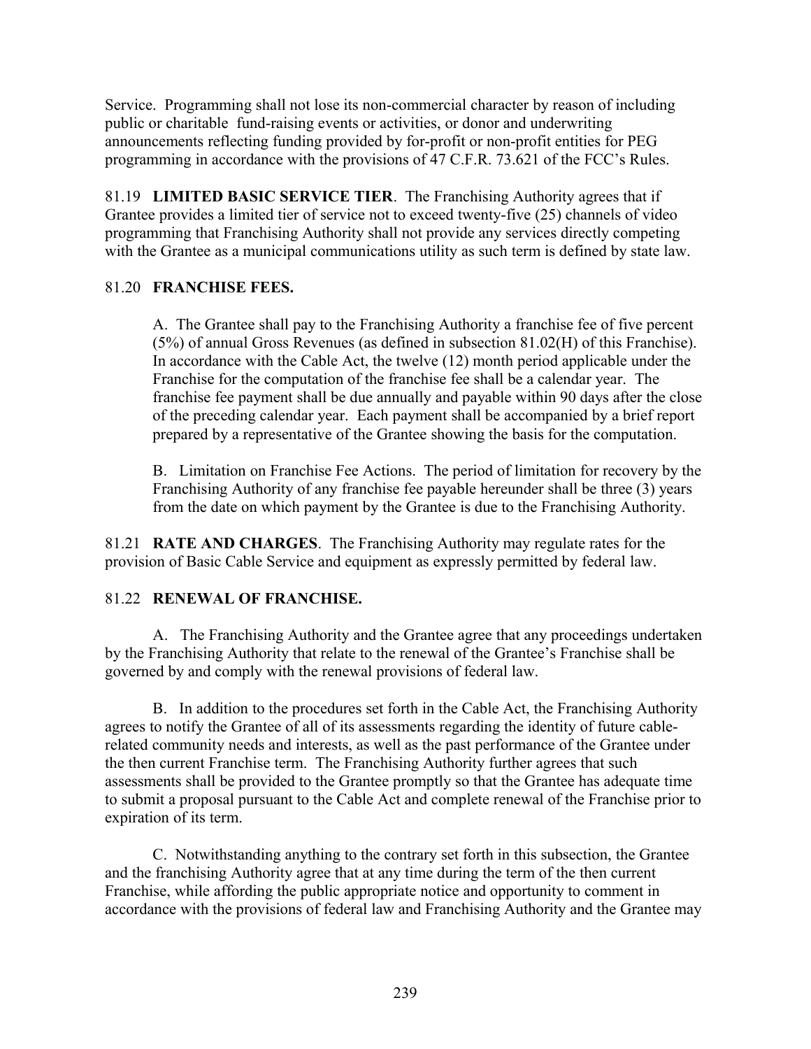Service. Programming shall not lose its non-commercial character by reason of including public or charitable fund-raising events or activities, or donor and underwriting announcements reflecting funding provided by for-profit or non-profit entities for PEG programming in accordance with the provisions of 47 C.F.R. 73.621 of the FCC's Rules.

81.19 **LIMITED BASIC SERVICE TIER**. The Franchising Authority agrees that if Grantee provides a limited tier of service not to exceed twenty-five (25) channels of video programming that Franchising Authority shall not provide any services directly competing with the Grantee as a municipal communications utility as such term is defined by state law.

81.20 **FRANCHISE FEES.**

A. The Grantee shall pay to the Franchising Authority a franchise fee of five percent (5%) of annual Gross Revenues (as defined in subsection 81.02(H) of this Franchise). In accordance with the Cable Act, the twelve (12) month period applicable under the Franchise for the computation of the franchise fee shall be a calendar year. The franchise fee payment shall be due annually and payable within 90 days after the close of the preceding calendar year. Each payment shall be accompanied by a brief report prepared by a representative of the Grantee showing the basis for the computation.

B. Limitation on Franchise Fee Actions. The period of limitation for recovery by the Franchising Authority of any franchise fee payable hereunder shall be three (3) years from the date on which payment by the Grantee is due to the Franchising Authority.

81.21 **RATE AND CHARGES**. The Franchising Authority may regulate rates for the provision of Basic Cable Service and equipment as expressly permitted by federal law.

81.22 **RENEWAL OF FRANCHISE.**

A. The Franchising Authority and the Grantee agree that any proceedings undertaken by the Franchising Authority that relate to the renewal of the Grantee's Franchise shall be governed by and comply with the renewal provisions of federal law.

B. In addition to the procedures set forth in the Cable Act, the Franchising Authority agrees to notify the Grantee of all of its assessments regarding the identity of future cable-related community needs and interests, as well as the past performance of the Grantee under the then current Franchise term. The Franchising Authority further agrees that such assessments shall be provided to the Grantee promptly so that the Grantee has adequate time to submit a proposal pursuant to the Cable Act and complete renewal of the Franchise prior to expiration of its term.

C. Notwithstanding anything to the contrary set forth in this subsection, the Grantee and the franchising Authority agree that at any time during the term of the then current Franchise, while affording the public appropriate notice and opportunity to comment in accordance with the provisions of federal law and Franchising Authority and the Grantee may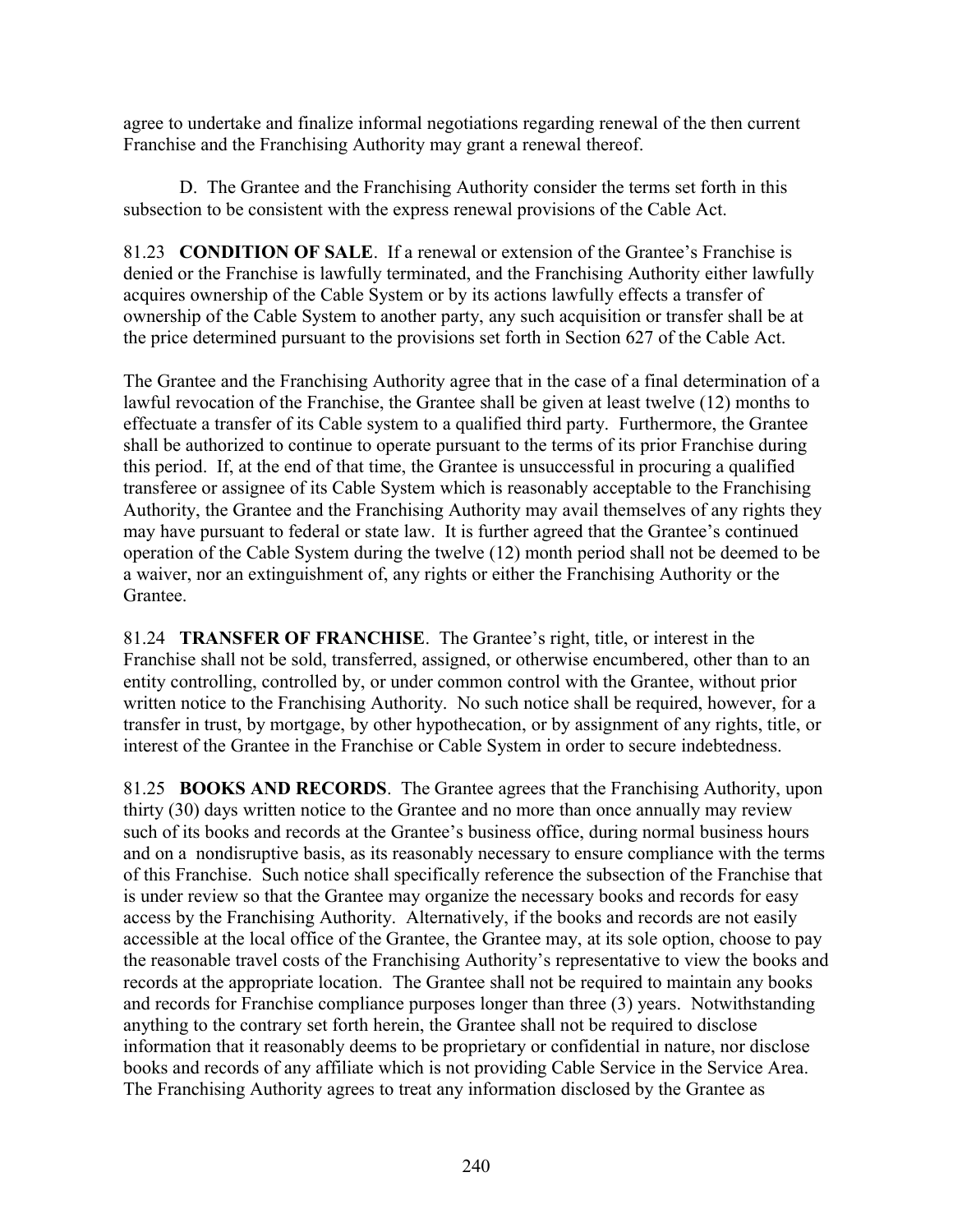agree to undertake and finalize informal negotiations regarding renewal of the then current Franchise and the Franchising Authority may grant a renewal thereof.

D. The Grantee and the Franchising Authority consider the terms set forth in this subsection to be consistent with the express renewal provisions of the Cable Act.

81.23 **CONDITION OF SALE**. If a renewal or extension of the Grantee's Franchise is denied or the Franchise is lawfully terminated, and the Franchising Authority either lawfully acquires ownership of the Cable System or by its actions lawfully effects a transfer of ownership of the Cable System to another party, any such acquisition or transfer shall be at the price determined pursuant to the provisions set forth in Section 627 of the Cable Act.

The Grantee and the Franchising Authority agree that in the case of a final determination of a lawful revocation of the Franchise, the Grantee shall be given at least twelve (12) months to effectuate a transfer of its Cable system to a qualified third party. Furthermore, the Grantee shall be authorized to continue to operate pursuant to the terms of its prior Franchise during this period. If, at the end of that time, the Grantee is unsuccessful in procuring a qualified transferee or assignee of its Cable System which is reasonably acceptable to the Franchising Authority, the Grantee and the Franchising Authority may avail themselves of any rights they may have pursuant to federal or state law. It is further agreed that the Grantee's continued operation of the Cable System during the twelve (12) month period shall not be deemed to be a waiver, nor an extinguishment of, any rights or either the Franchising Authority or the Grantee.

81.24 **TRANSFER OF FRANCHISE**. The Grantee's right, title, or interest in the Franchise shall not be sold, transferred, assigned, or otherwise encumbered, other than to an entity controlling, controlled by, or under common control with the Grantee, without prior written notice to the Franchising Authority. No such notice shall be required, however, for a transfer in trust, by mortgage, by other hypothecation, or by assignment of any rights, title, or interest of the Grantee in the Franchise or Cable System in order to secure indebtedness.

81.25 **BOOKS AND RECORDS**. The Grantee agrees that the Franchising Authority, upon thirty (30) days written notice to the Grantee and no more than once annually may review such of its books and records at the Grantee's business office, during normal business hours and on a nondisruptive basis, as its reasonably necessary to ensure compliance with the terms of this Franchise. Such notice shall specifically reference the subsection of the Franchise that is under review so that the Grantee may organize the necessary books and records for easy access by the Franchising Authority. Alternatively, if the books and records are not easily accessible at the local office of the Grantee, the Grantee may, at its sole option, choose to pay the reasonable travel costs of the Franchising Authority's representative to view the books and records at the appropriate location. The Grantee shall not be required to maintain any books and records for Franchise compliance purposes longer than three (3) years. Notwithstanding anything to the contrary set forth herein, the Grantee shall not be required to disclose information that it reasonably deems to be proprietary or confidential in nature, nor disclose books and records of any affiliate which is not providing Cable Service in the Service Area. The Franchising Authority agrees to treat any information disclosed by the Grantee as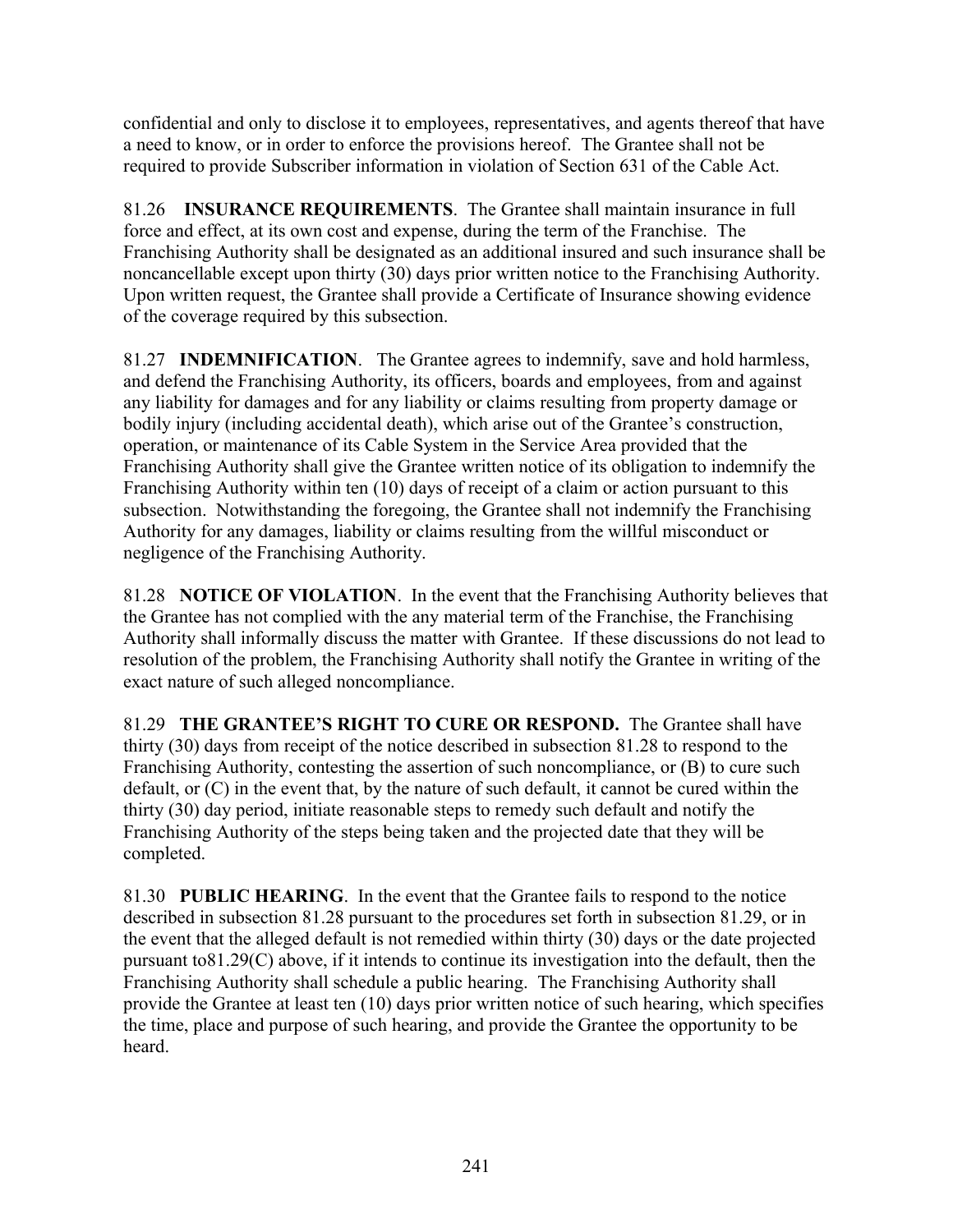confidential and only to disclose it to employees, representatives, and agents thereof that have a need to know, or in order to enforce the provisions hereof. The Grantee shall not be required to provide Subscriber information in violation of Section 631 of the Cable Act.

81.26 **INSURANCE REQUIREMENTS**. The Grantee shall maintain insurance in full force and effect, at its own cost and expense, during the term of the Franchise. The Franchising Authority shall be designated as an additional insured and such insurance shall be noncancellable except upon thirty (30) days prior written notice to the Franchising Authority. Upon written request, the Grantee shall provide a Certificate of Insurance showing evidence of the coverage required by this subsection.

81.27 **INDEMNIFICATION**. The Grantee agrees to indemnify, save and hold harmless, and defend the Franchising Authority, its officers, boards and employees, from and against any liability for damages and for any liability or claims resulting from property damage or bodily injury (including accidental death), which arise out of the Grantee's construction, operation, or maintenance of its Cable System in the Service Area provided that the Franchising Authority shall give the Grantee written notice of its obligation to indemnify the Franchising Authority within ten (10) days of receipt of a claim or action pursuant to this subsection. Notwithstanding the foregoing, the Grantee shall not indemnify the Franchising Authority for any damages, liability or claims resulting from the willful misconduct or negligence of the Franchising Authority.

81.28 **NOTICE OF VIOLATION**. In the event that the Franchising Authority believes that the Grantee has not complied with the any material term of the Franchise, the Franchising Authority shall informally discuss the matter with Grantee. If these discussions do not lead to resolution of the problem, the Franchising Authority shall notify the Grantee in writing of the exact nature of such alleged noncompliance.

81.29 **THE GRANTEE'S RIGHT TO CURE OR RESPOND.** The Grantee shall have thirty (30) days from receipt of the notice described in subsection 81.28 to respond to the Franchising Authority, contesting the assertion of such noncompliance, or (B) to cure such default, or (C) in the event that, by the nature of such default, it cannot be cured within the thirty (30) day period, initiate reasonable steps to remedy such default and notify the Franchising Authority of the steps being taken and the projected date that they will be completed.

81.30 **PUBLIC HEARING**. In the event that the Grantee fails to respond to the notice described in subsection 81.28 pursuant to the procedures set forth in subsection 81.29, or in the event that the alleged default is not remedied within thirty (30) days or the date projected pursuant to81.29(C) above, if it intends to continue its investigation into the default, then the Franchising Authority shall schedule a public hearing. The Franchising Authority shall provide the Grantee at least ten (10) days prior written notice of such hearing, which specifies the time, place and purpose of such hearing, and provide the Grantee the opportunity to be heard.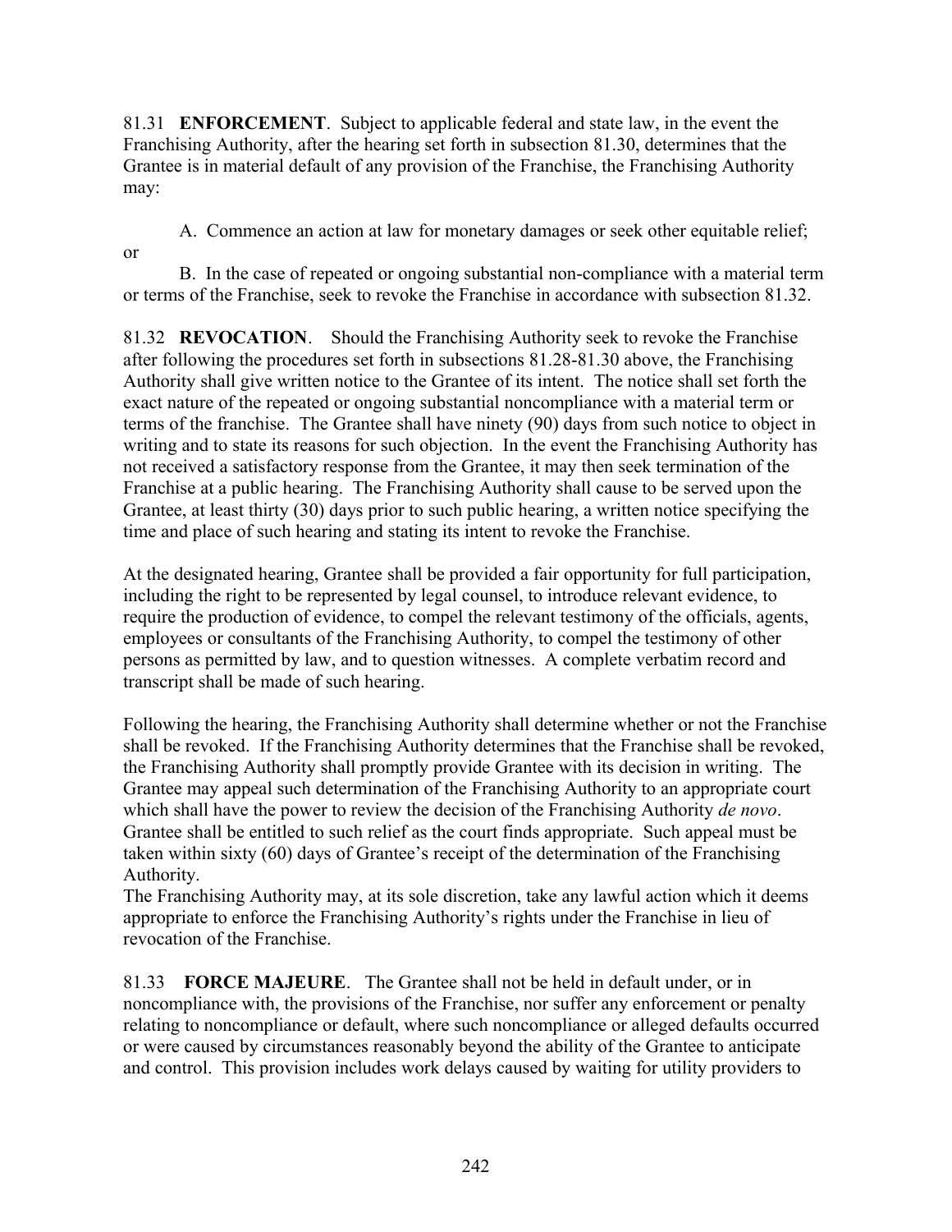81.31 **ENFORCEMENT**. Subject to applicable federal and state law, in the event the Franchising Authority, after the hearing set forth in subsection 81.30, determines that the Grantee is in material default of any provision of the Franchise, the Franchising Authority may:

A. Commence an action at law for monetary damages or seek other equitable relief; or

B. In the case of repeated or ongoing substantial non-compliance with a material term or terms of the Franchise, seek to revoke the Franchise in accordance with subsection 81.32.

81.32 **REVOCATION**. Should the Franchising Authority seek to revoke the Franchise after following the procedures set forth in subsections 81.28-81.30 above, the Franchising Authority shall give written notice to the Grantee of its intent. The notice shall set forth the exact nature of the repeated or ongoing substantial noncompliance with a material term or terms of the franchise. The Grantee shall have ninety (90) days from such notice to object in writing and to state its reasons for such objection. In the event the Franchising Authority has not received a satisfactory response from the Grantee, it may then seek termination of the Franchise at a public hearing. The Franchising Authority shall cause to be served upon the Grantee, at least thirty (30) days prior to such public hearing, a written notice specifying the time and place of such hearing and stating its intent to revoke the Franchise.

At the designated hearing, Grantee shall be provided a fair opportunity for full participation, including the right to be represented by legal counsel, to introduce relevant evidence, to require the production of evidence, to compel the relevant testimony of the officials, agents, employees or consultants of the Franchising Authority, to compel the testimony of other persons as permitted by law, and to question witnesses. A complete verbatim record and transcript shall be made of such hearing.

Following the hearing, the Franchising Authority shall determine whether or not the Franchise shall be revoked. If the Franchising Authority determines that the Franchise shall be revoked, the Franchising Authority shall promptly provide Grantee with its decision in writing. The Grantee may appeal such determination of the Franchising Authority to an appropriate court which shall have the power to review the decision of the Franchising Authority *de novo*. Grantee shall be entitled to such relief as the court finds appropriate. Such appeal must be taken within sixty (60) days of Grantee's receipt of the determination of the Franchising Authority.

The Franchising Authority may, at its sole discretion, take any lawful action which it deems appropriate to enforce the Franchising Authority's rights under the Franchise in lieu of revocation of the Franchise.

81.33 **FORCE MAJEURE**. The Grantee shall not be held in default under, or in noncompliance with, the provisions of the Franchise, nor suffer any enforcement or penalty relating to noncompliance or default, where such noncompliance or alleged defaults occurred or were caused by circumstances reasonably beyond the ability of the Grantee to anticipate and control. This provision includes work delays caused by waiting for utility providers to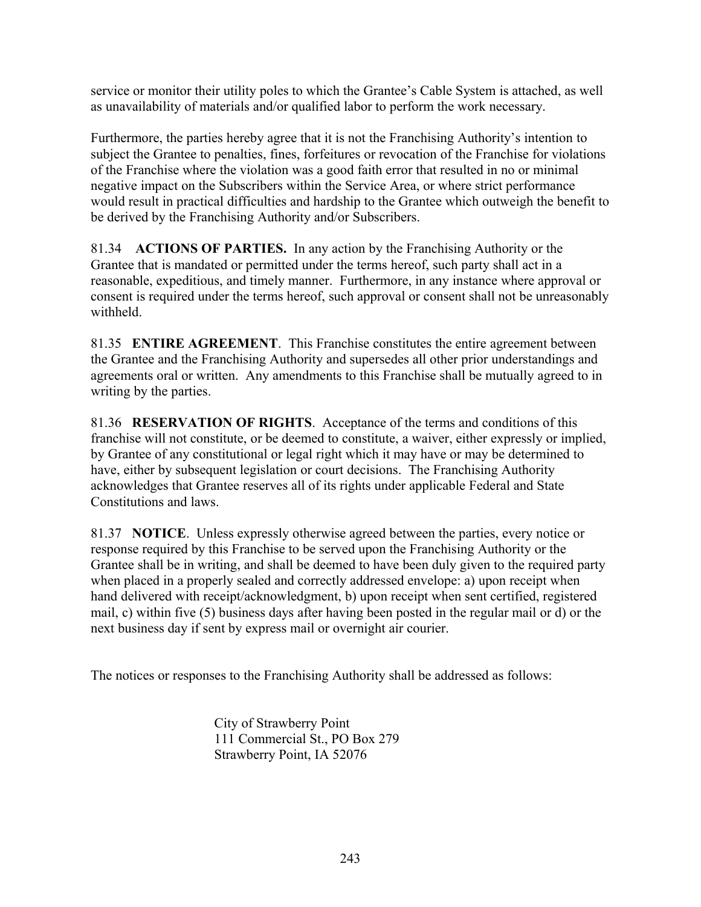service or monitor their utility poles to which the Grantee's Cable System is attached, as well as unavailability of materials and/or qualified labor to perform the work necessary.

Furthermore, the parties hereby agree that it is not the Franchising Authority's intention to subject the Grantee to penalties, fines, forfeitures or revocation of the Franchise for violations of the Franchise where the violation was a good faith error that resulted in no or minimal negative impact on the Subscribers within the Service Area, or where strict performance would result in practical difficulties and hardship to the Grantee which outweigh the benefit to be derived by the Franchising Authority and/or Subscribers.

81.34 **ACTIONS OF PARTIES.** In any action by the Franchising Authority or the Grantee that is mandated or permitted under the terms hereof, such party shall act in a reasonable, expeditious, and timely manner. Furthermore, in any instance where approval or consent is required under the terms hereof, such approval or consent shall not be unreasonably withheld.

81.35 **ENTIRE AGREEMENT**. This Franchise constitutes the entire agreement between the Grantee and the Franchising Authority and supersedes all other prior understandings and agreements oral or written. Any amendments to this Franchise shall be mutually agreed to in writing by the parties.

81.36 **RESERVATION OF RIGHTS**. Acceptance of the terms and conditions of this franchise will not constitute, or be deemed to constitute, a waiver, either expressly or implied, by Grantee of any constitutional or legal right which it may have or may be determined to have, either by subsequent legislation or court decisions. The Franchising Authority acknowledges that Grantee reserves all of its rights under applicable Federal and State Constitutions and laws.

81.37 **NOTICE**. Unless expressly otherwise agreed between the parties, every notice or response required by this Franchise to be served upon the Franchising Authority or the Grantee shall be in writing, and shall be deemed to have been duly given to the required party when placed in a properly sealed and correctly addressed envelope: a) upon receipt when hand delivered with receipt/acknowledgment, b) upon receipt when sent certified, registered mail, c) within five (5) business days after having been posted in the regular mail or d) or the next business day if sent by express mail or overnight air courier.

The notices or responses to the Franchising Authority shall be addressed as follows:

City of Strawberry Point
111 Commercial St., PO Box 279
Strawberry Point, IA 52076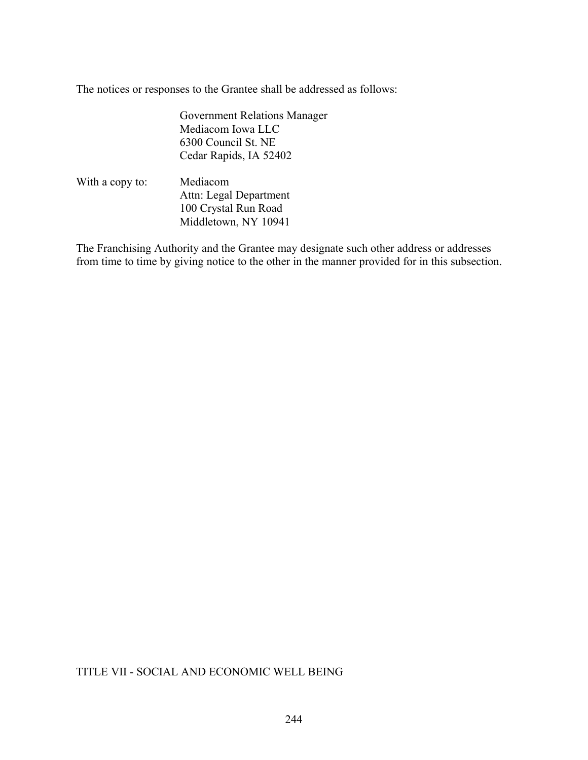The notices or responses to the Grantee shall be addressed as follows:

Government Relations Manager  
Mediacom Iowa LLC  
6300 Council St. NE  
Cedar Rapids, IA 52402

With a copy to:

Mediacom  
Attn: Legal Department  
100 Crystal Run Road  
Middletown, NY 10941

The Franchising Authority and the Grantee may designate such other address or addresses from time to time by giving notice to the other in the manner provided for in this subsection.

# TITLE VII - SOCIAL AND ECONOMIC WELL BEING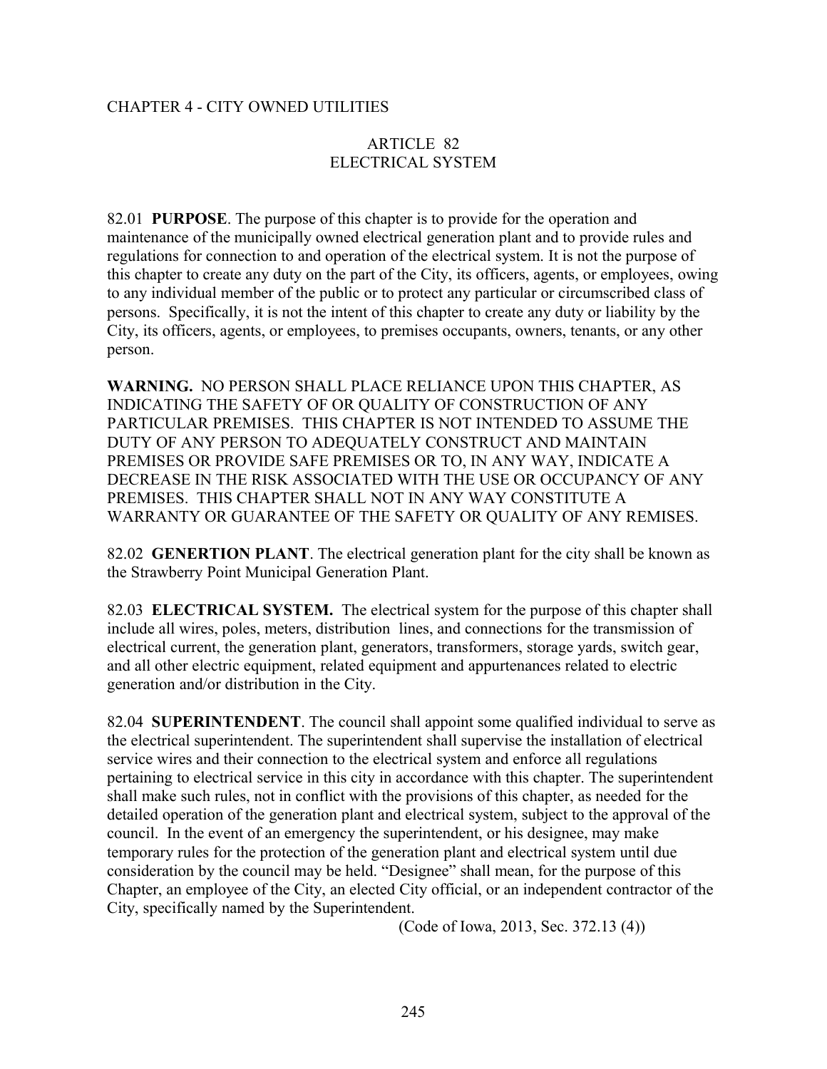CHAPTER 4 - CITY OWNED UTILITIES

## ARTICLE 82
## ELECTRICAL SYSTEM

82.01 **PURPOSE**. The purpose of this chapter is to provide for the operation and maintenance of the municipally owned electrical generation plant and to provide rules and regulations for connection to and operation of the electrical system. It is not the purpose of this chapter to create any duty on the part of the City, its officers, agents, or employees, owing to any individual member of the public or to protect any particular or circumscribed class of persons. Specifically, it is not the intent of this chapter to create any duty or liability by the City, its officers, agents, or employees, to premises occupants, owners, tenants, or any other person.

**WARNING.** NO PERSON SHALL PLACE RELIANCE UPON THIS CHAPTER, AS INDICATING THE SAFETY OF OR QUALITY OF CONSTRUCTION OF ANY PARTICULAR PREMISES. THIS CHAPTER IS NOT INTENDED TO ASSUME THE DUTY OF ANY PERSON TO ADEQUATELY CONSTRUCT AND MAINTAIN PREMISES OR PROVIDE SAFE PREMISES OR TO, IN ANY WAY, INDICATE A DECREASE IN THE RISK ASSOCIATED WITH THE USE OR OCCUPANCY OF ANY PREMISES. THIS CHAPTER SHALL NOT IN ANY WAY CONSTITUTE A WARRANTY OR GUARANTEE OF THE SAFETY OR QUALITY OF ANY REMISES.

82.02 **GENERTION PLANT**. The electrical generation plant for the city shall be known as the Strawberry Point Municipal Generation Plant.

82.03 **ELECTRICAL SYSTEM.** The electrical system for the purpose of this chapter shall include all wires, poles, meters, distribution lines, and connections for the transmission of electrical current, the generation plant, generators, transformers, storage yards, switch gear, and all other electric equipment, related equipment and appurtenances related to electric generation and/or distribution in the City.

82.04 **SUPERINTENDENT**. The council shall appoint some qualified individual to serve as the electrical superintendent. The superintendent shall supervise the installation of electrical service wires and their connection to the electrical system and enforce all regulations pertaining to electrical service in this city in accordance with this chapter. The superintendent shall make such rules, not in conflict with the provisions of this chapter, as needed for the detailed operation of the generation plant and electrical system, subject to the approval of the council. In the event of an emergency the superintendent, or his designee, may make temporary rules for the protection of the generation plant and electrical system until due consideration by the council may be held. "Designee" shall mean, for the purpose of this Chapter, an employee of the City, an elected City official, or an independent contractor of the City, specifically named by the Superintendent.

(Code of Iowa, 2013, Sec. 372.13 (4))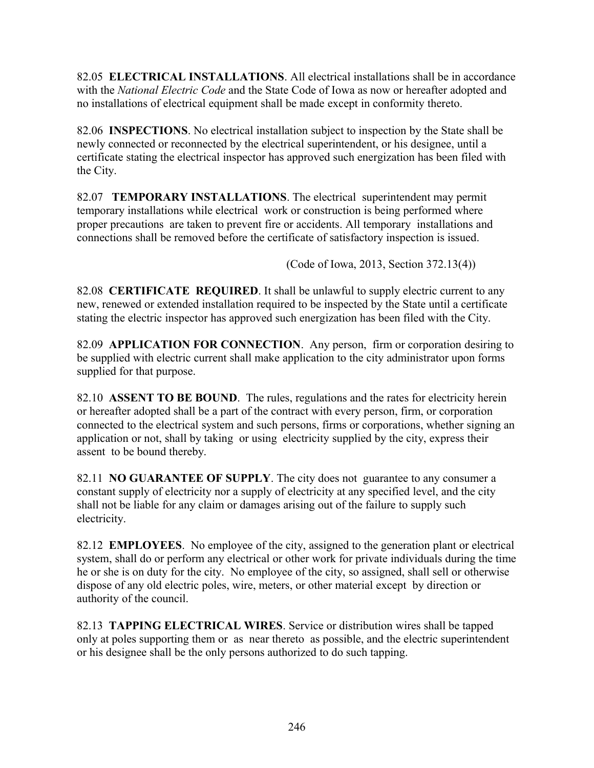82.05 **ELECTRICAL INSTALLATIONS**. All electrical installations shall be in accordance with the *National Electric Code* and the State Code of Iowa as now or hereafter adopted and no installations of electrical equipment shall be made except in conformity thereto.

82.06 **INSPECTIONS**. No electrical installation subject to inspection by the State shall be newly connected or reconnected by the electrical superintendent, or his designee, until a certificate stating the electrical inspector has approved such energization has been filed with the City.

82.07 **TEMPORARY INSTALLATIONS**. The electrical superintendent may permit temporary installations while electrical work or construction is being performed where proper precautions are taken to prevent fire or accidents. All temporary installations and connections shall be removed before the certificate of satisfactory inspection is issued.

(Code of Iowa, 2013, Section 372.13(4))

82.08 **CERTIFICATE REQUIRED**. It shall be unlawful to supply electric current to any new, renewed or extended installation required to be inspected by the State until a certificate stating the electric inspector has approved such energization has been filed with the City.

82.09 **APPLICATION FOR CONNECTION**. Any person, firm or corporation desiring to be supplied with electric current shall make application to the city administrator upon forms supplied for that purpose.

82.10 **ASSENT TO BE BOUND**. The rules, regulations and the rates for electricity herein or hereafter adopted shall be a part of the contract with every person, firm, or corporation connected to the electrical system and such persons, firms or corporations, whether signing an application or not, shall by taking or using electricity supplied by the city, express their assent to be bound thereby.

82.11 **NO GUARANTEE OF SUPPLY**. The city does not guarantee to any consumer a constant supply of electricity nor a supply of electricity at any specified level, and the city shall not be liable for any claim or damages arising out of the failure to supply such electricity.

82.12 **EMPLOYEES**. No employee of the city, assigned to the generation plant or electrical system, shall do or perform any electrical or other work for private individuals during the time he or she is on duty for the city. No employee of the city, so assigned, shall sell or otherwise dispose of any old electric poles, wire, meters, or other material except by direction or authority of the council.

82.13 **TAPPING ELECTRICAL WIRES**. Service or distribution wires shall be tapped only at poles supporting them or as near thereto as possible, and the electric superintendent or his designee shall be the only persons authorized to do such tapping.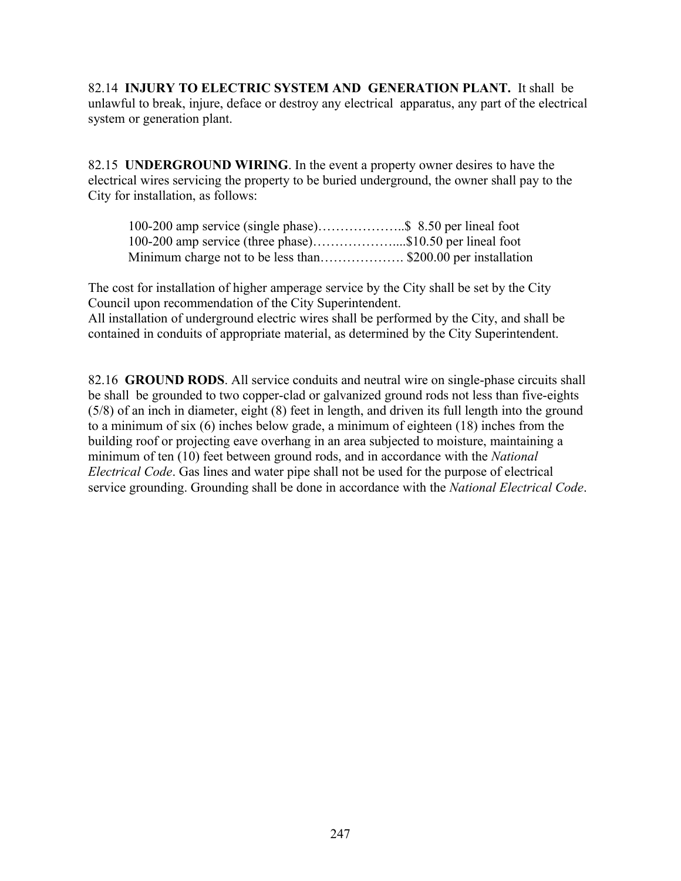82.14 **INJURY TO ELECTRIC SYSTEM AND GENERATION PLANT.** It shall be unlawful to break, injure, deface or destroy any electrical apparatus, any part of the electrical system or generation plant.

82.15 **UNDERGROUND WIRING**. In the event a property owner desires to have the electrical wires servicing the property to be buried underground, the owner shall pay to the City for installation, as follows:

100-200 amp service (single phase)………………..$ 8.50 per lineal foot
100-200 amp service (three phase)………………....$10.50 per lineal foot
Minimum charge not to be less than………………. $200.00 per installation

The cost for installation of higher amperage service by the City shall be set by the City Council upon recommendation of the City Superintendent.
All installation of underground electric wires shall be performed by the City, and shall be contained in conduits of appropriate material, as determined by the City Superintendent.

82.16 **GROUND RODS**. All service conduits and neutral wire on single-phase circuits shall be shall be grounded to two copper-clad or galvanized ground rods not less than five-eights (5/8) of an inch in diameter, eight (8) feet in length, and driven its full length into the ground to a minimum of six (6) inches below grade, a minimum of eighteen (18) inches from the building roof or projecting eave overhang in an area subjected to moisture, maintaining a minimum of ten (10) feet between ground rods, and in accordance with the *National Electrical Code*. Gas lines and water pipe shall not be used for the purpose of electrical service grounding. Grounding shall be done in accordance with the *National Electrical Code*.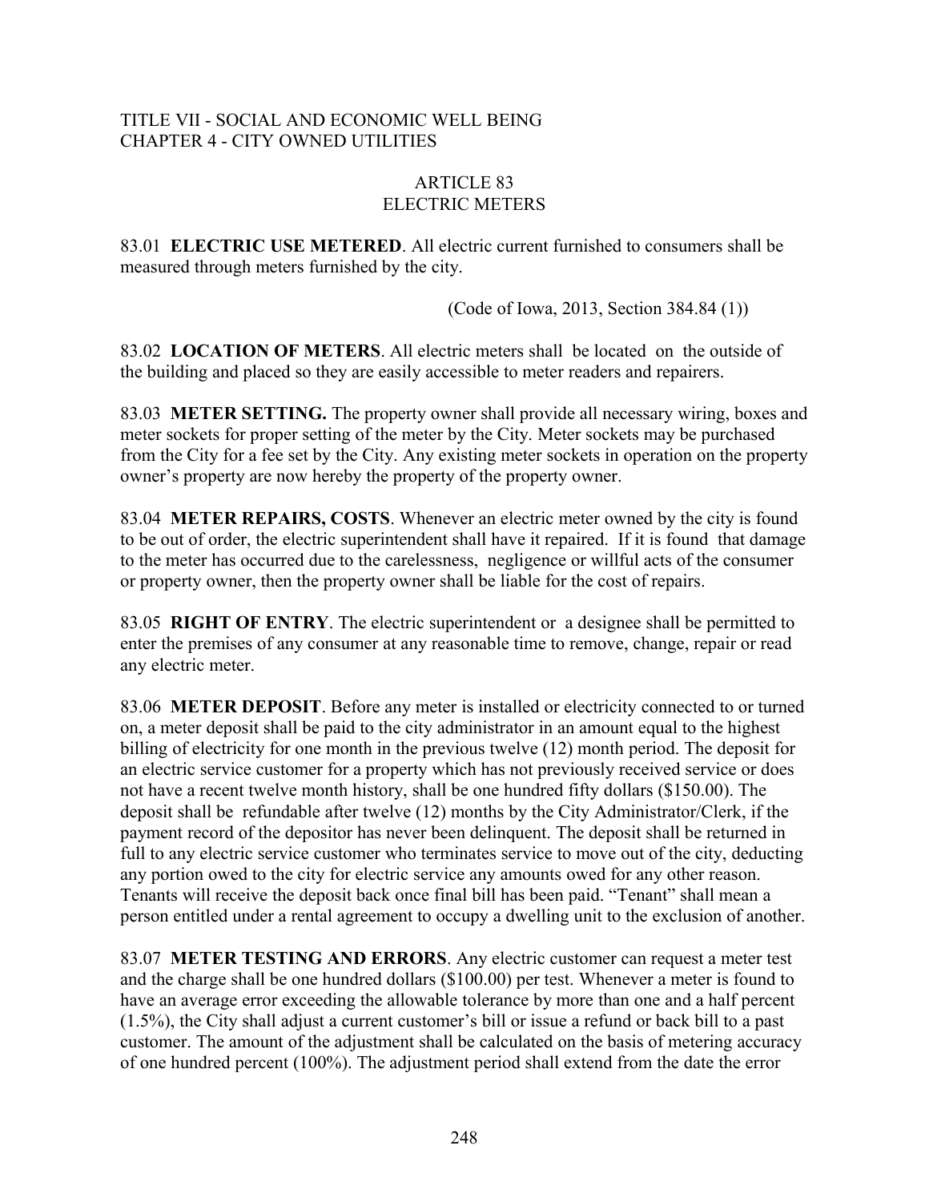TITLE VII - SOCIAL AND ECONOMIC WELL BEING
CHAPTER 4 - CITY OWNED UTILITIES

## ARTICLE 83
## ELECTRIC METERS

83.01 **ELECTRIC USE METERED**. All electric current furnished to consumers shall be measured through meters furnished by the city.

(Code of Iowa, 2013, Section 384.84 (1))

83.02 **LOCATION OF METERS**. All electric meters shall be located on the outside of the building and placed so they are easily accessible to meter readers and repairers.

83.03 **METER SETTING.** The property owner shall provide all necessary wiring, boxes and meter sockets for proper setting of the meter by the City. Meter sockets may be purchased from the City for a fee set by the City. Any existing meter sockets in operation on the property owner's property are now hereby the property of the property owner.

83.04 **METER REPAIRS, COSTS**. Whenever an electric meter owned by the city is found to be out of order, the electric superintendent shall have it repaired. If it is found that damage to the meter has occurred due to the carelessness, negligence or willful acts of the consumer or property owner, then the property owner shall be liable for the cost of repairs.

83.05 **RIGHT OF ENTRY**. The electric superintendent or a designee shall be permitted to enter the premises of any consumer at any reasonable time to remove, change, repair or read any electric meter.

83.06 **METER DEPOSIT**. Before any meter is installed or electricity connected to or turned on, a meter deposit shall be paid to the city administrator in an amount equal to the highest billing of electricity for one month in the previous twelve (12) month period. The deposit for an electric service customer for a property which has not previously received service or does not have a recent twelve month history, shall be one hundred fifty dollars ($150.00). The deposit shall be refundable after twelve (12) months by the City Administrator/Clerk, if the payment record of the depositor has never been delinquent. The deposit shall be returned in full to any electric service customer who terminates service to move out of the city, deducting any portion owed to the city for electric service any amounts owed for any other reason. Tenants will receive the deposit back once final bill has been paid. "Tenant" shall mean a person entitled under a rental agreement to occupy a dwelling unit to the exclusion of another.

83.07 **METER TESTING AND ERRORS**. Any electric customer can request a meter test and the charge shall be one hundred dollars ($100.00) per test. Whenever a meter is found to have an average error exceeding the allowable tolerance by more than one and a half percent (1.5%), the City shall adjust a current customer's bill or issue a refund or back bill to a past customer. The amount of the adjustment shall be calculated on the basis of metering accuracy of one hundred percent (100%). The adjustment period shall extend from the date the error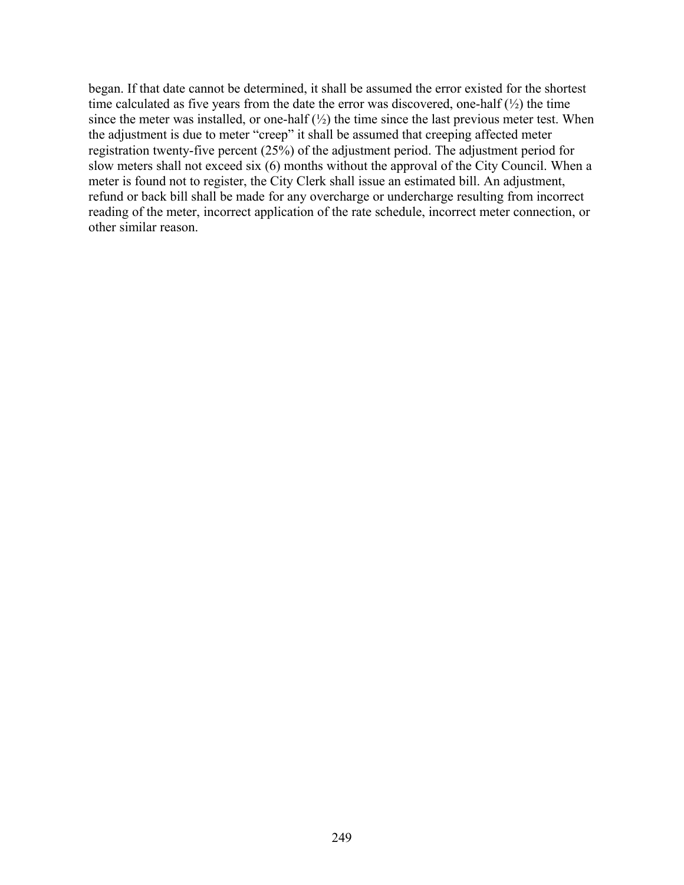began. If that date cannot be determined, it shall be assumed the error existed for the shortest time calculated as five years from the date the error was discovered, one-half (½) the time since the meter was installed, or one-half (½) the time since the last previous meter test. When the adjustment is due to meter "creep" it shall be assumed that creeping affected meter registration twenty-five percent (25%) of the adjustment period. The adjustment period for slow meters shall not exceed six (6) months without the approval of the City Council. When a meter is found not to register, the City Clerk shall issue an estimated bill. An adjustment, refund or back bill shall be made for any overcharge or undercharge resulting from incorrect reading of the meter, incorrect application of the rate schedule, incorrect meter connection, or other similar reason.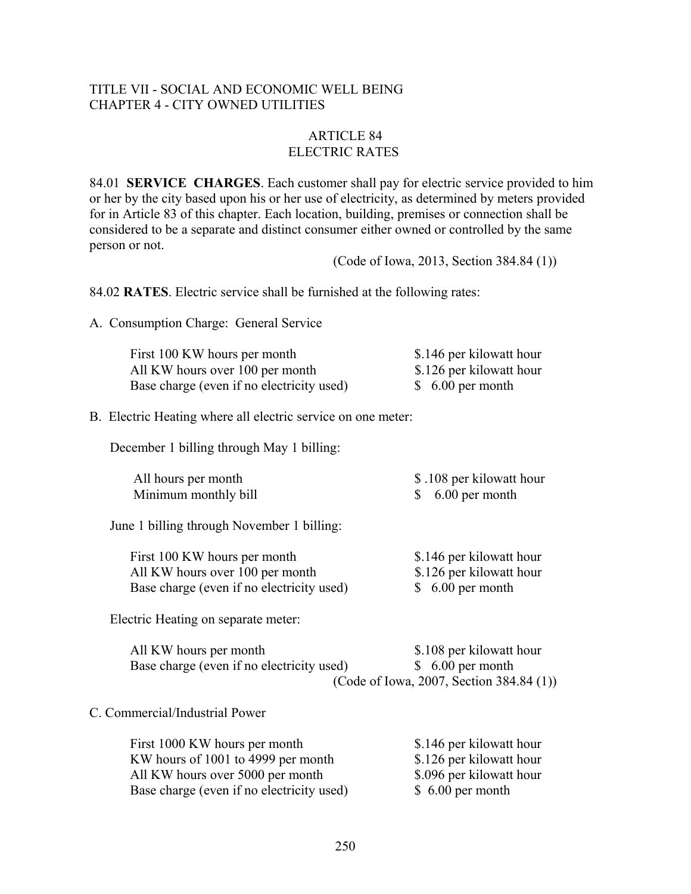TITLE VII - SOCIAL AND ECONOMIC WELL BEING
CHAPTER 4 - CITY OWNED UTILITIES

## ARTICLE 84
## ELECTRIC RATES

84.01 **SERVICE CHARGES**. Each customer shall pay for electric service provided to him or her by the city based upon his or her use of electricity, as determined by meters provided for in Article 83 of this chapter. Each location, building, premises or connection shall be considered to be a separate and distinct consumer either owned or controlled by the same person or not.

(Code of Iowa, 2013, Section 384.84 (1))

84.02 **RATES**. Electric service shall be furnished at the following rates:

A. Consumption Charge: General Service

| | |
|---|---|
| First 100 KW hours per month | $.146 per kilowatt hour |
| All KW hours over 100 per month | $.126 per kilowatt hour |
| Base charge (even if no electricity used) | $ 6.00 per month |

B. Electric Heating where all electric service on one meter:

December 1 billing through May 1 billing:

| | |
|---|---|
| All hours per month | $ .108 per kilowatt hour |
| Minimum monthly bill | $ 6.00 per month |

June 1 billing through November 1 billing:

| | |
|---|---|
| First 100 KW hours per month | $.146 per kilowatt hour |
| All KW hours over 100 per month | $.126 per kilowatt hour |
| Base charge (even if no electricity used) | $ 6.00 per month |

Electric Heating on separate meter:

| | |
|---|---|
| All KW hours per month | $.108 per kilowatt hour |
| Base charge (even if no electricity used) | $ 6.00 per month |

(Code of Iowa, 2007, Section 384.84 (1))

C. Commercial/Industrial Power

| | |
|---|---|
| First 1000 KW hours per month | $.146 per kilowatt hour |
| KW hours of 1001 to 4999 per month | $.126 per kilowatt hour |
| All KW hours over 5000 per month | $.096 per kilowatt hour |
| Base charge (even if no electricity used) | $ 6.00 per month |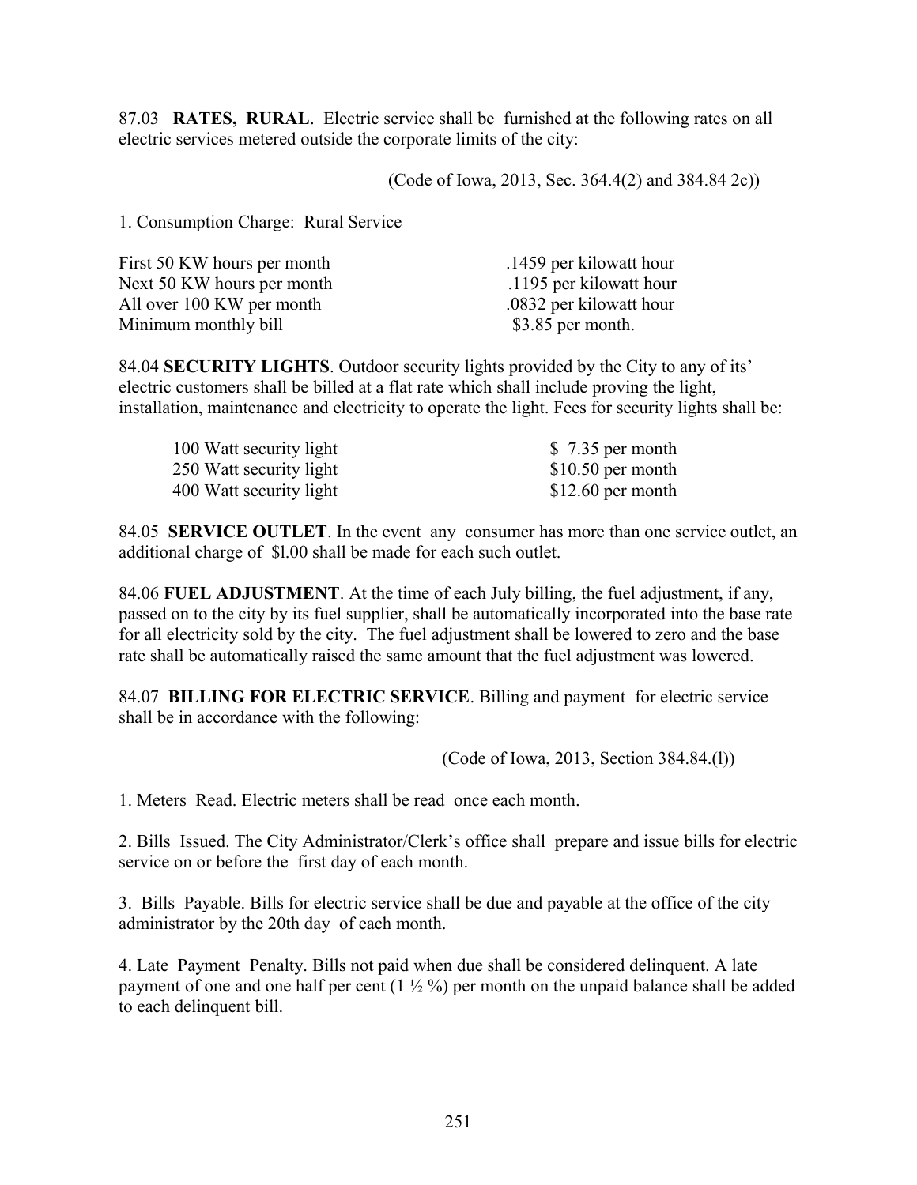87.03 **RATES, RURAL**. Electric service shall be furnished at the following rates on all electric services metered outside the corporate limits of the city:

(Code of Iowa, 2013, Sec. 364.4(2) and 384.84 2c))

1. Consumption Charge: Rural Service

| | |
|---|---|
| First 50 KW hours per month | .1459 per kilowatt hour |
| Next 50 KW hours per month | .1195 per kilowatt hour |
| All over 100 KW per month | .0832 per kilowatt hour |
| Minimum monthly bill | \$3.85 per month. |

84.04 **SECURITY LIGHTS**. Outdoor security lights provided by the City to any of its' electric customers shall be billed at a flat rate which shall include proving the light, installation, maintenance and electricity to operate the light. Fees for security lights shall be:

| | |
|---|---|
| 100 Watt security light | \$ 7.35 per month |
| 250 Watt security light | \$10.50 per month |
| 400 Watt security light | \$12.60 per month |

84.05 **SERVICE OUTLET**. In the event any consumer has more than one service outlet, an additional charge of \$l.00 shall be made for each such outlet.

84.06 **FUEL ADJUSTMENT**. At the time of each July billing, the fuel adjustment, if any, passed on to the city by its fuel supplier, shall be automatically incorporated into the base rate for all electricity sold by the city. The fuel adjustment shall be lowered to zero and the base rate shall be automatically raised the same amount that the fuel adjustment was lowered.

84.07 **BILLING FOR ELECTRIC SERVICE**. Billing and payment for electric service shall be in accordance with the following:

(Code of Iowa, 2013, Section 384.84.(l))

1. Meters Read. Electric meters shall be read once each month.

2. Bills Issued. The City Administrator/Clerk's office shall prepare and issue bills for electric service on or before the first day of each month.

3. Bills Payable. Bills for electric service shall be due and payable at the office of the city administrator by the 20th day of each month.

4. Late Payment Penalty. Bills not paid when due shall be considered delinquent. A late payment of one and one half per cent (1 ½ %) per month on the unpaid balance shall be added to each delinquent bill.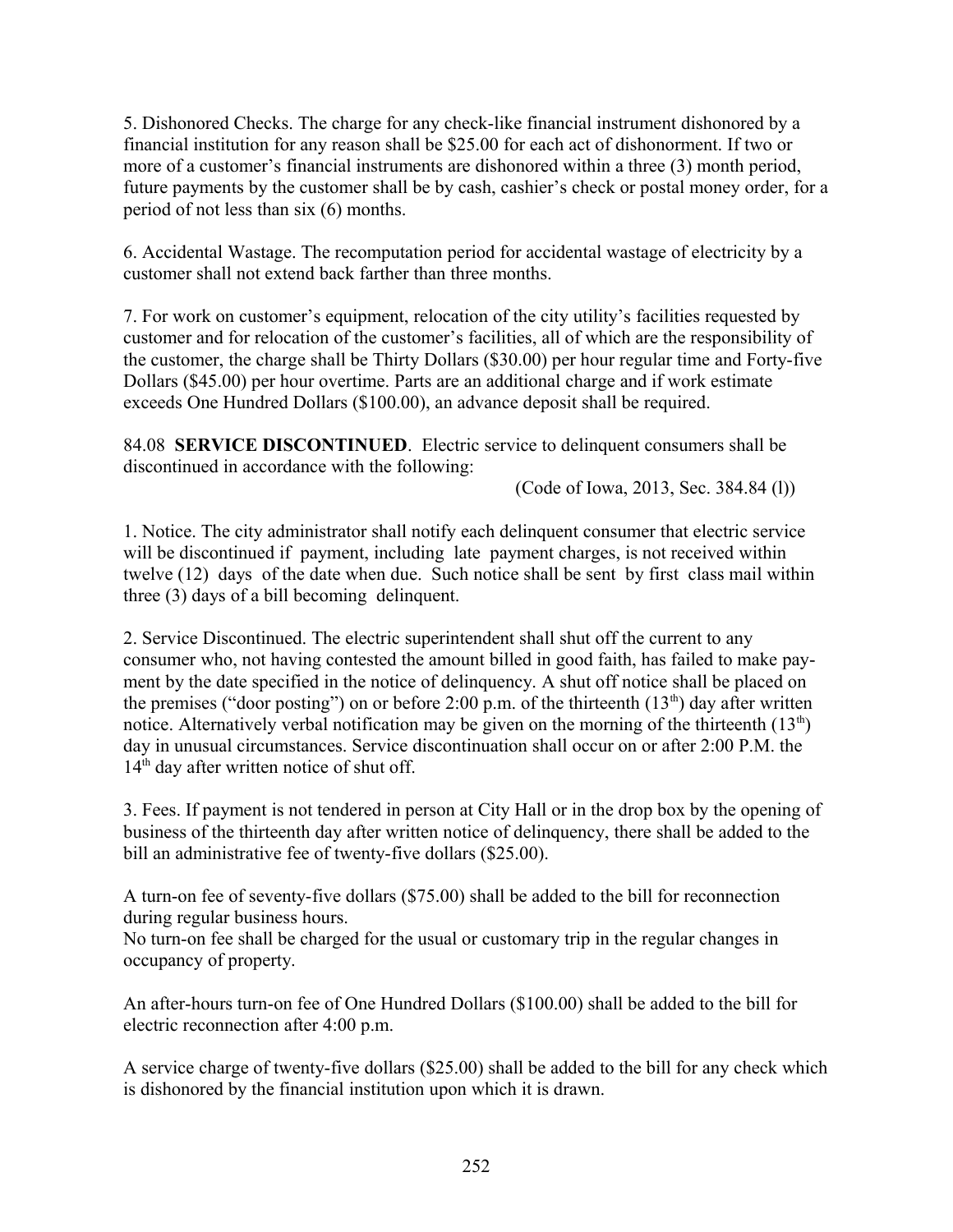5. Dishonored Checks. The charge for any check-like financial instrument dishonored by a financial institution for any reason shall be $25.00 for each act of dishonorment. If two or more of a customer's financial instruments are dishonored within a three (3) month period, future payments by the customer shall be by cash, cashier's check or postal money order, for a period of not less than six (6) months.

6. Accidental Wastage. The recomputation period for accidental wastage of electricity by a customer shall not extend back farther than three months.

7. For work on customer's equipment, relocation of the city utility's facilities requested by customer and for relocation of the customer's facilities, all of which are the responsibility of the customer, the charge shall be Thirty Dollars ($30.00) per hour regular time and Forty-five Dollars ($45.00) per hour overtime. Parts are an additional charge and if work estimate exceeds One Hundred Dollars ($100.00), an advance deposit shall be required.

84.08 **SERVICE DISCONTINUED**. Electric service to delinquent consumers shall be discontinued in accordance with the following:

(Code of Iowa, 2013, Sec. 384.84 (l))

1. Notice. The city administrator shall notify each delinquent consumer that electric service will be discontinued if payment, including late payment charges, is not received within twelve (12) days of the date when due. Such notice shall be sent by first class mail within three (3) days of a bill becoming delinquent.

2. Service Discontinued. The electric superintendent shall shut off the current to any consumer who, not having contested the amount billed in good faith, has failed to make payment by the date specified in the notice of delinquency. A shut off notice shall be placed on the premises ("door posting") on or before 2:00 p.m. of the thirteenth (13th) day after written notice. Alternatively verbal notification may be given on the morning of the thirteenth (13th) day in unusual circumstances. Service discontinuation shall occur on or after 2:00 P.M. the 14th day after written notice of shut off.

3. Fees. If payment is not tendered in person at City Hall or in the drop box by the opening of business of the thirteenth day after written notice of delinquency, there shall be added to the bill an administrative fee of twenty-five dollars ($25.00).

A turn-on fee of seventy-five dollars ($75.00) shall be added to the bill for reconnection during regular business hours.
No turn-on fee shall be charged for the usual or customary trip in the regular changes in occupancy of property.

An after-hours turn-on fee of One Hundred Dollars ($100.00) shall be added to the bill for electric reconnection after 4:00 p.m.

A service charge of twenty-five dollars ($25.00) shall be added to the bill for any check which is dishonored by the financial institution upon which it is drawn.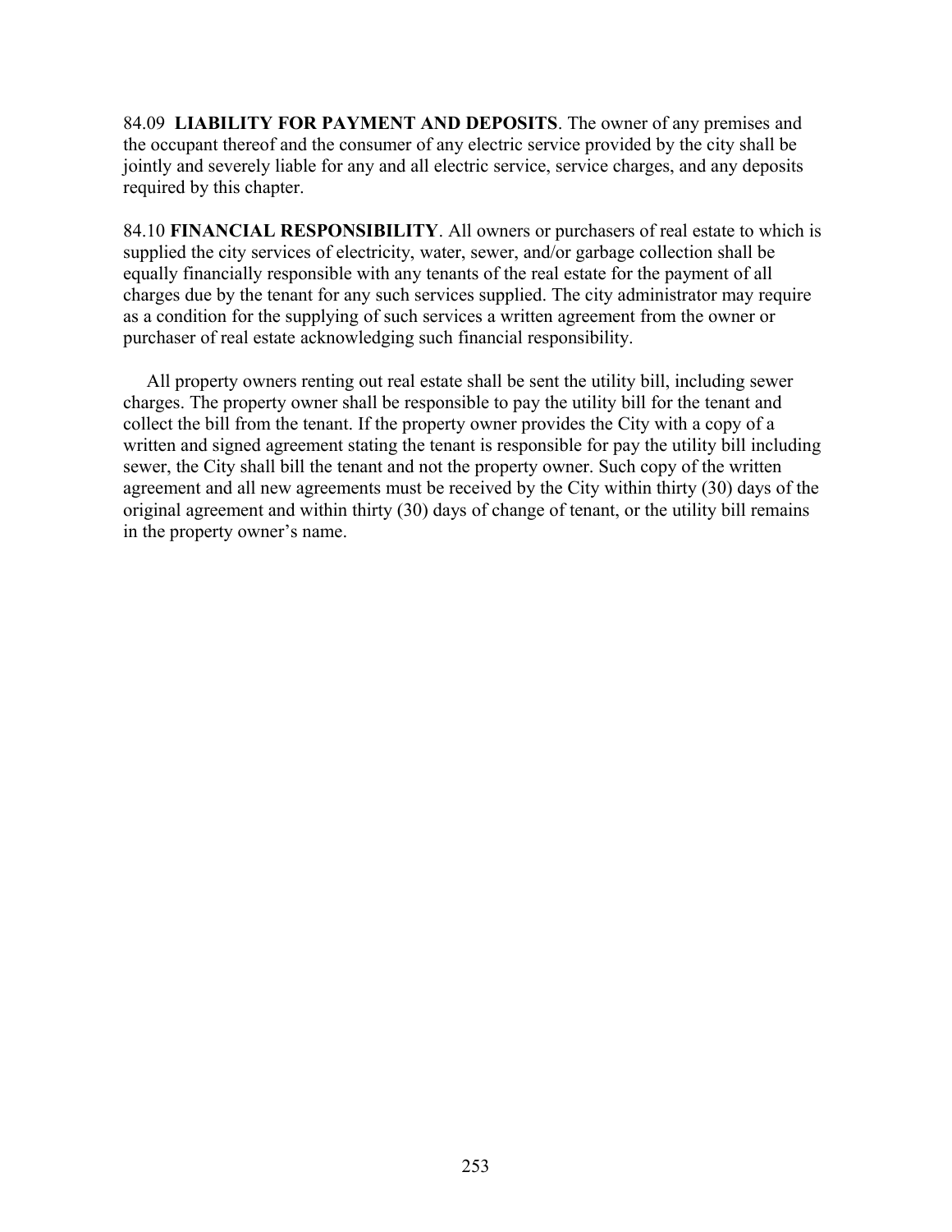84.09 **LIABILITY FOR PAYMENT AND DEPOSITS**. The owner of any premises and the occupant thereof and the consumer of any electric service provided by the city shall be jointly and severely liable for any and all electric service, service charges, and any deposits required by this chapter.

84.10 **FINANCIAL RESPONSIBILITY**. All owners or purchasers of real estate to which is supplied the city services of electricity, water, sewer, and/or garbage collection shall be equally financially responsible with any tenants of the real estate for the payment of all charges due by the tenant for any such services supplied. The city administrator may require as a condition for the supplying of such services a written agreement from the owner or purchaser of real estate acknowledging such financial responsibility.

All property owners renting out real estate shall be sent the utility bill, including sewer charges. The property owner shall be responsible to pay the utility bill for the tenant and collect the bill from the tenant. If the property owner provides the City with a copy of a written and signed agreement stating the tenant is responsible for pay the utility bill including sewer, the City shall bill the tenant and not the property owner. Such copy of the written agreement and all new agreements must be received by the City within thirty (30) days of the original agreement and within thirty (30) days of change of tenant, or the utility bill remains in the property owner's name.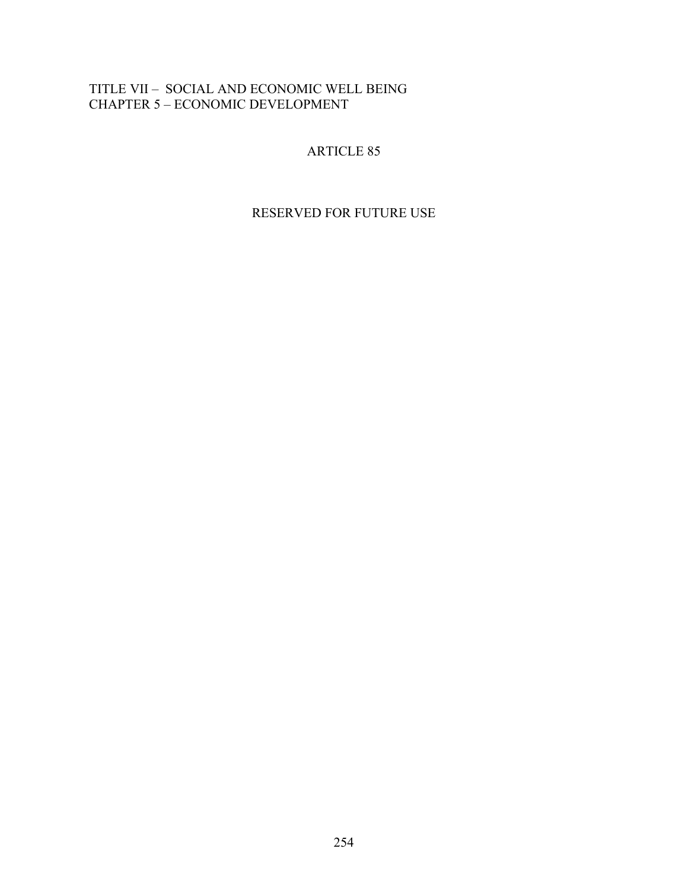TITLE VII – SOCIAL AND ECONOMIC WELL BEING
CHAPTER 5 – ECONOMIC DEVELOPMENT

# ARTICLE 85

RESERVED FOR FUTURE USE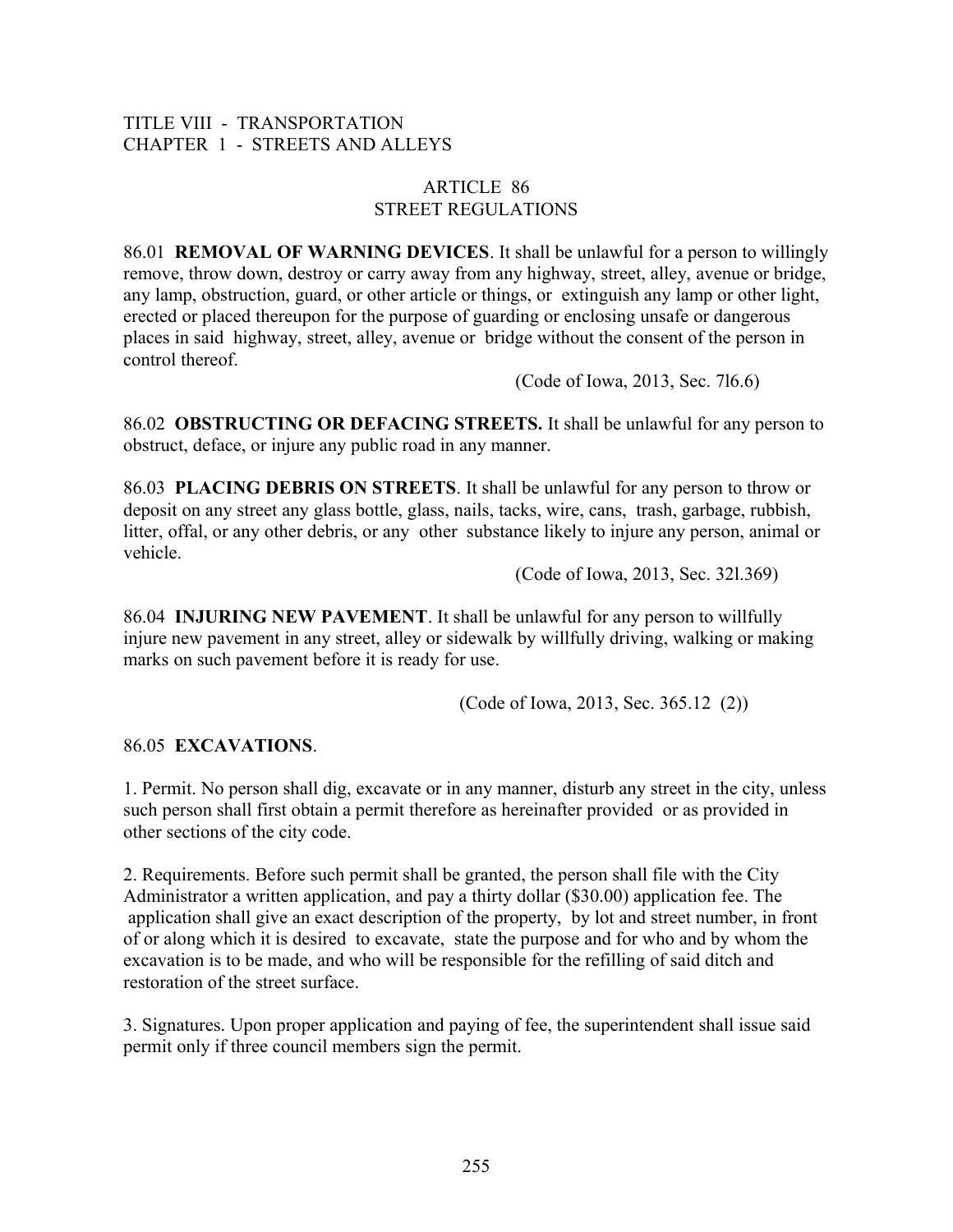TITLE VIII - TRANSPORTATION
CHAPTER 1 - STREETS AND ALLEYS

## ARTICLE 86
## STREET REGULATIONS

86.01 **REMOVAL OF WARNING DEVICES**. It shall be unlawful for a person to willingly remove, throw down, destroy or carry away from any highway, street, alley, avenue or bridge, any lamp, obstruction, guard, or other article or things, or extinguish any lamp or other light, erected or placed thereupon for the purpose of guarding or enclosing unsafe or dangerous places in said highway, street, alley, avenue or bridge without the consent of the person in control thereof.

(Code of Iowa, 2013, Sec. 7l6.6)

86.02 **OBSTRUCTING OR DEFACING STREETS.** It shall be unlawful for any person to obstruct, deface, or injure any public road in any manner.

86.03 **PLACING DEBRIS ON STREETS**. It shall be unlawful for any person to throw or deposit on any street any glass bottle, glass, nails, tacks, wire, cans, trash, garbage, rubbish, litter, offal, or any other debris, or any other substance likely to injure any person, animal or vehicle.

(Code of Iowa, 2013, Sec. 32l.369)

86.04 **INJURING NEW PAVEMENT**. It shall be unlawful for any person to willfully injure new pavement in any street, alley or sidewalk by willfully driving, walking or making marks on such pavement before it is ready for use.

(Code of Iowa, 2013, Sec. 365.12 (2))

86.05 **EXCAVATIONS**.

1. Permit. No person shall dig, excavate or in any manner, disturb any street in the city, unless such person shall first obtain a permit therefore as hereinafter provided or as provided in other sections of the city code.

2. Requirements. Before such permit shall be granted, the person shall file with the City Administrator a written application, and pay a thirty dollar ($30.00) application fee. The application shall give an exact description of the property, by lot and street number, in front of or along which it is desired to excavate, state the purpose and for who and by whom the excavation is to be made, and who will be responsible for the refilling of said ditch and restoration of the street surface.

3. Signatures. Upon proper application and paying of fee, the superintendent shall issue said permit only if three council members sign the permit.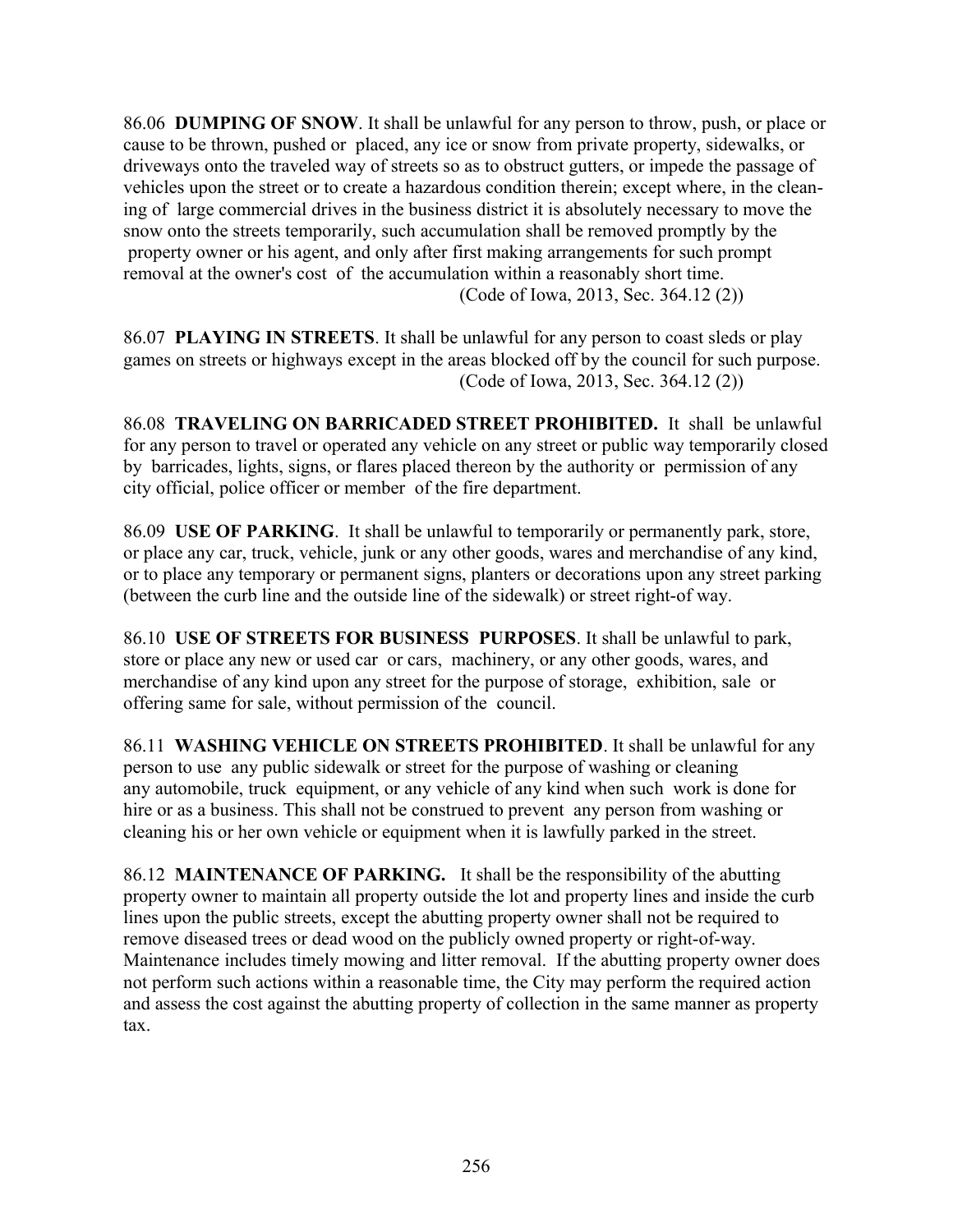86.06 **DUMPING OF SNOW**. It shall be unlawful for any person to throw, push, or place or cause to be thrown, pushed or placed, any ice or snow from private property, sidewalks, or driveways onto the traveled way of streets so as to obstruct gutters, or impede the passage of vehicles upon the street or to create a hazardous condition therein; except where, in the cleaning of large commercial drives in the business district it is absolutely necessary to move the snow onto the streets temporarily, such accumulation shall be removed promptly by the property owner or his agent, and only after first making arrangements for such prompt removal at the owner's cost of the accumulation within a reasonably short time.

(Code of Iowa, 2013, Sec. 364.12 (2))

86.07 **PLAYING IN STREETS**. It shall be unlawful for any person to coast sleds or play games on streets or highways except in the areas blocked off by the council for such purpose.

(Code of Iowa, 2013, Sec. 364.12 (2))

86.08 **TRAVELING ON BARRICADED STREET PROHIBITED.** It shall be unlawful for any person to travel or operated any vehicle on any street or public way temporarily closed by barricades, lights, signs, or flares placed thereon by the authority or permission of any city official, police officer or member of the fire department.

86.09 **USE OF PARKING**. It shall be unlawful to temporarily or permanently park, store, or place any car, truck, vehicle, junk or any other goods, wares and merchandise of any kind, or to place any temporary or permanent signs, planters or decorations upon any street parking (between the curb line and the outside line of the sidewalk) or street right-of way.

86.10 **USE OF STREETS FOR BUSINESS PURPOSES**. It shall be unlawful to park, store or place any new or used car or cars, machinery, or any other goods, wares, and merchandise of any kind upon any street for the purpose of storage, exhibition, sale or offering same for sale, without permission of the council.

86.11 **WASHING VEHICLE ON STREETS PROHIBITED**. It shall be unlawful for any person to use any public sidewalk or street for the purpose of washing or cleaning any automobile, truck equipment, or any vehicle of any kind when such work is done for hire or as a business. This shall not be construed to prevent any person from washing or cleaning his or her own vehicle or equipment when it is lawfully parked in the street.

86.12 **MAINTENANCE OF PARKING.** It shall be the responsibility of the abutting property owner to maintain all property outside the lot and property lines and inside the curb lines upon the public streets, except the abutting property owner shall not be required to remove diseased trees or dead wood on the publicly owned property or right-of-way. Maintenance includes timely mowing and litter removal. If the abutting property owner does not perform such actions within a reasonable time, the City may perform the required action and assess the cost against the abutting property of collection in the same manner as property tax.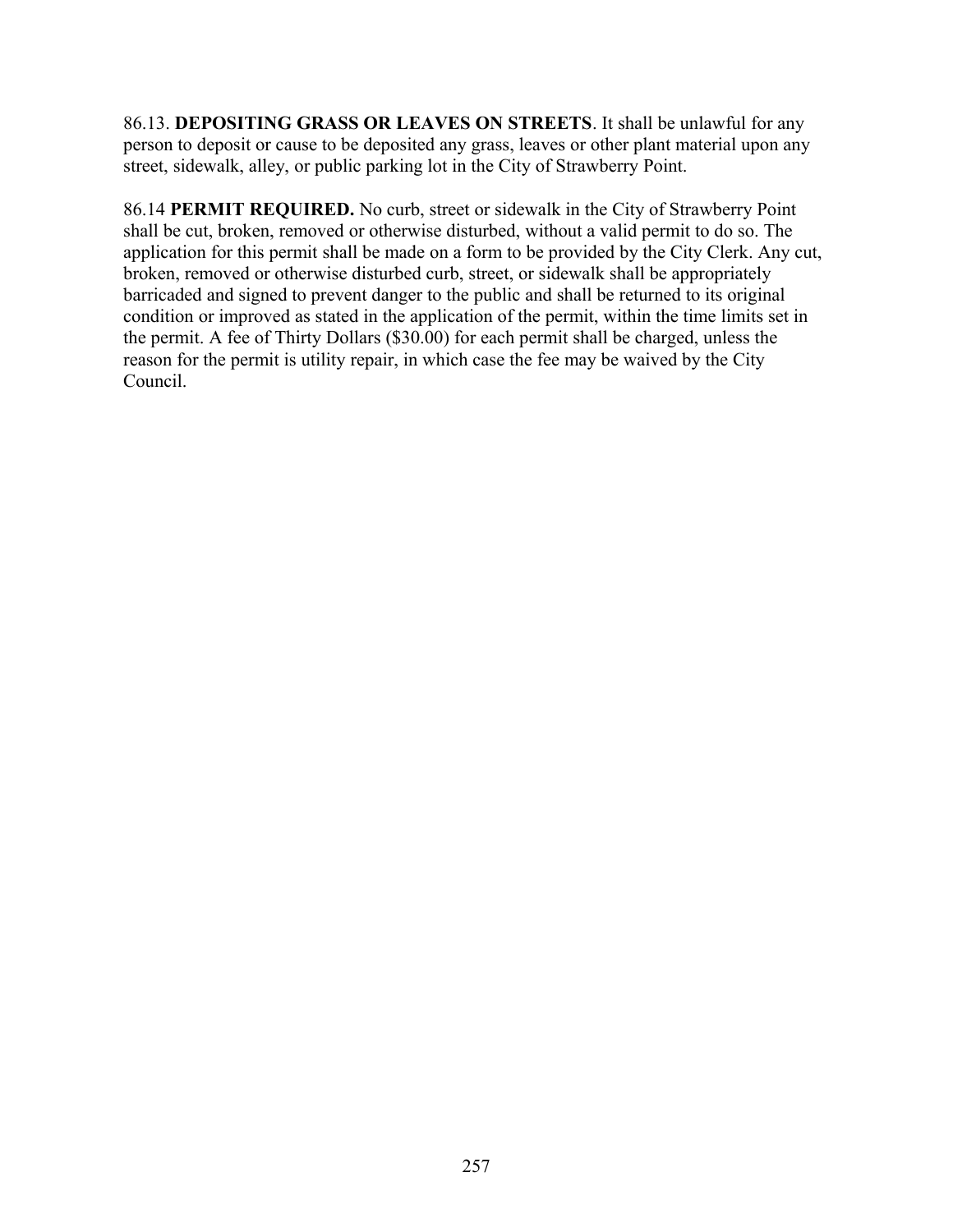86.13. **DEPOSITING GRASS OR LEAVES ON STREETS**. It shall be unlawful for any person to deposit or cause to be deposited any grass, leaves or other plant material upon any street, sidewalk, alley, or public parking lot in the City of Strawberry Point.

86.14 **PERMIT REQUIRED.** No curb, street or sidewalk in the City of Strawberry Point shall be cut, broken, removed or otherwise disturbed, without a valid permit to do so. The application for this permit shall be made on a form to be provided by the City Clerk. Any cut, broken, removed or otherwise disturbed curb, street, or sidewalk shall be appropriately barricaded and signed to prevent danger to the public and shall be returned to its original condition or improved as stated in the application of the permit, within the time limits set in the permit. A fee of Thirty Dollars ($30.00) for each permit shall be charged, unless the reason for the permit is utility repair, in which case the fee may be waived by the City Council.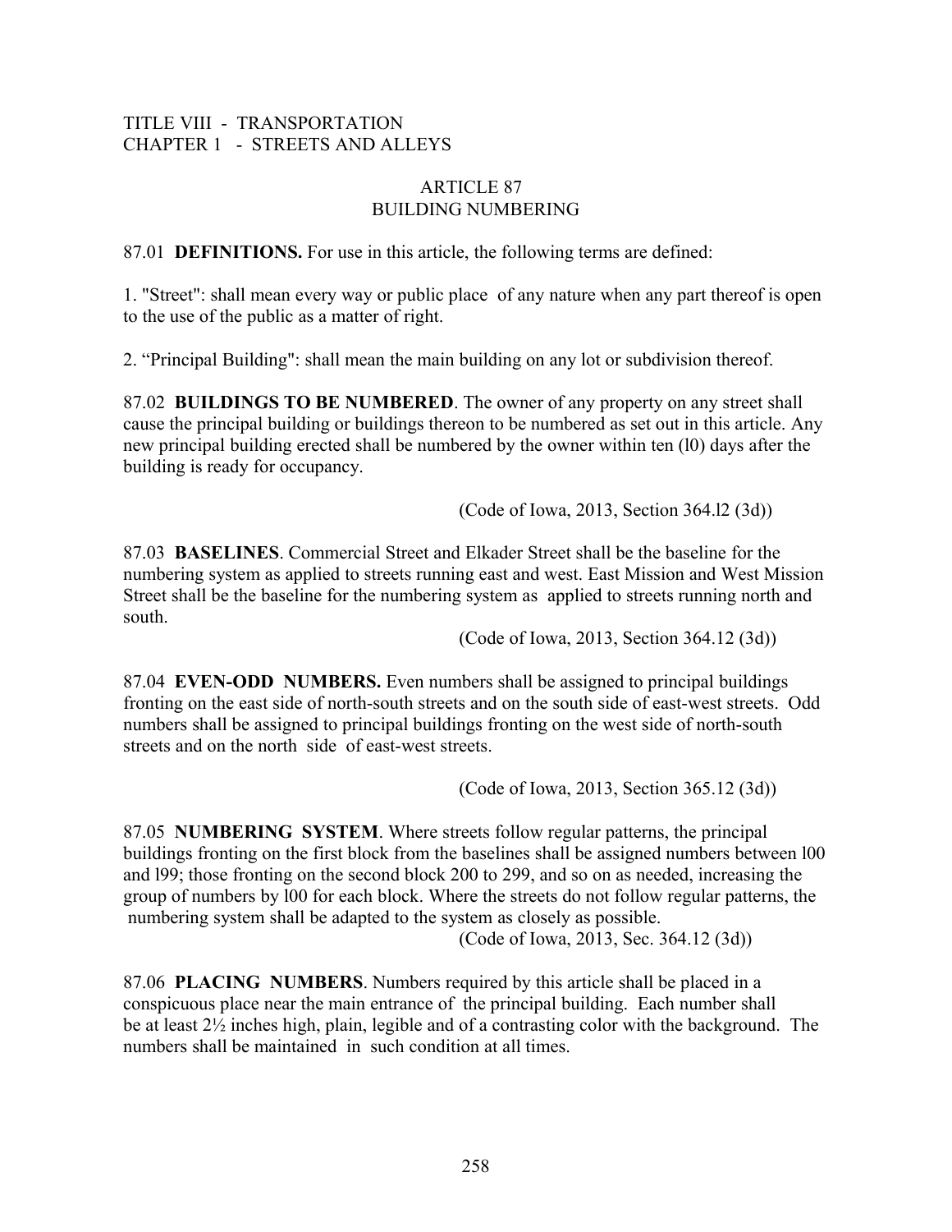TITLE VIII - TRANSPORTATION
CHAPTER 1 - STREETS AND ALLEYS

## ARTICLE 87
## BUILDING NUMBERING

87.01 **DEFINITIONS.** For use in this article, the following terms are defined:

1. "Street": shall mean every way or public place of any nature when any part thereof is open to the use of the public as a matter of right.

2. "Principal Building": shall mean the main building on any lot or subdivision thereof.

87.02 **BUILDINGS TO BE NUMBERED**. The owner of any property on any street shall cause the principal building or buildings thereon to be numbered as set out in this article. Any new principal building erected shall be numbered by the owner within ten (l0) days after the building is ready for occupancy.

(Code of Iowa, 2013, Section 364.l2 (3d))

87.03 **BASELINES**. Commercial Street and Elkader Street shall be the baseline for the numbering system as applied to streets running east and west. East Mission and West Mission Street shall be the baseline for the numbering system as applied to streets running north and south.

(Code of Iowa, 2013, Section 364.12 (3d))

87.04 **EVEN-ODD NUMBERS.** Even numbers shall be assigned to principal buildings fronting on the east side of north-south streets and on the south side of east-west streets. Odd numbers shall be assigned to principal buildings fronting on the west side of north-south streets and on the north side of east-west streets.

(Code of Iowa, 2013, Section 365.12 (3d))

87.05 **NUMBERING SYSTEM**. Where streets follow regular patterns, the principal buildings fronting on the first block from the baselines shall be assigned numbers between l00 and l99; those fronting on the second block 200 to 299, and so on as needed, increasing the group of numbers by l00 for each block. Where the streets do not follow regular patterns, the numbering system shall be adapted to the system as closely as possible.

(Code of Iowa, 2013, Sec. 364.12 (3d))

87.06 **PLACING NUMBERS**. Numbers required by this article shall be placed in a conspicuous place near the main entrance of the principal building. Each number shall be at least 2½ inches high, plain, legible and of a contrasting color with the background. The numbers shall be maintained in such condition at all times.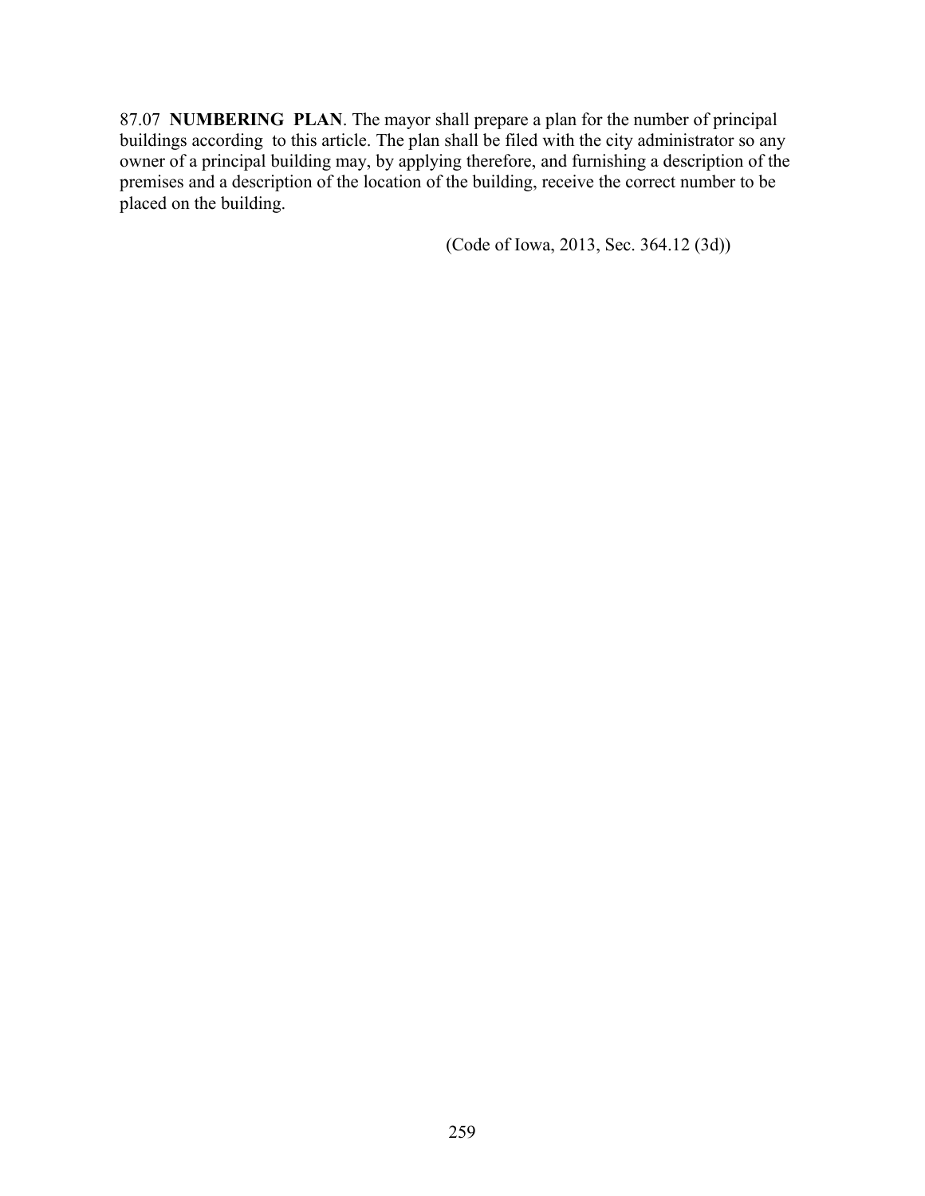87.07 **NUMBERING PLAN**. The mayor shall prepare a plan for the number of principal buildings according to this article. The plan shall be filed with the city administrator so any owner of a principal building may, by applying therefore, and furnishing a description of the premises and a description of the location of the building, receive the correct number to be placed on the building.

(Code of Iowa, 2013, Sec. 364.12 (3d))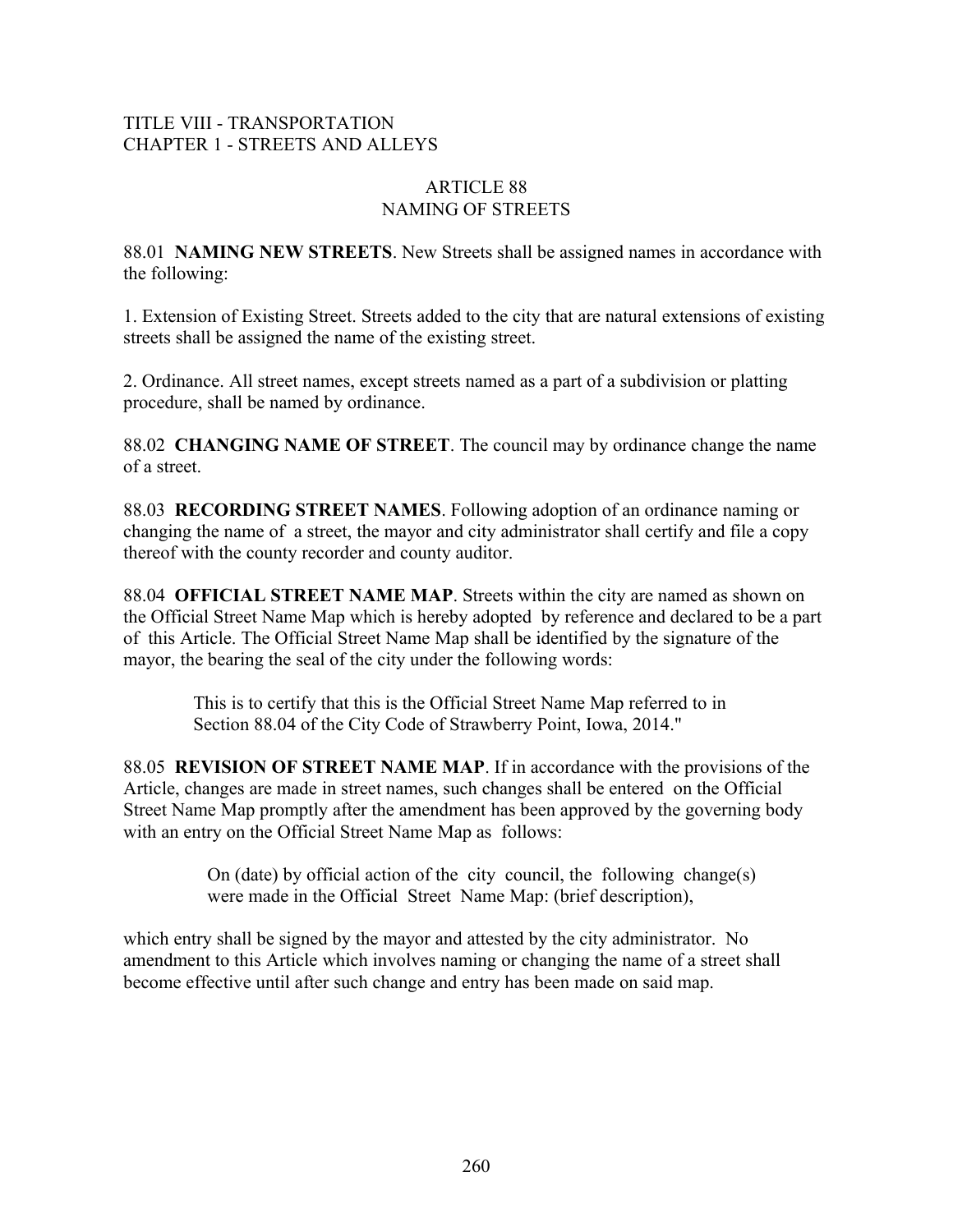TITLE VIII - TRANSPORTATION
CHAPTER 1 - STREETS AND ALLEYS

# ARTICLE 88
# NAMING OF STREETS

88.01 **NAMING NEW STREETS**. New Streets shall be assigned names in accordance with the following:

1. Extension of Existing Street. Streets added to the city that are natural extensions of existing streets shall be assigned the name of the existing street.

2. Ordinance. All street names, except streets named as a part of a subdivision or platting procedure, shall be named by ordinance.

88.02 **CHANGING NAME OF STREET**. The council may by ordinance change the name of a street.

88.03 **RECORDING STREET NAMES**. Following adoption of an ordinance naming or changing the name of a street, the mayor and city administrator shall certify and file a copy thereof with the county recorder and county auditor.

88.04 **OFFICIAL STREET NAME MAP**. Streets within the city are named as shown on the Official Street Name Map which is hereby adopted by reference and declared to be a part of this Article. The Official Street Name Map shall be identified by the signature of the mayor, the bearing the seal of the city under the following words:

> This is to certify that this is the Official Street Name Map referred to in Section 88.04 of the City Code of Strawberry Point, Iowa, 2014."

88.05 **REVISION OF STREET NAME MAP**. If in accordance with the provisions of the Article, changes are made in street names, such changes shall be entered on the Official Street Name Map promptly after the amendment has been approved by the governing body with an entry on the Official Street Name Map as follows:

> On (date) by official action of the city council, the following change(s) were made in the Official Street Name Map: (brief description),

which entry shall be signed by the mayor and attested by the city administrator. No amendment to this Article which involves naming or changing the name of a street shall become effective until after such change and entry has been made on said map.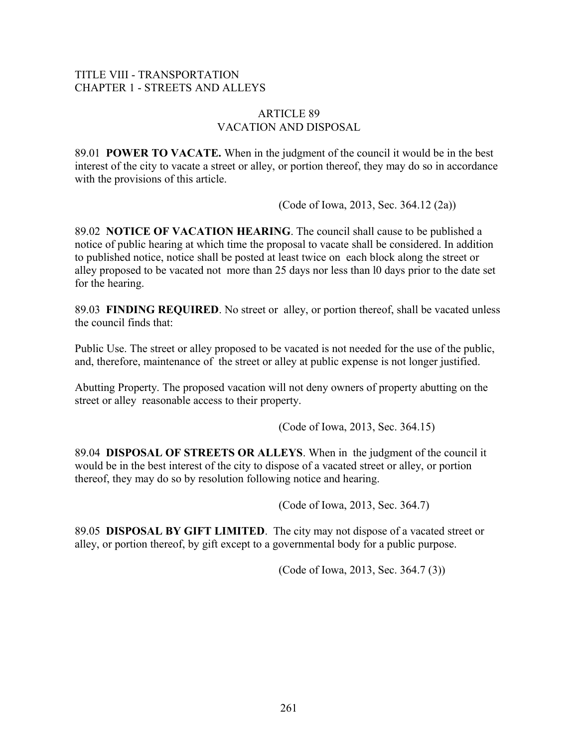TITLE VIII - TRANSPORTATION
CHAPTER 1 - STREETS AND ALLEYS

# ARTICLE 89
# VACATION AND DISPOSAL

89.01 **POWER TO VACATE.** When in the judgment of the council it would be in the best interest of the city to vacate a street or alley, or portion thereof, they may do so in accordance with the provisions of this article.

(Code of Iowa, 2013, Sec. 364.12 (2a))

89.02 **NOTICE OF VACATION HEARING**. The council shall cause to be published a notice of public hearing at which time the proposal to vacate shall be considered. In addition to published notice, notice shall be posted at least twice on each block along the street or alley proposed to be vacated not more than 25 days nor less than l0 days prior to the date set for the hearing.

89.03 **FINDING REQUIRED**. No street or alley, or portion thereof, shall be vacated unless the council finds that:

Public Use. The street or alley proposed to be vacated is not needed for the use of the public, and, therefore, maintenance of the street or alley at public expense is not longer justified.

Abutting Property. The proposed vacation will not deny owners of property abutting on the street or alley reasonable access to their property.

(Code of Iowa, 2013, Sec. 364.15)

89.04 **DISPOSAL OF STREETS OR ALLEYS**. When in the judgment of the council it would be in the best interest of the city to dispose of a vacated street or alley, or portion thereof, they may do so by resolution following notice and hearing.

(Code of Iowa, 2013, Sec. 364.7)

89.05 **DISPOSAL BY GIFT LIMITED**. The city may not dispose of a vacated street or alley, or portion thereof, by gift except to a governmental body for a public purpose.

(Code of Iowa, 2013, Sec. 364.7 (3))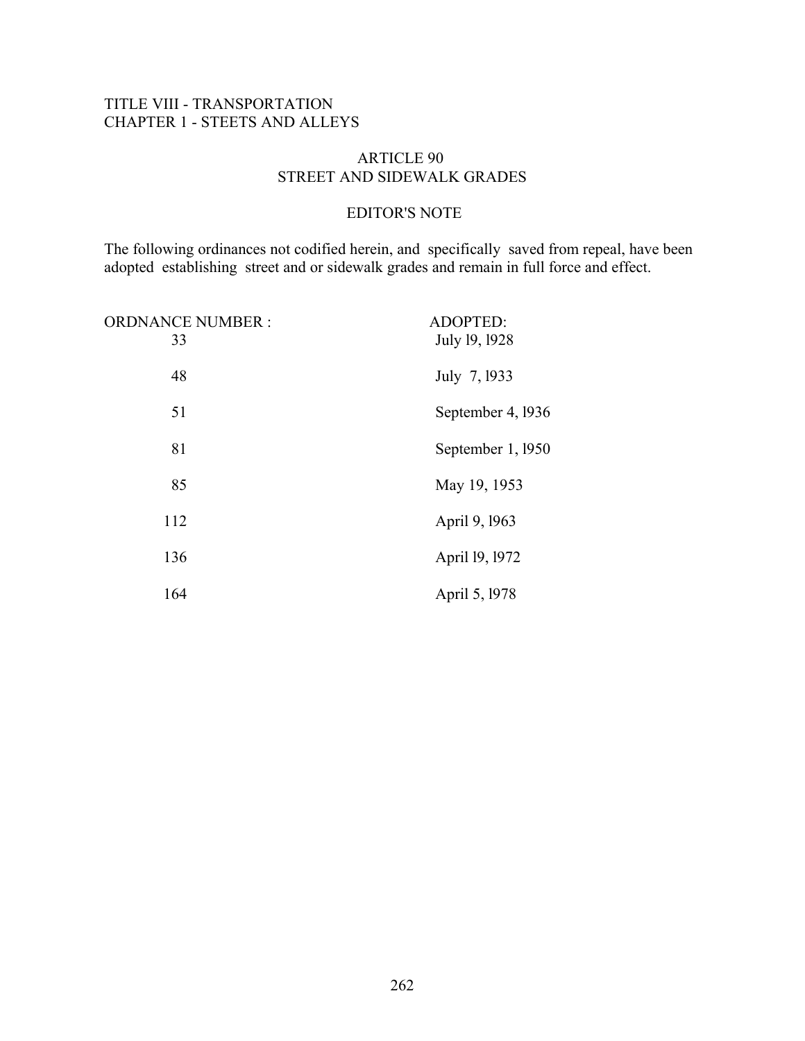TITLE VIII - TRANSPORTATION
CHAPTER 1 - STEETS AND ALLEYS

## ARTICLE 90
## STREET AND SIDEWALK GRADES

### EDITOR'S NOTE

The following ordinances not codified herein, and specifically saved from repeal, have been adopted establishing street and or sidewalk grades and remain in full force and effect.

| ORDNANCE NUMBER : | ADOPTED: |
|---|---|
| 33 | July 19, 1928 |
| 48 | July 7, 1933 |
| 51 | September 4, 1936 |
| 81 | September 1, 1950 |
| 85 | May 19, 1953 |
| 112 | April 9, 1963 |
| 136 | April 19, 1972 |
| 164 | April 5, 1978 |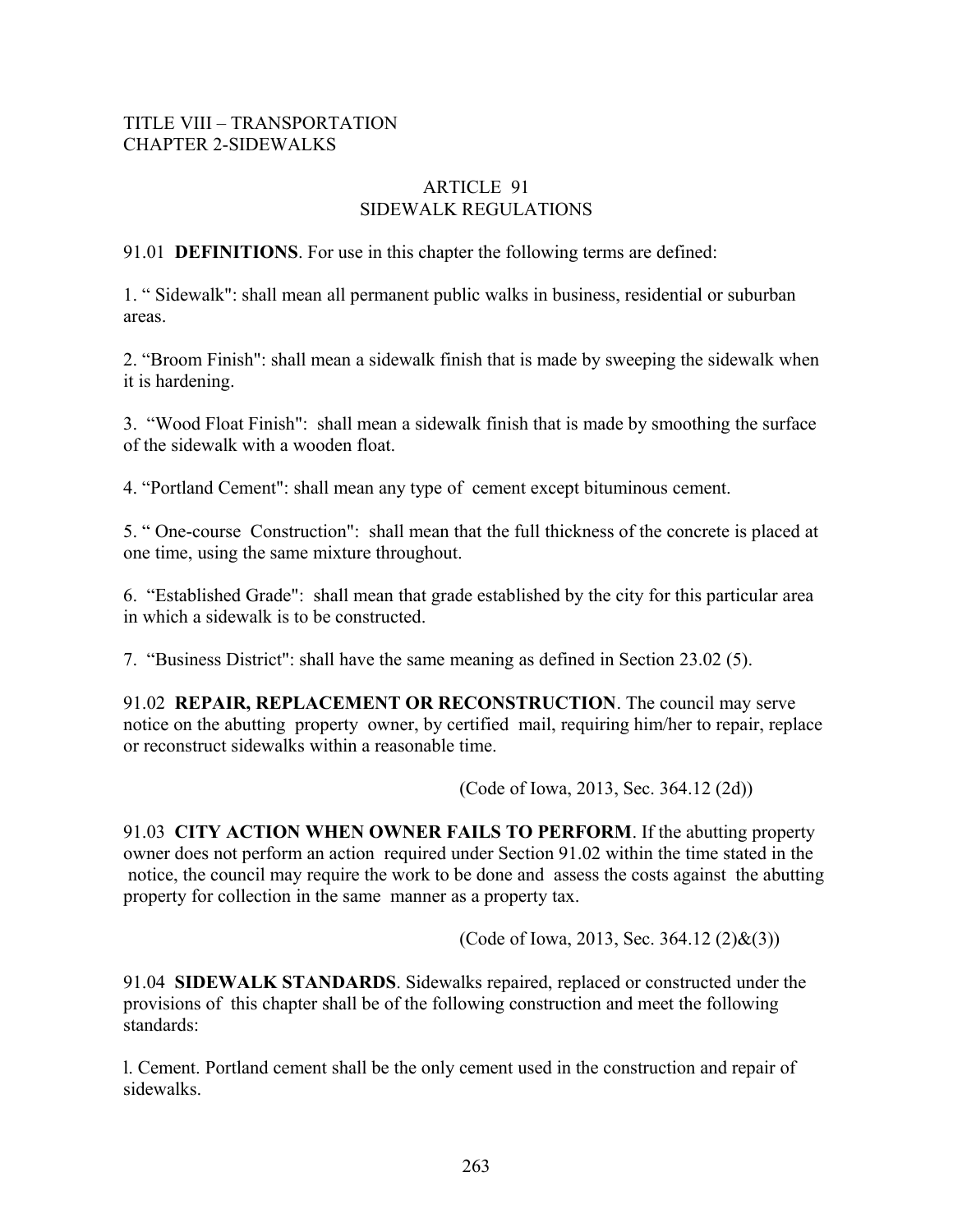TITLE VIII – TRANSPORTATION
CHAPTER 2-SIDEWALKS

# ARTICLE 91
# SIDEWALK REGULATIONS

91.01 **DEFINITIONS**. For use in this chapter the following terms are defined:

1. " Sidewalk": shall mean all permanent public walks in business, residential or suburban areas.

2. "Broom Finish": shall mean a sidewalk finish that is made by sweeping the sidewalk when it is hardening.

3. "Wood Float Finish": shall mean a sidewalk finish that is made by smoothing the surface of the sidewalk with a wooden float.

4. "Portland Cement": shall mean any type of cement except bituminous cement.

5. " One-course Construction": shall mean that the full thickness of the concrete is placed at one time, using the same mixture throughout.

6. "Established Grade": shall mean that grade established by the city for this particular area in which a sidewalk is to be constructed.

7. "Business District": shall have the same meaning as defined in Section 23.02 (5).

91.02 **REPAIR, REPLACEMENT OR RECONSTRUCTION**. The council may serve notice on the abutting property owner, by certified mail, requiring him/her to repair, replace or reconstruct sidewalks within a reasonable time.

(Code of Iowa, 2013, Sec. 364.12 (2d))

91.03 **CITY ACTION WHEN OWNER FAILS TO PERFORM**. If the abutting property owner does not perform an action required under Section 91.02 within the time stated in the notice, the council may require the work to be done and assess the costs against the abutting property for collection in the same manner as a property tax.

(Code of Iowa, 2013, Sec. 364.12 (2)&(3))

91.04 **SIDEWALK STANDARDS**. Sidewalks repaired, replaced or constructed under the provisions of this chapter shall be of the following construction and meet the following standards:

l. Cement. Portland cement shall be the only cement used in the construction and repair of sidewalks.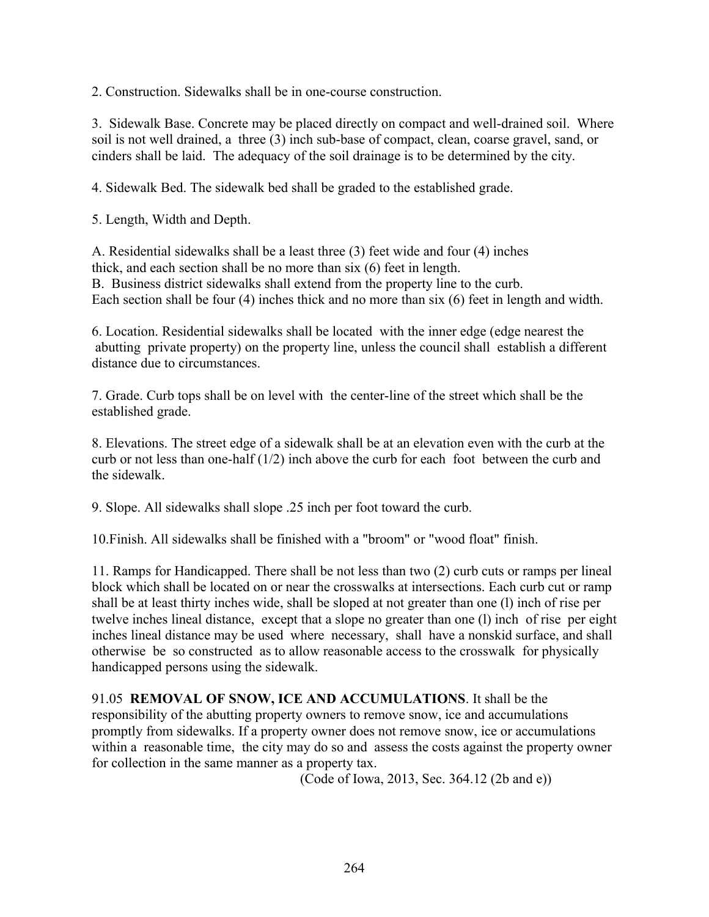2. Construction. Sidewalks shall be in one-course construction.

3. Sidewalk Base. Concrete may be placed directly on compact and well-drained soil. Where soil is not well drained, a three (3) inch sub-base of compact, clean, coarse gravel, sand, or cinders shall be laid. The adequacy of the soil drainage is to be determined by the city.

4. Sidewalk Bed. The sidewalk bed shall be graded to the established grade.

5. Length, Width and Depth.

A. Residential sidewalks shall be a least three (3) feet wide and four (4) inches thick, and each section shall be no more than six (6) feet in length.
B. Business district sidewalks shall extend from the property line to the curb. Each section shall be four (4) inches thick and no more than six (6) feet in length and width.

6. Location. Residential sidewalks shall be located with the inner edge (edge nearest the abutting private property) on the property line, unless the council shall establish a different distance due to circumstances.

7. Grade. Curb tops shall be on level with the center-line of the street which shall be the established grade.

8. Elevations. The street edge of a sidewalk shall be at an elevation even with the curb at the curb or not less than one-half (1/2) inch above the curb for each foot between the curb and the sidewalk.

9. Slope. All sidewalks shall slope .25 inch per foot toward the curb.

10.Finish. All sidewalks shall be finished with a "broom" or "wood float" finish.

11. Ramps for Handicapped. There shall be not less than two (2) curb cuts or ramps per lineal block which shall be located on or near the crosswalks at intersections. Each curb cut or ramp shall be at least thirty inches wide, shall be sloped at not greater than one (l) inch of rise per twelve inches lineal distance, except that a slope no greater than one (l) inch of rise per eight inches lineal distance may be used where necessary, shall have a nonskid surface, and shall otherwise be so constructed as to allow reasonable access to the crosswalk for physically handicapped persons using the sidewalk.

91.05 **REMOVAL OF SNOW, ICE AND ACCUMULATIONS**. It shall be the responsibility of the abutting property owners to remove snow, ice and accumulations promptly from sidewalks. If a property owner does not remove snow, ice or accumulations within a reasonable time, the city may do so and assess the costs against the property owner for collection in the same manner as a property tax.

(Code of Iowa, 2013, Sec. 364.12 (2b and e))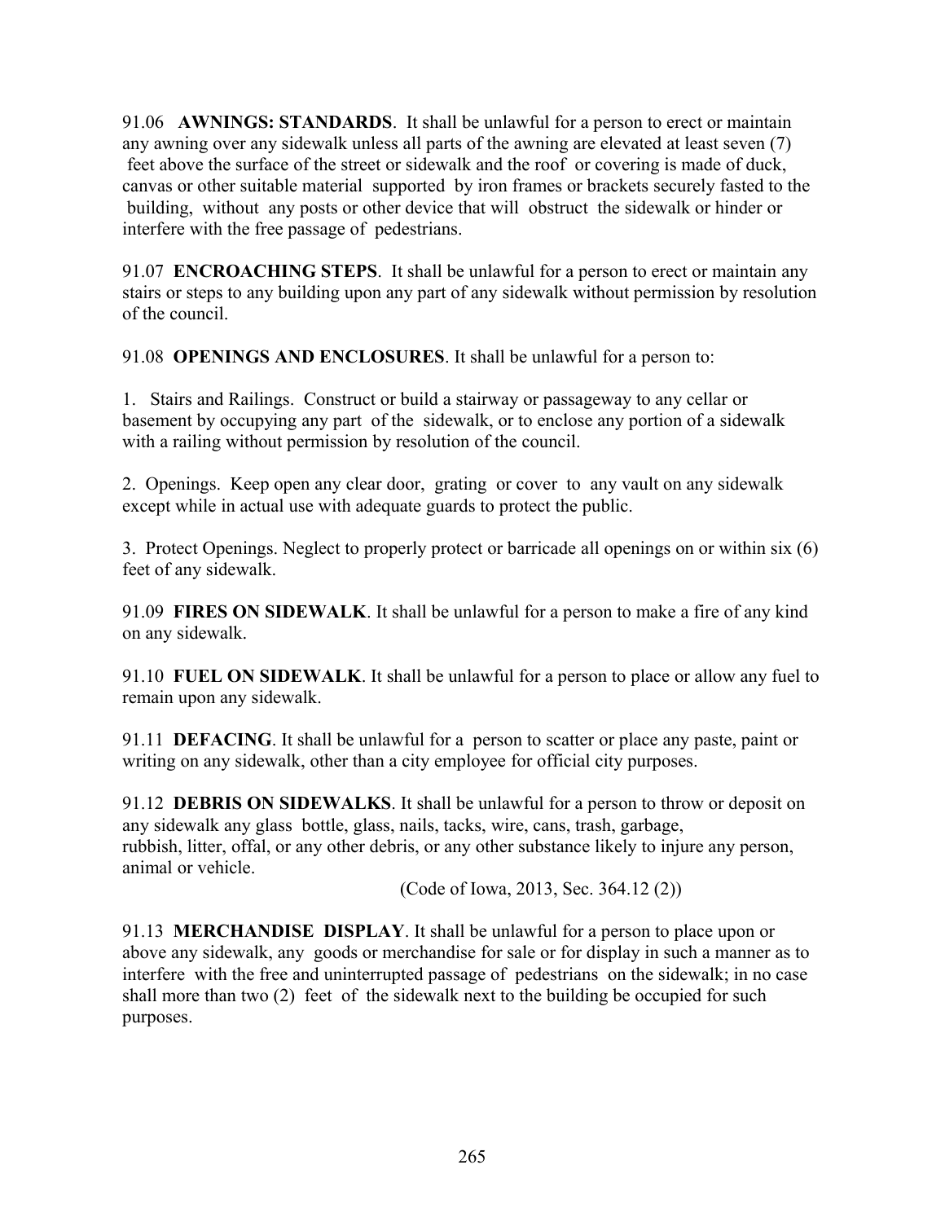91.06 **AWNINGS: STANDARDS**. It shall be unlawful for a person to erect or maintain any awning over any sidewalk unless all parts of the awning are elevated at least seven (7) feet above the surface of the street or sidewalk and the roof or covering is made of duck, canvas or other suitable material supported by iron frames or brackets securely fasted to the building, without any posts or other device that will obstruct the sidewalk or hinder or interfere with the free passage of pedestrians.

91.07 **ENCROACHING STEPS**. It shall be unlawful for a person to erect or maintain any stairs or steps to any building upon any part of any sidewalk without permission by resolution of the council.

91.08 **OPENINGS AND ENCLOSURES**. It shall be unlawful for a person to:

1. Stairs and Railings. Construct or build a stairway or passageway to any cellar or basement by occupying any part of the sidewalk, or to enclose any portion of a sidewalk with a railing without permission by resolution of the council.

2. Openings. Keep open any clear door, grating or cover to any vault on any sidewalk except while in actual use with adequate guards to protect the public.

3. Protect Openings. Neglect to properly protect or barricade all openings on or within six (6) feet of any sidewalk.

91.09 **FIRES ON SIDEWALK**. It shall be unlawful for a person to make a fire of any kind on any sidewalk.

91.10 **FUEL ON SIDEWALK**. It shall be unlawful for a person to place or allow any fuel to remain upon any sidewalk.

91.11 **DEFACING**. It shall be unlawful for a person to scatter or place any paste, paint or writing on any sidewalk, other than a city employee for official city purposes.

91.12 **DEBRIS ON SIDEWALKS**. It shall be unlawful for a person to throw or deposit on any sidewalk any glass bottle, glass, nails, tacks, wire, cans, trash, garbage, rubbish, litter, offal, or any other debris, or any other substance likely to injure any person, animal or vehicle.

(Code of Iowa, 2013, Sec. 364.12 (2))

91.13 **MERCHANDISE DISPLAY**. It shall be unlawful for a person to place upon or above any sidewalk, any goods or merchandise for sale or for display in such a manner as to interfere with the free and uninterrupted passage of pedestrians on the sidewalk; in no case shall more than two (2) feet of the sidewalk next to the building be occupied for such purposes.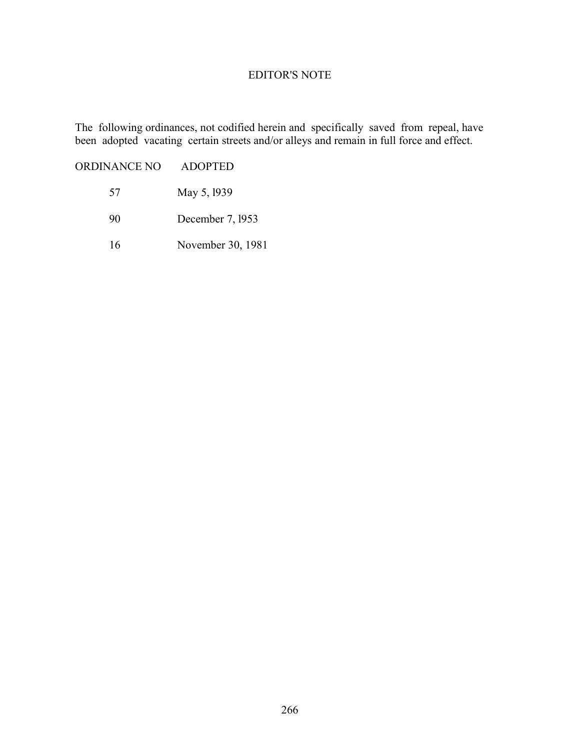# EDITOR'S NOTE

The following ordinances, not codified herein and specifically saved from repeal, have been adopted vacating certain streets and/or alleys and remain in full force and effect.

| ORDINANCE NO | ADOPTED |
| --- | --- |
| 57 | May 5, l939 |
| 90 | December 7, l953 |
| 16 | November 30, 1981 |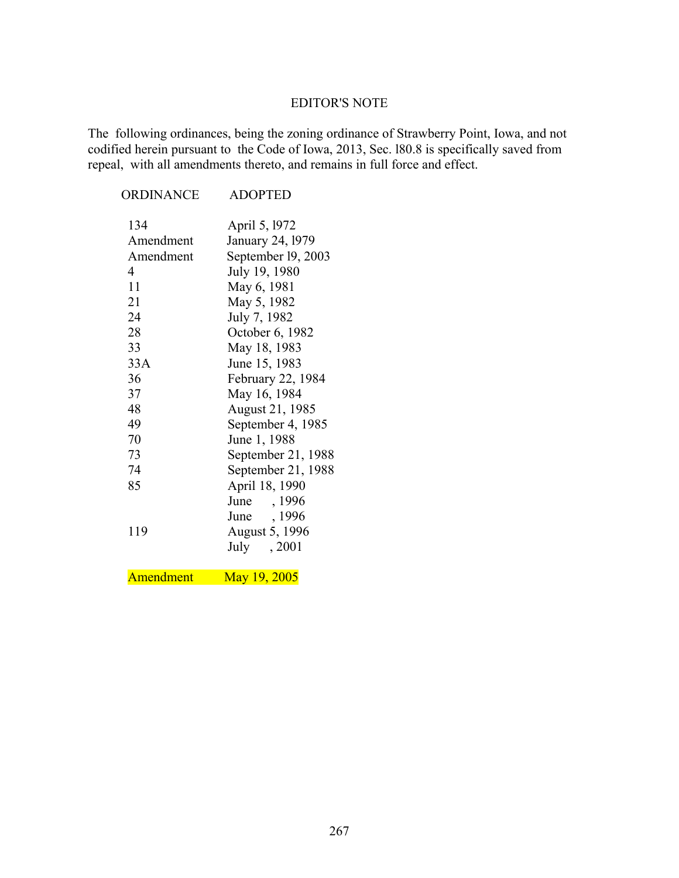# EDITOR'S NOTE

The following ordinances, being the zoning ordinance of Strawberry Point, Iowa, and not codified herein pursuant to the Code of Iowa, 2013, Sec. l80.8 is specifically saved from repeal, with all amendments thereto, and remains in full force and effect.

| ORDINANCE | ADOPTED |
|---|---|
| 134 | April 5, l972 |
| Amendment | January 24, l979 |
| Amendment | September l9, 2003 |
| 4 | July 19, 1980 |
| 11 | May 6, 1981 |
| 21 | May 5, 1982 |
| 24 | July 7, 1982 |
| 28 | October 6, 1982 |
| 33 | May 18, 1983 |
| 33A | June 15, 1983 |
| 36 | February 22, 1984 |
| 37 | May 16, 1984 |
| 48 | August 21, 1985 |
| 49 | September 4, 1985 |
| 70 | June 1, 1988 |
| 73 | September 21, 1988 |
| 74 | September 21, 1988 |
| 85 | April 18, 1990 |
| | June , 1996 |
| | June , 1996 |
| 119 | August 5, 1996 |
| | July , 2001 |
| Amendment | May 19, 2005 |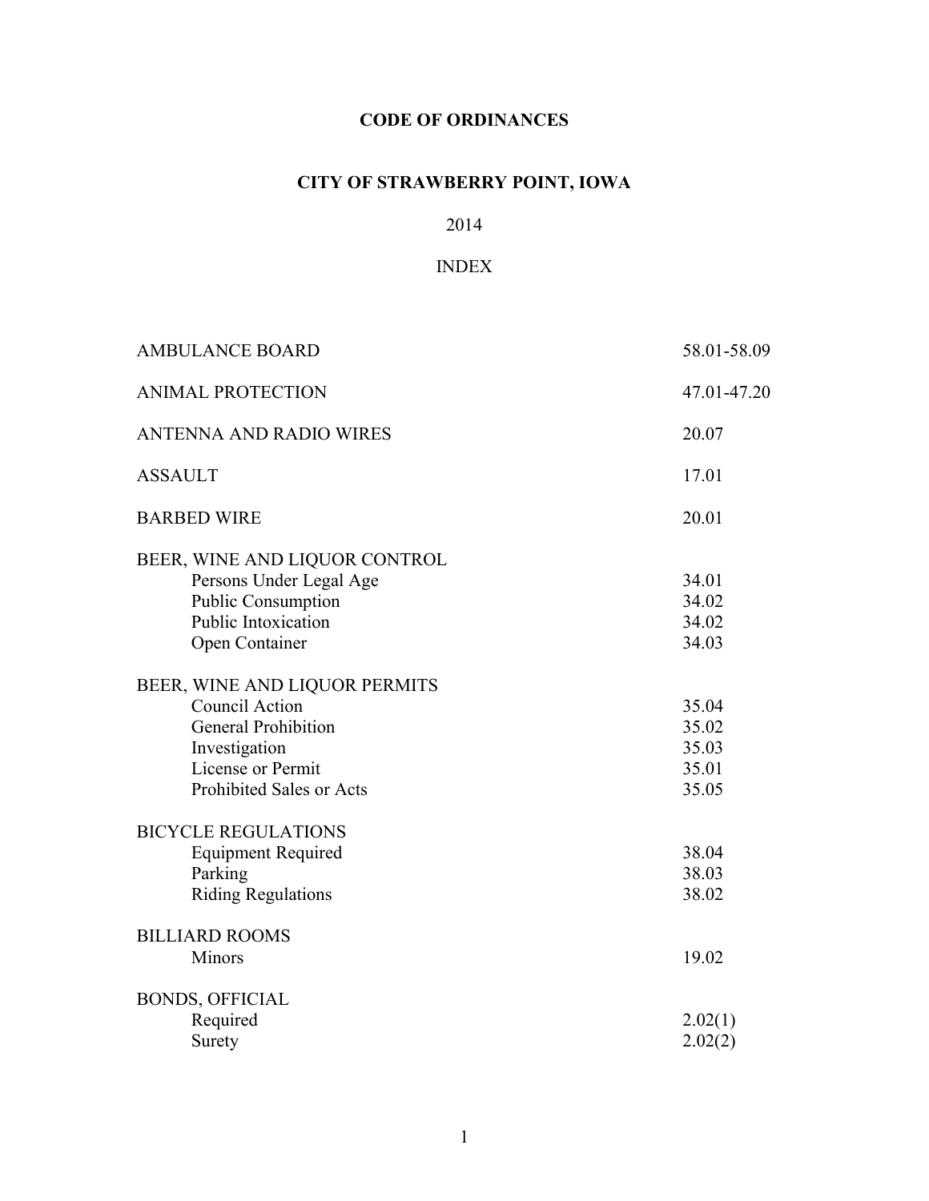**CODE OF ORDINANCES**

**CITY OF STRAWBERRY POINT, IOWA**

2014

INDEX

| | |
|---|---|
| AMBULANCE BOARD | 58.01-58.09 |
| ANIMAL PROTECTION | 47.01-47.20 |
| ANTENNA AND RADIO WIRES | 20.07 |
| ASSAULT | 17.01 |
| BARBED WIRE | 20.01 |
| BEER, WINE AND LIQUOR CONTROL | |
| Persons Under Legal Age | 34.01 |
| Public Consumption | 34.02 |
| Public Intoxication | 34.02 |
| Open Container | 34.03 |
| BEER, WINE AND LIQUOR PERMITS | |
| Council Action | 35.04 |
| General Prohibition | 35.02 |
| Investigation | 35.03 |
| License or Permit | 35.01 |
| Prohibited Sales or Acts | 35.05 |
| BICYCLE REGULATIONS | |
| Equipment Required | 38.04 |
| Parking | 38.03 |
| Riding Regulations | 38.02 |
| BILLIARD ROOMS | |
| Minors | 19.02 |
| BONDS, OFFICIAL | |
| Required | 2.02(1) |
| Surety | 2.02(2) |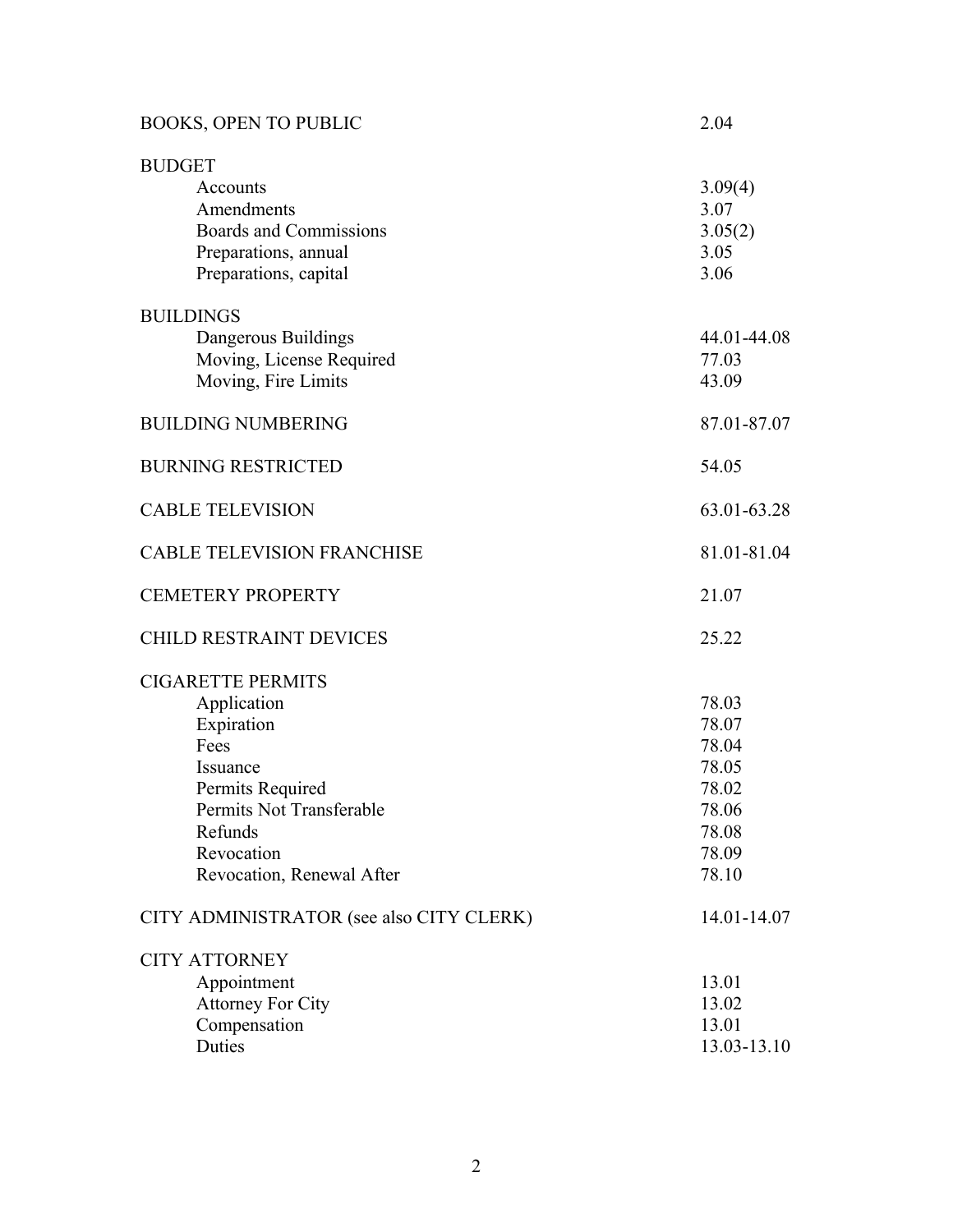| | |
|---|---|
| BOOKS, OPEN TO PUBLIC | 2.04 |
| **BUDGET** | |
| Accounts | 3.09(4) |
| Amendments | 3.07 |
| Boards and Commissions | 3.05(2) |
| Preparations, annual | 3.05 |
| Preparations, capital | 3.06 |
| **BUILDINGS** | |
| Dangerous Buildings | 44.01-44.08 |
| Moving, License Required | 77.03 |
| Moving, Fire Limits | 43.09 |
| BUILDING NUMBERING | 87.01-87.07 |
| BURNING RESTRICTED | 54.05 |
| CABLE TELEVISION | 63.01-63.28 |
| CABLE TELEVISION FRANCHISE | 81.01-81.04 |
| CEMETERY PROPERTY | 21.07 |
| CHILD RESTRAINT DEVICES | 25.22 |
| **CIGARETTE PERMITS** | |
| Application | 78.03 |
| Expiration | 78.07 |
| Fees | 78.04 |
| Issuance | 78.05 |
| Permits Required | 78.02 |
| Permits Not Transferable | 78.06 |
| Refunds | 78.08 |
| Revocation | 78.09 |
| Revocation, Renewal After | 78.10 |
| CITY ADMINISTRATOR (see also CITY CLERK) | 14.01-14.07 |
| **CITY ATTORNEY** | |
| Appointment | 13.01 |
| Attorney For City | 13.02 |
| Compensation | 13.01 |
| Duties | 13.03-13.10 |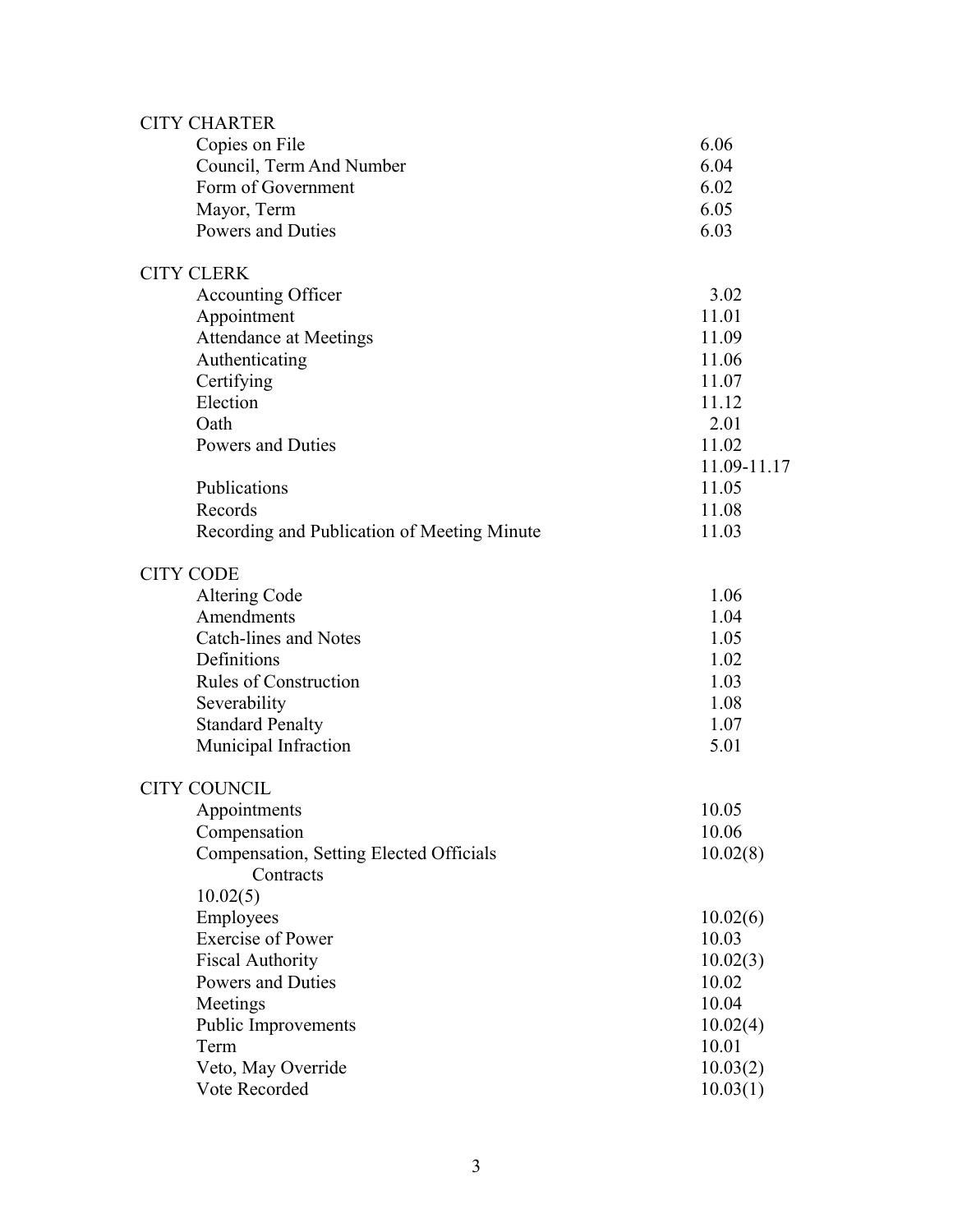CITY CHARTER

| | |
|---|---|
| Copies on File | 6.06 |
| Council, Term And Number | 6.04 |
| Form of Government | 6.02 |
| Mayor, Term | 6.05 |
| Powers and Duties | 6.03 |

CITY CLERK

| | |
|---|---|
| Accounting Officer | 3.02 |
| Appointment | 11.01 |
| Attendance at Meetings | 11.09 |
| Authenticating | 11.06 |
| Certifying | 11.07 |
| Election | 11.12 |
| Oath | 2.01 |
| Powers and Duties | 11.02 |
| | 11.09-11.17 |
| Publications | 11.05 |
| Records | 11.08 |
| Recording and Publication of Meeting Minute | 11.03 |

CITY CODE

| | |
|---|---|
| Altering Code | 1.06 |
| Amendments | 1.04 |
| Catch-lines and Notes | 1.05 |
| Definitions | 1.02 |
| Rules of Construction | 1.03 |
| Severability | 1.08 |
| Standard Penalty | 1.07 |
| Municipal Infraction | 5.01 |

CITY COUNCIL

| | |
|---|---|
| Appointments | 10.05 |
| Compensation | 10.06 |
| Compensation, Setting Elected Officials | 10.02(8) |
| Contracts | |
| 10.02(5) | |
| Employees | 10.02(6) |
| Exercise of Power | 10.03 |
| Fiscal Authority | 10.02(3) |
| Powers and Duties | 10.02 |
| Meetings | 10.04 |
| Public Improvements | 10.02(4) |
| Term | 10.01 |
| Veto, May Override | 10.03(2) |
| Vote Recorded | 10.03(1) |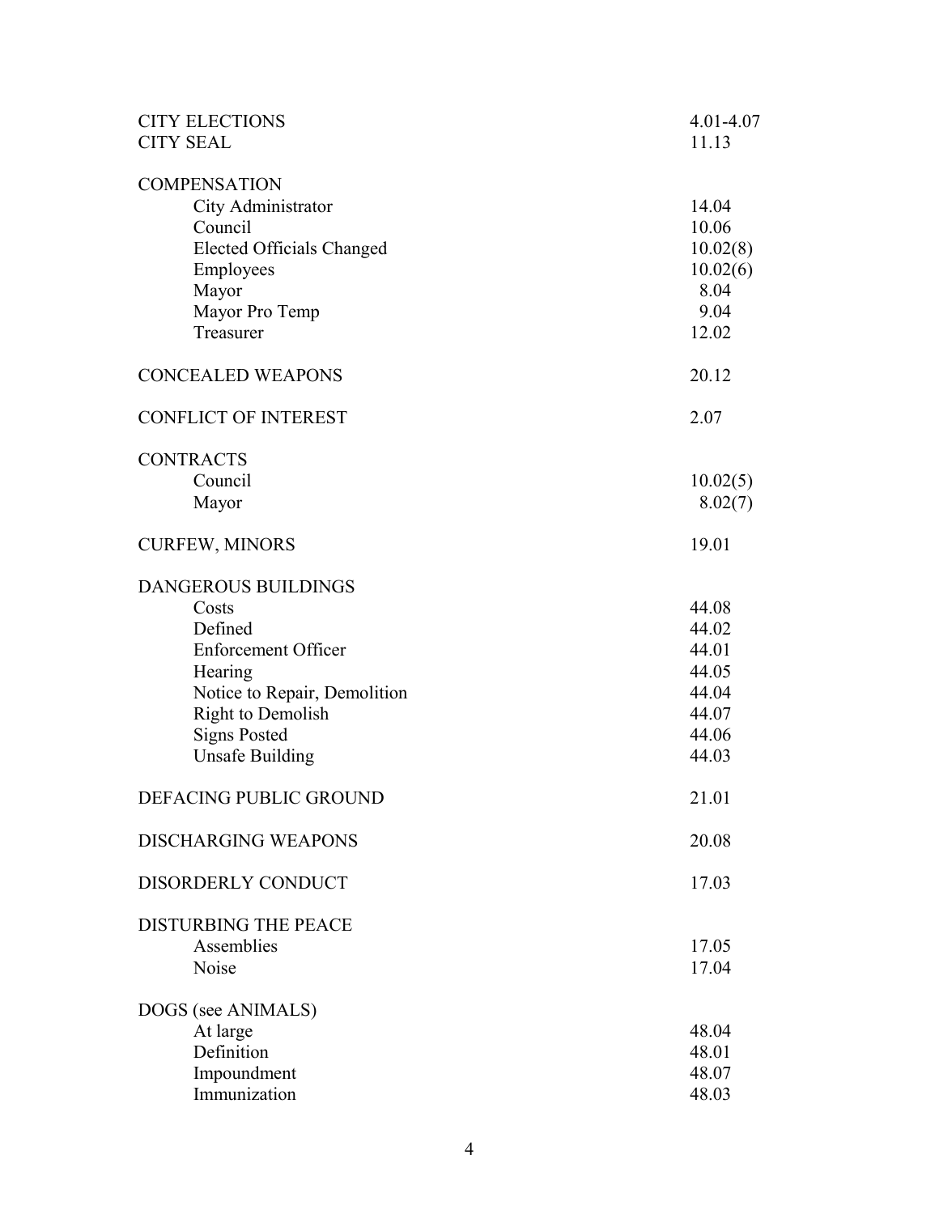| | |
|---|---|
| CITY ELECTIONS | 4.01-4.07 |
| CITY SEAL | 11.13 |
| | |
| COMPENSATION | |
| City Administrator | 14.04 |
| Council | 10.06 |
| Elected Officials Changed | 10.02(8) |
| Employees | 10.02(6) |
| Mayor | 8.04 |
| Mayor Pro Temp | 9.04 |
| Treasurer | 12.02 |
| | |
| CONCEALED WEAPONS | 20.12 |
| | |
| CONFLICT OF INTEREST | 2.07 |
| | |
| CONTRACTS | |
| Council | 10.02(5) |
| Mayor | 8.02(7) |
| | |
| CURFEW, MINORS | 19.01 |
| | |
| DANGEROUS BUILDINGS | |
| Costs | 44.08 |
| Defined | 44.02 |
| Enforcement Officer | 44.01 |
| Hearing | 44.05 |
| Notice to Repair, Demolition | 44.04 |
| Right to Demolish | 44.07 |
| Signs Posted | 44.06 |
| Unsafe Building | 44.03 |
| | |
| DEFACING PUBLIC GROUND | 21.01 |
| | |
| DISCHARGING WEAPONS | 20.08 |
| | |
| DISORDERLY CONDUCT | 17.03 |
| | |
| DISTURBING THE PEACE | |
| Assemblies | 17.05 |
| Noise | 17.04 |
| | |
| DOGS (see ANIMALS) | |
| At large | 48.04 |
| Definition | 48.01 |
| Impoundment | 48.07 |
| Immunization | 48.03 |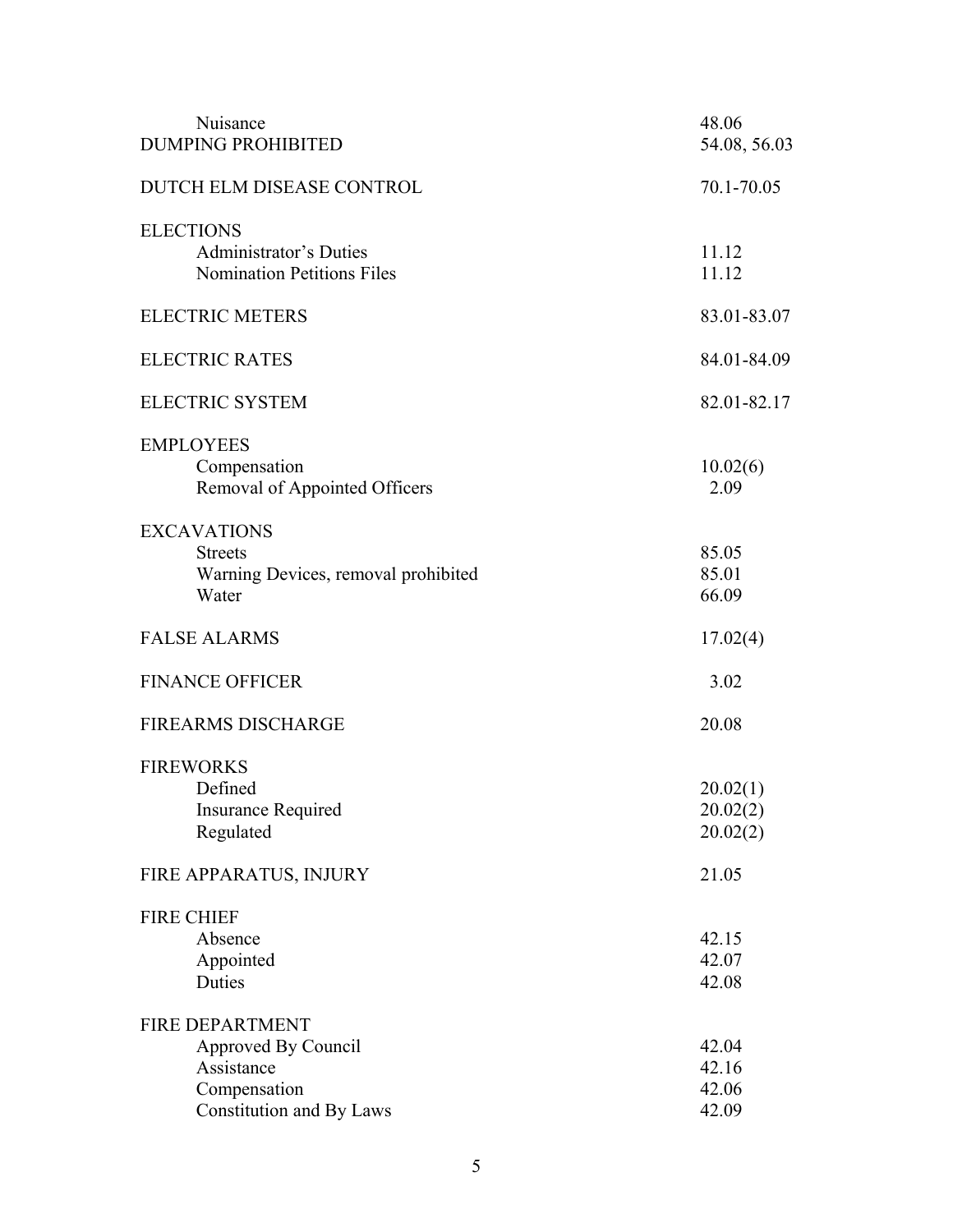| | |
|---|---|
| Nuisance | 48.06 |
| DUMPING PROHIBITED | 54.08, 56.03 |
| DUTCH ELM DISEASE CONTROL | 70.1-70.05 |
| ELECTIONS | |
| Administrator's Duties | 11.12 |
| Nomination Petitions Files | 11.12 |
| ELECTRIC METERS | 83.01-83.07 |
| ELECTRIC RATES | 84.01-84.09 |
| ELECTRIC SYSTEM | 82.01-82.17 |
| EMPLOYEES | |
| Compensation | 10.02(6) |
| Removal of Appointed Officers | 2.09 |
| EXCAVATIONS | |
| Streets | 85.05 |
| Warning Devices, removal prohibited | 85.01 |
| Water | 66.09 |
| FALSE ALARMS | 17.02(4) |
| FINANCE OFFICER | 3.02 |
| FIREARMS DISCHARGE | 20.08 |
| FIREWORKS | |
| Defined | 20.02(1) |
| Insurance Required | 20.02(2) |
| Regulated | 20.02(2) |
| FIRE APPARATUS, INJURY | 21.05 |
| FIRE CHIEF | |
| Absence | 42.15 |
| Appointed | 42.07 |
| Duties | 42.08 |
| FIRE DEPARTMENT | |
| Approved By Council | 42.04 |
| Assistance | 42.16 |
| Compensation | 42.06 |
| Constitution and By Laws | 42.09 |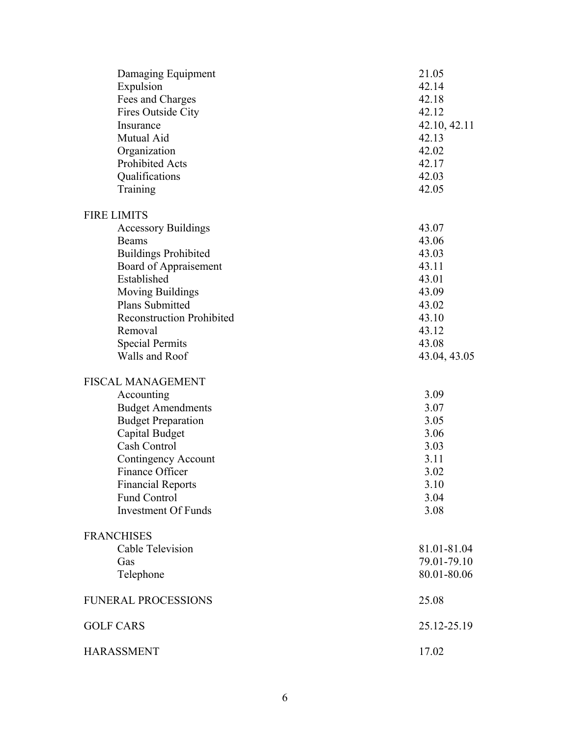| | |
|---|---|
| Damaging Equipment | 21.05 |
| Expulsion | 42.14 |
| Fees and Charges | 42.18 |
| Fires Outside City | 42.12 |
| Insurance | 42.10, 42.11 |
| Mutual Aid | 42.13 |
| Organization | 42.02 |
| Prohibited Acts | 42.17 |
| Qualifications | 42.03 |
| Training | 42.05 |

FIRE LIMITS

| | |
|---|---|
| Accessory Buildings | 43.07 |
| Beams | 43.06 |
| Buildings Prohibited | 43.03 |
| Board of Appraisement | 43.11 |
| Established | 43.01 |
| Moving Buildings | 43.09 |
| Plans Submitted | 43.02 |
| Reconstruction Prohibited | 43.10 |
| Removal | 43.12 |
| Special Permits | 43.08 |
| Walls and Roof | 43.04, 43.05 |

FISCAL MANAGEMENT

| | |
|---|---|
| Accounting | 3.09 |
| Budget Amendments | 3.07 |
| Budget Preparation | 3.05 |
| Capital Budget | 3.06 |
| Cash Control | 3.03 |
| Contingency Account | 3.11 |
| Finance Officer | 3.02 |
| Financial Reports | 3.10 |
| Fund Control | 3.04 |
| Investment Of Funds | 3.08 |

FRANCHISES

| | |
|---|---|
| Cable Television | 81.01-81.04 |
| Gas | 79.01-79.10 |
| Telephone | 80.01-80.06 |

| | |
|---|---|
| FUNERAL PROCESSIONS | 25.08 |
| GOLF CARS | 25.12-25.19 |
| HARASSMENT | 17.02 |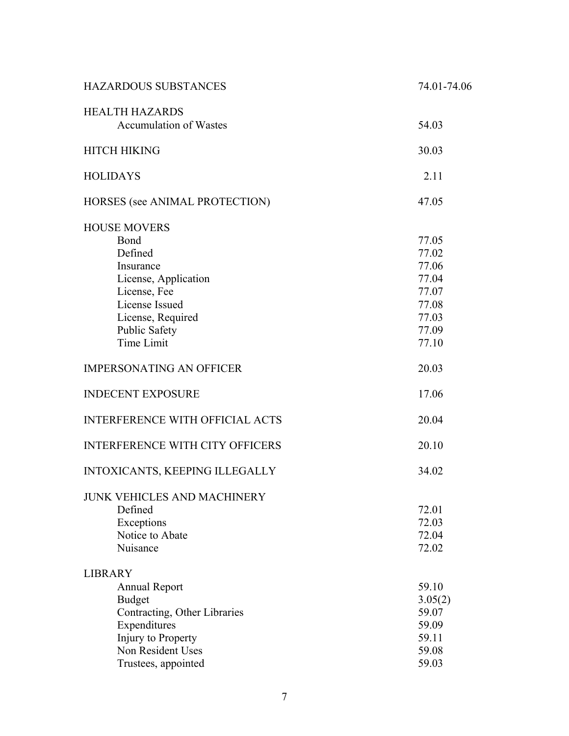| | |
|---|---|
| HAZARDOUS SUBSTANCES | 74.01-74.06 |
| HEALTH HAZARDS | |
| Accumulation of Wastes | 54.03 |
| HITCH HIKING | 30.03 |
| HOLIDAYS | 2.11 |
| HORSES (see ANIMAL PROTECTION) | 47.05 |
| HOUSE MOVERS | |
| Bond | 77.05 |
| Defined | 77.02 |
| Insurance | 77.06 |
| License, Application | 77.04 |
| License, Fee | 77.07 |
| License Issued | 77.08 |
| License, Required | 77.03 |
| Public Safety | 77.09 |
| Time Limit | 77.10 |
| IMPERSONATING AN OFFICER | 20.03 |
| INDECENT EXPOSURE | 17.06 |
| INTERFERENCE WITH OFFICIAL ACTS | 20.04 |
| INTERFERENCE WITH CITY OFFICERS | 20.10 |
| INTOXICANTS, KEEPING ILLEGALLY | 34.02 |
| JUNK VEHICLES AND MACHINERY | |
| Defined | 72.01 |
| Exceptions | 72.03 |
| Notice to Abate | 72.04 |
| Nuisance | 72.02 |
| LIBRARY | |
| Annual Report | 59.10 |
| Budget | 3.05(2) |
| Contracting, Other Libraries | 59.07 |
| Expenditures | 59.09 |
| Injury to Property | 59.11 |
| Non Resident Uses | 59.08 |
| Trustees, appointed | 59.03 |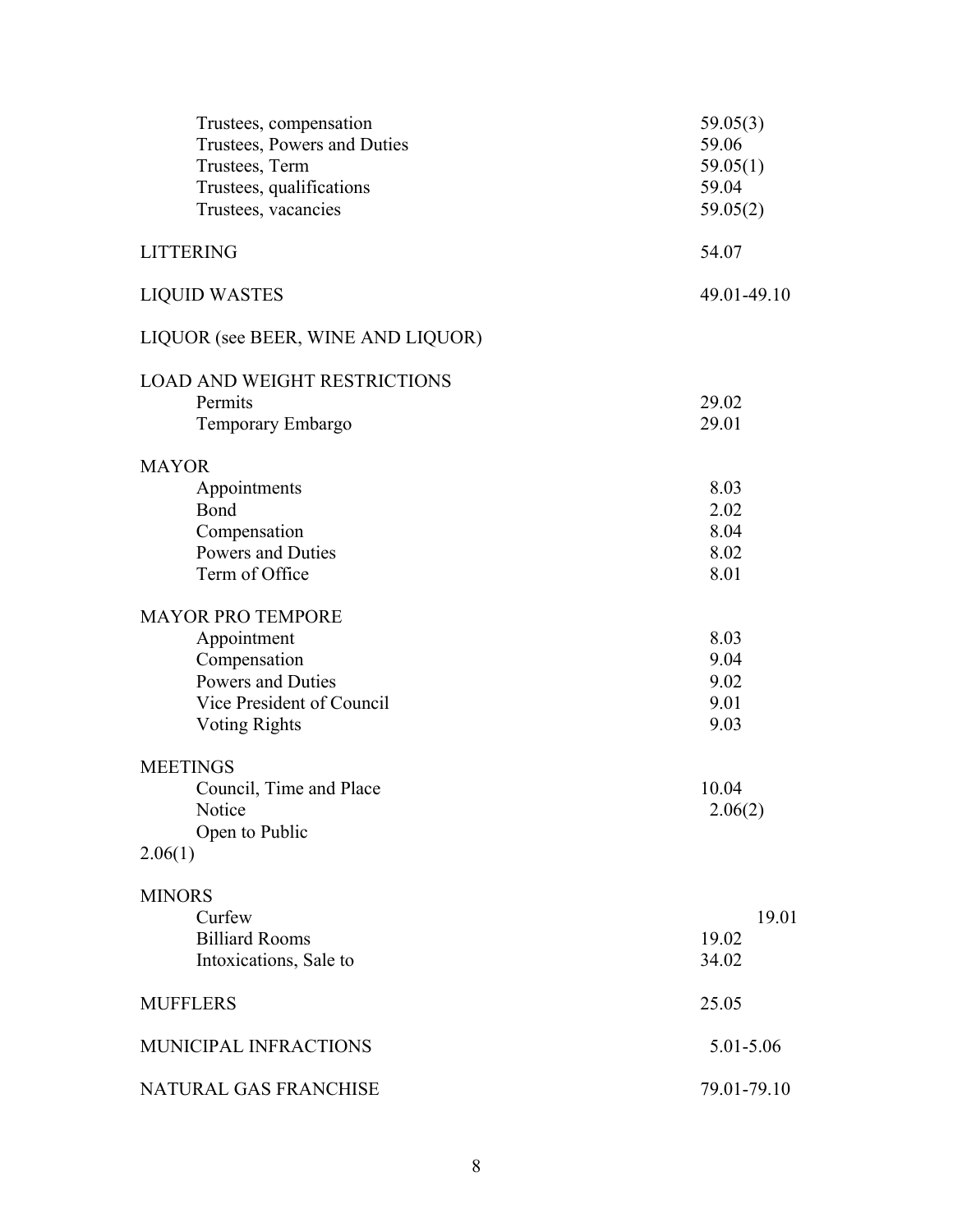| | |
|---|---|
| Trustees, compensation | 59.05(3) |
| Trustees, Powers and Duties | 59.06 |
| Trustees, Term | 59.05(1) |
| Trustees, qualifications | 59.04 |
| Trustees, vacancies | 59.05(2) |
| | |
| LITTERING | 54.07 |
| | |
| LIQUID WASTES | 49.01-49.10 |
| | |
| LIQUOR (see BEER, WINE AND LIQUOR) | |
| | |
| LOAD AND WEIGHT RESTRICTIONS | |
| Permits | 29.02 |
| Temporary Embargo | 29.01 |
| | |
| MAYOR | |
| Appointments | 8.03 |
| Bond | 2.02 |
| Compensation | 8.04 |
| Powers and Duties | 8.02 |
| Term of Office | 8.01 |
| | |
| MAYOR PRO TEMPORE | |
| Appointment | 8.03 |
| Compensation | 9.04 |
| Powers and Duties | 9.02 |
| Vice President of Council | 9.01 |
| Voting Rights | 9.03 |
| | |
| MEETINGS | |
| Council, Time and Place | 10.04 |
| Notice | 2.06(2) |
| Open to Public | 2.06(1) |
| | |
| MINORS | |
| Curfew | 19.01 |
| Billiard Rooms | 19.02 |
| Intoxications, Sale to | 34.02 |
| | |
| MUFFLERS | 25.05 |
| | |
| MUNICIPAL INFRACTIONS | 5.01-5.06 |
| | |
| NATURAL GAS FRANCHISE | 79.01-79.10 |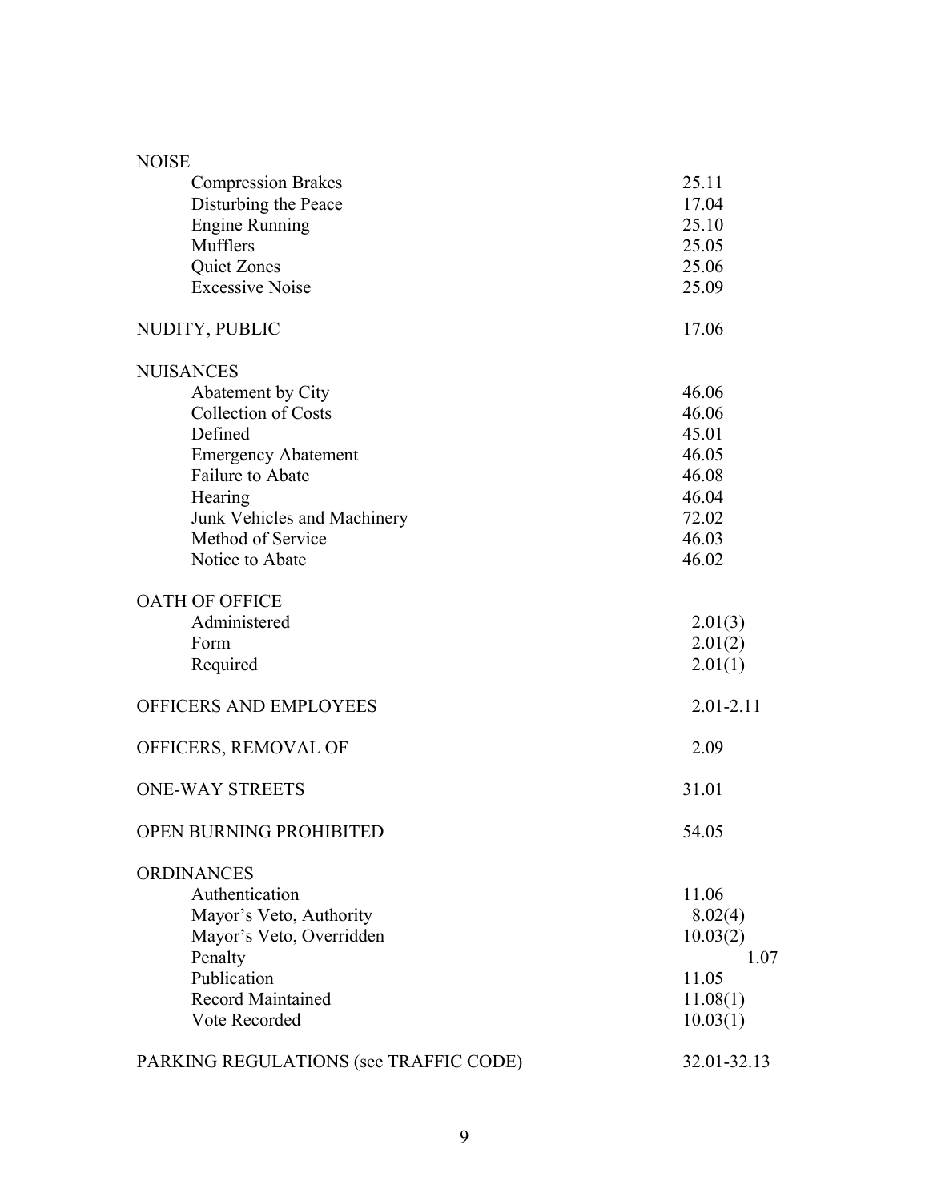NOISE

| | |
|---|---|
| Compression Brakes | 25.11 |
| Disturbing the Peace | 17.04 |
| Engine Running | 25.10 |
| Mufflers | 25.05 |
| Quiet Zones | 25.06 |
| Excessive Noise | 25.09 |

| | |
|---|---|
| NUDITY, PUBLIC | 17.06 |

NUISANCES

| | |
|---|---|
| Abatement by City | 46.06 |
| Collection of Costs | 46.06 |
| Defined | 45.01 |
| Emergency Abatement | 46.05 |
| Failure to Abate | 46.08 |
| Hearing | 46.04 |
| Junk Vehicles and Machinery | 72.02 |
| Method of Service | 46.03 |
| Notice to Abate | 46.02 |

OATH OF OFFICE

| | |
|---|---|
| Administered | 2.01(3) |
| Form | 2.01(2) |
| Required | 2.01(1) |

| | |
|---|---|
| OFFICERS AND EMPLOYEES | 2.01-2.11 |
| OFFICERS, REMOVAL OF | 2.09 |
| ONE-WAY STREETS | 31.01 |
| OPEN BURNING PROHIBITED | 54.05 |

ORDINANCES

| | |
|---|---|
| Authentication | 11.06 |
| Mayor's Veto, Authority | 8.02(4) |
| Mayor's Veto, Overridden | 10.03(2) |
| Penalty | 1.07 |
| Publication | 11.05 |
| Record Maintained | 11.08(1) |
| Vote Recorded | 10.03(1) |

| | |
|---|---|
| PARKING REGULATIONS (see TRAFFIC CODE) | 32.01-32.13 |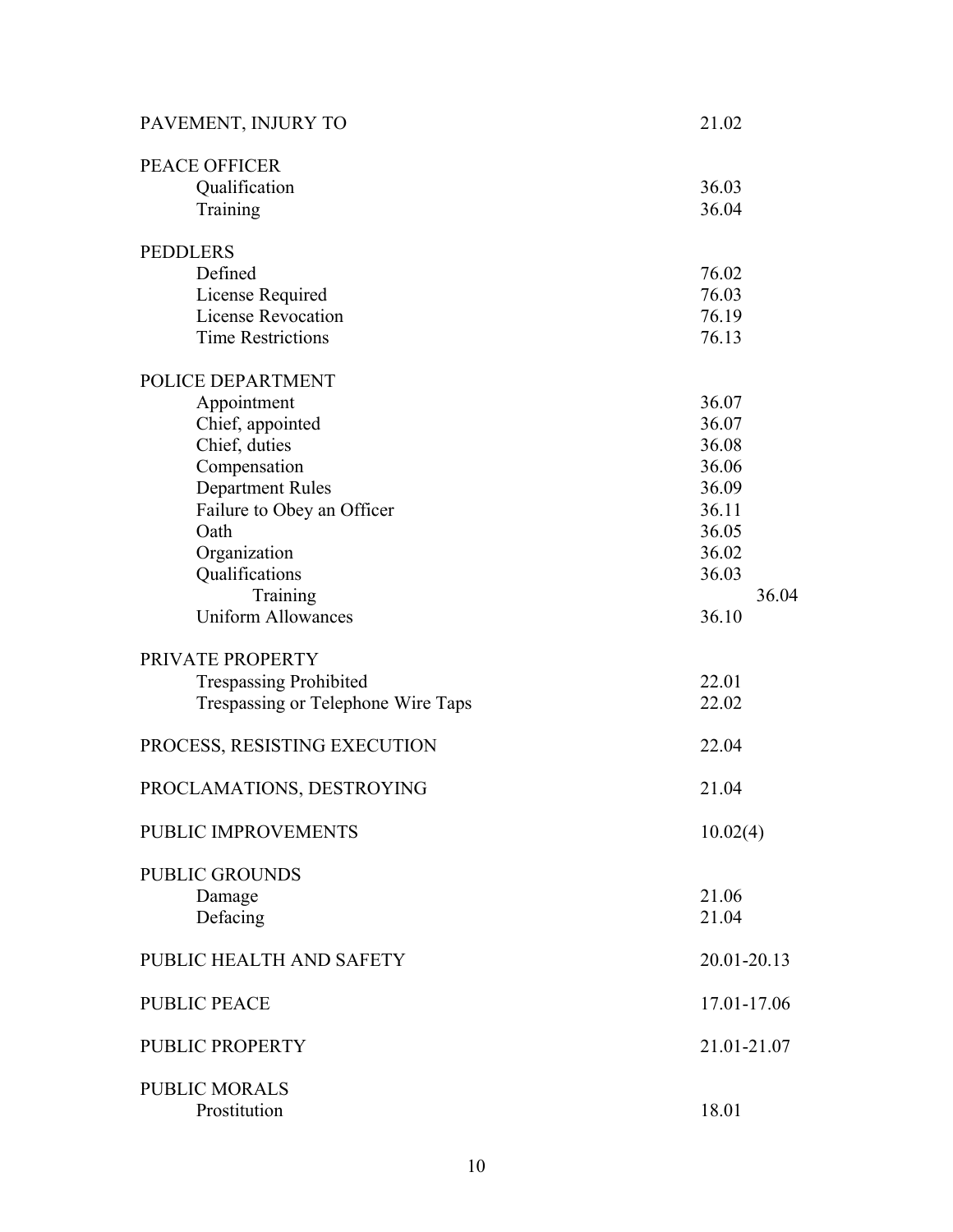PAVEMENT, INJURY TO 21.02

PEACE OFFICER
- Qualification 36.03
- Training 36.04

PEDDLERS
- Defined 76.02
- License Required 76.03
- License Revocation 76.19
- Time Restrictions 76.13

POLICE DEPARTMENT
- Appointment 36.07
- Chief, appointed 36.07
- Chief, duties 36.08
- Compensation 36.06
- Department Rules 36.09
- Failure to Obey an Officer 36.11
- Oath 36.05
- Organization 36.02
- Qualifications 36.03
    - Training 36.04
- Uniform Allowances 36.10

PRIVATE PROPERTY
- Trespassing Prohibited 22.01
- Trespassing or Telephone Wire Taps 22.02

PROCESS, RESISTING EXECUTION 22.04

PROCLAMATIONS, DESTROYING 21.04

PUBLIC IMPROVEMENTS 10.02(4)

PUBLIC GROUNDS
- Damage 21.06
- Defacing 21.04

PUBLIC HEALTH AND SAFETY 20.01-20.13

PUBLIC PEACE 17.01-17.06

PUBLIC PROPERTY 21.01-21.07

PUBLIC MORALS
- Prostitution 18.01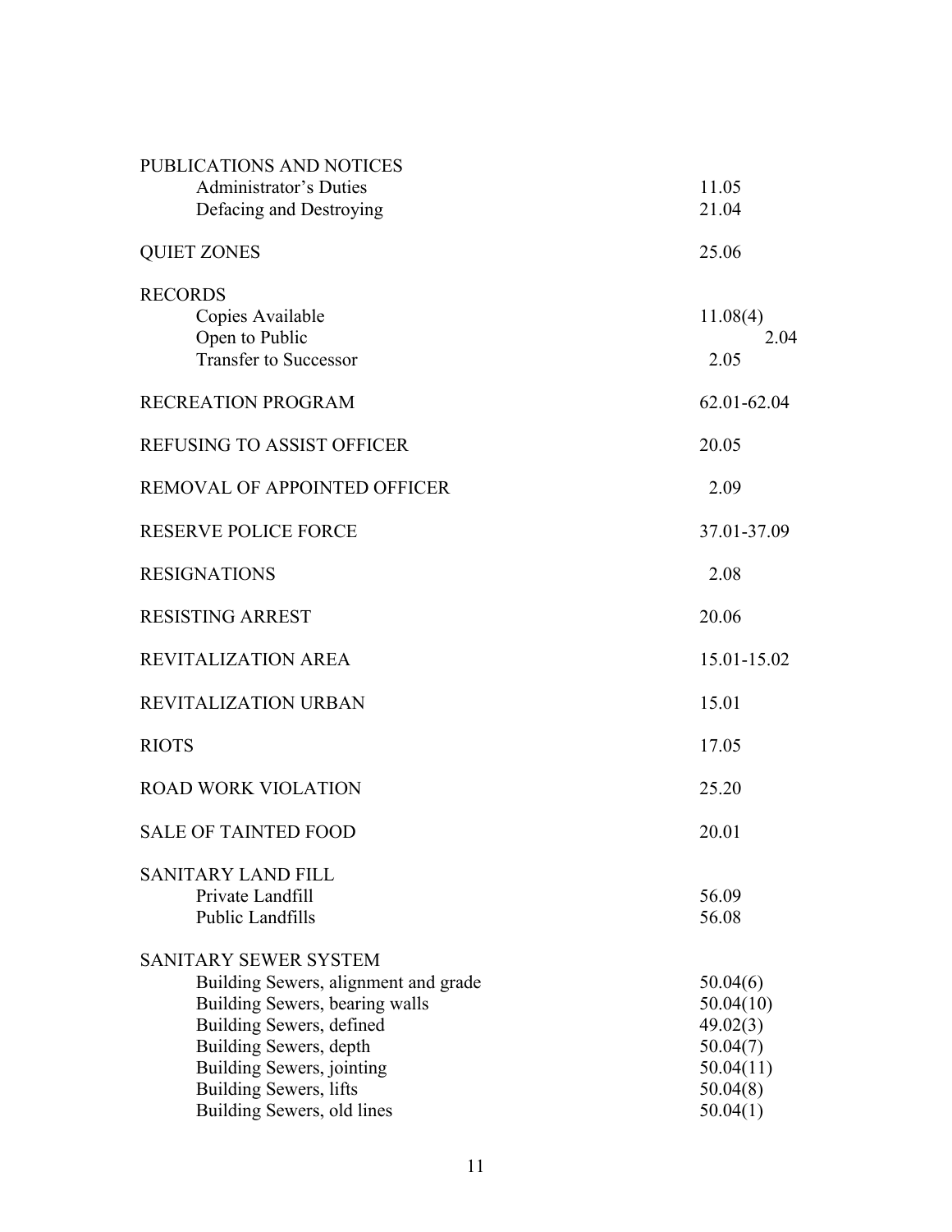PUBLICATIONS AND NOTICES

| | |
|---|---|
| Administrator's Duties | 11.05 |
| Defacing and Destroying | 21.04 |

QUIET ZONES 25.06

RECORDS

| | |
|---|---|
| Copies Available | 11.08(4) |
| Open to Public | 2.04 |
| Transfer to Successor | 2.05 |

RECREATION PROGRAM 62.01-62.04

REFUSING TO ASSIST OFFICER 20.05

REMOVAL OF APPOINTED OFFICER 2.09

RESERVE POLICE FORCE 37.01-37.09

RESIGNATIONS 2.08

RESISTING ARREST 20.06

REVITALIZATION AREA 15.01-15.02

REVITALIZATION URBAN 15.01

RIOTS 17.05

ROAD WORK VIOLATION 25.20

SALE OF TAINTED FOOD 20.01

SANITARY LAND FILL

| | |
|---|---|
| Private Landfill | 56.09 |
| Public Landfills | 56.08 |

SANITARY SEWER SYSTEM

| | |
|---|---|
| Building Sewers, alignment and grade | 50.04(6) |
| Building Sewers, bearing walls | 50.04(10) |
| Building Sewers, defined | 49.02(3) |
| Building Sewers, depth | 50.04(7) |
| Building Sewers, jointing | 50.04(11) |
| Building Sewers, lifts | 50.04(8) |
| Building Sewers, old lines | 50.04(1) |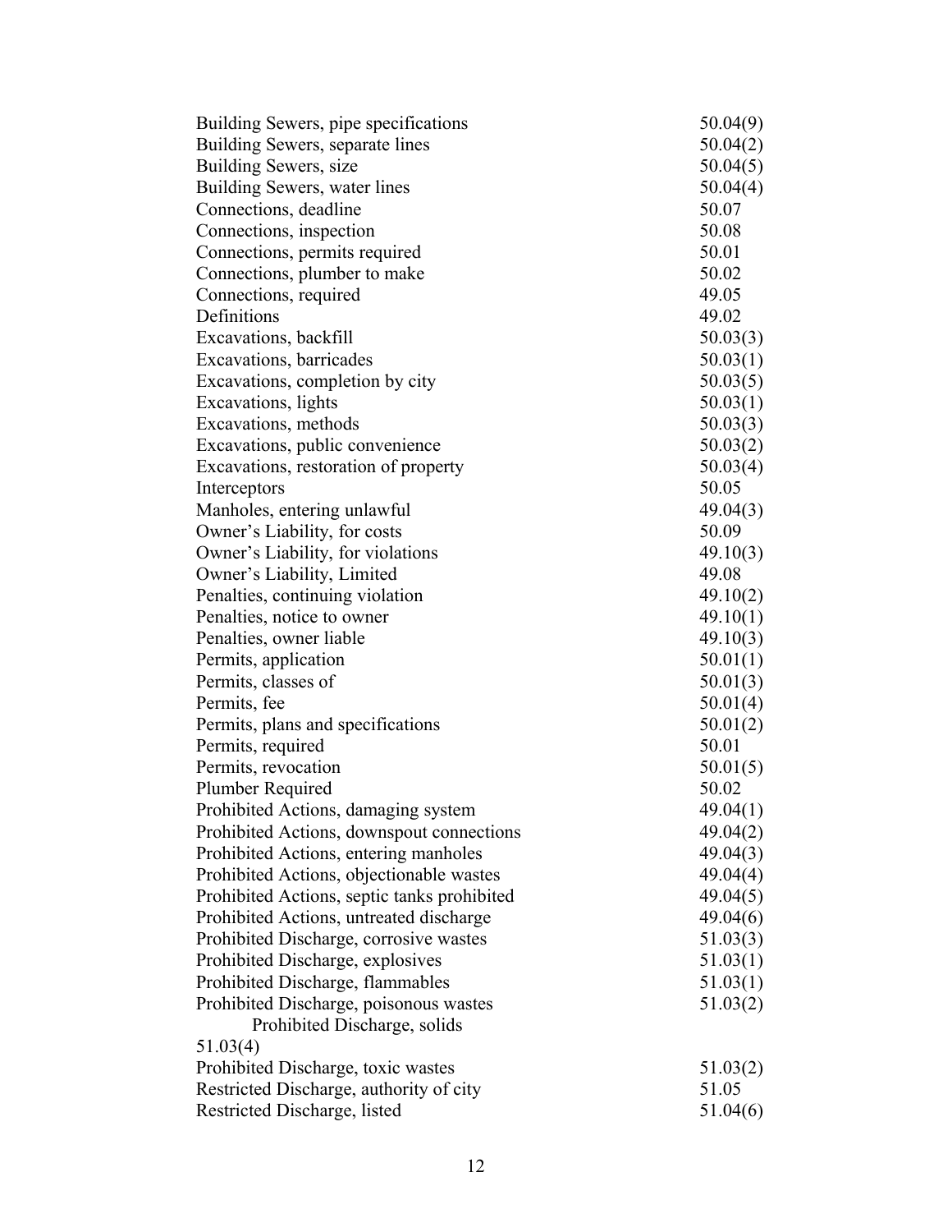| | |
|---|---|
| Building Sewers, pipe specifications | 50.04(9) |
| Building Sewers, separate lines | 50.04(2) |
| Building Sewers, size | 50.04(5) |
| Building Sewers, water lines | 50.04(4) |
| Connections, deadline | 50.07 |
| Connections, inspection | 50.08 |
| Connections, permits required | 50.01 |
| Connections, plumber to make | 50.02 |
| Connections, required | 49.05 |
| Definitions | 49.02 |
| Excavations, backfill | 50.03(3) |
| Excavations, barricades | 50.03(1) |
| Excavations, completion by city | 50.03(5) |
| Excavations, lights | 50.03(1) |
| Excavations, methods | 50.03(3) |
| Excavations, public convenience | 50.03(2) |
| Excavations, restoration of property | 50.03(4) |
| Interceptors | 50.05 |
| Manholes, entering unlawful | 49.04(3) |
| Owner's Liability, for costs | 50.09 |
| Owner's Liability, for violations | 49.10(3) |
| Owner's Liability, Limited | 49.08 |
| Penalties, continuing violation | 49.10(2) |
| Penalties, notice to owner | 49.10(1) |
| Penalties, owner liable | 49.10(3) |
| Permits, application | 50.01(1) |
| Permits, classes of | 50.01(3) |
| Permits, fee | 50.01(4) |
| Permits, plans and specifications | 50.01(2) |
| Permits, required | 50.01 |
| Permits, revocation | 50.01(5) |
| Plumber Required | 50.02 |
| Prohibited Actions, damaging system | 49.04(1) |
| Prohibited Actions, downspout connections | 49.04(2) |
| Prohibited Actions, entering manholes | 49.04(3) |
| Prohibited Actions, objectionable wastes | 49.04(4) |
| Prohibited Actions, septic tanks prohibited | 49.04(5) |
| Prohibited Actions, untreated discharge | 49.04(6) |
| Prohibited Discharge, corrosive wastes | 51.03(3) |
| Prohibited Discharge, explosives | 51.03(1) |
| Prohibited Discharge, flammables | 51.03(1) |
| Prohibited Discharge, poisonous wastes | 51.03(2) |
| Prohibited Discharge, solids | 51.03(4) |
| Prohibited Discharge, toxic wastes | 51.03(2) |
| Restricted Discharge, authority of city | 51.05 |
| Restricted Discharge, listed | 51.04(6) |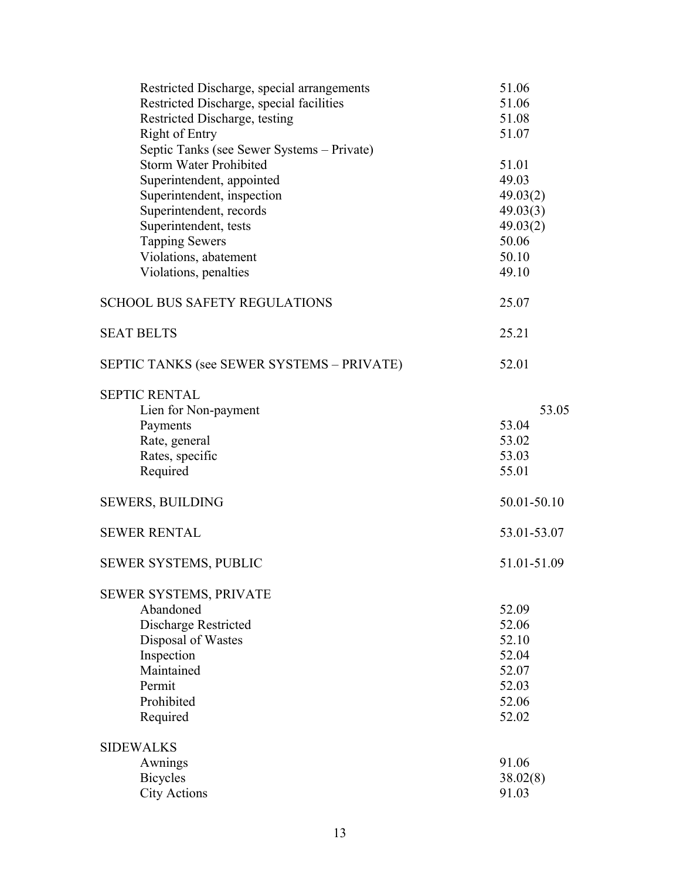| | |
|---|---|
| Restricted Discharge, special arrangements | 51.06 |
| Restricted Discharge, special facilities | 51.06 |
| Restricted Discharge, testing | 51.08 |
| Right of Entry | 51.07 |
| Septic Tanks (see Sewer Systems – Private) | |
| Storm Water Prohibited | 51.01 |
| Superintendent, appointed | 49.03 |
| Superintendent, inspection | 49.03(2) |
| Superintendent, records | 49.03(3) |
| Superintendent, tests | 49.03(2) |
| Tapping Sewers | 50.06 |
| Violations, abatement | 50.10 |
| Violations, penalties | 49.10 |

| | |
|---|---|
| SCHOOL BUS SAFETY REGULATIONS | 25.07 |
| SEAT BELTS | 25.21 |
| SEPTIC TANKS (see SEWER SYSTEMS – PRIVATE) | 52.01 |

SEPTIC RENTAL

| | |
|---|---|
| Lien for Non-payment | 53.05 |
| Payments | 53.04 |
| Rate, general | 53.02 |
| Rates, specific | 53.03 |
| Required | 55.01 |

| | |
|---|---|
| SEWERS, BUILDING | 50.01-50.10 |
| SEWER RENTAL | 53.01-53.07 |
| SEWER SYSTEMS, PUBLIC | 51.01-51.09 |

SEWER SYSTEMS, PRIVATE

| | |
|---|---|
| Abandoned | 52.09 |
| Discharge Restricted | 52.06 |
| Disposal of Wastes | 52.10 |
| Inspection | 52.04 |
| Maintained | 52.07 |
| Permit | 52.03 |
| Prohibited | 52.06 |
| Required | 52.02 |

SIDEWALKS

| | |
|---|---|
| Awnings | 91.06 |
| Bicycles | 38.02(8) |
| City Actions | 91.03 |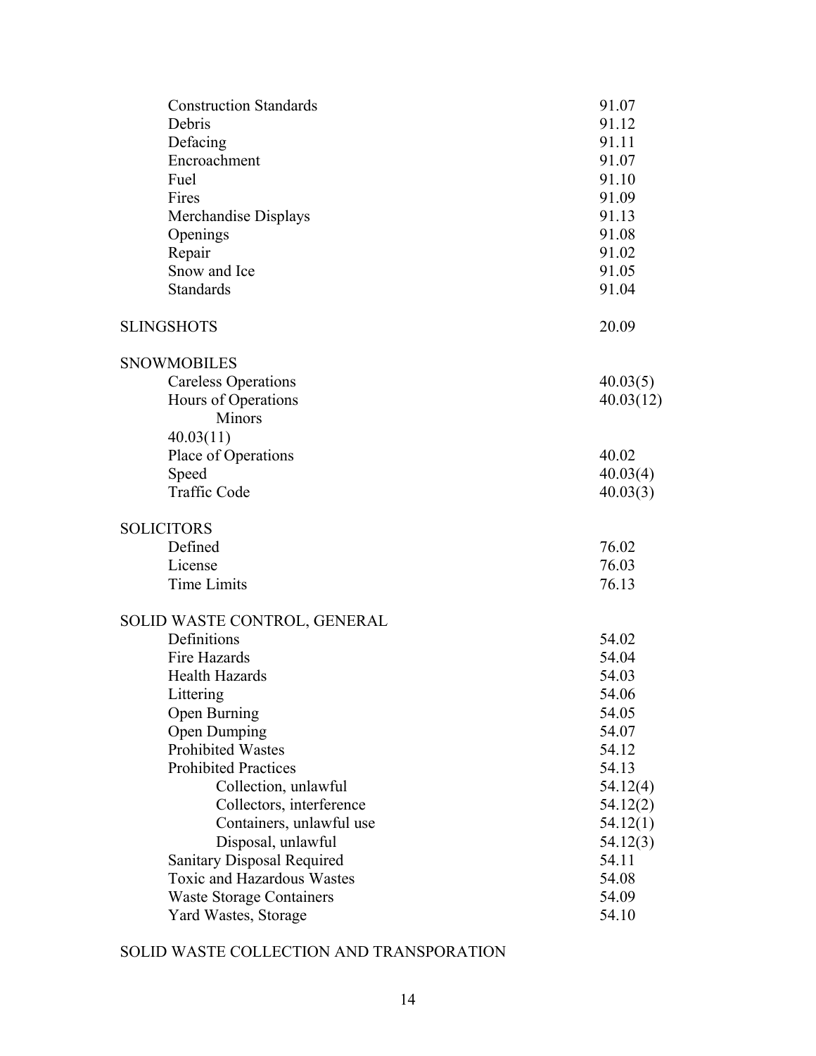| | |
|---|---|
| Construction Standards | 91.07 |
| Debris | 91.12 |
| Defacing | 91.11 |
| Encroachment | 91.07 |
| Fuel | 91.10 |
| Fires | 91.09 |
| Merchandise Displays | 91.13 |
| Openings | 91.08 |
| Repair | 91.02 |
| Snow and Ice | 91.05 |
| Standards | 91.04 |

| | |
|---|---|
| SLINGSHOTS | 20.09 |

SNOWMOBILES

| | |
|---|---|
| Careless Operations | 40.03(5) |
| Hours of Operations | 40.03(12) |
| Minors | |
| 40.03(11) | |
| Place of Operations | 40.02 |
| Speed | 40.03(4) |
| Traffic Code | 40.03(3) |

SOLICITORS

| | |
|---|---|
| Defined | 76.02 |
| License | 76.03 |
| Time Limits | 76.13 |

SOLID WASTE CONTROL, GENERAL

| | |
|---|---|
| Definitions | 54.02 |
| Fire Hazards | 54.04 |
| Health Hazards | 54.03 |
| Littering | 54.06 |
| Open Burning | 54.05 |
| Open Dumping | 54.07 |
| Prohibited Wastes | 54.12 |
| Prohibited Practices | 54.13 |
| Collection, unlawful | 54.12(4) |
| Collectors, interference | 54.12(2) |
| Containers, unlawful use | 54.12(1) |
| Disposal, unlawful | 54.12(3) |
| Sanitary Disposal Required | 54.11 |
| Toxic and Hazardous Wastes | 54.08 |
| Waste Storage Containers | 54.09 |
| Yard Wastes, Storage | 54.10 |

SOLID WASTE COLLECTION AND TRANSPORATION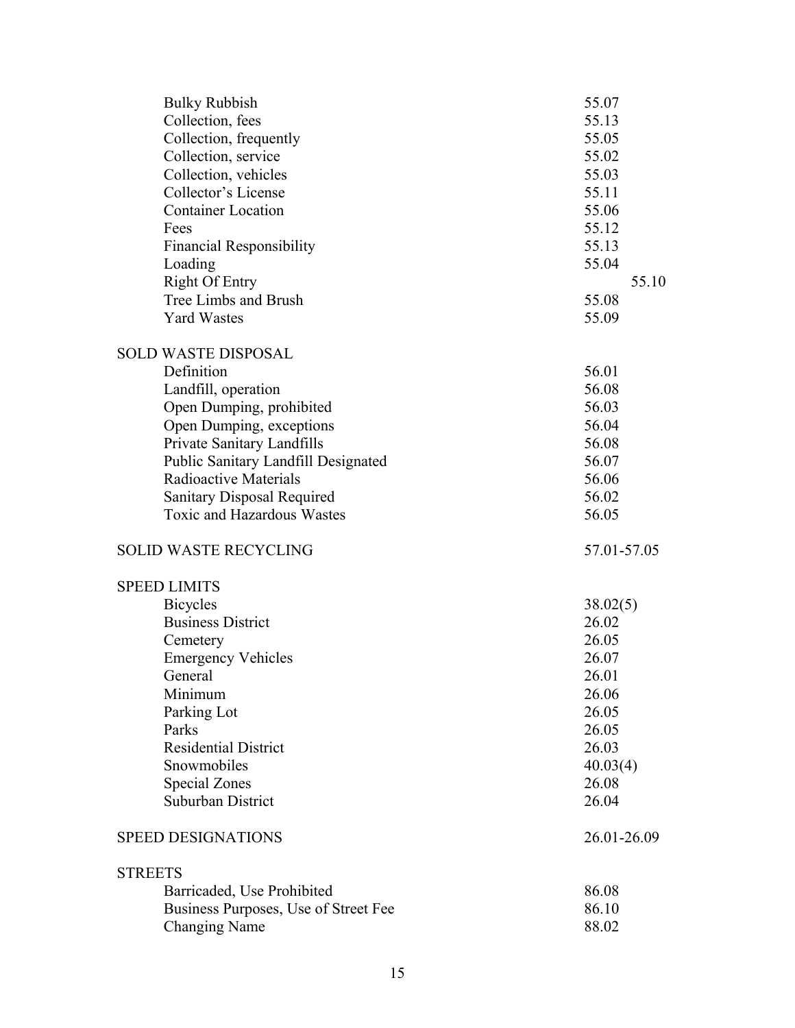| | |
|---|---|
| Bulky Rubbish | 55.07 |
| Collection, fees | 55.13 |
| Collection, frequently | 55.05 |
| Collection, service | 55.02 |
| Collection, vehicles | 55.03 |
| Collector's License | 55.11 |
| Container Location | 55.06 |
| Fees | 55.12 |
| Financial Responsibility | 55.13 |
| Loading | 55.04 |
| Right Of Entry | 55.10 |
| Tree Limbs and Brush | 55.08 |
| Yard Wastes | 55.09 |

SOLD WASTE DISPOSAL

| | |
|---|---|
| Definition | 56.01 |
| Landfill, operation | 56.08 |
| Open Dumping, prohibited | 56.03 |
| Open Dumping, exceptions | 56.04 |
| Private Sanitary Landfills | 56.08 |
| Public Sanitary Landfill Designated | 56.07 |
| Radioactive Materials | 56.06 |
| Sanitary Disposal Required | 56.02 |
| Toxic and Hazardous Wastes | 56.05 |

SOLID WASTE RECYCLING 57.01-57.05

SPEED LIMITS

| | |
|---|---|
| Bicycles | 38.02(5) |
| Business District | 26.02 |
| Cemetery | 26.05 |
| Emergency Vehicles | 26.07 |
| General | 26.01 |
| Minimum | 26.06 |
| Parking Lot | 26.05 |
| Parks | 26.05 |
| Residential District | 26.03 |
| Snowmobiles | 40.03(4) |
| Special Zones | 26.08 |
| Suburban District | 26.04 |

SPEED DESIGNATIONS 26.01-26.09

STREETS

| | |
|---|---|
| Barricaded, Use Prohibited | 86.08 |
| Business Purposes, Use of Street Fee | 86.10 |
| Changing Name | 88.02 |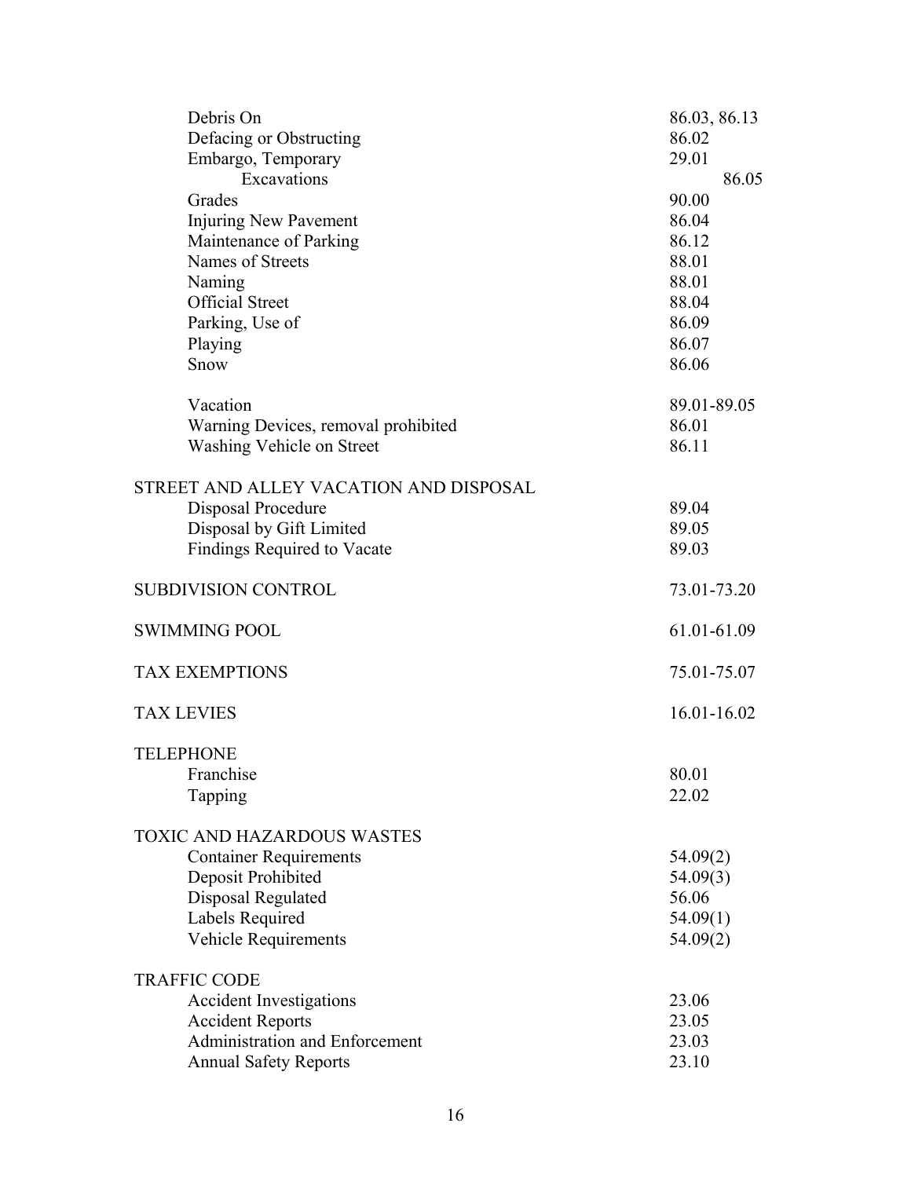| | |
|---|---|
| Debris On | 86.03, 86.13 |
| Defacing or Obstructing | 86.02 |
| Embargo, Temporary | 29.01 |
| Excavations | 86.05 |
| Grades | 90.00 |
| Injuring New Pavement | 86.04 |
| Maintenance of Parking | 86.12 |
| Names of Streets | 88.01 |
| Naming | 88.01 |
| Official Street | 88.04 |
| Parking, Use of | 86.09 |
| Playing | 86.07 |
| Snow | 86.06 |
| Vacation | 89.01-89.05 |
| Warning Devices, removal prohibited | 86.01 |
| Washing Vehicle on Street | 86.11 |

STREET AND ALLEY VACATION AND DISPOSAL

| | |
|---|---|
| Disposal Procedure | 89.04 |
| Disposal by Gift Limited | 89.05 |
| Findings Required to Vacate | 89.03 |

| | |
|---|---|
| SUBDIVISION CONTROL | 73.01-73.20 |
| SWIMMING POOL | 61.01-61.09 |
| TAX EXEMPTIONS | 75.01-75.07 |
| TAX LEVIES | 16.01-16.02 |

TELEPHONE

| | |
|---|---|
| Franchise | 80.01 |
| Tapping | 22.02 |

TOXIC AND HAZARDOUS WASTES

| | |
|---|---|
| Container Requirements | 54.09(2) |
| Deposit Prohibited | 54.09(3) |
| Disposal Regulated | 56.06 |
| Labels Required | 54.09(1) |
| Vehicle Requirements | 54.09(2) |

TRAFFIC CODE

| | |
|---|---|
| Accident Investigations | 23.06 |
| Accident Reports | 23.05 |
| Administration and Enforcement | 23.03 |
| Annual Safety Reports | 23.10 |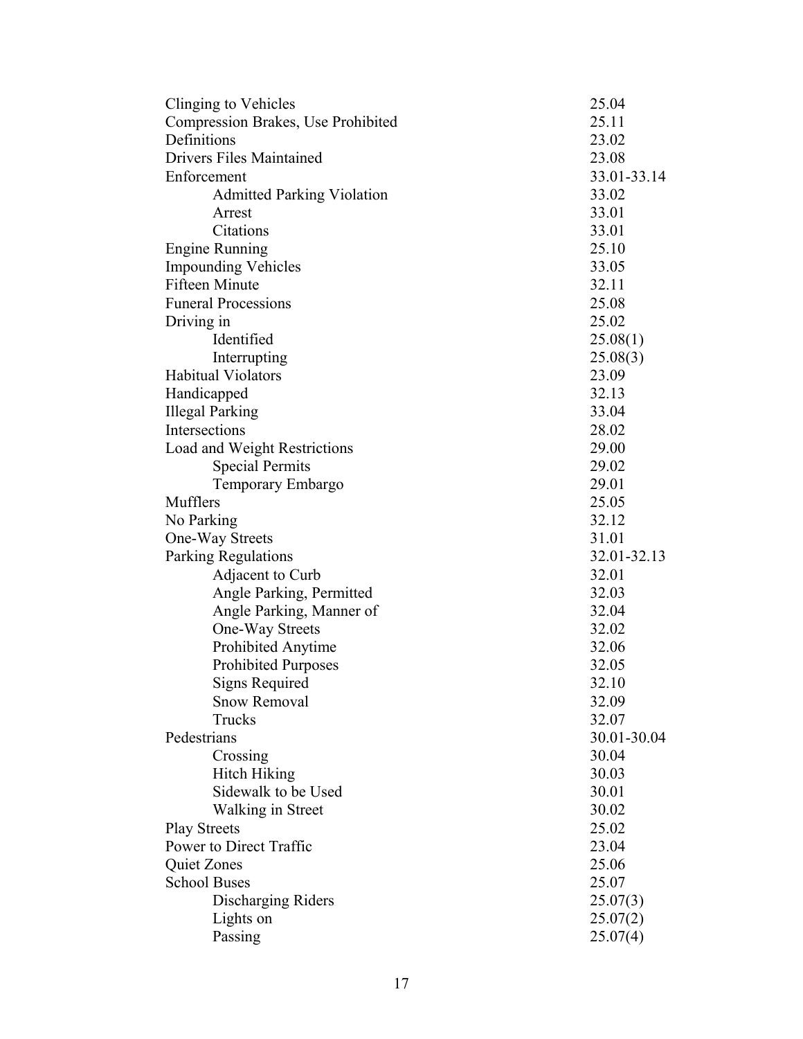| | |
|---|---|
| Clinging to Vehicles | 25.04 |
| Compression Brakes, Use Prohibited | 25.11 |
| Definitions | 23.02 |
| Drivers Files Maintained | 23.08 |
| Enforcement | 33.01-33.14 |
| &nbsp;&nbsp;&nbsp;&nbsp;Admitted Parking Violation | 33.02 |
| &nbsp;&nbsp;&nbsp;&nbsp;Arrest | 33.01 |
| &nbsp;&nbsp;&nbsp;&nbsp;Citations | 33.01 |
| Engine Running | 25.10 |
| Impounding Vehicles | 33.05 |
| Fifteen Minute | 32.11 |
| Funeral Processions | 25.08 |
| Driving in | 25.02 |
| &nbsp;&nbsp;&nbsp;&nbsp;Identified | 25.08(1) |
| &nbsp;&nbsp;&nbsp;&nbsp;Interrupting | 25.08(3) |
| Habitual Violators | 23.09 |
| Handicapped | 32.13 |
| Illegal Parking | 33.04 |
| Intersections | 28.02 |
| Load and Weight Restrictions | 29.00 |
| &nbsp;&nbsp;&nbsp;&nbsp;Special Permits | 29.02 |
| &nbsp;&nbsp;&nbsp;&nbsp;Temporary Embargo | 29.01 |
| Mufflers | 25.05 |
| No Parking | 32.12 |
| One-Way Streets | 31.01 |
| Parking Regulations | 32.01-32.13 |
| &nbsp;&nbsp;&nbsp;&nbsp;Adjacent to Curb | 32.01 |
| &nbsp;&nbsp;&nbsp;&nbsp;Angle Parking, Permitted | 32.03 |
| &nbsp;&nbsp;&nbsp;&nbsp;Angle Parking, Manner of | 32.04 |
| &nbsp;&nbsp;&nbsp;&nbsp;One-Way Streets | 32.02 |
| &nbsp;&nbsp;&nbsp;&nbsp;Prohibited Anytime | 32.06 |
| &nbsp;&nbsp;&nbsp;&nbsp;Prohibited Purposes | 32.05 |
| &nbsp;&nbsp;&nbsp;&nbsp;Signs Required | 32.10 |
| &nbsp;&nbsp;&nbsp;&nbsp;Snow Removal | 32.09 |
| &nbsp;&nbsp;&nbsp;&nbsp;Trucks | 32.07 |
| Pedestrians | 30.01-30.04 |
| &nbsp;&nbsp;&nbsp;&nbsp;Crossing | 30.04 |
| &nbsp;&nbsp;&nbsp;&nbsp;Hitch Hiking | 30.03 |
| &nbsp;&nbsp;&nbsp;&nbsp;Sidewalk to be Used | 30.01 |
| &nbsp;&nbsp;&nbsp;&nbsp;Walking in Street | 30.02 |
| Play Streets | 25.02 |
| Power to Direct Traffic | 23.04 |
| Quiet Zones | 25.06 |
| School Buses | 25.07 |
| &nbsp;&nbsp;&nbsp;&nbsp;Discharging Riders | 25.07(3) |
| &nbsp;&nbsp;&nbsp;&nbsp;Lights on | 25.07(2) |
| &nbsp;&nbsp;&nbsp;&nbsp;Passing | 25.07(4) |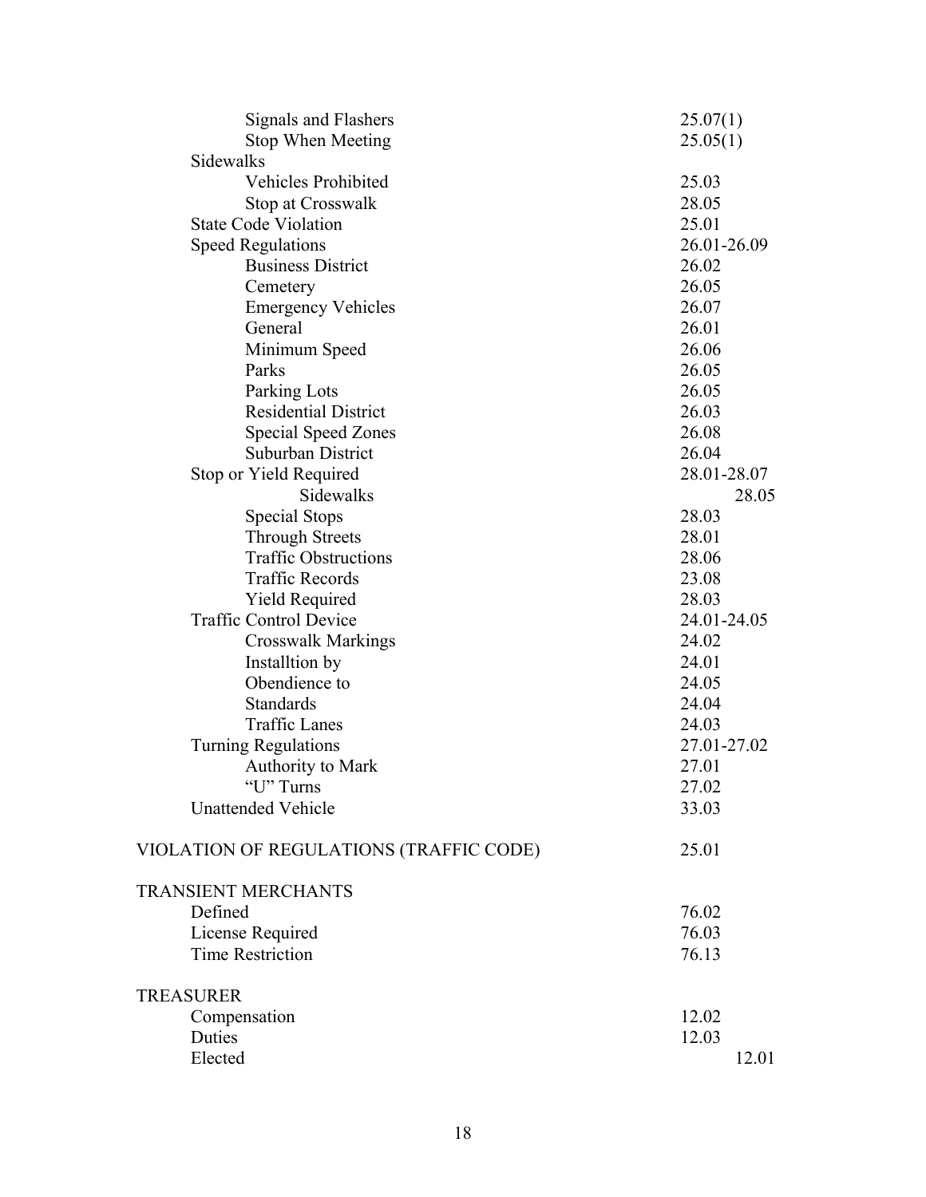| | |
|---|---|
| Signals and Flashers | 25.07(1) |
| Stop When Meeting | 25.05(1) |
| Sidewalks | |
| Vehicles Prohibited | 25.03 |
| Stop at Crosswalk | 28.05 |
| State Code Violation | 25.01 |
| Speed Regulations | 26.01-26.09 |
| Business District | 26.02 |
| Cemetery | 26.05 |
| Emergency Vehicles | 26.07 |
| General | 26.01 |
| Minimum Speed | 26.06 |
| Parks | 26.05 |
| Parking Lots | 26.05 |
| Residential District | 26.03 |
| Special Speed Zones | 26.08 |
| Suburban District | 26.04 |
| Stop or Yield Required | 28.01-28.07 |
| Sidewalks | 28.05 |
| Special Stops | 28.03 |
| Through Streets | 28.01 |
| Traffic Obstructions | 28.06 |
| Traffic Records | 23.08 |
| Yield Required | 28.03 |
| Traffic Control Device | 24.01-24.05 |
| Crosswalk Markings | 24.02 |
| Installtion by | 24.01 |
| Obendience to | 24.05 |
| Standards | 24.04 |
| Traffic Lanes | 24.03 |
| Turning Regulations | 27.01-27.02 |
| Authority to Mark | 27.01 |
| "U" Turns | 27.02 |
| Unattended Vehicle | 33.03 |

| | |
|---|---|
| VIOLATION OF REGULATIONS (TRAFFIC CODE) | 25.01 |

TRANSIENT MERCHANTS

| | |
|---|---|
| Defined | 76.02 |
| License Required | 76.03 |
| Time Restriction | 76.13 |

TREASURER

| | |
|---|---|
| Compensation | 12.02 |
| Duties | 12.03 |
| Elected | 12.01 |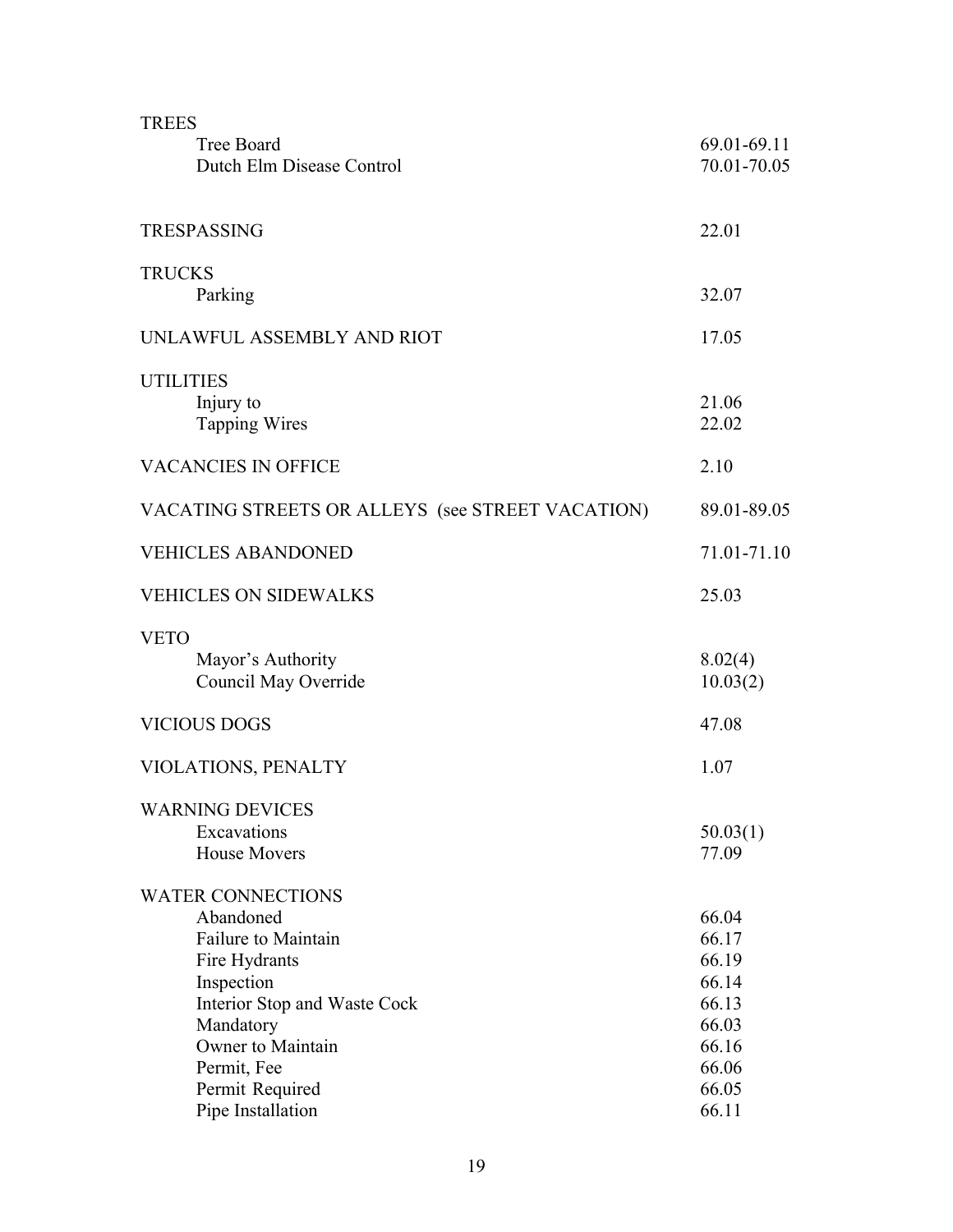| | |
|---|---|
| TREES | |
| Tree Board | 69.01-69.11 |
| Dutch Elm Disease Control | 70.01-70.05 |
| TRESPASSING | 22.01 |
| TRUCKS | |
| Parking | 32.07 |
| UNLAWFUL ASSEMBLY AND RIOT | 17.05 |
| UTILITIES | |
| Injury to | 21.06 |
| Tapping Wires | 22.02 |
| VACANCIES IN OFFICE | 2.10 |
| VACATING STREETS OR ALLEYS (see STREET VACATION) | 89.01-89.05 |
| VEHICLES ABANDONED | 71.01-71.10 |
| VEHICLES ON SIDEWALKS | 25.03 |
| VETO | |
| Mayor's Authority | 8.02(4) |
| Council May Override | 10.03(2) |
| VICIOUS DOGS | 47.08 |
| VIOLATIONS, PENALTY | 1.07 |
| WARNING DEVICES | |
| Excavations | 50.03(1) |
| House Movers | 77.09 |
| WATER CONNECTIONS | |
| Abandoned | 66.04 |
| Failure to Maintain | 66.17 |
| Fire Hydrants | 66.19 |
| Inspection | 66.14 |
| Interior Stop and Waste Cock | 66.13 |
| Mandatory | 66.03 |
| Owner to Maintain | 66.16 |
| Permit, Fee | 66.06 |
| Permit Required | 66.05 |
| Pipe Installation | 66.11 |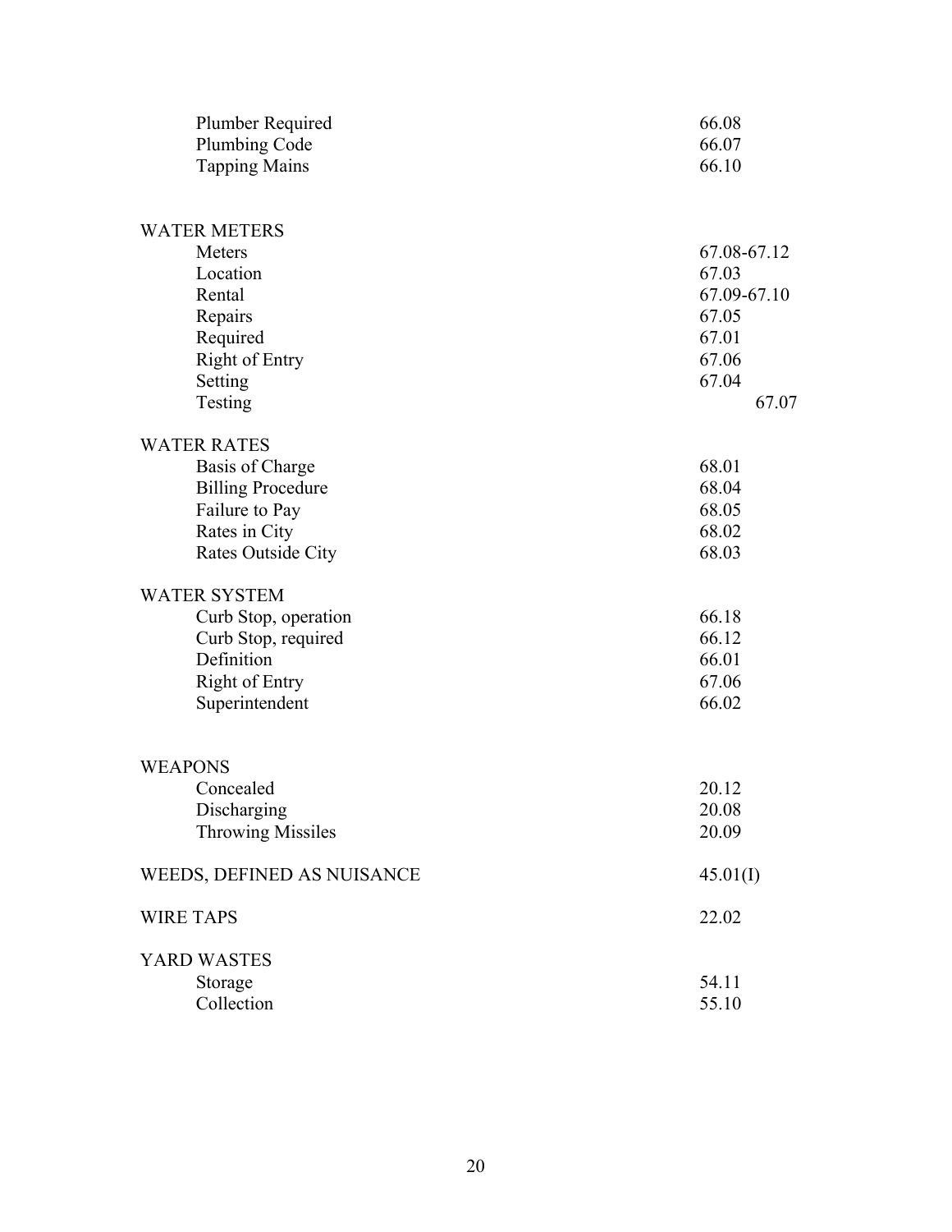| | |
|---|---|
| Plumber Required | 66.08 |
| Plumbing Code | 66.07 |
| Tapping Mains | 66.10 |
| | |
| WATER METERS | |
| Meters | 67.08-67.12 |
| Location | 67.03 |
| Rental | 67.09-67.10 |
| Repairs | 67.05 |
| Required | 67.01 |
| Right of Entry | 67.06 |
| Setting | 67.04 |
| Testing | 67.07 |
| | |
| WATER RATES | |
| Basis of Charge | 68.01 |
| Billing Procedure | 68.04 |
| Failure to Pay | 68.05 |
| Rates in City | 68.02 |
| Rates Outside City | 68.03 |
| | |
| WATER SYSTEM | |
| Curb Stop, operation | 66.18 |
| Curb Stop, required | 66.12 |
| Definition | 66.01 |
| Right of Entry | 67.06 |
| Superintendent | 66.02 |
| | |
| WEAPONS | |
| Concealed | 20.12 |
| Discharging | 20.08 |
| Throwing Missiles | 20.09 |
| | |
| WEEDS, DEFINED AS NUISANCE | 45.01(I) |
| | |
| WIRE TAPS | 22.02 |
| | |
| YARD WASTES | |
| Storage | 54.11 |
| Collection | 55.10 |